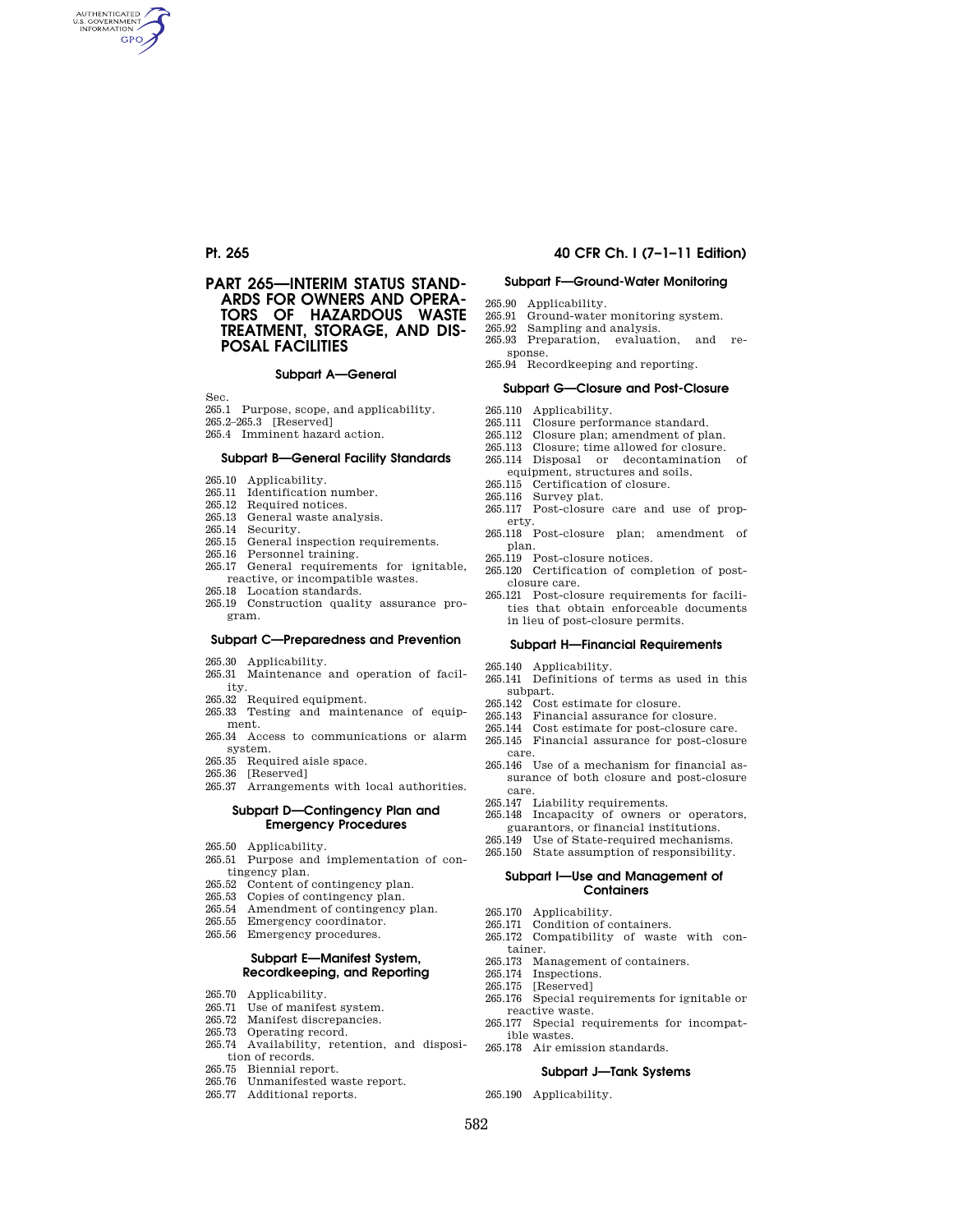# PART 265—INTERIM STATUS STANDARDS FOR OWNERS AND OPERATORS OF HAZARDOUS WASTE TREATMENT, STORAGE, AND DISPOSAL FACILITIES

### Subpart A—General

Sec.
265.1 Purpose, scope, and applicability.
265.2–265.3 [Reserved]
265.4 Imminent hazard action.

### Subpart B—General Facility Standards

265.10 Applicability.
265.11 Identification number.
265.12 Required notices.
265.13 General waste analysis.
265.14 Security.
265.15 General inspection requirements.
265.16 Personnel training.
265.17 General requirements for ignitable, reactive, or incompatible wastes.
265.18 Location standards.
265.19 Construction quality assurance program.

### Subpart C—Preparedness and Prevention

265.30 Applicability.
265.31 Maintenance and operation of facility.
265.32 Required equipment.
265.33 Testing and maintenance of equipment.
265.34 Access to communications or alarm system.
265.35 Required aisle space.
265.36 [Reserved]
265.37 Arrangements with local authorities.

### Subpart D—Contingency Plan and Emergency Procedures

265.50 Applicability.
265.51 Purpose and implementation of contingency plan.
265.52 Content of contingency plan.
265.53 Copies of contingency plan.
265.54 Amendment of contingency plan.
265.55 Emergency coordinator.
265.56 Emergency procedures.

### Subpart E—Manifest System, Recordkeeping, and Reporting

265.70 Applicability.
265.71 Use of manifest system.
265.72 Manifest discrepancies.
265.73 Operating record.
265.74 Availability, retention, and disposition of records.
265.75 Biennial report.
265.76 Unmanifested waste report.
265.77 Additional reports.

### Subpart F—Ground-Water Monitoring

265.90 Applicability.
265.91 Ground-water monitoring system.
265.92 Sampling and analysis.
265.93 Preparation, evaluation, and response.
265.94 Recordkeeping and reporting.

### Subpart G—Closure and Post-Closure

265.110 Applicability.
265.111 Closure performance standard.
265.112 Closure plan; amendment of plan.
265.113 Closure; time allowed for closure.
265.114 Disposal or decontamination of equipment, structures and soils.
265.115 Certification of closure.
265.116 Survey plat.
265.117 Post-closure care and use of property.
265.118 Post-closure plan; amendment of plan.
265.119 Post-closure notices.
265.120 Certification of completion of post-closure care.
265.121 Post-closure requirements for facilities that obtain enforceable documents in lieu of post-closure permits.

### Subpart H—Financial Requirements

265.140 Applicability.
265.141 Definitions of terms as used in this subpart.
265.142 Cost estimate for closure.
265.143 Financial assurance for closure.
265.144 Cost estimate for post-closure care.
265.145 Financial assurance for post-closure care.
265.146 Use of a mechanism for financial assurance of both closure and post-closure care.
265.147 Liability requirements.
265.148 Incapacity of owners or operators, guarantors, or financial institutions.
265.149 Use of State-required mechanisms.
265.150 State assumption of responsibility.

### Subpart I—Use and Management of Containers

265.170 Applicability.
265.171 Condition of containers.
265.172 Compatibility of waste with container.
265.173 Management of containers.
265.174 Inspections.
265.175 [Reserved]
265.176 Special requirements for ignitable or reactive waste.
265.177 Special requirements for incompatible wastes.
265.178 Air emission standards.

### Subpart J—Tank Systems

265.190 Applicability.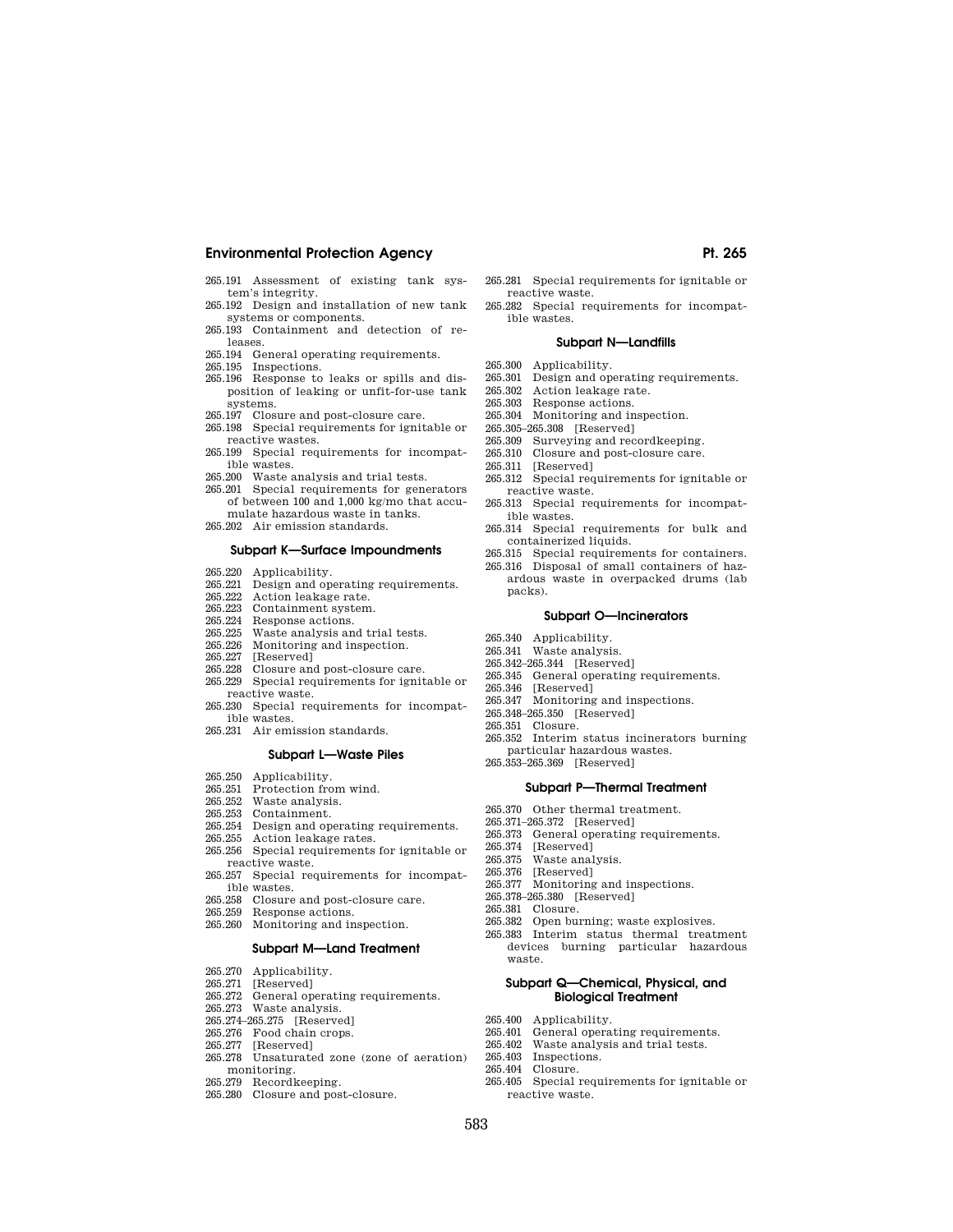265.191 Assessment of existing tank system's integrity.
265.192 Design and installation of new tank systems or components.
265.193 Containment and detection of releases.
265.194 General operating requirements.
265.195 Inspections.
265.196 Response to leaks or spills and disposition of leaking or unfit-for-use tank systems.
265.197 Closure and post-closure care.
265.198 Special requirements for ignitable or reactive wastes.
265.199 Special requirements for incompatible wastes.
265.200 Waste analysis and trial tests.
265.201 Special requirements for generators of between 100 and 1,000 kg/mo that accumulate hazardous waste in tanks.
265.202 Air emission standards.

### Subpart K—Surface Impoundments

265.220 Applicability.
265.221 Design and operating requirements.
265.222 Action leakage rate.
265.223 Containment system.
265.224 Response actions.
265.225 Waste analysis and trial tests.
265.226 Monitoring and inspection.
265.227 [Reserved]
265.228 Closure and post-closure care.
265.229 Special requirements for ignitable or reactive waste.
265.230 Special requirements for incompatible wastes.
265.231 Air emission standards.

### Subpart L—Waste Piles

265.250 Applicability.
265.251 Protection from wind.
265.252 Waste analysis.
265.253 Containment.
265.254 Design and operating requirements.
265.255 Action leakage rates.
265.256 Special requirements for ignitable or reactive waste.
265.257 Special requirements for incompatible wastes.
265.258 Closure and post-closure care.
265.259 Response actions.
265.260 Monitoring and inspection.

### Subpart M—Land Treatment

265.270 Applicability.
265.271 [Reserved]
265.272 General operating requirements.
265.273 Waste analysis.
265.274–265.275 [Reserved]
265.276 Food chain crops.
265.277 [Reserved]
265.278 Unsaturated zone (zone of aeration) monitoring.
265.279 Recordkeeping.
265.280 Closure and post-closure.
265.281 Special requirements for ignitable or reactive waste.
265.282 Special requirements for incompatible wastes.

### Subpart N—Landfills

265.300 Applicability.
265.301 Design and operating requirements.
265.302 Action leakage rate.
265.303 Response actions.
265.304 Monitoring and inspection.
265.305–265.308 [Reserved]
265.309 Surveying and recordkeeping.
265.310 Closure and post-closure care.
265.311 [Reserved]
265.312 Special requirements for ignitable or reactive waste.
265.313 Special requirements for incompatible wastes.
265.314 Special requirements for bulk and containerized liquids.
265.315 Special requirements for containers.
265.316 Disposal of small containers of hazardous waste in overpacked drums (lab packs).

### Subpart O—Incinerators

265.340 Applicability.
265.341 Waste analysis.
265.342–265.344 [Reserved]
265.345 General operating requirements.
265.346 [Reserved]
265.347 Monitoring and inspections.
265.348–265.350 [Reserved]
265.351 Closure.
265.352 Interim status incinerators burning particular hazardous wastes.
265.353–265.369 [Reserved]

### Subpart P—Thermal Treatment

265.370 Other thermal treatment.
265.371–265.372 [Reserved]
265.373 General operating requirements.
265.374 [Reserved]
265.375 Waste analysis.
265.376 [Reserved]
265.377 Monitoring and inspections.
265.378–265.380 [Reserved]
265.381 Closure.
265.382 Open burning; waste explosives.
265.383 Interim status thermal treatment devices burning particular hazardous waste.

### Subpart Q—Chemical, Physical, and Biological Treatment

265.400 Applicability.
265.401 General operating requirements.
265.402 Waste analysis and trial tests.
265.403 Inspections.
265.404 Closure.
265.405 Special requirements for ignitable or reactive waste.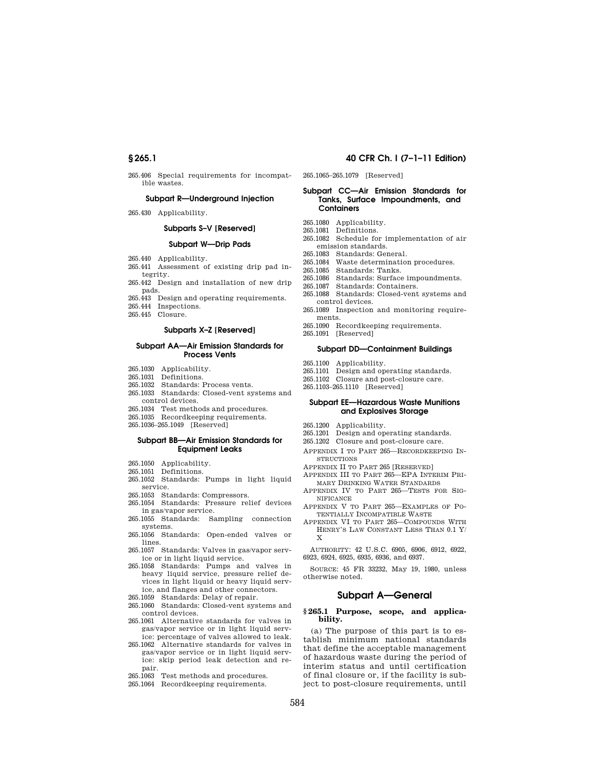265.406 Special requirements for incompatible wastes.

### Subpart R—Underground Injection

265.430 Applicability.

### Subparts S–V [Reserved]

### Subpart W—Drip Pads

265.440 Applicability.
265.441 Assessment of existing drip pad integrity.
265.442 Design and installation of new drip pads.
265.443 Design and operating requirements.
265.444 Inspections.
265.445 Closure.

### Subparts X–Z [Reserved]

### Subpart AA—Air Emission Standards for Process Vents

265.1030 Applicability.
265.1031 Definitions.
265.1032 Standards: Process vents.
265.1033 Standards: Closed-vent systems and control devices.
265.1034 Test methods and procedures.
265.1035 Recordkeeping requirements.
265.1036–265.1049 [Reserved]

### Subpart BB—Air Emission Standards for Equipment Leaks

265.1050 Applicability.
265.1051 Definitions.
265.1052 Standards: Pumps in light liquid service.
265.1053 Standards: Compressors.
265.1054 Standards: Pressure relief devices in gas/vapor service.
265.1055 Standards: Sampling connection systems.
265.1056 Standards: Open-ended valves or lines.
265.1057 Standards: Valves in gas/vapor service or in light liquid service.
265.1058 Standards: Pumps and valves in heavy liquid service, pressure relief devices in light liquid or heavy liquid service, and flanges and other connectors.
265.1059 Standards: Delay of repair.
265.1060 Standards: Closed-vent systems and control devices.
265.1061 Alternative standards for valves in gas/vapor service or in light liquid service: percentage of valves allowed to leak.
265.1062 Alternative standards for valves in gas/vapor service or in light liquid service: skip period leak detection and repair.
265.1063 Test methods and procedures.
265.1064 Recordkeeping requirements.
265.1065–265.1079 [Reserved]

### Subpart CC—Air Emission Standards for Tanks, Surface Impoundments, and Containers

265.1080 Applicability.
265.1081 Definitions.
265.1082 Schedule for implementation of air emission standards.
265.1083 Standards: General.
265.1084 Waste determination procedures.
265.1085 Standards: Tanks.
265.1086 Standards: Surface impoundments.
265.1087 Standards: Containers.
265.1088 Standards: Closed-vent systems and control devices.
265.1089 Inspection and monitoring requirements.
265.1090 Recordkeeping requirements.
265.1091 [Reserved]

### Subpart DD—Containment Buildings

265.1100 Applicability.
265.1101 Design and operating standards.
265.1102 Closure and post-closure care.
265.1103–265.1110 [Reserved]

### Subpart EE—Hazardous Waste Munitions and Explosives Storage

265.1200 Applicability.
265.1201 Design and operating standards.
265.1202 Closure and post-closure care.

APPENDIX I TO PART 265—RECORDKEEPING INSTRUCTIONS
APPENDIX II TO PART 265 [RESERVED]
APPENDIX III TO PART 265—EPA INTERIM PRIMARY DRINKING WATER STANDARDS
APPENDIX IV TO PART 265—TESTS FOR SIGNIFICANCE
APPENDIX V TO PART 265—EXAMPLES OF POTENTIALLY INCOMPATIBLE WASTE
APPENDIX VI TO PART 265—COMPOUNDS WITH HENRY'S LAW CONSTANT LESS THAN 0.1 Y/X

AUTHORITY: 42 U.S.C. 6905, 6906, 6912, 6922, 6923, 6924, 6925, 6935, 6936, and 6937.

SOURCE: 45 FR 33232, May 19, 1980, unless otherwise noted.

## Subpart A—General

### § 265.1 Purpose, scope, and applicability.

(a) The purpose of this part is to establish minimum national standards that define the acceptable management of hazardous waste during the period of interim status and until certification of final closure or, if the facility is subject to post-closure requirements, until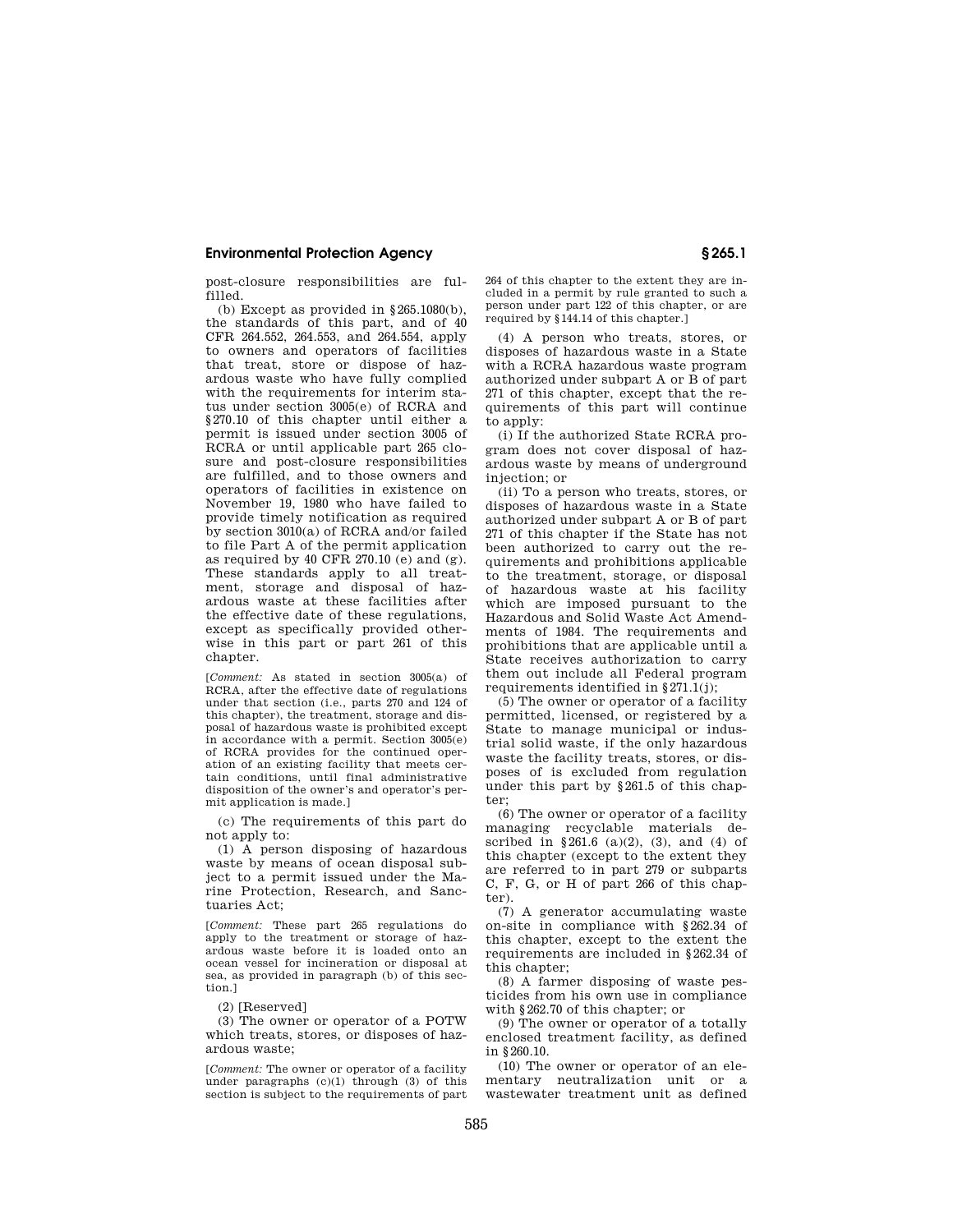post-closure responsibilities are fulfilled.

(b) Except as provided in §265.1080(b), the standards of this part, and of 40 CFR 264.552, 264.553, and 264.554, apply to owners and operators of facilities that treat, store or dispose of hazardous waste who have fully complied with the requirements for interim status under section 3005(e) of RCRA and §270.10 of this chapter until either a permit is issued under section 3005 of RCRA or until applicable part 265 closure and post-closure responsibilities are fulfilled, and to those owners and operators of facilities in existence on November 19, 1980 who have failed to provide timely notification as required by section 3010(a) of RCRA and/or failed to file Part A of the permit application as required by 40 CFR 270.10 (e) and (g). These standards apply to all treatment, storage and disposal of hazardous waste at these facilities after the effective date of these regulations, except as specifically provided otherwise in this part or part 261 of this chapter.

[*Comment:* As stated in section 3005(a) of RCRA, after the effective date of regulations under that section (i.e., parts 270 and 124 of this chapter), the treatment, storage and disposal of hazardous waste is prohibited except in accordance with a permit. Section 3005(e) of RCRA provides for the continued operation of an existing facility that meets certain conditions, until final administrative disposition of the owner's and operator's permit application is made.]

(c) The requirements of this part do not apply to:

(1) A person disposing of hazardous waste by means of ocean disposal subject to a permit issued under the Marine Protection, Research, and Sanctuaries Act;

[*Comment:* These part 265 regulations do apply to the treatment or storage of hazardous waste before it is loaded onto an ocean vessel for incineration or disposal at sea, as provided in paragraph (b) of this section.]

(2) [Reserved]

(3) The owner or operator of a POTW which treats, stores, or disposes of hazardous waste;

[*Comment:* The owner or operator of a facility under paragraphs (c)(1) through (3) of this section is subject to the requirements of part 264 of this chapter to the extent they are included in a permit by rule granted to such a person under part 122 of this chapter, or are required by §144.14 of this chapter.]

(4) A person who treats, stores, or disposes of hazardous waste in a State with a RCRA hazardous waste program authorized under subpart A or B of part 271 of this chapter, except that the requirements of this part will continue to apply:

(i) If the authorized State RCRA program does not cover disposal of hazardous waste by means of underground injection; or

(ii) To a person who treats, stores, or disposes of hazardous waste in a State authorized under subpart A or B of part 271 of this chapter if the State has not been authorized to carry out the requirements and prohibitions applicable to the treatment, storage, or disposal of hazardous waste at his facility which are imposed pursuant to the Hazardous and Solid Waste Act Amendments of 1984. The requirements and prohibitions that are applicable until a State receives authorization to carry them out include all Federal program requirements identified in §271.1(j);

(5) The owner or operator of a facility permitted, licensed, or registered by a State to manage municipal or industrial solid waste, if the only hazardous waste the facility treats, stores, or disposes of is excluded from regulation under this part by §261.5 of this chapter;

(6) The owner or operator of a facility managing recyclable materials described in §261.6 (a)(2), (3), and (4) of this chapter (except to the extent they are referred to in part 279 or subparts C, F, G, or H of part 266 of this chapter).

(7) A generator accumulating waste on-site in compliance with §262.34 of this chapter, except to the extent the requirements are included in §262.34 of this chapter;

(8) A farmer disposing of waste pesticides from his own use in compliance with §262.70 of this chapter; or

(9) The owner or operator of a totally enclosed treatment facility, as defined in §260.10.

(10) The owner or operator of an elementary neutralization unit or a wastewater treatment unit as defined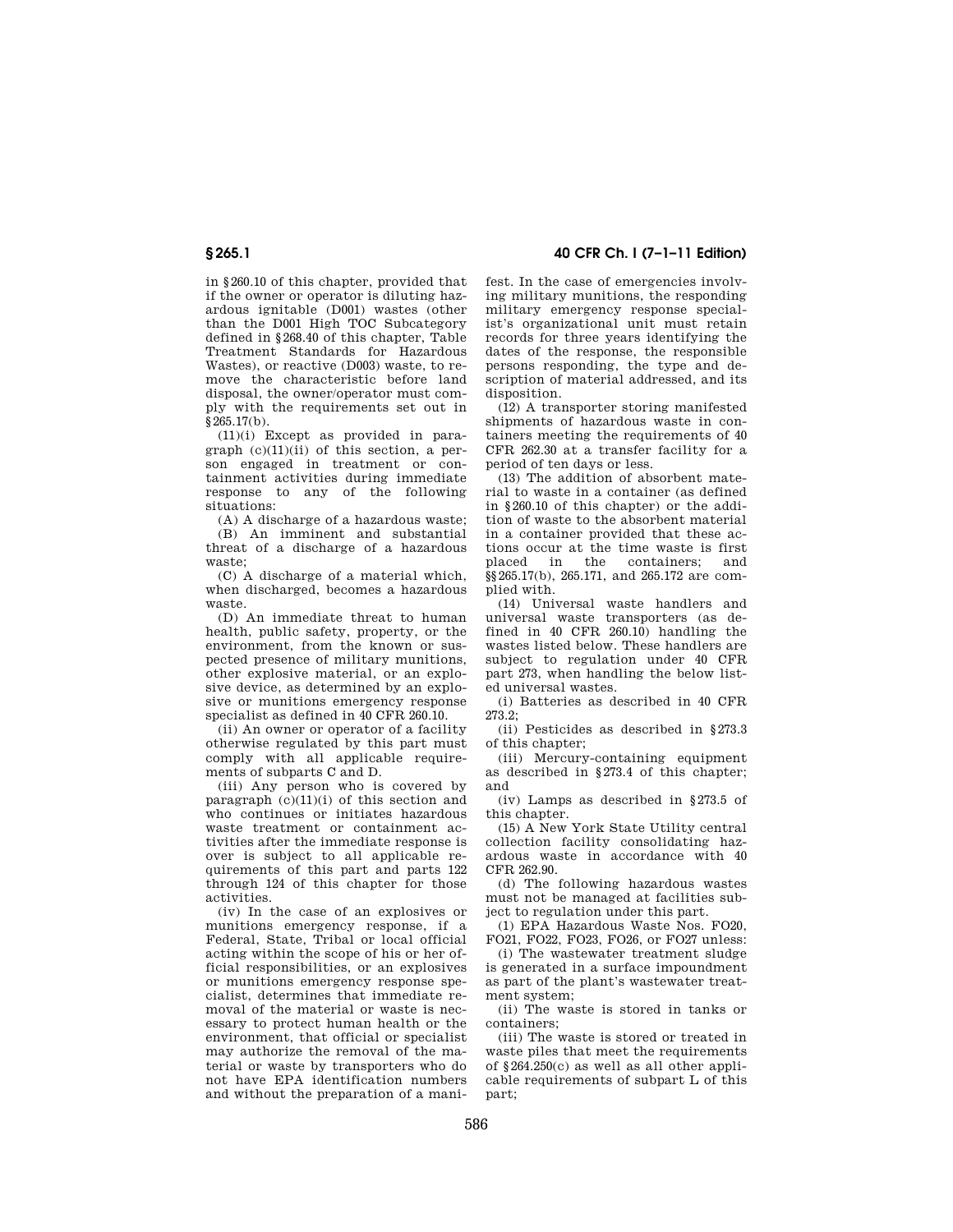in §260.10 of this chapter, provided that if the owner or operator is diluting hazardous ignitable (D001) wastes (other than the D001 High TOC Subcategory defined in §268.40 of this chapter, Table Treatment Standards for Hazardous Wastes), or reactive (D003) waste, to remove the characteristic before land disposal, the owner/operator must comply with the requirements set out in §265.17(b).

(11)(i) Except as provided in paragraph (c)(11)(ii) of this section, a person engaged in treatment or containment activities during immediate response to any of the following situations:

(A) A discharge of a hazardous waste;

(B) An imminent and substantial threat of a discharge of a hazardous waste;

(C) A discharge of a material which, when discharged, becomes a hazardous waste.

(D) An immediate threat to human health, public safety, property, or the environment, from the known or suspected presence of military munitions, other explosive material, or an explosive device, as determined by an explosive or munitions emergency response specialist as defined in 40 CFR 260.10.

(ii) An owner or operator of a facility otherwise regulated by this part must comply with all applicable requirements of subparts C and D.

(iii) Any person who is covered by paragraph (c)(11)(i) of this section and who continues or initiates hazardous waste treatment or containment activities after the immediate response is over is subject to all applicable requirements of this part and parts 122 through 124 of this chapter for those activities.

(iv) In the case of an explosives or munitions emergency response, if a Federal, State, Tribal or local official acting within the scope of his or her official responsibilities, or an explosives or munitions emergency response specialist, determines that immediate removal of the material or waste is necessary to protect human health or the environment, that official or specialist may authorize the removal of the material or waste by transporters who do not have EPA identification numbers and without the preparation of a manifest. In the case of emergencies involving military munitions, the responding military emergency response specialist's organizational unit must retain records for three years identifying the dates of the response, the responsible persons responding, the type and description of material addressed, and its disposition.

(12) A transporter storing manifested shipments of hazardous waste in containers meeting the requirements of 40 CFR 262.30 at a transfer facility for a period of ten days or less.

(13) The addition of absorbent material to waste in a container (as defined in §260.10 of this chapter) or the addition of waste to the absorbent material in a container provided that these actions occur at the time waste is first placed in the containers; and §§265.17(b), 265.171, and 265.172 are complied with.

(14) Universal waste handlers and universal waste transporters (as defined in 40 CFR 260.10) handling the wastes listed below. These handlers are subject to regulation under 40 CFR part 273, when handling the below listed universal wastes.

(i) Batteries as described in 40 CFR 273.2;

(ii) Pesticides as described in §273.3 of this chapter;

(iii) Mercury-containing equipment as described in §273.4 of this chapter; and

(iv) Lamps as described in §273.5 of this chapter.

(15) A New York State Utility central collection facility consolidating hazardous waste in accordance with 40 CFR 262.90.

(d) The following hazardous wastes must not be managed at facilities subject to regulation under this part.

(1) EPA Hazardous Waste Nos. FO20, FO21, FO22, FO23, FO26, or FO27 unless:

(i) The wastewater treatment sludge is generated in a surface impoundment as part of the plant's wastewater treatment system;

(ii) The waste is stored in tanks or containers;

(iii) The waste is stored or treated in waste piles that meet the requirements of §264.250(c) as well as all other applicable requirements of subpart L of this part;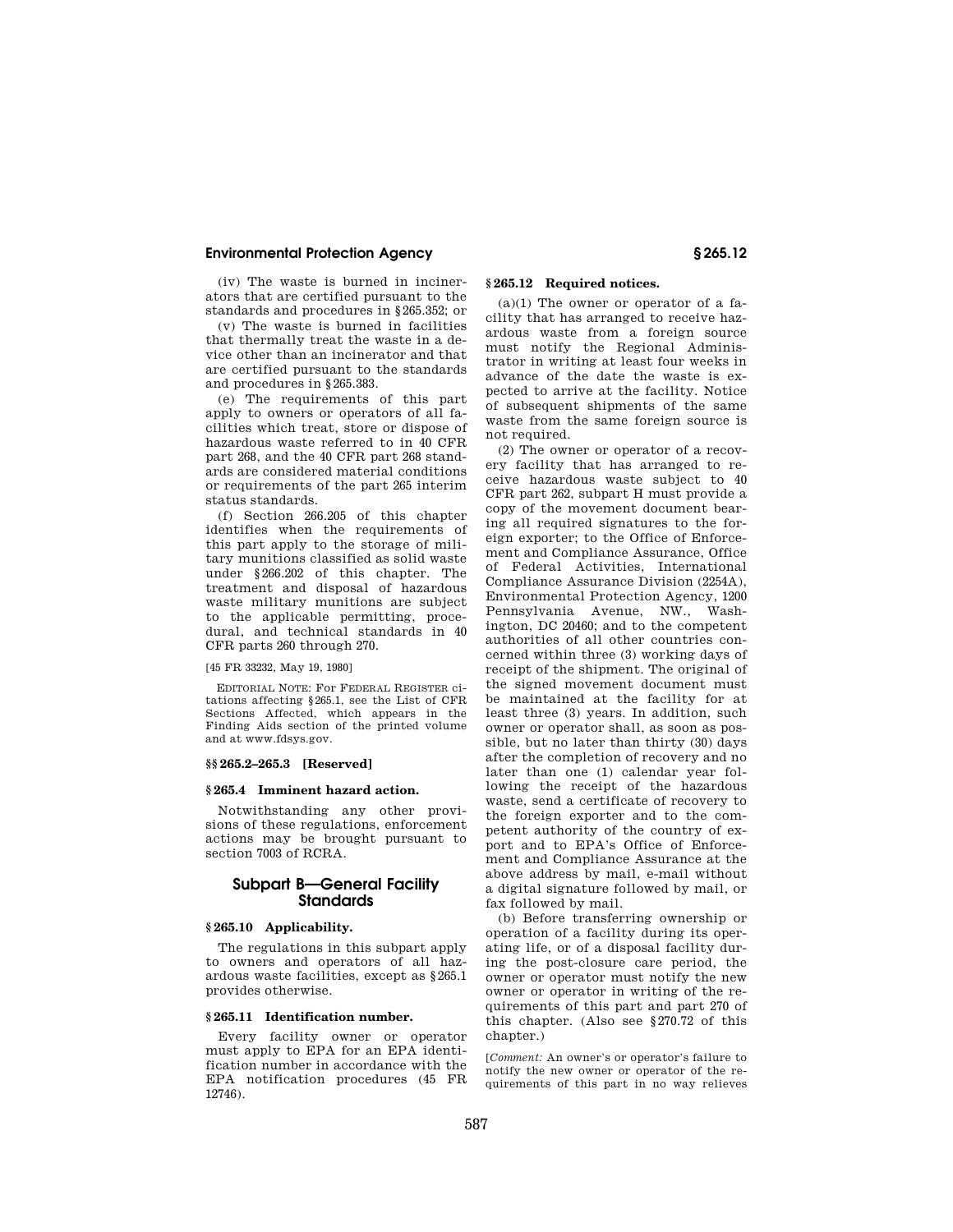(iv) The waste is burned in incinerators that are certified pursuant to the standards and procedures in §265.352; or

(v) The waste is burned in facilities that thermally treat the waste in a device other than an incinerator and that are certified pursuant to the standards and procedures in §265.383.

(e) The requirements of this part apply to owners or operators of all facilities which treat, store or dispose of hazardous waste referred to in 40 CFR part 268, and the 40 CFR part 268 standards are considered material conditions or requirements of the part 265 interim status standards.

(f) Section 266.205 of this chapter identifies when the requirements of this part apply to the storage of military munitions classified as solid waste under §266.202 of this chapter. The treatment and disposal of hazardous waste military munitions are subject to the applicable permitting, procedural, and technical standards in 40 CFR parts 260 through 270.

[45 FR 33232, May 19, 1980]

EDITORIAL NOTE: For FEDERAL REGISTER citations affecting §265.1, see the List of CFR Sections Affected, which appears in the Finding Aids section of the printed volume and at www.fdsys.gov.

#### §§265.2–265.3 [Reserved]

#### §265.4 Imminent hazard action.

Notwithstanding any other provisions of these regulations, enforcement actions may be brought pursuant to section 7003 of RCRA.

## Subpart B—General Facility Standards

#### §265.10 Applicability.

The regulations in this subpart apply to owners and operators of all hazardous waste facilities, except as §265.1 provides otherwise.

#### §265.11 Identification number.

Every facility owner or operator must apply to EPA for an EPA identification number in accordance with the EPA notification procedures (45 FR 12746).

#### §265.12 Required notices.

(a)(1) The owner or operator of a facility that has arranged to receive hazardous waste from a foreign source must notify the Regional Administrator in writing at least four weeks in advance of the date the waste is expected to arrive at the facility. Notice of subsequent shipments of the same waste from the same foreign source is not required.

(2) The owner or operator of a recovery facility that has arranged to receive hazardous waste subject to 40 CFR part 262, subpart H must provide a copy of the movement document bearing all required signatures to the foreign exporter; to the Office of Enforcement and Compliance Assurance, Office of Federal Activities, International Compliance Assurance Division (2254A), Environmental Protection Agency, 1200 Pennsylvania Avenue, NW., Washington, DC 20460; and to the competent authorities of all other countries concerned within three (3) working days of receipt of the shipment. The original of the signed movement document must be maintained at the facility for at least three (3) years. In addition, such owner or operator shall, as soon as possible, but no later than thirty (30) days after the completion of recovery and no later than one (1) calendar year following the receipt of the hazardous waste, send a certificate of recovery to the foreign exporter and to the competent authority of the country of export and to EPA's Office of Enforcement and Compliance Assurance at the above address by mail, e-mail without a digital signature followed by mail, or fax followed by mail.

(b) Before transferring ownership or operation of a facility during its operating life, or of a disposal facility during the post-closure care period, the owner or operator must notify the new owner or operator in writing of the requirements of this part and part 270 of this chapter. (Also see §270.72 of this chapter.)

[*Comment:* An owner's or operator's failure to notify the new owner or operator of the requirements of this part in no way relieves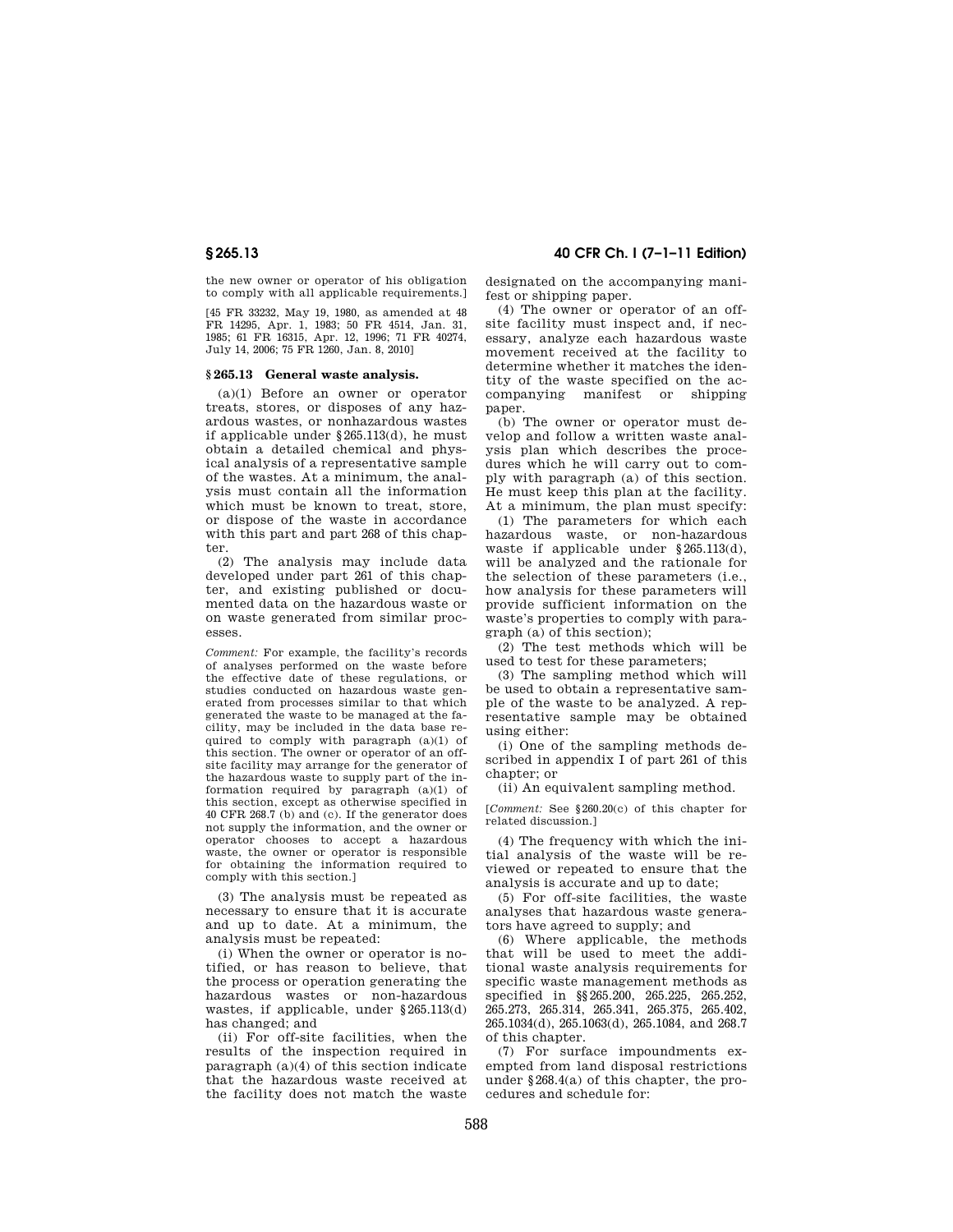the new owner or operator of his obligation to comply with all applicable requirements.]

[45 FR 33232, May 19, 1980, as amended at 48 FR 14295, Apr. 1, 1983; 50 FR 4514, Jan. 31, 1985; 61 FR 16315, Apr. 12, 1996; 71 FR 40274, July 14, 2006; 75 FR 1260, Jan. 8, 2010]

## § 265.13 General waste analysis.

(a)(1) Before an owner or operator treats, stores, or disposes of any hazardous wastes, or nonhazardous wastes if applicable under §265.113(d), he must obtain a detailed chemical and physical analysis of a representative sample of the wastes. At a minimum, the analysis must contain all the information which must be known to treat, store, or dispose of the waste in accordance with this part and part 268 of this chapter.

(2) The analysis may include data developed under part 261 of this chapter, and existing published or documented data on the hazardous waste or on waste generated from similar processes.

*Comment:* For example, the facility's records of analyses performed on the waste before the effective date of these regulations, or studies conducted on hazardous waste generated from processes similar to that which generated the waste to be managed at the facility, may be included in the data base required to comply with paragraph (a)(1) of this section. The owner or operator of an off-site facility may arrange for the generator of the hazardous waste to supply part of the information required by paragraph (a)(1) of this section, except as otherwise specified in 40 CFR 268.7 (b) and (c). If the generator does not supply the information, and the owner or operator chooses to accept a hazardous waste, the owner or operator is responsible for obtaining the information required to comply with this section.]

(3) The analysis must be repeated as necessary to ensure that it is accurate and up to date. At a minimum, the analysis must be repeated:

(i) When the owner or operator is notified, or has reason to believe, that the process or operation generating the hazardous wastes or non-hazardous wastes, if applicable, under §265.113(d) has changed; and

(ii) For off-site facilities, when the results of the inspection required in paragraph (a)(4) of this section indicate that the hazardous waste received at the facility does not match the waste designated on the accompanying manifest or shipping paper.

(4) The owner or operator of an off-site facility must inspect and, if necessary, analyze each hazardous waste movement received at the facility to determine whether it matches the identity of the waste specified on the accompanying manifest or shipping paper.

(b) The owner or operator must develop and follow a written waste analysis plan which describes the procedures which he will carry out to comply with paragraph (a) of this section. He must keep this plan at the facility. At a minimum, the plan must specify:

(1) The parameters for which each hazardous waste, or non-hazardous waste if applicable under §265.113(d), will be analyzed and the rationale for the selection of these parameters (i.e., how analysis for these parameters will provide sufficient information on the waste's properties to comply with paragraph (a) of this section);

(2) The test methods which will be used to test for these parameters;

(3) The sampling method which will be used to obtain a representative sample of the waste to be analyzed. A representative sample may be obtained using either:

(i) One of the sampling methods described in appendix I of part 261 of this chapter; or

(ii) An equivalent sampling method.

[*Comment:* See §260.20(c) of this chapter for related discussion.]

(4) The frequency with which the initial analysis of the waste will be reviewed or repeated to ensure that the analysis is accurate and up to date;

(5) For off-site facilities, the waste analyses that hazardous waste generators have agreed to supply; and

(6) Where applicable, the methods that will be used to meet the additional waste analysis requirements for specific waste management methods as specified in §§265.200, 265.225, 265.252, 265.273, 265.314, 265.341, 265.375, 265.402, 265.1034(d), 265.1063(d), 265.1084, and 268.7 of this chapter.

(7) For surface impoundments exempted from land disposal restrictions under §268.4(a) of this chapter, the procedures and schedule for: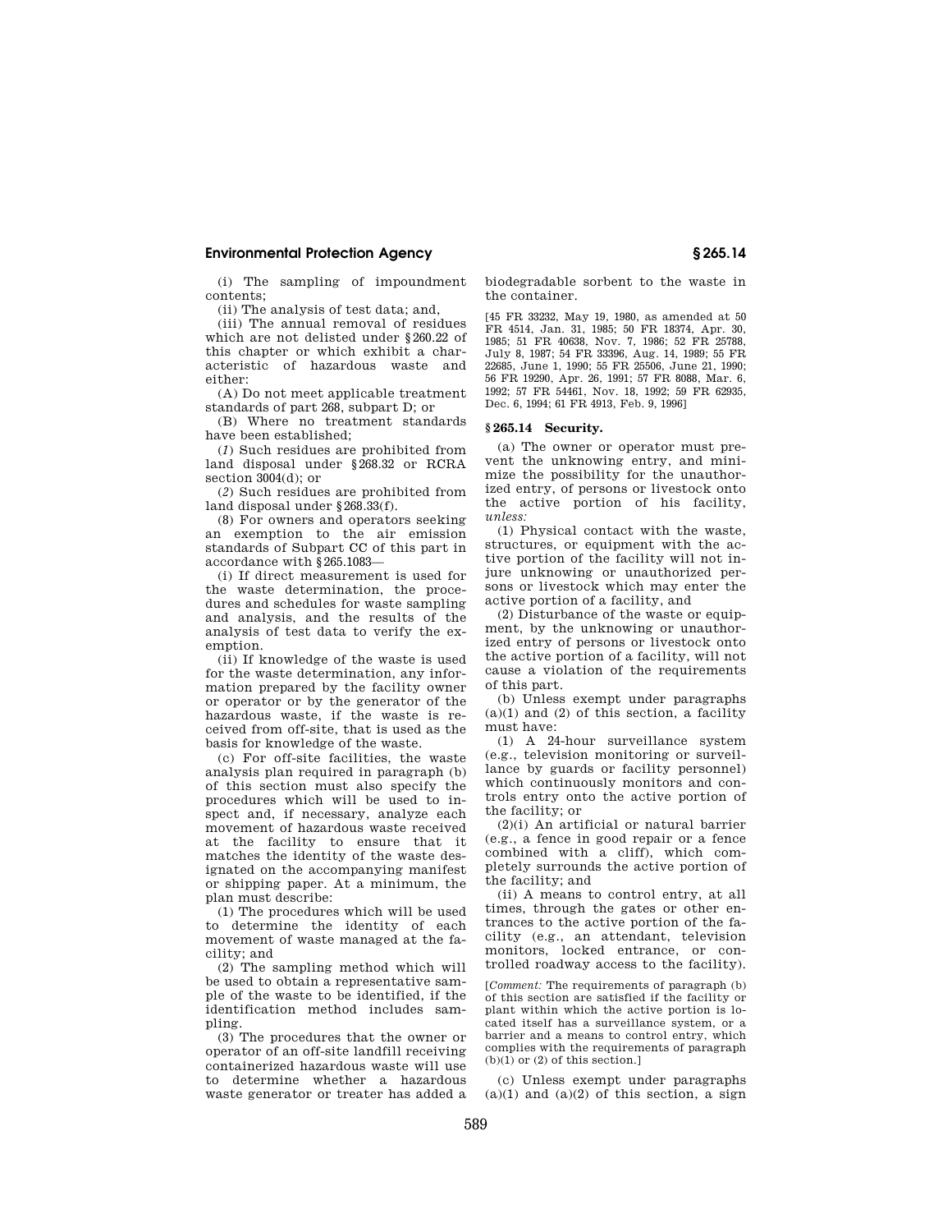(i) The sampling of impoundment contents;

(ii) The analysis of test data; and,

(iii) The annual removal of residues which are not delisted under §260.22 of this chapter or which exhibit a characteristic of hazardous waste and either:

(A) Do not meet applicable treatment standards of part 268, subpart D; or

(B) Where no treatment standards have been established;

(*1*) Such residues are prohibited from land disposal under §268.32 or RCRA section 3004(d); or

(*2*) Such residues are prohibited from land disposal under §268.33(f).

(8) For owners and operators seeking an exemption to the air emission standards of Subpart CC of this part in accordance with §265.1083—

(i) If direct measurement is used for the waste determination, the procedures and schedules for waste sampling and analysis, and the results of the analysis of test data to verify the exemption.

(ii) If knowledge of the waste is used for the waste determination, any information prepared by the facility owner or operator or by the generator of the hazardous waste, if the waste is received from off-site, that is used as the basis for knowledge of the waste.

(c) For off-site facilities, the waste analysis plan required in paragraph (b) of this section must also specify the procedures which will be used to inspect and, if necessary, analyze each movement of hazardous waste received at the facility to ensure that it matches the identity of the waste designated on the accompanying manifest or shipping paper. At a minimum, the plan must describe:

(1) The procedures which will be used to determine the identity of each movement of waste managed at the facility; and

(2) The sampling method which will be used to obtain a representative sample of the waste to be identified, if the identification method includes sampling.

(3) The procedures that the owner or operator of an off-site landfill receiving containerized hazardous waste will use to determine whether a hazardous waste generator or treater has added a biodegradable sorbent to the waste in the container.

[45 FR 33232, May 19, 1980, as amended at 50 FR 4514, Jan. 31, 1985; 50 FR 18374, Apr. 30, 1985; 51 FR 40638, Nov. 7, 1986; 52 FR 25788, July 8, 1987; 54 FR 33396, Aug. 14, 1989; 55 FR 22685, June 1, 1990; 55 FR 25506, June 21, 1990; 56 FR 19290, Apr. 26, 1991; 57 FR 8088, Mar. 6, 1992; 57 FR 54461, Nov. 18, 1992; 59 FR 62935, Dec. 6, 1994; 61 FR 4913, Feb. 9, 1996]

## §265.14 Security.

(a) The owner or operator must prevent the unknowing entry, and minimize the possibility for the unauthorized entry, of persons or livestock onto the active portion of his facility, *unless:*

(1) Physical contact with the waste, structures, or equipment with the active portion of the facility will not injure unknowing or unauthorized persons or livestock which may enter the active portion of a facility, and

(2) Disturbance of the waste or equipment, by the unknowing or unauthorized entry of persons or livestock onto the active portion of a facility, will not cause a violation of the requirements of this part.

(b) Unless exempt under paragraphs (a)(1) and (2) of this section, a facility must have:

(1) A 24-hour surveillance system (e.g., television monitoring or surveillance by guards or facility personnel) which continuously monitors and controls entry onto the active portion of the facility; or

(2)(i) An artificial or natural barrier (e.g., a fence in good repair or a fence combined with a cliff), which completely surrounds the active portion of the facility; and

(ii) A means to control entry, at all times, through the gates or other entrances to the active portion of the facility (e.g., an attendant, television monitors, locked entrance, or controlled roadway access to the facility).

[*Comment:* The requirements of paragraph (b) of this section are satisfied if the facility or plant within which the active portion is located itself has a surveillance system, or a barrier and a means to control entry, which complies with the requirements of paragraph (b)(1) or (2) of this section.]

(c) Unless exempt under paragraphs (a)(1) and (a)(2) of this section, a sign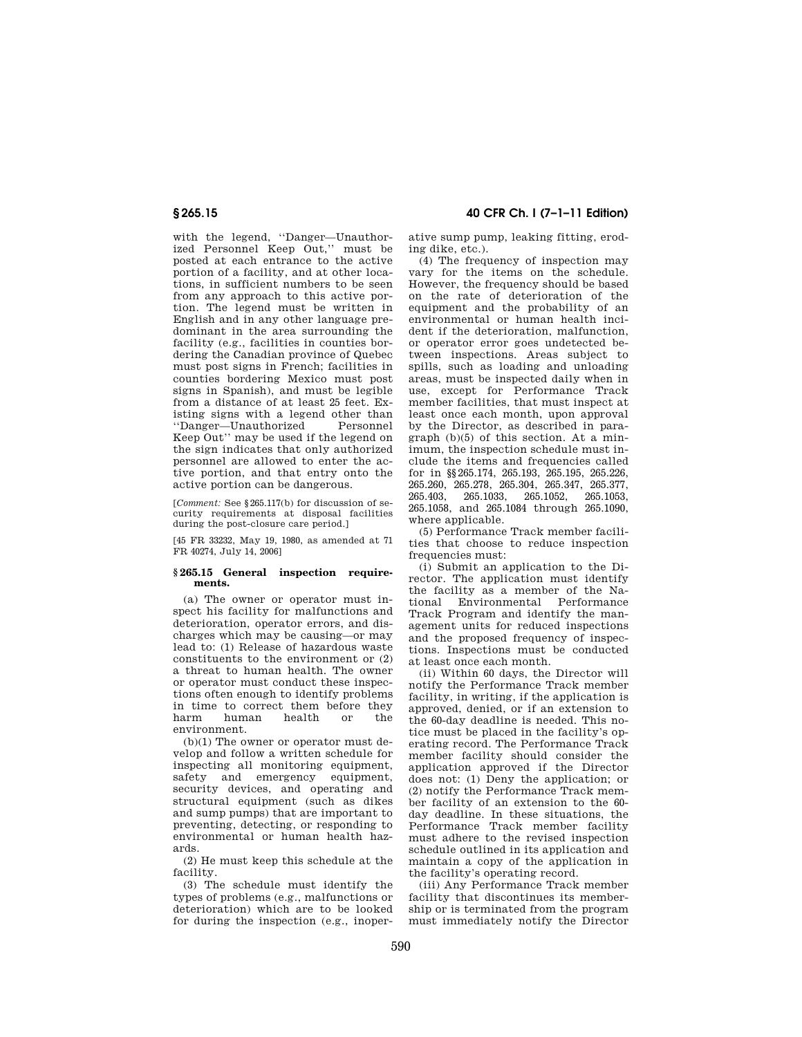with the legend, ''Danger—Unauthorized Personnel Keep Out,'' must be posted at each entrance to the active portion of a facility, and at other locations, in sufficient numbers to be seen from any approach to this active portion. The legend must be written in English and in any other language predominant in the area surrounding the facility (e.g., facilities in counties bordering the Canadian province of Quebec must post signs in French; facilities in counties bordering Mexico must post signs in Spanish), and must be legible from a distance of at least 25 feet. Existing signs with a legend other than ''Danger—Unauthorized Personnel Keep Out'' may be used if the legend on the sign indicates that only authorized personnel are allowed to enter the active portion, and that entry onto the active portion can be dangerous.

[*Comment:* See §265.117(b) for discussion of security requirements at disposal facilities during the post-closure care period.]

[45 FR 33232, May 19, 1980, as amended at 71 FR 40274, July 14, 2006]

### §265.15 General inspection requirements.

(a) The owner or operator must inspect his facility for malfunctions and deterioration, operator errors, and discharges which may be causing—or may lead to: (1) Release of hazardous waste constituents to the environment or (2) a threat to human health. The owner or operator must conduct these inspections often enough to identify problems in time to correct them before they harm human health or the environment.

(b)(1) The owner or operator must develop and follow a written schedule for inspecting all monitoring equipment, safety and emergency equipment, security devices, and operating and structural equipment (such as dikes and sump pumps) that are important to preventing, detecting, or responding to environmental or human health hazards.

(2) He must keep this schedule at the facility.

(3) The schedule must identify the types of problems (e.g., malfunctions or deterioration) which are to be looked for during the inspection (e.g., inoperative sump pump, leaking fitting, eroding dike, etc.).

(4) The frequency of inspection may vary for the items on the schedule. However, the frequency should be based on the rate of deterioration of the equipment and the probability of an environmental or human health incident if the deterioration, malfunction, or operator error goes undetected between inspections. Areas subject to spills, such as loading and unloading areas, must be inspected daily when in use, except for Performance Track member facilities, that must inspect at least once each month, upon approval by the Director, as described in paragraph (b)(5) of this section. At a minimum, the inspection schedule must include the items and frequencies called for in §§265.174, 265.193, 265.195, 265.226, 265.260, 265.278, 265.304, 265.347, 265.377, 265.403, 265.1033, 265.1052, 265.1053, 265.1058, and 265.1084 through 265.1090, where applicable.

(5) Performance Track member facilities that choose to reduce inspection frequencies must:

(i) Submit an application to the Director. The application must identify the facility as a member of the National Environmental Performance Track Program and identify the management units for reduced inspections and the proposed frequency of inspections. Inspections must be conducted at least once each month.

(ii) Within 60 days, the Director will notify the Performance Track member facility, in writing, if the application is approved, denied, or if an extension to the 60-day deadline is needed. This notice must be placed in the facility's operating record. The Performance Track member facility should consider the application approved if the Director does not: (1) Deny the application; or (2) notify the Performance Track member facility of an extension to the 60-day deadline. In these situations, the Performance Track member facility must adhere to the revised inspection schedule outlined in its application and maintain a copy of the application in the facility's operating record.

(iii) Any Performance Track member facility that discontinues its membership or is terminated from the program must immediately notify the Director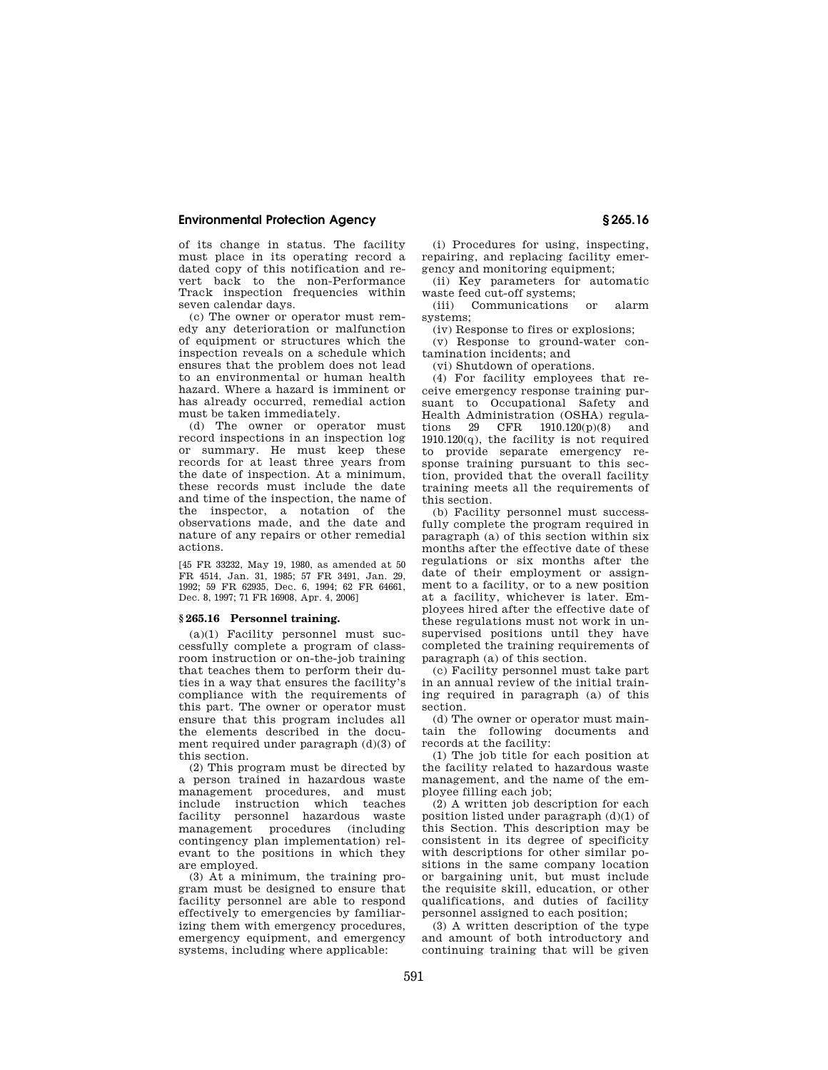of its change in status. The facility must place in its operating record a dated copy of this notification and revert back to the non-Performance Track inspection frequencies within seven calendar days.

(c) The owner or operator must remedy any deterioration or malfunction of equipment or structures which the inspection reveals on a schedule which ensures that the problem does not lead to an environmental or human health hazard. Where a hazard is imminent or has already occurred, remedial action must be taken immediately.

(d) The owner or operator must record inspections in an inspection log or summary. He must keep these records for at least three years from the date of inspection. At a minimum, these records must include the date and time of the inspection, the name of the inspector, a notation of the observations made, and the date and nature of any repairs or other remedial actions.

[45 FR 33232, May 19, 1980, as amended at 50 FR 4514, Jan. 31, 1985; 57 FR 3491, Jan. 29, 1992; 59 FR 62935, Dec. 6, 1994; 62 FR 64661, Dec. 8, 1997; 71 FR 16908, Apr. 4, 2006]

### § 265.16 Personnel training.

(a)(1) Facility personnel must successfully complete a program of classroom instruction or on-the-job training that teaches them to perform their duties in a way that ensures the facility's compliance with the requirements of this part. The owner or operator must ensure that this program includes all the elements described in the document required under paragraph (d)(3) of this section.

(2) This program must be directed by a person trained in hazardous waste management procedures, and must include instruction which teaches facility personnel hazardous waste management procedures (including contingency plan implementation) relevant to the positions in which they are employed.

(3) At a minimum, the training program must be designed to ensure that facility personnel are able to respond effectively to emergencies by familiarizing them with emergency procedures, emergency equipment, and emergency systems, including where applicable:

(i) Procedures for using, inspecting, repairing, and replacing facility emergency and monitoring equipment;

(ii) Key parameters for automatic waste feed cut-off systems;

(iii) Communications or alarm systems;

(iv) Response to fires or explosions;

(v) Response to ground-water contamination incidents; and

(vi) Shutdown of operations.

(4) For facility employees that receive emergency response training pursuant to Occupational Safety and Health Administration (OSHA) regulations 29 CFR 1910.120(p)(8) and 1910.120(q), the facility is not required to provide separate emergency response training pursuant to this section, provided that the overall facility training meets all the requirements of this section.

(b) Facility personnel must successfully complete the program required in paragraph (a) of this section within six months after the effective date of these regulations or six months after the date of their employment or assignment to a facility, or to a new position at a facility, whichever is later. Employees hired after the effective date of these regulations must not work in unsupervised positions until they have completed the training requirements of paragraph (a) of this section.

(c) Facility personnel must take part in an annual review of the initial training required in paragraph (a) of this section.

(d) The owner or operator must maintain the following documents and records at the facility:

(1) The job title for each position at the facility related to hazardous waste management, and the name of the employee filling each job;

(2) A written job description for each position listed under paragraph (d)(1) of this Section. This description may be consistent in its degree of specificity with descriptions for other similar positions in the same company location or bargaining unit, but must include the requisite skill, education, or other qualifications, and duties of facility personnel assigned to each position;

(3) A written description of the type and amount of both introductory and continuing training that will be given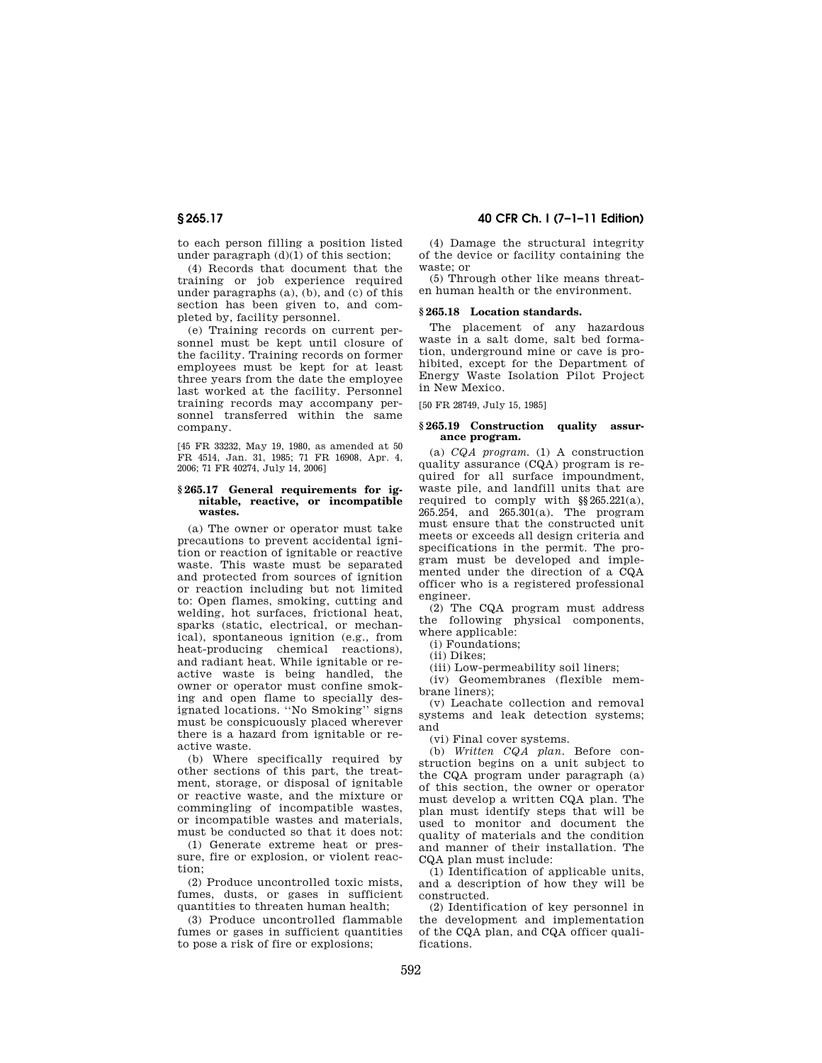to each person filling a position listed under paragraph (d)(1) of this section;

(4) Records that document that the training or job experience required under paragraphs (a), (b), and (c) of this section has been given to, and completed by, facility personnel.

(e) Training records on current personnel must be kept until closure of the facility. Training records on former employees must be kept for at least three years from the date the employee last worked at the facility. Personnel training records may accompany personnel transferred within the same company.

[45 FR 33232, May 19, 1980, as amended at 50 FR 4514, Jan. 31, 1985; 71 FR 16908, Apr. 4, 2006; 71 FR 40274, July 14, 2006]

### § 265.17 General requirements for ignitable, reactive, or incompatible wastes.

(a) The owner or operator must take precautions to prevent accidental ignition or reaction of ignitable or reactive waste. This waste must be separated and protected from sources of ignition or reaction including but not limited to: Open flames, smoking, cutting and welding, hot surfaces, frictional heat, sparks (static, electrical, or mechanical), spontaneous ignition (e.g., from heat-producing chemical reactions), and radiant heat. While ignitable or reactive waste is being handled, the owner or operator must confine smoking and open flame to specially designated locations. "No Smoking" signs must be conspicuously placed wherever there is a hazard from ignitable or reactive waste.

(b) Where specifically required by other sections of this part, the treatment, storage, or disposal of ignitable or reactive waste, and the mixture or commingling of incompatible wastes, or incompatible wastes and materials, must be conducted so that it does not:

(1) Generate extreme heat or pressure, fire or explosion, or violent reaction;

(2) Produce uncontrolled toxic mists, fumes, dusts, or gases in sufficient quantities to threaten human health;

(3) Produce uncontrolled flammable fumes or gases in sufficient quantities to pose a risk of fire or explosions;

(4) Damage the structural integrity of the device or facility containing the waste; or

(5) Through other like means threaten human health or the environment.

### § 265.18 Location standards.

The placement of any hazardous waste in a salt dome, salt bed formation, underground mine or cave is prohibited, except for the Department of Energy Waste Isolation Pilot Project in New Mexico.

[50 FR 28749, July 15, 1985]

### § 265.19 Construction quality assurance program.

(a) *CQA program.* (1) A construction quality assurance (CQA) program is required for all surface impoundment, waste pile, and landfill units that are required to comply with §§ 265.221(a), 265.254, and 265.301(a). The program must ensure that the constructed unit meets or exceeds all design criteria and specifications in the permit. The program must be developed and implemented under the direction of a CQA officer who is a registered professional engineer.

(2) The CQA program must address the following physical components, where applicable:

(i) Foundations;

(ii) Dikes;

(iii) Low-permeability soil liners;

(iv) Geomembranes (flexible membrane liners);

(v) Leachate collection and removal systems and leak detection systems; and

(vi) Final cover systems.

(b) *Written CQA plan.* Before construction begins on a unit subject to the CQA program under paragraph (a) of this section, the owner or operator must develop a written CQA plan. The plan must identify steps that will be used to monitor and document the quality of materials and the condition and manner of their installation. The CQA plan must include:

(1) Identification of applicable units, and a description of how they will be constructed.

(2) Identification of key personnel in the development and implementation of the CQA plan, and CQA officer qualifications.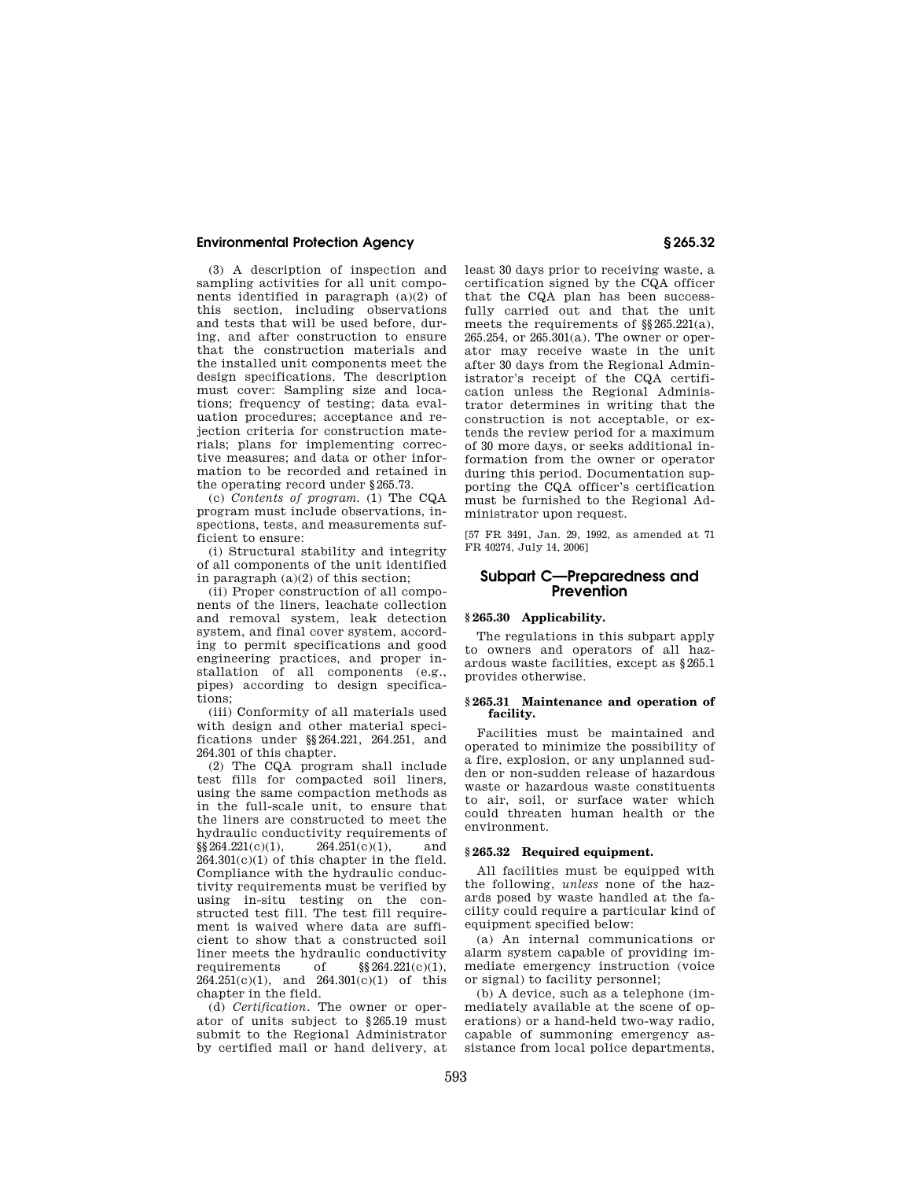(3) A description of inspection and sampling activities for all unit components identified in paragraph (a)(2) of this section, including observations and tests that will be used before, during, and after construction to ensure that the construction materials and the installed unit components meet the design specifications. The description must cover: Sampling size and locations; frequency of testing; data evaluation procedures; acceptance and rejection criteria for construction materials; plans for implementing corrective measures; and data or other information to be recorded and retained in the operating record under §265.73.

(c) *Contents of program.* (1) The CQA program must include observations, inspections, tests, and measurements sufficient to ensure:

(i) Structural stability and integrity of all components of the unit identified in paragraph (a)(2) of this section;

(ii) Proper construction of all components of the liners, leachate collection and removal system, leak detection system, and final cover system, according to permit specifications and good engineering practices, and proper installation of all components (e.g., pipes) according to design specifications;

(iii) Conformity of all materials used with design and other material specifications under §§264.221, 264.251, and 264.301 of this chapter.

(2) The CQA program shall include test fills for compacted soil liners, using the same compaction methods as in the full-scale unit, to ensure that the liners are constructed to meet the hydraulic conductivity requirements of §§264.221(c)(1), 264.251(c)(1), and 264.301(c)(1) of this chapter in the field. Compliance with the hydraulic conductivity requirements must be verified by using in-situ testing on the constructed test fill. The test fill requirement is waived where data are sufficient to show that a constructed soil liner meets the hydraulic conductivity requirements of §§264.221(c)(1), 264.251(c)(1), and 264.301(c)(1) of this chapter in the field.

(d) *Certification.* The owner or operator of units subject to §265.19 must submit to the Regional Administrator by certified mail or hand delivery, at least 30 days prior to receiving waste, a certification signed by the CQA officer that the CQA plan has been successfully carried out and that the unit meets the requirements of §§265.221(a), 265.254, or 265.301(a). The owner or operator may receive waste in the unit after 30 days from the Regional Administrator's receipt of the CQA certification unless the Regional Administrator determines in writing that the construction is not acceptable, or extends the review period for a maximum of 30 more days, or seeks additional information from the owner or operator during this period. Documentation supporting the CQA officer's certification must be furnished to the Regional Administrator upon request.

[57 FR 3491, Jan. 29, 1992, as amended at 71 FR 40274, July 14, 2006]

## Subpart C—Preparedness and Prevention

### §265.30 Applicability.

The regulations in this subpart apply to owners and operators of all hazardous waste facilities, except as §265.1 provides otherwise.

### §265.31 Maintenance and operation of facility.

Facilities must be maintained and operated to minimize the possibility of a fire, explosion, or any unplanned sudden or non-sudden release of hazardous waste or hazardous waste constituents to air, soil, or surface water which could threaten human health or the environment.

### §265.32 Required equipment.

All facilities must be equipped with the following, *unless* none of the hazards posed by waste handled at the facility could require a particular kind of equipment specified below:

(a) An internal communications or alarm system capable of providing immediate emergency instruction (voice or signal) to facility personnel;

(b) A device, such as a telephone (immediately available at the scene of operations) or a hand-held two-way radio, capable of summoning emergency assistance from local police departments,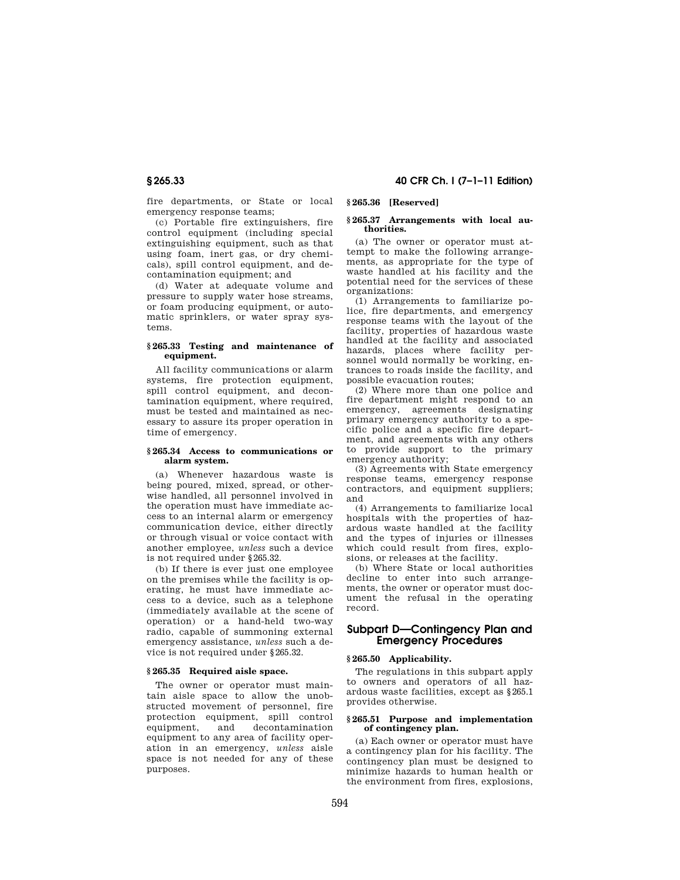fire departments, or State or local emergency response teams;

(c) Portable fire extinguishers, fire control equipment (including special extinguishing equipment, such as that using foam, inert gas, or dry chemicals), spill control equipment, and decontamination equipment; and

(d) Water at adequate volume and pressure to supply water hose streams, or foam producing equipment, or automatic sprinklers, or water spray systems.

### § 265.33 Testing and maintenance of equipment.

All facility communications or alarm systems, fire protection equipment, spill control equipment, and decontamination equipment, where required, must be tested and maintained as necessary to assure its proper operation in time of emergency.

### § 265.34 Access to communications or alarm system.

(a) Whenever hazardous waste is being poured, mixed, spread, or otherwise handled, all personnel involved in the operation must have immediate access to an internal alarm or emergency communication device, either directly or through visual or voice contact with another employee, *unless* such a device is not required under § 265.32.

(b) If there is ever just one employee on the premises while the facility is operating, he must have immediate access to a device, such as a telephone (immediately available at the scene of operation) or a hand-held two-way radio, capable of summoning external emergency assistance, *unless* such a device is not required under § 265.32.

### § 265.35 Required aisle space.

The owner or operator must maintain aisle space to allow the unobstructed movement of personnel, fire protection equipment, spill control equipment, and decontamination equipment to any area of facility operation in an emergency, *unless* aisle space is not needed for any of these purposes.

### § 265.36 [Reserved]

### § 265.37 Arrangements with local authorities.

(a) The owner or operator must attempt to make the following arrangements, as appropriate for the type of waste handled at his facility and the potential need for the services of these organizations:

(1) Arrangements to familiarize police, fire departments, and emergency response teams with the layout of the facility, properties of hazardous waste handled at the facility and associated hazards, places where facility personnel would normally be working, entrances to roads inside the facility, and possible evacuation routes;

(2) Where more than one police and fire department might respond to an emergency, agreements designating primary emergency authority to a specific police and a specific fire department, and agreements with any others to provide support to the primary emergency authority;

(3) Agreements with State emergency response teams, emergency response contractors, and equipment suppliers; and

(4) Arrangements to familiarize local hospitals with the properties of hazardous waste handled at the facility and the types of injuries or illnesses which could result from fires, explosions, or releases at the facility.

(b) Where State or local authorities decline to enter into such arrangements, the owner or operator must document the refusal in the operating record.

## Subpart D—Contingency Plan and Emergency Procedures

### § 265.50 Applicability.

The regulations in this subpart apply to owners and operators of all hazardous waste facilities, except as § 265.1 provides otherwise.

### § 265.51 Purpose and implementation of contingency plan.

(a) Each owner or operator must have a contingency plan for his facility. The contingency plan must be designed to minimize hazards to human health or the environment from fires, explosions,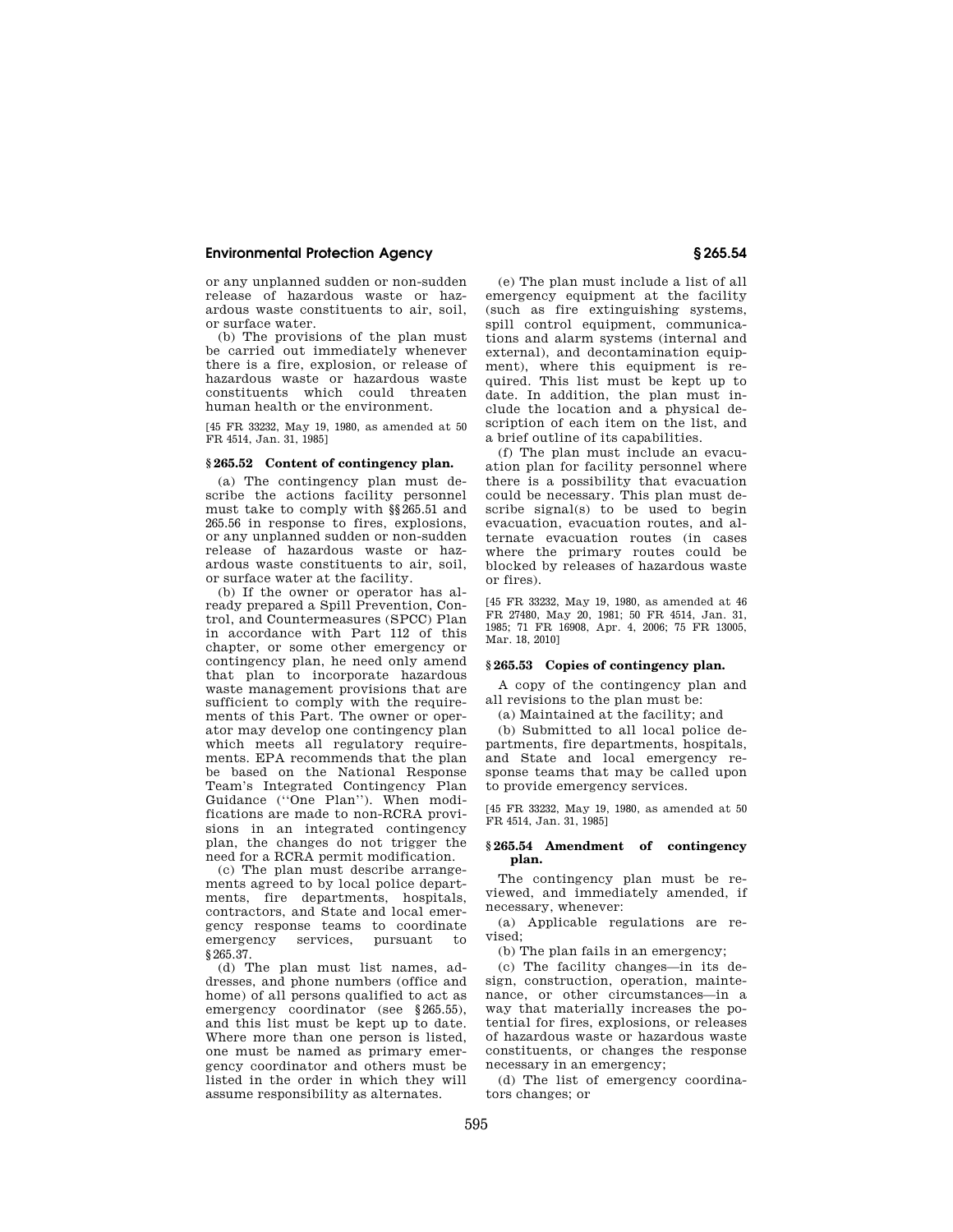or any unplanned sudden or non-sudden release of hazardous waste or hazardous waste constituents to air, soil, or surface water.

(b) The provisions of the plan must be carried out immediately whenever there is a fire, explosion, or release of hazardous waste or hazardous waste constituents which could threaten human health or the environment.

[45 FR 33232, May 19, 1980, as amended at 50 FR 4514, Jan. 31, 1985]

### § 265.52 Content of contingency plan.

(a) The contingency plan must describe the actions facility personnel must take to comply with §§ 265.51 and 265.56 in response to fires, explosions, or any unplanned sudden or non-sudden release of hazardous waste or hazardous waste constituents to air, soil, or surface water at the facility.

(b) If the owner or operator has already prepared a Spill Prevention, Control, and Countermeasures (SPCC) Plan in accordance with Part 112 of this chapter, or some other emergency or contingency plan, he need only amend that plan to incorporate hazardous waste management provisions that are sufficient to comply with the requirements of this Part. The owner or operator may develop one contingency plan which meets all regulatory requirements. EPA recommends that the plan be based on the National Response Team's Integrated Contingency Plan Guidance (''One Plan''). When modifications are made to non-RCRA provisions in an integrated contingency plan, the changes do not trigger the need for a RCRA permit modification.

(c) The plan must describe arrangements agreed to by local police departments, fire departments, hospitals, contractors, and State and local emergency response teams to coordinate emergency services, pursuant to § 265.37.

(d) The plan must list names, addresses, and phone numbers (office and home) of all persons qualified to act as emergency coordinator (see § 265.55), and this list must be kept up to date. Where more than one person is listed, one must be named as primary emergency coordinator and others must be listed in the order in which they will assume responsibility as alternates.

(e) The plan must include a list of all emergency equipment at the facility (such as fire extinguishing systems, spill control equipment, communications and alarm systems (internal and external), and decontamination equipment), where this equipment is required. This list must be kept up to date. In addition, the plan must include the location and a physical description of each item on the list, and a brief outline of its capabilities.

(f) The plan must include an evacuation plan for facility personnel where there is a possibility that evacuation could be necessary. This plan must describe signal(s) to be used to begin evacuation, evacuation routes, and alternate evacuation routes (in cases where the primary routes could be blocked by releases of hazardous waste or fires).

[45 FR 33232, May 19, 1980, as amended at 46 FR 27480, May 20, 1981; 50 FR 4514, Jan. 31, 1985; 71 FR 16908, Apr. 4, 2006; 75 FR 13005, Mar. 18, 2010]

### § 265.53 Copies of contingency plan.

A copy of the contingency plan and all revisions to the plan must be:

(a) Maintained at the facility; and

(b) Submitted to all local police departments, fire departments, hospitals, and State and local emergency response teams that may be called upon to provide emergency services.

[45 FR 33232, May 19, 1980, as amended at 50 FR 4514, Jan. 31, 1985]

### § 265.54 Amendment of contingency plan.

The contingency plan must be reviewed, and immediately amended, if necessary, whenever:

(a) Applicable regulations are revised;

(b) The plan fails in an emergency;

(c) The facility changes—in its design, construction, operation, maintenance, or other circumstances—in a way that materially increases the potential for fires, explosions, or releases of hazardous waste or hazardous waste constituents, or changes the response necessary in an emergency;

(d) The list of emergency coordinators changes; or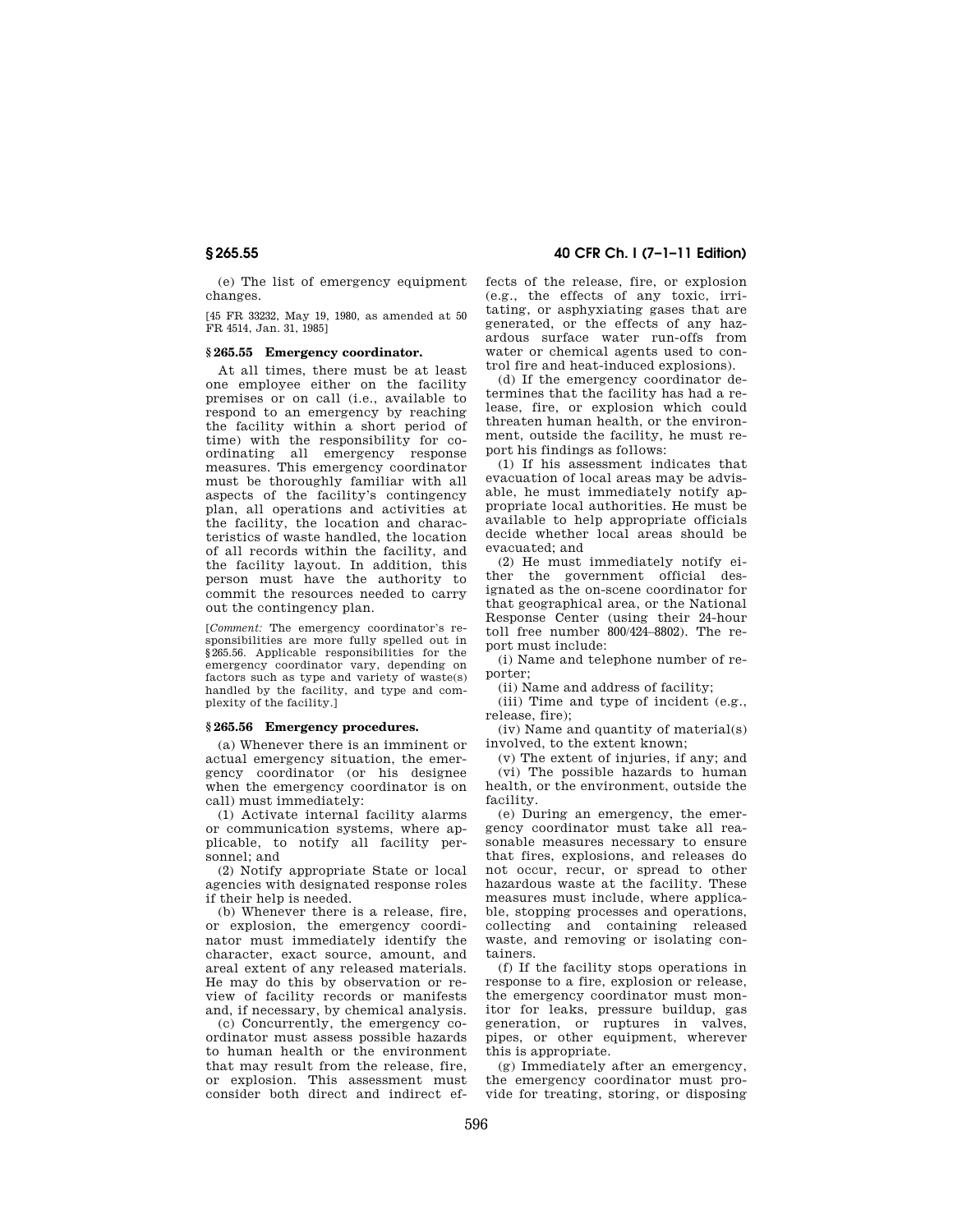(e) The list of emergency equipment changes.

[45 FR 33232, May 19, 1980, as amended at 50 FR 4514, Jan. 31, 1985]

### § 265.55 Emergency coordinator.

At all times, there must be at least one employee either on the facility premises or on call (i.e., available to respond to an emergency by reaching the facility within a short period of time) with the responsibility for coordinating all emergency response measures. This emergency coordinator must be thoroughly familiar with all aspects of the facility's contingency plan, all operations and activities at the facility, the location and characteristics of waste handled, the location of all records within the facility, and the facility layout. In addition, this person must have the authority to commit the resources needed to carry out the contingency plan.

[*Comment:* The emergency coordinator's responsibilities are more fully spelled out in §265.56. Applicable responsibilities for the emergency coordinator vary, depending on factors such as type and variety of waste(s) handled by the facility, and type and complexity of the facility.]

### § 265.56 Emergency procedures.

(a) Whenever there is an imminent or actual emergency situation, the emergency coordinator (or his designee when the emergency coordinator is on call) must immediately:

(1) Activate internal facility alarms or communication systems, where applicable, to notify all facility personnel; and

(2) Notify appropriate State or local agencies with designated response roles if their help is needed.

(b) Whenever there is a release, fire, or explosion, the emergency coordinator must immediately identify the character, exact source, amount, and areal extent of any released materials. He may do this by observation or review of facility records or manifests and, if necessary, by chemical analysis.

(c) Concurrently, the emergency coordinator must assess possible hazards to human health or the environment that may result from the release, fire, or explosion. This assessment must consider both direct and indirect effects of the release, fire, or explosion (e.g., the effects of any toxic, irritating, or asphyxiating gases that are generated, or the effects of any hazardous surface water run-offs from water or chemical agents used to control fire and heat-induced explosions).

(d) If the emergency coordinator determines that the facility has had a release, fire, or explosion which could threaten human health, or the environment, outside the facility, he must report his findings as follows:

(1) If his assessment indicates that evacuation of local areas may be advisable, he must immediately notify appropriate local authorities. He must be available to help appropriate officials decide whether local areas should be evacuated; and

(2) He must immediately notify either the government official designated as the on-scene coordinator for that geographical area, or the National Response Center (using their 24-hour toll free number 800/424–8802). The report must include:

(i) Name and telephone number of reporter;

(ii) Name and address of facility;

(iii) Time and type of incident (e.g., release, fire);

(iv) Name and quantity of material(s) involved, to the extent known;

(v) The extent of injuries, if any; and

(vi) The possible hazards to human health, or the environment, outside the facility.

(e) During an emergency, the emergency coordinator must take all reasonable measures necessary to ensure that fires, explosions, and releases do not occur, recur, or spread to other hazardous waste at the facility. These measures must include, where applicable, stopping processes and operations, collecting and containing released waste, and removing or isolating containers.

(f) If the facility stops operations in response to a fire, explosion or release, the emergency coordinator must monitor for leaks, pressure buildup, gas generation, or ruptures in valves, pipes, or other equipment, wherever this is appropriate.

(g) Immediately after an emergency, the emergency coordinator must provide for treating, storing, or disposing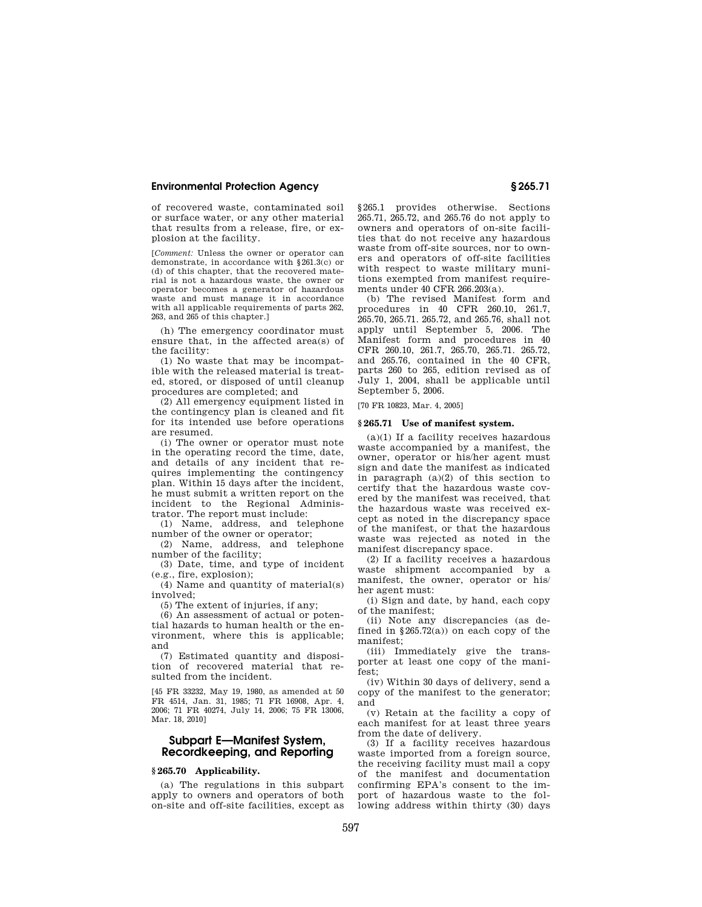of recovered waste, contaminated soil or surface water, or any other material that results from a release, fire, or explosion at the facility.

[*Comment:* Unless the owner or operator can demonstrate, in accordance with §261.3(c) or (d) of this chapter, that the recovered material is not a hazardous waste, the owner or operator becomes a generator of hazardous waste and must manage it in accordance with all applicable requirements of parts 262, 263, and 265 of this chapter.]

(h) The emergency coordinator must ensure that, in the affected area(s) of the facility:

(1) No waste that may be incompatible with the released material is treated, stored, or disposed of until cleanup procedures are completed; and

(2) All emergency equipment listed in the contingency plan is cleaned and fit for its intended use before operations are resumed.

(i) The owner or operator must note in the operating record the time, date, and details of any incident that requires implementing the contingency plan. Within 15 days after the incident, he must submit a written report on the incident to the Regional Administrator. The report must include:

(1) Name, address, and telephone number of the owner or operator;

(2) Name, address, and telephone number of the facility;

(3) Date, time, and type of incident (e.g., fire, explosion);

(4) Name and quantity of material(s) involved;

(5) The extent of injuries, if any;

(6) An assessment of actual or potential hazards to human health or the environment, where this is applicable; and

(7) Estimated quantity and disposition of recovered material that resulted from the incident.

[45 FR 33232, May 19, 1980, as amended at 50 FR 4514, Jan. 31, 1985; 71 FR 16908, Apr. 4, 2006; 71 FR 40274, July 14, 2006; 75 FR 13006, Mar. 18, 2010]

## Subpart E—Manifest System, Recordkeeping, and Reporting

### § 265.70 Applicability.

(a) The regulations in this subpart apply to owners and operators of both on-site and off-site facilities, except as §265.1 provides otherwise. Sections 265.71, 265.72, and 265.76 do not apply to owners and operators of on-site facilities that do not receive any hazardous waste from off-site sources, nor to owners and operators of off-site facilities with respect to waste military munitions exempted from manifest requirements under 40 CFR 266.203(a).

(b) The revised Manifest form and procedures in 40 CFR 260.10, 261.7, 265.70, 265.71. 265.72, and 265.76, shall not apply until September 5, 2006. The Manifest form and procedures in 40 CFR 260.10, 261.7, 265.70, 265.71. 265.72, and 265.76, contained in the 40 CFR, parts 260 to 265, edition revised as of July 1, 2004, shall be applicable until September 5, 2006.

[70 FR 10823, Mar. 4, 2005]

### § 265.71 Use of manifest system.

(a)(1) If a facility receives hazardous waste accompanied by a manifest, the owner, operator or his/her agent must sign and date the manifest as indicated in paragraph (a)(2) of this section to certify that the hazardous waste covered by the manifest was received, that the hazardous waste was received except as noted in the discrepancy space of the manifest, or that the hazardous waste was rejected as noted in the manifest discrepancy space.

(2) If a facility receives a hazardous waste shipment accompanied by a manifest, the owner, operator or his/her agent must:

(i) Sign and date, by hand, each copy of the manifest;

(ii) Note any discrepancies (as defined in §265.72(a)) on each copy of the manifest;

(iii) Immediately give the transporter at least one copy of the manifest;

(iv) Within 30 days of delivery, send a copy of the manifest to the generator; and

(v) Retain at the facility a copy of each manifest for at least three years from the date of delivery.

(3) If a facility receives hazardous waste imported from a foreign source, the receiving facility must mail a copy of the manifest and documentation confirming EPA's consent to the import of hazardous waste to the following address within thirty (30) days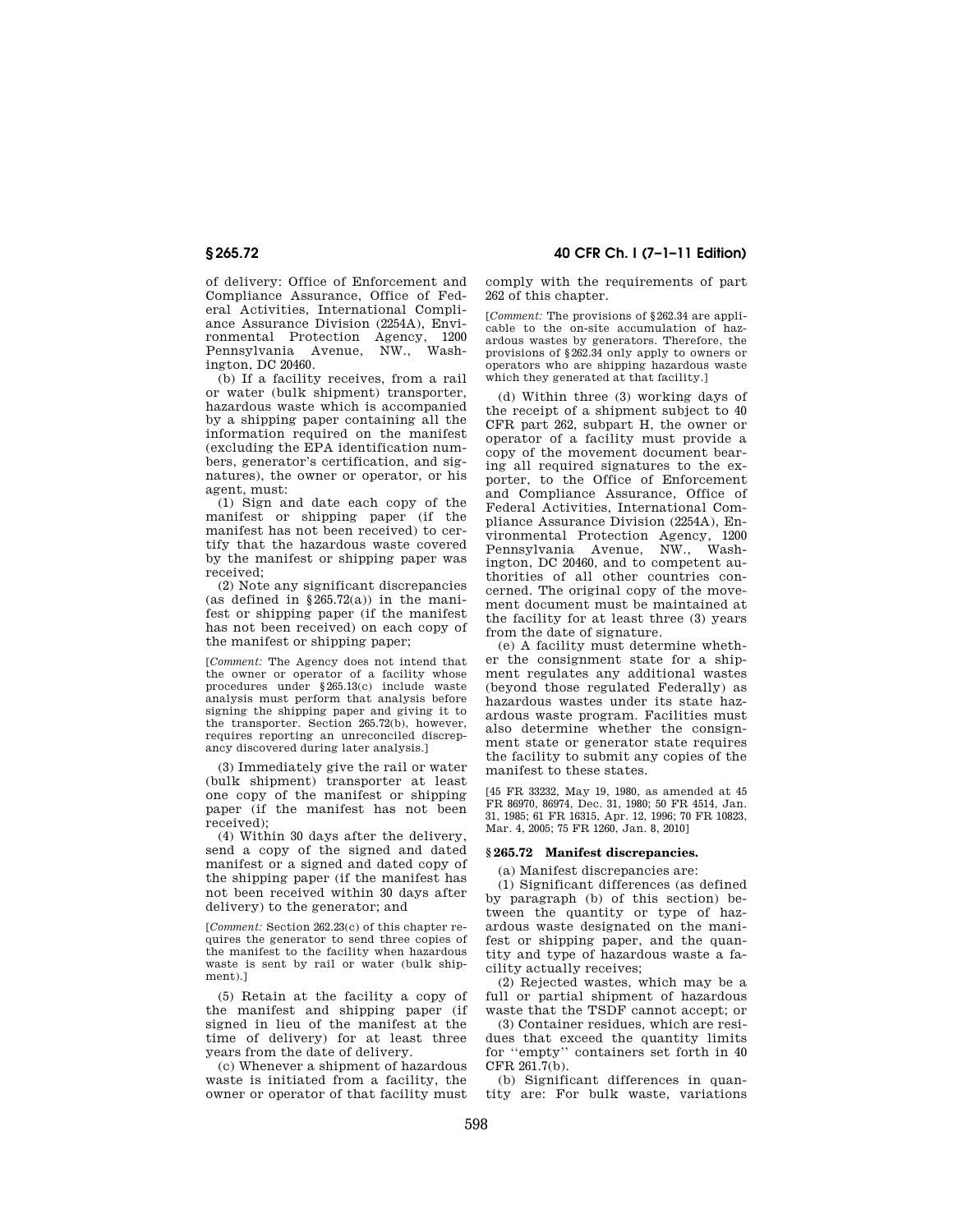of delivery: Office of Enforcement and Compliance Assurance, Office of Federal Activities, International Compliance Assurance Division (2254A), Environmental Protection Agency, 1200 Pennsylvania Avenue, NW., Washington, DC 20460.

(b) If a facility receives, from a rail or water (bulk shipment) transporter, hazardous waste which is accompanied by a shipping paper containing all the information required on the manifest (excluding the EPA identification numbers, generator's certification, and signatures), the owner or operator, or his agent, must:

(1) Sign and date each copy of the manifest or shipping paper (if the manifest has not been received) to certify that the hazardous waste covered by the manifest or shipping paper was received;

(2) Note any significant discrepancies (as defined in §265.72(a)) in the manifest or shipping paper (if the manifest has not been received) on each copy of the manifest or shipping paper;

[*Comment:* The Agency does not intend that the owner or operator of a facility whose procedures under §265.13(c) include waste analysis must perform that analysis before signing the shipping paper and giving it to the transporter. Section 265.72(b), however, requires reporting an unreconciled discrepancy discovered during later analysis.]

(3) Immediately give the rail or water (bulk shipment) transporter at least one copy of the manifest or shipping paper (if the manifest has not been received);

(4) Within 30 days after the delivery, send a copy of the signed and dated manifest or a signed and dated copy of the shipping paper (if the manifest has not been received within 30 days after delivery) to the generator; and

[*Comment:* Section 262.23(c) of this chapter requires the generator to send three copies of the manifest to the facility when hazardous waste is sent by rail or water (bulk shipment).]

(5) Retain at the facility a copy of the manifest and shipping paper (if signed in lieu of the manifest at the time of delivery) for at least three years from the date of delivery.

(c) Whenever a shipment of hazardous waste is initiated from a facility, the owner or operator of that facility must comply with the requirements of part 262 of this chapter.

[*Comment:* The provisions of §262.34 are applicable to the on-site accumulation of hazardous wastes by generators. Therefore, the provisions of §262.34 only apply to owners or operators who are shipping hazardous waste which they generated at that facility.]

(d) Within three (3) working days of the receipt of a shipment subject to 40 CFR part 262, subpart H, the owner or operator of a facility must provide a copy of the movement document bearing all required signatures to the exporter, to the Office of Enforcement and Compliance Assurance, Office of Federal Activities, International Compliance Assurance Division (2254A), Environmental Protection Agency, 1200 Pennsylvania Avenue, NW., Washington, DC 20460, and to competent authorities of all other countries concerned. The original copy of the movement document must be maintained at the facility for at least three (3) years from the date of signature.

(e) A facility must determine whether the consignment state for a shipment regulates any additional wastes (beyond those regulated Federally) as hazardous wastes under its state hazardous waste program. Facilities must also determine whether the consignment state or generator state requires the facility to submit any copies of the manifest to these states.

[45 FR 33232, May 19, 1980, as amended at 45 FR 86970, 86974, Dec. 31, 1980; 50 FR 4514, Jan. 31, 1985; 61 FR 16315, Apr. 12, 1996; 70 FR 10823, Mar. 4, 2005; 75 FR 1260, Jan. 8, 2010]

## §265.72 Manifest discrepancies.

(a) Manifest discrepancies are:

(1) Significant differences (as defined by paragraph (b) of this section) between the quantity or type of hazardous waste designated on the manifest or shipping paper, and the quantity and type of hazardous waste a facility actually receives;

(2) Rejected wastes, which may be a full or partial shipment of hazardous waste that the TSDF cannot accept; or

(3) Container residues, which are residues that exceed the quantity limits for "empty" containers set forth in 40 CFR 261.7(b).

(b) Significant differences in quantity are: For bulk waste, variations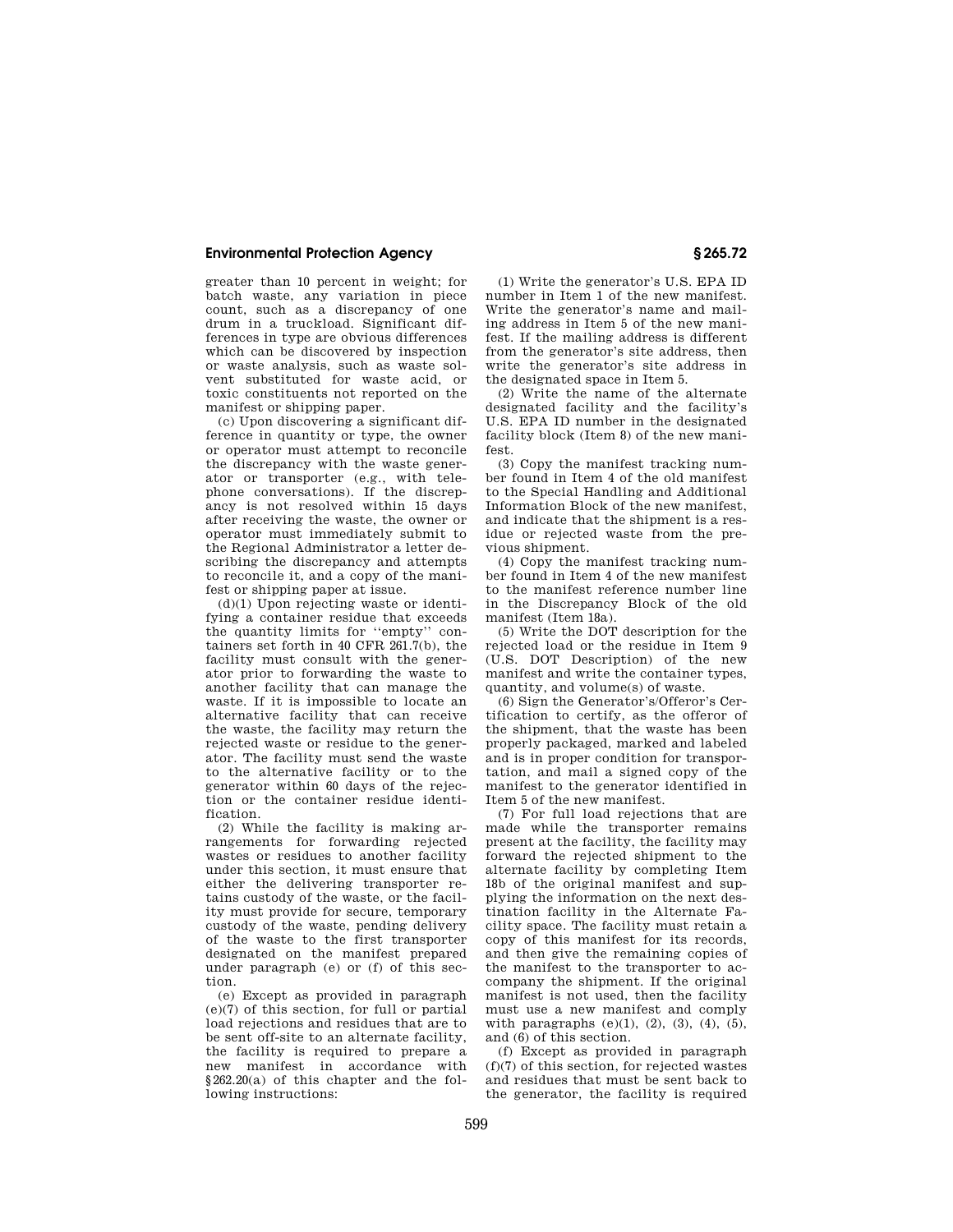greater than 10 percent in weight; for batch waste, any variation in piece count, such as a discrepancy of one drum in a truckload. Significant differences in type are obvious differences which can be discovered by inspection or waste analysis, such as waste solvent substituted for waste acid, or toxic constituents not reported on the manifest or shipping paper.

(c) Upon discovering a significant difference in quantity or type, the owner or operator must attempt to reconcile the discrepancy with the waste generator or transporter (e.g., with telephone conversations). If the discrepancy is not resolved within 15 days after receiving the waste, the owner or operator must immediately submit to the Regional Administrator a letter describing the discrepancy and attempts to reconcile it, and a copy of the manifest or shipping paper at issue.

(d)(1) Upon rejecting waste or identifying a container residue that exceeds the quantity limits for "empty" containers set forth in 40 CFR 261.7(b), the facility must consult with the generator prior to forwarding the waste to another facility that can manage the waste. If it is impossible to locate an alternative facility that can receive the waste, the facility may return the rejected waste or residue to the generator. The facility must send the waste to the alternative facility or to the generator within 60 days of the rejection or the container residue identification.

(2) While the facility is making arrangements for forwarding rejected wastes or residues to another facility under this section, it must ensure that either the delivering transporter retains custody of the waste, or the facility must provide for secure, temporary custody of the waste, pending delivery of the waste to the first transporter designated on the manifest prepared under paragraph (e) or (f) of this section.

(e) Except as provided in paragraph (e)(7) of this section, for full or partial load rejections and residues that are to be sent off-site to an alternate facility, the facility is required to prepare a new manifest in accordance with §262.20(a) of this chapter and the following instructions:

(1) Write the generator's U.S. EPA ID number in Item 1 of the new manifest. Write the generator's name and mailing address in Item 5 of the new manifest. If the mailing address is different from the generator's site address, then write the generator's site address in the designated space in Item 5.

(2) Write the name of the alternate designated facility and the facility's U.S. EPA ID number in the designated facility block (Item 8) of the new manifest.

(3) Copy the manifest tracking number found in Item 4 of the old manifest to the Special Handling and Additional Information Block of the new manifest, and indicate that the shipment is a residue or rejected waste from the previous shipment.

(4) Copy the manifest tracking number found in Item 4 of the new manifest to the manifest reference number line in the Discrepancy Block of the old manifest (Item 18a).

(5) Write the DOT description for the rejected load or the residue in Item 9 (U.S. DOT Description) of the new manifest and write the container types, quantity, and volume(s) of waste.

(6) Sign the Generator's/Offeror's Certification to certify, as the offeror of the shipment, that the waste has been properly packaged, marked and labeled and is in proper condition for transportation, and mail a signed copy of the manifest to the generator identified in Item 5 of the new manifest.

(7) For full load rejections that are made while the transporter remains present at the facility, the facility may forward the rejected shipment to the alternate facility by completing Item 18b of the original manifest and supplying the information on the next destination facility in the Alternate Facility space. The facility must retain a copy of this manifest for its records, and then give the remaining copies of the manifest to the transporter to accompany the shipment. If the original manifest is not used, then the facility must use a new manifest and comply with paragraphs (e)(1), (2), (3), (4), (5), and (6) of this section.

(f) Except as provided in paragraph (f)(7) of this section, for rejected wastes and residues that must be sent back to the generator, the facility is required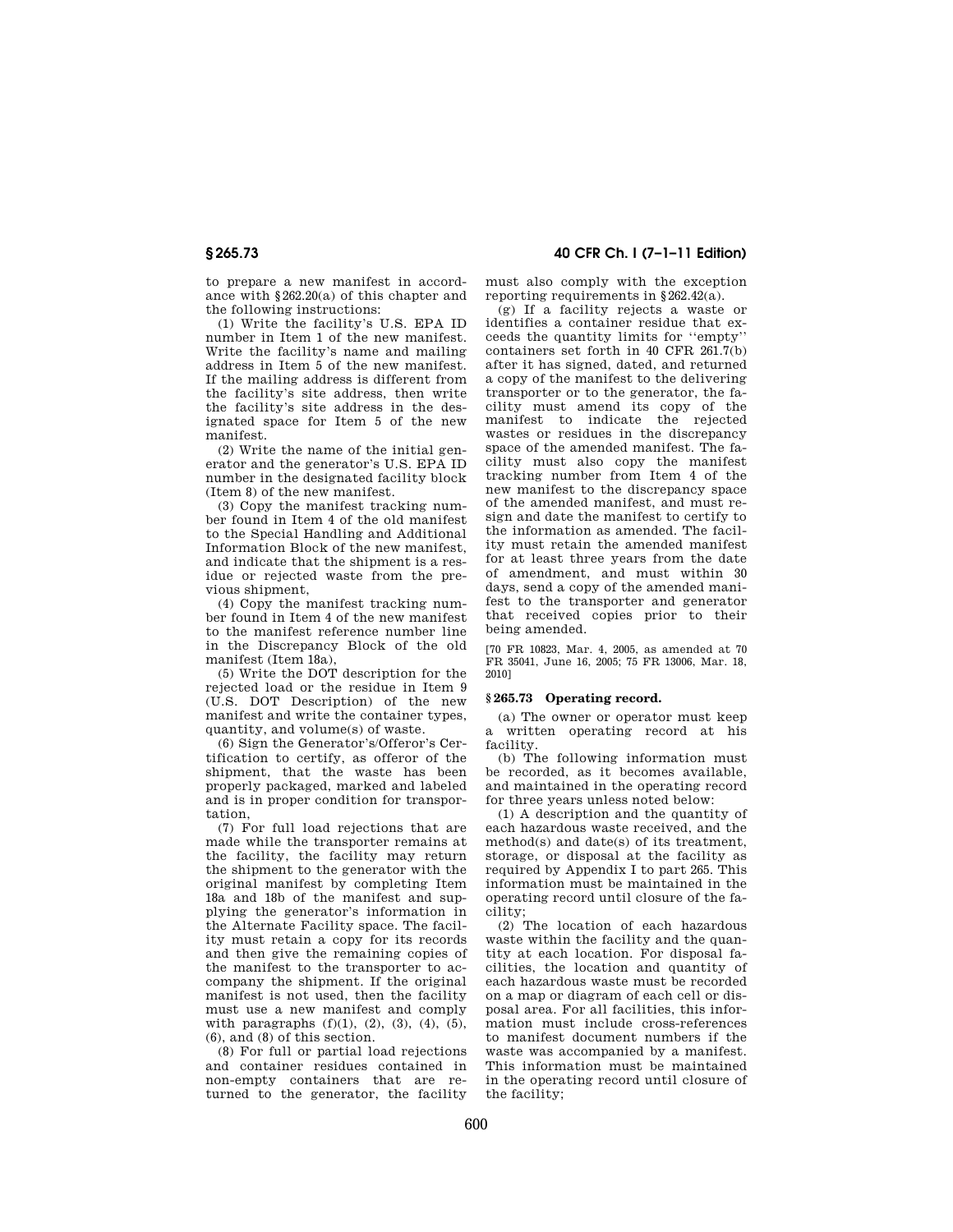to prepare a new manifest in accordance with §262.20(a) of this chapter and the following instructions:

(1) Write the facility's U.S. EPA ID number in Item 1 of the new manifest. Write the facility's name and mailing address in Item 5 of the new manifest. If the mailing address is different from the facility's site address, then write the facility's site address in the designated space for Item 5 of the new manifest.

(2) Write the name of the initial generator and the generator's U.S. EPA ID number in the designated facility block (Item 8) of the new manifest.

(3) Copy the manifest tracking number found in Item 4 of the old manifest to the Special Handling and Additional Information Block of the new manifest, and indicate that the shipment is a residue or rejected waste from the previous shipment,

(4) Copy the manifest tracking number found in Item 4 of the new manifest to the manifest reference number line in the Discrepancy Block of the old manifest (Item 18a),

(5) Write the DOT description for the rejected load or the residue in Item 9 (U.S. DOT Description) of the new manifest and write the container types, quantity, and volume(s) of waste.

(6) Sign the Generator's/Offeror's Certification to certify, as offeror of the shipment, that the waste has been properly packaged, marked and labeled and is in proper condition for transportation,

(7) For full load rejections that are made while the transporter remains at the facility, the facility may return the shipment to the generator with the original manifest by completing Item 18a and 18b of the manifest and supplying the generator's information in the Alternate Facility space. The facility must retain a copy for its records and then give the remaining copies of the manifest to the transporter to accompany the shipment. If the original manifest is not used, then the facility must use a new manifest and comply with paragraphs (f)(1), (2), (3), (4), (5), (6), and (8) of this section.

(8) For full or partial load rejections and container residues contained in non-empty containers that are returned to the generator, the facility must also comply with the exception reporting requirements in §262.42(a).

(g) If a facility rejects a waste or identifies a container residue that exceeds the quantity limits for "empty" containers set forth in 40 CFR 261.7(b) after it has signed, dated, and returned a copy of the manifest to the delivering transporter or to the generator, the facility must amend its copy of the manifest to indicate the rejected wastes or residues in the discrepancy space of the amended manifest. The facility must also copy the manifest tracking number from Item 4 of the new manifest to the discrepancy space of the amended manifest, and must re-sign and date the manifest to certify to the information as amended. The facility must retain the amended manifest for at least three years from the date of amendment, and must within 30 days, send a copy of the amended manifest to the transporter and generator that received copies prior to their being amended.

[70 FR 10823, Mar. 4, 2005, as amended at 70 FR 35041, June 16, 2005; 75 FR 13006, Mar. 18, 2010]

### §265.73 Operating record.

(a) The owner or operator must keep a written operating record at his facility.

(b) The following information must be recorded, as it becomes available, and maintained in the operating record for three years unless noted below:

(1) A description and the quantity of each hazardous waste received, and the method(s) and date(s) of its treatment, storage, or disposal at the facility as required by Appendix I to part 265. This information must be maintained in the operating record until closure of the facility;

(2) The location of each hazardous waste within the facility and the quantity at each location. For disposal facilities, the location and quantity of each hazardous waste must be recorded on a map or diagram of each cell or disposal area. For all facilities, this information must include cross-references to manifest document numbers if the waste was accompanied by a manifest. This information must be maintained in the operating record until closure of the facility;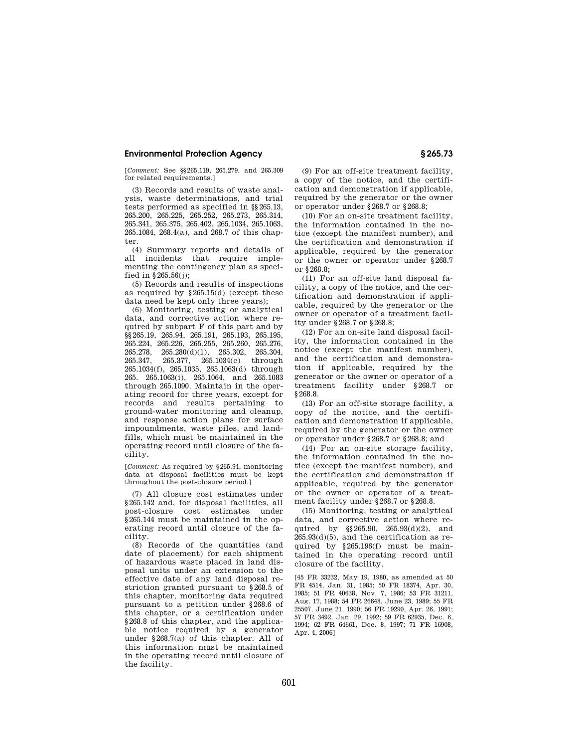[*Comment:* See §§ 265.119, 265.279, and 265.309 for related requirements.]

(3) Records and results of waste analysis, waste determinations, and trial tests performed as specified in §§ 265.13, 265.200, 265.225, 265.252, 265.273, 265.314, 265.341, 265.375, 265.402, 265.1034, 265.1063, 265.1084, 268.4(a), and 268.7 of this chapter.

(4) Summary reports and details of all incidents that require implementing the contingency plan as specified in § 265.56(j);

(5) Records and results of inspections as required by § 265.15(d) (except these data need be kept only three years);

(6) Monitoring, testing or analytical data, and corrective action where required by subpart F of this part and by §§ 265.19, 265.94, 265.191, 265.193, 265.195, 265.224, 265.226, 265.255, 265.260, 265.276, 265.278, 265.280(d)(1), 265.302, 265.304, 265.347, 265.377, 265.1034(c) through 265.1034(f), 265.1035, 265.1063(d) through 265. 265.1063(i), 265.1064, and 265.1083 through 265.1090. Maintain in the operating record for three years, except for records and results pertaining to ground-water monitoring and cleanup, and response action plans for surface impoundments, waste piles, and landfills, which must be maintained in the operating record until closure of the facility.

[*Comment:* As required by § 265.94, monitoring data at disposal facilities must be kept throughout the post-closure period.]

(7) All closure cost estimates under § 265.142 and, for disposal facilities, all post-closure cost estimates under § 265.144 must be maintained in the operating record until closure of the facility.

(8) Records of the quantities (and date of placement) for each shipment of hazardous waste placed in land disposal units under an extension to the effective date of any land disposal restriction granted pursuant to § 268.5 of this chapter, monitoring data required pursuant to a petition under § 268.6 of this chapter, or a certification under § 268.8 of this chapter, and the applicable notice required by a generator under § 268.7(a) of this chapter. All of this information must be maintained in the operating record until closure of the facility.

(9) For an off-site treatment facility, a copy of the notice, and the certification and demonstration if applicable, required by the generator or the owner or operator under § 268.7 or § 268.8;

(10) For an on-site treatment facility, the information contained in the notice (except the manifest number), and the certification and demonstration if applicable, required by the generator or the owner or operator under § 268.7 or § 268.8;

(11) For an off-site land disposal facility, a copy of the notice, and the certification and demonstration if applicable, required by the generator or the owner or operator of a treatment facility under § 268.7 or § 268.8;

(12) For an on-site land disposal facility, the information contained in the notice (except the manifest number), and the certification and demonstration if applicable, required by the generator or the owner or operator of a treatment facility under § 268.7 or § 268.8.

(13) For an off-site storage facility, a copy of the notice, and the certification and demonstration if applicable, required by the generator or the owner or operator under § 268.7 or § 268.8; and

(14) For an on-site storage facility, the information contained in the notice (except the manifest number), and the certification and demonstration if applicable, required by the generator or the owner or operator of a treatment facility under § 268.7 or § 268.8.

(15) Monitoring, testing or analytical data, and corrective action where required by §§ 265.90, 265.93(d)(2), and 265.93(d)(5), and the certification as required by § 265.196(f) must be maintained in the operating record until closure of the facility.

[45 FR 33232, May 19, 1980, as amended at 50 FR 4514, Jan. 31, 1985; 50 FR 18374, Apr. 30, 1985; 51 FR 40638, Nov. 7, 1986; 53 FR 31211, Aug. 17, 1988; 54 FR 26648, June 23, 1989; 55 FR 25507, June 21, 1990; 56 FR 19290, Apr. 26, 1991; 57 FR 3492, Jan. 29, 1992; 59 FR 62935, Dec. 6, 1994; 62 FR 64661, Dec. 8, 1997; 71 FR 16908, Apr. 4, 2006]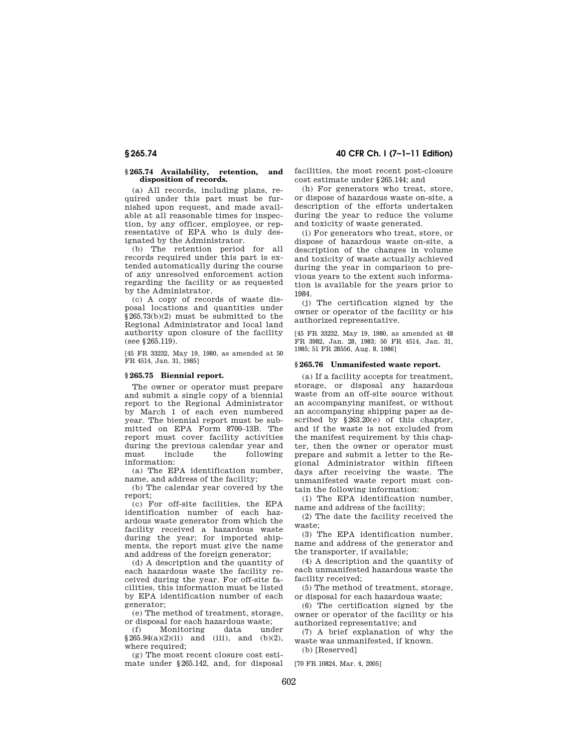## § 265.74 Availability, retention, and disposition of records.

(a) All records, including plans, required under this part must be furnished upon request, and made available at all reasonable times for inspection, by any officer, employee, or representative of EPA who is duly designated by the Administrator.

(b) The retention period for all records required under this part is extended automatically during the course of any unresolved enforcement action regarding the facility or as requested by the Administrator.

(c) A copy of records of waste disposal locations and quantities under § 265.73(b)(2) must be submitted to the Regional Administrator and local land authority upon closure of the facility (see § 265.119).

[45 FR 33232, May 19, 1980, as amended at 50 FR 4514, Jan. 31, 1985]

## § 265.75 Biennial report.

The owner or operator must prepare and submit a single copy of a biennial report to the Regional Administrator by March 1 of each even numbered year. The biennial report must be submitted on EPA Form 8700–13B. The report must cover facility activities during the previous calendar year and must include the following information:

(a) The EPA identification number, name, and address of the facility;

(b) The calendar year covered by the report;

(c) For off-site facilities, the EPA identification number of each hazardous waste generator from which the facility received a hazardous waste during the year; for imported shipments, the report must give the name and address of the foreign generator;

(d) A description and the quantity of each hazardous waste the facility received during the year. For off-site facilities, this information must be listed by EPA identification number of each generator;

(e) The method of treatment, storage, or disposal for each hazardous waste;

(f) Monitoring data under § 265.94(a)(2)(ii) and (iii), and (b)(2), where required;

(g) The most recent closure cost estimate under § 265.142, and, for disposal facilities, the most recent post-closure cost estimate under § 265.144; and

(h) For generators who treat, store, or dispose of hazardous waste on-site, a description of the efforts undertaken during the year to reduce the volume and toxicity of waste generated.

(i) For generators who treat, store, or dispose of hazardous waste on-site, a description of the changes in volume and toxicity of waste actually achieved during the year in comparison to previous years to the extent such information is available for the years prior to 1984.

(j) The certification signed by the owner or operator of the facility or his authorized representative.

[45 FR 33232, May 19, 1980, as amended at 48 FR 3982, Jan. 28, 1983; 50 FR 4514, Jan. 31, 1985; 51 FR 28556, Aug. 8, 1986]

## § 265.76 Unmanifested waste report.

(a) If a facility accepts for treatment, storage, or disposal any hazardous waste from an off-site source without an accompanying manifest, or without an accompanying shipping paper as described by § 263.20(e) of this chapter, and if the waste is not excluded from the manifest requirement by this chapter, then the owner or operator must prepare and submit a letter to the Regional Administrator within fifteen days after receiving the waste. The unmanifested waste report must contain the following information:

(1) The EPA identification number, name and address of the facility;

(2) The date the facility received the waste;

(3) The EPA identification number, name and address of the generator and the transporter, if available;

(4) A description and the quantity of each unmanifested hazardous waste the facility received;

(5) The method of treatment, storage, or disposal for each hazardous waste;

(6) The certification signed by the owner or operator of the facility or his authorized representative; and

(7) A brief explanation of why the waste was unmanifested, if known.

(b) [Reserved]

[70 FR 10824, Mar. 4, 2005]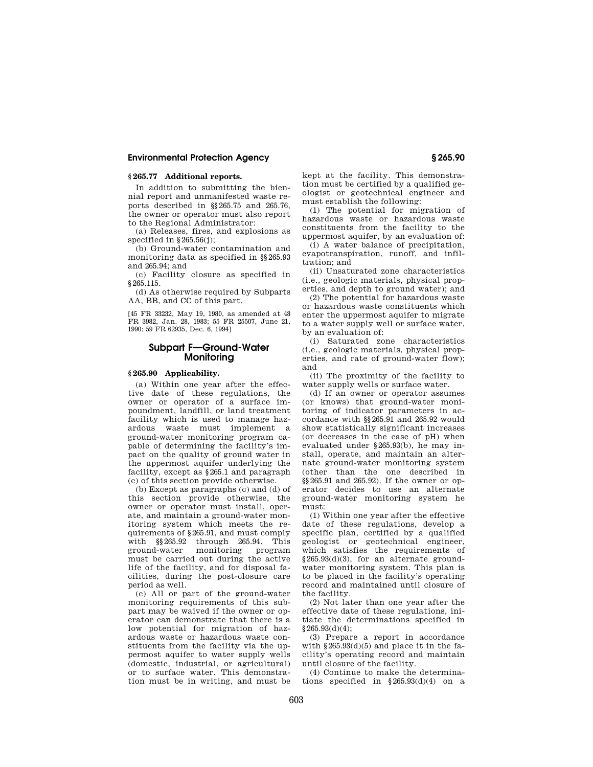### § 265.77 Additional reports.

In addition to submitting the biennial report and unmanifested waste reports described in §§ 265.75 and 265.76, the owner or operator must also report to the Regional Administrator:

(a) Releases, fires, and explosions as specified in § 265.56(j);

(b) Ground-water contamination and monitoring data as specified in §§ 265.93 and 265.94; and

(c) Facility closure as specified in § 265.115.

(d) As otherwise required by Subparts AA, BB, and CC of this part.

[45 FR 33232, May 19, 1980, as amended at 48 FR 3982, Jan. 28, 1983; 55 FR 25507, June 21, 1990; 59 FR 62935, Dec. 6, 1994]

## Subpart F—Ground-Water Monitoring

### § 265.90 Applicability.

(a) Within one year after the effective date of these regulations, the owner or operator of a surface impoundment, landfill, or land treatment facility which is used to manage hazardous waste must implement a ground-water monitoring program capable of determining the facility's impact on the quality of ground water in the uppermost aquifer underlying the facility, except as § 265.1 and paragraph (c) of this section provide otherwise.

(b) Except as paragraphs (c) and (d) of this section provide otherwise, the owner or operator must install, operate, and maintain a ground-water monitoring system which meets the requirements of § 265.91, and must comply with §§ 265.92 through 265.94. This ground-water monitoring program must be carried out during the active life of the facility, and for disposal facilities, during the post-closure care period as well.

(c) All or part of the ground-water monitoring requirements of this subpart may be waived if the owner or operator can demonstrate that there is a low potential for migration of hazardous waste or hazardous waste constituents from the facility via the uppermost aquifer to water supply wells (domestic, industrial, or agricultural) or to surface water. This demonstration must be in writing, and must be kept at the facility. This demonstration must be certified by a qualified geologist or geotechnical engineer and must establish the following:

(1) The potential for migration of hazardous waste or hazardous waste constituents from the facility to the uppermost aquifer, by an evaluation of:

(i) A water balance of precipitation, evapotranspiration, runoff, and infiltration; and

(ii) Unsaturated zone characteristics (i.e., geologic materials, physical properties, and depth to ground water); and

(2) The potential for hazardous waste or hazardous waste constituents which enter the uppermost aquifer to migrate to a water supply well or surface water, by an evaluation of:

(i) Saturated zone characteristics (i.e., geologic materials, physical properties, and rate of ground-water flow); and

(ii) The proximity of the facility to water supply wells or surface water.

(d) If an owner or operator assumes (or knows) that ground-water monitoring of indicator parameters in accordance with §§ 265.91 and 265.92 would show statistically significant increases (or decreases in the case of pH) when evaluated under § 265.93(b), he may install, operate, and maintain an alternate ground-water monitoring system (other than the one described in §§ 265.91 and 265.92). If the owner or operator decides to use an alternate ground-water monitoring system he must:

(1) Within one year after the effective date of these regulations, develop a specific plan, certified by a qualified geologist or geotechnical engineer, which satisfies the requirements of § 265.93(d)(3), for an alternate ground-water monitoring system. This plan is to be placed in the facility's operating record and maintained until closure of the facility.

(2) Not later than one year after the effective date of these regulations, initiate the determinations specified in § 265.93(d)(4);

(3) Prepare a report in accordance with § 265.93(d)(5) and place it in the facility's operating record and maintain until closure of the facility.

(4) Continue to make the determinations specified in § 265.93(d)(4) on a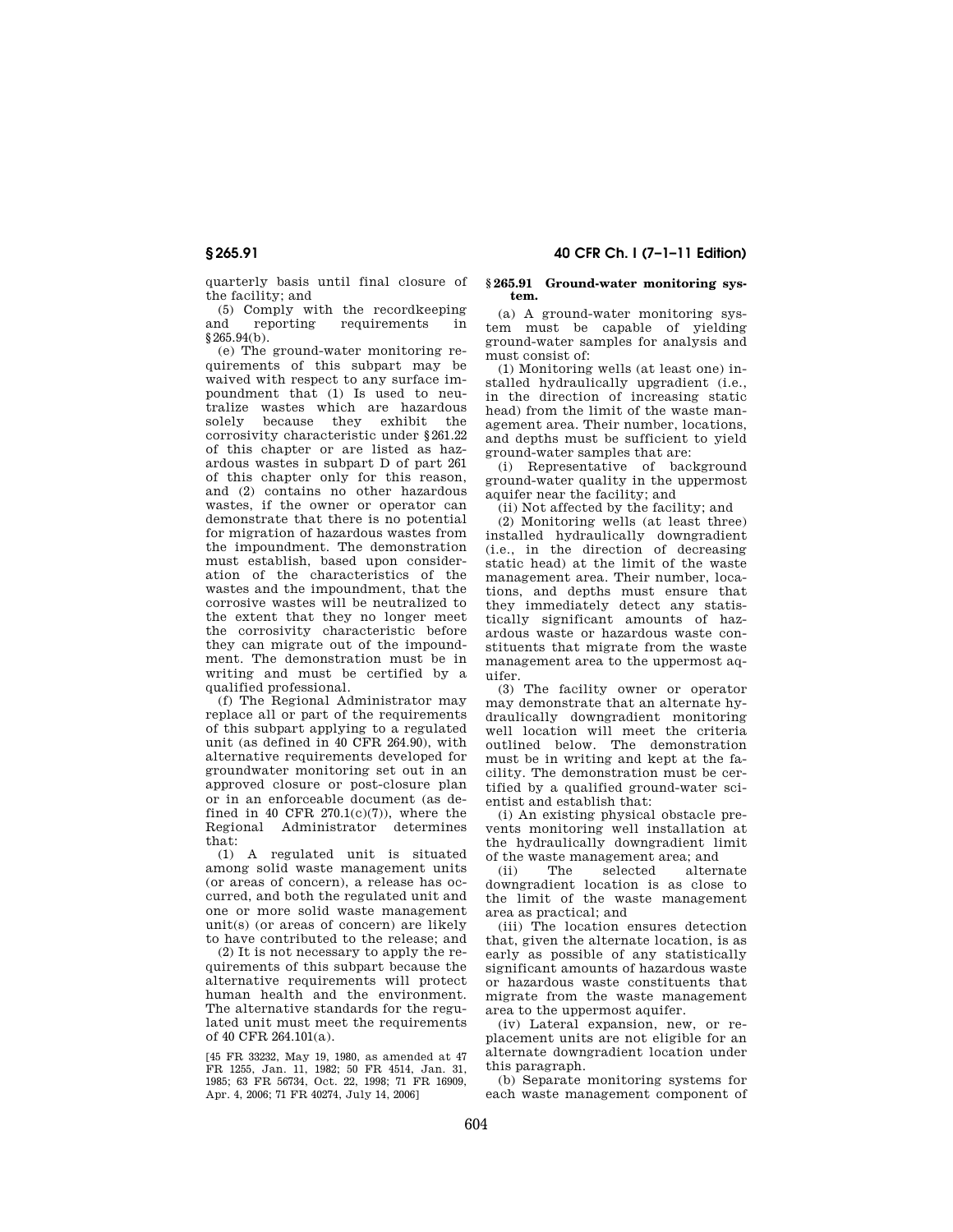quarterly basis until final closure of the facility; and

(5) Comply with the recordkeeping and reporting requirements in §265.94(b).

(e) The ground-water monitoring requirements of this subpart may be waived with respect to any surface impoundment that (1) Is used to neutralize wastes which are hazardous solely because they exhibit the corrosivity characteristic under §261.22 of this chapter or are listed as hazardous wastes in subpart D of part 261 of this chapter only for this reason, and (2) contains no other hazardous wastes, if the owner or operator can demonstrate that there is no potential for migration of hazardous wastes from the impoundment. The demonstration must establish, based upon consideration of the characteristics of the wastes and the impoundment, that the corrosive wastes will be neutralized to the extent that they no longer meet the corrosivity characteristic before they can migrate out of the impoundment. The demonstration must be in writing and must be certified by a qualified professional.

(f) The Regional Administrator may replace all or part of the requirements of this subpart applying to a regulated unit (as defined in 40 CFR 264.90), with alternative requirements developed for groundwater monitoring set out in an approved closure or post-closure plan or in an enforceable document (as defined in 40 CFR 270.1(c)(7)), where the Regional Administrator determines that:

(1) A regulated unit is situated among solid waste management units (or areas of concern), a release has occurred, and both the regulated unit and one or more solid waste management unit(s) (or areas of concern) are likely to have contributed to the release; and

(2) It is not necessary to apply the requirements of this subpart because the alternative requirements will protect human health and the environment. The alternative standards for the regulated unit must meet the requirements of 40 CFR 264.101(a).

[45 FR 33232, May 19, 1980, as amended at 47 FR 1255, Jan. 11, 1982; 50 FR 4514, Jan. 31, 1985; 63 FR 56734, Oct. 22, 1998; 71 FR 16909, Apr. 4, 2006; 71 FR 40274, July 14, 2006]

## §265.91 Ground-water monitoring system.

(a) A ground-water monitoring system must be capable of yielding ground-water samples for analysis and must consist of:

(1) Monitoring wells (at least one) installed hydraulically upgradient (i.e., in the direction of increasing static head) from the limit of the waste management area. Their number, locations, and depths must be sufficient to yield ground-water samples that are:

(i) Representative of background ground-water quality in the uppermost aquifer near the facility; and

(ii) Not affected by the facility; and

(2) Monitoring wells (at least three) installed hydraulically downgradient (i.e., in the direction of decreasing static head) at the limit of the waste management area. Their number, locations, and depths must ensure that they immediately detect any statistically significant amounts of hazardous waste or hazardous waste constituents that migrate from the waste management area to the uppermost aquifer.

(3) The facility owner or operator may demonstrate that an alternate hydraulically downgradient monitoring well location will meet the criteria outlined below. The demonstration must be in writing and kept at the facility. The demonstration must be certified by a qualified ground-water scientist and establish that:

(i) An existing physical obstacle prevents monitoring well installation at the hydraulically downgradient limit of the waste management area; and

(ii) The selected alternate downgradient location is as close to the limit of the waste management area as practical; and

(iii) The location ensures detection that, given the alternate location, is as early as possible of any statistically significant amounts of hazardous waste or hazardous waste constituents that migrate from the waste management area to the uppermost aquifer.

(iv) Lateral expansion, new, or replacement units are not eligible for an alternate downgradient location under this paragraph.

(b) Separate monitoring systems for each waste management component of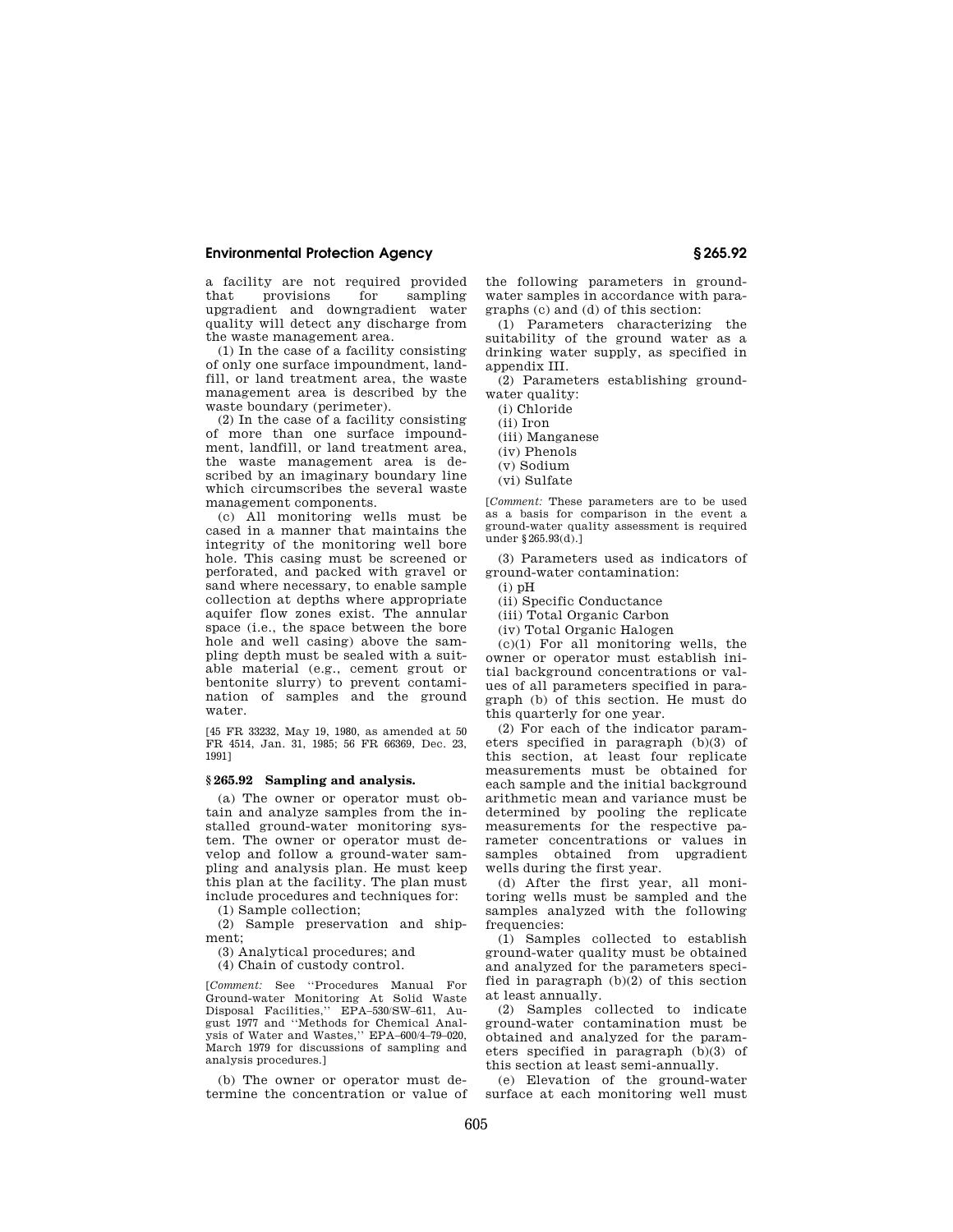a facility are not required provided that provisions for sampling upgradient and downgradient water quality will detect any discharge from the waste management area.

(1) In the case of a facility consisting of only one surface impoundment, landfill, or land treatment area, the waste management area is described by the waste boundary (perimeter).

(2) In the case of a facility consisting of more than one surface impoundment, landfill, or land treatment area, the waste management area is described by an imaginary boundary line which circumscribes the several waste management components.

(c) All monitoring wells must be cased in a manner that maintains the integrity of the monitoring well bore hole. This casing must be screened or perforated, and packed with gravel or sand where necessary, to enable sample collection at depths where appropriate aquifer flow zones exist. The annular space (i.e., the space between the bore hole and well casing) above the sampling depth must be sealed with a suitable material (e.g., cement grout or bentonite slurry) to prevent contamination of samples and the ground water.

[45 FR 33232, May 19, 1980, as amended at 50 FR 4514, Jan. 31, 1985; 56 FR 66369, Dec. 23, 1991]

### § 265.92 Sampling and analysis.

(a) The owner or operator must obtain and analyze samples from the installed ground-water monitoring system. The owner or operator must develop and follow a ground-water sampling and analysis plan. He must keep this plan at the facility. The plan must include procedures and techniques for:

(1) Sample collection;

(2) Sample preservation and shipment;

(3) Analytical procedures; and

(4) Chain of custody control.

[*Comment:* See ''Procedures Manual For Ground-water Monitoring At Solid Waste Disposal Facilities,'' EPA–530/SW–611, August 1977 and ''Methods for Chemical Analysis of Water and Wastes,'' EPA–600/4–79–020, March 1979 for discussions of sampling and analysis procedures.]

(b) The owner or operator must determine the concentration or value of the following parameters in ground-water samples in accordance with paragraphs (c) and (d) of this section:

(1) Parameters characterizing the suitability of the ground water as a drinking water supply, as specified in appendix III.

(2) Parameters establishing ground-water quality:

(i) Chloride

(ii) Iron

(iii) Manganese

(iv) Phenols

(v) Sodium

(vi) Sulfate

[*Comment:* These parameters are to be used as a basis for comparison in the event a ground-water quality assessment is required under § 265.93(d).]

(3) Parameters used as indicators of ground-water contamination:

(i) pH

(ii) Specific Conductance

(iii) Total Organic Carbon

(iv) Total Organic Halogen

(c)(1) For all monitoring wells, the owner or operator must establish initial background concentrations or values of all parameters specified in paragraph (b) of this section. He must do this quarterly for one year.

(2) For each of the indicator parameters specified in paragraph (b)(3) of this section, at least four replicate measurements must be obtained for each sample and the initial background arithmetic mean and variance must be determined by pooling the replicate measurements for the respective parameter concentrations or values in samples obtained from upgradient wells during the first year.

(d) After the first year, all monitoring wells must be sampled and the samples analyzed with the following frequencies:

(1) Samples collected to establish ground-water quality must be obtained and analyzed for the parameters specified in paragraph (b)(2) of this section at least annually.

(2) Samples collected to indicate ground-water contamination must be obtained and analyzed for the parameters specified in paragraph (b)(3) of this section at least semi-annually.

(e) Elevation of the ground-water surface at each monitoring well must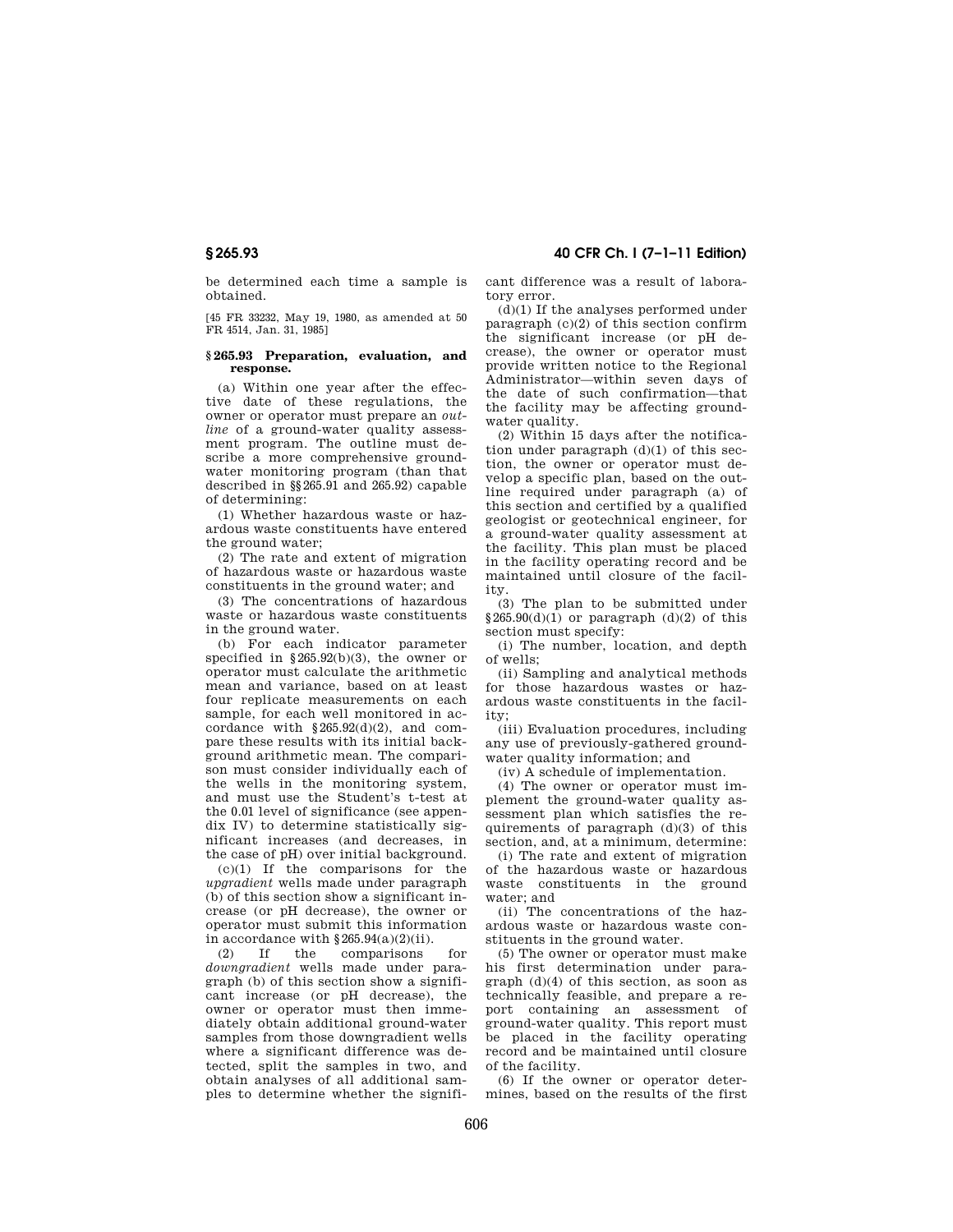be determined each time a sample is obtained.

[45 FR 33232, May 19, 1980, as amended at 50 FR 4514, Jan. 31, 1985]

### § 265.93 Preparation, evaluation, and response.

(a) Within one year after the effective date of these regulations, the owner or operator must prepare an *outline* of a ground-water quality assessment program. The outline must describe a more comprehensive ground-water monitoring program (than that described in §§ 265.91 and 265.92) capable of determining:

(1) Whether hazardous waste or hazardous waste constituents have entered the ground water;

(2) The rate and extent of migration of hazardous waste or hazardous waste constituents in the ground water; and

(3) The concentrations of hazardous waste or hazardous waste constituents in the ground water.

(b) For each indicator parameter specified in § 265.92(b)(3), the owner or operator must calculate the arithmetic mean and variance, based on at least four replicate measurements on each sample, for each well monitored in accordance with § 265.92(d)(2), and compare these results with its initial background arithmetic mean. The comparison must consider individually each of the wells in the monitoring system, and must use the Student's t-test at the 0.01 level of significance (see appendix IV) to determine statistically significant increases (and decreases, in the case of pH) over initial background.

(c)(1) If the comparisons for the *upgradient* wells made under paragraph (b) of this section show a significant increase (or pH decrease), the owner or operator must submit this information in accordance with § 265.94(a)(2)(ii).

(2) If the comparisons for *downgradient* wells made under paragraph (b) of this section show a significant increase (or pH decrease), the owner or operator must then immediately obtain additional ground-water samples from those downgradient wells where a significant difference was detected, split the samples in two, and obtain analyses of all additional samples to determine whether the significant difference was a result of laboratory error.

(d)(1) If the analyses performed under paragraph (c)(2) of this section confirm the significant increase (or pH decrease), the owner or operator must provide written notice to the Regional Administrator—within seven days of the date of such confirmation—that the facility may be affecting ground-water quality.

(2) Within 15 days after the notification under paragraph (d)(1) of this section, the owner or operator must develop a specific plan, based on the outline required under paragraph (a) of this section and certified by a qualified geologist or geotechnical engineer, for a ground-water quality assessment at the facility. This plan must be placed in the facility operating record and be maintained until closure of the facility.

(3) The plan to be submitted under § 265.90(d)(1) or paragraph (d)(2) of this section must specify:

(i) The number, location, and depth of wells;

(ii) Sampling and analytical methods for those hazardous wastes or hazardous waste constituents in the facility;

(iii) Evaluation procedures, including any use of previously-gathered ground-water quality information; and

(iv) A schedule of implementation.

(4) The owner or operator must implement the ground-water quality assessment plan which satisfies the requirements of paragraph (d)(3) of this section, and, at a minimum, determine:

(i) The rate and extent of migration of the hazardous waste or hazardous waste constituents in the ground water; and

(ii) The concentrations of the hazardous waste or hazardous waste constituents in the ground water.

(5) The owner or operator must make his first determination under paragraph (d)(4) of this section, as soon as technically feasible, and prepare a report containing an assessment of ground-water quality. This report must be placed in the facility operating record and be maintained until closure of the facility.

(6) If the owner or operator determines, based on the results of the first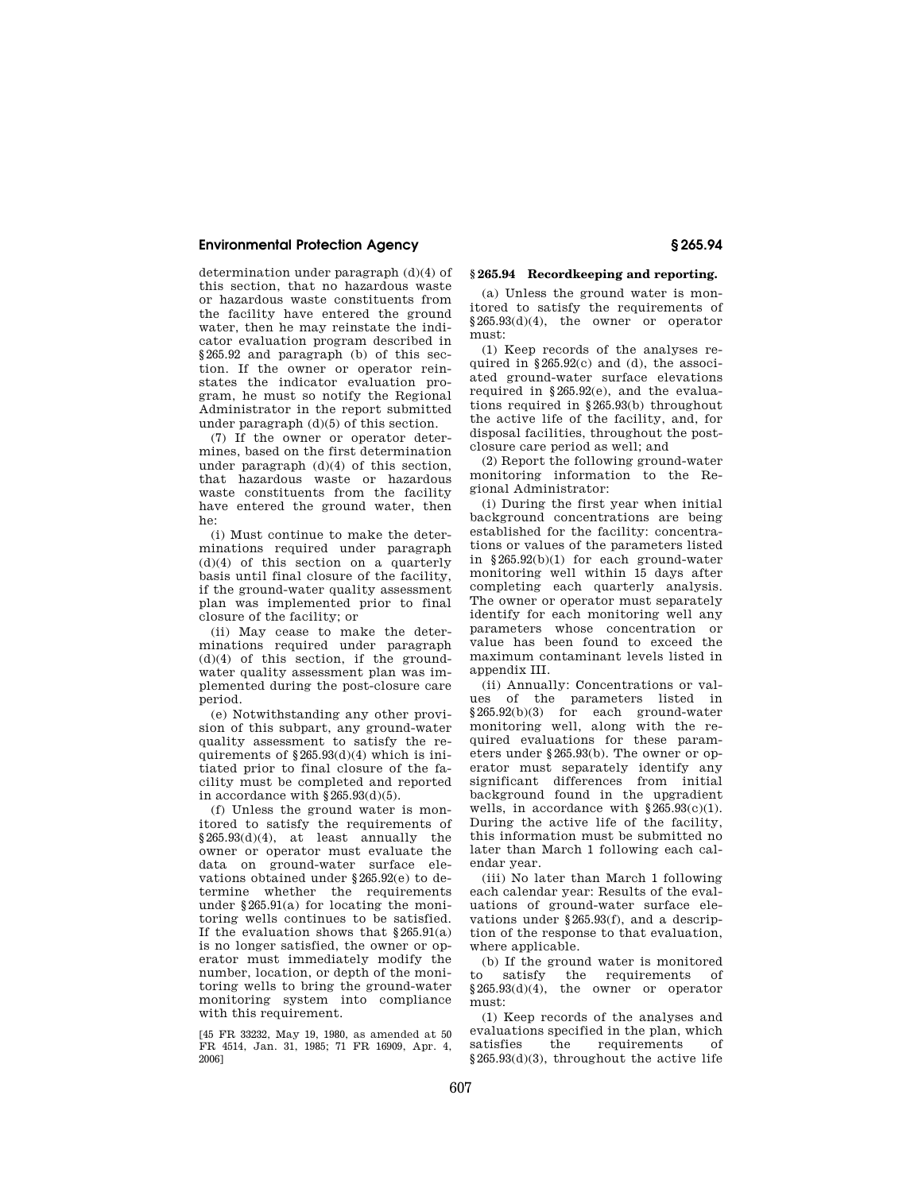determination under paragraph (d)(4) of this section, that no hazardous waste or hazardous waste constituents from the facility have entered the ground water, then he may reinstate the indicator evaluation program described in §265.92 and paragraph (b) of this section. If the owner or operator reinstates the indicator evaluation program, he must so notify the Regional Administrator in the report submitted under paragraph (d)(5) of this section.

(7) If the owner or operator determines, based on the first determination under paragraph (d)(4) of this section, that hazardous waste or hazardous waste constituents from the facility have entered the ground water, then he:

(i) Must continue to make the determinations required under paragraph (d)(4) of this section on a quarterly basis until final closure of the facility, if the ground-water quality assessment plan was implemented prior to final closure of the facility; or

(ii) May cease to make the determinations required under paragraph (d)(4) of this section, if the ground-water quality assessment plan was implemented during the post-closure care period.

(e) Notwithstanding any other provision of this subpart, any ground-water quality assessment to satisfy the requirements of §265.93(d)(4) which is initiated prior to final closure of the facility must be completed and reported in accordance with §265.93(d)(5).

(f) Unless the ground water is monitored to satisfy the requirements of §265.93(d)(4), at least annually the owner or operator must evaluate the data on ground-water surface elevations obtained under §265.92(e) to determine whether the requirements under §265.91(a) for locating the monitoring wells continues to be satisfied. If the evaluation shows that §265.91(a) is no longer satisfied, the owner or operator must immediately modify the number, location, or depth of the monitoring wells to bring the ground-water monitoring system into compliance with this requirement.

[45 FR 33232, May 19, 1980, as amended at 50 FR 4514, Jan. 31, 1985; 71 FR 16909, Apr. 4, 2006]

## §265.94 Recordkeeping and reporting.

(a) Unless the ground water is monitored to satisfy the requirements of §265.93(d)(4), the owner or operator must:

(1) Keep records of the analyses required in §265.92(c) and (d), the associated ground-water surface elevations required in §265.92(e), and the evaluations required in §265.93(b) throughout the active life of the facility, and, for disposal facilities, throughout the post-closure care period as well; and

(2) Report the following ground-water monitoring information to the Regional Administrator:

(i) During the first year when initial background concentrations are being established for the facility: concentrations or values of the parameters listed in §265.92(b)(1) for each ground-water monitoring well within 15 days after completing each quarterly analysis. The owner or operator must separately identify for each monitoring well any parameters whose concentration or value has been found to exceed the maximum contaminant levels listed in appendix III.

(ii) Annually: Concentrations or values of the parameters listed in §265.92(b)(3) for each ground-water monitoring well, along with the required evaluations for these parameters under §265.93(b). The owner or operator must separately identify any significant differences from initial background found in the upgradient wells, in accordance with §265.93(c)(1). During the active life of the facility, this information must be submitted no later than March 1 following each calendar year.

(iii) No later than March 1 following each calendar year: Results of the evaluations of ground-water surface elevations under §265.93(f), and a description of the response to that evaluation, where applicable.

(b) If the ground water is monitored to satisfy the requirements of §265.93(d)(4), the owner or operator must:

(1) Keep records of the analyses and evaluations specified in the plan, which satisfies the requirements of §265.93(d)(3), throughout the active life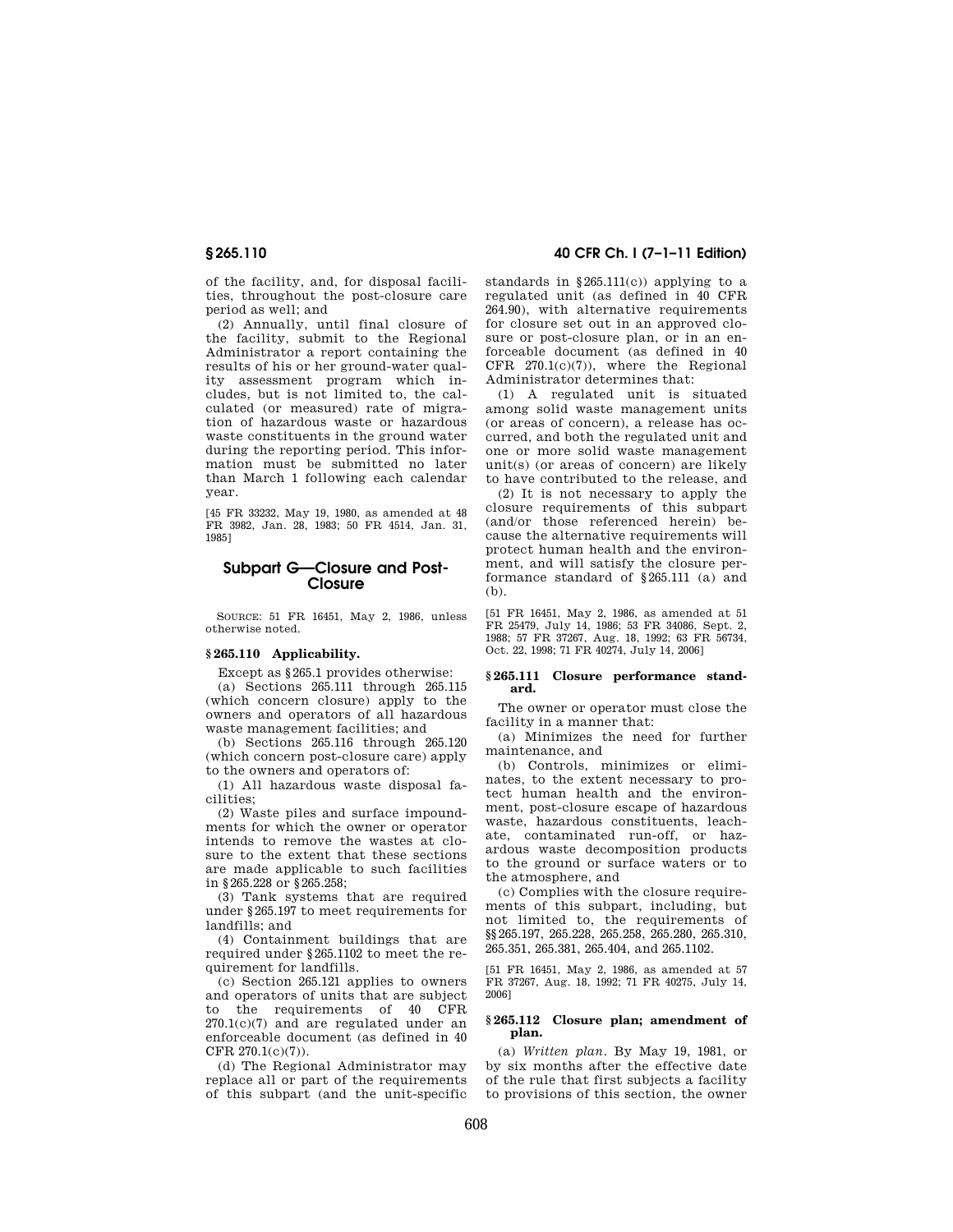of the facility, and, for disposal facilities, throughout the post-closure care period as well; and

(2) Annually, until final closure of the facility, submit to the Regional Administrator a report containing the results of his or her ground-water quality assessment program which includes, but is not limited to, the calculated (or measured) rate of migration of hazardous waste or hazardous waste constituents in the ground water during the reporting period. This information must be submitted no later than March 1 following each calendar year.

[45 FR 33232, May 19, 1980, as amended at 48 FR 3982, Jan. 28, 1983; 50 FR 4514, Jan. 31, 1985]

## Subpart G—Closure and Post-Closure

SOURCE: 51 FR 16451, May 2, 1986, unless otherwise noted.

### § 265.110 Applicability.

Except as § 265.1 provides otherwise:

(a) Sections 265.111 through 265.115 (which concern closure) apply to the owners and operators of all hazardous waste management facilities; and

(b) Sections 265.116 through 265.120 (which concern post-closure care) apply to the owners and operators of:

(1) All hazardous waste disposal facilities;

(2) Waste piles and surface impoundments for which the owner or operator intends to remove the wastes at closure to the extent that these sections are made applicable to such facilities in § 265.228 or § 265.258;

(3) Tank systems that are required under § 265.197 to meet requirements for landfills; and

(4) Containment buildings that are required under § 265.1102 to meet the requirement for landfills.

(c) Section 265.121 applies to owners and operators of units that are subject to the requirements of 40 CFR 270.1(c)(7) and are regulated under an enforceable document (as defined in 40 CFR 270.1(c)(7)).

(d) The Regional Administrator may replace all or part of the requirements of this subpart (and the unit-specific standards in § 265.111(c)) applying to a regulated unit (as defined in 40 CFR 264.90), with alternative requirements for closure set out in an approved closure or post-closure plan, or in an enforceable document (as defined in 40 CFR 270.1(c)(7)), where the Regional Administrator determines that:

(1) A regulated unit is situated among solid waste management units (or areas of concern), a release has occurred, and both the regulated unit and one or more solid waste management unit(s) (or areas of concern) are likely to have contributed to the release, and

(2) It is not necessary to apply the closure requirements of this subpart (and/or those referenced herein) because the alternative requirements will protect human health and the environment, and will satisfy the closure performance standard of § 265.111 (a) and (b).

[51 FR 16451, May 2, 1986, as amended at 51 FR 25479, July 14, 1986; 53 FR 34086, Sept. 2, 1988; 57 FR 37267, Aug. 18, 1992; 63 FR 56734, Oct. 22, 1998; 71 FR 40274, July 14, 2006]

### § 265.111 Closure performance standard.

The owner or operator must close the facility in a manner that:

(a) Minimizes the need for further maintenance, and

(b) Controls, minimizes or eliminates, to the extent necessary to protect human health and the environment, post-closure escape of hazardous waste, hazardous constituents, leachate, contaminated run-off, or hazardous waste decomposition products to the ground or surface waters or to the atmosphere, and

(c) Complies with the closure requirements of this subpart, including, but not limited to, the requirements of §§ 265.197, 265.228, 265.258, 265.280, 265.310, 265.351, 265.381, 265.404, and 265.1102.

[51 FR 16451, May 2, 1986, as amended at 57 FR 37267, Aug. 18, 1992; 71 FR 40275, July 14, 2006]

### § 265.112 Closure plan; amendment of plan.

(a) *Written plan*. By May 19, 1981, or by six months after the effective date of the rule that first subjects a facility to provisions of this section, the owner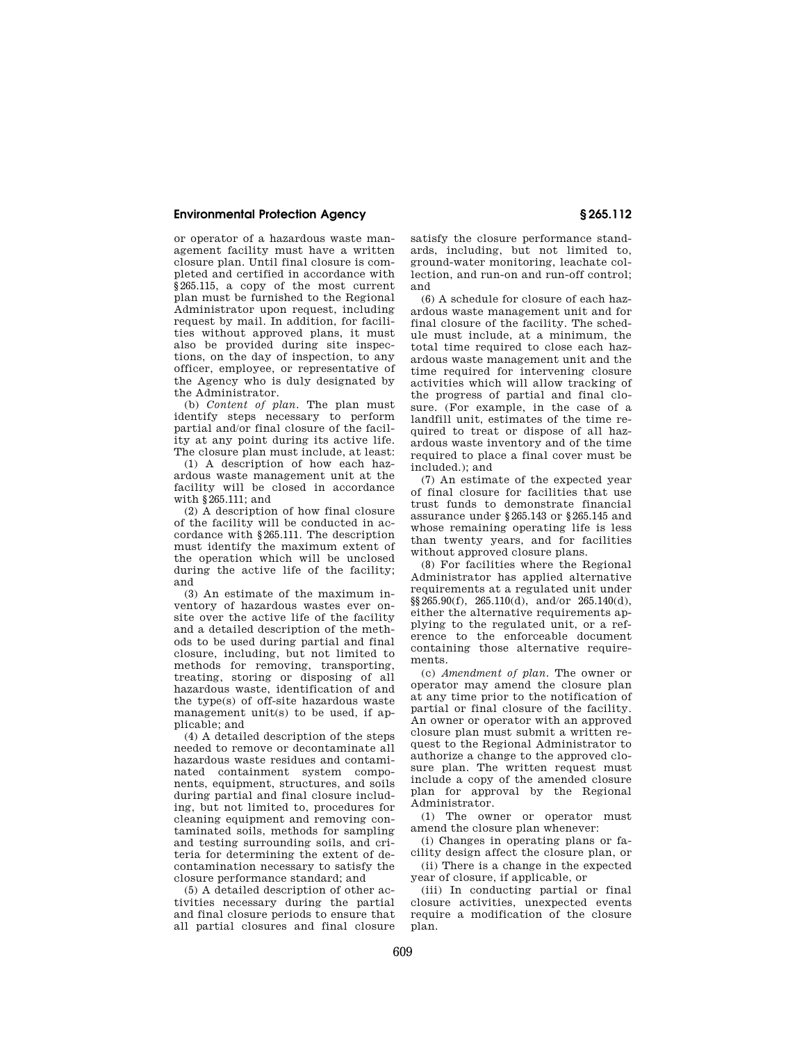or operator of a hazardous waste management facility must have a written closure plan. Until final closure is completed and certified in accordance with §265.115, a copy of the most current plan must be furnished to the Regional Administrator upon request, including request by mail. In addition, for facilities without approved plans, it must also be provided during site inspections, on the day of inspection, to any officer, employee, or representative of the Agency who is duly designated by the Administrator.

(b) *Content of plan.* The plan must identify steps necessary to perform partial and/or final closure of the facility at any point during its active life. The closure plan must include, at least:

(1) A description of how each hazardous waste management unit at the facility will be closed in accordance with §265.111; and

(2) A description of how final closure of the facility will be conducted in accordance with §265.111. The description must identify the maximum extent of the operation which will be unclosed during the active life of the facility; and

(3) An estimate of the maximum inventory of hazardous wastes ever onsite over the active life of the facility and a detailed description of the methods to be used during partial and final closure, including, but not limited to methods for removing, transporting, treating, storing or disposing of all hazardous waste, identification of and the type(s) of off-site hazardous waste management unit(s) to be used, if applicable; and

(4) A detailed description of the steps needed to remove or decontaminate all hazardous waste residues and contaminated containment system components, equipment, structures, and soils during partial and final closure including, but not limited to, procedures for cleaning equipment and removing contaminated soils, methods for sampling and testing surrounding soils, and criteria for determining the extent of decontamination necessary to satisfy the closure performance standard; and

(5) A detailed description of other activities necessary during the partial and final closure periods to ensure that all partial closures and final closure satisfy the closure performance standards, including, but not limited to, ground-water monitoring, leachate collection, and run-on and run-off control; and

(6) A schedule for closure of each hazardous waste management unit and for final closure of the facility. The schedule must include, at a minimum, the total time required to close each hazardous waste management unit and the time required for intervening closure activities which will allow tracking of the progress of partial and final closure. (For example, in the case of a landfill unit, estimates of the time required to treat or dispose of all hazardous waste inventory and of the time required to place a final cover must be included.); and

(7) An estimate of the expected year of final closure for facilities that use trust funds to demonstrate financial assurance under §265.143 or §265.145 and whose remaining operating life is less than twenty years, and for facilities without approved closure plans.

(8) For facilities where the Regional Administrator has applied alternative requirements at a regulated unit under §§265.90(f), 265.110(d), and/or 265.140(d), either the alternative requirements applying to the regulated unit, or a reference to the enforceable document containing those alternative requirements.

(c) *Amendment of plan.* The owner or operator may amend the closure plan at any time prior to the notification of partial or final closure of the facility. An owner or operator with an approved closure plan must submit a written request to the Regional Administrator to authorize a change to the approved closure plan. The written request must include a copy of the amended closure plan for approval by the Regional Administrator.

(1) The owner or operator must amend the closure plan whenever:

(i) Changes in operating plans or facility design affect the closure plan, or

(ii) There is a change in the expected year of closure, if applicable, or

(iii) In conducting partial or final closure activities, unexpected events require a modification of the closure plan.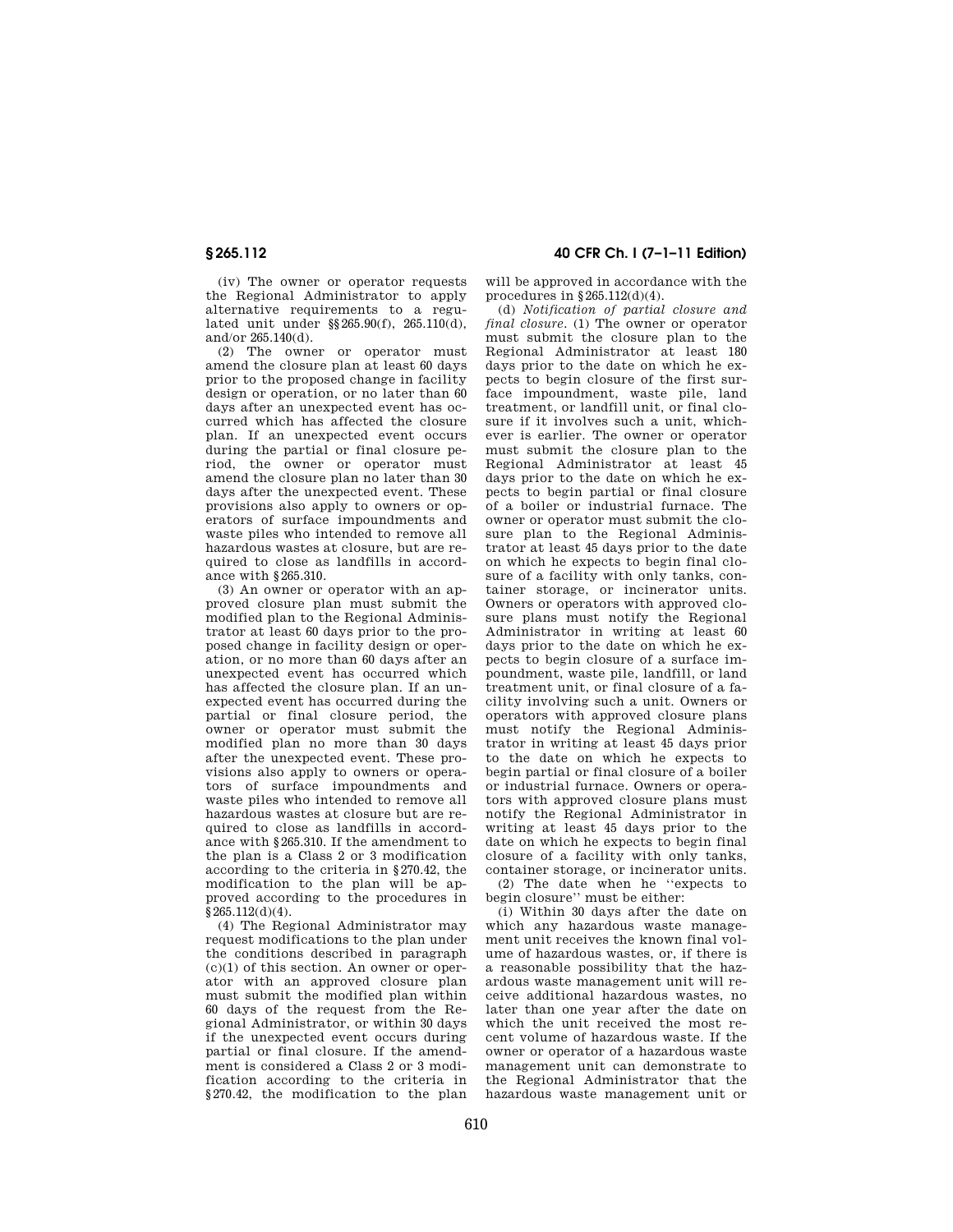(iv) The owner or operator requests the Regional Administrator to apply alternative requirements to a regulated unit under §§265.90(f), 265.110(d), and/or 265.140(d).

(2) The owner or operator must amend the closure plan at least 60 days prior to the proposed change in facility design or operation, or no later than 60 days after an unexpected event has occurred which has affected the closure plan. If an unexpected event occurs during the partial or final closure period, the owner or operator must amend the closure plan no later than 30 days after the unexpected event. These provisions also apply to owners or operators of surface impoundments and waste piles who intended to remove all hazardous wastes at closure, but are required to close as landfills in accordance with §265.310.

(3) An owner or operator with an approved closure plan must submit the modified plan to the Regional Administrator at least 60 days prior to the proposed change in facility design or operation, or no more than 60 days after an unexpected event has occurred which has affected the closure plan. If an unexpected event has occurred during the partial or final closure period, the owner or operator must submit the modified plan no more than 30 days after the unexpected event. These provisions also apply to owners or operators of surface impoundments and waste piles who intended to remove all hazardous wastes at closure but are required to close as landfills in accordance with §265.310. If the amendment to the plan is a Class 2 or 3 modification according to the criteria in §270.42, the modification to the plan will be approved according to the procedures in §265.112(d)(4).

(4) The Regional Administrator may request modifications to the plan under the conditions described in paragraph (c)(1) of this section. An owner or operator with an approved closure plan must submit the modified plan within 60 days of the request from the Regional Administrator, or within 30 days if the unexpected event occurs during partial or final closure. If the amendment is considered a Class 2 or 3 modification according to the criteria in §270.42, the modification to the plan will be approved in accordance with the procedures in §265.112(d)(4).

(d) *Notification of partial closure and final closure.* (1) The owner or operator must submit the closure plan to the Regional Administrator at least 180 days prior to the date on which he expects to begin closure of the first surface impoundment, waste pile, land treatment, or landfill unit, or final closure if it involves such a unit, whichever is earlier. The owner or operator must submit the closure plan to the Regional Administrator at least 45 days prior to the date on which he expects to begin partial or final closure of a boiler or industrial furnace. The owner or operator must submit the closure plan to the Regional Administrator at least 45 days prior to the date on which he expects to begin final closure of a facility with only tanks, container storage, or incinerator units. Owners or operators with approved closure plans must notify the Regional Administrator in writing at least 60 days prior to the date on which he expects to begin closure of a surface impoundment, waste pile, landfill, or land treatment unit, or final closure of a facility involving such a unit. Owners or operators with approved closure plans must notify the Regional Administrator in writing at least 45 days prior to the date on which he expects to begin partial or final closure of a boiler or industrial furnace. Owners or operators with approved closure plans must notify the Regional Administrator in writing at least 45 days prior to the date on which he expects to begin final closure of a facility with only tanks, container storage, or incinerator units.

(2) The date when he "expects to begin closure" must be either:

(i) Within 30 days after the date on which any hazardous waste management unit receives the known final volume of hazardous wastes, or, if there is a reasonable possibility that the hazardous waste management unit will receive additional hazardous wastes, no later than one year after the date on which the unit received the most recent volume of hazardous waste. If the owner or operator of a hazardous waste management unit can demonstrate to the Regional Administrator that the hazardous waste management unit or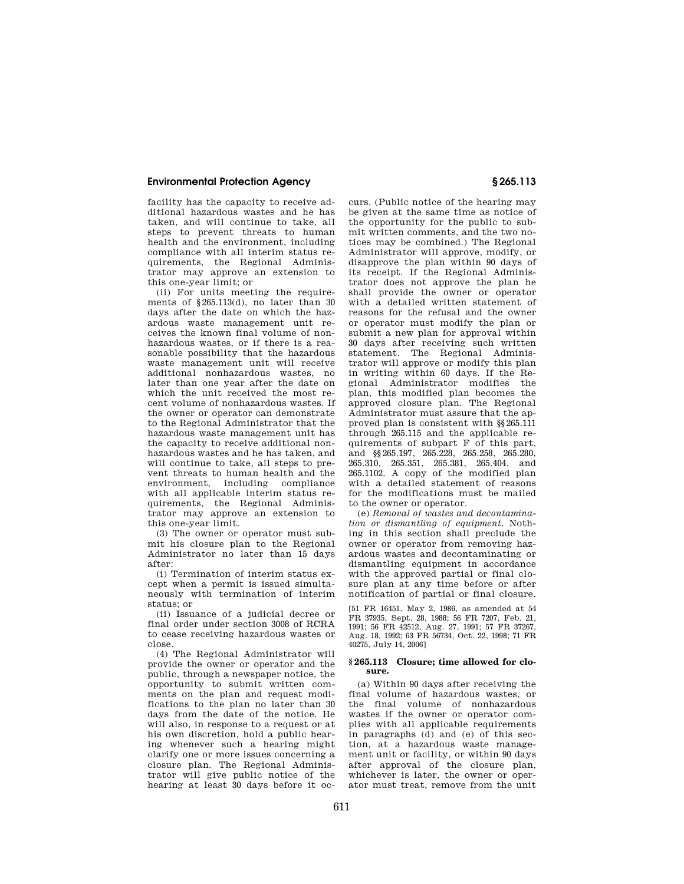facility has the capacity to receive additional hazardous wastes and he has taken, and will continue to take, all steps to prevent threats to human health and the environment, including compliance with all interim status requirements, the Regional Administrator may approve an extension to this one-year limit; or

(ii) For units meeting the requirements of §265.113(d), no later than 30 days after the date on which the hazardous waste management unit receives the known final volume of nonhazardous wastes, or if there is a reasonable possibility that the hazardous waste management unit will receive additional nonhazardous wastes, no later than one year after the date on which the unit received the most recent volume of nonhazardous wastes. If the owner or operator can demonstrate to the Regional Administrator that the hazardous waste management unit has the capacity to receive additional nonhazardous wastes and he has taken, and will continue to take, all steps to prevent threats to human health and the environment, including compliance with all applicable interim status requirements, the Regional Administrator may approve an extension to this one-year limit.

(3) The owner or operator must submit his closure plan to the Regional Administrator no later than 15 days after:

(i) Termination of interim status except when a permit is issued simultaneously with termination of interim status; or

(ii) Issuance of a judicial decree or final order under section 3008 of RCRA to cease receiving hazardous wastes or close.

(4) The Regional Administrator will provide the owner or operator and the public, through a newspaper notice, the opportunity to submit written comments on the plan and request modifications to the plan no later than 30 days from the date of the notice. He will also, in response to a request or at his own discretion, hold a public hearing whenever such a hearing might clarify one or more issues concerning a closure plan. The Regional Administrator will give public notice of the hearing at least 30 days before it occurs. (Public notice of the hearing may be given at the same time as notice of the opportunity for the public to submit written comments, and the two notices may be combined.) The Regional Administrator will approve, modify, or disapprove the plan within 90 days of its receipt. If the Regional Administrator does not approve the plan he shall provide the owner or operator with a detailed written statement of reasons for the refusal and the owner or operator must modify the plan or submit a new plan for approval within 30 days after receiving such written statement. The Regional Administrator will approve or modify this plan in writing within 60 days. If the Regional Administrator modifies the plan, this modified plan becomes the approved closure plan. The Regional Administrator must assure that the approved plan is consistent with §§265.111 through 265.115 and the applicable requirements of subpart F of this part, and §§265.197, 265.228, 265.258, 265.280, 265.310, 265.351, 265.381, 265.404, and 265.1102. A copy of the modified plan with a detailed statement of reasons for the modifications must be mailed to the owner or operator.

(e) *Removal of wastes and decontamination or dismantling of equipment.* Nothing in this section shall preclude the owner or operator from removing hazardous wastes and decontaminating or dismantling equipment in accordance with the approved partial or final closure plan at any time before or after notification of partial or final closure.

[51 FR 16451, May 2, 1986, as amended at 54 FR 37935, Sept. 28, 1988; 56 FR 7207, Feb. 21, 1991; 56 FR 42512, Aug. 27, 1991; 57 FR 37267, Aug. 18, 1992; 63 FR 56734, Oct. 22, 1998; 71 FR 40275, July 14, 2006]

### §265.113 Closure; time allowed for closure.

(a) Within 90 days after receiving the final volume of hazardous wastes, or the final volume of nonhazardous wastes if the owner or operator complies with all applicable requirements in paragraphs (d) and (e) of this section, at a hazardous waste management unit or facility, or within 90 days after approval of the closure plan, whichever is later, the owner or operator must treat, remove from the unit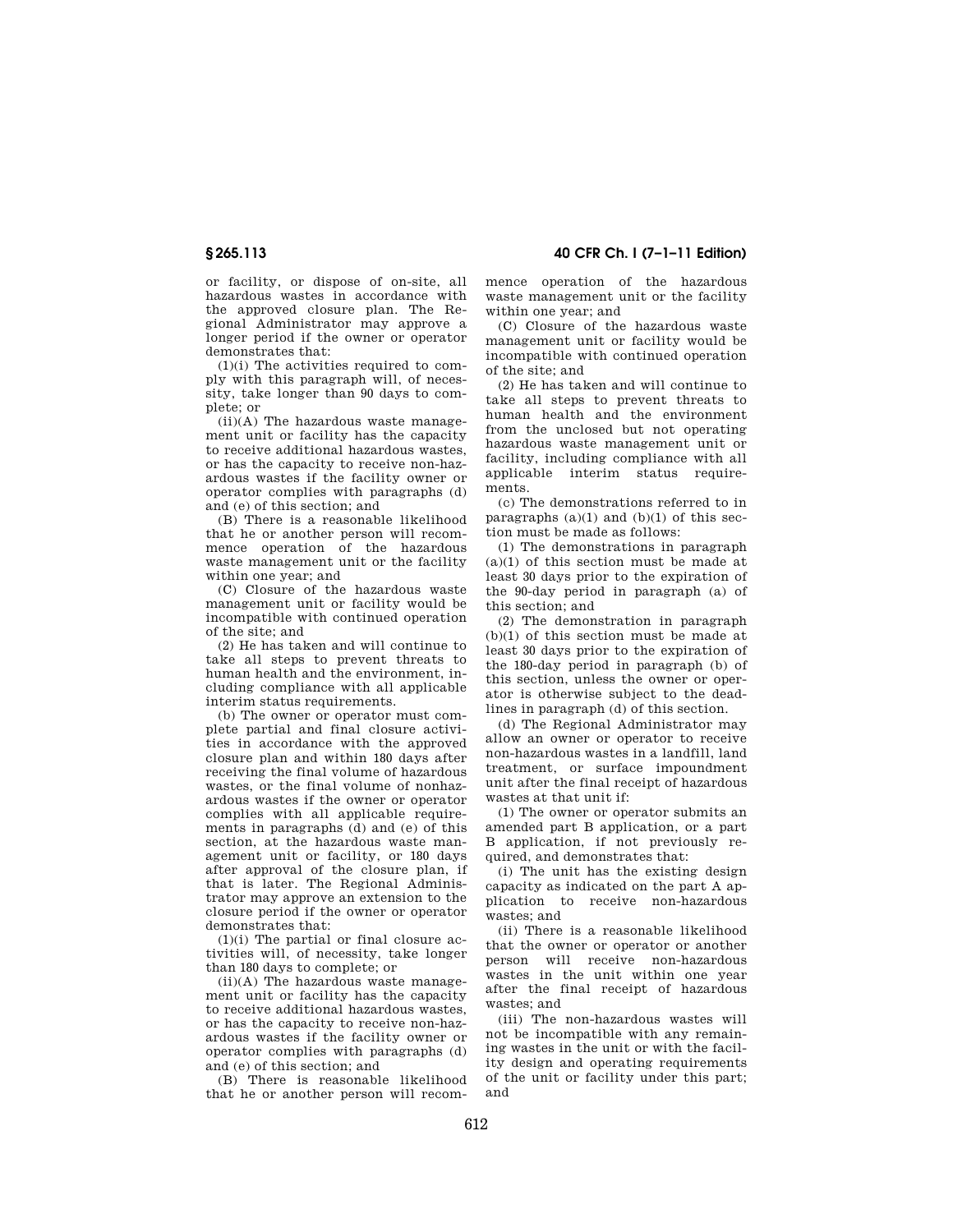or facility, or dispose of on-site, all hazardous wastes in accordance with the approved closure plan. The Regional Administrator may approve a longer period if the owner or operator demonstrates that:

(1)(i) The activities required to comply with this paragraph will, of necessity, take longer than 90 days to complete; or

(ii)(A) The hazardous waste management unit or facility has the capacity to receive additional hazardous wastes, or has the capacity to receive non-hazardous wastes if the facility owner or operator complies with paragraphs (d) and (e) of this section; and

(B) There is a reasonable likelihood that he or another person will recommence operation of the hazardous waste management unit or the facility within one year; and

(C) Closure of the hazardous waste management unit or facility would be incompatible with continued operation of the site; and

(2) He has taken and will continue to take all steps to prevent threats to human health and the environment, including compliance with all applicable interim status requirements.

(b) The owner or operator must complete partial and final closure activities in accordance with the approved closure plan and within 180 days after receiving the final volume of hazardous wastes, or the final volume of nonhazardous wastes if the owner or operator complies with all applicable requirements in paragraphs (d) and (e) of this section, at the hazardous waste management unit or facility, or 180 days after approval of the closure plan, if that is later. The Regional Administrator may approve an extension to the closure period if the owner or operator demonstrates that:

(1)(i) The partial or final closure activities will, of necessity, take longer than 180 days to complete; or

(ii)(A) The hazardous waste management unit or facility has the capacity to receive additional hazardous wastes, or has the capacity to receive non-hazardous wastes if the facility owner or operator complies with paragraphs (d) and (e) of this section; and

(B) There is reasonable likelihood that he or another person will recommence operation of the hazardous waste management unit or the facility within one year; and

(C) Closure of the hazardous waste management unit or facility would be incompatible with continued operation of the site; and

(2) He has taken and will continue to take all steps to prevent threats to human health and the environment from the unclosed but not operating hazardous waste management unit or facility, including compliance with all applicable interim status requirements.

(c) The demonstrations referred to in paragraphs (a)(1) and (b)(1) of this section must be made as follows:

(1) The demonstrations in paragraph (a)(1) of this section must be made at least 30 days prior to the expiration of the 90-day period in paragraph (a) of this section; and

(2) The demonstration in paragraph (b)(1) of this section must be made at least 30 days prior to the expiration of the 180-day period in paragraph (b) of this section, unless the owner or operator is otherwise subject to the deadlines in paragraph (d) of this section.

(d) The Regional Administrator may allow an owner or operator to receive non-hazardous wastes in a landfill, land treatment, or surface impoundment unit after the final receipt of hazardous wastes at that unit if:

(1) The owner or operator submits an amended part B application, or a part B application, if not previously required, and demonstrates that:

(i) The unit has the existing design capacity as indicated on the part A application to receive non-hazardous wastes; and

(ii) There is a reasonable likelihood that the owner or operator or another person will receive non-hazardous wastes in the unit within one year after the final receipt of hazardous wastes; and

(iii) The non-hazardous wastes will not be incompatible with any remaining wastes in the unit or with the facility design and operating requirements of the unit or facility under this part; and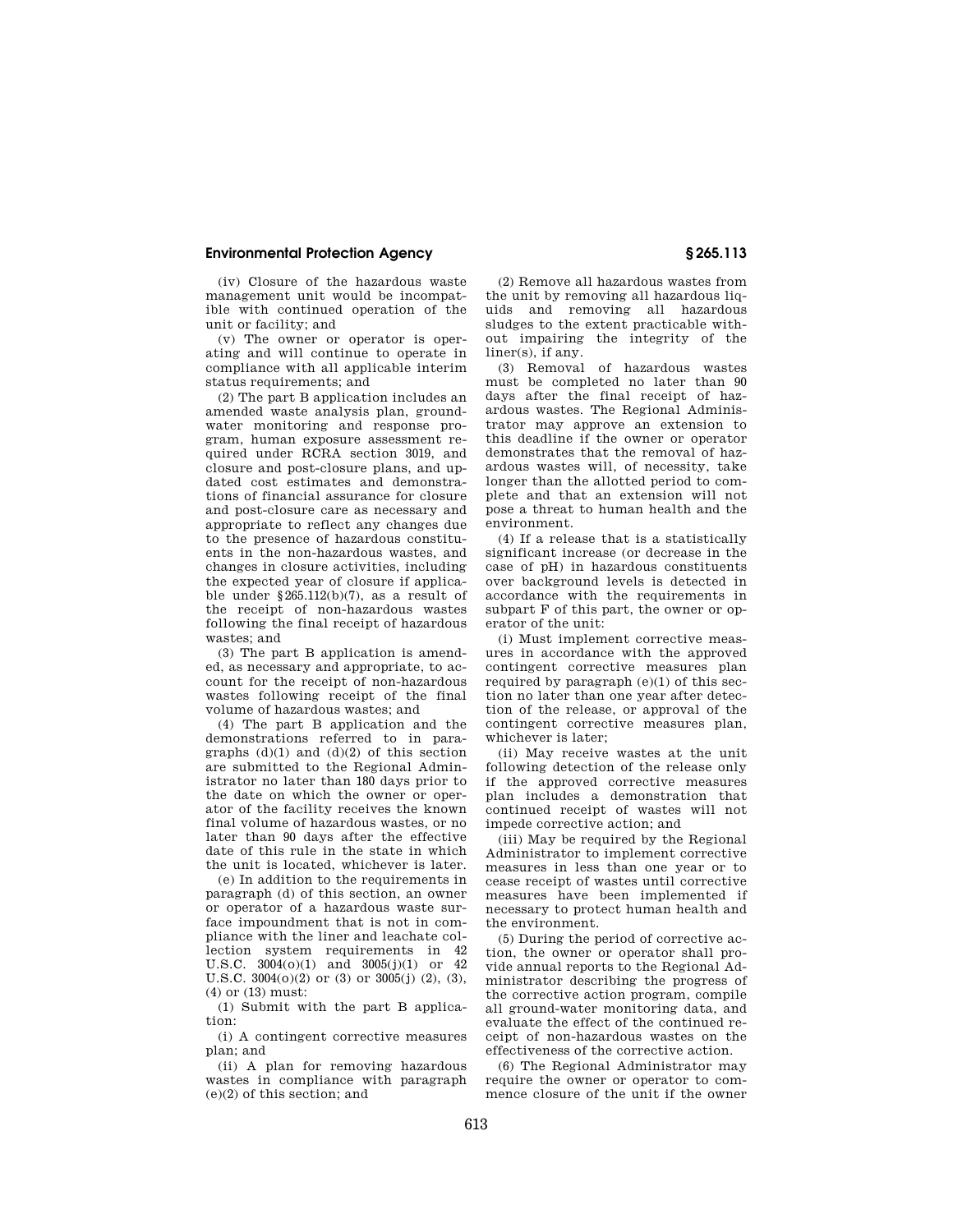(iv) Closure of the hazardous waste management unit would be incompatible with continued operation of the unit or facility; and

(v) The owner or operator is operating and will continue to operate in compliance with all applicable interim status requirements; and

(2) The part B application includes an amended waste analysis plan, groundwater monitoring and response program, human exposure assessment required under RCRA section 3019, and closure and post-closure plans, and updated cost estimates and demonstrations of financial assurance for closure and post-closure care as necessary and appropriate to reflect any changes due to the presence of hazardous constituents in the non-hazardous wastes, and changes in closure activities, including the expected year of closure if applicable under §265.112(b)(7), as a result of the receipt of non-hazardous wastes following the final receipt of hazardous wastes; and

(3) The part B application is amended, as necessary and appropriate, to account for the receipt of non-hazardous wastes following receipt of the final volume of hazardous wastes; and

(4) The part B application and the demonstrations referred to in paragraphs (d)(1) and (d)(2) of this section are submitted to the Regional Administrator no later than 180 days prior to the date on which the owner or operator of the facility receives the known final volume of hazardous wastes, or no later than 90 days after the effective date of this rule in the state in which the unit is located, whichever is later.

(e) In addition to the requirements in paragraph (d) of this section, an owner or operator of a hazardous waste surface impoundment that is not in compliance with the liner and leachate collection system requirements in 42 U.S.C. 3004(o)(1) and 3005(j)(1) or 42 U.S.C. 3004(o)(2) or (3) or 3005(j) (2), (3), (4) or (13) must:

(1) Submit with the part B application:

(i) A contingent corrective measures plan; and

(ii) A plan for removing hazardous wastes in compliance with paragraph (e)(2) of this section; and

(2) Remove all hazardous wastes from the unit by removing all hazardous liquids and removing all hazardous sludges to the extent practicable without impairing the integrity of the liner(s), if any.

(3) Removal of hazardous wastes must be completed no later than 90 days after the final receipt of hazardous wastes. The Regional Administrator may approve an extension to this deadline if the owner or operator demonstrates that the removal of hazardous wastes will, of necessity, take longer than the allotted period to complete and that an extension will not pose a threat to human health and the environment.

(4) If a release that is a statistically significant increase (or decrease in the case of pH) in hazardous constituents over background levels is detected in accordance with the requirements in subpart F of this part, the owner or operator of the unit:

(i) Must implement corrective measures in accordance with the approved contingent corrective measures plan required by paragraph (e)(1) of this section no later than one year after detection of the release, or approval of the contingent corrective measures plan, whichever is later;

(ii) May receive wastes at the unit following detection of the release only if the approved corrective measures plan includes a demonstration that continued receipt of wastes will not impede corrective action; and

(iii) May be required by the Regional Administrator to implement corrective measures in less than one year or to cease receipt of wastes until corrective measures have been implemented if necessary to protect human health and the environment.

(5) During the period of corrective action, the owner or operator shall provide annual reports to the Regional Administrator describing the progress of the corrective action program, compile all ground-water monitoring data, and evaluate the effect of the continued receipt of non-hazardous wastes on the effectiveness of the corrective action.

(6) The Regional Administrator may require the owner or operator to commence closure of the unit if the owner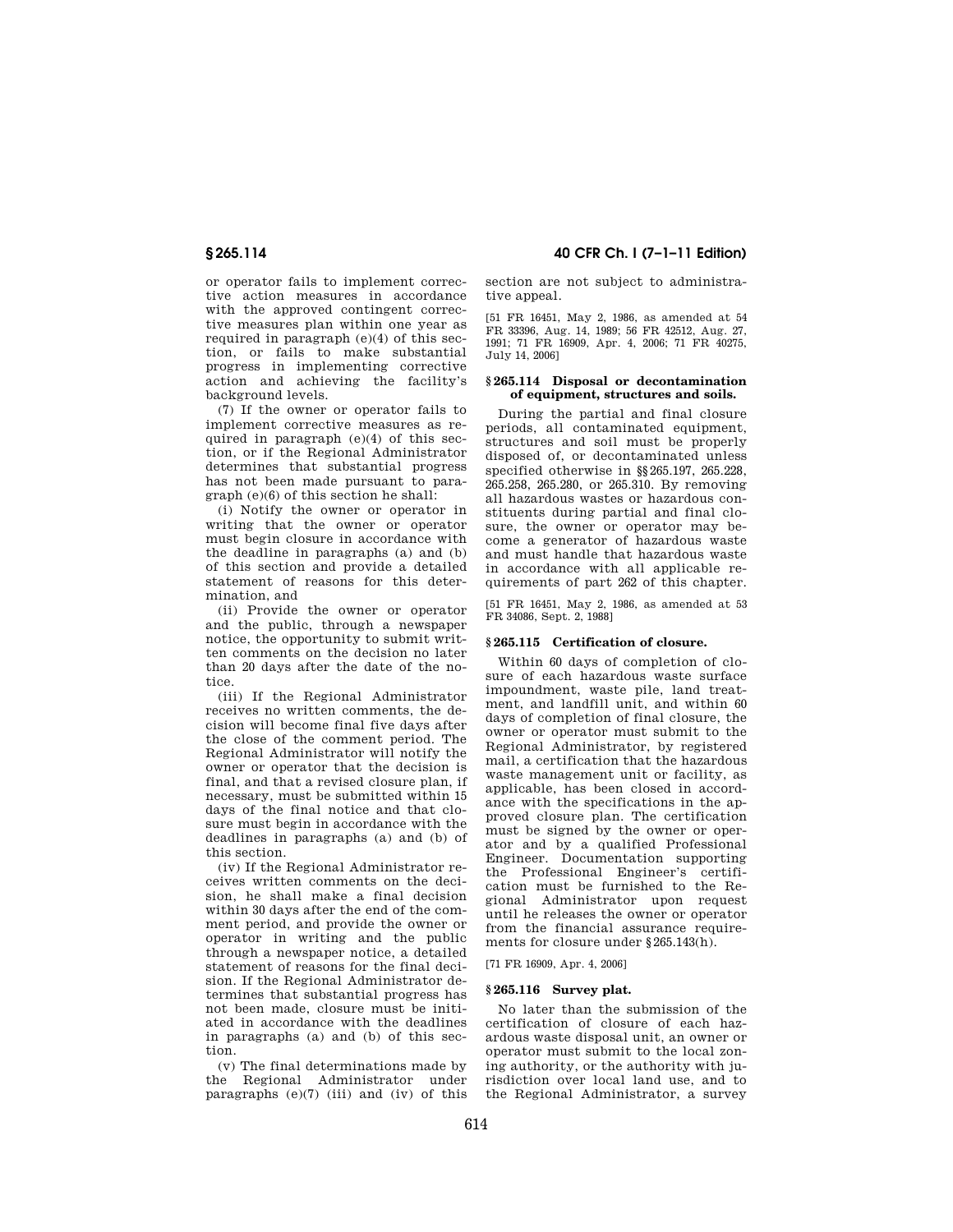or operator fails to implement corrective action measures in accordance with the approved contingent corrective measures plan within one year as required in paragraph (e)(4) of this section, or fails to make substantial progress in implementing corrective action and achieving the facility's background levels.

(7) If the owner or operator fails to implement corrective measures as required in paragraph (e)(4) of this section, or if the Regional Administrator determines that substantial progress has not been made pursuant to paragraph (e)(6) of this section he shall:

(i) Notify the owner or operator in writing that the owner or operator must begin closure in accordance with the deadline in paragraphs (a) and (b) of this section and provide a detailed statement of reasons for this determination, and

(ii) Provide the owner or operator and the public, through a newspaper notice, the opportunity to submit written comments on the decision no later than 20 days after the date of the notice.

(iii) If the Regional Administrator receives no written comments, the decision will become final five days after the close of the comment period. The Regional Administrator will notify the owner or operator that the decision is final, and that a revised closure plan, if necessary, must be submitted within 15 days of the final notice and that closure must begin in accordance with the deadlines in paragraphs (a) and (b) of this section.

(iv) If the Regional Administrator receives written comments on the decision, he shall make a final decision within 30 days after the end of the comment period, and provide the owner or operator in writing and the public through a newspaper notice, a detailed statement of reasons for the final decision. If the Regional Administrator determines that substantial progress has not been made, closure must be initiated in accordance with the deadlines in paragraphs (a) and (b) of this section.

(v) The final determinations made by the Regional Administrator under paragraphs (e)(7) (iii) and (iv) of this section are not subject to administrative appeal.

[51 FR 16451, May 2, 1986, as amended at 54 FR 33396, Aug. 14, 1989; 56 FR 42512, Aug. 27, 1991; 71 FR 16909, Apr. 4, 2006; 71 FR 40275, July 14, 2006]

### § 265.114 Disposal or decontamination of equipment, structures and soils.

During the partial and final closure periods, all contaminated equipment, structures and soil must be properly disposed of, or decontaminated unless specified otherwise in §§ 265.197, 265.228, 265.258, 265.280, or 265.310. By removing all hazardous wastes or hazardous constituents during partial and final closure, the owner or operator may become a generator of hazardous waste and must handle that hazardous waste in accordance with all applicable requirements of part 262 of this chapter.

[51 FR 16451, May 2, 1986, as amended at 53 FR 34086, Sept. 2, 1988]

### § 265.115 Certification of closure.

Within 60 days of completion of closure of each hazardous waste surface impoundment, waste pile, land treatment, and landfill unit, and within 60 days of completion of final closure, the owner or operator must submit to the Regional Administrator, by registered mail, a certification that the hazardous waste management unit or facility, as applicable, has been closed in accordance with the specifications in the approved closure plan. The certification must be signed by the owner or operator and by a qualified Professional Engineer. Documentation supporting the Professional Engineer's certification must be furnished to the Regional Administrator upon request until he releases the owner or operator from the financial assurance requirements for closure under § 265.143(h).

[71 FR 16909, Apr. 4, 2006]

### § 265.116 Survey plat.

No later than the submission of the certification of closure of each hazardous waste disposal unit, an owner or operator must submit to the local zoning authority, or the authority with jurisdiction over local land use, and to the Regional Administrator, a survey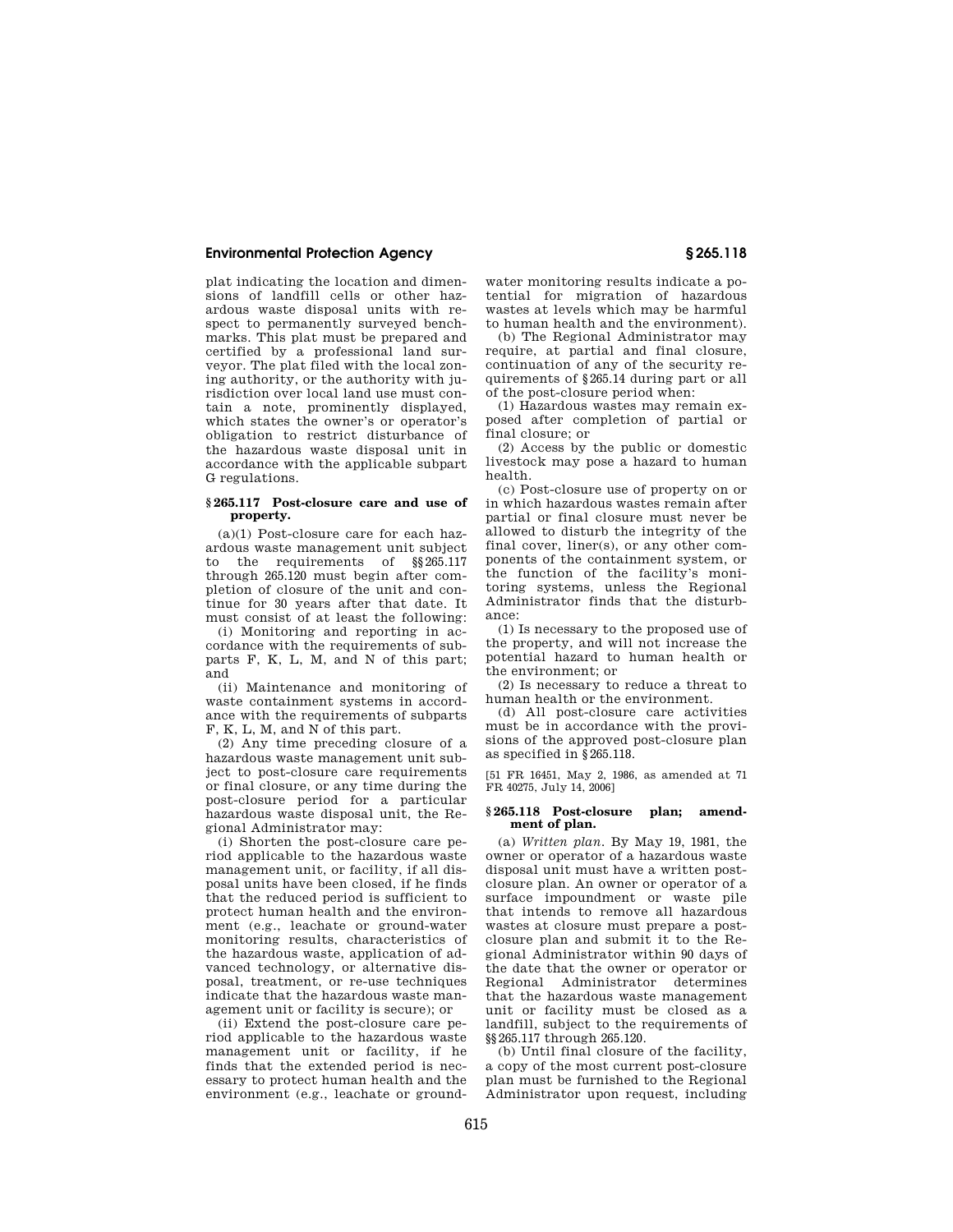plat indicating the location and dimensions of landfill cells or other hazardous waste disposal units with respect to permanently surveyed benchmarks. This plat must be prepared and certified by a professional land surveyor. The plat filed with the local zoning authority, or the authority with jurisdiction over local land use must contain a note, prominently displayed, which states the owner's or operator's obligation to restrict disturbance of the hazardous waste disposal unit in accordance with the applicable subpart G regulations.

### § 265.117 Post-closure care and use of property.

(a)(1) Post-closure care for each hazardous waste management unit subject to the requirements of §§ 265.117 through 265.120 must begin after completion of closure of the unit and continue for 30 years after that date. It must consist of at least the following:

(i) Monitoring and reporting in accordance with the requirements of subparts F, K, L, M, and N of this part; and

(ii) Maintenance and monitoring of waste containment systems in accordance with the requirements of subparts F, K, L, M, and N of this part.

(2) Any time preceding closure of a hazardous waste management unit subject to post-closure care requirements or final closure, or any time during the post-closure period for a particular hazardous waste disposal unit, the Regional Administrator may:

(i) Shorten the post-closure care period applicable to the hazardous waste management unit, or facility, if all disposal units have been closed, if he finds that the reduced period is sufficient to protect human health and the environment (e.g., leachate or ground-water monitoring results, characteristics of the hazardous waste, application of advanced technology, or alternative disposal, treatment, or re-use techniques indicate that the hazardous waste management unit or facility is secure); or

(ii) Extend the post-closure care period applicable to the hazardous waste management unit or facility, if he finds that the extended period is necessary to protect human health and the environment (e.g., leachate or ground-water monitoring results indicate a potential for migration of hazardous wastes at levels which may be harmful to human health and the environment).

(b) The Regional Administrator may require, at partial and final closure, continuation of any of the security requirements of § 265.14 during part or all of the post-closure period when:

(1) Hazardous wastes may remain exposed after completion of partial or final closure; or

(2) Access by the public or domestic livestock may pose a hazard to human health.

(c) Post-closure use of property on or in which hazardous wastes remain after partial or final closure must never be allowed to disturb the integrity of the final cover, liner(s), or any other components of the containment system, or the function of the facility's monitoring systems, unless the Regional Administrator finds that the disturbance:

(1) Is necessary to the proposed use of the property, and will not increase the potential hazard to human health or the environment; or

(2) Is necessary to reduce a threat to human health or the environment.

(d) All post-closure care activities must be in accordance with the provisions of the approved post-closure plan as specified in § 265.118.

[51 FR 16451, May 2, 1986, as amended at 71 FR 40275, July 14, 2006]

### § 265.118 Post-closure plan; amendment of plan.

(a) *Written plan.* By May 19, 1981, the owner or operator of a hazardous waste disposal unit must have a written post-closure plan. An owner or operator of a surface impoundment or waste pile that intends to remove all hazardous wastes at closure must prepare a post-closure plan and submit it to the Regional Administrator within 90 days of the date that the owner or operator or Regional Administrator determines that the hazardous waste management unit or facility must be closed as a landfill, subject to the requirements of §§ 265.117 through 265.120.

(b) Until final closure of the facility, a copy of the most current post-closure plan must be furnished to the Regional Administrator upon request, including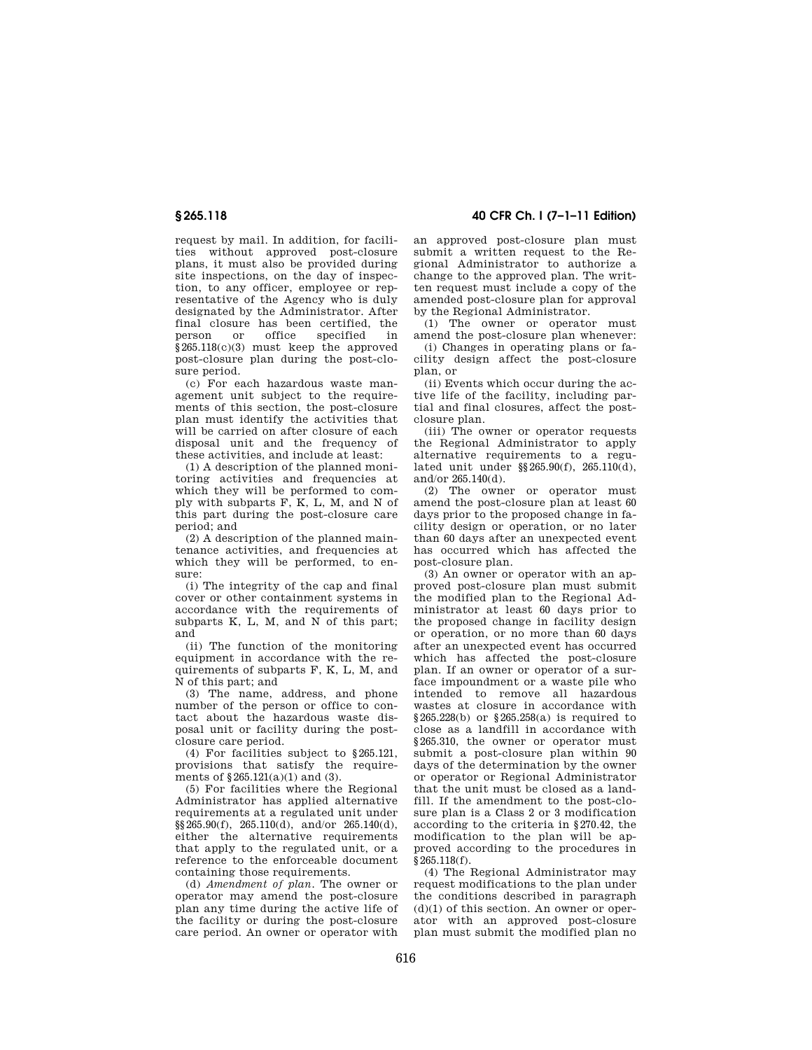request by mail. In addition, for facilities without approved post-closure plans, it must also be provided during site inspections, on the day of inspection, to any officer, employee or representative of the Agency who is duly designated by the Administrator. After final closure has been certified, the person or office specified in §265.118(c)(3) must keep the approved post-closure plan during the post-closure period.

(c) For each hazardous waste management unit subject to the requirements of this section, the post-closure plan must identify the activities that will be carried on after closure of each disposal unit and the frequency of these activities, and include at least:

(1) A description of the planned monitoring activities and frequencies at which they will be performed to comply with subparts F, K, L, M, and N of this part during the post-closure care period; and

(2) A description of the planned maintenance activities, and frequencies at which they will be performed, to ensure:

(i) The integrity of the cap and final cover or other containment systems in accordance with the requirements of subparts K, L, M, and N of this part; and

(ii) The function of the monitoring equipment in accordance with the requirements of subparts F, K, L, M, and N of this part; and

(3) The name, address, and phone number of the person or office to contact about the hazardous waste disposal unit or facility during the post-closure care period.

(4) For facilities subject to §265.121, provisions that satisfy the requirements of §265.121(a)(1) and (3).

(5) For facilities where the Regional Administrator has applied alternative requirements at a regulated unit under §§265.90(f), 265.110(d), and/or 265.140(d), either the alternative requirements that apply to the regulated unit, or a reference to the enforceable document containing those requirements.

(d) *Amendment of plan.* The owner or operator may amend the post-closure plan any time during the active life of the facility or during the post-closure care period. An owner or operator with an approved post-closure plan must submit a written request to the Regional Administrator to authorize a change to the approved plan. The written request must include a copy of the amended post-closure plan for approval by the Regional Administrator.

(1) The owner or operator must amend the post-closure plan whenever:

(i) Changes in operating plans or facility design affect the post-closure plan, or

(ii) Events which occur during the active life of the facility, including partial and final closures, affect the post-closure plan.

(iii) The owner or operator requests the Regional Administrator to apply alternative requirements to a regulated unit under §§265.90(f), 265.110(d), and/or 265.140(d).

(2) The owner or operator must amend the post-closure plan at least 60 days prior to the proposed change in facility design or operation, or no later than 60 days after an unexpected event has occurred which has affected the post-closure plan.

(3) An owner or operator with an approved post-closure plan must submit the modified plan to the Regional Administrator at least 60 days prior to the proposed change in facility design or operation, or no more than 60 days after an unexpected event has occurred which has affected the post-closure plan. If an owner or operator of a surface impoundment or a waste pile who intended to remove all hazardous wastes at closure in accordance with §265.228(b) or §265.258(a) is required to close as a landfill in accordance with §265.310, the owner or operator must submit a post-closure plan within 90 days of the determination by the owner or operator or Regional Administrator that the unit must be closed as a landfill. If the amendment to the post-closure plan is a Class 2 or 3 modification according to the criteria in §270.42, the modification to the plan will be approved according to the procedures in §265.118(f).

(4) The Regional Administrator may request modifications to the plan under the conditions described in paragraph (d)(1) of this section. An owner or operator with an approved post-closure plan must submit the modified plan no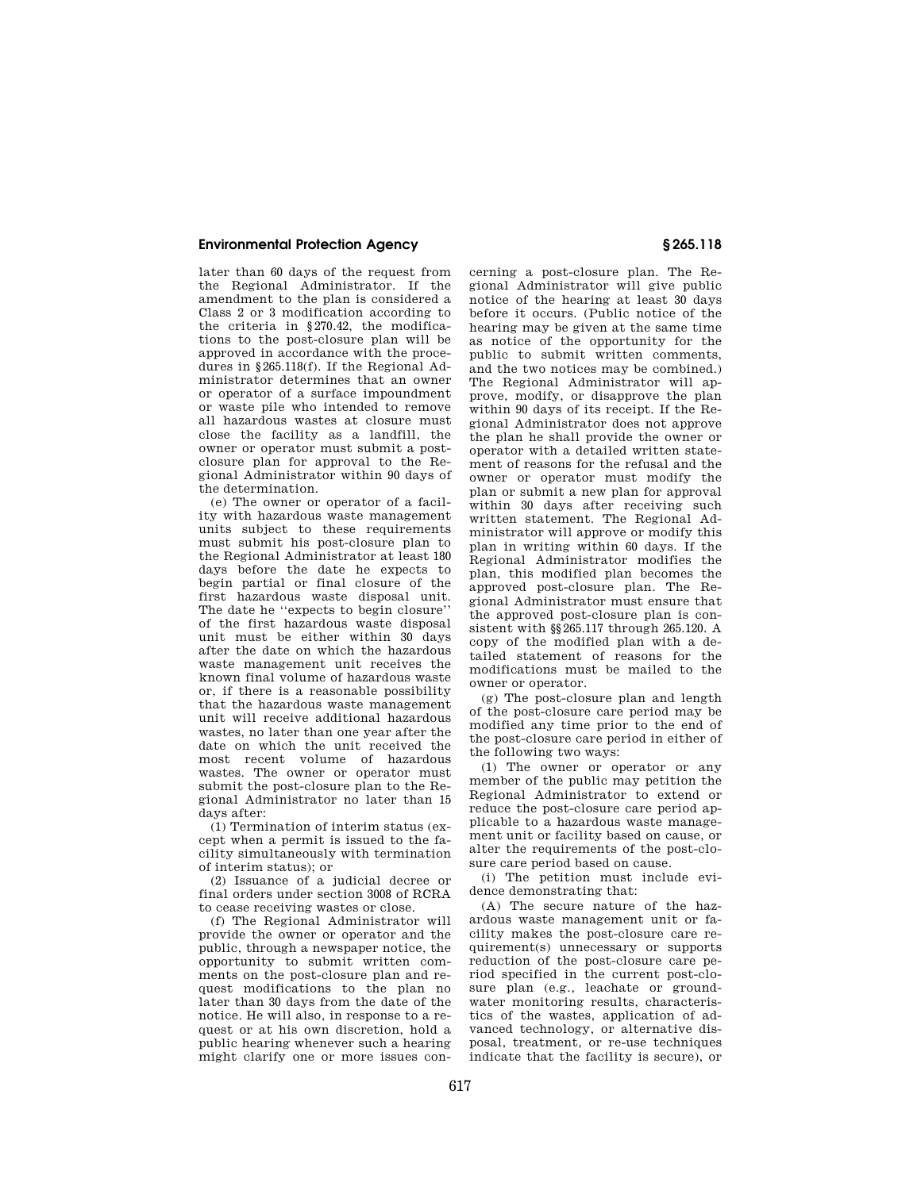later than 60 days of the request from the Regional Administrator. If the amendment to the plan is considered a Class 2 or 3 modification according to the criteria in §270.42, the modifications to the post-closure plan will be approved in accordance with the procedures in §265.118(f). If the Regional Administrator determines that an owner or operator of a surface impoundment or waste pile who intended to remove all hazardous wastes at closure must close the facility as a landfill, the owner or operator must submit a post-closure plan for approval to the Regional Administrator within 90 days of the determination.

(e) The owner or operator of a facility with hazardous waste management units subject to these requirements must submit his post-closure plan to the Regional Administrator at least 180 days before the date he expects to begin partial or final closure of the first hazardous waste disposal unit. The date he "expects to begin closure" of the first hazardous waste disposal unit must be either within 30 days after the date on which the hazardous waste management unit receives the known final volume of hazardous waste or, if there is a reasonable possibility that the hazardous waste management unit will receive additional hazardous wastes, no later than one year after the date on which the unit received the most recent volume of hazardous wastes. The owner or operator must submit the post-closure plan to the Regional Administrator no later than 15 days after:

(1) Termination of interim status (except when a permit is issued to the facility simultaneously with termination of interim status); or

(2) Issuance of a judicial decree or final orders under section 3008 of RCRA to cease receiving wastes or close.

(f) The Regional Administrator will provide the owner or operator and the public, through a newspaper notice, the opportunity to submit written comments on the post-closure plan and request modifications to the plan no later than 30 days from the date of the notice. He will also, in response to a request or at his own discretion, hold a public hearing whenever such a hearing might clarify one or more issues concerning a post-closure plan. The Regional Administrator will give public notice of the hearing at least 30 days before it occurs. (Public notice of the hearing may be given at the same time as notice of the opportunity for the public to submit written comments, and the two notices may be combined.) The Regional Administrator will approve, modify, or disapprove the plan within 90 days of its receipt. If the Regional Administrator does not approve the plan he shall provide the owner or operator with a detailed written statement of reasons for the refusal and the owner or operator must modify the plan or submit a new plan for approval within 30 days after receiving such written statement. The Regional Administrator will approve or modify this plan in writing within 60 days. If the Regional Administrator modifies the plan, this modified plan becomes the approved post-closure plan. The Regional Administrator must ensure that the approved post-closure plan is consistent with §§265.117 through 265.120. A copy of the modified plan with a detailed statement of reasons for the modifications must be mailed to the owner or operator.

(g) The post-closure plan and length of the post-closure care period may be modified any time prior to the end of the post-closure care period in either of the following two ways:

(1) The owner or operator or any member of the public may petition the Regional Administrator to extend or reduce the post-closure care period applicable to a hazardous waste management unit or facility based on cause, or alter the requirements of the post-closure care period based on cause.

(i) The petition must include evidence demonstrating that:

(A) The secure nature of the hazardous waste management unit or facility makes the post-closure care requirement(s) unnecessary or supports reduction of the post-closure care period specified in the current post-closure plan (e.g., leachate or groundwater monitoring results, characteristics of the wastes, application of advanced technology, or alternative disposal, treatment, or re-use techniques indicate that the facility is secure), or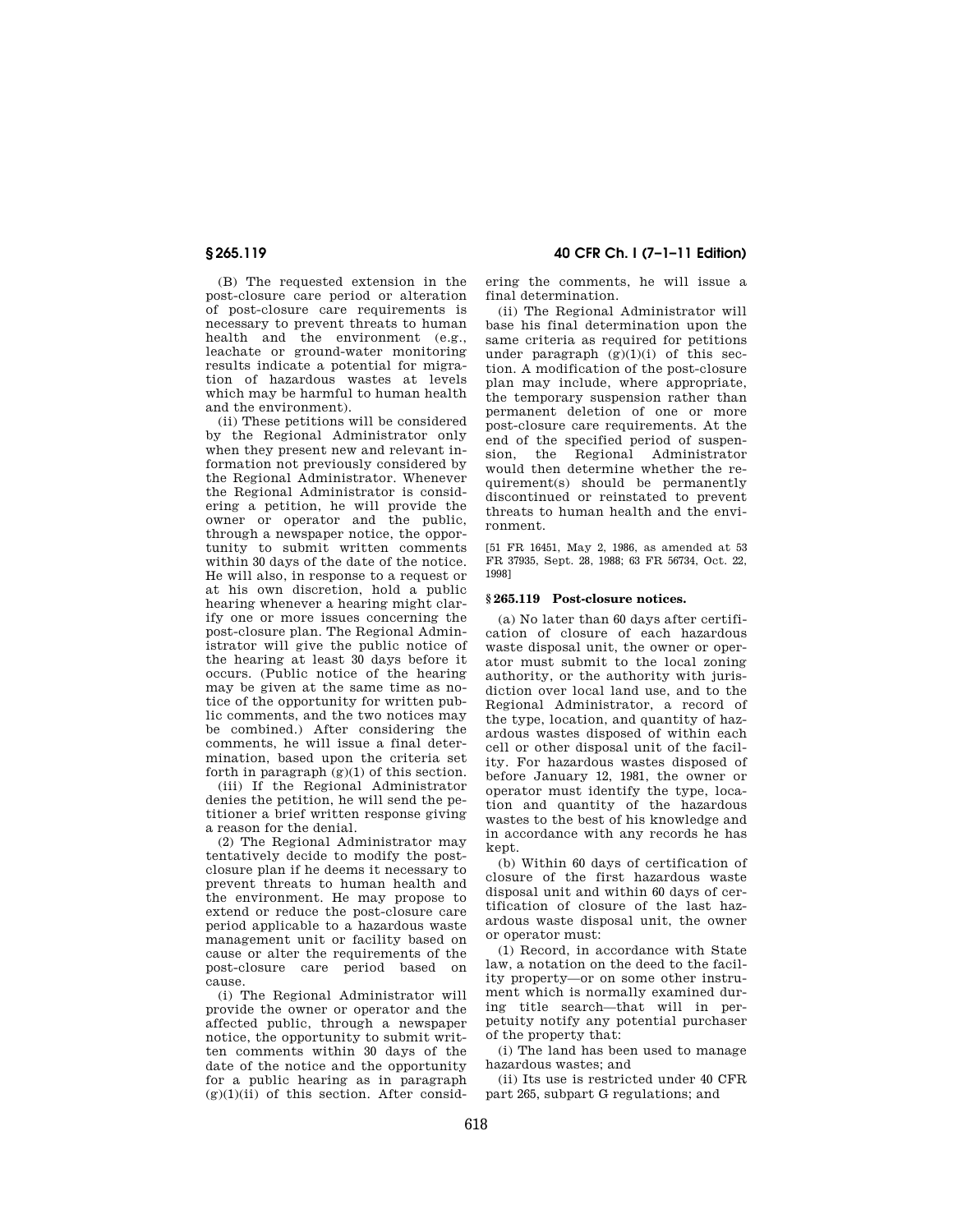(B) The requested extension in the post-closure care period or alteration of post-closure care requirements is necessary to prevent threats to human health and the environment (e.g., leachate or ground-water monitoring results indicate a potential for migration of hazardous wastes at levels which may be harmful to human health and the environment).

(ii) These petitions will be considered by the Regional Administrator only when they present new and relevant information not previously considered by the Regional Administrator. Whenever the Regional Administrator is considering a petition, he will provide the owner or operator and the public, through a newspaper notice, the opportunity to submit written comments within 30 days of the date of the notice. He will also, in response to a request or at his own discretion, hold a public hearing whenever a hearing might clarify one or more issues concerning the post-closure plan. The Regional Administrator will give the public notice of the hearing at least 30 days before it occurs. (Public notice of the hearing may be given at the same time as notice of the opportunity for written public comments, and the two notices may be combined.) After considering the comments, he will issue a final determination, based upon the criteria set forth in paragraph (g)(1) of this section.

(iii) If the Regional Administrator denies the petition, he will send the petitioner a brief written response giving a reason for the denial.

(2) The Regional Administrator may tentatively decide to modify the post-closure plan if he deems it necessary to prevent threats to human health and the environment. He may propose to extend or reduce the post-closure care period applicable to a hazardous waste management unit or facility based on cause or alter the requirements of the post-closure care period based on cause.

(i) The Regional Administrator will provide the owner or operator and the affected public, through a newspaper notice, the opportunity to submit written comments within 30 days of the date of the notice and the opportunity for a public hearing as in paragraph (g)(1)(ii) of this section. After considering the comments, he will issue a final determination.

(ii) The Regional Administrator will base his final determination upon the same criteria as required for petitions under paragraph (g)(1)(i) of this section. A modification of the post-closure plan may include, where appropriate, the temporary suspension rather than permanent deletion of one or more post-closure care requirements. At the end of the specified period of suspension, the Regional Administrator would then determine whether the requirement(s) should be permanently discontinued or reinstated to prevent threats to human health and the environment.

[51 FR 16451, May 2, 1986, as amended at 53 FR 37935, Sept. 28, 1988; 63 FR 56734, Oct. 22, 1998]

## § 265.119 Post-closure notices.

(a) No later than 60 days after certification of closure of each hazardous waste disposal unit, the owner or operator must submit to the local zoning authority, or the authority with jurisdiction over local land use, and to the Regional Administrator, a record of the type, location, and quantity of hazardous wastes disposed of within each cell or other disposal unit of the facility. For hazardous wastes disposed of before January 12, 1981, the owner or operator must identify the type, location and quantity of the hazardous wastes to the best of his knowledge and in accordance with any records he has kept.

(b) Within 60 days of certification of closure of the first hazardous waste disposal unit and within 60 days of certification of closure of the last hazardous waste disposal unit, the owner or operator must:

(1) Record, in accordance with State law, a notation on the deed to the facility property—or on some other instrument which is normally examined during title search—that will in perpetuity notify any potential purchaser of the property that:

(i) The land has been used to manage hazardous wastes; and

(ii) Its use is restricted under 40 CFR part 265, subpart G regulations; and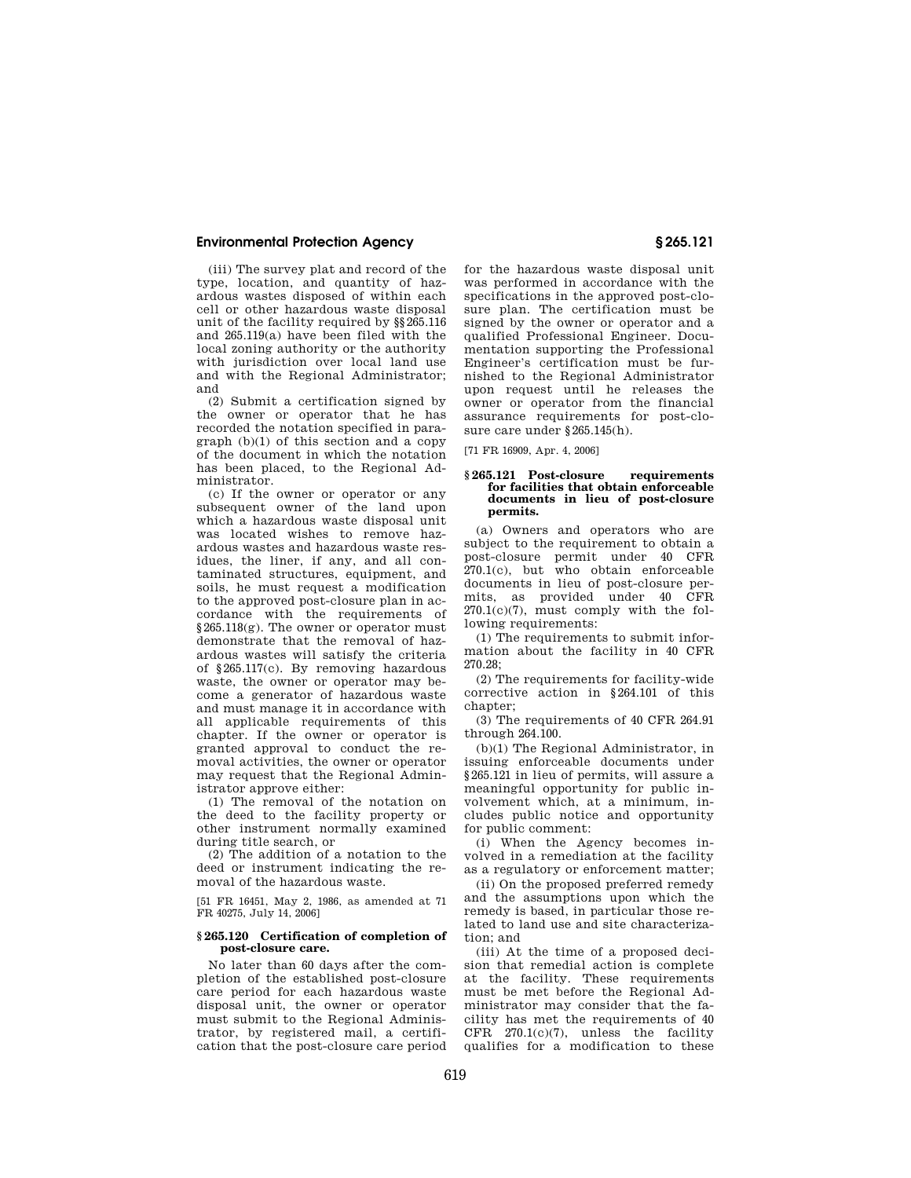(iii) The survey plat and record of the type, location, and quantity of hazardous wastes disposed of within each cell or other hazardous waste disposal unit of the facility required by §§265.116 and 265.119(a) have been filed with the local zoning authority or the authority with jurisdiction over local land use and with the Regional Administrator; and

(2) Submit a certification signed by the owner or operator that he has recorded the notation specified in paragraph (b)(1) of this section and a copy of the document in which the notation has been placed, to the Regional Administrator.

(c) If the owner or operator or any subsequent owner of the land upon which a hazardous waste disposal unit was located wishes to remove hazardous wastes and hazardous waste residues, the liner, if any, and all contaminated structures, equipment, and soils, he must request a modification to the approved post-closure plan in accordance with the requirements of §265.118(g). The owner or operator must demonstrate that the removal of hazardous wastes will satisfy the criteria of §265.117(c). By removing hazardous waste, the owner or operator may become a generator of hazardous waste and must manage it in accordance with all applicable requirements of this chapter. If the owner or operator is granted approval to conduct the removal activities, the owner or operator may request that the Regional Administrator approve either:

(1) The removal of the notation on the deed to the facility property or other instrument normally examined during title search, or

(2) The addition of a notation to the deed or instrument indicating the removal of the hazardous waste.

[51 FR 16451, May 2, 1986, as amended at 71 FR 40275, July 14, 2006]

### §265.120 Certification of completion of post-closure care.

No later than 60 days after the completion of the established post-closure care period for each hazardous waste disposal unit, the owner or operator must submit to the Regional Administrator, by registered mail, a certification that the post-closure care period for the hazardous waste disposal unit was performed in accordance with the specifications in the approved post-closure plan. The certification must be signed by the owner or operator and a qualified Professional Engineer. Documentation supporting the Professional Engineer's certification must be furnished to the Regional Administrator upon request until he releases the owner or operator from the financial assurance requirements for post-closure care under §265.145(h).

[71 FR 16909, Apr. 4, 2006]

### §265.121 Post-closure requirements for facilities that obtain enforceable documents in lieu of post-closure permits.

(a) Owners and operators who are subject to the requirement to obtain a post-closure permit under 40 CFR 270.1(c), but who obtain enforceable documents in lieu of post-closure permits, as provided under 40 CFR 270.1(c)(7), must comply with the following requirements:

(1) The requirements to submit information about the facility in 40 CFR 270.28;

(2) The requirements for facility-wide corrective action in §264.101 of this chapter;

(3) The requirements of 40 CFR 264.91 through 264.100.

(b)(1) The Regional Administrator, in issuing enforceable documents under §265.121 in lieu of permits, will assure a meaningful opportunity for public involvement which, at a minimum, includes public notice and opportunity for public comment:

(i) When the Agency becomes involved in a remediation at the facility as a regulatory or enforcement matter;

(ii) On the proposed preferred remedy and the assumptions upon which the remedy is based, in particular those related to land use and site characterization; and

(iii) At the time of a proposed decision that remedial action is complete at the facility. These requirements must be met before the Regional Administrator may consider that the facility has met the requirements of 40 CFR 270.1(c)(7), unless the facility qualifies for a modification to these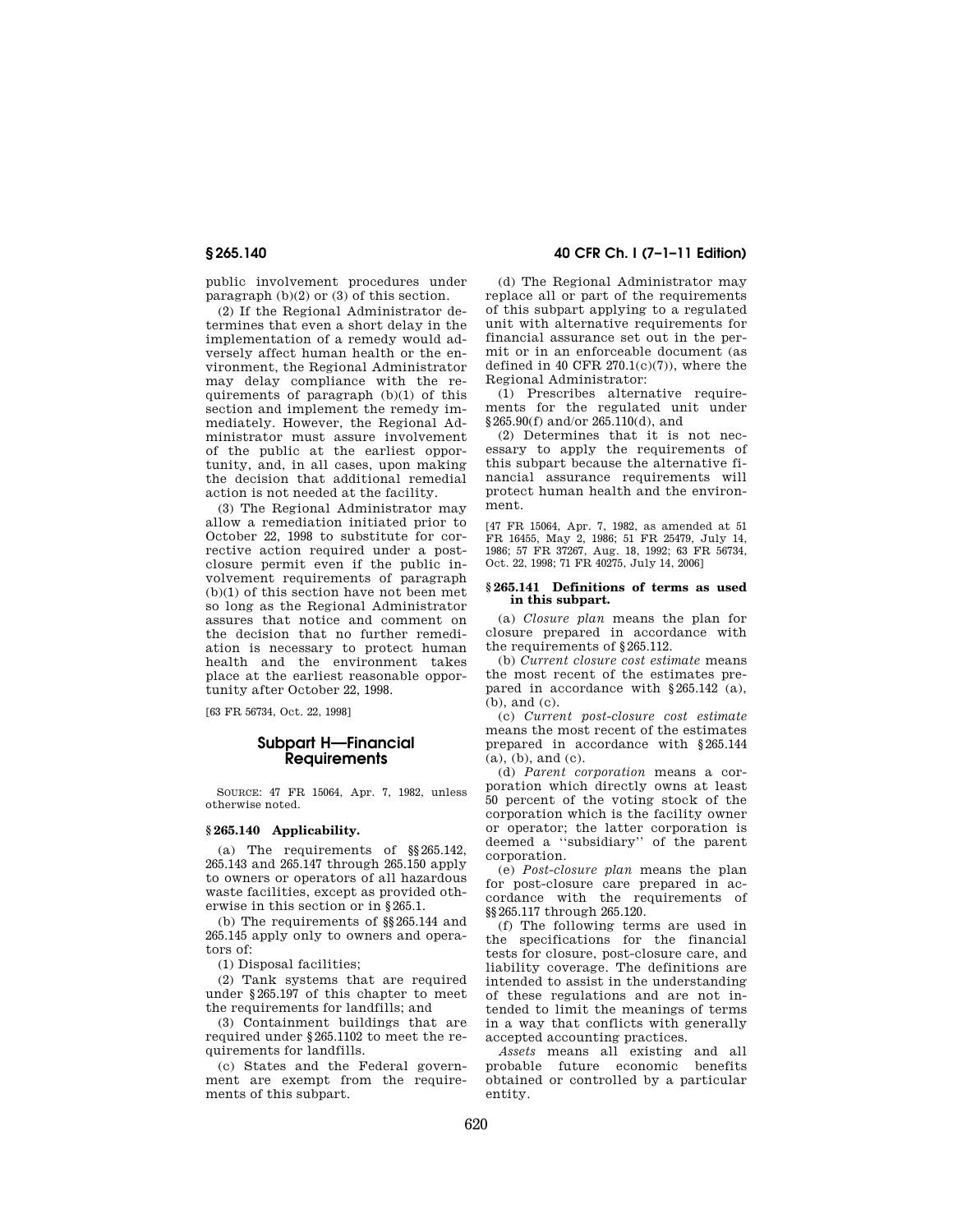public involvement procedures under paragraph (b)(2) or (3) of this section.

(2) If the Regional Administrator determines that even a short delay in the implementation of a remedy would adversely affect human health or the environment, the Regional Administrator may delay compliance with the requirements of paragraph (b)(1) of this section and implement the remedy immediately. However, the Regional Administrator must assure involvement of the public at the earliest opportunity, and, in all cases, upon making the decision that additional remedial action is not needed at the facility.

(3) The Regional Administrator may allow a remediation initiated prior to October 22, 1998 to substitute for corrective action required under a post-closure permit even if the public involvement requirements of paragraph (b)(1) of this section have not been met so long as the Regional Administrator assures that notice and comment on the decision that no further remediation is necessary to protect human health and the environment takes place at the earliest reasonable opportunity after October 22, 1998.

[63 FR 56734, Oct. 22, 1998]

## Subpart H—Financial Requirements

SOURCE: 47 FR 15064, Apr. 7, 1982, unless otherwise noted.

### § 265.140 Applicability.

(a) The requirements of §§ 265.142, 265.143 and 265.147 through 265.150 apply to owners or operators of all hazardous waste facilities, except as provided otherwise in this section or in § 265.1.

(b) The requirements of §§ 265.144 and 265.145 apply only to owners and operators of:

(1) Disposal facilities;

(2) Tank systems that are required under § 265.197 of this chapter to meet the requirements for landfills; and

(3) Containment buildings that are required under § 265.1102 to meet the requirements for landfills.

(c) States and the Federal government are exempt from the requirements of this subpart.

(d) The Regional Administrator may replace all or part of the requirements of this subpart applying to a regulated unit with alternative requirements for financial assurance set out in the permit or in an enforceable document (as defined in 40 CFR 270.1(c)(7)), where the Regional Administrator:

(1) Prescribes alternative requirements for the regulated unit under § 265.90(f) and/or 265.110(d), and

(2) Determines that it is not necessary to apply the requirements of this subpart because the alternative financial assurance requirements will protect human health and the environment.

[47 FR 15064, Apr. 7, 1982, as amended at 51 FR 16455, May 2, 1986; 51 FR 25479, July 14, 1986; 57 FR 37267, Aug. 18, 1992; 63 FR 56734, Oct. 22, 1998; 71 FR 40275, July 14, 2006]

### § 265.141 Definitions of terms as used in this subpart.

(a) *Closure plan* means the plan for closure prepared in accordance with the requirements of § 265.112.

(b) *Current closure cost estimate* means the most recent of the estimates prepared in accordance with § 265.142 (a), (b), and (c).

(c) *Current post-closure cost estimate* means the most recent of the estimates prepared in accordance with § 265.144 (a), (b), and (c).

(d) *Parent corporation* means a corporation which directly owns at least 50 percent of the voting stock of the corporation which is the facility owner or operator; the latter corporation is deemed a ''subsidiary'' of the parent corporation.

(e) *Post-closure plan* means the plan for post-closure care prepared in accordance with the requirements of §§ 265.117 through 265.120.

(f) The following terms are used in the specifications for the financial tests for closure, post-closure care, and liability coverage. The definitions are intended to assist in the understanding of these regulations and are not intended to limit the meanings of terms in a way that conflicts with generally accepted accounting practices.

*Assets* means all existing and all probable future economic benefits obtained or controlled by a particular entity.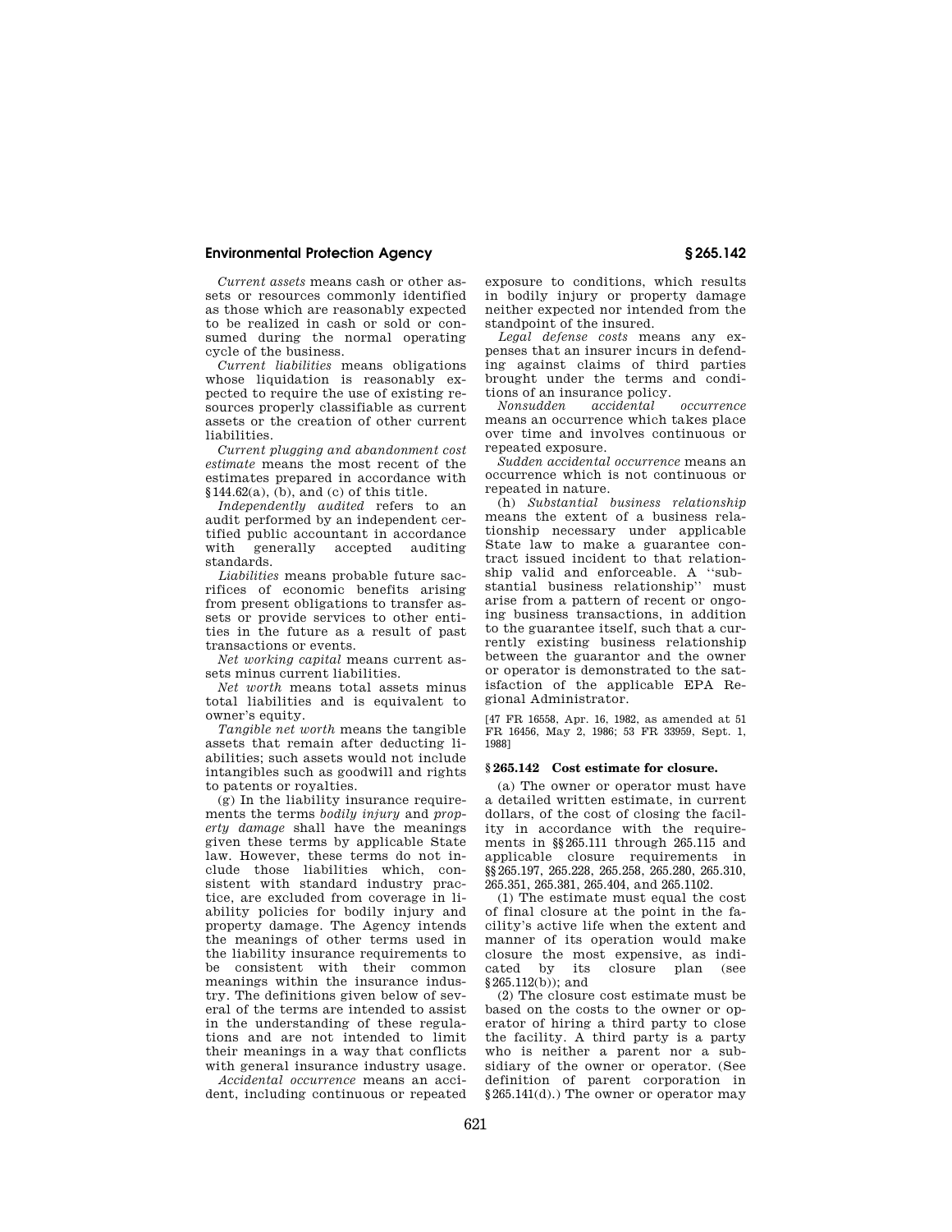*Current assets* means cash or other assets or resources commonly identified as those which are reasonably expected to be realized in cash or sold or consumed during the normal operating cycle of the business.

*Current liabilities* means obligations whose liquidation is reasonably expected to require the use of existing resources properly classifiable as current assets or the creation of other current liabilities.

*Current plugging and abandonment cost estimate* means the most recent of the estimates prepared in accordance with §144.62(a), (b), and (c) of this title.

*Independently audited* refers to an audit performed by an independent certified public accountant in accordance with generally accepted auditing standards.

*Liabilities* means probable future sacrifices of economic benefits arising from present obligations to transfer assets or provide services to other entities in the future as a result of past transactions or events.

*Net working capital* means current assets minus current liabilities.

*Net worth* means total assets minus total liabilities and is equivalent to owner's equity.

*Tangible net worth* means the tangible assets that remain after deducting liabilities; such assets would not include intangibles such as goodwill and rights to patents or royalties.

(g) In the liability insurance requirements the terms *bodily injury* and *property damage* shall have the meanings given these terms by applicable State law. However, these terms do not include those liabilities which, consistent with standard industry practice, are excluded from coverage in liability policies for bodily injury and property damage. The Agency intends the meanings of other terms used in the liability insurance requirements to be consistent with their common meanings within the insurance industry. The definitions given below of several of the terms are intended to assist in the understanding of these regulations and are not intended to limit their meanings in a way that conflicts with general insurance industry usage.

*Accidental occurrence* means an accident, including continuous or repeated exposure to conditions, which results in bodily injury or property damage neither expected nor intended from the standpoint of the insured.

*Legal defense costs* means any expenses that an insurer incurs in defending against claims of third parties brought under the terms and conditions of an insurance policy.

*Nonsudden accidental occurrence* means an occurrence which takes place over time and involves continuous or repeated exposure.

*Sudden accidental occurrence* means an occurrence which is not continuous or repeated in nature.

(h) *Substantial business relationship* means the extent of a business relationship necessary under applicable State law to make a guarantee contract issued incident to that relationship valid and enforceable. A "substantial business relationship" must arise from a pattern of recent or ongoing business transactions, in addition to the guarantee itself, such that a currently existing business relationship between the guarantor and the owner or operator is demonstrated to the satisfaction of the applicable EPA Regional Administrator.

[47 FR 16558, Apr. 16, 1982, as amended at 51 FR 16456, May 2, 1986; 53 FR 33959, Sept. 1, 1988]

## §265.142 Cost estimate for closure.

(a) The owner or operator must have a detailed written estimate, in current dollars, of the cost of closing the facility in accordance with the requirements in §§265.111 through 265.115 and applicable closure requirements in §§265.197, 265.228, 265.258, 265.280, 265.310, 265.351, 265.381, 265.404, and 265.1102.

(1) The estimate must equal the cost of final closure at the point in the facility's active life when the extent and manner of its operation would make closure the most expensive, as indicated by its closure plan (see §265.112(b)); and

(2) The closure cost estimate must be based on the costs to the owner or operator of hiring a third party to close the facility. A third party is a party who is neither a parent nor a subsidiary of the owner or operator. (See definition of parent corporation in §265.141(d).) The owner or operator may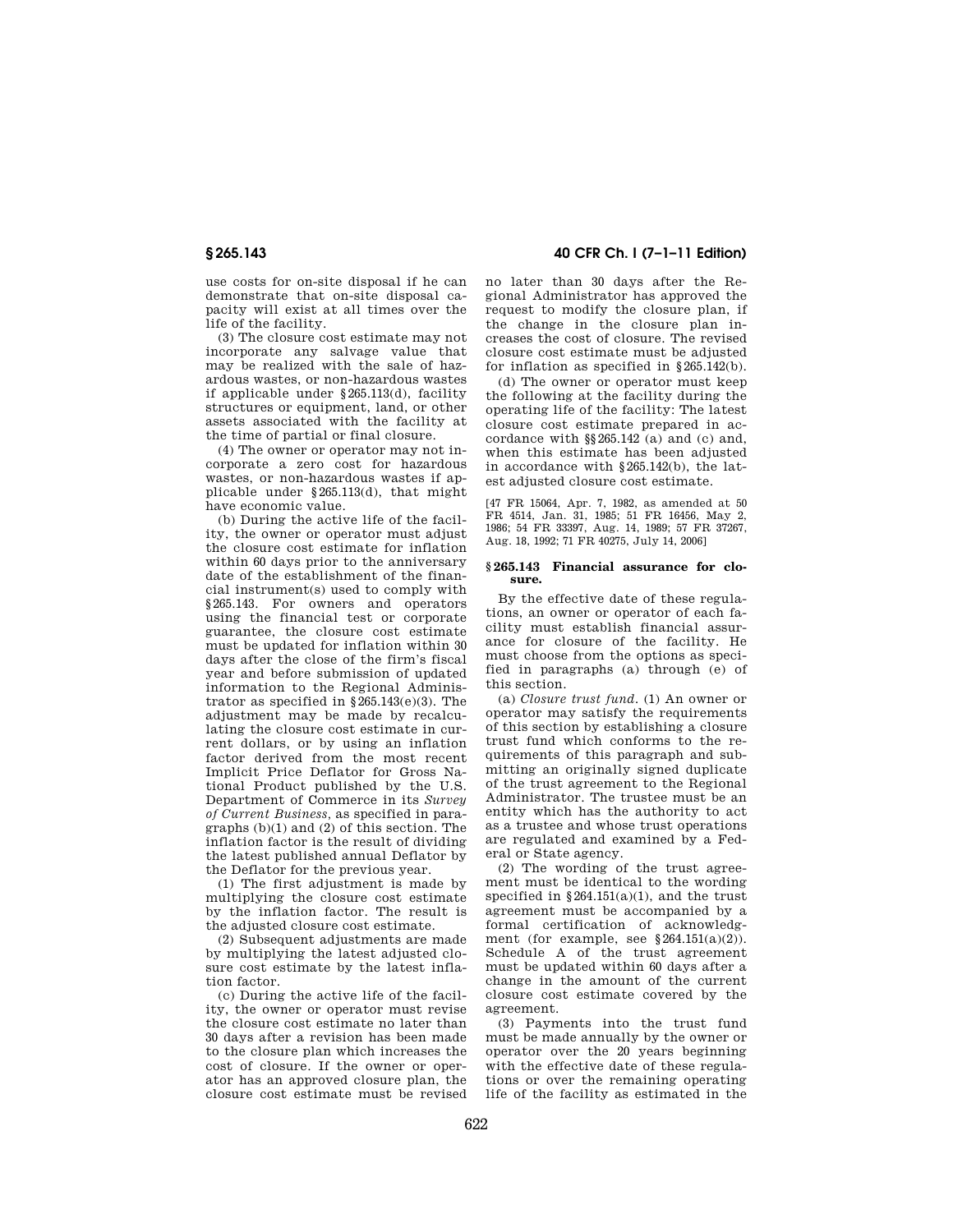use costs for on-site disposal if he can demonstrate that on-site disposal capacity will exist at all times over the life of the facility.

(3) The closure cost estimate may not incorporate any salvage value that may be realized with the sale of hazardous wastes, or non-hazardous wastes if applicable under §265.113(d), facility structures or equipment, land, or other assets associated with the facility at the time of partial or final closure.

(4) The owner or operator may not incorporate a zero cost for hazardous wastes, or non-hazardous wastes if applicable under §265.113(d), that might have economic value.

(b) During the active life of the facility, the owner or operator must adjust the closure cost estimate for inflation within 60 days prior to the anniversary date of the establishment of the financial instrument(s) used to comply with §265.143. For owners and operators using the financial test or corporate guarantee, the closure cost estimate must be updated for inflation within 30 days after the close of the firm's fiscal year and before submission of updated information to the Regional Administrator as specified in §265.143(e)(3). The adjustment may be made by recalculating the closure cost estimate in current dollars, or by using an inflation factor derived from the most recent Implicit Price Deflator for Gross National Product published by the U.S. Department of Commerce in its *Survey of Current Business*, as specified in paragraphs (b)(1) and (2) of this section. The inflation factor is the result of dividing the latest published annual Deflator by the Deflator for the previous year.

(1) The first adjustment is made by multiplying the closure cost estimate by the inflation factor. The result is the adjusted closure cost estimate.

(2) Subsequent adjustments are made by multiplying the latest adjusted closure cost estimate by the latest inflation factor.

(c) During the active life of the facility, the owner or operator must revise the closure cost estimate no later than 30 days after a revision has been made to the closure plan which increases the cost of closure. If the owner or operator has an approved closure plan, the closure cost estimate must be revised no later than 30 days after the Regional Administrator has approved the request to modify the closure plan, if the change in the closure plan increases the cost of closure. The revised closure cost estimate must be adjusted for inflation as specified in §265.142(b).

(d) The owner or operator must keep the following at the facility during the operating life of the facility: The latest closure cost estimate prepared in accordance with §§265.142 (a) and (c) and, when this estimate has been adjusted in accordance with §265.142(b), the latest adjusted closure cost estimate.

[47 FR 15064, Apr. 7, 1982, as amended at 50 FR 4514, Jan. 31, 1985; 51 FR 16456, May 2, 1986; 54 FR 33397, Aug. 14, 1989; 57 FR 37267, Aug. 18, 1992; 71 FR 40275, July 14, 2006]

### §265.143 Financial assurance for closure.

By the effective date of these regulations, an owner or operator of each facility must establish financial assurance for closure of the facility. He must choose from the options as specified in paragraphs (a) through (e) of this section.

(a) *Closure trust fund.* (1) An owner or operator may satisfy the requirements of this section by establishing a closure trust fund which conforms to the requirements of this paragraph and submitting an originally signed duplicate of the trust agreement to the Regional Administrator. The trustee must be an entity which has the authority to act as a trustee and whose trust operations are regulated and examined by a Federal or State agency.

(2) The wording of the trust agreement must be identical to the wording specified in §264.151(a)(1), and the trust agreement must be accompanied by a formal certification of acknowledgment (for example, see §264.151(a)(2)). Schedule A of the trust agreement must be updated within 60 days after a change in the amount of the current closure cost estimate covered by the agreement.

(3) Payments into the trust fund must be made annually by the owner or operator over the 20 years beginning with the effective date of these regulations or over the remaining operating life of the facility as estimated in the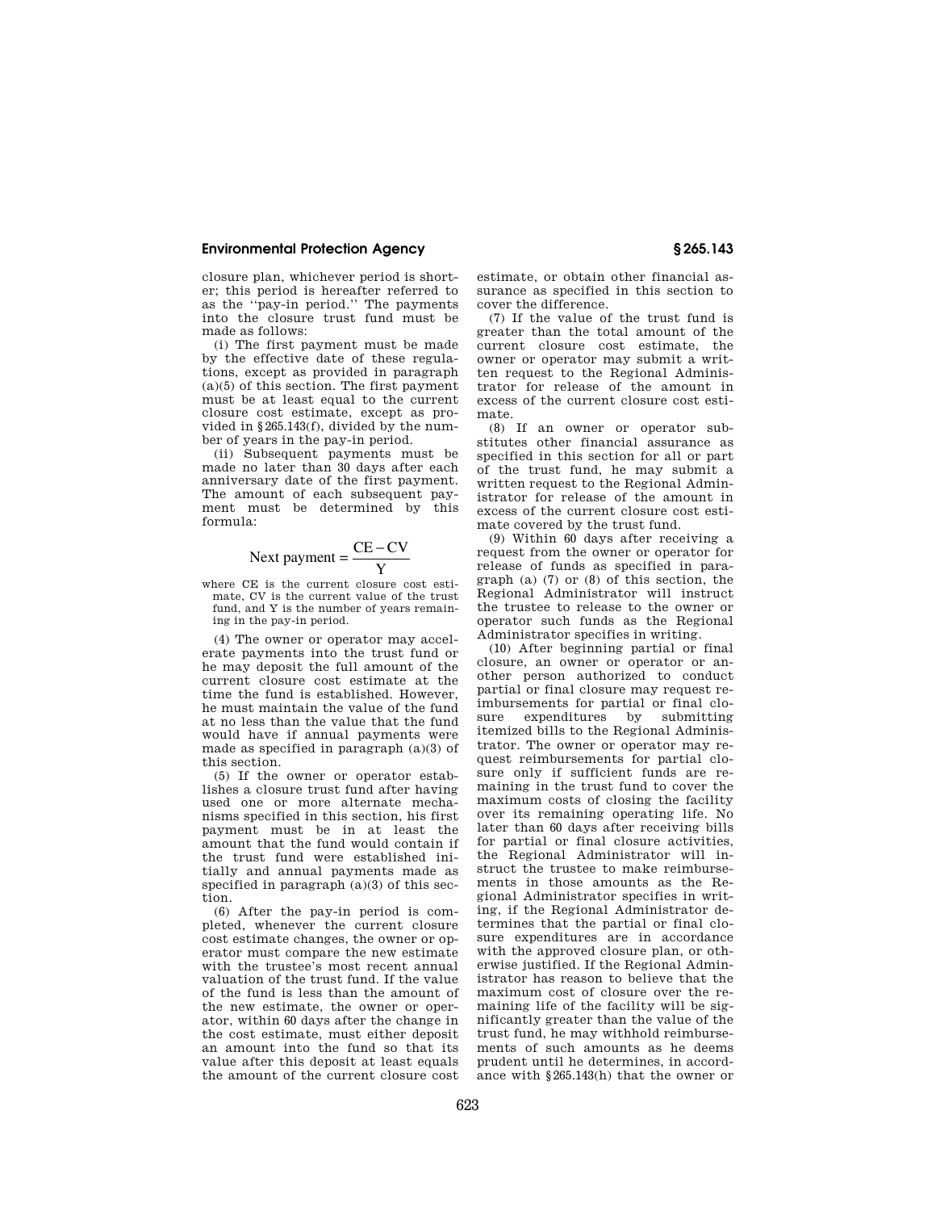closure plan, whichever period is shorter; this period is hereafter referred to as the ''pay-in period.'' The payments into the closure trust fund must be made as follows:

(i) The first payment must be made by the effective date of these regulations, except as provided in paragraph (a)(5) of this section. The first payment must be at least equal to the current closure cost estimate, except as provided in §265.143(f), divided by the number of years in the pay-in period.

(ii) Subsequent payments must be made no later than 30 days after each anniversary date of the first payment. The amount of each subsequent payment must be determined by this formula:

$$\text{Next payment} = \frac{CE - CV}{Y}$$

where CE is the current closure cost estimate, CV is the current value of the trust fund, and Y is the number of years remaining in the pay-in period.

(4) The owner or operator may accelerate payments into the trust fund or he may deposit the full amount of the current closure cost estimate at the time the fund is established. However, he must maintain the value of the fund at no less than the value that the fund would have if annual payments were made as specified in paragraph (a)(3) of this section.

(5) If the owner or operator establishes a closure trust fund after having used one or more alternate mechanisms specified in this section, his first payment must be in at least the amount that the fund would contain if the trust fund were established initially and annual payments made as specified in paragraph (a)(3) of this section.

(6) After the pay-in period is completed, whenever the current closure cost estimate changes, the owner or operator must compare the new estimate with the trustee's most recent annual valuation of the trust fund. If the value of the fund is less than the amount of the new estimate, the owner or operator, within 60 days after the change in the cost estimate, must either deposit an amount into the fund so that its value after this deposit at least equals the amount of the current closure cost estimate, or obtain other financial assurance as specified in this section to cover the difference.

(7) If the value of the trust fund is greater than the total amount of the current closure cost estimate, the owner or operator may submit a written request to the Regional Administrator for release of the amount in excess of the current closure cost estimate.

(8) If an owner or operator substitutes other financial assurance as specified in this section for all or part of the trust fund, he may submit a written request to the Regional Administrator for release of the amount in excess of the current closure cost estimate covered by the trust fund.

(9) Within 60 days after receiving a request from the owner or operator for release of funds as specified in paragraph (a) (7) or (8) of this section, the Regional Administrator will instruct the trustee to release to the owner or operator such funds as the Regional Administrator specifies in writing.

(10) After beginning partial or final closure, an owner or operator or another person authorized to conduct partial or final closure may request reimbursements for partial or final closure expenditures by submitting itemized bills to the Regional Administrator. The owner or operator may request reimbursements for partial closure only if sufficient funds are remaining in the trust fund to cover the maximum costs of closing the facility over its remaining operating life. No later than 60 days after receiving bills for partial or final closure activities, the Regional Administrator will instruct the trustee to make reimbursements in those amounts as the Regional Administrator specifies in writing, if the Regional Administrator determines that the partial or final closure expenditures are in accordance with the approved closure plan, or otherwise justified. If the Regional Administrator has reason to believe that the maximum cost of closure over the remaining life of the facility will be significantly greater than the value of the trust fund, he may withhold reimbursements of such amounts as he deems prudent until he determines, in accordance with §265.143(h) that the owner or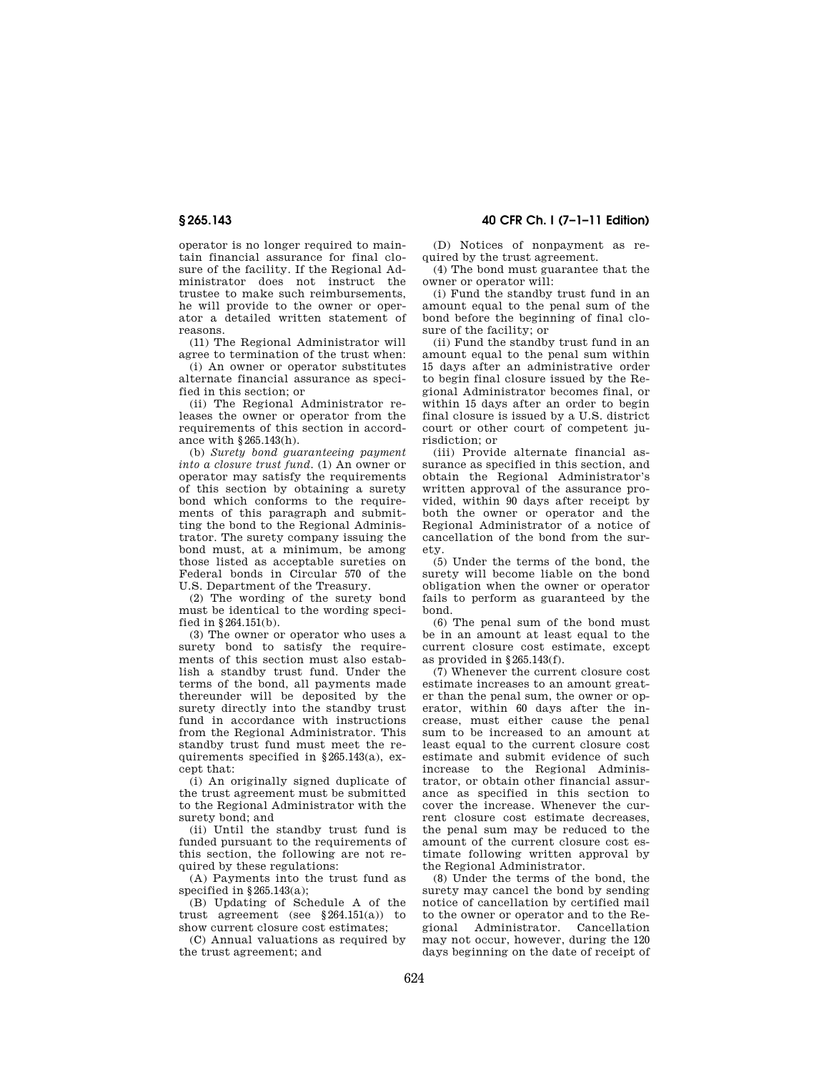operator is no longer required to maintain financial assurance for final closure of the facility. If the Regional Administrator does not instruct the trustee to make such reimbursements, he will provide to the owner or operator a detailed written statement of reasons.

(11) The Regional Administrator will agree to termination of the trust when:

(i) An owner or operator substitutes alternate financial assurance as specified in this section; or

(ii) The Regional Administrator releases the owner or operator from the requirements of this section in accordance with §265.143(h).

(b) *Surety bond guaranteeing payment into a closure trust fund.* (1) An owner or operator may satisfy the requirements of this section by obtaining a surety bond which conforms to the requirements of this paragraph and submitting the bond to the Regional Administrator. The surety company issuing the bond must, at a minimum, be among those listed as acceptable sureties on Federal bonds in Circular 570 of the U.S. Department of the Treasury.

(2) The wording of the surety bond must be identical to the wording specified in §264.151(b).

(3) The owner or operator who uses a surety bond to satisfy the requirements of this section must also establish a standby trust fund. Under the terms of the bond, all payments made thereunder will be deposited by the surety directly into the standby trust fund in accordance with instructions from the Regional Administrator. This standby trust fund must meet the requirements specified in §265.143(a), except that:

(i) An originally signed duplicate of the trust agreement must be submitted to the Regional Administrator with the surety bond; and

(ii) Until the standby trust fund is funded pursuant to the requirements of this section, the following are not required by these regulations:

(A) Payments into the trust fund as specified in §265.143(a);

(B) Updating of Schedule A of the trust agreement (see §264.151(a)) to show current closure cost estimates;

(C) Annual valuations as required by the trust agreement; and

(D) Notices of nonpayment as required by the trust agreement.

(4) The bond must guarantee that the owner or operator will:

(i) Fund the standby trust fund in an amount equal to the penal sum of the bond before the beginning of final closure of the facility; or

(ii) Fund the standby trust fund in an amount equal to the penal sum within 15 days after an administrative order to begin final closure issued by the Regional Administrator becomes final, or within 15 days after an order to begin final closure is issued by a U.S. district court or other court of competent jurisdiction; or

(iii) Provide alternate financial assurance as specified in this section, and obtain the Regional Administrator's written approval of the assurance provided, within 90 days after receipt by both the owner or operator and the Regional Administrator of a notice of cancellation of the bond from the surety.

(5) Under the terms of the bond, the surety will become liable on the bond obligation when the owner or operator fails to perform as guaranteed by the bond.

(6) The penal sum of the bond must be in an amount at least equal to the current closure cost estimate, except as provided in §265.143(f).

(7) Whenever the current closure cost estimate increases to an amount greater than the penal sum, the owner or operator, within 60 days after the increase, must either cause the penal sum to be increased to an amount at least equal to the current closure cost estimate and submit evidence of such increase to the Regional Administrator, or obtain other financial assurance as specified in this section to cover the increase. Whenever the current closure cost estimate decreases, the penal sum may be reduced to the amount of the current closure cost estimate following written approval by the Regional Administrator.

(8) Under the terms of the bond, the surety may cancel the bond by sending notice of cancellation by certified mail to the owner or operator and to the Regional Administrator. Cancellation may not occur, however, during the 120 days beginning on the date of receipt of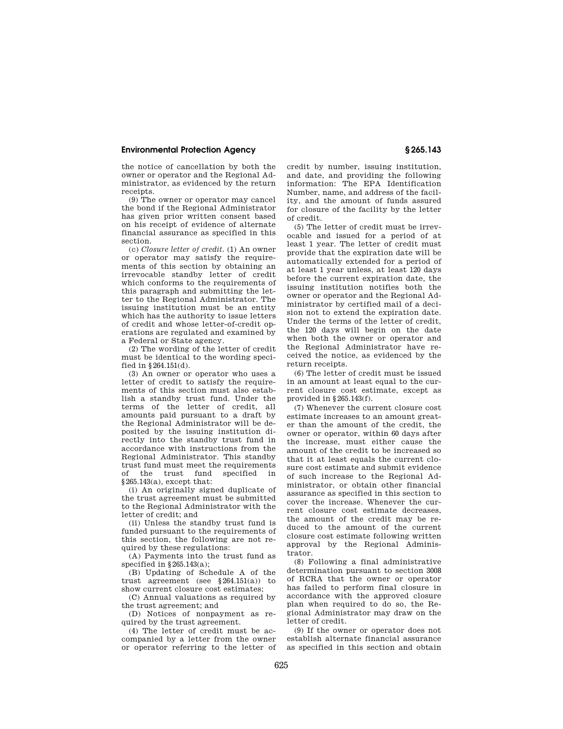the notice of cancellation by both the owner or operator and the Regional Administrator, as evidenced by the return receipts.

(9) The owner or operator may cancel the bond if the Regional Administrator has given prior written consent based on his receipt of evidence of alternate financial assurance as specified in this section.

(c) *Closure letter of credit.* (1) An owner or operator may satisfy the requirements of this section by obtaining an irrevocable standby letter of credit which conforms to the requirements of this paragraph and submitting the letter to the Regional Administrator. The issuing institution must be an entity which has the authority to issue letters of credit and whose letter-of-credit operations are regulated and examined by a Federal or State agency.

(2) The wording of the letter of credit must be identical to the wording specified in §264.151(d).

(3) An owner or operator who uses a letter of credit to satisfy the requirements of this section must also establish a standby trust fund. Under the terms of the letter of credit, all amounts paid pursuant to a draft by the Regional Administrator will be deposited by the issuing institution directly into the standby trust fund in accordance with instructions from the Regional Administrator. This standby trust fund must meet the requirements of the trust fund specified in §265.143(a), except that:

(i) An originally signed duplicate of the trust agreement must be submitted to the Regional Administrator with the letter of credit; and

(ii) Unless the standby trust fund is funded pursuant to the requirements of this section, the following are not required by these regulations:

(A) Payments into the trust fund as specified in §265.143(a);

(B) Updating of Schedule A of the trust agreement (see §264.151(a)) to show current closure cost estimates;

(C) Annual valuations as required by the trust agreement; and

(D) Notices of nonpayment as required by the trust agreement.

(4) The letter of credit must be accompanied by a letter from the owner or operator referring to the letter of credit by number, issuing institution, and date, and providing the following information: The EPA Identification Number, name, and address of the facility, and the amount of funds assured for closure of the facility by the letter of credit.

(5) The letter of credit must be irrevocable and issued for a period of at least 1 year. The letter of credit must provide that the expiration date will be automatically extended for a period of at least 1 year unless, at least 120 days before the current expiration date, the issuing institution notifies both the owner or operator and the Regional Administrator by certified mail of a decision not to extend the expiration date. Under the terms of the letter of credit, the 120 days will begin on the date when both the owner or operator and the Regional Administrator have received the notice, as evidenced by the return receipts.

(6) The letter of credit must be issued in an amount at least equal to the current closure cost estimate, except as provided in §265.143(f).

(7) Whenever the current closure cost estimate increases to an amount greater than the amount of the credit, the owner or operator, within 60 days after the increase, must either cause the amount of the credit to be increased so that it at least equals the current closure cost estimate and submit evidence of such increase to the Regional Administrator, or obtain other financial assurance as specified in this section to cover the increase. Whenever the current closure cost estimate decreases, the amount of the credit may be reduced to the amount of the current closure cost estimate following written approval by the Regional Administrator.

(8) Following a final administrative determination pursuant to section 3008 of RCRA that the owner or operator has failed to perform final closure in accordance with the approved closure plan when required to do so, the Regional Administrator may draw on the letter of credit.

(9) If the owner or operator does not establish alternate financial assurance as specified in this section and obtain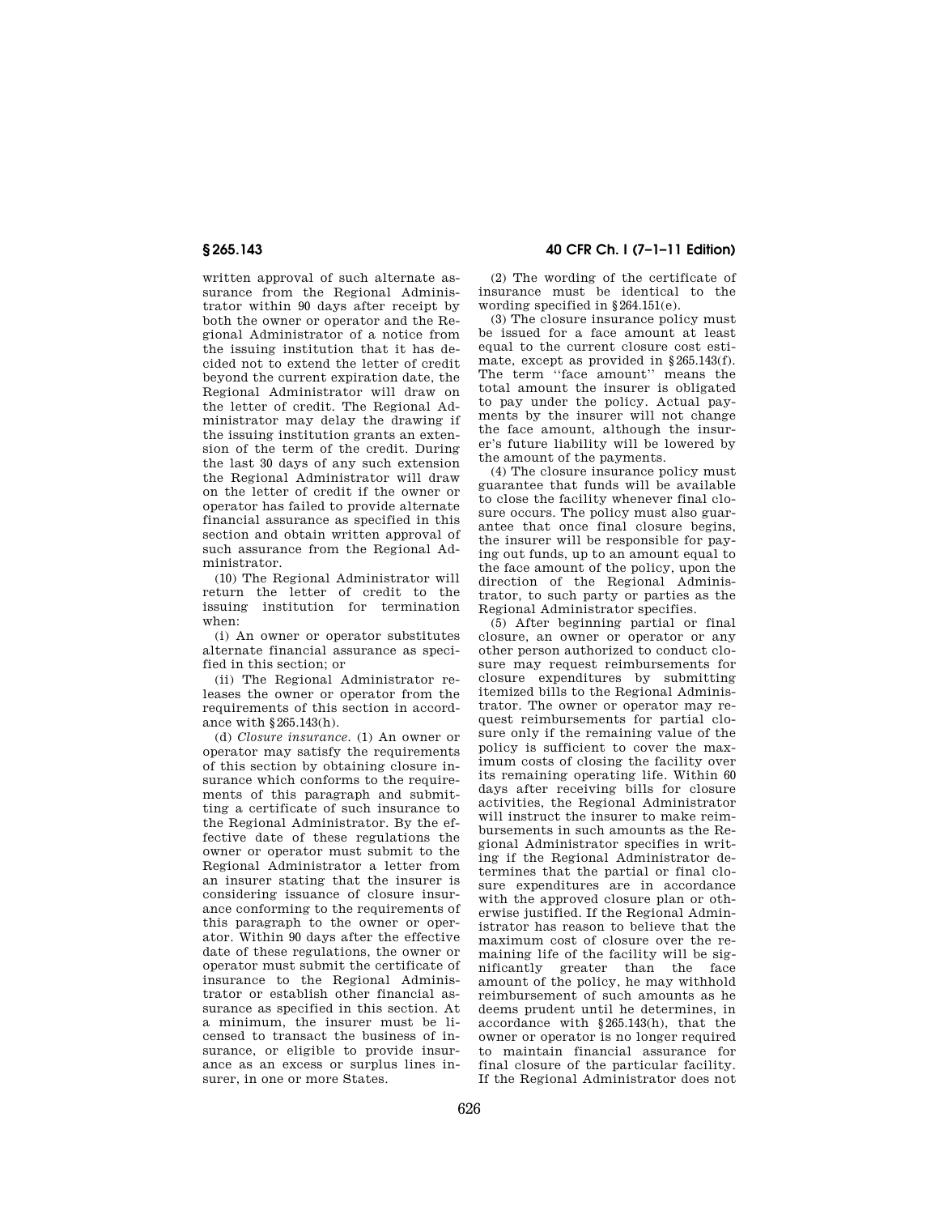written approval of such alternate assurance from the Regional Administrator within 90 days after receipt by both the owner or operator and the Regional Administrator of a notice from the issuing institution that it has decided not to extend the letter of credit beyond the current expiration date, the Regional Administrator will draw on the letter of credit. The Regional Administrator may delay the drawing if the issuing institution grants an extension of the term of the credit. During the last 30 days of any such extension the Regional Administrator will draw on the letter of credit if the owner or operator has failed to provide alternate financial assurance as specified in this section and obtain written approval of such assurance from the Regional Administrator.

(10) The Regional Administrator will return the letter of credit to the issuing institution for termination when:

(i) An owner or operator substitutes alternate financial assurance as specified in this section; or

(ii) The Regional Administrator releases the owner or operator from the requirements of this section in accordance with §265.143(h).

(d) *Closure insurance.* (1) An owner or operator may satisfy the requirements of this section by obtaining closure insurance which conforms to the requirements of this paragraph and submitting a certificate of such insurance to the Regional Administrator. By the effective date of these regulations the owner or operator must submit to the Regional Administrator a letter from an insurer stating that the insurer is considering issuance of closure insurance conforming to the requirements of this paragraph to the owner or operator. Within 90 days after the effective date of these regulations, the owner or operator must submit the certificate of insurance to the Regional Administrator or establish other financial assurance as specified in this section. At a minimum, the insurer must be licensed to transact the business of insurance, or eligible to provide insurance as an excess or surplus lines insurer, in one or more States.

(2) The wording of the certificate of insurance must be identical to the wording specified in §264.151(e).

(3) The closure insurance policy must be issued for a face amount at least equal to the current closure cost estimate, except as provided in §265.143(f). The term "face amount" means the total amount the insurer is obligated to pay under the policy. Actual payments by the insurer will not change the face amount, although the insurer's future liability will be lowered by the amount of the payments.

(4) The closure insurance policy must guarantee that funds will be available to close the facility whenever final closure occurs. The policy must also guarantee that once final closure begins, the insurer will be responsible for paying out funds, up to an amount equal to the face amount of the policy, upon the direction of the Regional Administrator, to such party or parties as the Regional Administrator specifies.

(5) After beginning partial or final closure, an owner or operator or any other person authorized to conduct closure may request reimbursements for closure expenditures by submitting itemized bills to the Regional Administrator. The owner or operator may request reimbursements for partial closure only if the remaining value of the policy is sufficient to cover the maximum costs of closing the facility over its remaining operating life. Within 60 days after receiving bills for closure activities, the Regional Administrator will instruct the insurer to make reimbursements in such amounts as the Regional Administrator specifies in writing if the Regional Administrator determines that the partial or final closure expenditures are in accordance with the approved closure plan or otherwise justified. If the Regional Administrator has reason to believe that the maximum cost of closure over the remaining life of the facility will be significantly greater than the face amount of the policy, he may withhold reimbursement of such amounts as he deems prudent until he determines, in accordance with §265.143(h), that the owner or operator is no longer required to maintain financial assurance for final closure of the particular facility. If the Regional Administrator does not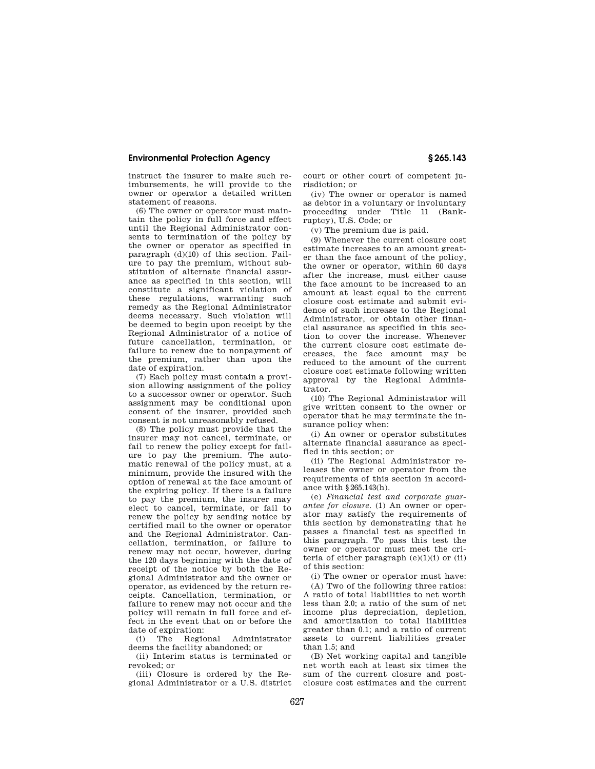instruct the insurer to make such reimbursements, he will provide to the owner or operator a detailed written statement of reasons.

(6) The owner or operator must maintain the policy in full force and effect until the Regional Administrator consents to termination of the policy by the owner or operator as specified in paragraph (d)(10) of this section. Failure to pay the premium, without substitution of alternate financial assurance as specified in this section, will constitute a significant violation of these regulations, warranting such remedy as the Regional Administrator deems necessary. Such violation will be deemed to begin upon receipt by the Regional Administrator of a notice of future cancellation, termination, or failure to renew due to nonpayment of the premium, rather than upon the date of expiration.

(7) Each policy must contain a provision allowing assignment of the policy to a successor owner or operator. Such assignment may be conditional upon consent of the insurer, provided such consent is not unreasonably refused.

(8) The policy must provide that the insurer may not cancel, terminate, or fail to renew the policy except for failure to pay the premium. The automatic renewal of the policy must, at a minimum, provide the insured with the option of renewal at the face amount of the expiring policy. If there is a failure to pay the premium, the insurer may elect to cancel, terminate, or fail to renew the policy by sending notice by certified mail to the owner or operator and the Regional Administrator. Cancellation, termination, or failure to renew may not occur, however, during the 120 days beginning with the date of receipt of the notice by both the Regional Administrator and the owner or operator, as evidenced by the return receipts. Cancellation, termination, or failure to renew may not occur and the policy will remain in full force and effect in the event that on or before the date of expiration:

(i) The Regional Administrator deems the facility abandoned; or

(ii) Interim status is terminated or revoked; or

(iii) Closure is ordered by the Regional Administrator or a U.S. district court or other court of competent jurisdiction; or

(iv) The owner or operator is named as debtor in a voluntary or involuntary proceeding under Title 11 (Bankruptcy), U.S. Code; or

(v) The premium due is paid.

(9) Whenever the current closure cost estimate increases to an amount greater than the face amount of the policy, the owner or operator, within 60 days after the increase, must either cause the face amount to be increased to an amount at least equal to the current closure cost estimate and submit evidence of such increase to the Regional Administrator, or obtain other financial assurance as specified in this section to cover the increase. Whenever the current closure cost estimate decreases, the face amount may be reduced to the amount of the current closure cost estimate following written approval by the Regional Administrator.

(10) The Regional Administrator will give written consent to the owner or operator that he may terminate the insurance policy when:

(i) An owner or operator substitutes alternate financial assurance as specified in this section; or

(ii) The Regional Administrator releases the owner or operator from the requirements of this section in accordance with §265.143(h).

(e) *Financial test and corporate guarantee for closure.* (1) An owner or operator may satisfy the requirements of this section by demonstrating that he passes a financial test as specified in this paragraph. To pass this test the owner or operator must meet the criteria of either paragraph (e)(1)(i) or (ii) of this section:

(i) The owner or operator must have:

(A) Two of the following three ratios: A ratio of total liabilities to net worth less than 2.0; a ratio of the sum of net income plus depreciation, depletion, and amortization to total liabilities greater than 0.1; and a ratio of current assets to current liabilities greater than 1.5; and

(B) Net working capital and tangible net worth each at least six times the sum of the current closure and post-closure cost estimates and the current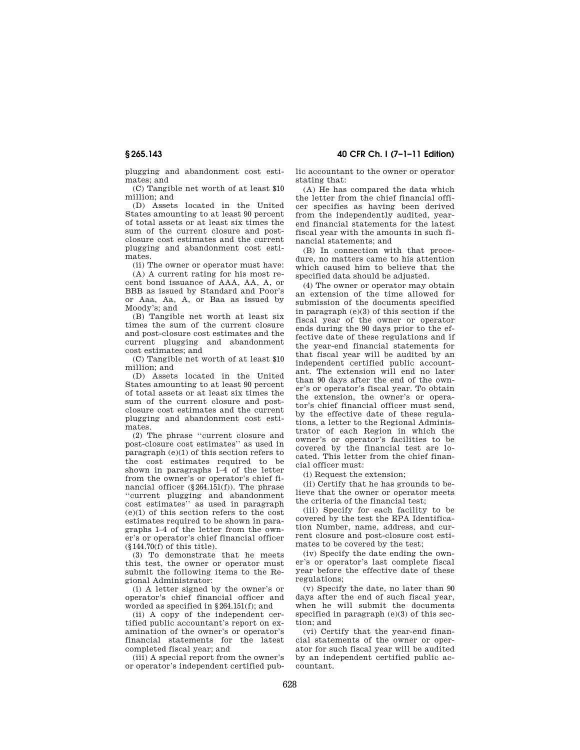plugging and abandonment cost estimates; and

(C) Tangible net worth of at least $10 million; and

(D) Assets located in the United States amounting to at least 90 percent of total assets or at least six times the sum of the current closure and post-closure cost estimates and the current plugging and abandonment cost estimates.

(ii) The owner or operator must have:

(A) A current rating for his most recent bond issuance of AAA, AA, A, or BBB as issued by Standard and Poor's or Aaa, Aa, A, or Baa as issued by Moody's; and

(B) Tangible net worth at least six times the sum of the current closure and post-closure cost estimates and the current plugging and abandonment cost estimates; and

(C) Tangible net worth of at least $10 million; and

(D) Assets located in the United States amounting to at least 90 percent of total assets or at least six times the sum of the current closure and post-closure cost estimates and the current plugging and abandonment cost estimates.

(2) The phrase ''current closure and post-closure cost estimates'' as used in paragraph (e)(1) of this section refers to the cost estimates required to be shown in paragraphs 1–4 of the letter from the owner's or operator's chief financial officer (§264.151(f)). The phrase ''current plugging and abandonment cost estimates'' as used in paragraph (e)(1) of this section refers to the cost estimates required to be shown in paragraphs 1–4 of the letter from the owner's or operator's chief financial officer (§144.70(f) of this title).

(3) To demonstrate that he meets this test, the owner or operator must submit the following items to the Regional Administrator:

(i) A letter signed by the owner's or operator's chief financial officer and worded as specified in §264.151(f); and

(ii) A copy of the independent certified public accountant's report on examination of the owner's or operator's financial statements for the latest completed fiscal year; and

(iii) A special report from the owner's or operator's independent certified public accountant to the owner or operator stating that:

(A) He has compared the data which the letter from the chief financial officer specifies as having been derived from the independently audited, year-end financial statements for the latest fiscal year with the amounts in such financial statements; and

(B) In connection with that procedure, no matters came to his attention which caused him to believe that the specified data should be adjusted.

(4) The owner or operator may obtain an extension of the time allowed for submission of the documents specified in paragraph (e)(3) of this section if the fiscal year of the owner or operator ends during the 90 days prior to the effective date of these regulations and if the year-end financial statements for that fiscal year will be audited by an independent certified public accountant. The extension will end no later than 90 days after the end of the owner's or operator's fiscal year. To obtain the extension, the owner's or operator's chief financial officer must send, by the effective date of these regulations, a letter to the Regional Administrator of each Region in which the owner's or operator's facilities to be covered by the financial test are located. This letter from the chief financial officer must:

(i) Request the extension;

(ii) Certify that he has grounds to believe that the owner or operator meets the criteria of the financial test;

(iii) Specify for each facility to be covered by the test the EPA Identification Number, name, address, and current closure and post-closure cost estimates to be covered by the test;

(iv) Specify the date ending the owner's or operator's last complete fiscal year before the effective date of these regulations;

(v) Specify the date, no later than 90 days after the end of such fiscal year, when he will submit the documents specified in paragraph (e)(3) of this section; and

(vi) Certify that the year-end financial statements of the owner or operator for such fiscal year will be audited by an independent certified public accountant.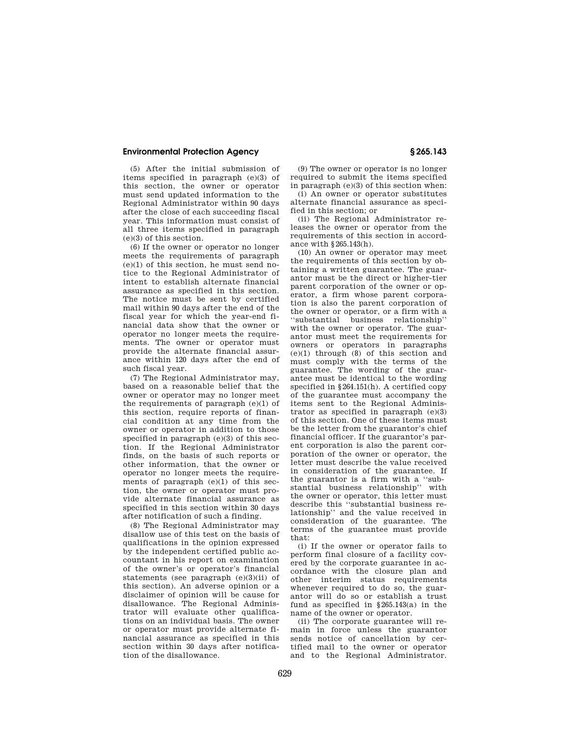(5) After the initial submission of items specified in paragraph (e)(3) of this section, the owner or operator must send updated information to the Regional Administrator within 90 days after the close of each succeeding fiscal year. This information must consist of all three items specified in paragraph (e)(3) of this section.

(6) If the owner or operator no longer meets the requirements of paragraph (e)(1) of this section, he must send notice to the Regional Administrator of intent to establish alternate financial assurance as specified in this section. The notice must be sent by certified mail within 90 days after the end of the fiscal year for which the year-end financial data show that the owner or operator no longer meets the requirements. The owner or operator must provide the alternate financial assurance within 120 days after the end of such fiscal year.

(7) The Regional Administrator may, based on a reasonable belief that the owner or operator may no longer meet the requirements of paragraph (e)(1) of this section, require reports of financial condition at any time from the owner or operator in addition to those specified in paragraph (e)(3) of this section. If the Regional Administrator finds, on the basis of such reports or other information, that the owner or operator no longer meets the requirements of paragraph (e)(1) of this section, the owner or operator must provide alternate financial assurance as specified in this section within 30 days after notification of such a finding.

(8) The Regional Administrator may disallow use of this test on the basis of qualifications in the opinion expressed by the independent certified public accountant in his report on examination of the owner's or operator's financial statements (see paragraph (e)(3)(ii) of this section). An adverse opinion or a disclaimer of opinion will be cause for disallowance. The Regional Administrator will evaluate other qualifications on an individual basis. The owner or operator must provide alternate financial assurance as specified in this section within 30 days after notification of the disallowance.

(9) The owner or operator is no longer required to submit the items specified in paragraph (e)(3) of this section when:

(i) An owner or operator substitutes alternate financial assurance as specified in this section; or

(ii) The Regional Administrator releases the owner or operator from the requirements of this section in accordance with §265.143(h).

(10) An owner or operator may meet the requirements of this section by obtaining a written guarantee. The guarantor must be the direct or higher-tier parent corporation of the owner or operator, a firm whose parent corporation is also the parent corporation of the owner or operator, or a firm with a "substantial business relationship" with the owner or operator. The guarantor must meet the requirements for owners or operators in paragraphs (e)(1) through (8) of this section and must comply with the terms of the guarantee. The wording of the guarantee must be identical to the wording specified in §264.151(h). A certified copy of the guarantee must accompany the items sent to the Regional Administrator as specified in paragraph (e)(3) of this section. One of these items must be the letter from the guarantor's chief financial officer. If the guarantor's parent corporation is also the parent corporation of the owner or operator, the letter must describe the value received in consideration of the guarantee. If the guarantor is a firm with a "substantial business relationship" with the owner or operator, this letter must describe this "substantial business relationship" and the value received in consideration of the guarantee. The terms of the guarantee must provide that:

(i) If the owner or operator fails to perform final closure of a facility covered by the corporate guarantee in accordance with the closure plan and other interim status requirements whenever required to do so, the guarantor will do so or establish a trust fund as specified in §265.143(a) in the name of the owner or operator.

(ii) The corporate guarantee will remain in force unless the guarantor sends notice of cancellation by certified mail to the owner or operator and to the Regional Administrator.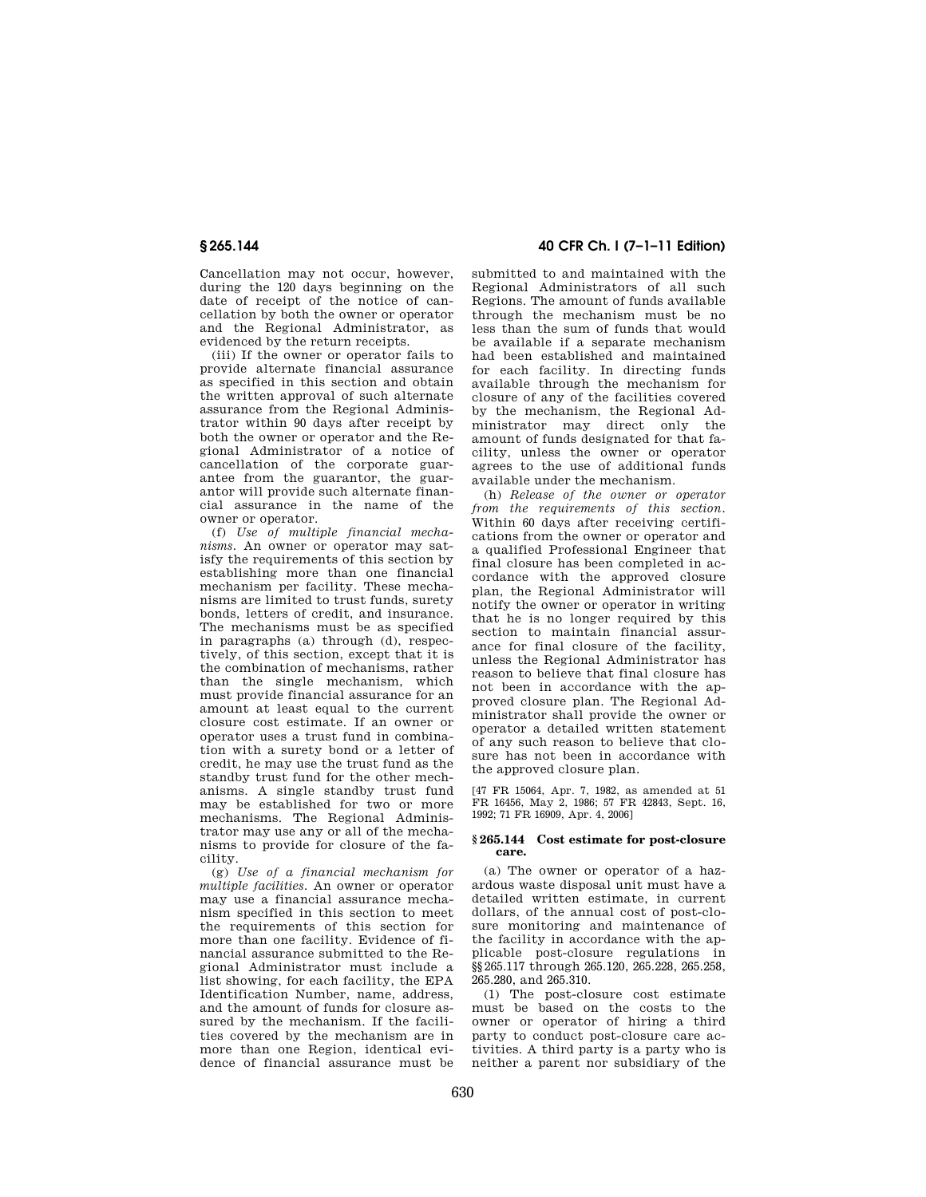Cancellation may not occur, however, during the 120 days beginning on the date of receipt of the notice of cancellation by both the owner or operator and the Regional Administrator, as evidenced by the return receipts.

(iii) If the owner or operator fails to provide alternate financial assurance as specified in this section and obtain the written approval of such alternate assurance from the Regional Administrator within 90 days after receipt by both the owner or operator and the Regional Administrator of a notice of cancellation of the corporate guarantee from the guarantor, the guarantor will provide such alternate financial assurance in the name of the owner or operator.

(f) *Use of multiple financial mechanisms.* An owner or operator may satisfy the requirements of this section by establishing more than one financial mechanism per facility. These mechanisms are limited to trust funds, surety bonds, letters of credit, and insurance. The mechanisms must be as specified in paragraphs (a) through (d), respectively, of this section, except that it is the combination of mechanisms, rather than the single mechanism, which must provide financial assurance for an amount at least equal to the current closure cost estimate. If an owner or operator uses a trust fund in combination with a surety bond or a letter of credit, he may use the trust fund as the standby trust fund for the other mechanisms. A single standby trust fund may be established for two or more mechanisms. The Regional Administrator may use any or all of the mechanisms to provide for closure of the facility.

(g) *Use of a financial mechanism for multiple facilities.* An owner or operator may use a financial assurance mechanism specified in this section to meet the requirements of this section for more than one facility. Evidence of financial assurance submitted to the Regional Administrator must include a list showing, for each facility, the EPA Identification Number, name, address, and the amount of funds for closure assured by the mechanism. If the facilities covered by the mechanism are in more than one Region, identical evidence of financial assurance must be submitted to and maintained with the Regional Administrators of all such Regions. The amount of funds available through the mechanism must be no less than the sum of funds that would be available if a separate mechanism had been established and maintained for each facility. In directing funds available through the mechanism for closure of any of the facilities covered by the mechanism, the Regional Administrator may direct only the amount of funds designated for that facility, unless the owner or operator agrees to the use of additional funds available under the mechanism.

(h) *Release of the owner or operator from the requirements of this section.* Within 60 days after receiving certifications from the owner or operator and a qualified Professional Engineer that final closure has been completed in accordance with the approved closure plan, the Regional Administrator will notify the owner or operator in writing that he is no longer required by this section to maintain financial assurance for final closure of the facility, unless the Regional Administrator has reason to believe that final closure has not been in accordance with the approved closure plan. The Regional Administrator shall provide the owner or operator a detailed written statement of any such reason to believe that closure has not been in accordance with the approved closure plan.

[47 FR 15064, Apr. 7, 1982, as amended at 51 FR 16456, May 2, 1986; 57 FR 42843, Sept. 16, 1992; 71 FR 16909, Apr. 4, 2006]

### § 265.144 Cost estimate for post-closure care.

(a) The owner or operator of a hazardous waste disposal unit must have a detailed written estimate, in current dollars, of the annual cost of post-closure monitoring and maintenance of the facility in accordance with the applicable post-closure regulations in §§ 265.117 through 265.120, 265.228, 265.258, 265.280, and 265.310.

(1) The post-closure cost estimate must be based on the costs to the owner or operator of hiring a third party to conduct post-closure care activities. A third party is a party who is neither a parent nor subsidiary of the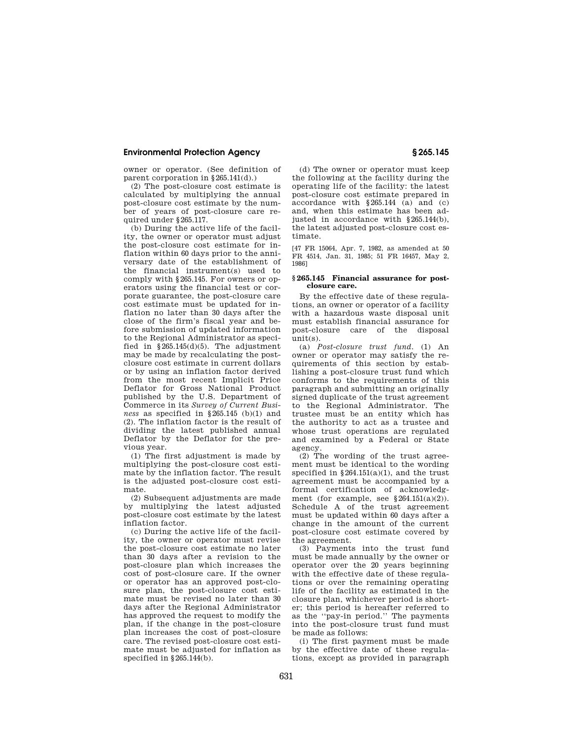owner or operator. (See definition of parent corporation in §265.141(d).)

(2) The post-closure cost estimate is calculated by multiplying the annual post-closure cost estimate by the number of years of post-closure care required under §265.117.

(b) During the active life of the facility, the owner or operator must adjust the post-closure cost estimate for inflation within 60 days prior to the anniversary date of the establishment of the financial instrument(s) used to comply with §265.145. For owners or operators using the financial test or corporate guarantee, the post-closure care cost estimate must be updated for inflation no later than 30 days after the close of the firm's fiscal year and before submission of updated information to the Regional Administrator as specified in §265.145(d)(5). The adjustment may be made by recalculating the post-closure cost estimate in current dollars or by using an inflation factor derived from the most recent Implicit Price Deflator for Gross National Product published by the U.S. Department of Commerce in its *Survey of Current Business* as specified in §265.145 (b)(1) and (2). The inflation factor is the result of dividing the latest published annual Deflator by the Deflator for the previous year.

(1) The first adjustment is made by multiplying the post-closure cost estimate by the inflation factor. The result is the adjusted post-closure cost estimate.

(2) Subsequent adjustments are made by multiplying the latest adjusted post-closure cost estimate by the latest inflation factor.

(c) During the active life of the facility, the owner or operator must revise the post-closure cost estimate no later than 30 days after a revision to the post-closure plan which increases the cost of post-closure care. If the owner or operator has an approved post-closure plan, the post-closure cost estimate must be revised no later than 30 days after the Regional Administrator has approved the request to modify the plan, if the change in the post-closure plan increases the cost of post-closure care. The revised post-closure cost estimate must be adjusted for inflation as specified in §265.144(b).

(d) The owner or operator must keep the following at the facility during the operating life of the facility: the latest post-closure cost estimate prepared in accordance with §265.144 (a) and (c) and, when this estimate has been adjusted in accordance with §265.144(b), the latest adjusted post-closure cost estimate.

[47 FR 15064, Apr. 7, 1982, as amended at 50 FR 4514, Jan. 31, 1985; 51 FR 16457, May 2, 1986]

## §265.145 Financial assurance for post-closure care.

By the effective date of these regulations, an owner or operator of a facility with a hazardous waste disposal unit must establish financial assurance for post-closure care of the disposal unit(s).

(a) *Post-closure trust fund*. (1) An owner or operator may satisfy the requirements of this section by establishing a post-closure trust fund which conforms to the requirements of this paragraph and submitting an originally signed duplicate of the trust agreement to the Regional Administrator. The trustee must be an entity which has the authority to act as a trustee and whose trust operations are regulated and examined by a Federal or State agency.

(2) The wording of the trust agreement must be identical to the wording specified in §264.151(a)(1), and the trust agreement must be accompanied by a formal certification of acknowledgment (for example, see §264.151(a)(2)). Schedule A of the trust agreement must be updated within 60 days after a change in the amount of the current post-closure cost estimate covered by the agreement.

(3) Payments into the trust fund must be made annually by the owner or operator over the 20 years beginning with the effective date of these regulations or over the remaining operating life of the facility as estimated in the closure plan, whichever period is shorter; this period is hereafter referred to as the "pay-in period." The payments into the post-closure trust fund must be made as follows:

(i) The first payment must be made by the effective date of these regulations, except as provided in paragraph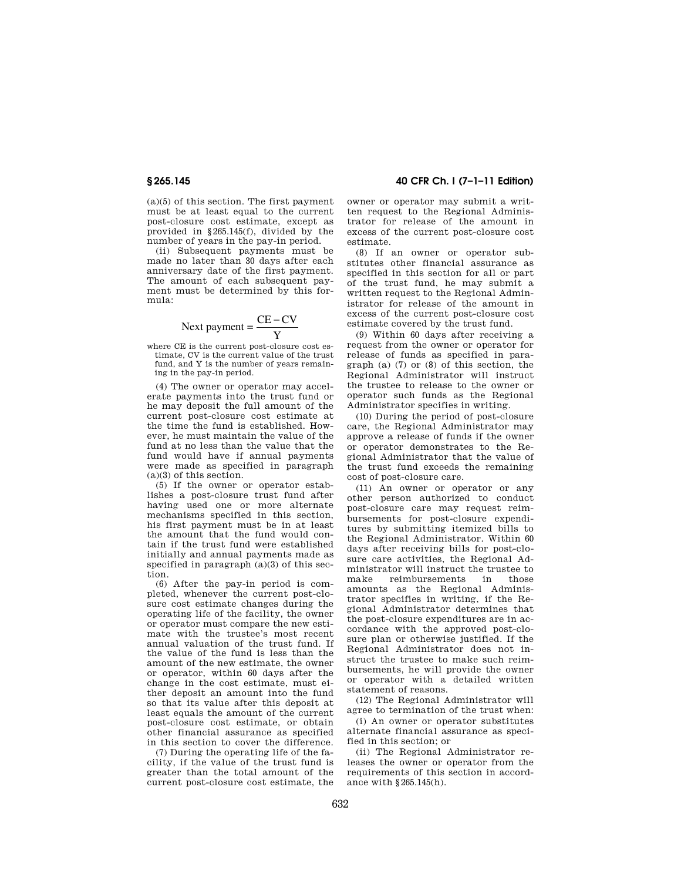(a)(5) of this section. The first payment must be at least equal to the current post-closure cost estimate, except as provided in §265.145(f), divided by the number of years in the pay-in period.

(ii) Subsequent payments must be made no later than 30 days after each anniversary date of the first payment. The amount of each subsequent payment must be determined by this formula:

$$\text{Next payment} = \frac{CE - CV}{Y}$$

where CE is the current post-closure cost estimate, CV is the current value of the trust fund, and Y is the number of years remaining in the pay-in period.

(4) The owner or operator may accelerate payments into the trust fund or he may deposit the full amount of the current post-closure cost estimate at the time the fund is established. However, he must maintain the value of the fund at no less than the value that the fund would have if annual payments were made as specified in paragraph (a)(3) of this section.

(5) If the owner or operator establishes a post-closure trust fund after having used one or more alternate mechanisms specified in this section, his first payment must be in at least the amount that the fund would contain if the trust fund were established initially and annual payments made as specified in paragraph (a)(3) of this section.

(6) After the pay-in period is completed, whenever the current post-closure cost estimate changes during the operating life of the facility, the owner or operator must compare the new estimate with the trustee's most recent annual valuation of the trust fund. If the value of the fund is less than the amount of the new estimate, the owner or operator, within 60 days after the change in the cost estimate, must either deposit an amount into the fund so that its value after this deposit at least equals the amount of the current post-closure cost estimate, or obtain other financial assurance as specified in this section to cover the difference.

(7) During the operating life of the facility, if the value of the trust fund is greater than the total amount of the current post-closure cost estimate, the owner or operator may submit a written request to the Regional Administrator for release of the amount in excess of the current post-closure cost estimate.

(8) If an owner or operator substitutes other financial assurance as specified in this section for all or part of the trust fund, he may submit a written request to the Regional Administrator for release of the amount in excess of the current post-closure cost estimate covered by the trust fund.

(9) Within 60 days after receiving a request from the owner or operator for release of funds as specified in paragraph (a) (7) or (8) of this section, the Regional Administrator will instruct the trustee to release to the owner or operator such funds as the Regional Administrator specifies in writing.

(10) During the period of post-closure care, the Regional Administrator may approve a release of funds if the owner or operator demonstrates to the Regional Administrator that the value of the trust fund exceeds the remaining cost of post-closure care.

(11) An owner or operator or any other person authorized to conduct post-closure care may request reimbursements for post-closure expenditures by submitting itemized bills to the Regional Administrator. Within 60 days after receiving bills for post-closure care activities, the Regional Administrator will instruct the trustee to make reimbursements in those amounts as the Regional Administrator specifies in writing, if the Regional Administrator determines that the post-closure expenditures are in accordance with the approved post-closure plan or otherwise justified. If the Regional Administrator does not instruct the trustee to make such reimbursements, he will provide the owner or operator with a detailed written statement of reasons.

(12) The Regional Administrator will agree to termination of the trust when:

(i) An owner or operator substitutes alternate financial assurance as specified in this section; or

(ii) The Regional Administrator releases the owner or operator from the requirements of this section in accordance with §265.145(h).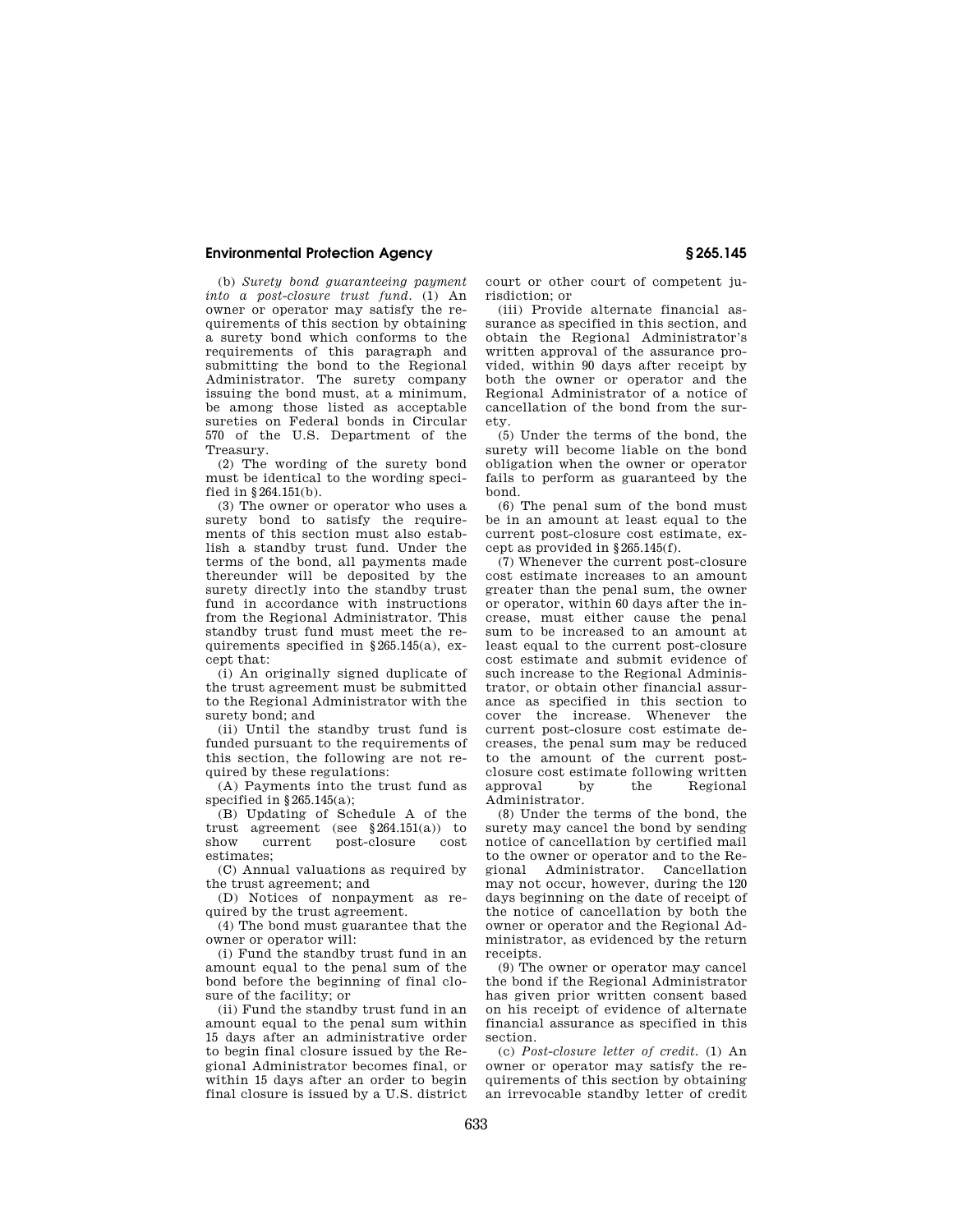(b) *Surety bond guaranteeing payment into a post-closure trust fund.* (1) An owner or operator may satisfy the requirements of this section by obtaining a surety bond which conforms to the requirements of this paragraph and submitting the bond to the Regional Administrator. The surety company issuing the bond must, at a minimum, be among those listed as acceptable sureties on Federal bonds in Circular 570 of the U.S. Department of the Treasury.

(2) The wording of the surety bond must be identical to the wording specified in §264.151(b).

(3) The owner or operator who uses a surety bond to satisfy the requirements of this section must also establish a standby trust fund. Under the terms of the bond, all payments made thereunder will be deposited by the surety directly into the standby trust fund in accordance with instructions from the Regional Administrator. This standby trust fund must meet the requirements specified in §265.145(a), except that:

(i) An originally signed duplicate of the trust agreement must be submitted to the Regional Administrator with the surety bond; and

(ii) Until the standby trust fund is funded pursuant to the requirements of this section, the following are not required by these regulations:

(A) Payments into the trust fund as specified in §265.145(a);

(B) Updating of Schedule A of the trust agreement (see §264.151(a)) to show current post-closure cost estimates;

(C) Annual valuations as required by the trust agreement; and

(D) Notices of nonpayment as required by the trust agreement.

(4) The bond must guarantee that the owner or operator will:

(i) Fund the standby trust fund in an amount equal to the penal sum of the bond before the beginning of final closure of the facility; or

(ii) Fund the standby trust fund in an amount equal to the penal sum within 15 days after an administrative order to begin final closure issued by the Regional Administrator becomes final, or within 15 days after an order to begin final closure is issued by a U.S. district court or other court of competent jurisdiction; or

(iii) Provide alternate financial assurance as specified in this section, and obtain the Regional Administrator's written approval of the assurance provided, within 90 days after receipt by both the owner or operator and the Regional Administrator of a notice of cancellation of the bond from the surety.

(5) Under the terms of the bond, the surety will become liable on the bond obligation when the owner or operator fails to perform as guaranteed by the bond.

(6) The penal sum of the bond must be in an amount at least equal to the current post-closure cost estimate, except as provided in §265.145(f).

(7) Whenever the current post-closure cost estimate increases to an amount greater than the penal sum, the owner or operator, within 60 days after the increase, must either cause the penal sum to be increased to an amount at least equal to the current post-closure cost estimate and submit evidence of such increase to the Regional Administrator, or obtain other financial assurance as specified in this section to cover the increase. Whenever the current post-closure cost estimate decreases, the penal sum may be reduced to the amount of the current post-closure cost estimate following written approval by the Regional Administrator.

(8) Under the terms of the bond, the surety may cancel the bond by sending notice of cancellation by certified mail to the owner or operator and to the Regional Administrator. Cancellation may not occur, however, during the 120 days beginning on the date of receipt of the notice of cancellation by both the owner or operator and the Regional Administrator, as evidenced by the return receipts.

(9) The owner or operator may cancel the bond if the Regional Administrator has given prior written consent based on his receipt of evidence of alternate financial assurance as specified in this section.

(c) *Post-closure letter of credit.* (1) An owner or operator may satisfy the requirements of this section by obtaining an irrevocable standby letter of credit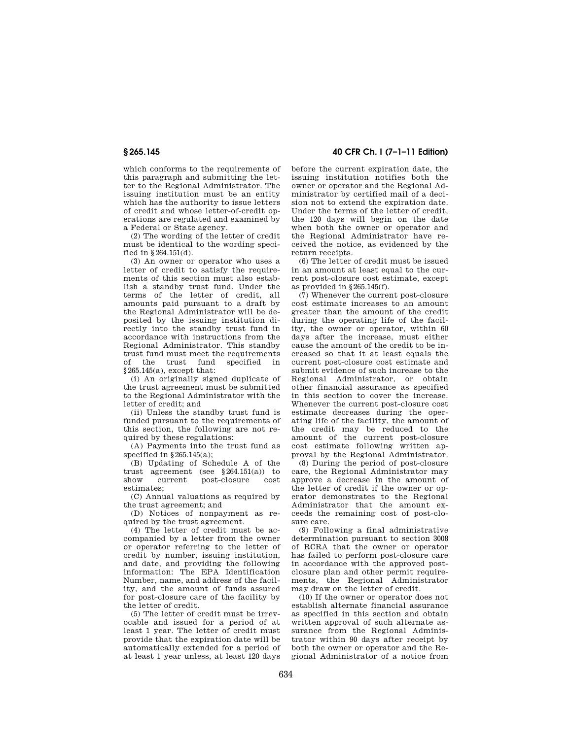which conforms to the requirements of this paragraph and submitting the letter to the Regional Administrator. The issuing institution must be an entity which has the authority to issue letters of credit and whose letter-of-credit operations are regulated and examined by a Federal or State agency.

(2) The wording of the letter of credit must be identical to the wording specified in §264.151(d).

(3) An owner or operator who uses a letter of credit to satisfy the requirements of this section must also establish a standby trust fund. Under the terms of the letter of credit, all amounts paid pursuant to a draft by the Regional Administrator will be deposited by the issuing institution directly into the standby trust fund in accordance with instructions from the Regional Administrator. This standby trust fund must meet the requirements of the trust fund specified in §265.145(a), except that:

(i) An originally signed duplicate of the trust agreement must be submitted to the Regional Administrator with the letter of credit; and

(ii) Unless the standby trust fund is funded pursuant to the requirements of this section, the following are not required by these regulations:

(A) Payments into the trust fund as specified in §265.145(a);

(B) Updating of Schedule A of the trust agreement (see §264.151(a)) to show current post-closure cost estimates;

(C) Annual valuations as required by the trust agreement; and

(D) Notices of nonpayment as required by the trust agreement.

(4) The letter of credit must be accompanied by a letter from the owner or operator referring to the letter of credit by number, issuing institution, and date, and providing the following information: The EPA Identification Number, name, and address of the facility, and the amount of funds assured for post-closure care of the facility by the letter of credit.

(5) The letter of credit must be irrevocable and issued for a period of at least 1 year. The letter of credit must provide that the expiration date will be automatically extended for a period of at least 1 year unless, at least 120 days before the current expiration date, the issuing institution notifies both the owner or operator and the Regional Administrator by certified mail of a decision not to extend the expiration date. Under the terms of the letter of credit, the 120 days will begin on the date when both the owner or operator and the Regional Administrator have received the notice, as evidenced by the return receipts.

(6) The letter of credit must be issued in an amount at least equal to the current post-closure cost estimate, except as provided in §265.145(f).

(7) Whenever the current post-closure cost estimate increases to an amount greater than the amount of the credit during the operating life of the facility, the owner or operator, within 60 days after the increase, must either cause the amount of the credit to be increased so that it at least equals the current post-closure cost estimate and submit evidence of such increase to the Regional Administrator, or obtain other financial assurance as specified in this section to cover the increase. Whenever the current post-closure cost estimate decreases during the operating life of the facility, the amount of the credit may be reduced to the amount of the current post-closure cost estimate following written approval by the Regional Administrator.

(8) During the period of post-closure care, the Regional Administrator may approve a decrease in the amount of the letter of credit if the owner or operator demonstrates to the Regional Administrator that the amount exceeds the remaining cost of post-closure care.

(9) Following a final administrative determination pursuant to section 3008 of RCRA that the owner or operator has failed to perform post-closure care in accordance with the approved post-closure plan and other permit requirements, the Regional Administrator may draw on the letter of credit.

(10) If the owner or operator does not establish alternate financial assurance as specified in this section and obtain written approval of such alternate assurance from the Regional Administrator within 90 days after receipt by both the owner or operator and the Regional Administrator of a notice from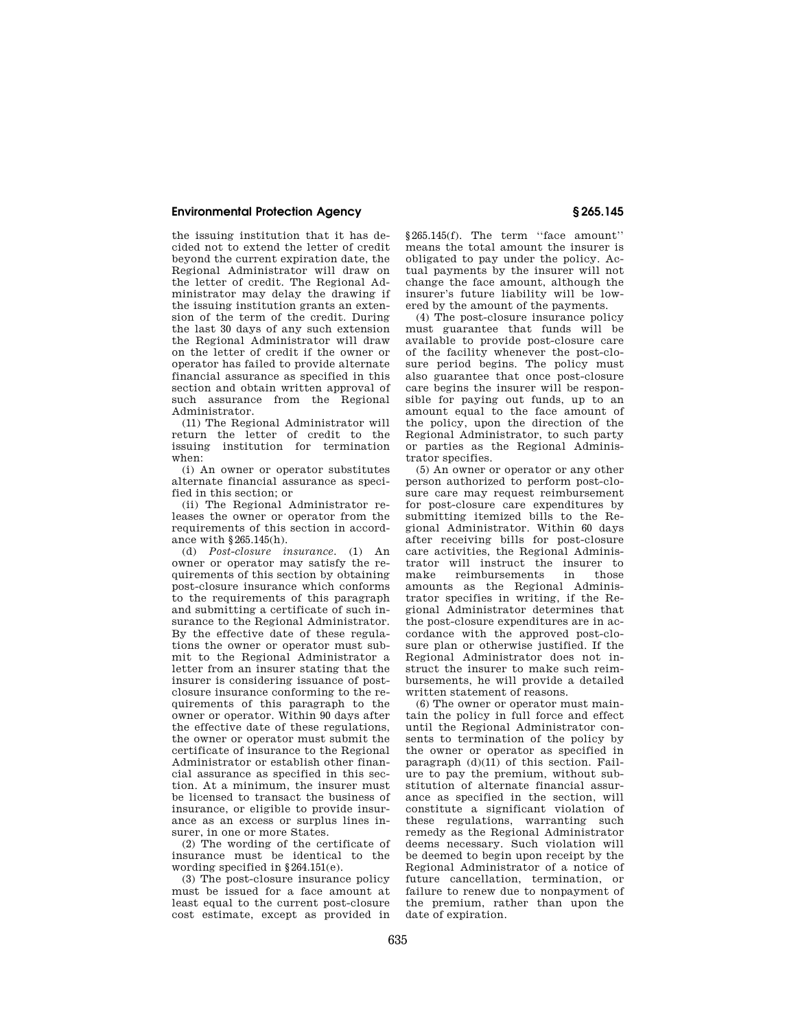the issuing institution that it has decided not to extend the letter of credit beyond the current expiration date, the Regional Administrator will draw on the letter of credit. The Regional Administrator may delay the drawing if the issuing institution grants an extension of the term of the credit. During the last 30 days of any such extension the Regional Administrator will draw on the letter of credit if the owner or operator has failed to provide alternate financial assurance as specified in this section and obtain written approval of such assurance from the Regional Administrator.

(11) The Regional Administrator will return the letter of credit to the issuing institution for termination when:

(i) An owner or operator substitutes alternate financial assurance as specified in this section; or

(ii) The Regional Administrator releases the owner or operator from the requirements of this section in accordance with §265.145(h).

(d) *Post-closure insurance.* (1) An owner or operator may satisfy the requirements of this section by obtaining post-closure insurance which conforms to the requirements of this paragraph and submitting a certificate of such insurance to the Regional Administrator. By the effective date of these regulations the owner or operator must submit to the Regional Administrator a letter from an insurer stating that the insurer is considering issuance of post-closure insurance conforming to the requirements of this paragraph to the owner or operator. Within 90 days after the effective date of these regulations, the owner or operator must submit the certificate of insurance to the Regional Administrator or establish other financial assurance as specified in this section. At a minimum, the insurer must be licensed to transact the business of insurance, or eligible to provide insurance as an excess or surplus lines insurer, in one or more States.

(2) The wording of the certificate of insurance must be identical to the wording specified in §264.151(e).

(3) The post-closure insurance policy must be issued for a face amount at least equal to the current post-closure cost estimate, except as provided in §265.145(f). The term "face amount" means the total amount the insurer is obligated to pay under the policy. Actual payments by the insurer will not change the face amount, although the insurer's future liability will be lowered by the amount of the payments.

(4) The post-closure insurance policy must guarantee that funds will be available to provide post-closure care of the facility whenever the post-closure period begins. The policy must also guarantee that once post-closure care begins the insurer will be responsible for paying out funds, up to an amount equal to the face amount of the policy, upon the direction of the Regional Administrator, to such party or parties as the Regional Administrator specifies.

(5) An owner or operator or any other person authorized to perform post-closure care may request reimbursement for post-closure care expenditures by submitting itemized bills to the Regional Administrator. Within 60 days after receiving bills for post-closure care activities, the Regional Administrator will instruct the insurer to make reimbursements in those amounts as the Regional Administrator specifies in writing, if the Regional Administrator determines that the post-closure expenditures are in accordance with the approved post-closure plan or otherwise justified. If the Regional Administrator does not instruct the insurer to make such reimbursements, he will provide a detailed written statement of reasons.

(6) The owner or operator must maintain the policy in full force and effect until the Regional Administrator consents to termination of the policy by the owner or operator as specified in paragraph (d)(11) of this section. Failure to pay the premium, without substitution of alternate financial assurance as specified in the section, will constitute a significant violation of these regulations, warranting such remedy as the Regional Administrator deems necessary. Such violation will be deemed to begin upon receipt by the Regional Administrator of a notice of future cancellation, termination, or failure to renew due to nonpayment of the premium, rather than upon the date of expiration.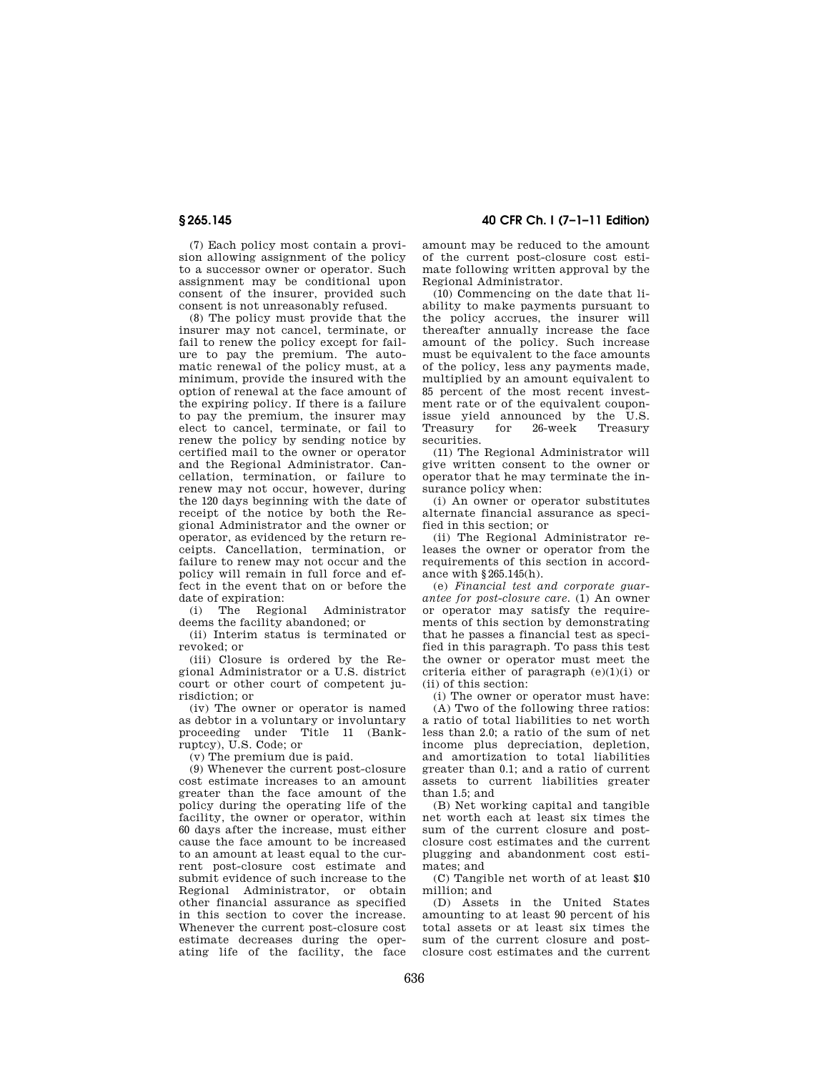(7) Each policy most contain a provision allowing assignment of the policy to a successor owner or operator. Such assignment may be conditional upon consent of the insurer, provided such consent is not unreasonably refused.

(8) The policy must provide that the insurer may not cancel, terminate, or fail to renew the policy except for failure to pay the premium. The automatic renewal of the policy must, at a minimum, provide the insured with the option of renewal at the face amount of the expiring policy. If there is a failure to pay the premium, the insurer may elect to cancel, terminate, or fail to renew the policy by sending notice by certified mail to the owner or operator and the Regional Administrator. Cancellation, termination, or failure to renew may not occur, however, during the 120 days beginning with the date of receipt of the notice by both the Regional Administrator and the owner or operator, as evidenced by the return receipts. Cancellation, termination, or failure to renew may not occur and the policy will remain in full force and effect in the event that on or before the date of expiration:

(i) The Regional Administrator deems the facility abandoned; or

(ii) Interim status is terminated or revoked; or

(iii) Closure is ordered by the Regional Administrator or a U.S. district court or other court of competent jurisdiction; or

(iv) The owner or operator is named as debtor in a voluntary or involuntary proceeding under Title 11 (Bankruptcy), U.S. Code; or

(v) The premium due is paid.

(9) Whenever the current post-closure cost estimate increases to an amount greater than the face amount of the policy during the operating life of the facility, the owner or operator, within 60 days after the increase, must either cause the face amount to be increased to an amount at least equal to the current post-closure cost estimate and submit evidence of such increase to the Regional Administrator, or obtain other financial assurance as specified in this section to cover the increase. Whenever the current post-closure cost estimate decreases during the operating life of the facility, the face amount may be reduced to the amount of the current post-closure cost estimate following written approval by the Regional Administrator.

(10) Commencing on the date that liability to make payments pursuant to the policy accrues, the insurer will thereafter annually increase the face amount of the policy. Such increase must be equivalent to the face amounts of the policy, less any payments made, multiplied by an amount equivalent to 85 percent of the most recent investment rate or of the equivalent coupon-issue yield announced by the U.S. Treasury for 26-week Treasury securities.

(11) The Regional Administrator will give written consent to the owner or operator that he may terminate the insurance policy when:

(i) An owner or operator substitutes alternate financial assurance as specified in this section; or

(ii) The Regional Administrator releases the owner or operator from the requirements of this section in accordance with §265.145(h).

(e) *Financial test and corporate guarantee for post-closure care.* (1) An owner or operator may satisfy the requirements of this section by demonstrating that he passes a financial test as specified in this paragraph. To pass this test the owner or operator must meet the criteria either of paragraph (e)(1)(i) or (ii) of this section:

(i) The owner or operator must have:

(A) Two of the following three ratios: a ratio of total liabilities to net worth less than 2.0; a ratio of the sum of net income plus depreciation, depletion, and amortization to total liabilities greater than 0.1; and a ratio of current assets to current liabilities greater than 1.5; and

(B) Net working capital and tangible net worth each at least six times the sum of the current closure and post-closure cost estimates and the current plugging and abandonment cost estimates; and

(C) Tangible net worth of at least $10 million; and

(D) Assets in the United States amounting to at least 90 percent of his total assets or at least six times the sum of the current closure and post-closure cost estimates and the current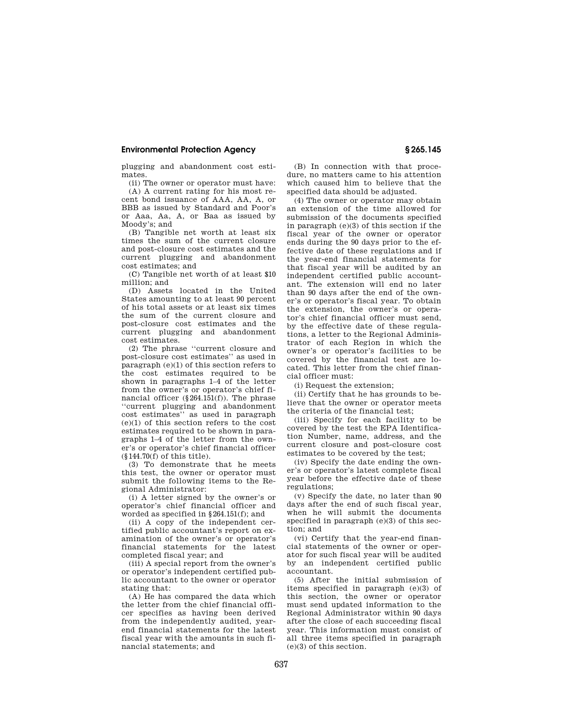plugging and abandonment cost estimates.

(ii) The owner or operator must have:

(A) A current rating for his most recent bond issuance of AAA, AA, A, or BBB as issued by Standard and Poor's or Aaa, Aa, A, or Baa as issued by Moody's; and

(B) Tangible net worth at least six times the sum of the current closure and post-closure cost estimates and the current plugging and abandonment cost estimates; and

(C) Tangible net worth of at least $10 million; and

(D) Assets located in the United States amounting to at least 90 percent of his total assets or at least six times the sum of the current closure and post-closure cost estimates and the current plugging and abandonment cost estimates.

(2) The phrase ''current closure and post-closure cost estimates'' as used in paragraph (e)(1) of this section refers to the cost estimates required to be shown in paragraphs 1–4 of the letter from the owner's or operator's chief financial officer (§264.151(f)). The phrase ''current plugging and abandonment cost estimates'' as used in paragraph (e)(1) of this section refers to the cost estimates required to be shown in paragraphs 1–4 of the letter from the owner's or operator's chief financial officer (§144.70(f) of this title).

(3) To demonstrate that he meets this test, the owner or operator must submit the following items to the Regional Administrator:

(i) A letter signed by the owner's or operator's chief financial officer and worded as specified in §264.151(f); and

(ii) A copy of the independent certified public accountant's report on examination of the owner's or operator's financial statements for the latest completed fiscal year; and

(iii) A special report from the owner's or operator's independent certified public accountant to the owner or operator stating that:

(A) He has compared the data which the letter from the chief financial officer specifies as having been derived from the independently audited, year-end financial statements for the latest fiscal year with the amounts in such financial statements; and

(B) In connection with that procedure, no matters came to his attention which caused him to believe that the specified data should be adjusted.

(4) The owner or operator may obtain an extension of the time allowed for submission of the documents specified in paragraph (e)(3) of this section if the fiscal year of the owner or operator ends during the 90 days prior to the effective date of these regulations and if the year-end financial statements for that fiscal year will be audited by an independent certified public accountant. The extension will end no later than 90 days after the end of the owner's or operator's fiscal year. To obtain the extension, the owner's or operator's chief financial officer must send, by the effective date of these regulations, a letter to the Regional Administrator of each Region in which the owner's or operator's facilities to be covered by the financial test are located. This letter from the chief financial officer must:

(i) Request the extension;

(ii) Certify that he has grounds to believe that the owner or operator meets the criteria of the financial test;

(iii) Specify for each facility to be covered by the test the EPA Identification Number, name, address, and the current closure and post-closure cost estimates to be covered by the test;

(iv) Specify the date ending the owner's or operator's latest complete fiscal year before the effective date of these regulations;

(v) Specify the date, no later than 90 days after the end of such fiscal year, when he will submit the documents specified in paragraph (e)(3) of this section; and

(vi) Certify that the year-end financial statements of the owner or operator for such fiscal year will be audited by an independent certified public accountant.

(5) After the initial submission of items specified in paragraph (e)(3) of this section, the owner or operator must send updated information to the Regional Administrator within 90 days after the close of each succeeding fiscal year. This information must consist of all three items specified in paragraph (e)(3) of this section.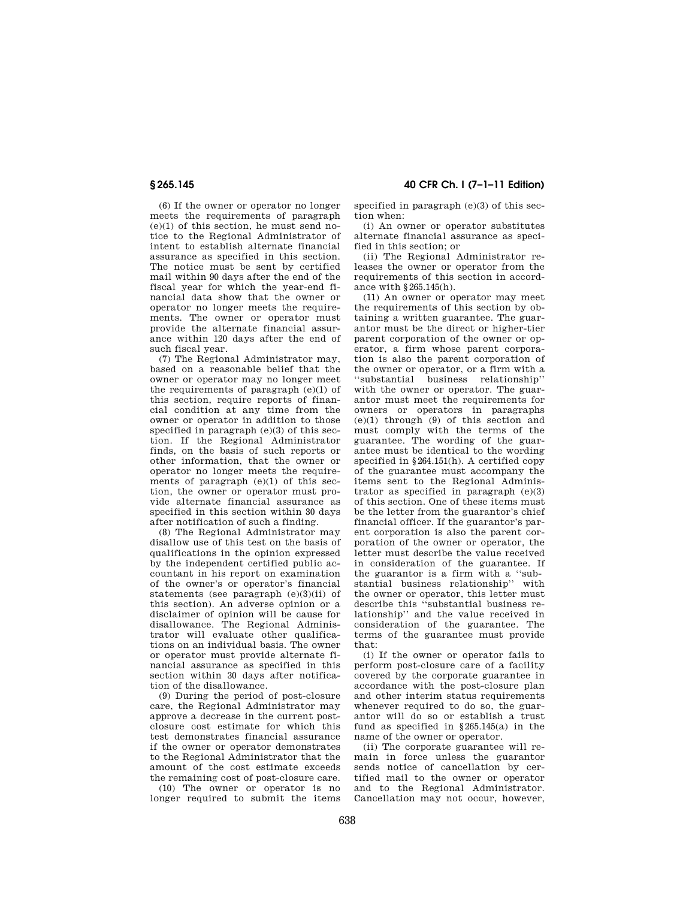(6) If the owner or operator no longer meets the requirements of paragraph (e)(1) of this section, he must send notice to the Regional Administrator of intent to establish alternate financial assurance as specified in this section. The notice must be sent by certified mail within 90 days after the end of the fiscal year for which the year-end financial data show that the owner or operator no longer meets the requirements. The owner or operator must provide the alternate financial assurance within 120 days after the end of such fiscal year.

(7) The Regional Administrator may, based on a reasonable belief that the owner or operator may no longer meet the requirements of paragraph (e)(1) of this section, require reports of financial condition at any time from the owner or operator in addition to those specified in paragraph (e)(3) of this section. If the Regional Administrator finds, on the basis of such reports or other information, that the owner or operator no longer meets the requirements of paragraph (e)(1) of this section, the owner or operator must provide alternate financial assurance as specified in this section within 30 days after notification of such a finding.

(8) The Regional Administrator may disallow use of this test on the basis of qualifications in the opinion expressed by the independent certified public accountant in his report on examination of the owner's or operator's financial statements (see paragraph (e)(3)(ii) of this section). An adverse opinion or a disclaimer of opinion will be cause for disallowance. The Regional Administrator will evaluate other qualifications on an individual basis. The owner or operator must provide alternate financial assurance as specified in this section within 30 days after notification of the disallowance.

(9) During the period of post-closure care, the Regional Administrator may approve a decrease in the current post-closure cost estimate for which this test demonstrates financial assurance if the owner or operator demonstrates to the Regional Administrator that the amount of the cost estimate exceeds the remaining cost of post-closure care.

(10) The owner or operator is no longer required to submit the items specified in paragraph (e)(3) of this section when:

(i) An owner or operator substitutes alternate financial assurance as specified in this section; or

(ii) The Regional Administrator releases the owner or operator from the requirements of this section in accordance with §265.145(h).

(11) An owner or operator may meet the requirements of this section by obtaining a written guarantee. The guarantor must be the direct or higher-tier parent corporation of the owner or operator, a firm whose parent corporation is also the parent corporation of the owner or operator, or a firm with a "substantial business relationship" with the owner or operator. The guarantor must meet the requirements for owners or operators in paragraphs (e)(1) through (9) of this section and must comply with the terms of the guarantee. The wording of the guarantee must be identical to the wording specified in §264.151(h). A certified copy of the guarantee must accompany the items sent to the Regional Administrator as specified in paragraph (e)(3) of this section. One of these items must be the letter from the guarantor's chief financial officer. If the guarantor's parent corporation is also the parent corporation of the owner or operator, the letter must describe the value received in consideration of the guarantee. If the guarantor is a firm with a "substantial business relationship" with the owner or operator, this letter must describe this "substantial business relationship" and the value received in consideration of the guarantee. The terms of the guarantee must provide that:

(i) If the owner or operator fails to perform post-closure care of a facility covered by the corporate guarantee in accordance with the post-closure plan and other interim status requirements whenever required to do so, the guarantor will do so or establish a trust fund as specified in §265.145(a) in the name of the owner or operator.

(ii) The corporate guarantee will remain in force unless the guarantor sends notice of cancellation by certified mail to the owner or operator and to the Regional Administrator. Cancellation may not occur, however,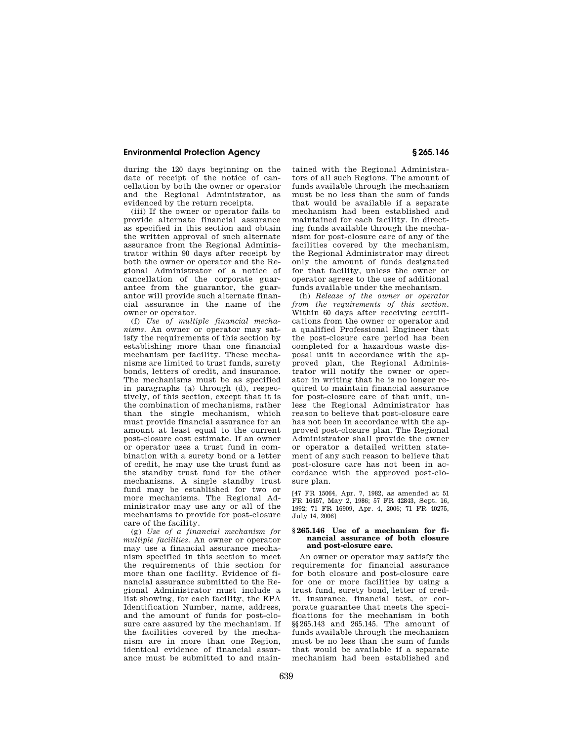during the 120 days beginning on the date of receipt of the notice of cancellation by both the owner or operator and the Regional Administrator, as evidenced by the return receipts.

(iii) If the owner or operator fails to provide alternate financial assurance as specified in this section and obtain the written approval of such alternate assurance from the Regional Administrator within 90 days after receipt by both the owner or operator and the Regional Administrator of a notice of cancellation of the corporate guarantee from the guarantor, the guarantor will provide such alternate financial assurance in the name of the owner or operator.

(f) *Use of multiple financial mechanisms.* An owner or operator may satisfy the requirements of this section by establishing more than one financial mechanism per facility. These mechanisms are limited to trust funds, surety bonds, letters of credit, and insurance. The mechanisms must be as specified in paragraphs (a) through (d), respectively, of this section, except that it is the combination of mechanisms, rather than the single mechanism, which must provide financial assurance for an amount at least equal to the current post-closure cost estimate. If an owner or operator uses a trust fund in combination with a surety bond or a letter of credit, he may use the trust fund as the standby trust fund for the other mechanisms. A single standby trust fund may be established for two or more mechanisms. The Regional Administrator may use any or all of the mechanisms to provide for post-closure care of the facility.

(g) *Use of a financial mechanism for multiple facilities.* An owner or operator may use a financial assurance mechanism specified in this section to meet the requirements of this section for more than one facility. Evidence of financial assurance submitted to the Regional Administrator must include a list showing, for each facility, the EPA Identification Number, name, address, and the amount of funds for post-closure care assured by the mechanism. If the facilities covered by the mechanism are in more than one Region, identical evidence of financial assurance must be submitted to and maintained with the Regional Administrators of all such Regions. The amount of funds available through the mechanism must be no less than the sum of funds that would be available if a separate mechanism had been established and maintained for each facility. In directing funds available through the mechanism for post-closure care of any of the facilities covered by the mechanism, the Regional Administrator may direct only the amount of funds designated for that facility, unless the owner or operator agrees to the use of additional funds available under the mechanism.

(h) *Release of the owner or operator from the requirements of this section.* Within 60 days after receiving certifications from the owner or operator and a qualified Professional Engineer that the post-closure care period has been completed for a hazardous waste disposal unit in accordance with the approved plan, the Regional Administrator will notify the owner or operator in writing that he is no longer required to maintain financial assurance for post-closure care of that unit, unless the Regional Administrator has reason to believe that post-closure care has not been in accordance with the approved post-closure plan. The Regional Administrator shall provide the owner or operator a detailed written statement of any such reason to believe that post-closure care has not been in accordance with the approved post-closure plan.

[47 FR 15064, Apr. 7, 1982, as amended at 51 FR 16457, May 2, 1986; 57 FR 42843, Sept. 16, 1992; 71 FR 16909, Apr. 4, 2006; 71 FR 40275, July 14, 2006]

### § 265.146 Use of a mechanism for financial assurance of both closure and post-closure care.

An owner or operator may satisfy the requirements for financial assurance for both closure and post-closure care for one or more facilities by using a trust fund, surety bond, letter of credit, insurance, financial test, or corporate guarantee that meets the specifications for the mechanism in both §§ 265.143 and 265.145. The amount of funds available through the mechanism must be no less than the sum of funds that would be available if a separate mechanism had been established and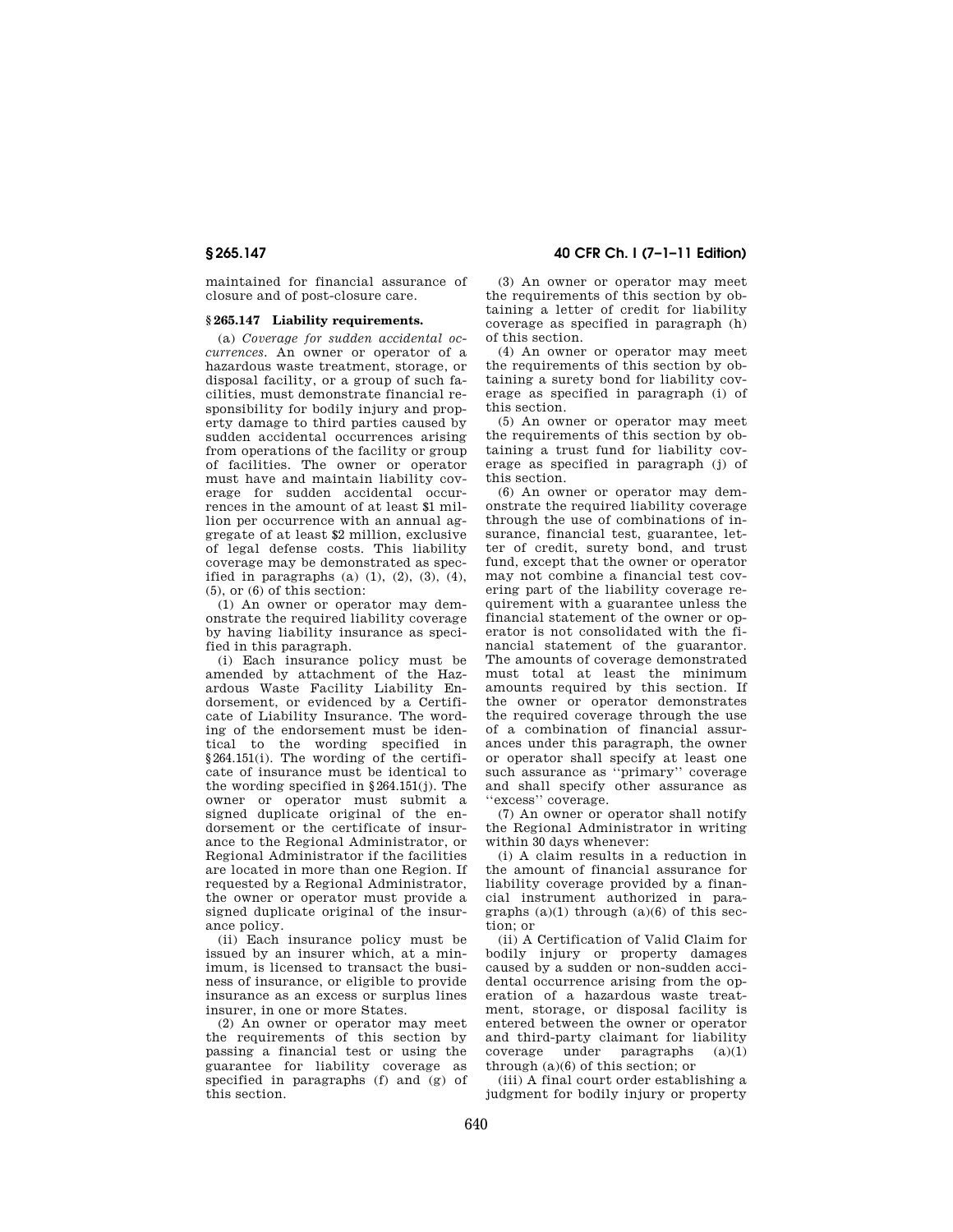maintained for financial assurance of closure and of post-closure care.

### § 265.147 Liability requirements.

(a) *Coverage for sudden accidental occurrences.* An owner or operator of a hazardous waste treatment, storage, or disposal facility, or a group of such facilities, must demonstrate financial responsibility for bodily injury and property damage to third parties caused by sudden accidental occurrences arising from operations of the facility or group of facilities. The owner or operator must have and maintain liability coverage for sudden accidental occurrences in the amount of at least $1 million per occurrence with an annual aggregate of at least $2 million, exclusive of legal defense costs. This liability coverage may be demonstrated as specified in paragraphs (a) (1), (2), (3), (4), (5), or (6) of this section:

(1) An owner or operator may demonstrate the required liability coverage by having liability insurance as specified in this paragraph.

(i) Each insurance policy must be amended by attachment of the Hazardous Waste Facility Liability Endorsement, or evidenced by a Certificate of Liability Insurance. The wording of the endorsement must be identical to the wording specified in §264.151(i). The wording of the certificate of insurance must be identical to the wording specified in §264.151(j). The owner or operator must submit a signed duplicate original of the endorsement or the certificate of insurance to the Regional Administrator, or Regional Administrator if the facilities are located in more than one Region. If requested by a Regional Administrator, the owner or operator must provide a signed duplicate original of the insurance policy.

(ii) Each insurance policy must be issued by an insurer which, at a minimum, is licensed to transact the business of insurance, or eligible to provide insurance as an excess or surplus lines insurer, in one or more States.

(2) An owner or operator may meet the requirements of this section by passing a financial test or using the guarantee for liability coverage as specified in paragraphs (f) and (g) of this section.

(3) An owner or operator may meet the requirements of this section by obtaining a letter of credit for liability coverage as specified in paragraph (h) of this section.

(4) An owner or operator may meet the requirements of this section by obtaining a surety bond for liability coverage as specified in paragraph (i) of this section.

(5) An owner or operator may meet the requirements of this section by obtaining a trust fund for liability coverage as specified in paragraph (j) of this section.

(6) An owner or operator may demonstrate the required liability coverage through the use of combinations of insurance, financial test, guarantee, letter of credit, surety bond, and trust fund, except that the owner or operator may not combine a financial test covering part of the liability coverage requirement with a guarantee unless the financial statement of the owner or operator is not consolidated with the financial statement of the guarantor. The amounts of coverage demonstrated must total at least the minimum amounts required by this section. If the owner or operator demonstrates the required coverage through the use of a combination of financial assurances under this paragraph, the owner or operator shall specify at least one such assurance as "primary" coverage and shall specify other assurance as "excess" coverage.

(7) An owner or operator shall notify the Regional Administrator in writing within 30 days whenever:

(i) A claim results in a reduction in the amount of financial assurance for liability coverage provided by a financial instrument authorized in paragraphs (a)(1) through (a)(6) of this section; or

(ii) A Certification of Valid Claim for bodily injury or property damages caused by a sudden or non-sudden accidental occurrence arising from the operation of a hazardous waste treatment, storage, or disposal facility is entered between the owner or operator and third-party claimant for liability coverage under paragraphs (a)(1) through (a)(6) of this section; or

(iii) A final court order establishing a judgment for bodily injury or property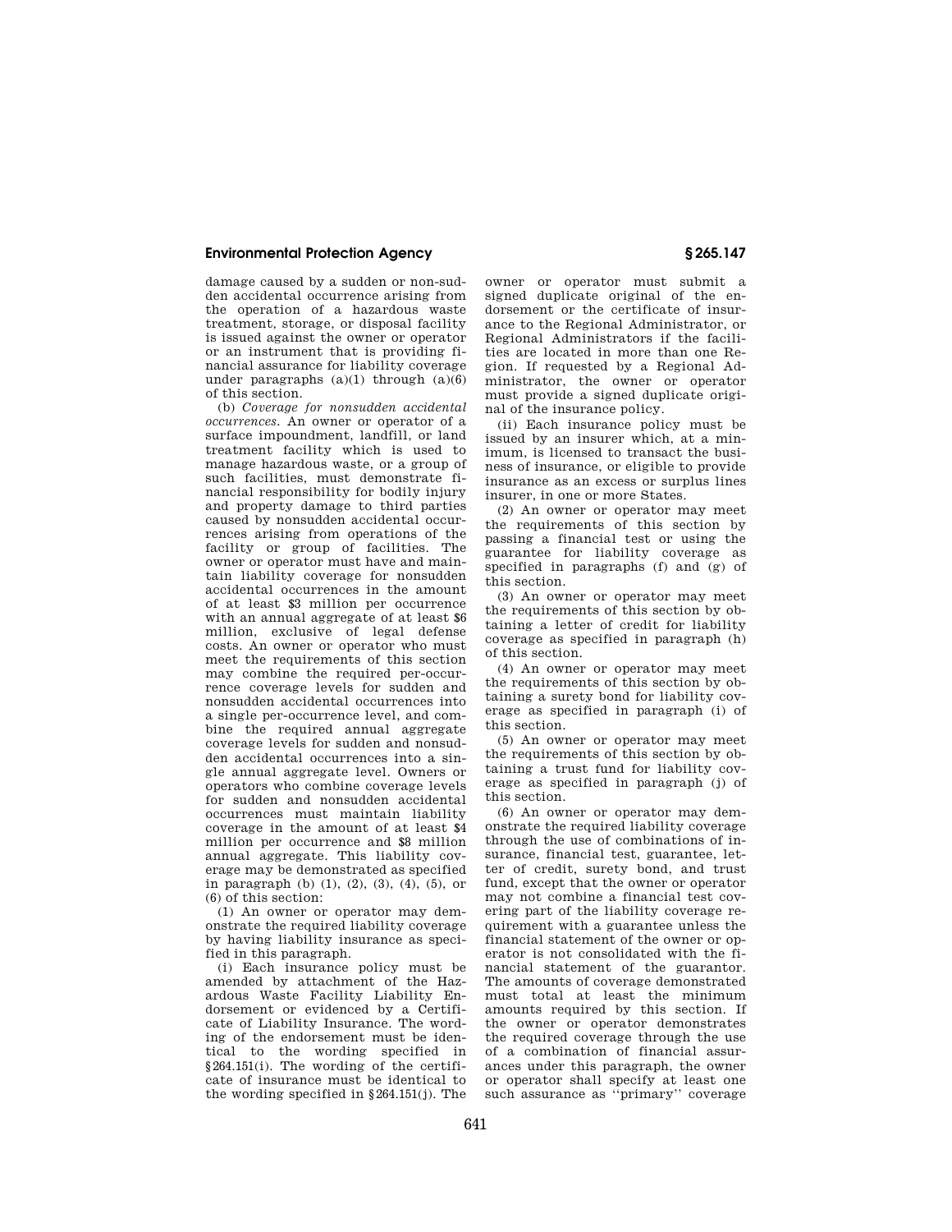damage caused by a sudden or non-sudden accidental occurrence arising from the operation of a hazardous waste treatment, storage, or disposal facility is issued against the owner or operator or an instrument that is providing financial assurance for liability coverage under paragraphs (a)(1) through (a)(6) of this section.

(b) *Coverage for nonsudden accidental occurrences.* An owner or operator of a surface impoundment, landfill, or land treatment facility which is used to manage hazardous waste, or a group of such facilities, must demonstrate financial responsibility for bodily injury and property damage to third parties caused by nonsudden accidental occurrences arising from operations of the facility or group of facilities. The owner or operator must have and maintain liability coverage for nonsudden accidental occurrences in the amount of at least $3 million per occurrence with an annual aggregate of at least $6 million, exclusive of legal defense costs. An owner or operator who must meet the requirements of this section may combine the required per-occurrence coverage levels for sudden and nonsudden accidental occurrences into a single per-occurrence level, and combine the required annual aggregate coverage levels for sudden and nonsudden accidental occurrences into a single annual aggregate level. Owners or operators who combine coverage levels for sudden and nonsudden accidental occurrences must maintain liability coverage in the amount of at least $4 million per occurrence and $8 million annual aggregate. This liability coverage may be demonstrated as specified in paragraph (b) (1), (2), (3), (4), (5), or (6) of this section:

(1) An owner or operator may demonstrate the required liability coverage by having liability insurance as specified in this paragraph.

(i) Each insurance policy must be amended by attachment of the Hazardous Waste Facility Liability Endorsement or evidenced by a Certificate of Liability Insurance. The wording of the endorsement must be identical to the wording specified in §264.151(i). The wording of the certificate of insurance must be identical to the wording specified in §264.151(j). The owner or operator must submit a signed duplicate original of the endorsement or the certificate of insurance to the Regional Administrator, or Regional Administrators if the facilities are located in more than one Region. If requested by a Regional Administrator, the owner or operator must provide a signed duplicate original of the insurance policy.

(ii) Each insurance policy must be issued by an insurer which, at a minimum, is licensed to transact the business of insurance, or eligible to provide insurance as an excess or surplus lines insurer, in one or more States.

(2) An owner or operator may meet the requirements of this section by passing a financial test or using the guarantee for liability coverage as specified in paragraphs (f) and (g) of this section.

(3) An owner or operator may meet the requirements of this section by obtaining a letter of credit for liability coverage as specified in paragraph (h) of this section.

(4) An owner or operator may meet the requirements of this section by obtaining a surety bond for liability coverage as specified in paragraph (i) of this section.

(5) An owner or operator may meet the requirements of this section by obtaining a trust fund for liability coverage as specified in paragraph (j) of this section.

(6) An owner or operator may demonstrate the required liability coverage through the use of combinations of insurance, financial test, guarantee, letter of credit, surety bond, and trust fund, except that the owner or operator may not combine a financial test covering part of the liability coverage requirement with a guarantee unless the financial statement of the owner or operator is not consolidated with the financial statement of the guarantor. The amounts of coverage demonstrated must total at least the minimum amounts required by this section. If the owner or operator demonstrates the required coverage through the use of a combination of financial assurances under this paragraph, the owner or operator shall specify at least one such assurance as "primary" coverage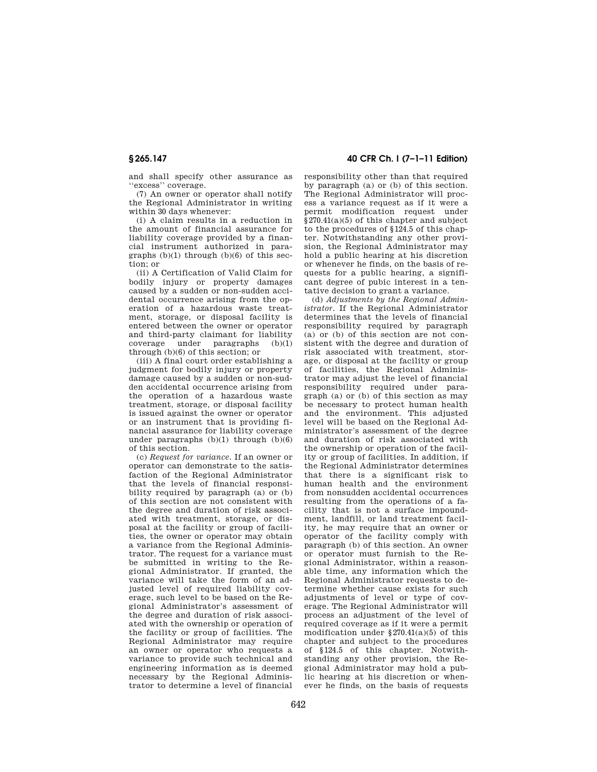and shall specify other assurance as ''excess'' coverage.

(7) An owner or operator shall notify the Regional Administrator in writing within 30 days whenever:

(i) A claim results in a reduction in the amount of financial assurance for liability coverage provided by a financial instrument authorized in paragraphs (b)(1) through (b)(6) of this section; or

(ii) A Certification of Valid Claim for bodily injury or property damages caused by a sudden or non-sudden accidental occurrence arising from the operation of a hazardous waste treatment, storage, or disposal facility is entered between the owner or operator and third-party claimant for liability coverage under paragraphs (b)(1) through (b)(6) of this section; or

(iii) A final court order establishing a judgment for bodily injury or property damage caused by a sudden or non-sudden accidental occurrence arising from the operation of a hazardous waste treatment, storage, or disposal facility is issued against the owner or operator or an instrument that is providing financial assurance for liability coverage under paragraphs (b)(1) through (b)(6) of this section.

(c) *Request for variance.* If an owner or operator can demonstrate to the satisfaction of the Regional Administrator that the levels of financial responsibility required by paragraph (a) or (b) of this section are not consistent with the degree and duration of risk associated with treatment, storage, or disposal at the facility or group of facilities, the owner or operator may obtain a variance from the Regional Administrator. The request for a variance must be submitted in writing to the Regional Administrator. If granted, the variance will take the form of an adjusted level of required liability coverage, such level to be based on the Regional Administrator's assessment of the degree and duration of risk associated with the ownership or operation of the facility or group of facilities. The Regional Administrator may require an owner or operator who requests a variance to provide such technical and engineering information as is deemed necessary by the Regional Administrator to determine a level of financial responsibility other than that required by paragraph (a) or (b) of this section. The Regional Administrator will process a variance request as if it were a permit modification request under §270.41(a)(5) of this chapter and subject to the procedures of §124.5 of this chapter. Notwithstanding any other provision, the Regional Administrator may hold a public hearing at his discretion or whenever he finds, on the basis of requests for a public hearing, a significant degree of pubic interest in a tentative decision to grant a variance.

(d) *Adjustments by the Regional Administrator.* If the Regional Administrator determines that the levels of financial responsibility required by paragraph (a) or (b) of this section are not consistent with the degree and duration of risk associated with treatment, storage, or disposal at the facility or group of facilities, the Regional Administrator may adjust the level of financial responsibility required under paragraph (a) or (b) of this section as may be necessary to protect human health and the environment. This adjusted level will be based on the Regional Administrator's assessment of the degree and duration of risk associated with the ownership or operation of the facility or group of facilities. In addition, if the Regional Administrator determines that there is a significant risk to human health and the environment from nonsudden accidental occurrences resulting from the operations of a facility that is not a surface impoundment, landfill, or land treatment facility, he may require that an owner or operator of the facility comply with paragraph (b) of this section. An owner or operator must furnish to the Regional Administrator, within a reasonable time, any information which the Regional Administrator requests to determine whether cause exists for such adjustments of level or type of coverage. The Regional Administrator will process an adjustment of the level of required coverage as if it were a permit modification under §270.41(a)(5) of this chapter and subject to the procedures of §124.5 of this chapter. Notwithstanding any other provision, the Regional Administrator may hold a public hearing at his discretion or whenever he finds, on the basis of requests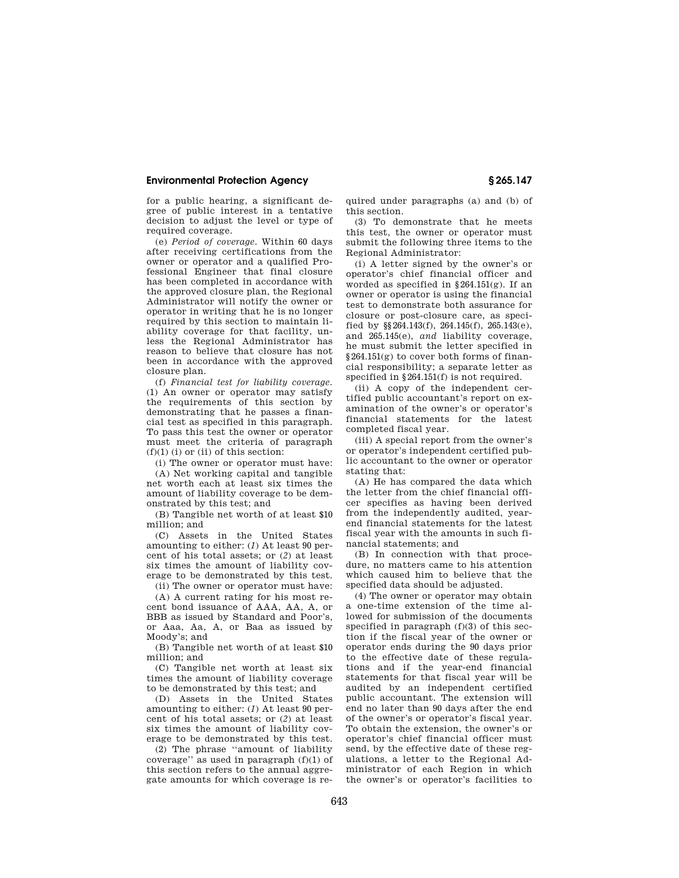for a public hearing, a significant degree of public interest in a tentative decision to adjust the level or type of required coverage.

(e) *Period of coverage.* Within 60 days after receiving certifications from the owner or operator and a qualified Professional Engineer that final closure has been completed in accordance with the approved closure plan, the Regional Administrator will notify the owner or operator in writing that he is no longer required by this section to maintain liability coverage for that facility, unless the Regional Administrator has reason to believe that closure has not been in accordance with the approved closure plan.

(f) *Financial test for liability coverage.* (1) An owner or operator may satisfy the requirements of this section by demonstrating that he passes a financial test as specified in this paragraph. To pass this test the owner or operator must meet the criteria of paragraph (f)(1) (i) or (ii) of this section:

(i) The owner or operator must have:

(A) Net working capital and tangible net worth each at least six times the amount of liability coverage to be demonstrated by this test; and

(B) Tangible net worth of at least $10 million; and

(C) Assets in the United States amounting to either: (*1*) At least 90 percent of his total assets; or (*2*) at least six times the amount of liability coverage to be demonstrated by this test.

(ii) The owner or operator must have:

(A) A current rating for his most recent bond issuance of AAA, AA, A, or BBB as issued by Standard and Poor's, or Aaa, Aa, A, or Baa as issued by Moody's; and

(B) Tangible net worth of at least $10 million; and

(C) Tangible net worth at least six times the amount of liability coverage to be demonstrated by this test; and

(D) Assets in the United States amounting to either: (*1*) At least 90 percent of his total assets; or (*2*) at least six times the amount of liability coverage to be demonstrated by this test.

(2) The phrase "amount of liability coverage" as used in paragraph (f)(1) of this section refers to the annual aggregate amounts for which coverage is required under paragraphs (a) and (b) of this section.

(3) To demonstrate that he meets this test, the owner or operator must submit the following three items to the Regional Administrator:

(i) A letter signed by the owner's or operator's chief financial officer and worded as specified in §264.151(g). If an owner or operator is using the financial test to demonstrate both assurance for closure or post-closure care, as specified by §§264.143(f), 264.145(f), 265.143(e), and 265.145(e), *and* liability coverage, he must submit the letter specified in §264.151(g) to cover both forms of financial responsibility; a separate letter as specified in §264.151(f) is not required.

(ii) A copy of the independent certified public accountant's report on examination of the owner's or operator's financial statements for the latest completed fiscal year.

(iii) A special report from the owner's or operator's independent certified public accountant to the owner or operator stating that:

(A) He has compared the data which the letter from the chief financial officer specifies as having been derived from the independently audited, year-end financial statements for the latest fiscal year with the amounts in such financial statements; and

(B) In connection with that procedure, no matters came to his attention which caused him to believe that the specified data should be adjusted.

(4) The owner or operator may obtain a one-time extension of the time allowed for submission of the documents specified in paragraph (f)(3) of this section if the fiscal year of the owner or operator ends during the 90 days prior to the effective date of these regulations and if the year-end financial statements for that fiscal year will be audited by an independent certified public accountant. The extension will end no later than 90 days after the end of the owner's or operator's fiscal year. To obtain the extension, the owner's or operator's chief financial officer must send, by the effective date of these regulations, a letter to the Regional Administrator of each Region in which the owner's or operator's facilities to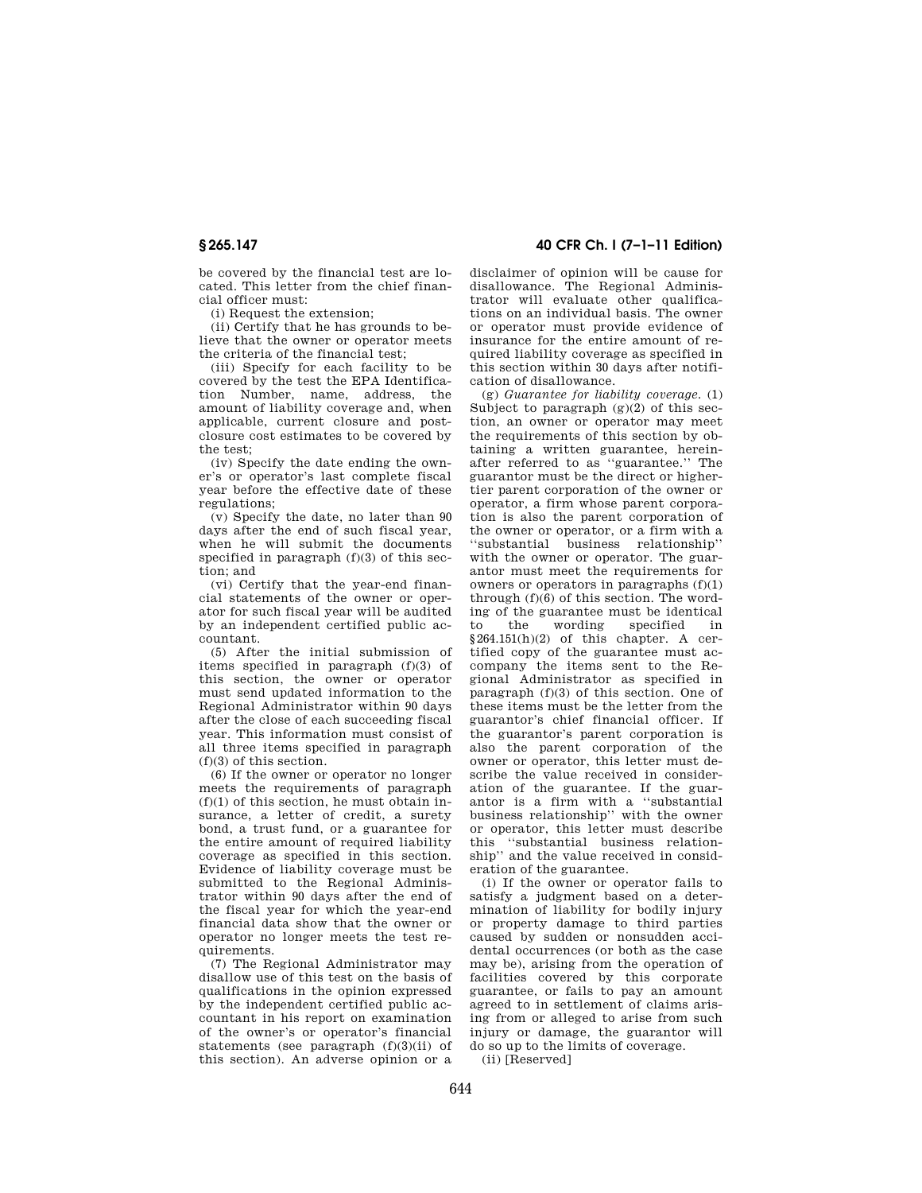be covered by the financial test are located. This letter from the chief financial officer must:

(i) Request the extension;

(ii) Certify that he has grounds to believe that the owner or operator meets the criteria of the financial test;

(iii) Specify for each facility to be covered by the test the EPA Identification Number, name, address, the amount of liability coverage and, when applicable, current closure and post-closure cost estimates to be covered by the test;

(iv) Specify the date ending the owner's or operator's last complete fiscal year before the effective date of these regulations;

(v) Specify the date, no later than 90 days after the end of such fiscal year, when he will submit the documents specified in paragraph (f)(3) of this section; and

(vi) Certify that the year-end financial statements of the owner or operator for such fiscal year will be audited by an independent certified public accountant.

(5) After the initial submission of items specified in paragraph (f)(3) of this section, the owner or operator must send updated information to the Regional Administrator within 90 days after the close of each succeeding fiscal year. This information must consist of all three items specified in paragraph (f)(3) of this section.

(6) If the owner or operator no longer meets the requirements of paragraph (f)(1) of this section, he must obtain insurance, a letter of credit, a surety bond, a trust fund, or a guarantee for the entire amount of required liability coverage as specified in this section. Evidence of liability coverage must be submitted to the Regional Administrator within 90 days after the end of the fiscal year for which the year-end financial data show that the owner or operator no longer meets the test requirements.

(7) The Regional Administrator may disallow use of this test on the basis of qualifications in the opinion expressed by the independent certified public accountant in his report on examination of the owner's or operator's financial statements (see paragraph (f)(3)(ii) of this section). An adverse opinion or a disclaimer of opinion will be cause for disallowance. The Regional Administrator will evaluate other qualifications on an individual basis. The owner or operator must provide evidence of insurance for the entire amount of required liability coverage as specified in this section within 30 days after notification of disallowance.

(g) *Guarantee for liability coverage.* (1) Subject to paragraph (g)(2) of this section, an owner or operator may meet the requirements of this section by obtaining a written guarantee, hereinafter referred to as "guarantee." The guarantor must be the direct or higher-tier parent corporation of the owner or operator, a firm whose parent corporation is also the parent corporation of the owner or operator, or a firm with a "substantial business relationship" with the owner or operator. The guarantor must meet the requirements for owners or operators in paragraphs (f)(1) through (f)(6) of this section. The wording of the guarantee must be identical to the wording specified in §264.151(h)(2) of this chapter. A certified copy of the guarantee must accompany the items sent to the Regional Administrator as specified in paragraph (f)(3) of this section. One of these items must be the letter from the guarantor's chief financial officer. If the guarantor's parent corporation is also the parent corporation of the owner or operator, this letter must describe the value received in consideration of the guarantee. If the guarantor is a firm with a "substantial business relationship" with the owner or operator, this letter must describe this "substantial business relationship" and the value received in consideration of the guarantee.

(i) If the owner or operator fails to satisfy a judgment based on a determination of liability for bodily injury or property damage to third parties caused by sudden or nonsudden accidental occurrences (or both as the case may be), arising from the operation of facilities covered by this corporate guarantee, or fails to pay an amount agreed to in settlement of claims arising from or alleged to arise from such injury or damage, the guarantor will do so up to the limits of coverage.

(ii) [Reserved]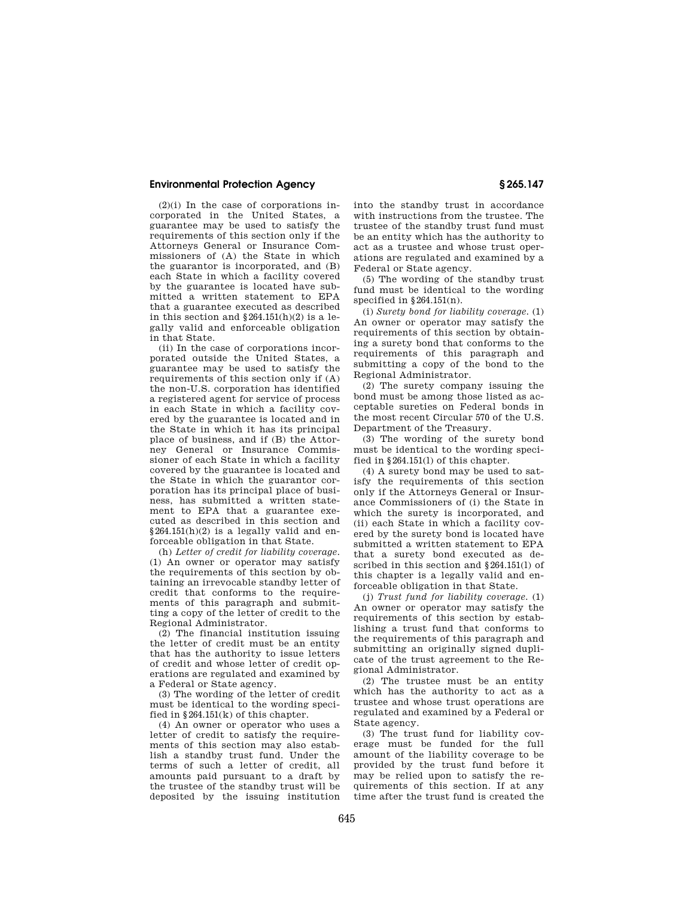(2)(i) In the case of corporations incorporated in the United States, a guarantee may be used to satisfy the requirements of this section only if the Attorneys General or Insurance Commissioners of (A) the State in which the guarantor is incorporated, and (B) each State in which a facility covered by the guarantee is located have submitted a written statement to EPA that a guarantee executed as described in this section and §264.151(h)(2) is a legally valid and enforceable obligation in that State.

(ii) In the case of corporations incorporated outside the United States, a guarantee may be used to satisfy the requirements of this section only if (A) the non-U.S. corporation has identified a registered agent for service of process in each State in which a facility covered by the guarantee is located and in the State in which it has its principal place of business, and if (B) the Attorney General or Insurance Commissioner of each State in which a facility covered by the guarantee is located and the State in which the guarantor corporation has its principal place of business, has submitted a written statement to EPA that a guarantee executed as described in this section and §264.151(h)(2) is a legally valid and enforceable obligation in that State.

(h) *Letter of credit for liability coverage.* (1) An owner or operator may satisfy the requirements of this section by obtaining an irrevocable standby letter of credit that conforms to the requirements of this paragraph and submitting a copy of the letter of credit to the Regional Administrator.

(2) The financial institution issuing the letter of credit must be an entity that has the authority to issue letters of credit and whose letter of credit operations are regulated and examined by a Federal or State agency.

(3) The wording of the letter of credit must be identical to the wording specified in §264.151(k) of this chapter.

(4) An owner or operator who uses a letter of credit to satisfy the requirements of this section may also establish a standby trust fund. Under the terms of such a letter of credit, all amounts paid pursuant to a draft by the trustee of the standby trust will be deposited by the issuing institution into the standby trust in accordance with instructions from the trustee. The trustee of the standby trust fund must be an entity which has the authority to act as a trustee and whose trust operations are regulated and examined by a Federal or State agency.

(5) The wording of the standby trust fund must be identical to the wording specified in §264.151(n).

(i) *Surety bond for liability coverage.* (1) An owner or operator may satisfy the requirements of this section by obtaining a surety bond that conforms to the requirements of this paragraph and submitting a copy of the bond to the Regional Administrator.

(2) The surety company issuing the bond must be among those listed as acceptable sureties on Federal bonds in the most recent Circular 570 of the U.S. Department of the Treasury.

(3) The wording of the surety bond must be identical to the wording specified in §264.151(l) of this chapter.

(4) A surety bond may be used to satisfy the requirements of this section only if the Attorneys General or Insurance Commissioners of (i) the State in which the surety is incorporated, and (ii) each State in which a facility covered by the surety bond is located have submitted a written statement to EPA that a surety bond executed as described in this section and §264.151(l) of this chapter is a legally valid and enforceable obligation in that State.

(j) *Trust fund for liability coverage.* (1) An owner or operator may satisfy the requirements of this section by establishing a trust fund that conforms to the requirements of this paragraph and submitting an originally signed duplicate of the trust agreement to the Regional Administrator.

(2) The trustee must be an entity which has the authority to act as a trustee and whose trust operations are regulated and examined by a Federal or State agency.

(3) The trust fund for liability coverage must be funded for the full amount of the liability coverage to be provided by the trust fund before it may be relied upon to satisfy the requirements of this section. If at any time after the trust fund is created the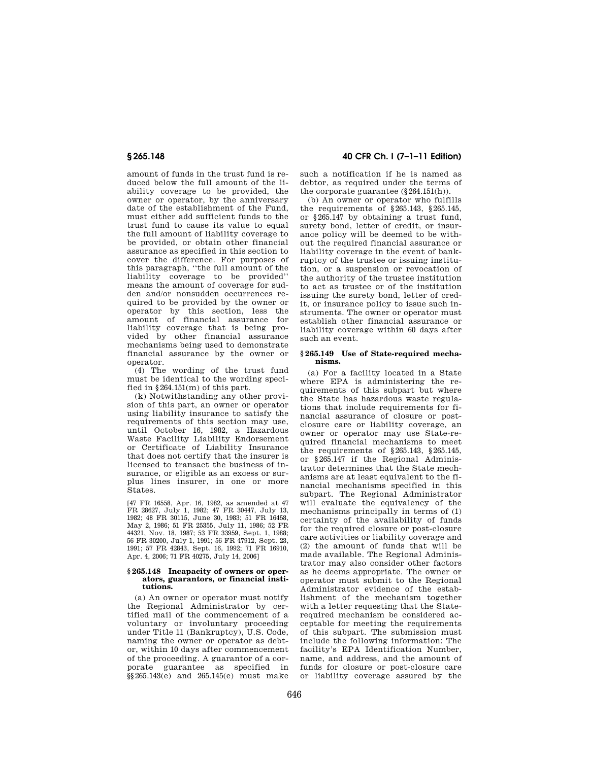amount of funds in the trust fund is reduced below the full amount of the liability coverage to be provided, the owner or operator, by the anniversary date of the establishment of the Fund, must either add sufficient funds to the trust fund to cause its value to equal the full amount of liability coverage to be provided, or obtain other financial assurance as specified in this section to cover the difference. For purposes of this paragraph, ''the full amount of the liability coverage to be provided'' means the amount of coverage for sudden and/or nonsudden occurrences required to be provided by the owner or operator by this section, less the amount of financial assurance for liability coverage that is being provided by other financial assurance mechanisms being used to demonstrate financial assurance by the owner or operator.

(4) The wording of the trust fund must be identical to the wording specified in §264.151(m) of this part.

(k) Notwithstanding any other provision of this part, an owner or operator using liability insurance to satisfy the requirements of this section may use, until October 16, 1982, a Hazardous Waste Facility Liability Endorsement or Certificate of Liability Insurance that does not certify that the insurer is licensed to transact the business of insurance, or eligible as an excess or surplus lines insurer, in one or more States.

[47 FR 16558, Apr. 16, 1982, as amended at 47 FR 28627, July 1, 1982; 47 FR 30447, July 13, 1982; 48 FR 30115, June 30, 1983; 51 FR 16458, May 2, 1986; 51 FR 25355, July 11, 1986; 52 FR 44321, Nov. 18, 1987; 53 FR 33959, Sept. 1, 1988; 56 FR 30200, July 1, 1991; 56 FR 47912, Sept. 23, 1991; 57 FR 42843, Sept. 16, 1992; 71 FR 16910, Apr. 4, 2006; 71 FR 40275, July 14, 2006]

### § 265.148 Incapacity of owners or operators, guarantors, or financial institutions.

(a) An owner or operator must notify the Regional Administrator by certified mail of the commencement of a voluntary or involuntary proceeding under Title 11 (Bankruptcy), U.S. Code, naming the owner or operator as debtor, within 10 days after commencement of the proceeding. A guarantor of a corporate guarantee as specified in §§265.143(e) and 265.145(e) must make such a notification if he is named as debtor, as required under the terms of the corporate guarantee (§264.151(h)).

(b) An owner or operator who fulfills the requirements of §265.143, §265.145, or §265.147 by obtaining a trust fund, surety bond, letter of credit, or insurance policy will be deemed to be without the required financial assurance or liability coverage in the event of bankruptcy of the trustee or issuing institution, or a suspension or revocation of the authority of the trustee institution to act as trustee or of the institution issuing the surety bond, letter of credit, or insurance policy to issue such instruments. The owner or operator must establish other financial assurance or liability coverage within 60 days after such an event.

### § 265.149 Use of State-required mechanisms.

(a) For a facility located in a State where EPA is administering the requirements of this subpart but where the State has hazardous waste regulations that include requirements for financial assurance of closure or post-closure care or liability coverage, an owner or operator may use State-required financial mechanisms to meet the requirements of §265.143, §265.145, or §265.147 if the Regional Administrator determines that the State mechanisms are at least equivalent to the financial mechanisms specified in this subpart. The Regional Administrator will evaluate the equivalency of the mechanisms principally in terms of (1) certainty of the availability of funds for the required closure or post-closure care activities or liability coverage and (2) the amount of funds that will be made available. The Regional Administrator may also consider other factors as he deems appropriate. The owner or operator must submit to the Regional Administrator evidence of the establishment of the mechanism together with a letter requesting that the State-required mechanism be considered acceptable for meeting the requirements of this subpart. The submission must include the following information: The facility's EPA Identification Number, name, and address, and the amount of funds for closure or post-closure care or liability coverage assured by the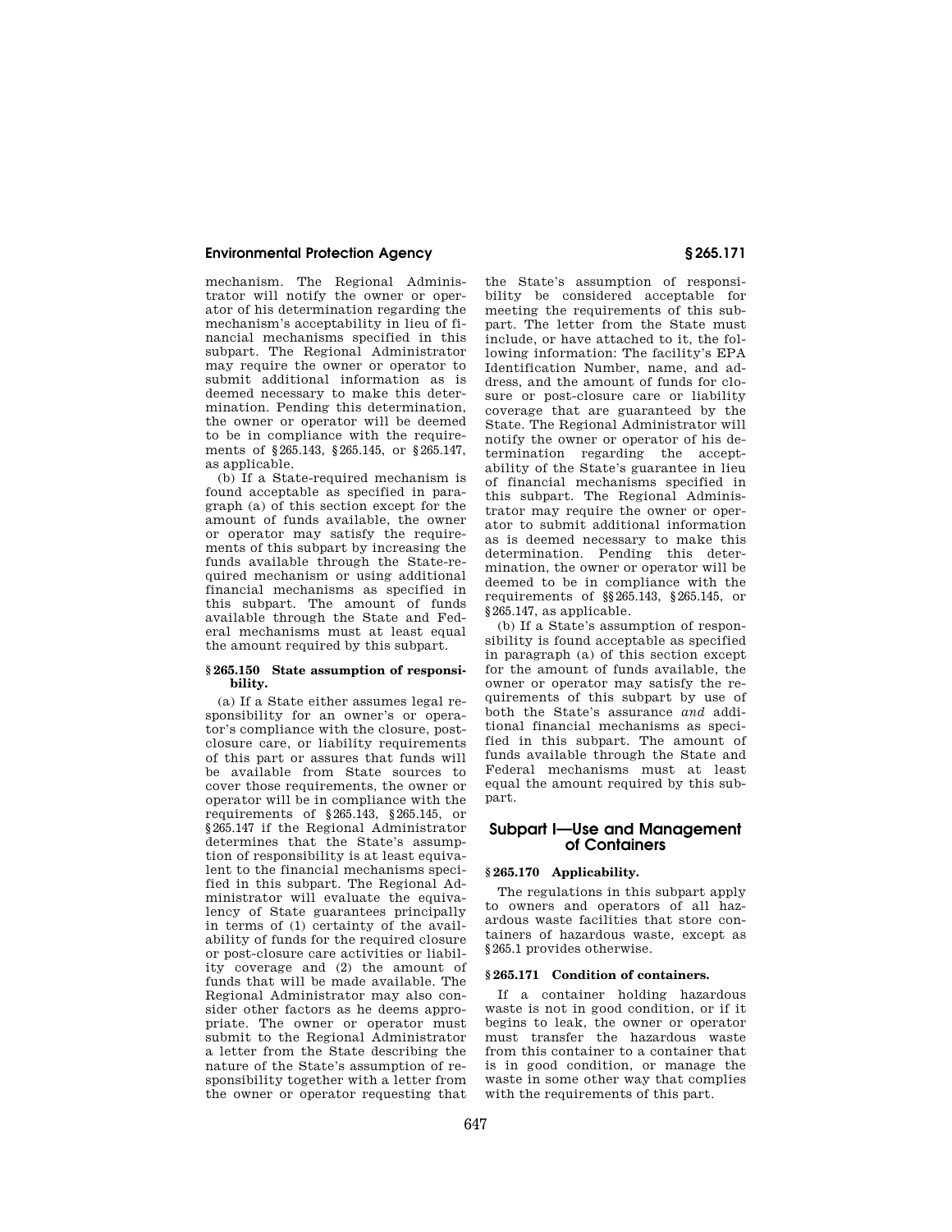mechanism. The Regional Administrator will notify the owner or operator of his determination regarding the mechanism's acceptability in lieu of financial mechanisms specified in this subpart. The Regional Administrator may require the owner or operator to submit additional information as is deemed necessary to make this determination. Pending this determination, the owner or operator will be deemed to be in compliance with the requirements of §265.143, §265.145, or §265.147, as applicable.

(b) If a State-required mechanism is found acceptable as specified in paragraph (a) of this section except for the amount of funds available, the owner or operator may satisfy the requirements of this subpart by increasing the funds available through the State-required mechanism or using additional financial mechanisms as specified in this subpart. The amount of funds available through the State and Federal mechanisms must at least equal the amount required by this subpart.

**§265.150 State assumption of responsibility.**

(a) If a State either assumes legal responsibility for an owner's or operator's compliance with the closure, post-closure care, or liability requirements of this part or assures that funds will be available from State sources to cover those requirements, the owner or operator will be in compliance with the requirements of §265.143, §265.145, or §265.147 if the Regional Administrator determines that the State's assumption of responsibility is at least equivalent to the financial mechanisms specified in this subpart. The Regional Administrator will evaluate the equivalency of State guarantees principally in terms of (1) certainty of the availability of funds for the required closure or post-closure care activities or liability coverage and (2) the amount of funds that will be made available. The Regional Administrator may also consider other factors as he deems appropriate. The owner or operator must submit to the Regional Administrator a letter from the State describing the nature of the State's assumption of responsibility together with a letter from the owner or operator requesting that the State's assumption of responsibility be considered acceptable for meeting the requirements of this subpart. The letter from the State must include, or have attached to it, the following information: The facility's EPA Identification Number, name, and address, and the amount of funds for closure or post-closure care or liability coverage that are guaranteed by the State. The Regional Administrator will notify the owner or operator of his determination regarding the acceptability of the State's guarantee in lieu of financial mechanisms specified in this subpart. The Regional Administrator may require the owner or operator to submit additional information as is deemed necessary to make this determination. Pending this determination, the owner or operator will be deemed to be in compliance with the requirements of §§265.143, §265.145, or §265.147, as applicable.

(b) If a State's assumption of responsibility is found acceptable as specified in paragraph (a) of this section except for the amount of funds available, the owner or operator may satisfy the requirements of this subpart by use of both the State's assurance *and* additional financial mechanisms as specified in this subpart. The amount of funds available through the State and Federal mechanisms must at least equal the amount required by this subpart.

## Subpart I—Use and Management of Containers

**§265.170 Applicability.**

The regulations in this subpart apply to owners and operators of all hazardous waste facilities that store containers of hazardous waste, except as §265.1 provides otherwise.

**§265.171 Condition of containers.**

If a container holding hazardous waste is not in good condition, or if it begins to leak, the owner or operator must transfer the hazardous waste from this container to a container that is in good condition, or manage the waste in some other way that complies with the requirements of this part.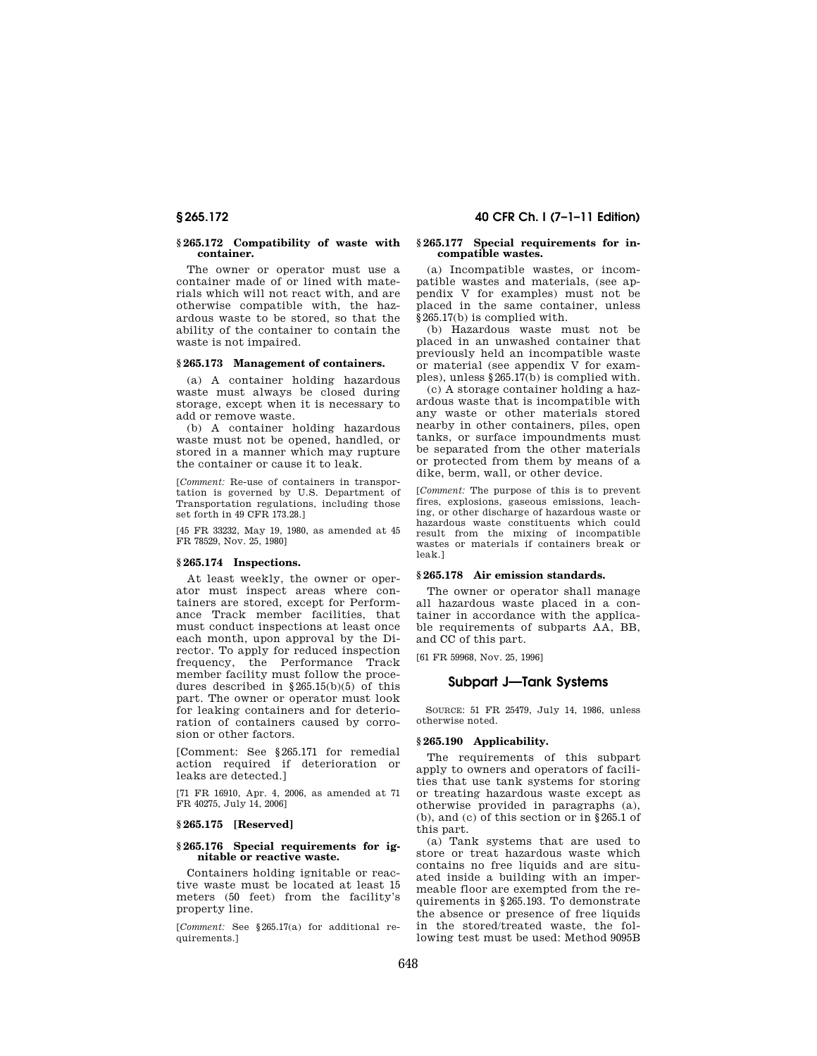### § 265.172 Compatibility of waste with container.

The owner or operator must use a container made of or lined with materials which will not react with, and are otherwise compatible with, the hazardous waste to be stored, so that the ability of the container to contain the waste is not impaired.

### § 265.173 Management of containers.

(a) A container holding hazardous waste must always be closed during storage, except when it is necessary to add or remove waste.

(b) A container holding hazardous waste must not be opened, handled, or stored in a manner which may rupture the container or cause it to leak.

[*Comment:* Re-use of containers in transportation is governed by U.S. Department of Transportation regulations, including those set forth in 49 CFR 173.28.]

[45 FR 33232, May 19, 1980, as amended at 45 FR 78529, Nov. 25, 1980]

### § 265.174 Inspections.

At least weekly, the owner or operator must inspect areas where containers are stored, except for Performance Track member facilities, that must conduct inspections at least once each month, upon approval by the Director. To apply for reduced inspection frequency, the Performance Track member facility must follow the procedures described in §265.15(b)(5) of this part. The owner or operator must look for leaking containers and for deterioration of containers caused by corrosion or other factors.

[Comment: See §265.171 for remedial action required if deterioration or leaks are detected.]

[71 FR 16910, Apr. 4, 2006, as amended at 71 FR 40275, July 14, 2006]

### § 265.175 [Reserved]

### § 265.176 Special requirements for ignitable or reactive waste.

Containers holding ignitable or reactive waste must be located at least 15 meters (50 feet) from the facility's property line.

[*Comment:* See §265.17(a) for additional requirements.]

### § 265.177 Special requirements for incompatible wastes.

(a) Incompatible wastes, or incompatible wastes and materials, (see appendix V for examples) must not be placed in the same container, unless §265.17(b) is complied with.

(b) Hazardous waste must not be placed in an unwashed container that previously held an incompatible waste or material (see appendix V for examples), unless §265.17(b) is complied with.

(c) A storage container holding a hazardous waste that is incompatible with any waste or other materials stored nearby in other containers, piles, open tanks, or surface impoundments must be separated from the other materials or protected from them by means of a dike, berm, wall, or other device.

[*Comment:* The purpose of this is to prevent fires, explosions, gaseous emissions, leaching, or other discharge of hazardous waste or hazardous waste constituents which could result from the mixing of incompatible wastes or materials if containers break or leak.]

### § 265.178 Air emission standards.

The owner or operator shall manage all hazardous waste placed in a container in accordance with the applicable requirements of subparts AA, BB, and CC of this part.

[61 FR 59968, Nov. 25, 1996]

## Subpart J—Tank Systems

SOURCE: 51 FR 25479, July 14, 1986, unless otherwise noted.

### § 265.190 Applicability.

The requirements of this subpart apply to owners and operators of facilities that use tank systems for storing or treating hazardous waste except as otherwise provided in paragraphs (a), (b), and (c) of this section or in §265.1 of this part.

(a) Tank systems that are used to store or treat hazardous waste which contains no free liquids and are situated inside a building with an impermeable floor are exempted from the requirements in §265.193. To demonstrate the absence or presence of free liquids in the stored/treated waste, the following test must be used: Method 9095B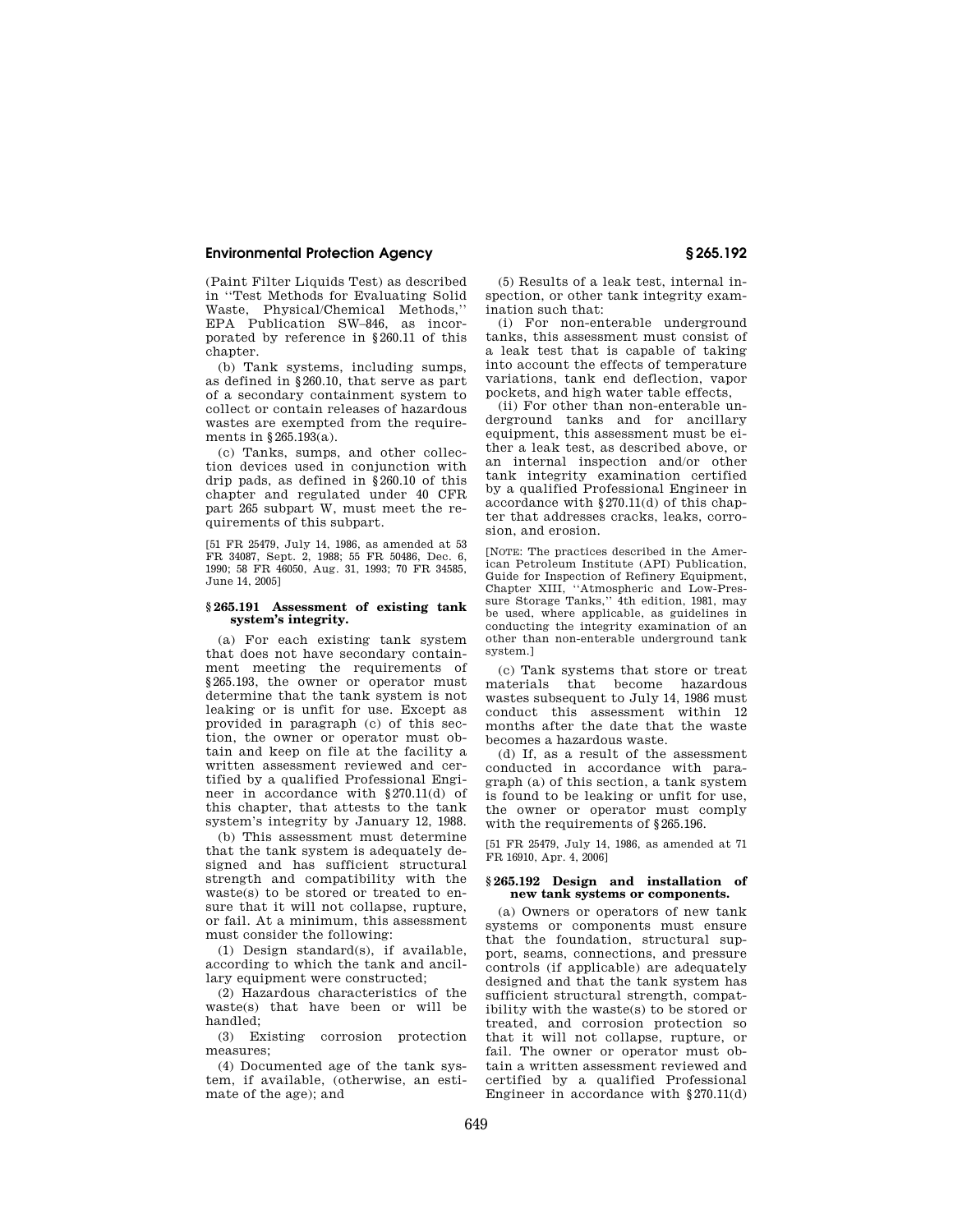(Paint Filter Liquids Test) as described in "Test Methods for Evaluating Solid Waste, Physical/Chemical Methods," EPA Publication SW–846, as incorporated by reference in §260.11 of this chapter.

(b) Tank systems, including sumps, as defined in §260.10, that serve as part of a secondary containment system to collect or contain releases of hazardous wastes are exempted from the requirements in §265.193(a).

(c) Tanks, sumps, and other collection devices used in conjunction with drip pads, as defined in §260.10 of this chapter and regulated under 40 CFR part 265 subpart W, must meet the requirements of this subpart.

[51 FR 25479, July 14, 1986, as amended at 53 FR 34087, Sept. 2, 1988; 55 FR 50486, Dec. 6, 1990; 58 FR 46050, Aug. 31, 1993; 70 FR 34585, June 14, 2005]

### §265.191 Assessment of existing tank system's integrity.

(a) For each existing tank system that does not have secondary containment meeting the requirements of §265.193, the owner or operator must determine that the tank system is not leaking or is unfit for use. Except as provided in paragraph (c) of this section, the owner or operator must obtain and keep on file at the facility a written assessment reviewed and certified by a qualified Professional Engineer in accordance with §270.11(d) of this chapter, that attests to the tank system's integrity by January 12, 1988.

(b) This assessment must determine that the tank system is adequately designed and has sufficient structural strength and compatibility with the waste(s) to be stored or treated to ensure that it will not collapse, rupture, or fail. At a minimum, this assessment must consider the following:

(1) Design standard(s), if available, according to which the tank and ancillary equipment were constructed;

(2) Hazardous characteristics of the waste(s) that have been or will be handled;

(3) Existing corrosion protection measures;

(4) Documented age of the tank system, if available, (otherwise, an estimate of the age); and

(5) Results of a leak test, internal inspection, or other tank integrity examination such that:

(i) For non-enterable underground tanks, this assessment must consist of a leak test that is capable of taking into account the effects of temperature variations, tank end deflection, vapor pockets, and high water table effects,

(ii) For other than non-enterable underground tanks and for ancillary equipment, this assessment must be either a leak test, as described above, or an internal inspection and/or other tank integrity examination certified by a qualified Professional Engineer in accordance with §270.11(d) of this chapter that addresses cracks, leaks, corrosion, and erosion.

[NOTE: The practices described in the American Petroleum Institute (API) Publication, Guide for Inspection of Refinery Equipment, Chapter XIII, "Atmospheric and Low-Pressure Storage Tanks," 4th edition, 1981, may be used, where applicable, as guidelines in conducting the integrity examination of an other than non-enterable underground tank system.]

(c) Tank systems that store or treat materials that become hazardous wastes subsequent to July 14, 1986 must conduct this assessment within 12 months after the date that the waste becomes a hazardous waste.

(d) If, as a result of the assessment conducted in accordance with paragraph (a) of this section, a tank system is found to be leaking or unfit for use, the owner or operator must comply with the requirements of §265.196.

[51 FR 25479, July 14, 1986, as amended at 71 FR 16910, Apr. 4, 2006]

### §265.192 Design and installation of new tank systems or components.

(a) Owners or operators of new tank systems or components must ensure that the foundation, structural support, seams, connections, and pressure controls (if applicable) are adequately designed and that the tank system has sufficient structural strength, compatibility with the waste(s) to be stored or treated, and corrosion protection so that it will not collapse, rupture, or fail. The owner or operator must obtain a written assessment reviewed and certified by a qualified Professional Engineer in accordance with §270.11(d)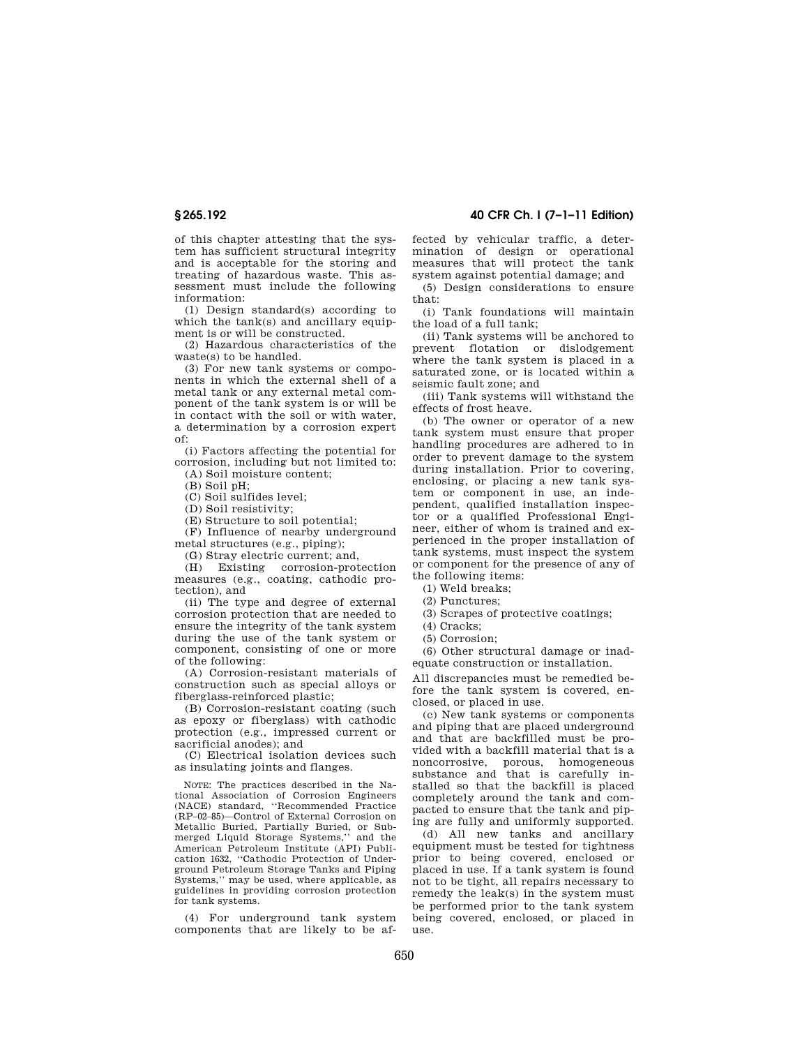of this chapter attesting that the system has sufficient structural integrity and is acceptable for the storing and treating of hazardous waste. This assessment must include the following information:

(1) Design standard(s) according to which the tank(s) and ancillary equipment is or will be constructed.

(2) Hazardous characteristics of the waste(s) to be handled.

(3) For new tank systems or components in which the external shell of a metal tank or any external metal component of the tank system is or will be in contact with the soil or with water, a determination by a corrosion expert of:

(i) Factors affecting the potential for corrosion, including but not limited to:

(A) Soil moisture content;

(B) Soil pH;

(C) Soil sulfides level;

(D) Soil resistivity;

(E) Structure to soil potential;

(F) Influence of nearby underground metal structures (e.g., piping);

(G) Stray electric current; and,

(H) Existing corrosion-protection measures (e.g., coating, cathodic protection), and

(ii) The type and degree of external corrosion protection that are needed to ensure the integrity of the tank system during the use of the tank system or component, consisting of one or more of the following:

(A) Corrosion-resistant materials of construction such as special alloys or fiberglass-reinforced plastic;

(B) Corrosion-resistant coating (such as epoxy or fiberglass) with cathodic protection (e.g., impressed current or sacrificial anodes); and

(C) Electrical isolation devices such as insulating joints and flanges.

NOTE: The practices described in the National Association of Corrosion Engineers (NACE) standard, "Recommended Practice (RP–02–85)—Control of External Corrosion on Metallic Buried, Partially Buried, or Submerged Liquid Storage Systems," and the American Petroleum Institute (API) Publication 1632, "Cathodic Protection of Underground Petroleum Storage Tanks and Piping Systems," may be used, where applicable, as guidelines in providing corrosion protection for tank systems.

(4) For underground tank system components that are likely to be affected by vehicular traffic, a determination of design or operational measures that will protect the tank system against potential damage; and

(5) Design considerations to ensure that:

(i) Tank foundations will maintain the load of a full tank;

(ii) Tank systems will be anchored to prevent flotation or dislodgement where the tank system is placed in a saturated zone, or is located within a seismic fault zone; and

(iii) Tank systems will withstand the effects of frost heave.

(b) The owner or operator of a new tank system must ensure that proper handling procedures are adhered to in order to prevent damage to the system during installation. Prior to covering, enclosing, or placing a new tank system or component in use, an independent, qualified installation inspector or a qualified Professional Engineer, either of whom is trained and experienced in the proper installation of tank systems, must inspect the system or component for the presence of any of the following items:

(1) Weld breaks;

(2) Punctures;

(3) Scrapes of protective coatings;

(4) Cracks;

(5) Corrosion;

(6) Other structural damage or inadequate construction or installation.

All discrepancies must be remedied before the tank system is covered, enclosed, or placed in use.

(c) New tank systems or components and piping that are placed underground and that are backfilled must be provided with a backfill material that is a noncorrosive, porous, homogeneous substance and that is carefully installed so that the backfill is placed completely around the tank and compacted to ensure that the tank and piping are fully and uniformly supported.

(d) All new tanks and ancillary equipment must be tested for tightness prior to being covered, enclosed or placed in use. If a tank system is found not to be tight, all repairs necessary to remedy the leak(s) in the system must be performed prior to the tank system being covered, enclosed, or placed in use.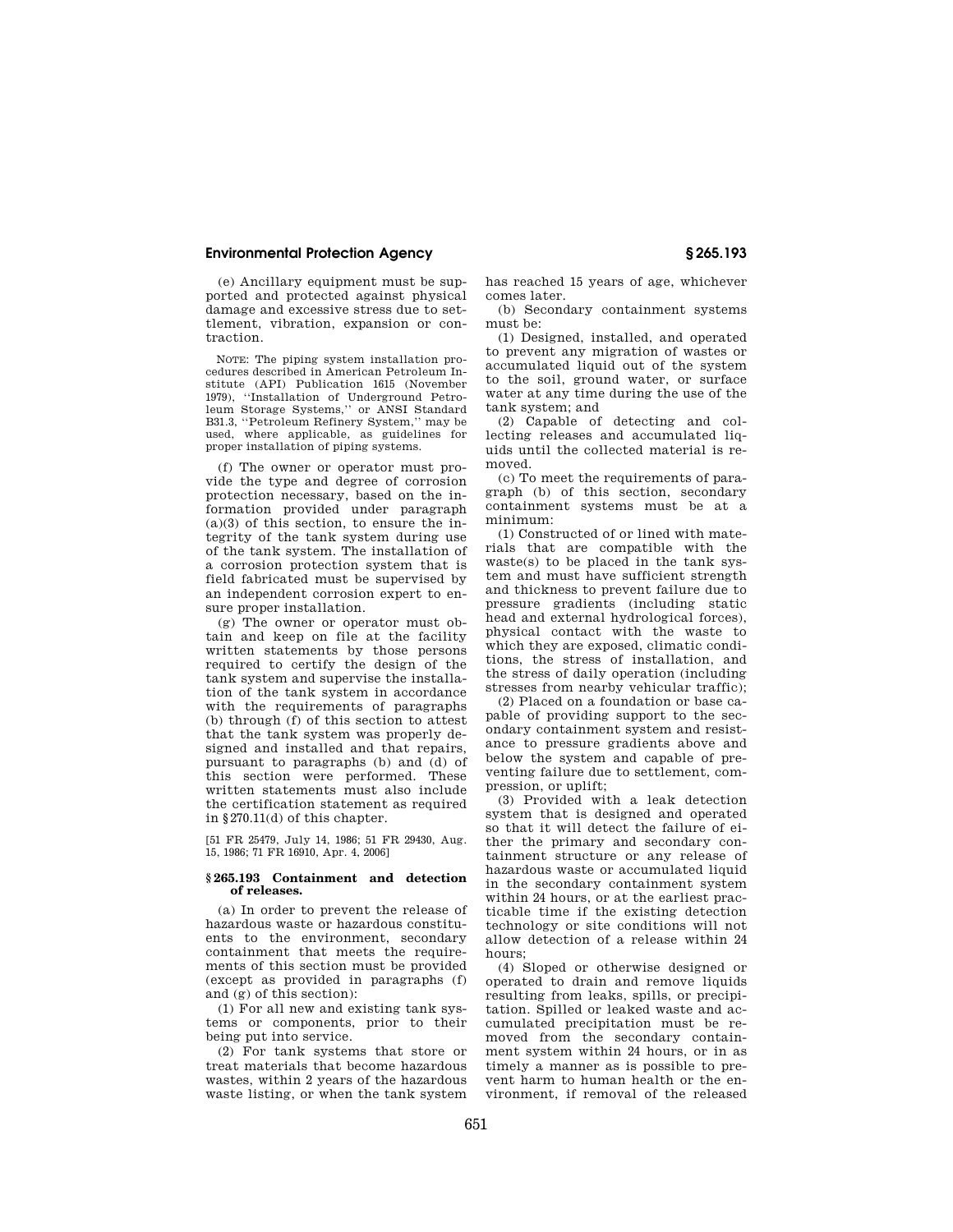(e) Ancillary equipment must be supported and protected against physical damage and excessive stress due to settlement, vibration, expansion or contraction.

NOTE: The piping system installation procedures described in American Petroleum Institute (API) Publication 1615 (November 1979), ''Installation of Underground Petroleum Storage Systems,'' or ANSI Standard B31.3, ''Petroleum Refinery System,'' may be used, where applicable, as guidelines for proper installation of piping systems.

(f) The owner or operator must provide the type and degree of corrosion protection necessary, based on the information provided under paragraph (a)(3) of this section, to ensure the integrity of the tank system during use of the tank system. The installation of a corrosion protection system that is field fabricated must be supervised by an independent corrosion expert to ensure proper installation.

(g) The owner or operator must obtain and keep on file at the facility written statements by those persons required to certify the design of the tank system and supervise the installation of the tank system in accordance with the requirements of paragraphs (b) through (f) of this section to attest that the tank system was properly designed and installed and that repairs, pursuant to paragraphs (b) and (d) of this section were performed. These written statements must also include the certification statement as required in §270.11(d) of this chapter.

[51 FR 25479, July 14, 1986; 51 FR 29430, Aug. 15, 1986; 71 FR 16910, Apr. 4, 2006]

### § 265.193 Containment and detection of releases.

(a) In order to prevent the release of hazardous waste or hazardous constituents to the environment, secondary containment that meets the requirements of this section must be provided (except as provided in paragraphs (f) and (g) of this section):

(1) For all new and existing tank systems or components, prior to their being put into service.

(2) For tank systems that store or treat materials that become hazardous wastes, within 2 years of the hazardous waste listing, or when the tank system has reached 15 years of age, whichever comes later.

(b) Secondary containment systems must be:

(1) Designed, installed, and operated to prevent any migration of wastes or accumulated liquid out of the system to the soil, ground water, or surface water at any time during the use of the tank system; and

(2) Capable of detecting and collecting releases and accumulated liquids until the collected material is removed.

(c) To meet the requirements of paragraph (b) of this section, secondary containment systems must be at a minimum:

(1) Constructed of or lined with materials that are compatible with the waste(s) to be placed in the tank system and must have sufficient strength and thickness to prevent failure due to pressure gradients (including static head and external hydrological forces), physical contact with the waste to which they are exposed, climatic conditions, the stress of installation, and the stress of daily operation (including stresses from nearby vehicular traffic);

(2) Placed on a foundation or base capable of providing support to the secondary containment system and resistance to pressure gradients above and below the system and capable of preventing failure due to settlement, compression, or uplift;

(3) Provided with a leak detection system that is designed and operated so that it will detect the failure of either the primary and secondary containment structure or any release of hazardous waste or accumulated liquid in the secondary containment system within 24 hours, or at the earliest practicable time if the existing detection technology or site conditions will not allow detection of a release within 24 hours;

(4) Sloped or otherwise designed or operated to drain and remove liquids resulting from leaks, spills, or precipitation. Spilled or leaked waste and accumulated precipitation must be removed from the secondary containment system within 24 hours, or in as timely a manner as is possible to prevent harm to human health or the environment, if removal of the released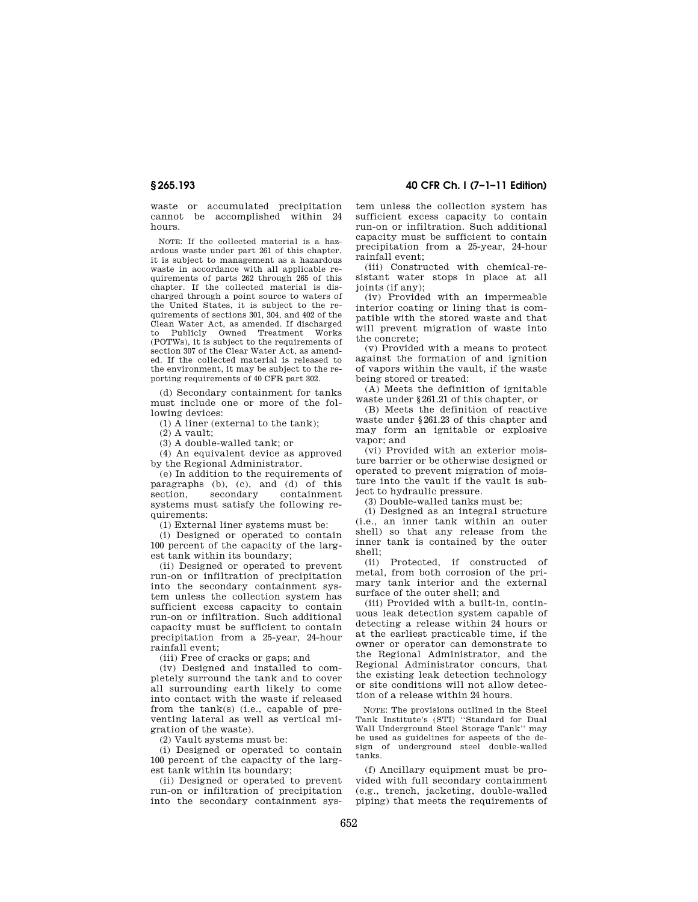waste or accumulated precipitation cannot be accomplished within 24 hours.

NOTE: If the collected material is a hazardous waste under part 261 of this chapter, it is subject to management as a hazardous waste in accordance with all applicable requirements of parts 262 through 265 of this chapter. If the collected material is discharged through a point source to waters of the United States, it is subject to the requirements of sections 301, 304, and 402 of the Clean Water Act, as amended. If discharged to Publicly Owned Treatment Works (POTWs), it is subject to the requirements of section 307 of the Clear Water Act, as amended. If the collected material is released to the environment, it may be subject to the reporting requirements of 40 CFR part 302.

(d) Secondary containment for tanks must include one or more of the following devices:

(1) A liner (external to the tank);

(2) A vault;

(3) A double-walled tank; or

(4) An equivalent device as approved by the Regional Administrator.

(e) In addition to the requirements of paragraphs (b), (c), and (d) of this section, secondary containment systems must satisfy the following requirements:

(1) External liner systems must be:

(i) Designed or operated to contain 100 percent of the capacity of the largest tank within its boundary;

(ii) Designed or operated to prevent run-on or infiltration of precipitation into the secondary containment system unless the collection system has sufficient excess capacity to contain run-on or infiltration. Such additional capacity must be sufficient to contain precipitation from a 25-year, 24-hour rainfall event;

(iii) Free of cracks or gaps; and

(iv) Designed and installed to completely surround the tank and to cover all surrounding earth likely to come into contact with the waste if released from the tank(s) (i.e., capable of preventing lateral as well as vertical migration of the waste).

(2) Vault systems must be:

(i) Designed or operated to contain 100 percent of the capacity of the largest tank within its boundary;

(ii) Designed or operated to prevent run-on or infiltration of precipitation into the secondary containment system unless the collection system has sufficient excess capacity to contain run-on or infiltration. Such additional capacity must be sufficient to contain precipitation from a 25-year, 24-hour rainfall event;

(iii) Constructed with chemical-resistant water stops in place at all joints (if any);

(iv) Provided with an impermeable interior coating or lining that is compatible with the stored waste and that will prevent migration of waste into the concrete;

(v) Provided with a means to protect against the formation of and ignition of vapors within the vault, if the waste being stored or treated:

(A) Meets the definition of ignitable waste under §261.21 of this chapter, or

(B) Meets the definition of reactive waste under §261.23 of this chapter and may form an ignitable or explosive vapor; and

(vi) Provided with an exterior moisture barrier or be otherwise designed or operated to prevent migration of moisture into the vault if the vault is subject to hydraulic pressure.

(3) Double-walled tanks must be:

(i) Designed as an integral structure (i.e., an inner tank within an outer shell) so that any release from the inner tank is contained by the outer shell;

(ii) Protected, if constructed of metal, from both corrosion of the primary tank interior and the external surface of the outer shell; and

(iii) Provided with a built-in, continuous leak detection system capable of detecting a release within 24 hours or at the earliest practicable time, if the owner or operator can demonstrate to the Regional Administrator, and the Regional Administrator concurs, that the existing leak detection technology or site conditions will not allow detection of a release within 24 hours.

NOTE: The provisions outlined in the Steel Tank Institute's (STI) "Standard for Dual Wall Underground Steel Storage Tank" may be used as guidelines for aspects of the design of underground steel double-walled tanks.

(f) Ancillary equipment must be provided with full secondary containment (e.g., trench, jacketing, double-walled piping) that meets the requirements of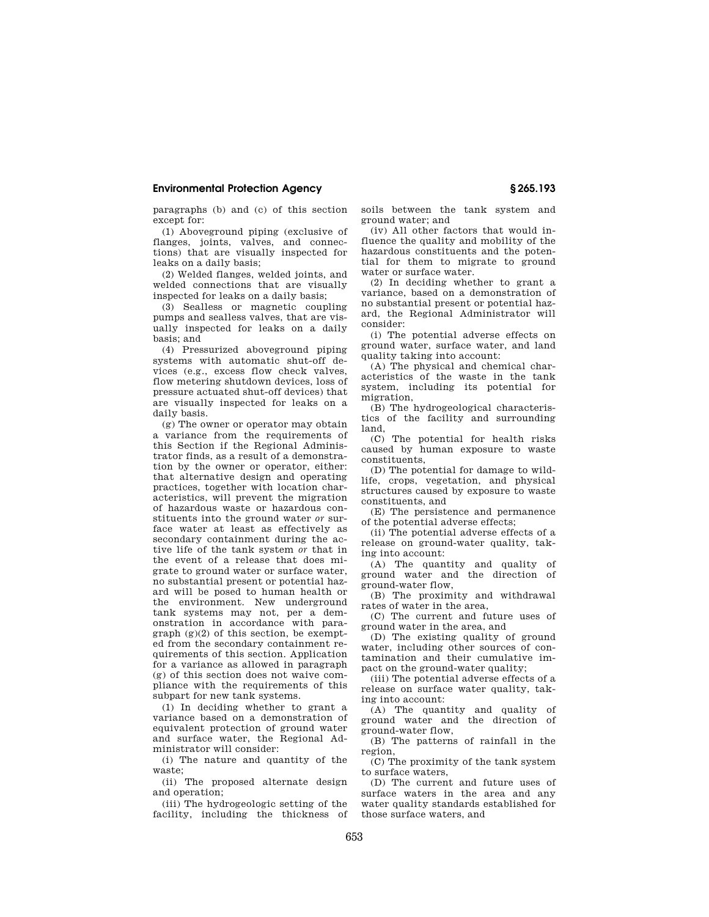paragraphs (b) and (c) of this section except for:

(1) Aboveground piping (exclusive of flanges, joints, valves, and connections) that are visually inspected for leaks on a daily basis;

(2) Welded flanges, welded joints, and welded connections that are visually inspected for leaks on a daily basis;

(3) Sealless or magnetic coupling pumps and sealless valves, that are visually inspected for leaks on a daily basis; and

(4) Pressurized aboveground piping systems with automatic shut-off devices (e.g., excess flow check valves, flow metering shutdown devices, loss of pressure actuated shut-off devices) that are visually inspected for leaks on a daily basis.

(g) The owner or operator may obtain a variance from the requirements of this Section if the Regional Administrator finds, as a result of a demonstration by the owner or operator, either: that alternative design and operating practices, together with location characteristics, will prevent the migration of hazardous waste or hazardous constituents into the ground water *or* surface water at least as effectively as secondary containment during the active life of the tank system *or* that in the event of a release that does migrate to ground water or surface water, no substantial present or potential hazard will be posed to human health or the environment. New underground tank systems may not, per a demonstration in accordance with paragraph (g)(2) of this section, be exempted from the secondary containment requirements of this section. Application for a variance as allowed in paragraph (g) of this section does not waive compliance with the requirements of this subpart for new tank systems.

(1) In deciding whether to grant a variance based on a demonstration of equivalent protection of ground water and surface water, the Regional Administrator will consider:

(i) The nature and quantity of the waste;

(ii) The proposed alternate design and operation;

(iii) The hydrogeologic setting of the facility, including the thickness of soils between the tank system and ground water; and

(iv) All other factors that would influence the quality and mobility of the hazardous constituents and the potential for them to migrate to ground water or surface water.

(2) In deciding whether to grant a variance, based on a demonstration of no substantial present or potential hazard, the Regional Administrator will consider:

(i) The potential adverse effects on ground water, surface water, and land quality taking into account:

(A) The physical and chemical characteristics of the waste in the tank system, including its potential for migration,

(B) The hydrogeological characteristics of the facility and surrounding land,

(C) The potential for health risks caused by human exposure to waste constituents,

(D) The potential for damage to wildlife, crops, vegetation, and physical structures caused by exposure to waste constituents, and

(E) The persistence and permanence of the potential adverse effects;

(ii) The potential adverse effects of a release on ground-water quality, taking into account:

(A) The quantity and quality of ground water and the direction of ground-water flow,

(B) The proximity and withdrawal rates of water in the area,

(C) The current and future uses of ground water in the area, and

(D) The existing quality of ground water, including other sources of contamination and their cumulative impact on the ground-water quality;

(iii) The potential adverse effects of a release on surface water quality, taking into account:

(A) The quantity and quality of ground water and the direction of ground-water flow,

(B) The patterns of rainfall in the region,

(C) The proximity of the tank system to surface waters,

(D) The current and future uses of surface waters in the area and any water quality standards established for those surface waters, and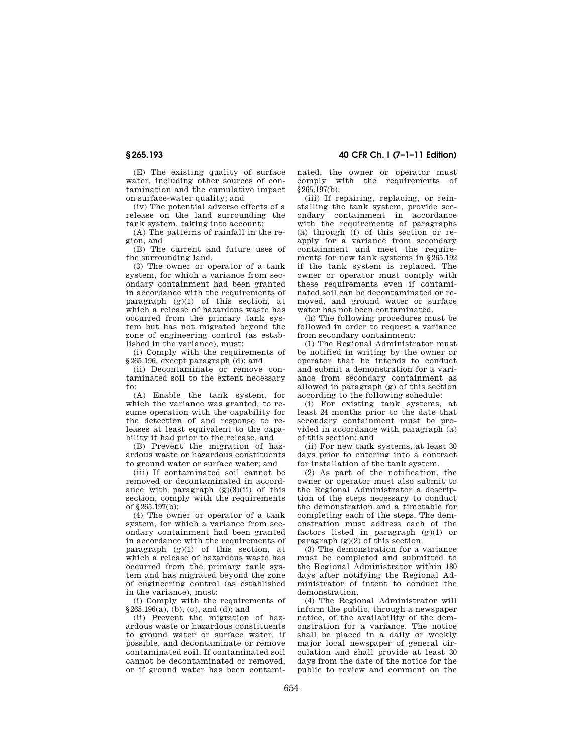(E) The existing quality of surface water, including other sources of contamination and the cumulative impact on surface-water quality; and

(iv) The potential adverse effects of a release on the land surrounding the tank system, taking into account:

(A) The patterns of rainfall in the region, and

(B) The current and future uses of the surrounding land.

(3) The owner or operator of a tank system, for which a variance from secondary containment had been granted in accordance with the requirements of paragraph (g)(1) of this section, at which a release of hazardous waste has occurred from the primary tank system but has not migrated beyond the zone of engineering control (as established in the variance), must:

(i) Comply with the requirements of §265.196, except paragraph (d); and

(ii) Decontaminate or remove contaminated soil to the extent necessary to:

(A) Enable the tank system, for which the variance was granted, to resume operation with the capability for the detection of and response to releases at least equivalent to the capability it had prior to the release, and

(B) Prevent the migration of hazardous waste or hazardous constituents to ground water or surface water; and

(iii) If contaminated soil cannot be removed or decontaminated in accordance with paragraph (g)(3)(ii) of this section, comply with the requirements of §265.197(b);

(4) The owner or operator of a tank system, for which a variance from secondary containment had been granted in accordance with the requirements of paragraph (g)(1) of this section, at which a release of hazardous waste has occurred from the primary tank system and has migrated beyond the zone of engineering control (as established in the variance), must:

(i) Comply with the requirements of §265.196(a), (b), (c), and (d); and

(ii) Prevent the migration of hazardous waste or hazardous constituents to ground water or surface water, if possible, and decontaminate or remove contaminated soil. If contaminated soil cannot be decontaminated or removed, or if ground water has been contaminated, the owner or operator must comply with the requirements of §265.197(b);

(iii) If repairing, replacing, or reinstalling the tank system, provide secondary containment in accordance with the requirements of paragraphs (a) through (f) of this section or reapply for a variance from secondary containment and meet the requirements for new tank systems in §265.192 if the tank system is replaced. The owner or operator must comply with these requirements even if contaminated soil can be decontaminated or removed, and ground water or surface water has not been contaminated.

(h) The following procedures must be followed in order to request a variance from secondary containment:

(1) The Regional Administrator must be notified in writing by the owner or operator that he intends to conduct and submit a demonstration for a variance from secondary containment as allowed in paragraph (g) of this section according to the following schedule:

(i) For existing tank systems, at least 24 months prior to the date that secondary containment must be provided in accordance with paragraph (a) of this section; and

(ii) For new tank systems, at least 30 days prior to entering into a contract for installation of the tank system.

(2) As part of the notification, the owner or operator must also submit to the Regional Administrator a description of the steps necessary to conduct the demonstration and a timetable for completing each of the steps. The demonstration must address each of the factors listed in paragraph (g)(1) or paragraph (g)(2) of this section.

(3) The demonstration for a variance must be completed and submitted to the Regional Administrator within 180 days after notifying the Regional Administrator of intent to conduct the demonstration.

(4) The Regional Administrator will inform the public, through a newspaper notice, of the availability of the demonstration for a variance. The notice shall be placed in a daily or weekly major local newspaper of general circulation and shall provide at least 30 days from the date of the notice for the public to review and comment on the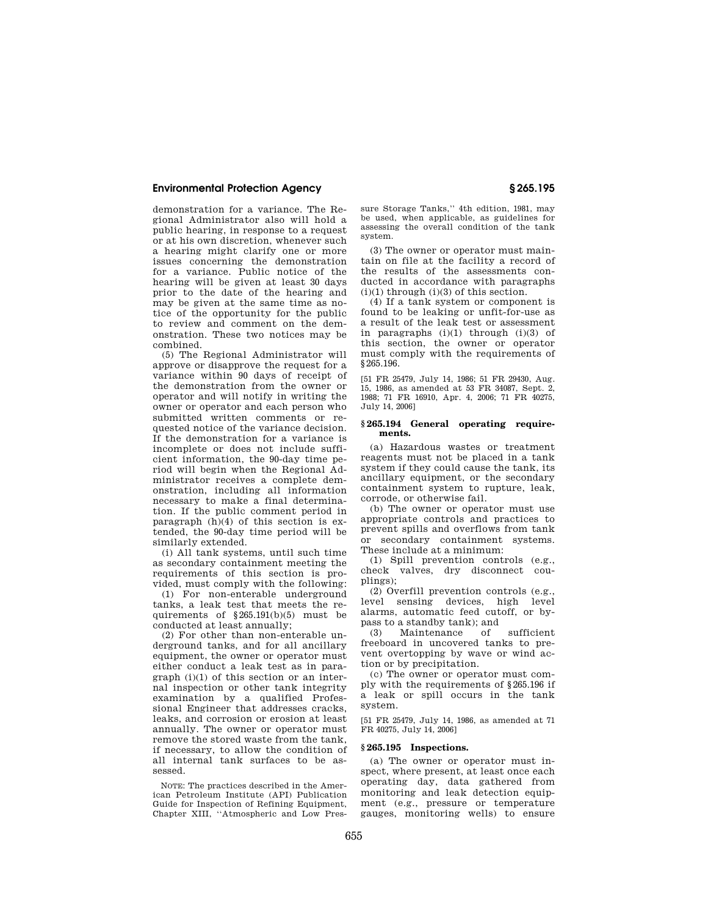demonstration for a variance. The Regional Administrator also will hold a public hearing, in response to a request or at his own discretion, whenever such a hearing might clarify one or more issues concerning the demonstration for a variance. Public notice of the hearing will be given at least 30 days prior to the date of the hearing and may be given at the same time as notice of the opportunity for the public to review and comment on the demonstration. These two notices may be combined.

(5) The Regional Administrator will approve or disapprove the request for a variance within 90 days of receipt of the demonstration from the owner or operator and will notify in writing the owner or operator and each person who submitted written comments or requested notice of the variance decision. If the demonstration for a variance is incomplete or does not include sufficient information, the 90-day time period will begin when the Regional Administrator receives a complete demonstration, including all information necessary to make a final determination. If the public comment period in paragraph (h)(4) of this section is extended, the 90-day time period will be similarly extended.

(i) All tank systems, until such time as secondary containment meeting the requirements of this section is provided, must comply with the following:

(1) For non-enterable underground tanks, a leak test that meets the requirements of §265.191(b)(5) must be conducted at least annually;

(2) For other than non-enterable underground tanks, and for all ancillary equipment, the owner or operator must either conduct a leak test as in paragraph (i)(1) of this section or an internal inspection or other tank integrity examination by a qualified Professional Engineer that addresses cracks, leaks, and corrosion or erosion at least annually. The owner or operator must remove the stored waste from the tank, if necessary, to allow the condition of all internal tank surfaces to be assessed.

NOTE: The practices described in the American Petroleum Institute (API) Publication Guide for Inspection of Refining Equipment, Chapter XIII, "Atmospheric and Low Pressure Storage Tanks," 4th edition, 1981, may be used, when applicable, as guidelines for assessing the overall condition of the tank system.

(3) The owner or operator must maintain on file at the facility a record of the results of the assessments conducted in accordance with paragraphs (i)(1) through (i)(3) of this section.

(4) If a tank system or component is found to be leaking or unfit-for-use as a result of the leak test or assessment in paragraphs (i)(1) through (i)(3) of this section, the owner or operator must comply with the requirements of §265.196.

[51 FR 25479, July 14, 1986; 51 FR 29430, Aug. 15, 1986, as amended at 53 FR 34087, Sept. 2, 1988; 71 FR 16910, Apr. 4, 2006; 71 FR 40275, July 14, 2006]

### §265.194 General operating requirements.

(a) Hazardous wastes or treatment reagents must not be placed in a tank system if they could cause the tank, its ancillary equipment, or the secondary containment system to rupture, leak, corrode, or otherwise fail.

(b) The owner or operator must use appropriate controls and practices to prevent spills and overflows from tank or secondary containment systems. These include at a minimum:

(1) Spill prevention controls (e.g., check valves, dry disconnect couplings);

(2) Overfill prevention controls (e.g., level sensing devices, high level alarms, automatic feed cutoff, or bypass to a standby tank); and

(3) Maintenance of sufficient freeboard in uncovered tanks to prevent overtopping by wave or wind action or by precipitation.

(c) The owner or operator must comply with the requirements of §265.196 if a leak or spill occurs in the tank system.

[51 FR 25479, July 14, 1986, as amended at 71 FR 40275, July 14, 2006]

### §265.195 Inspections.

(a) The owner or operator must inspect, where present, at least once each operating day, data gathered from monitoring and leak detection equipment (e.g., pressure or temperature gauges, monitoring wells) to ensure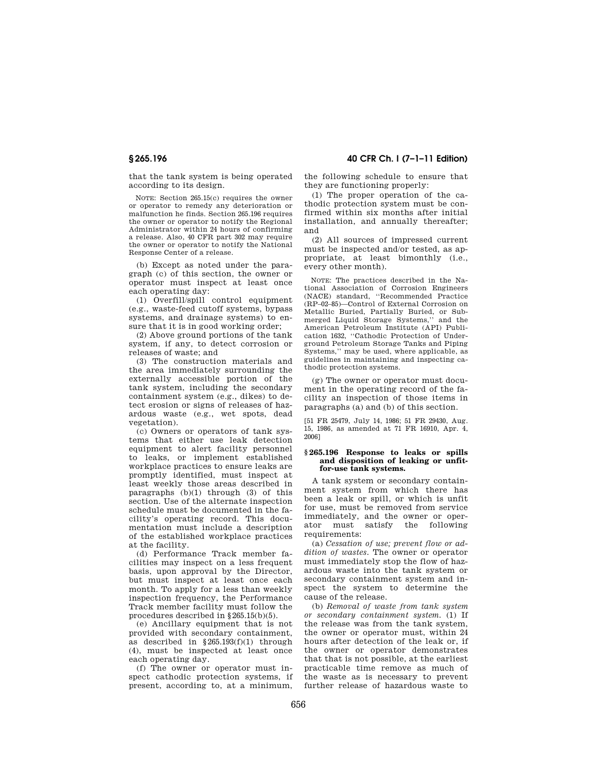that the tank system is being operated according to its design.

NOTE: Section 265.15(c) requires the owner or operator to remedy any deterioration or malfunction he finds. Section 265.196 requires the owner or operator to notify the Regional Administrator within 24 hours of confirming a release. Also, 40 CFR part 302 may require the owner or operator to notify the National Response Center of a release.

(b) Except as noted under the paragraph (c) of this section, the owner or operator must inspect at least once each operating day:

(1) Overfill/spill control equipment (e.g., waste-feed cutoff systems, bypass systems, and drainage systems) to ensure that it is in good working order;

(2) Above ground portions of the tank system, if any, to detect corrosion or releases of waste; and

(3) The construction materials and the area immediately surrounding the externally accessible portion of the tank system, including the secondary containment system (e.g., dikes) to detect erosion or signs of releases of hazardous waste (e.g., wet spots, dead vegetation).

(c) Owners or operators of tank systems that either use leak detection equipment to alert facility personnel to leaks, or implement established workplace practices to ensure leaks are promptly identified, must inspect at least weekly those areas described in paragraphs (b)(1) through (3) of this section. Use of the alternate inspection schedule must be documented in the facility's operating record. This documentation must include a description of the established workplace practices at the facility.

(d) Performance Track member facilities may inspect on a less frequent basis, upon approval by the Director, but must inspect at least once each month. To apply for a less than weekly inspection frequency, the Performance Track member facility must follow the procedures described in §265.15(b)(5).

(e) Ancillary equipment that is not provided with secondary containment, as described in §265.193(f)(1) through (4), must be inspected at least once each operating day.

(f) The owner or operator must inspect cathodic protection systems, if present, according to, at a minimum, the following schedule to ensure that they are functioning properly:

(1) The proper operation of the cathodic protection system must be confirmed within six months after initial installation, and annually thereafter; and

(2) All sources of impressed current must be inspected and/or tested, as appropriate, at least bimonthly (i.e., every other month).

NOTE: The practices described in the National Association of Corrosion Engineers (NACE) standard, "Recommended Practice (RP–02–85)—Control of External Corrosion on Metallic Buried, Partially Buried, or Submerged Liquid Storage Systems," and the American Petroleum Institute (API) Publication 1632, "Cathodic Protection of Underground Petroleum Storage Tanks and Piping Systems," may be used, where applicable, as guidelines in maintaining and inspecting cathodic protection systems.

(g) The owner or operator must document in the operating record of the facility an inspection of those items in paragraphs (a) and (b) of this section.

[51 FR 25479, July 14, 1986; 51 FR 29430, Aug. 15, 1986, as amended at 71 FR 16910, Apr. 4, 2006]

### §265.196 Response to leaks or spills and disposition of leaking or unfit-for-use tank systems.

A tank system or secondary containment system from which there has been a leak or spill, or which is unfit for use, must be removed from service immediately, and the owner or operator must satisfy the following requirements:

(a) *Cessation of use; prevent flow or addition of wastes.* The owner or operator must immediately stop the flow of hazardous waste into the tank system or secondary containment system and inspect the system to determine the cause of the release.

(b) *Removal of waste from tank system or secondary containment system.* (1) If the release was from the tank system, the owner or operator must, within 24 hours after detection of the leak or, if the owner or operator demonstrates that that is not possible, at the earliest practicable time remove as much of the waste as is necessary to prevent further release of hazardous waste to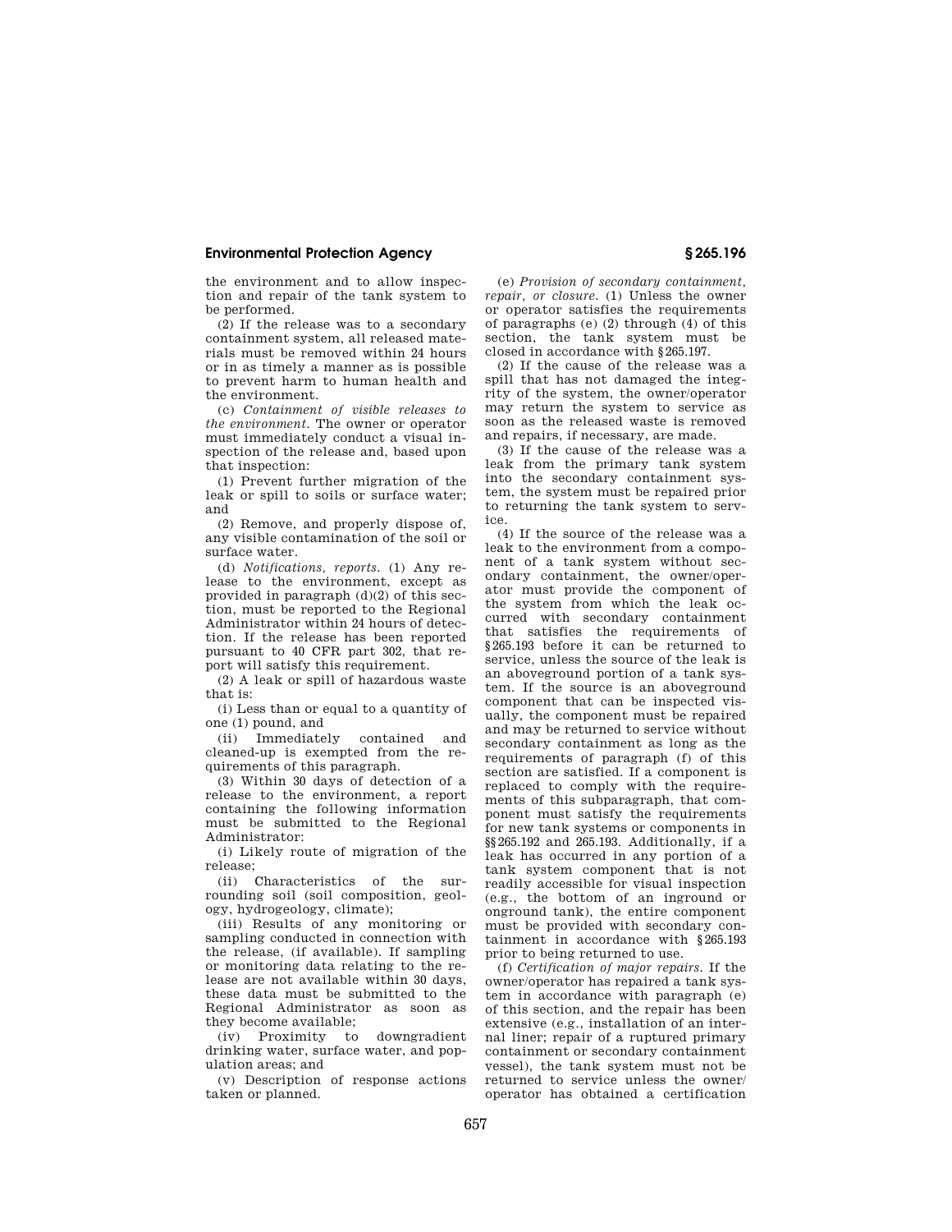the environment and to allow inspection and repair of the tank system to be performed.

(2) If the release was to a secondary containment system, all released materials must be removed within 24 hours or in as timely a manner as is possible to prevent harm to human health and the environment.

(c) *Containment of visible releases to the environment.* The owner or operator must immediately conduct a visual inspection of the release and, based upon that inspection:

(1) Prevent further migration of the leak or spill to soils or surface water; and

(2) Remove, and properly dispose of, any visible contamination of the soil or surface water.

(d) *Notifications, reports.* (1) Any release to the environment, except as provided in paragraph (d)(2) of this section, must be reported to the Regional Administrator within 24 hours of detection. If the release has been reported pursuant to 40 CFR part 302, that report will satisfy this requirement.

(2) A leak or spill of hazardous waste that is:

(i) Less than or equal to a quantity of one (1) pound, and

(ii) Immediately contained and cleaned-up is exempted from the requirements of this paragraph.

(3) Within 30 days of detection of a release to the environment, a report containing the following information must be submitted to the Regional Administrator:

(i) Likely route of migration of the release;

(ii) Characteristics of the surrounding soil (soil composition, geology, hydrogeology, climate);

(iii) Results of any monitoring or sampling conducted in connection with the release, (if available). If sampling or monitoring data relating to the release are not available within 30 days, these data must be submitted to the Regional Administrator as soon as they become available;

(iv) Proximity to downgradient drinking water, surface water, and population areas; and

(v) Description of response actions taken or planned.

(e) *Provision of secondary containment, repair, or closure.* (1) Unless the owner or operator satisfies the requirements of paragraphs (e) (2) through (4) of this section, the tank system must be closed in accordance with §265.197.

(2) If the cause of the release was a spill that has not damaged the integrity of the system, the owner/operator may return the system to service as soon as the released waste is removed and repairs, if necessary, are made.

(3) If the cause of the release was a leak from the primary tank system into the secondary containment system, the system must be repaired prior to returning the tank system to service.

(4) If the source of the release was a leak to the environment from a component of a tank system without secondary containment, the owner/operator must provide the component of the system from which the leak occurred with secondary containment that satisfies the requirements of §265.193 before it can be returned to service, unless the source of the leak is an aboveground portion of a tank system. If the source is an aboveground component that can be inspected visually, the component must be repaired and may be returned to service without secondary containment as long as the requirements of paragraph (f) of this section are satisfied. If a component is replaced to comply with the requirements of this subparagraph, that component must satisfy the requirements for new tank systems or components in §§265.192 and 265.193. Additionally, if a leak has occurred in any portion of a tank system component that is not readily accessible for visual inspection (e.g., the bottom of an inground or onground tank), the entire component must be provided with secondary containment in accordance with §265.193 prior to being returned to use.

(f) *Certification of major repairs.* If the owner/operator has repaired a tank system in accordance with paragraph (e) of this section, and the repair has been extensive (e.g., installation of an internal liner; repair of a ruptured primary containment or secondary containment vessel), the tank system must not be returned to service unless the owner/operator has obtained a certification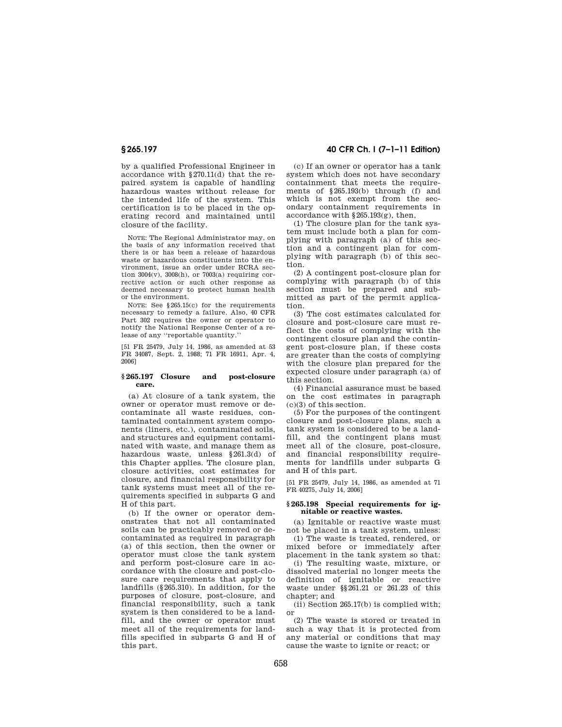by a qualified Professional Engineer in accordance with §270.11(d) that the repaired system is capable of handling hazardous wastes without release for the intended life of the system. This certification is to be placed in the operating record and maintained until closure of the facility.

NOTE: The Regional Administrator may, on the basis of any information received that there is or has been a release of hazardous waste or hazardous constituents into the environment, issue an order under RCRA section 3004(v), 3008(h), or 7003(a) requiring corrective action or such other response as deemed necessary to protect human health or the environment.

NOTE: See §265.15(c) for the requirements necessary to remedy a failure. Also, 40 CFR Part 302 requires the owner or operator to notify the National Response Center of a release of any ''reportable quantity.''

[51 FR 25479, July 14, 1986, as amended at 53 FR 34087, Sept. 2, 1988; 71 FR 16911, Apr. 4, 2006]

## §265.197 Closure and post-closure care.

(a) At closure of a tank system, the owner or operator must remove or decontaminate all waste residues, contaminated containment system components (liners, etc.), contaminated soils, and structures and equipment contaminated with waste, and manage them as hazardous waste, unless §261.3(d) of this Chapter applies. The closure plan, closure activities, cost estimates for closure, and financial responsibility for tank systems must meet all of the requirements specified in subparts G and H of this part.

(b) If the owner or operator demonstrates that not all contaminated soils can be practicably removed or decontaminated as required in paragraph (a) of this section, then the owner or operator must close the tank system and perform post-closure care in accordance with the closure and post-closure care requirements that apply to landfills (§265.310). In addition, for the purposes of closure, post-closure, and financial responsibility, such a tank system is then considered to be a landfill, and the owner or operator must meet all of the requirements for landfills specified in subparts G and H of this part.

(c) If an owner or operator has a tank system which does not have secondary containment that meets the requirements of §265.193(b) through (f) and which is not exempt from the secondary containment requirements in accordance with §265.193(g), then,

(1) The closure plan for the tank system must include both a plan for complying with paragraph (a) of this section and a contingent plan for complying with paragraph (b) of this section.

(2) A contingent post-closure plan for complying with paragraph (b) of this section must be prepared and submitted as part of the permit application.

(3) The cost estimates calculated for closure and post-closure care must reflect the costs of complying with the contingent closure plan and the contingent post-closure plan, if these costs are greater than the costs of complying with the closure plan prepared for the expected closure under paragraph (a) of this section.

(4) Financial assurance must be based on the cost estimates in paragraph (c)(3) of this section.

(5) For the purposes of the contingent closure and post-closure plans, such a tank system is considered to be a landfill, and the contingent plans must meet all of the closure, post-closure, and financial responsibility requirements for landfills under subparts G and H of this part.

[51 FR 25479, July 14, 1986, as amended at 71 FR 40275, July 14, 2006]

## §265.198 Special requirements for ignitable or reactive wastes.

(a) Ignitable or reactive waste must not be placed in a tank system, unless:

(1) The waste is treated, rendered, or mixed before or immediately after placement in the tank system so that:

(i) The resulting waste, mixture, or dissolved material no longer meets the definition of ignitable or reactive waste under §§261.21 or 261.23 of this chapter; and

(ii) Section 265.17(b) is complied with; or

(2) The waste is stored or treated in such a way that it is protected from any material or conditions that may cause the waste to ignite or react; or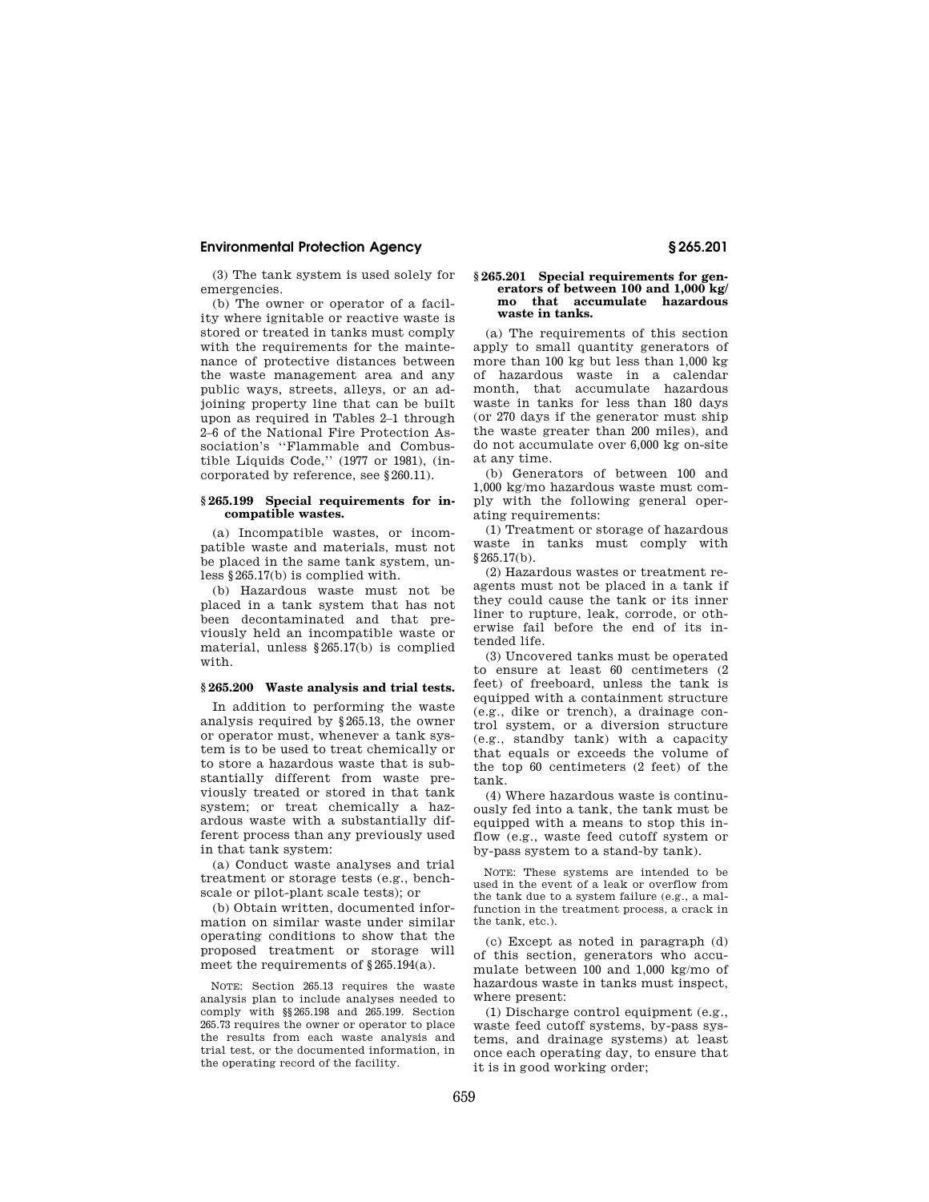(3) The tank system is used solely for emergencies.

(b) The owner or operator of a facility where ignitable or reactive waste is stored or treated in tanks must comply with the requirements for the maintenance of protective distances between the waste management area and any public ways, streets, alleys, or an adjoining property line that can be built upon as required in Tables 2–1 through 2–6 of the National Fire Protection Association's ''Flammable and Combustible Liquids Code,'' (1977 or 1981), (incorporated by reference, see §260.11).

### §265.199 Special requirements for incompatible wastes.

(a) Incompatible wastes, or incompatible waste and materials, must not be placed in the same tank system, unless §265.17(b) is complied with.

(b) Hazardous waste must not be placed in a tank system that has not been decontaminated and that previously held an incompatible waste or material, unless §265.17(b) is complied with.

### §265.200 Waste analysis and trial tests.

In addition to performing the waste analysis required by §265.13, the owner or operator must, whenever a tank system is to be used to treat chemically or to store a hazardous waste that is substantially different from waste previously treated or stored in that tank system; or treat chemically a hazardous waste with a substantially different process than any previously used in that tank system:

(a) Conduct waste analyses and trial treatment or storage tests (e.g., bench-scale or pilot-plant scale tests); or

(b) Obtain written, documented information on similar waste under similar operating conditions to show that the proposed treatment or storage will meet the requirements of §265.194(a).

NOTE: Section 265.13 requires the waste analysis plan to include analyses needed to comply with §§265.198 and 265.199. Section 265.73 requires the owner or operator to place the results from each waste analysis and trial test, or the documented information, in the operating record of the facility.

### §265.201 Special requirements for generators of between 100 and 1,000 kg/mo that accumulate hazardous waste in tanks.

(a) The requirements of this section apply to small quantity generators of more than 100 kg but less than 1,000 kg of hazardous waste in a calendar month, that accumulate hazardous waste in tanks for less than 180 days (or 270 days if the generator must ship the waste greater than 200 miles), and do not accumulate over 6,000 kg on-site at any time.

(b) Generators of between 100 and 1,000 kg/mo hazardous waste must comply with the following general operating requirements:

(1) Treatment or storage of hazardous waste in tanks must comply with §265.17(b).

(2) Hazardous wastes or treatment reagents must not be placed in a tank if they could cause the tank or its inner liner to rupture, leak, corrode, or otherwise fail before the end of its intended life.

(3) Uncovered tanks must be operated to ensure at least 60 centimeters (2 feet) of freeboard, unless the tank is equipped with a containment structure (e.g., dike or trench), a drainage control system, or a diversion structure (e.g., standby tank) with a capacity that equals or exceeds the volume of the top 60 centimeters (2 feet) of the tank.

(4) Where hazardous waste is continuously fed into a tank, the tank must be equipped with a means to stop this inflow (e.g., waste feed cutoff system or by-pass system to a stand-by tank).

NOTE: These systems are intended to be used in the event of a leak or overflow from the tank due to a system failure (e.g., a malfunction in the treatment process, a crack in the tank, etc.).

(c) Except as noted in paragraph (d) of this section, generators who accumulate between 100 and 1,000 kg/mo of hazardous waste in tanks must inspect, where present:

(1) Discharge control equipment (e.g., waste feed cutoff systems, by-pass systems, and drainage systems) at least once each operating day, to ensure that it is in good working order;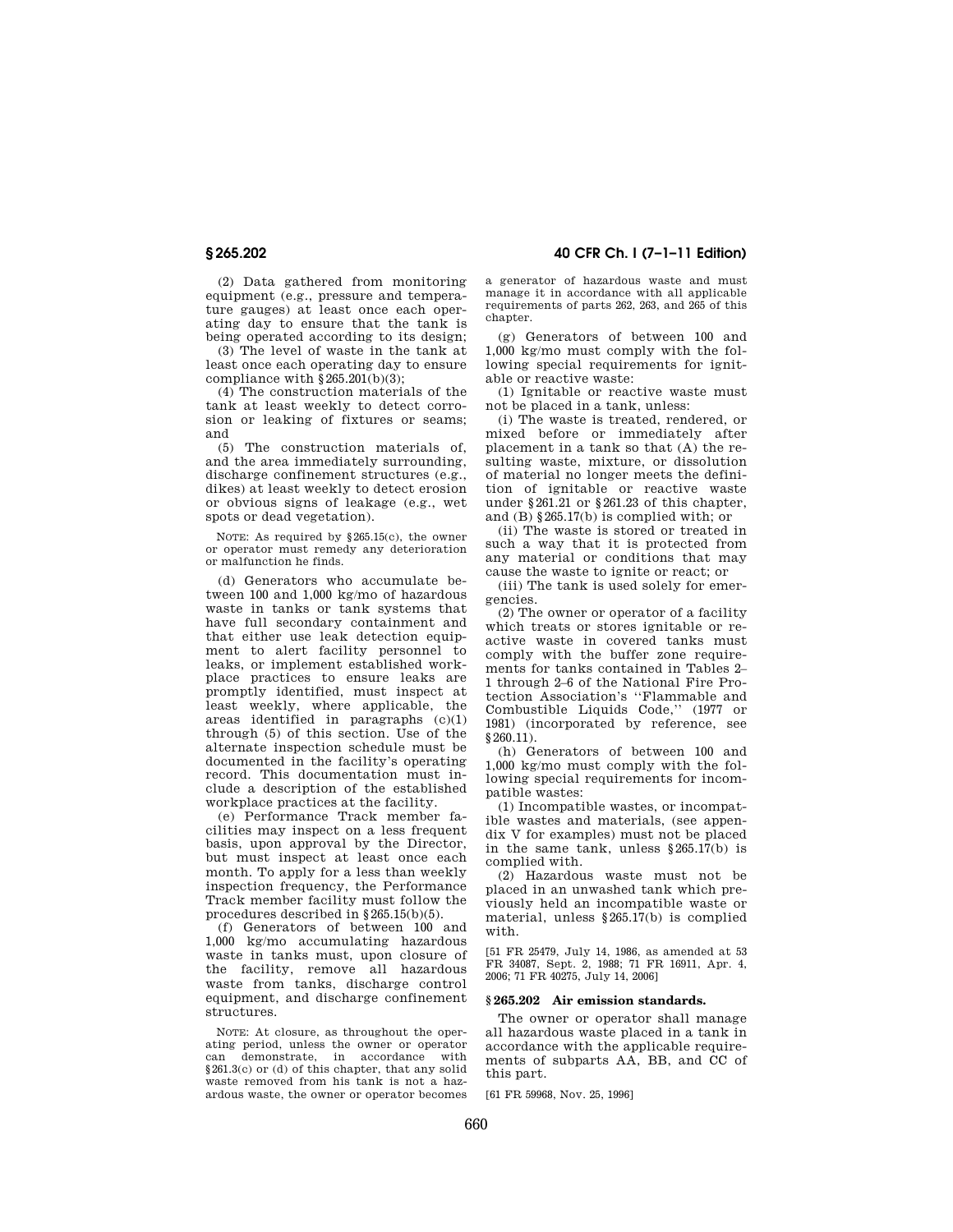(2) Data gathered from monitoring equipment (e.g., pressure and temperature gauges) at least once each operating day to ensure that the tank is being operated according to its design;

(3) The level of waste in the tank at least once each operating day to ensure compliance with §265.201(b)(3);

(4) The construction materials of the tank at least weekly to detect corrosion or leaking of fixtures or seams; and

(5) The construction materials of, and the area immediately surrounding, discharge confinement structures (e.g., dikes) at least weekly to detect erosion or obvious signs of leakage (e.g., wet spots or dead vegetation).

NOTE: As required by §265.15(c), the owner or operator must remedy any deterioration or malfunction he finds.

(d) Generators who accumulate between 100 and 1,000 kg/mo of hazardous waste in tanks or tank systems that have full secondary containment and that either use leak detection equipment to alert facility personnel to leaks, or implement established workplace practices to ensure leaks are promptly identified, must inspect at least weekly, where applicable, the areas identified in paragraphs (c)(1) through (5) of this section. Use of the alternate inspection schedule must be documented in the facility's operating record. This documentation must include a description of the established workplace practices at the facility.

(e) Performance Track member facilities may inspect on a less frequent basis, upon approval by the Director, but must inspect at least once each month. To apply for a less than weekly inspection frequency, the Performance Track member facility must follow the procedures described in §265.15(b)(5).

(f) Generators of between 100 and 1,000 kg/mo accumulating hazardous waste in tanks must, upon closure of the facility, remove all hazardous waste from tanks, discharge control equipment, and discharge confinement structures.

NOTE: At closure, as throughout the operating period, unless the owner or operator can demonstrate, in accordance with §261.3(c) or (d) of this chapter, that any solid waste removed from his tank is not a hazardous waste, the owner or operator becomes a generator of hazardous waste and must manage it in accordance with all applicable requirements of parts 262, 263, and 265 of this chapter.

(g) Generators of between 100 and 1,000 kg/mo must comply with the following special requirements for ignitable or reactive waste:

(1) Ignitable or reactive waste must not be placed in a tank, unless:

(i) The waste is treated, rendered, or mixed before or immediately after placement in a tank so that (A) the resulting waste, mixture, or dissolution of material no longer meets the definition of ignitable or reactive waste under §261.21 or §261.23 of this chapter, and (B) §265.17(b) is complied with; or

(ii) The waste is stored or treated in such a way that it is protected from any material or conditions that may cause the waste to ignite or react; or

(iii) The tank is used solely for emergencies.

(2) The owner or operator of a facility which treats or stores ignitable or reactive waste in covered tanks must comply with the buffer zone requirements for tanks contained in Tables 2–1 through 2–6 of the National Fire Protection Association's "Flammable and Combustible Liquids Code," (1977 or 1981) (incorporated by reference, see §260.11).

(h) Generators of between 100 and 1,000 kg/mo must comply with the following special requirements for incompatible wastes:

(1) Incompatible wastes, or incompatible wastes and materials, (see appendix V for examples) must not be placed in the same tank, unless §265.17(b) is complied with.

(2) Hazardous waste must not be placed in an unwashed tank which previously held an incompatible waste or material, unless §265.17(b) is complied with.

[51 FR 25479, July 14, 1986, as amended at 53 FR 34087, Sept. 2, 1988; 71 FR 16911, Apr. 4, 2006; 71 FR 40275, July 14, 2006]

### §265.202 Air emission standards.

The owner or operator shall manage all hazardous waste placed in a tank in accordance with the applicable requirements of subparts AA, BB, and CC of this part.

[61 FR 59968, Nov. 25, 1996]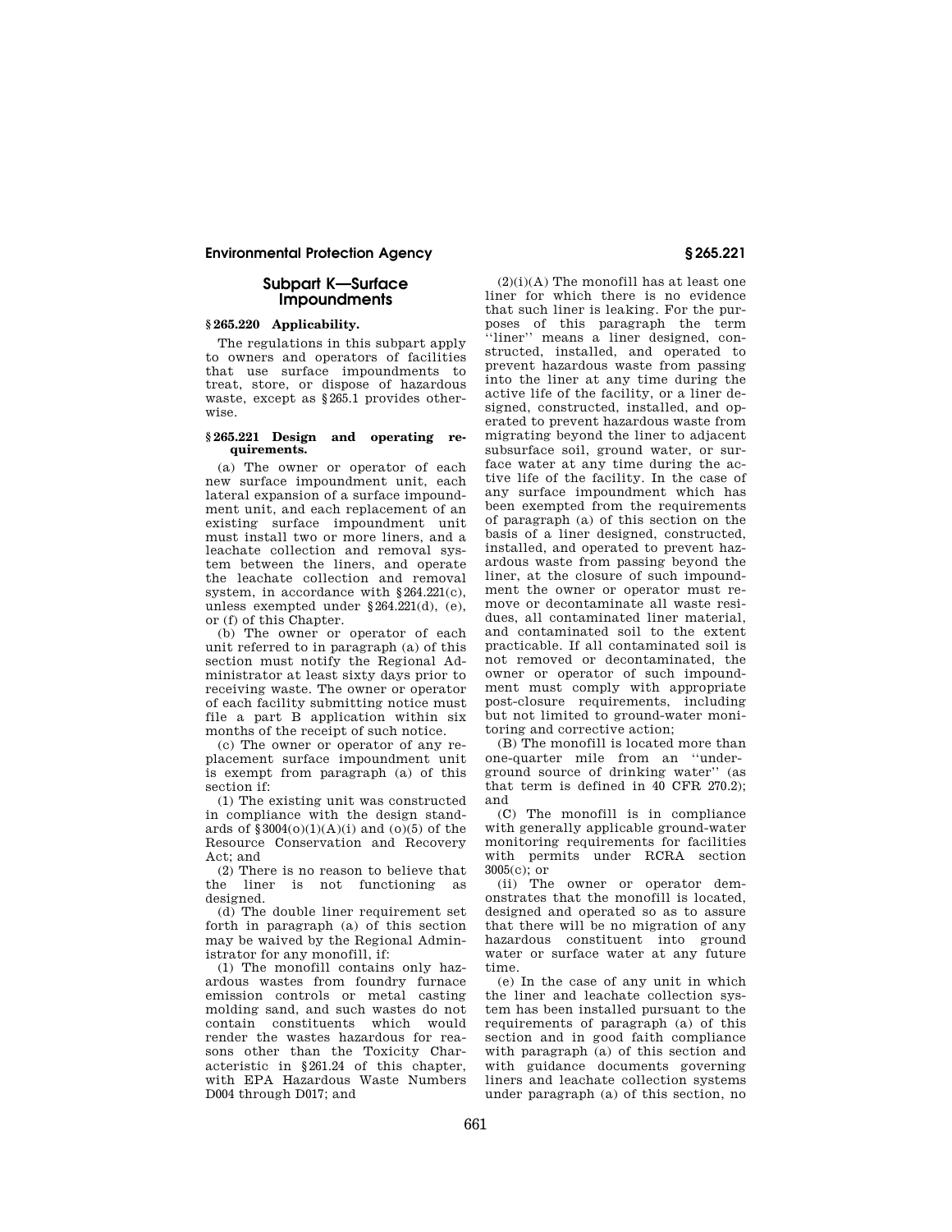## Subpart K—Surface Impoundments

### § 265.220 Applicability.

The regulations in this subpart apply to owners and operators of facilities that use surface impoundments to treat, store, or dispose of hazardous waste, except as § 265.1 provides otherwise.

### § 265.221 Design and operating requirements.

(a) The owner or operator of each new surface impoundment unit, each lateral expansion of a surface impoundment unit, and each replacement of an existing surface impoundment unit must install two or more liners, and a leachate collection and removal system between the liners, and operate the leachate collection and removal system, in accordance with § 264.221(c), unless exempted under § 264.221(d), (e), or (f) of this Chapter.

(b) The owner or operator of each unit referred to in paragraph (a) of this section must notify the Regional Administrator at least sixty days prior to receiving waste. The owner or operator of each facility submitting notice must file a part B application within six months of the receipt of such notice.

(c) The owner or operator of any replacement surface impoundment unit is exempt from paragraph (a) of this section if:

(1) The existing unit was constructed in compliance with the design standards of § 3004(o)(1)(A)(i) and (o)(5) of the Resource Conservation and Recovery Act; and

(2) There is no reason to believe that the liner is not functioning as designed.

(d) The double liner requirement set forth in paragraph (a) of this section may be waived by the Regional Administrator for any monofill, if:

(1) The monofill contains only hazardous wastes from foundry furnace emission controls or metal casting molding sand, and such wastes do not contain constituents which would render the wastes hazardous for reasons other than the Toxicity Characteristic in § 261.24 of this chapter, with EPA Hazardous Waste Numbers D004 through D017; and

(2)(i)(A) The monofill has at least one liner for which there is no evidence that such liner is leaking. For the purposes of this paragraph the term ''liner'' means a liner designed, constructed, installed, and operated to prevent hazardous waste from passing into the liner at any time during the active life of the facility, or a liner designed, constructed, installed, and operated to prevent hazardous waste from migrating beyond the liner to adjacent subsurface soil, ground water, or surface water at any time during the active life of the facility. In the case of any surface impoundment which has been exempted from the requirements of paragraph (a) of this section on the basis of a liner designed, constructed, installed, and operated to prevent hazardous waste from passing beyond the liner, at the closure of such impoundment the owner or operator must remove or decontaminate all waste residues, all contaminated liner material, and contaminated soil to the extent practicable. If all contaminated soil is not removed or decontaminated, the owner or operator of such impoundment must comply with appropriate post-closure requirements, including but not limited to ground-water monitoring and corrective action;

(B) The monofill is located more than one-quarter mile from an ''underground source of drinking water'' (as that term is defined in 40 CFR 270.2); and

(C) The monofill is in compliance with generally applicable ground-water monitoring requirements for facilities with permits under RCRA section 3005(c); or

(ii) The owner or operator demonstrates that the monofill is located, designed and operated so as to assure that there will be no migration of any hazardous constituent into ground water or surface water at any future time.

(e) In the case of any unit in which the liner and leachate collection system has been installed pursuant to the requirements of paragraph (a) of this section and in good faith compliance with paragraph (a) of this section and with guidance documents governing liners and leachate collection systems under paragraph (a) of this section, no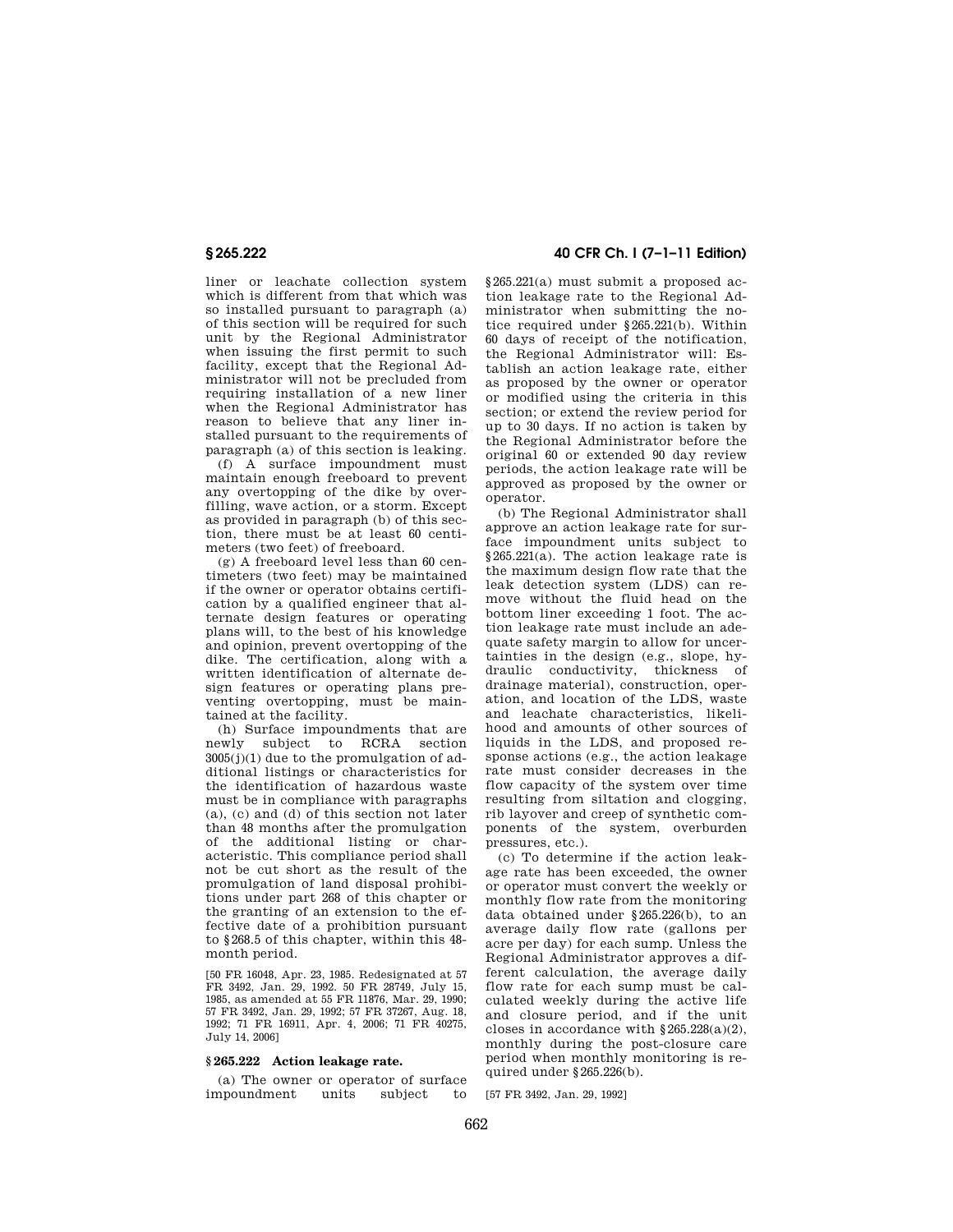liner or leachate collection system which is different from that which was so installed pursuant to paragraph (a) of this section will be required for such unit by the Regional Administrator when issuing the first permit to such facility, except that the Regional Administrator will not be precluded from requiring installation of a new liner when the Regional Administrator has reason to believe that any liner installed pursuant to the requirements of paragraph (a) of this section is leaking.

(f) A surface impoundment must maintain enough freeboard to prevent any overtopping of the dike by overfilling, wave action, or a storm. Except as provided in paragraph (b) of this section, there must be at least 60 centimeters (two feet) of freeboard.

(g) A freeboard level less than 60 centimeters (two feet) may be maintained if the owner or operator obtains certification by a qualified engineer that alternate design features or operating plans will, to the best of his knowledge and opinion, prevent overtopping of the dike. The certification, along with a written identification of alternate design features or operating plans preventing overtopping, must be maintained at the facility.

(h) Surface impoundments that are newly subject to RCRA section 3005(j)(1) due to the promulgation of additional listings or characteristics for the identification of hazardous waste must be in compliance with paragraphs (a), (c) and (d) of this section not later than 48 months after the promulgation of the additional listing or characteristic. This compliance period shall not be cut short as the result of the promulgation of land disposal prohibitions under part 268 of this chapter or the granting of an extension to the effective date of a prohibition pursuant to §268.5 of this chapter, within this 48-month period.

[50 FR 16048, Apr. 23, 1985. Redesignated at 57 FR 3492, Jan. 29, 1992. 50 FR 28749, July 15, 1985, as amended at 55 FR 11876, Mar. 29, 1990; 57 FR 3492, Jan. 29, 1992; 57 FR 37267, Aug. 18, 1992; 71 FR 16911, Apr. 4, 2006; 71 FR 40275, July 14, 2006]

## § 265.222 Action leakage rate.

(a) The owner or operator of surface impoundment units subject to §265.221(a) must submit a proposed action leakage rate to the Regional Administrator when submitting the notice required under §265.221(b). Within 60 days of receipt of the notification, the Regional Administrator will: Establish an action leakage rate, either as proposed by the owner or operator or modified using the criteria in this section; or extend the review period for up to 30 days. If no action is taken by the Regional Administrator before the original 60 or extended 90 day review periods, the action leakage rate will be approved as proposed by the owner or operator.

(b) The Regional Administrator shall approve an action leakage rate for surface impoundment units subject to §265.221(a). The action leakage rate is the maximum design flow rate that the leak detection system (LDS) can remove without the fluid head on the bottom liner exceeding 1 foot. The action leakage rate must include an adequate safety margin to allow for uncertainties in the design (e.g., slope, hydraulic conductivity, thickness of drainage material), construction, operation, and location of the LDS, waste and leachate characteristics, likelihood and amounts of other sources of liquids in the LDS, and proposed response actions (e.g., the action leakage rate must consider decreases in the flow capacity of the system over time resulting from siltation and clogging, rib layover and creep of synthetic components of the system, overburden pressures, etc.).

(c) To determine if the action leakage rate has been exceeded, the owner or operator must convert the weekly or monthly flow rate from the monitoring data obtained under §265.226(b), to an average daily flow rate (gallons per acre per day) for each sump. Unless the Regional Administrator approves a different calculation, the average daily flow rate for each sump must be calculated weekly during the active life and closure period, and if the unit closes in accordance with §265.228(a)(2), monthly during the post-closure care period when monthly monitoring is required under §265.226(b).

[57 FR 3492, Jan. 29, 1992]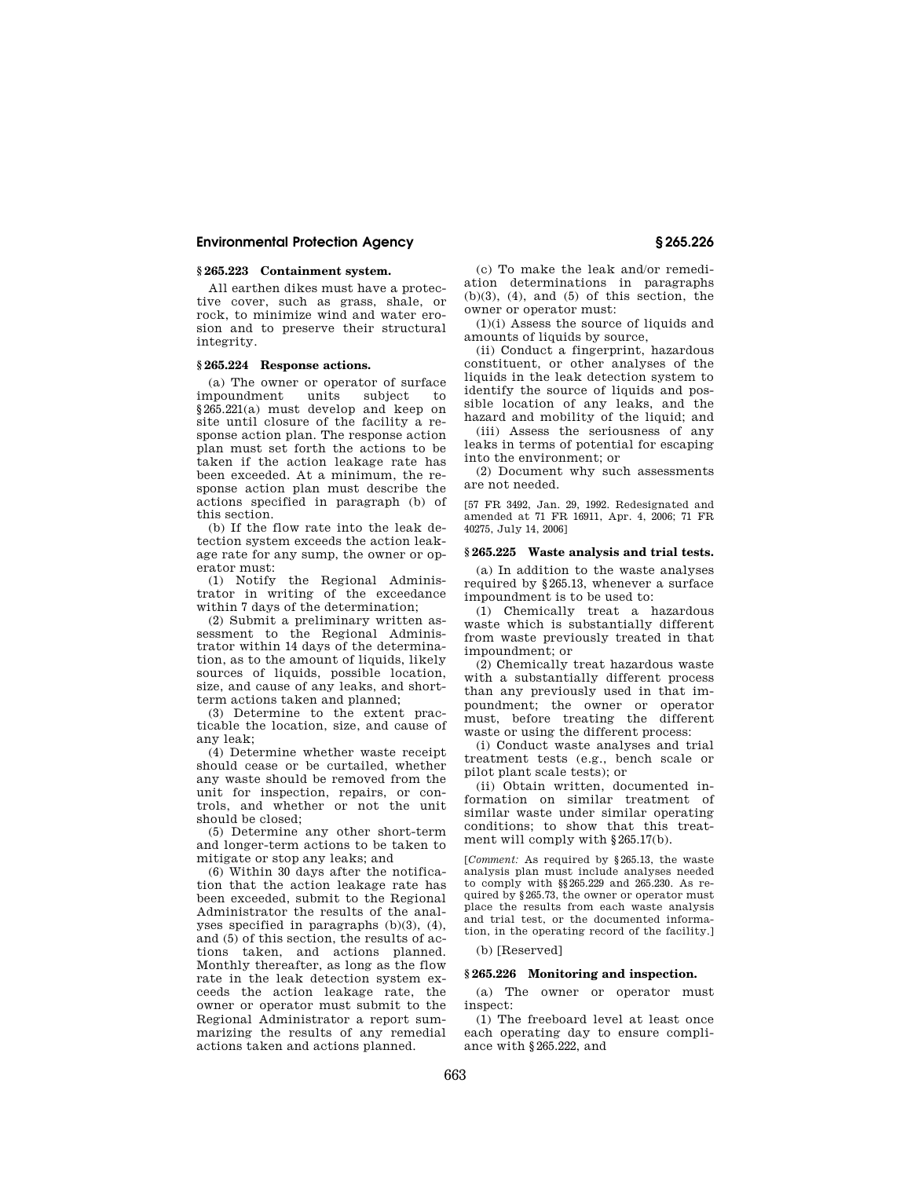### § 265.223 Containment system.

All earthen dikes must have a protective cover, such as grass, shale, or rock, to minimize wind and water erosion and to preserve their structural integrity.

### § 265.224 Response actions.

(a) The owner or operator of surface impoundment units subject to § 265.221(a) must develop and keep on site until closure of the facility a response action plan. The response action plan must set forth the actions to be taken if the action leakage rate has been exceeded. At a minimum, the response action plan must describe the actions specified in paragraph (b) of this section.

(b) If the flow rate into the leak detection system exceeds the action leakage rate for any sump, the owner or operator must:

(1) Notify the Regional Administrator in writing of the exceedance within 7 days of the determination;

(2) Submit a preliminary written assessment to the Regional Administrator within 14 days of the determination, as to the amount of liquids, likely sources of liquids, possible location, size, and cause of any leaks, and short-term actions taken and planned;

(3) Determine to the extent practicable the location, size, and cause of any leak;

(4) Determine whether waste receipt should cease or be curtailed, whether any waste should be removed from the unit for inspection, repairs, or controls, and whether or not the unit should be closed;

(5) Determine any other short-term and longer-term actions to be taken to mitigate or stop any leaks; and

(6) Within 30 days after the notification that the action leakage rate has been exceeded, submit to the Regional Administrator the results of the analyses specified in paragraphs (b)(3), (4), and (5) of this section, the results of actions taken, and actions planned. Monthly thereafter, as long as the flow rate in the leak detection system exceeds the action leakage rate, the owner or operator must submit to the Regional Administrator a report summarizing the results of any remedial actions taken and actions planned.

(c) To make the leak and/or remediation determinations in paragraphs (b)(3), (4), and (5) of this section, the owner or operator must:

(1)(i) Assess the source of liquids and amounts of liquids by source,

(ii) Conduct a fingerprint, hazardous constituent, or other analyses of the liquids in the leak detection system to identify the source of liquids and possible location of any leaks, and the hazard and mobility of the liquid; and

(iii) Assess the seriousness of any leaks in terms of potential for escaping into the environment; or

(2) Document why such assessments are not needed.

[57 FR 3492, Jan. 29, 1992. Redesignated and amended at 71 FR 16911, Apr. 4, 2006; 71 FR 40275, July 14, 2006]

### § 265.225 Waste analysis and trial tests.

(a) In addition to the waste analyses required by § 265.13, whenever a surface impoundment is to be used to:

(1) Chemically treat a hazardous waste which is substantially different from waste previously treated in that impoundment; or

(2) Chemically treat hazardous waste with a substantially different process than any previously used in that impoundment; the owner or operator must, before treating the different waste or using the different process:

(i) Conduct waste analyses and trial treatment tests (e.g., bench scale or pilot plant scale tests); or

(ii) Obtain written, documented information on similar treatment of similar waste under similar operating conditions; to show that this treatment will comply with § 265.17(b).

[*Comment:* As required by § 265.13, the waste analysis plan must include analyses needed to comply with §§ 265.229 and 265.230. As required by § 265.73, the owner or operator must place the results from each waste analysis and trial test, or the documented information, in the operating record of the facility.]

(b) [Reserved]

### § 265.226 Monitoring and inspection.

(a) The owner or operator must inspect:

(1) The freeboard level at least once each operating day to ensure compliance with § 265.222, and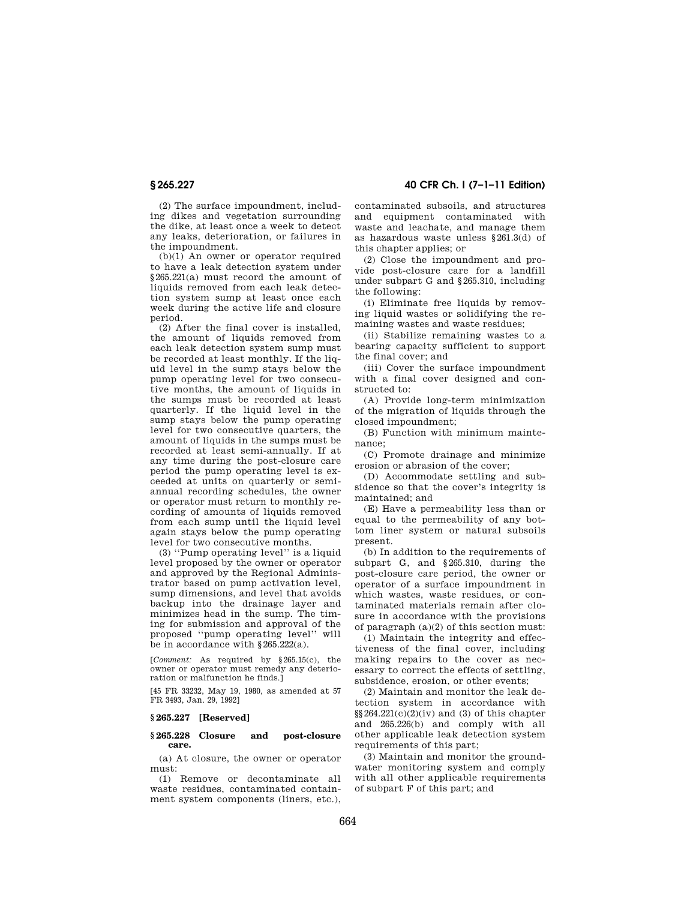(2) The surface impoundment, including dikes and vegetation surrounding the dike, at least once a week to detect any leaks, deterioration, or failures in the impoundment.

(b)(1) An owner or operator required to have a leak detection system under §265.221(a) must record the amount of liquids removed from each leak detection system sump at least once each week during the active life and closure period.

(2) After the final cover is installed, the amount of liquids removed from each leak detection system sump must be recorded at least monthly. If the liquid level in the sump stays below the pump operating level for two consecutive months, the amount of liquids in the sumps must be recorded at least quarterly. If the liquid level in the sump stays below the pump operating level for two consecutive quarters, the amount of liquids in the sumps must be recorded at least semi-annually. If at any time during the post-closure care period the pump operating level is exceeded at units on quarterly or semi-annual recording schedules, the owner or operator must return to monthly recording of amounts of liquids removed from each sump until the liquid level again stays below the pump operating level for two consecutive months.

(3) ''Pump operating level'' is a liquid level proposed by the owner or operator and approved by the Regional Administrator based on pump activation level, sump dimensions, and level that avoids backup into the drainage layer and minimizes head in the sump. The timing for submission and approval of the proposed ''pump operating level'' will be in accordance with §265.222(a).

[*Comment:* As required by §265.15(c), the owner or operator must remedy any deterioration or malfunction he finds.]

[45 FR 33232, May 19, 1980, as amended at 57 FR 3493, Jan. 29, 1992]

### §265.227 [Reserved]

### §265.228 Closure and post-closure care.

(a) At closure, the owner or operator must:

(1) Remove or decontaminate all waste residues, contaminated containment system components (liners, etc.), contaminated subsoils, and structures and equipment contaminated with waste and leachate, and manage them as hazardous waste unless §261.3(d) of this chapter applies; or

(2) Close the impoundment and provide post-closure care for a landfill under subpart G and §265.310, including the following:

(i) Eliminate free liquids by removing liquid wastes or solidifying the remaining wastes and waste residues;

(ii) Stabilize remaining wastes to a bearing capacity sufficient to support the final cover; and

(iii) Cover the surface impoundment with a final cover designed and constructed to:

(A) Provide long-term minimization of the migration of liquids through the closed impoundment;

(B) Function with minimum maintenance;

(C) Promote drainage and minimize erosion or abrasion of the cover;

(D) Accommodate settling and subsidence so that the cover's integrity is maintained; and

(E) Have a permeability less than or equal to the permeability of any bottom liner system or natural subsoils present.

(b) In addition to the requirements of subpart G, and §265.310, during the post-closure care period, the owner or operator of a surface impoundment in which wastes, waste residues, or contaminated materials remain after closure in accordance with the provisions of paragraph (a)(2) of this section must:

(1) Maintain the integrity and effectiveness of the final cover, including making repairs to the cover as necessary to correct the effects of settling, subsidence, erosion, or other events;

(2) Maintain and monitor the leak detection system in accordance with §§264.221(c)(2)(iv) and (3) of this chapter and 265.226(b) and comply with all other applicable leak detection system requirements of this part;

(3) Maintain and monitor the groundwater monitoring system and comply with all other applicable requirements of subpart F of this part; and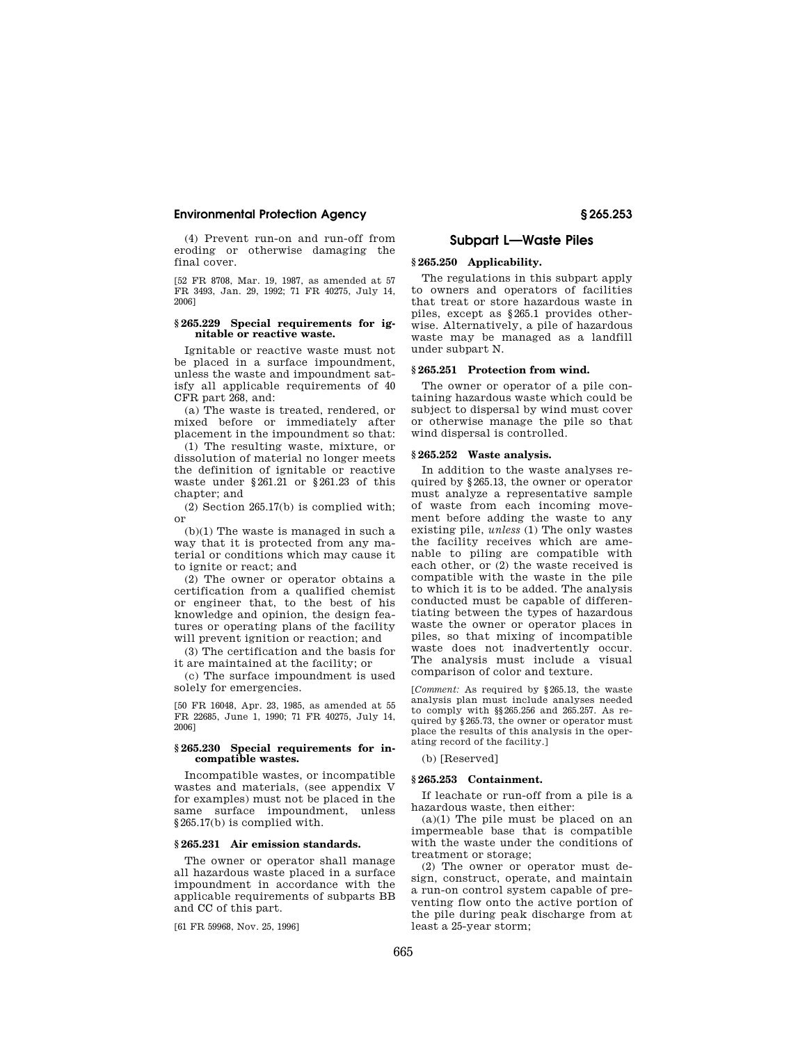(4) Prevent run-on and run-off from eroding or otherwise damaging the final cover.

[52 FR 8708, Mar. 19, 1987, as amended at 57 FR 3493, Jan. 29, 1992; 71 FR 40275, July 14, 2006]

**§ 265.229 Special requirements for ignitable or reactive waste.**

Ignitable or reactive waste must not be placed in a surface impoundment, unless the waste and impoundment satisfy all applicable requirements of 40 CFR part 268, and:

(a) The waste is treated, rendered, or mixed before or immediately after placement in the impoundment so that:

(1) The resulting waste, mixture, or dissolution of material no longer meets the definition of ignitable or reactive waste under § 261.21 or § 261.23 of this chapter; and

(2) Section 265.17(b) is complied with; or

(b)(1) The waste is managed in such a way that it is protected from any material or conditions which may cause it to ignite or react; and

(2) The owner or operator obtains a certification from a qualified chemist or engineer that, to the best of his knowledge and opinion, the design features or operating plans of the facility will prevent ignition or reaction; and

(3) The certification and the basis for it are maintained at the facility; or

(c) The surface impoundment is used solely for emergencies.

[50 FR 16048, Apr. 23, 1985, as amended at 55 FR 22685, June 1, 1990; 71 FR 40275, July 14, 2006]

**§ 265.230 Special requirements for incompatible wastes.**

Incompatible wastes, or incompatible wastes and materials, (see appendix V for examples) must not be placed in the same surface impoundment, unless § 265.17(b) is complied with.

**§ 265.231 Air emission standards.**

The owner or operator shall manage all hazardous waste placed in a surface impoundment in accordance with the applicable requirements of subparts BB and CC of this part.

[61 FR 59968, Nov. 25, 1996]

## Subpart L—Waste Piles

**§ 265.250 Applicability.**

The regulations in this subpart apply to owners and operators of facilities that treat or store hazardous waste in piles, except as § 265.1 provides otherwise. Alternatively, a pile of hazardous waste may be managed as a landfill under subpart N.

**§ 265.251 Protection from wind.**

The owner or operator of a pile containing hazardous waste which could be subject to dispersal by wind must cover or otherwise manage the pile so that wind dispersal is controlled.

**§ 265.252 Waste analysis.**

In addition to the waste analyses required by § 265.13, the owner or operator must analyze a representative sample of waste from each incoming movement before adding the waste to any existing pile, *unless* (1) The only wastes the facility receives which are amenable to piling are compatible with each other, or (2) the waste received is compatible with the waste in the pile to which it is to be added. The analysis conducted must be capable of differentiating between the types of hazardous waste the owner or operator places in piles, so that mixing of incompatible waste does not inadvertently occur. The analysis must include a visual comparison of color and texture.

[*Comment:* As required by § 265.13, the waste analysis plan must include analyses needed to comply with §§ 265.256 and 265.257. As required by § 265.73, the owner or operator must place the results of this analysis in the operating record of the facility.]

(b) [Reserved]

**§ 265.253 Containment.**

If leachate or run-off from a pile is a hazardous waste, then either:

(a)(1) The pile must be placed on an impermeable base that is compatible with the waste under the conditions of treatment or storage;

(2) The owner or operator must design, construct, operate, and maintain a run-on control system capable of preventing flow onto the active portion of the pile during peak discharge from at least a 25-year storm;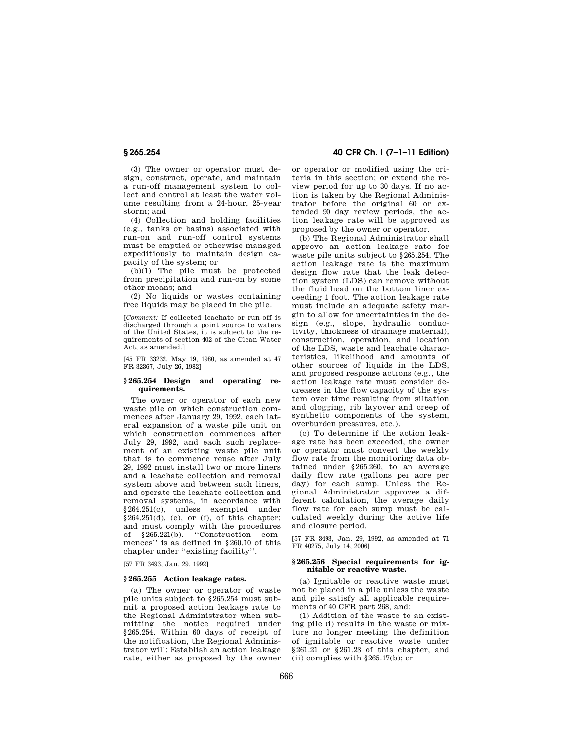(3) The owner or operator must design, construct, operate, and maintain a run-off management system to collect and control at least the water volume resulting from a 24-hour, 25-year storm; and

(4) Collection and holding facilities (e.g., tanks or basins) associated with run-on and run-off control systems must be emptied or otherwise managed expeditiously to maintain design capacity of the system; or

(b)(1) The pile must be protected from precipitation and run-on by some other means; and

(2) No liquids or wastes containing free liquids may be placed in the pile.

[*Comment:* If collected leachate or run-off is discharged through a point source to waters of the United States, it is subject to the requirements of section 402 of the Clean Water Act, as amended.]

[45 FR 33232, May 19, 1980, as amended at 47 FR 32367, July 26, 1982]

### § 265.254 Design and operating requirements.

The owner or operator of each new waste pile on which construction commences after January 29, 1992, each lateral expansion of a waste pile unit on which construction commences after July 29, 1992, and each such replacement of an existing waste pile unit that is to commence reuse after July 29, 1992 must install two or more liners and a leachate collection and removal system above and between such liners, and operate the leachate collection and removal systems, in accordance with §264.251(c), unless exempted under §264.251(d), (e), or (f), of this chapter; and must comply with the procedures of §265.221(b). ''Construction commences'' is as defined in §260.10 of this chapter under ''existing facility''.

[57 FR 3493, Jan. 29, 1992]

### § 265.255 Action leakage rates.

(a) The owner or operator of waste pile units subject to §265.254 must submit a proposed action leakage rate to the Regional Administrator when submitting the notice required under §265.254. Within 60 days of receipt of the notification, the Regional Administrator will: Establish an action leakage rate, either as proposed by the owner or operator or modified using the criteria in this section; or extend the review period for up to 30 days. If no action is taken by the Regional Administrator before the original 60 or extended 90 day review periods, the action leakage rate will be approved as proposed by the owner or operator.

(b) The Regional Administrator shall approve an action leakage rate for waste pile units subject to §265.254. The action leakage rate is the maximum design flow rate that the leak detection system (LDS) can remove without the fluid head on the bottom liner exceeding 1 foot. The action leakage rate must include an adequate safety margin to allow for uncertainties in the design (e.g., slope, hydraulic conductivity, thickness of drainage material), construction, operation, and location of the LDS, waste and leachate characteristics, likelihood and amounts of other sources of liquids in the LDS, and proposed response actions (e.g., the action leakage rate must consider decreases in the flow capacity of the system over time resulting from siltation and clogging, rib layover and creep of synthetic components of the system, overburden pressures, etc.).

(c) To determine if the action leakage rate has been exceeded, the owner or operator must convert the weekly flow rate from the monitoring data obtained under §265.260, to an average daily flow rate (gallons per acre per day) for each sump. Unless the Regional Administrator approves a different calculation, the average daily flow rate for each sump must be calculated weekly during the active life and closure period.

[57 FR 3493, Jan. 29, 1992, as amended at 71 FR 40275, July 14, 2006]

### § 265.256 Special requirements for ignitable or reactive waste.

(a) Ignitable or reactive waste must not be placed in a pile unless the waste and pile satisfy all applicable requirements of 40 CFR part 268, and:

(1) Addition of the waste to an existing pile (i) results in the waste or mixture no longer meeting the definition of ignitable or reactive waste under §261.21 or §261.23 of this chapter, and (ii) complies with §265.17(b); or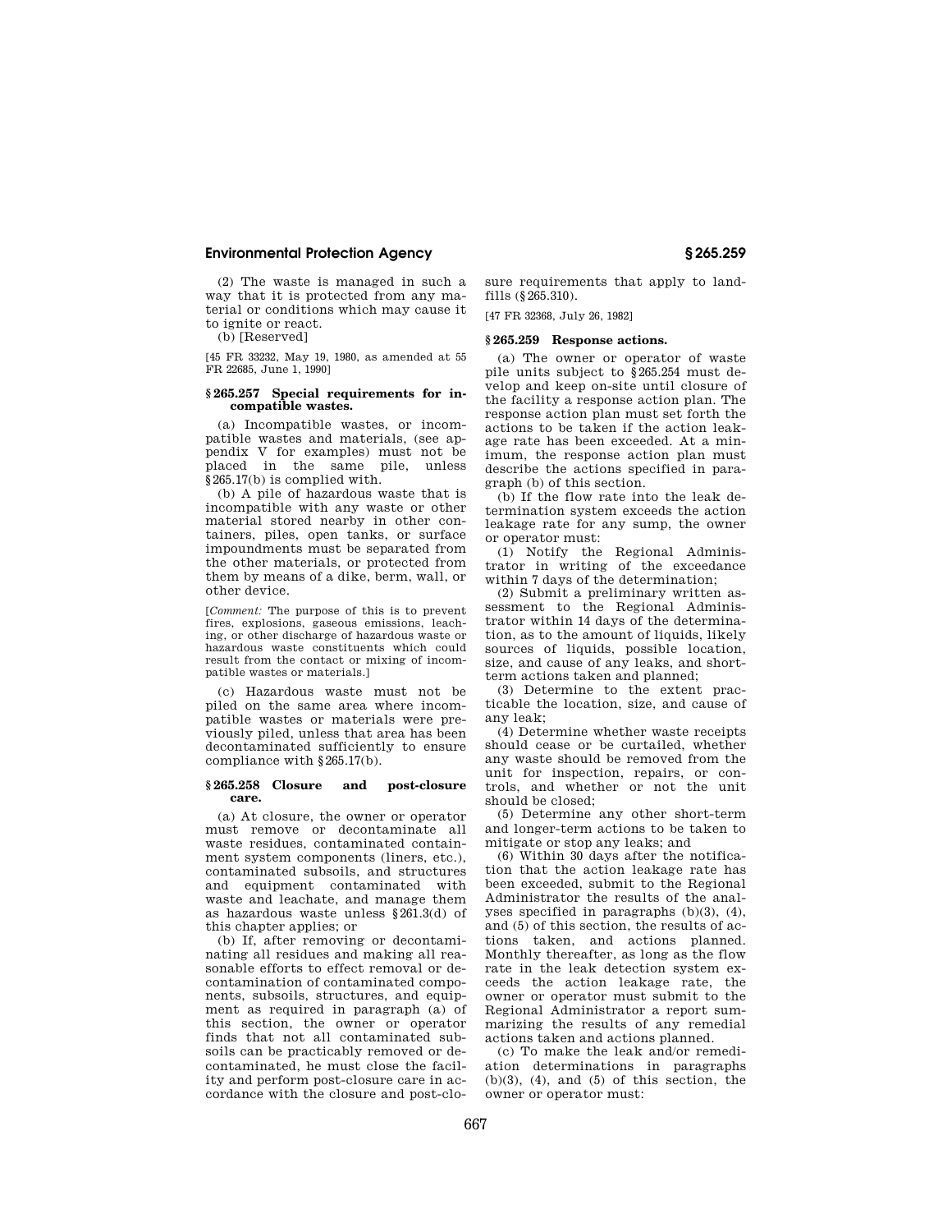(2) The waste is managed in such a way that it is protected from any material or conditions which may cause it to ignite or react.

(b) [Reserved]

[45 FR 33232, May 19, 1980, as amended at 55 FR 22685, June 1, 1990]

### § 265.257 Special requirements for incompatible wastes.

(a) Incompatible wastes, or incompatible wastes and materials, (see appendix V for examples) must not be placed in the same pile, unless § 265.17(b) is complied with.

(b) A pile of hazardous waste that is incompatible with any waste or other material stored nearby in other containers, piles, open tanks, or surface impoundments must be separated from the other materials, or protected from them by means of a dike, berm, wall, or other device.

[*Comment:* The purpose of this is to prevent fires, explosions, gaseous emissions, leaching, or other discharge of hazardous waste or hazardous waste constituents which could result from the contact or mixing of incompatible wastes or materials.]

(c) Hazardous waste must not be piled on the same area where incompatible wastes or materials were previously piled, unless that area has been decontaminated sufficiently to ensure compliance with § 265.17(b).

### § 265.258 Closure and post-closure care.

(a) At closure, the owner or operator must remove or decontaminate all waste residues, contaminated containment system components (liners, etc.), contaminated subsoils, and structures and equipment contaminated with waste and leachate, and manage them as hazardous waste unless § 261.3(d) of this chapter applies; or

(b) If, after removing or decontaminating all residues and making all reasonable efforts to effect removal or decontamination of contaminated components, subsoils, structures, and equipment as required in paragraph (a) of this section, the owner or operator finds that not all contaminated subsoils can be practicably removed or decontaminated, he must close the facility and perform post-closure care in accordance with the closure and post-closure requirements that apply to landfills (§ 265.310).

[47 FR 32368, July 26, 1982]

### § 265.259 Response actions.

(a) The owner or operator of waste pile units subject to § 265.254 must develop and keep on-site until closure of the facility a response action plan. The response action plan must set forth the actions to be taken if the action leakage rate has been exceeded. At a minimum, the response action plan must describe the actions specified in paragraph (b) of this section.

(b) If the flow rate into the leak detection system exceeds the action leakage rate for any sump, the owner or operator must:

(1) Notify the Regional Administrator in writing of the exceedance within 7 days of the determination;

(2) Submit a preliminary written assessment to the Regional Administrator within 14 days of the determination, as to the amount of liquids, likely sources of liquids, possible location, size, and cause of any leaks, and short-term actions taken and planned;

(3) Determine to the extent practicable the location, size, and cause of any leak;

(4) Determine whether waste receipts should cease or be curtailed, whether any waste should be removed from the unit for inspection, repairs, or controls, and whether or not the unit should be closed;

(5) Determine any other short-term and longer-term actions to be taken to mitigate or stop any leaks; and

(6) Within 30 days after the notification that the action leakage rate has been exceeded, submit to the Regional Administrator the results of the analyses specified in paragraphs (b)(3), (4), and (5) of this section, the results of actions taken, and actions planned. Monthly thereafter, as long as the flow rate in the leak detection system exceeds the action leakage rate, the owner or operator must submit to the Regional Administrator a report summarizing the results of any remedial actions taken and actions planned.

(c) To make the leak and/or remediation determinations in paragraphs (b)(3), (4), and (5) of this section, the owner or operator must: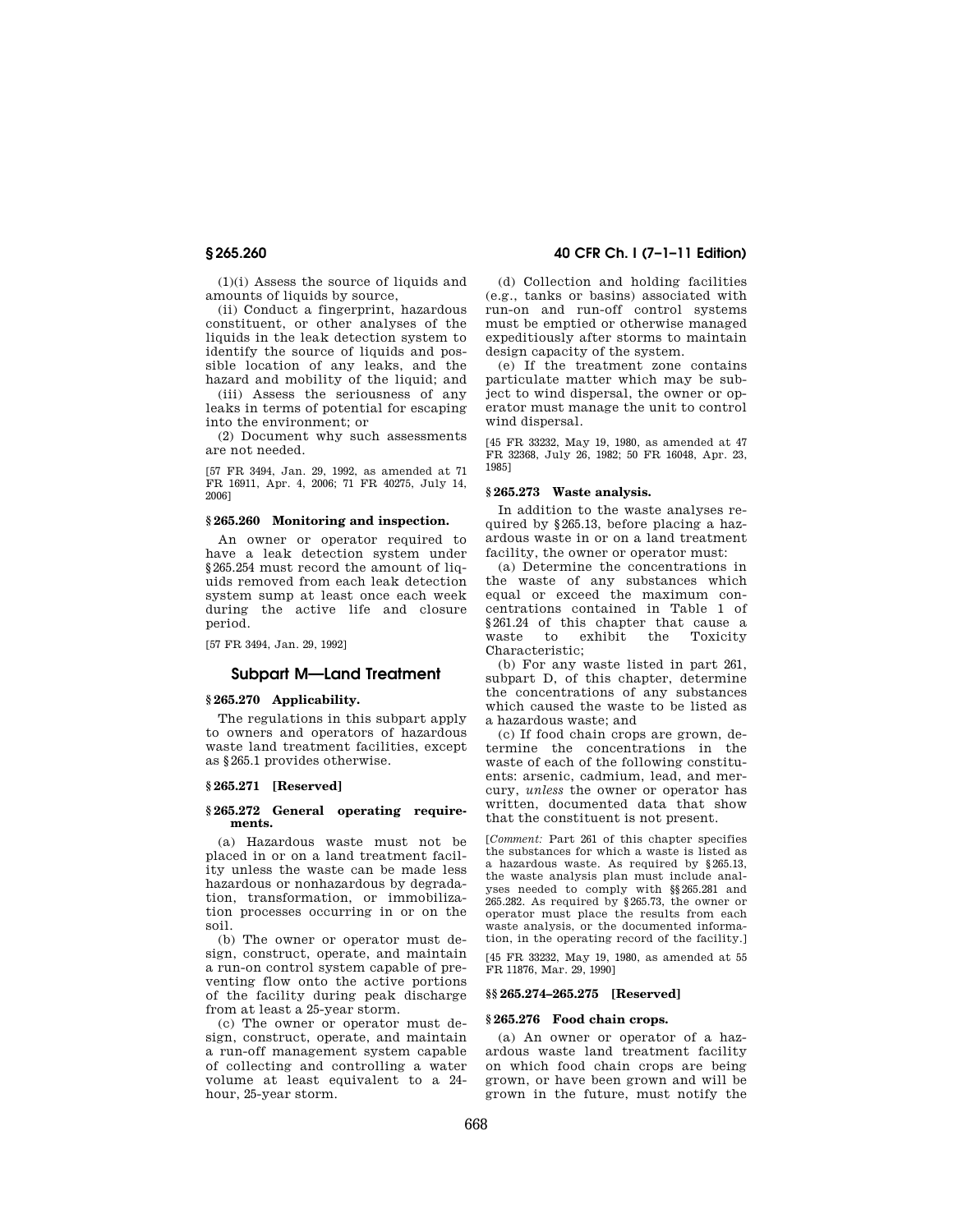(1)(i) Assess the source of liquids and amounts of liquids by source,

(ii) Conduct a fingerprint, hazardous constituent, or other analyses of the liquids in the leak detection system to identify the source of liquids and possible location of any leaks, and the hazard and mobility of the liquid; and

(iii) Assess the seriousness of any leaks in terms of potential for escaping into the environment; or

(2) Document why such assessments are not needed.

[57 FR 3494, Jan. 29, 1992, as amended at 71 FR 16911, Apr. 4, 2006; 71 FR 40275, July 14, 2006]

### § 265.260 Monitoring and inspection.

An owner or operator required to have a leak detection system under § 265.254 must record the amount of liquids removed from each leak detection system sump at least once each week during the active life and closure period.

[57 FR 3494, Jan. 29, 1992]

## Subpart M—Land Treatment

### § 265.270 Applicability.

The regulations in this subpart apply to owners and operators of hazardous waste land treatment facilities, except as § 265.1 provides otherwise.

### § 265.271 [Reserved]

### § 265.272 General operating requirements.

(a) Hazardous waste must not be placed in or on a land treatment facility unless the waste can be made less hazardous or nonhazardous by degradation, transformation, or immobilization processes occurring in or on the soil.

(b) The owner or operator must design, construct, operate, and maintain a run-on control system capable of preventing flow onto the active portions of the facility during peak discharge from at least a 25-year storm.

(c) The owner or operator must design, construct, operate, and maintain a run-off management system capable of collecting and controlling a water volume at least equivalent to a 24-hour, 25-year storm.

(d) Collection and holding facilities (e.g., tanks or basins) associated with run-on and run-off control systems must be emptied or otherwise managed expeditiously after storms to maintain design capacity of the system.

(e) If the treatment zone contains particulate matter which may be subject to wind dispersal, the owner or operator must manage the unit to control wind dispersal.

[45 FR 33232, May 19, 1980, as amended at 47 FR 32368, July 26, 1982; 50 FR 16048, Apr. 23, 1985]

### § 265.273 Waste analysis.

In addition to the waste analyses required by § 265.13, before placing a hazardous waste in or on a land treatment facility, the owner or operator must:

(a) Determine the concentrations in the waste of any substances which equal or exceed the maximum concentrations contained in Table 1 of § 261.24 of this chapter that cause a waste to exhibit the Toxicity Characteristic;

(b) For any waste listed in part 261, subpart D, of this chapter, determine the concentrations of any substances which caused the waste to be listed as a hazardous waste; and

(c) If food chain crops are grown, determine the concentrations in the waste of each of the following constituents: arsenic, cadmium, lead, and mercury, *unless* the owner or operator has written, documented data that show that the constituent is not present.

[*Comment:* Part 261 of this chapter specifies the substances for which a waste is listed as a hazardous waste. As required by § 265.13, the waste analysis plan must include analyses needed to comply with §§ 265.281 and 265.282. As required by § 265.73, the owner or operator must place the results from each waste analysis, or the documented information, in the operating record of the facility.]

[45 FR 33232, May 19, 1980, as amended at 55 FR 11876, Mar. 29, 1990]

### §§ 265.274–265.275 [Reserved]

### § 265.276 Food chain crops.

(a) An owner or operator of a hazardous waste land treatment facility on which food chain crops are being grown, or have been grown and will be grown in the future, must notify the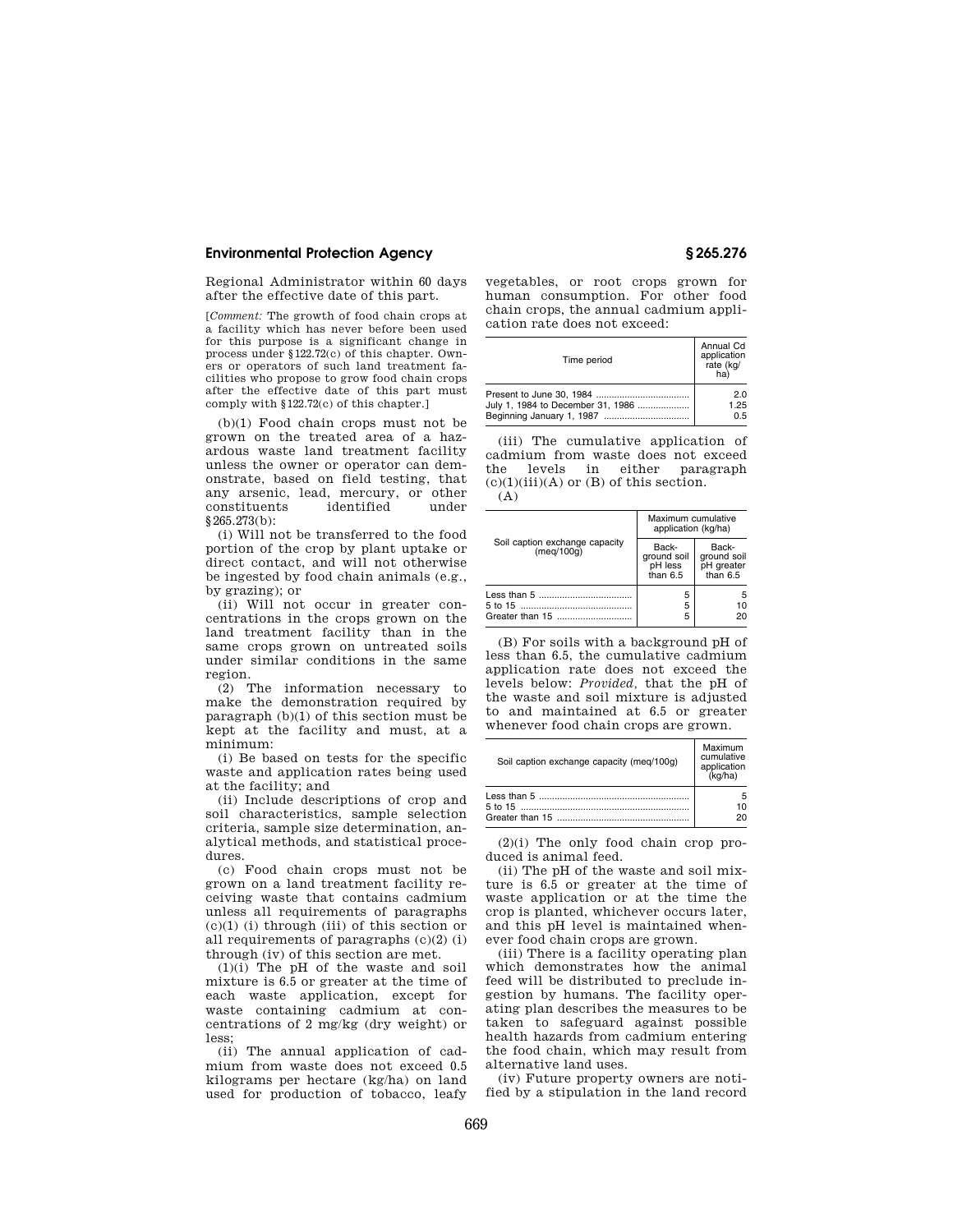Regional Administrator within 60 days after the effective date of this part.

[*Comment:* The growth of food chain crops at a facility which has never before been used for this purpose is a significant change in process under §122.72(c) of this chapter. Owners or operators of such land treatment facilities who propose to grow food chain crops after the effective date of this part must comply with §122.72(c) of this chapter.]

(b)(1) Food chain crops must not be grown on the treated area of a hazardous waste land treatment facility unless the owner or operator can demonstrate, based on field testing, that any arsenic, lead, mercury, or other constituents identified under §265.273(b):

(i) Will not be transferred to the food portion of the crop by plant uptake or direct contact, and will not otherwise be ingested by food chain animals (e.g., by grazing); or

(ii) Will not occur in greater concentrations in the crops grown on the land treatment facility than in the same crops grown on untreated soils under similar conditions in the same region.

(2) The information necessary to make the demonstration required by paragraph (b)(1) of this section must be kept at the facility and must, at a minimum:

(i) Be based on tests for the specific waste and application rates being used at the facility; and

(ii) Include descriptions of crop and soil characteristics, sample selection criteria, sample size determination, analytical methods, and statistical procedures.

(c) Food chain crops must not be grown on a land treatment facility receiving waste that contains cadmium unless all requirements of paragraphs (c)(1) (i) through (iii) of this section or all requirements of paragraphs (c)(2) (i) through (iv) of this section are met.

(1)(i) The pH of the waste and soil mixture is 6.5 or greater at the time of each waste application, except for waste containing cadmium at concentrations of 2 mg/kg (dry weight) or less;

(ii) The annual application of cadmium from waste does not exceed 0.5 kilograms per hectare (kg/ha) on land used for production of tobacco, leafy vegetables, or root crops grown for human consumption. For other food chain crops, the annual cadmium application rate does not exceed:

| Time period | Annual Cd application rate (kg/ha) |
|---|---|
| Present to June 30, 1984 | 2.0 |
| July 1, 1984 to December 31, 1986 | 1.25 |
| Beginning January 1, 1987 | 0.5 |

(iii) The cumulative application of cadmium from waste does not exceed the levels in either paragraph (c)(1)(iii)(A) or (B) of this section.

(A)

| Soil caption exchange capacity (meq/100g) | Maximum cumulative application (kg/ha) | |
|---|---|---|
| | Background soil pH less than 6.5 | Background soil pH greater than 6.5 |
| Less than 5 | 5 | 5 |
| 5 to 15 | 5 | 10 |
| Greater than 15 | 5 | 20 |

(B) For soils with a background pH of less than 6.5, the cumulative cadmium application rate does not exceed the levels below: *Provided,* that the pH of the waste and soil mixture is adjusted to and maintained at 6.5 or greater whenever food chain crops are grown.

| Soil caption exchange capacity (meq/100g) | Maximum cumulative application (kg/ha) |
|---|---|
| Less than 5 | 5 |
| 5 to 15 | 10 |
| Greater than 15 | 20 |

(2)(i) The only food chain crop produced is animal feed.

(ii) The pH of the waste and soil mixture is 6.5 or greater at the time of waste application or at the time the crop is planted, whichever occurs later, and this pH level is maintained whenever food chain crops are grown.

(iii) There is a facility operating plan which demonstrates how the animal feed will be distributed to preclude ingestion by humans. The facility operating plan describes the measures to be taken to safeguard against possible health hazards from cadmium entering the food chain, which may result from alternative land uses.

(iv) Future property owners are notified by a stipulation in the land record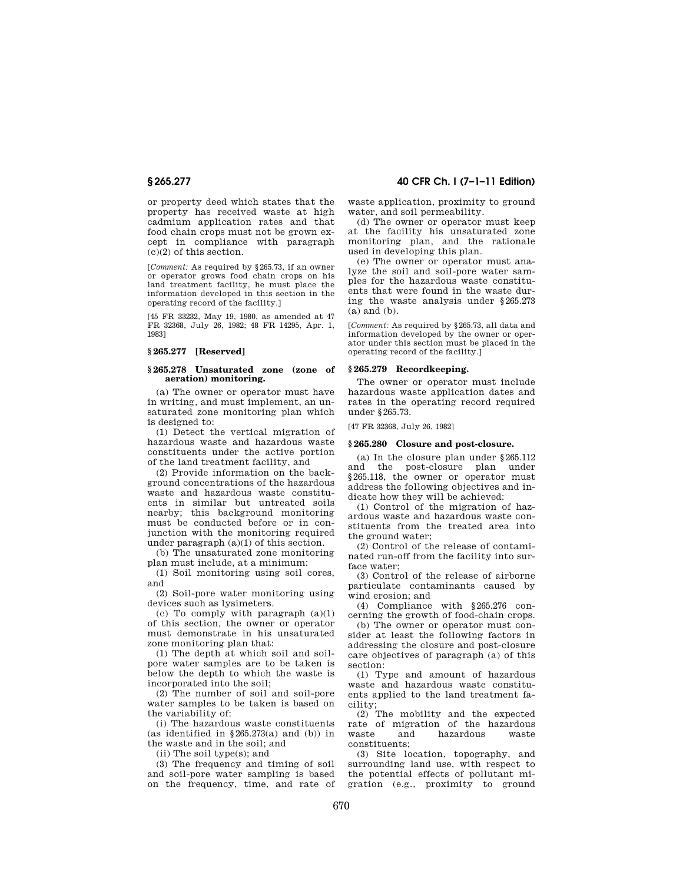or property deed which states that the property has received waste at high cadmium application rates and that food chain crops must not be grown except in compliance with paragraph (c)(2) of this section.

[*Comment:* As required by §265.73, if an owner or operator grows food chain crops on his land treatment facility, he must place the information developed in this section in the operating record of the facility.]

[45 FR 33232, May 19, 1980, as amended at 47 FR 32368, July 26, 1982; 48 FR 14295, Apr. 1, 1983]

### §265.277 [Reserved]

### §265.278 Unsaturated zone (zone of aeration) monitoring.

(a) The owner or operator must have in writing, and must implement, an unsaturated zone monitoring plan which is designed to:

(1) Detect the vertical migration of hazardous waste and hazardous waste constituents under the active portion of the land treatment facility, and

(2) Provide information on the background concentrations of the hazardous waste and hazardous waste constituents in similar but untreated soils nearby; this background monitoring must be conducted before or in conjunction with the monitoring required under paragraph (a)(1) of this section.

(b) The unsaturated zone monitoring plan must include, at a minimum:

(1) Soil monitoring using soil cores, and

(2) Soil-pore water monitoring using devices such as lysimeters.

(c) To comply with paragraph (a)(1) of this section, the owner or operator must demonstrate in his unsaturated zone monitoring plan that:

(1) The depth at which soil and soil-pore water samples are to be taken is below the depth to which the waste is incorporated into the soil;

(2) The number of soil and soil-pore water samples to be taken is based on the variability of:

(i) The hazardous waste constituents (as identified in §265.273(a) and (b)) in the waste and in the soil; and

(ii) The soil type(s); and

(3) The frequency and timing of soil and soil-pore water sampling is based on the frequency, time, and rate of waste application, proximity to ground water, and soil permeability.

(d) The owner or operator must keep at the facility his unsaturated zone monitoring plan, and the rationale used in developing this plan.

(e) The owner or operator must analyze the soil and soil-pore water samples for the hazardous waste constituents that were found in the waste during the waste analysis under §265.273 (a) and (b).

[*Comment:* As required by §265.73, all data and information developed by the owner or operator under this section must be placed in the operating record of the facility.]

### §265.279 Recordkeeping.

The owner or operator must include hazardous waste application dates and rates in the operating record required under §265.73.

[47 FR 32368, July 26, 1982]

### §265.280 Closure and post-closure.

(a) In the closure plan under §265.112 and the post-closure plan under §265.118, the owner or operator must address the following objectives and indicate how they will be achieved:

(1) Control of the migration of hazardous waste and hazardous waste constituents from the treated area into the ground water;

(2) Control of the release of contaminated run-off from the facility into surface water;

(3) Control of the release of airborne particulate contaminants caused by wind erosion; and

(4) Compliance with §265.276 concerning the growth of food-chain crops.

(b) The owner or operator must consider at least the following factors in addressing the closure and post-closure care objectives of paragraph (a) of this section:

(1) Type and amount of hazardous waste and hazardous waste constituents applied to the land treatment facility;

(2) The mobility and the expected rate of migration of the hazardous waste and hazardous waste constituents;

(3) Site location, topography, and surrounding land use, with respect to the potential effects of pollutant migration (e.g., proximity to ground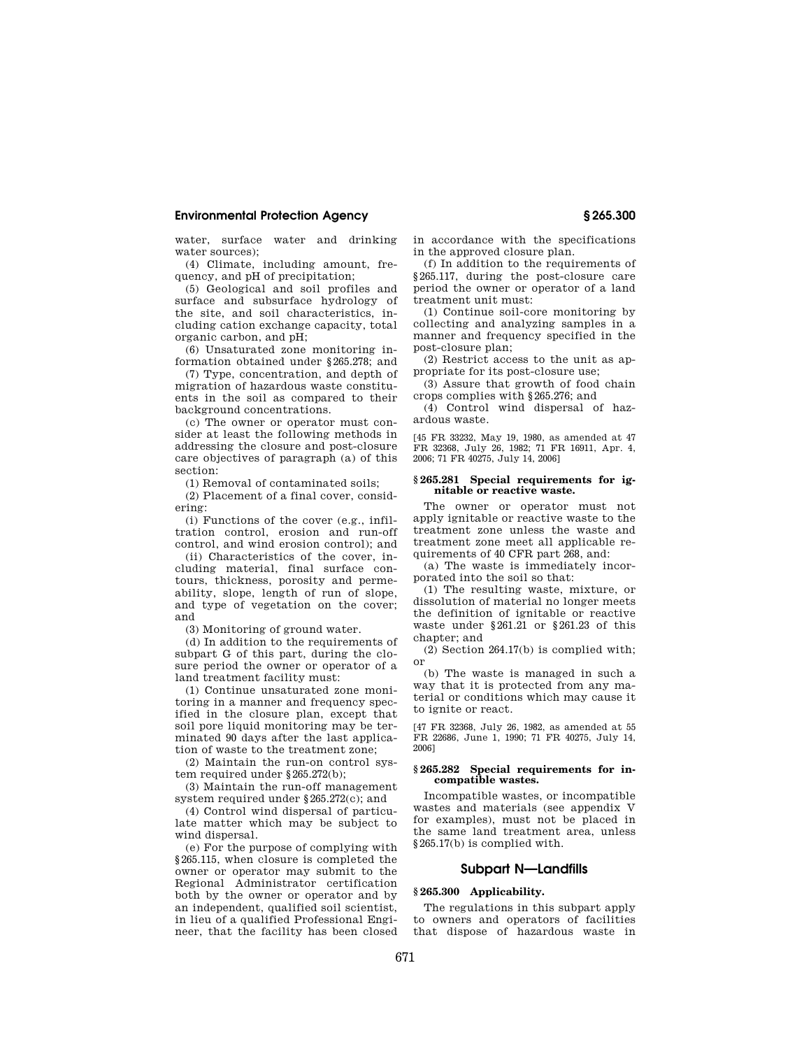water, surface water and drinking water sources);

(4) Climate, including amount, frequency, and pH of precipitation;

(5) Geological and soil profiles and surface and subsurface hydrology of the site, and soil characteristics, including cation exchange capacity, total organic carbon, and pH;

(6) Unsaturated zone monitoring information obtained under §265.278; and

(7) Type, concentration, and depth of migration of hazardous waste constituents in the soil as compared to their background concentrations.

(c) The owner or operator must consider at least the following methods in addressing the closure and post-closure care objectives of paragraph (a) of this section:

(1) Removal of contaminated soils;

(2) Placement of a final cover, considering:

(i) Functions of the cover (e.g., infiltration control, erosion and run-off control, and wind erosion control); and

(ii) Characteristics of the cover, including material, final surface contours, thickness, porosity and permeability, slope, length of run of slope, and type of vegetation on the cover; and

(3) Monitoring of ground water.

(d) In addition to the requirements of subpart G of this part, during the closure period the owner or operator of a land treatment facility must:

(1) Continue unsaturated zone monitoring in a manner and frequency specified in the closure plan, except that soil pore liquid monitoring may be terminated 90 days after the last application of waste to the treatment zone;

(2) Maintain the run-on control system required under §265.272(b);

(3) Maintain the run-off management system required under §265.272(c); and

(4) Control wind dispersal of particulate matter which may be subject to wind dispersal.

(e) For the purpose of complying with §265.115, when closure is completed the owner or operator may submit to the Regional Administrator certification both by the owner or operator and by an independent, qualified soil scientist, in lieu of a qualified Professional Engineer, that the facility has been closed in accordance with the specifications in the approved closure plan.

(f) In addition to the requirements of §265.117, during the post-closure care period the owner or operator of a land treatment unit must:

(1) Continue soil-core monitoring by collecting and analyzing samples in a manner and frequency specified in the post-closure plan;

(2) Restrict access to the unit as appropriate for its post-closure use;

(3) Assure that growth of food chain crops complies with §265.276; and

(4) Control wind dispersal of hazardous waste.

[45 FR 33232, May 19, 1980, as amended at 47 FR 32368, July 26, 1982; 71 FR 16911, Apr. 4, 2006; 71 FR 40275, July 14, 2006]

### §265.281 Special requirements for ignitable or reactive waste.

The owner or operator must not apply ignitable or reactive waste to the treatment zone unless the waste and treatment zone meet all applicable requirements of 40 CFR part 268, and:

(a) The waste is immediately incorporated into the soil so that:

(1) The resulting waste, mixture, or dissolution of material no longer meets the definition of ignitable or reactive waste under §261.21 or §261.23 of this chapter; and

(2) Section 264.17(b) is complied with; or

(b) The waste is managed in such a way that it is protected from any material or conditions which may cause it to ignite or react.

[47 FR 32368, July 26, 1982, as amended at 55 FR 22686, June 1, 1990; 71 FR 40275, July 14, 2006]

### §265.282 Special requirements for incompatible wastes.

Incompatible wastes, or incompatible wastes and materials (see appendix V for examples), must not be placed in the same land treatment area, unless §265.17(b) is complied with.

## Subpart N—Landfills

### §265.300 Applicability.

The regulations in this subpart apply to owners and operators of facilities that dispose of hazardous waste in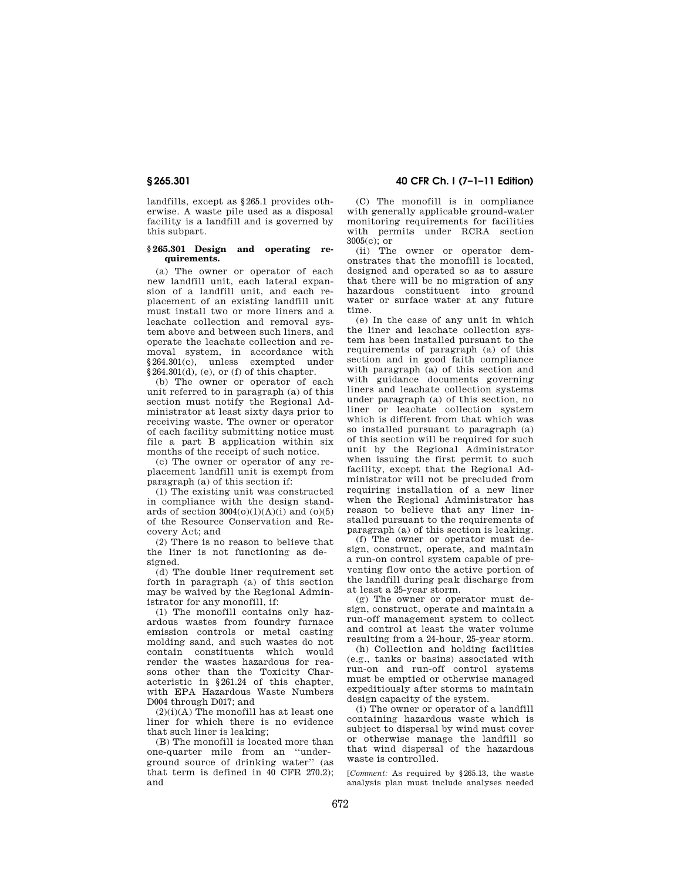landfills, except as §265.1 provides otherwise. A waste pile used as a disposal facility is a landfill and is governed by this subpart.

### §265.301 Design and operating requirements.

(a) The owner or operator of each new landfill unit, each lateral expansion of a landfill unit, and each replacement of an existing landfill unit must install two or more liners and a leachate collection and removal system above and between such liners, and operate the leachate collection and removal system, in accordance with §264.301(c), unless exempted under §264.301(d), (e), or (f) of this chapter.

(b) The owner or operator of each unit referred to in paragraph (a) of this section must notify the Regional Administrator at least sixty days prior to receiving waste. The owner or operator of each facility submitting notice must file a part B application within six months of the receipt of such notice.

(c) The owner or operator of any replacement landfill unit is exempt from paragraph (a) of this section if:

(1) The existing unit was constructed in compliance with the design standards of section 3004(o)(1)(A)(i) and (o)(5) of the Resource Conservation and Recovery Act; and

(2) There is no reason to believe that the liner is not functioning as designed.

(d) The double liner requirement set forth in paragraph (a) of this section may be waived by the Regional Administrator for any monofill, if:

(1) The monofill contains only hazardous wastes from foundry furnace emission controls or metal casting molding sand, and such wastes do not contain constituents which would render the wastes hazardous for reasons other than the Toxicity Characteristic in §261.24 of this chapter, with EPA Hazardous Waste Numbers D004 through D017; and

(2)(i)(A) The monofill has at least one liner for which there is no evidence that such liner is leaking;

(B) The monofill is located more than one-quarter mile from an "underground source of drinking water" (as that term is defined in 40 CFR 270.2); and

(C) The monofill is in compliance with generally applicable ground-water monitoring requirements for facilities with permits under RCRA section 3005(c); or

(ii) The owner or operator demonstrates that the monofill is located, designed and operated so as to assure that there will be no migration of any hazardous constituent into ground water or surface water at any future time.

(e) In the case of any unit in which the liner and leachate collection system has been installed pursuant to the requirements of paragraph (a) of this section and in good faith compliance with paragraph (a) of this section and with guidance documents governing liners and leachate collection systems under paragraph (a) of this section, no liner or leachate collection system which is different from that which was so installed pursuant to paragraph (a) of this section will be required for such unit by the Regional Administrator when issuing the first permit to such facility, except that the Regional Administrator will not be precluded from requiring installation of a new liner when the Regional Administrator has reason to believe that any liner installed pursuant to the requirements of paragraph (a) of this section is leaking.

(f) The owner or operator must design, construct, operate, and maintain a run-on control system capable of preventing flow onto the active portion of the landfill during peak discharge from at least a 25-year storm.

(g) The owner or operator must design, construct, operate and maintain a run-off management system to collect and control at least the water volume resulting from a 24-hour, 25-year storm.

(h) Collection and holding facilities (e.g., tanks or basins) associated with run-on and run-off control systems must be emptied or otherwise managed expeditiously after storms to maintain design capacity of the system.

(i) The owner or operator of a landfill containing hazardous waste which is subject to dispersal by wind must cover or otherwise manage the landfill so that wind dispersal of the hazardous waste is controlled.

[*Comment:* As required by §265.13, the waste analysis plan must include analyses needed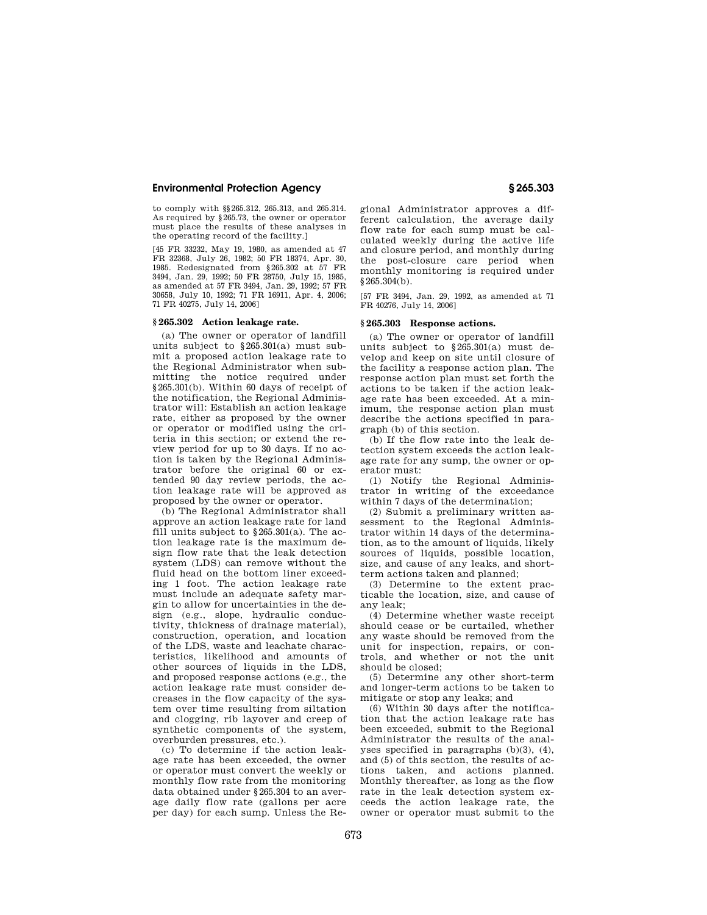to comply with §§265.312, 265.313, and 265.314. As required by §265.73, the owner or operator must place the results of these analyses in the operating record of the facility.]

[45 FR 33232, May 19, 1980, as amended at 47 FR 32368, July 26, 1982; 50 FR 18374, Apr. 30, 1985. Redesignated from §265.302 at 57 FR 3494, Jan. 29, 1992; 50 FR 28750, July 15, 1985, as amended at 57 FR 3494, Jan. 29, 1992; 57 FR 30658, July 10, 1992; 71 FR 16911, Apr. 4, 2006; 71 FR 40275, July 14, 2006]

### § 265.302 Action leakage rate.

(a) The owner or operator of landfill units subject to §265.301(a) must submit a proposed action leakage rate to the Regional Administrator when submitting the notice required under §265.301(b). Within 60 days of receipt of the notification, the Regional Administrator will: Establish an action leakage rate, either as proposed by the owner or operator or modified using the criteria in this section; or extend the review period for up to 30 days. If no action is taken by the Regional Administrator before the original 60 or extended 90 day review periods, the action leakage rate will be approved as proposed by the owner or operator.

(b) The Regional Administrator shall approve an action leakage rate for land fill units subject to §265.301(a). The action leakage rate is the maximum design flow rate that the leak detection system (LDS) can remove without the fluid head on the bottom liner exceeding 1 foot. The action leakage rate must include an adequate safety margin to allow for uncertainties in the design (e.g., slope, hydraulic conductivity, thickness of drainage material), construction, operation, and location of the LDS, waste and leachate characteristics, likelihood and amounts of other sources of liquids in the LDS, and proposed response actions (e.g., the action leakage rate must consider decreases in the flow capacity of the system over time resulting from siltation and clogging, rib layover and creep of synthetic components of the system, overburden pressures, etc.).

(c) To determine if the action leakage rate has been exceeded, the owner or operator must convert the weekly or monthly flow rate from the monitoring data obtained under §265.304 to an average daily flow rate (gallons per acre per day) for each sump. Unless the Regional Administrator approves a different calculation, the average daily flow rate for each sump must be calculated weekly during the active life and closure period, and monthly during the post-closure care period when monthly monitoring is required under §265.304(b).

[57 FR 3494, Jan. 29, 1992, as amended at 71 FR 40276, July 14, 2006]

### § 265.303 Response actions.

(a) The owner or operator of landfill units subject to §265.301(a) must develop and keep on site until closure of the facility a response action plan. The response action plan must set forth the actions to be taken if the action leakage rate has been exceeded. At a minimum, the response action plan must describe the actions specified in paragraph (b) of this section.

(b) If the flow rate into the leak detection system exceeds the action leakage rate for any sump, the owner or operator must:

(1) Notify the Regional Administrator in writing of the exceedance within 7 days of the determination;

(2) Submit a preliminary written assessment to the Regional Administrator within 14 days of the determination, as to the amount of liquids, likely sources of liquids, possible location, size, and cause of any leaks, and short-term actions taken and planned;

(3) Determine to the extent practicable the location, size, and cause of any leak;

(4) Determine whether waste receipt should cease or be curtailed, whether any waste should be removed from the unit for inspection, repairs, or controls, and whether or not the unit should be closed;

(5) Determine any other short-term and longer-term actions to be taken to mitigate or stop any leaks; and

(6) Within 30 days after the notification that the action leakage rate has been exceeded, submit to the Regional Administrator the results of the analyses specified in paragraphs (b)(3), (4), and (5) of this section, the results of actions taken, and actions planned. Monthly thereafter, as long as the flow rate in the leak detection system exceeds the action leakage rate, the owner or operator must submit to the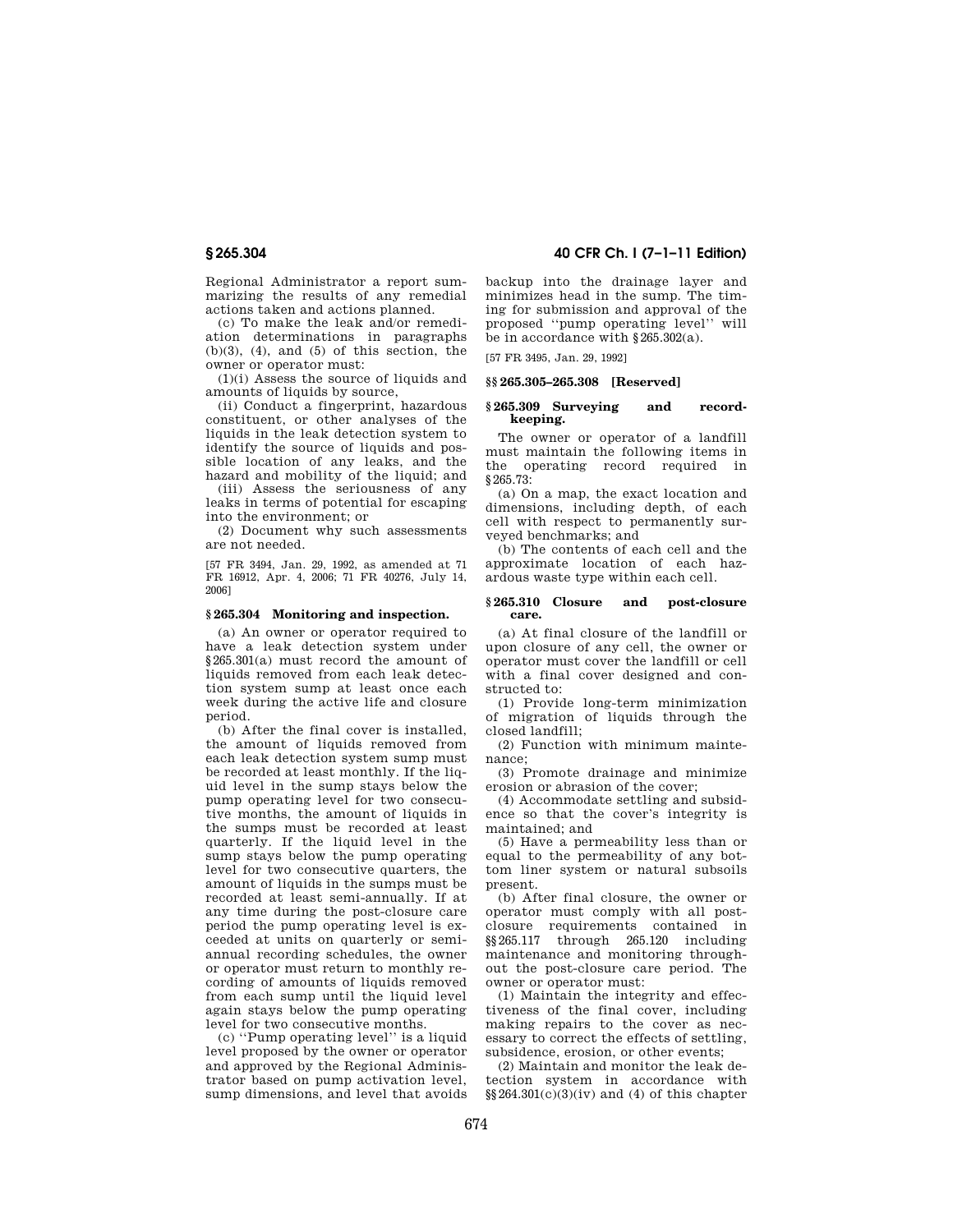Regional Administrator a report summarizing the results of any remedial actions taken and actions planned.

(c) To make the leak and/or remediation determinations in paragraphs (b)(3), (4), and (5) of this section, the owner or operator must:

(1)(i) Assess the source of liquids and amounts of liquids by source,

(ii) Conduct a fingerprint, hazardous constituent, or other analyses of the liquids in the leak detection system to identify the source of liquids and possible location of any leaks, and the hazard and mobility of the liquid; and

(iii) Assess the seriousness of any leaks in terms of potential for escaping into the environment; or

(2) Document why such assessments are not needed.

[57 FR 3494, Jan. 29, 1992, as amended at 71 FR 16912, Apr. 4, 2006; 71 FR 40276, July 14, 2006]

## § 265.304 Monitoring and inspection.

(a) An owner or operator required to have a leak detection system under §265.301(a) must record the amount of liquids removed from each leak detection system sump at least once each week during the active life and closure period.

(b) After the final cover is installed, the amount of liquids removed from each leak detection system sump must be recorded at least monthly. If the liquid level in the sump stays below the pump operating level for two consecutive months, the amount of liquids in the sumps must be recorded at least quarterly. If the liquid level in the sump stays below the pump operating level for two consecutive quarters, the amount of liquids in the sumps must be recorded at least semi-annually. If at any time during the post-closure care period the pump operating level is exceeded at units on quarterly or semi-annual recording schedules, the owner or operator must return to monthly recording of amounts of liquids removed from each sump until the liquid level again stays below the pump operating level for two consecutive months.

(c) ''Pump operating level'' is a liquid level proposed by the owner or operator and approved by the Regional Administrator based on pump activation level, sump dimensions, and level that avoids backup into the drainage layer and minimizes head in the sump. The timing for submission and approval of the proposed ''pump operating level'' will be in accordance with §265.302(a).

[57 FR 3495, Jan. 29, 1992]

## §§ 265.305–265.308 [Reserved]

## § 265.309 Surveying and recordkeeping.

The owner or operator of a landfill must maintain the following items in the operating record required in §265.73:

(a) On a map, the exact location and dimensions, including depth, of each cell with respect to permanently surveyed benchmarks; and

(b) The contents of each cell and the approximate location of each hazardous waste type within each cell.

## § 265.310 Closure and post-closure care.

(a) At final closure of the landfill or upon closure of any cell, the owner or operator must cover the landfill or cell with a final cover designed and constructed to:

(1) Provide long-term minimization of migration of liquids through the closed landfill;

(2) Function with minimum maintenance;

(3) Promote drainage and minimize erosion or abrasion of the cover;

(4) Accommodate settling and subsidence so that the cover's integrity is maintained; and

(5) Have a permeability less than or equal to the permeability of any bottom liner system or natural subsoils present.

(b) After final closure, the owner or operator must comply with all post-closure requirements contained in §§265.117 through 265.120 including maintenance and monitoring throughout the post-closure care period. The owner or operator must:

(1) Maintain the integrity and effectiveness of the final cover, including making repairs to the cover as necessary to correct the effects of settling, subsidence, erosion, or other events;

(2) Maintain and monitor the leak detection system in accordance with §§264.301(c)(3)(iv) and (4) of this chapter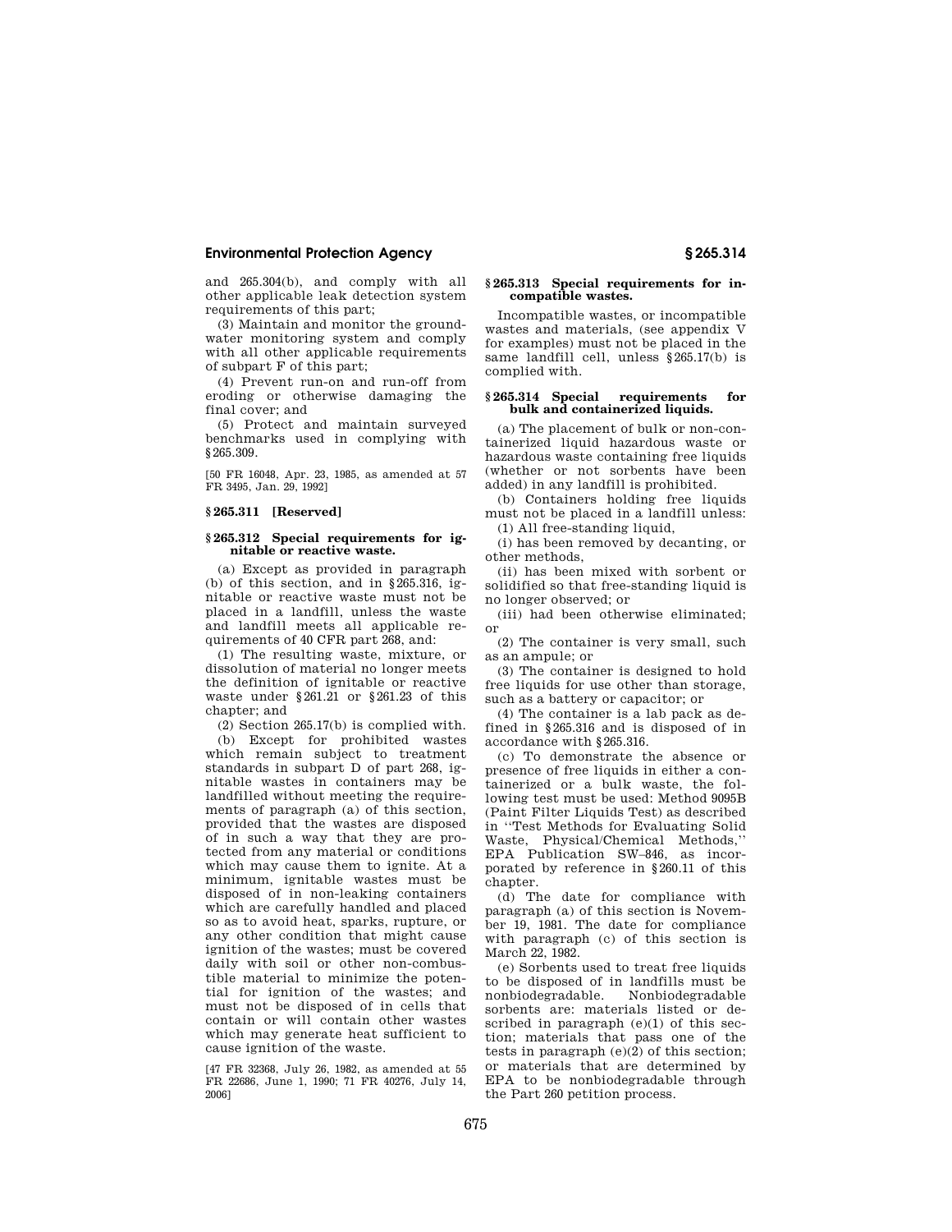and 265.304(b), and comply with all other applicable leak detection system requirements of this part;

(3) Maintain and monitor the groundwater monitoring system and comply with all other applicable requirements of subpart F of this part;

(4) Prevent run-on and run-off from eroding or otherwise damaging the final cover; and

(5) Protect and maintain surveyed benchmarks used in complying with §265.309.

[50 FR 16048, Apr. 23, 1985, as amended at 57 FR 3495, Jan. 29, 1992]

### §265.311 [Reserved]

### §265.312 Special requirements for ignitable or reactive waste.

(a) Except as provided in paragraph (b) of this section, and in §265.316, ignitable or reactive waste must not be placed in a landfill, unless the waste and landfill meets all applicable requirements of 40 CFR part 268, and:

(1) The resulting waste, mixture, or dissolution of material no longer meets the definition of ignitable or reactive waste under §261.21 or §261.23 of this chapter; and

(2) Section 265.17(b) is complied with.

(b) Except for prohibited wastes which remain subject to treatment standards in subpart D of part 268, ignitable wastes in containers may be landfilled without meeting the requirements of paragraph (a) of this section, provided that the wastes are disposed of in such a way that they are protected from any material or conditions which may cause them to ignite. At a minimum, ignitable wastes must be disposed of in non-leaking containers which are carefully handled and placed so as to avoid heat, sparks, rupture, or any other condition that might cause ignition of the wastes; must be covered daily with soil or other non-combustible material to minimize the potential for ignition of the wastes; and must not be disposed of in cells that contain or will contain other wastes which may generate heat sufficient to cause ignition of the waste.

[47 FR 32368, July 26, 1982, as amended at 55 FR 22686, June 1, 1990; 71 FR 40276, July 14, 2006]

### §265.313 Special requirements for incompatible wastes.

Incompatible wastes, or incompatible wastes and materials, (see appendix V for examples) must not be placed in the same landfill cell, unless §265.17(b) is complied with.

### §265.314 Special requirements for bulk and containerized liquids.

(a) The placement of bulk or non-containerized liquid hazardous waste or hazardous waste containing free liquids (whether or not sorbents have been added) in any landfill is prohibited.

(b) Containers holding free liquids must not be placed in a landfill unless:

(1) All free-standing liquid,

(i) has been removed by decanting, or other methods,

(ii) has been mixed with sorbent or solidified so that free-standing liquid is no longer observed; or

(iii) had been otherwise eliminated; or

(2) The container is very small, such as an ampule; or

(3) The container is designed to hold free liquids for use other than storage, such as a battery or capacitor; or

(4) The container is a lab pack as defined in §265.316 and is disposed of in accordance with §265.316.

(c) To demonstrate the absence or presence of free liquids in either a containerized or a bulk waste, the following test must be used: Method 9095B (Paint Filter Liquids Test) as described in "Test Methods for Evaluating Solid Waste, Physical/Chemical Methods," EPA Publication SW–846, as incorporated by reference in §260.11 of this chapter.

(d) The date for compliance with paragraph (a) of this section is November 19, 1981. The date for compliance with paragraph (c) of this section is March 22, 1982.

(e) Sorbents used to treat free liquids to be disposed of in landfills must be nonbiodegradable. Nonbiodegradable sorbents are: materials listed or described in paragraph (e)(1) of this section; materials that pass one of the tests in paragraph (e)(2) of this section; or materials that are determined by EPA to be nonbiodegradable through the Part 260 petition process.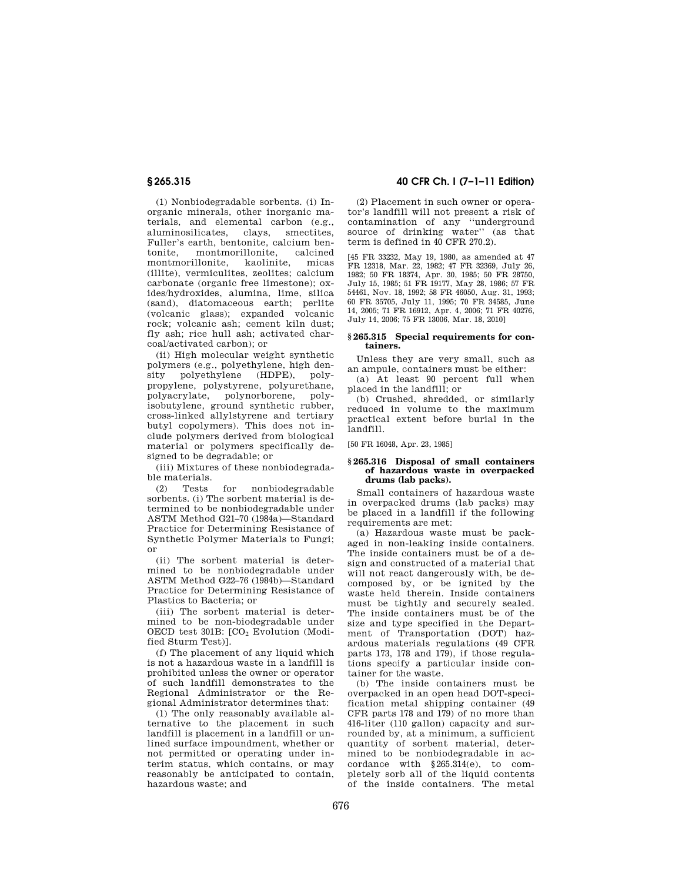(1) Nonbiodegradable sorbents. (i) Inorganic minerals, other inorganic materials, and elemental carbon (e.g., aluminosilicates, clays, smectites, Fuller's earth, bentonite, calcium bentonite, montmorillonite, calcined montmorillonite, kaolinite, micas (illite), vermiculites, zeolites; calcium carbonate (organic free limestone); oxides/hydroxides, alumina, lime, silica (sand), diatomaceous earth; perlite (volcanic glass); expanded volcanic rock; volcanic ash; cement kiln dust; fly ash; rice hull ash; activated charcoal/activated carbon); or

(ii) High molecular weight synthetic polymers (e.g., polyethylene, high density polyethylene (HDPE), polypropylene, polystyrene, polyurethane, polyacrylate, polynorborene, polyisobutylene, ground synthetic rubber, cross-linked allylstyrene and tertiary butyl copolymers). This does not include polymers derived from biological material or polymers specifically designed to be degradable; or

(iii) Mixtures of these nonbiodegradable materials.

(2) Tests for nonbiodegradable sorbents. (i) The sorbent material is determined to be nonbiodegradable under ASTM Method G21–70 (1984a)—Standard Practice for Determining Resistance of Synthetic Polymer Materials to Fungi; or

(ii) The sorbent material is determined to be nonbiodegradable under ASTM Method G22–76 (1984b)—Standard Practice for Determining Resistance of Plastics to Bacteria; or

(iii) The sorbent material is determined to be non-biodegradable under OECD test 301B: [$CO_2$ Evolution (Modified Sturm Test)].

(f) The placement of any liquid which is not a hazardous waste in a landfill is prohibited unless the owner or operator of such landfill demonstrates to the Regional Administrator or the Regional Administrator determines that:

(1) The only reasonably available alternative to the placement in such landfill is placement in a landfill or unlined surface impoundment, whether or not permitted or operating under interim status, which contains, or may reasonably be anticipated to contain, hazardous waste; and

(2) Placement in such owner or operator's landfill will not present a risk of contamination of any "underground source of drinking water" (as that term is defined in 40 CFR 270.2).

[45 FR 33232, May 19, 1980, as amended at 47 FR 12318, Mar. 22, 1982; 47 FR 32369, July 26, 1982; 50 FR 18374, Apr. 30, 1985; 50 FR 28750, July 15, 1985; 51 FR 19177, May 28, 1986; 57 FR 54461, Nov. 18, 1992; 58 FR 46050, Aug. 31, 1993; 60 FR 35705, July 11, 1995; 70 FR 34585, June 14, 2005; 71 FR 16912, Apr. 4, 2006; 71 FR 40276, July 14, 2006; 75 FR 13006, Mar. 18, 2010]

### § 265.315 Special requirements for containers.

Unless they are very small, such as an ampule, containers must be either:

(a) At least 90 percent full when placed in the landfill; or

(b) Crushed, shredded, or similarly reduced in volume to the maximum practical extent before burial in the landfill.

[50 FR 16048, Apr. 23, 1985]

### § 265.316 Disposal of small containers of hazardous waste in overpacked drums (lab packs).

Small containers of hazardous waste in overpacked drums (lab packs) may be placed in a landfill if the following requirements are met:

(a) Hazardous waste must be packaged in non-leaking inside containers. The inside containers must be of a design and constructed of a material that will not react dangerously with, be decomposed by, or be ignited by the waste held therein. Inside containers must be tightly and securely sealed. The inside containers must be of the size and type specified in the Department of Transportation (DOT) hazardous materials regulations (49 CFR parts 173, 178 and 179), if those regulations specify a particular inside container for the waste.

(b) The inside containers must be overpacked in an open head DOT-specification metal shipping container (49 CFR parts 178 and 179) of no more than 416-liter (110 gallon) capacity and surrounded by, at a minimum, a sufficient quantity of sorbent material, determined to be nonbiodegradable in accordance with §265.314(e), to completely sorb all of the liquid contents of the inside containers. The metal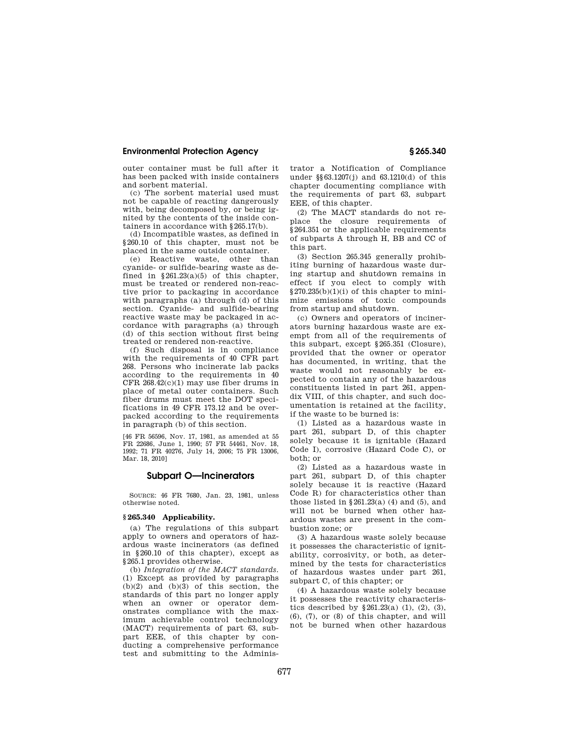outer container must be full after it has been packed with inside containers and sorbent material.

(c) The sorbent material used must not be capable of reacting dangerously with, being decomposed by, or being ignited by the contents of the inside containers in accordance with §265.17(b).

(d) Incompatible wastes, as defined in §260.10 of this chapter, must not be placed in the same outside container.

(e) Reactive waste, other than cyanide- or sulfide-bearing waste as defined in §261.23(a)(5) of this chapter, must be treated or rendered non-reactive prior to packaging in accordance with paragraphs (a) through (d) of this section. Cyanide- and sulfide-bearing reactive waste may be packaged in accordance with paragraphs (a) through (d) of this section without first being treated or rendered non-reactive.

(f) Such disposal is in compliance with the requirements of 40 CFR part 268. Persons who incinerate lab packs according to the requirements in 40 CFR 268.42(c)(1) may use fiber drums in place of metal outer containers. Such fiber drums must meet the DOT specifications in 49 CFR 173.12 and be overpacked according to the requirements in paragraph (b) of this section.

[46 FR 56596, Nov. 17, 1981, as amended at 55 FR 22686, June 1, 1990; 57 FR 54461, Nov. 18, 1992; 71 FR 40276, July 14, 2006; 75 FR 13006, Mar. 18, 2010]

## Subpart O—Incinerators

SOURCE: 46 FR 7680, Jan. 23, 1981, unless otherwise noted.

### §265.340 Applicability.

(a) The regulations of this subpart apply to owners and operators of hazardous waste incinerators (as defined in §260.10 of this chapter), except as §265.1 provides otherwise.

(b) *Integration of the MACT standards.* (1) Except as provided by paragraphs (b)(2) and (b)(3) of this section, the standards of this part no longer apply when an owner or operator demonstrates compliance with the maximum achievable control technology (MACT) requirements of part 63, subpart EEE, of this chapter by conducting a comprehensive performance test and submitting to the Administrator a Notification of Compliance under §§63.1207(j) and 63.1210(d) of this chapter documenting compliance with the requirements of part 63, subpart EEE, of this chapter.

(2) The MACT standards do not replace the closure requirements of §264.351 or the applicable requirements of subparts A through H, BB and CC of this part.

(3) Section 265.345 generally prohibiting burning of hazardous waste during startup and shutdown remains in effect if you elect to comply with §270.235(b)(1)(i) of this chapter to minimize emissions of toxic compounds from startup and shutdown.

(c) Owners and operators of incinerators burning hazardous waste are exempt from all of the requirements of this subpart, except §265.351 (Closure), provided that the owner or operator has documented, in writing, that the waste would not reasonably be expected to contain any of the hazardous constituents listed in part 261, appendix VIII, of this chapter, and such documentation is retained at the facility, if the waste to be burned is:

(1) Listed as a hazardous waste in part 261, subpart D, of this chapter solely because it is ignitable (Hazard Code I), corrosive (Hazard Code C), or both; or

(2) Listed as a hazardous waste in part 261, subpart D, of this chapter solely because it is reactive (Hazard Code R) for characteristics other than those listed in §261.23(a) (4) and (5), and will not be burned when other hazardous wastes are present in the combustion zone; or

(3) A hazardous waste solely because it possesses the characteristic of ignitability, corrosivity, or both, as determined by the tests for characteristics of hazardous wastes under part 261, subpart C, of this chapter; or

(4) A hazardous waste solely because it possesses the reactivity characteristics described by §261.23(a) (1), (2), (3), (6), (7), or (8) of this chapter, and will not be burned when other hazardous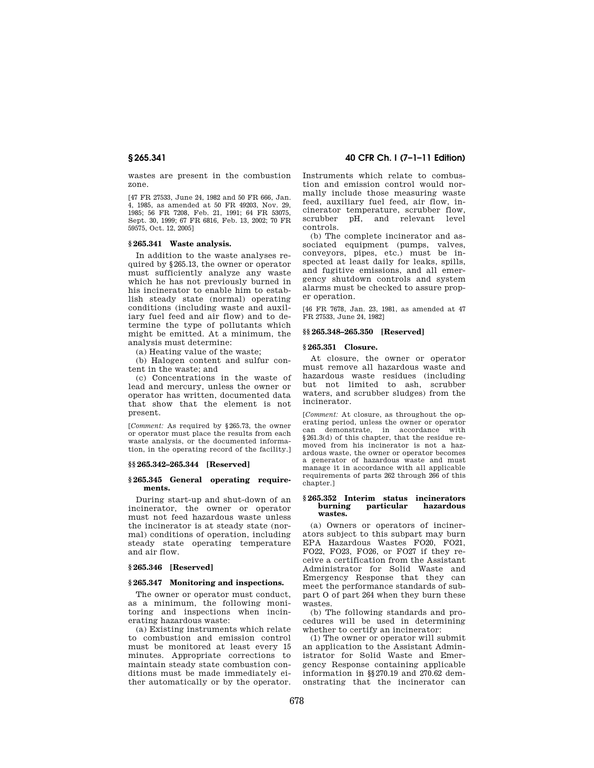wastes are present in the combustion zone.

[47 FR 27533, June 24, 1982 and 50 FR 666, Jan. 4, 1985, as amended at 50 FR 49203, Nov. 29, 1985; 56 FR 7208, Feb. 21, 1991; 64 FR 53075, Sept. 30, 1999; 67 FR 6816, Feb. 13, 2002; 70 FR 59575, Oct. 12, 2005]

### § 265.341 Waste analysis.

In addition to the waste analyses required by § 265.13, the owner or operator must sufficiently analyze any waste which he has not previously burned in his incinerator to enable him to establish steady state (normal) operating conditions (including waste and auxiliary fuel feed and air flow) and to determine the type of pollutants which might be emitted. At a minimum, the analysis must determine:

(a) Heating value of the waste;

(b) Halogen content and sulfur content in the waste; and

(c) Concentrations in the waste of lead and mercury, unless the owner or operator has written, documented data that show that the element is not present.

[*Comment:* As required by § 265.73, the owner or operator must place the results from each waste analysis, or the documented information, in the operating record of the facility.]

### §§ 265.342–265.344 [Reserved]

### § 265.345 General operating requirements.

During start-up and shut-down of an incinerator, the owner or operator must not feed hazardous waste unless the incinerator is at steady state (normal) conditions of operation, including steady state operating temperature and air flow.

### § 265.346 [Reserved]

### § 265.347 Monitoring and inspections.

The owner or operator must conduct, as a minimum, the following monitoring and inspections when incinerating hazardous waste:

(a) Existing instruments which relate to combustion and emission control must be monitored at least every 15 minutes. Appropriate corrections to maintain steady state combustion conditions must be made immediately either automatically or by the operator. Instruments which relate to combustion and emission control would normally include those measuring waste feed, auxiliary fuel feed, air flow, incinerator temperature, scrubber flow, scrubber pH, and relevant level controls.

(b) The complete incinerator and associated equipment (pumps, valves, conveyors, pipes, etc.) must be inspected at least daily for leaks, spills, and fugitive emissions, and all emergency shutdown controls and system alarms must be checked to assure proper operation.

[46 FR 7678, Jan. 23, 1981, as amended at 47 FR 27533, June 24, 1982]

### §§ 265.348–265.350 [Reserved]

### § 265.351 Closure.

At closure, the owner or operator must remove all hazardous waste and hazardous waste residues (including but not limited to ash, scrubber waters, and scrubber sludges) from the incinerator.

[*Comment:* At closure, as throughout the operating period, unless the owner or operator can demonstrate, in accordance with § 261.3(d) of this chapter, that the residue removed from his incinerator is not a hazardous waste, the owner or operator becomes a generator of hazardous waste and must manage it in accordance with all applicable requirements of parts 262 through 266 of this chapter.]

### § 265.352 Interim status incinerators burning particular hazardous wastes.

(a) Owners or operators of incinerators subject to this subpart may burn EPA Hazardous Wastes FO20, FO21, FO22, FO23, FO26, or FO27 if they receive a certification from the Assistant Administrator for Solid Waste and Emergency Response that they can meet the performance standards of subpart O of part 264 when they burn these wastes.

(b) The following standards and procedures will be used in determining whether to certify an incinerator:

(1) The owner or operator will submit an application to the Assistant Administrator for Solid Waste and Emergency Response containing applicable information in §§ 270.19 and 270.62 demonstrating that the incinerator can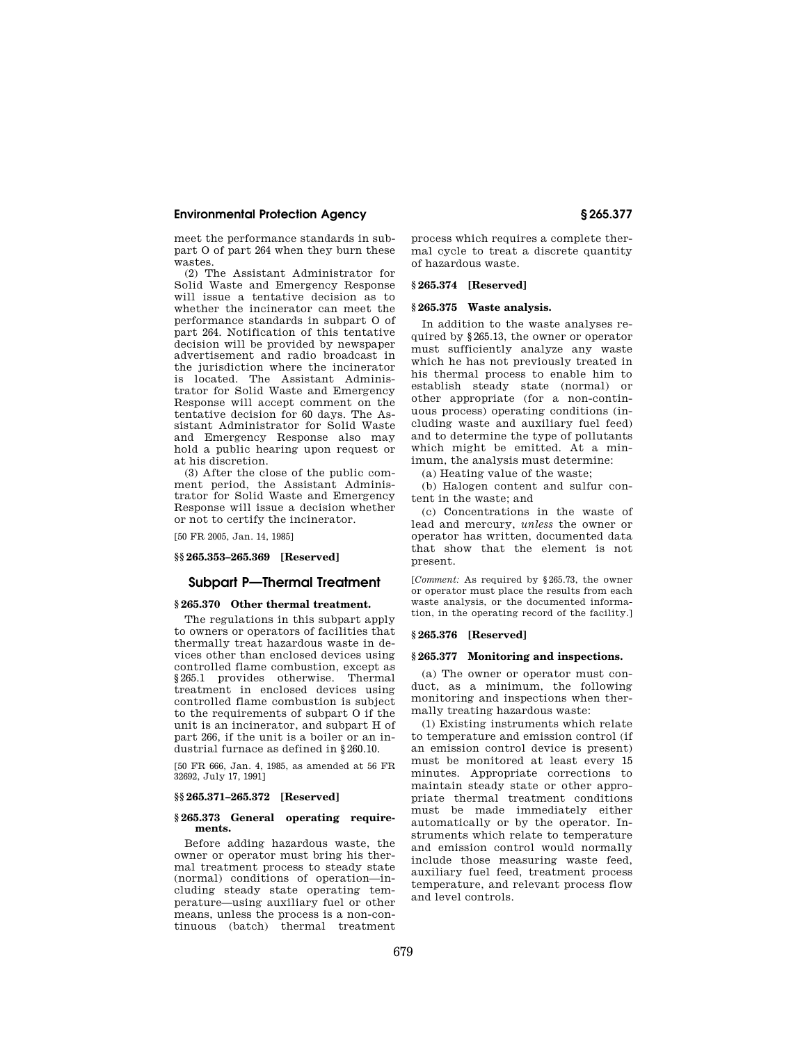meet the performance standards in subpart O of part 264 when they burn these wastes.

(2) The Assistant Administrator for Solid Waste and Emergency Response will issue a tentative decision as to whether the incinerator can meet the performance standards in subpart O of part 264. Notification of this tentative decision will be provided by newspaper advertisement and radio broadcast in the jurisdiction where the incinerator is located. The Assistant Administrator for Solid Waste and Emergency Response will accept comment on the tentative decision for 60 days. The Assistant Administrator for Solid Waste and Emergency Response also may hold a public hearing upon request or at his discretion.

(3) After the close of the public comment period, the Assistant Administrator for Solid Waste and Emergency Response will issue a decision whether or not to certify the incinerator.

[50 FR 2005, Jan. 14, 1985]

### §§ 265.353–265.369 [Reserved]

## Subpart P—Thermal Treatment

### § 265.370 Other thermal treatment.

The regulations in this subpart apply to owners or operators of facilities that thermally treat hazardous waste in devices other than enclosed devices using controlled flame combustion, except as § 265.1 provides otherwise. Thermal treatment in enclosed devices using controlled flame combustion is subject to the requirements of subpart O if the unit is an incinerator, and subpart H of part 266, if the unit is a boiler or an industrial furnace as defined in § 260.10.

[50 FR 666, Jan. 4, 1985, as amended at 56 FR 32692, July 17, 1991]

### §§ 265.371–265.372 [Reserved]

### § 265.373 General operating requirements.

Before adding hazardous waste, the owner or operator must bring his thermal treatment process to steady state (normal) conditions of operation—including steady state operating temperature—using auxiliary fuel or other means, unless the process is a non-continuous (batch) thermal treatment process which requires a complete thermal cycle to treat a discrete quantity of hazardous waste.

### § 265.374 [Reserved]

### § 265.375 Waste analysis.

In addition to the waste analyses required by § 265.13, the owner or operator must sufficiently analyze any waste which he has not previously treated in his thermal process to enable him to establish steady state (normal) or other appropriate (for a non-continuous process) operating conditions (including waste and auxiliary fuel feed) and to determine the type of pollutants which might be emitted. At a minimum, the analysis must determine:

(a) Heating value of the waste;

(b) Halogen content and sulfur content in the waste; and

(c) Concentrations in the waste of lead and mercury, *unless* the owner or operator has written, documented data that show that the element is not present.

[*Comment:* As required by § 265.73, the owner or operator must place the results from each waste analysis, or the documented information, in the operating record of the facility.]

### § 265.376 [Reserved]

### § 265.377 Monitoring and inspections.

(a) The owner or operator must conduct, as a minimum, the following monitoring and inspections when thermally treating hazardous waste:

(1) Existing instruments which relate to temperature and emission control (if an emission control device is present) must be monitored at least every 15 minutes. Appropriate corrections to maintain steady state or other appropriate thermal treatment conditions must be made immediately either automatically or by the operator. Instruments which relate to temperature and emission control would normally include those measuring waste feed, auxiliary fuel feed, treatment process temperature, and relevant process flow and level controls.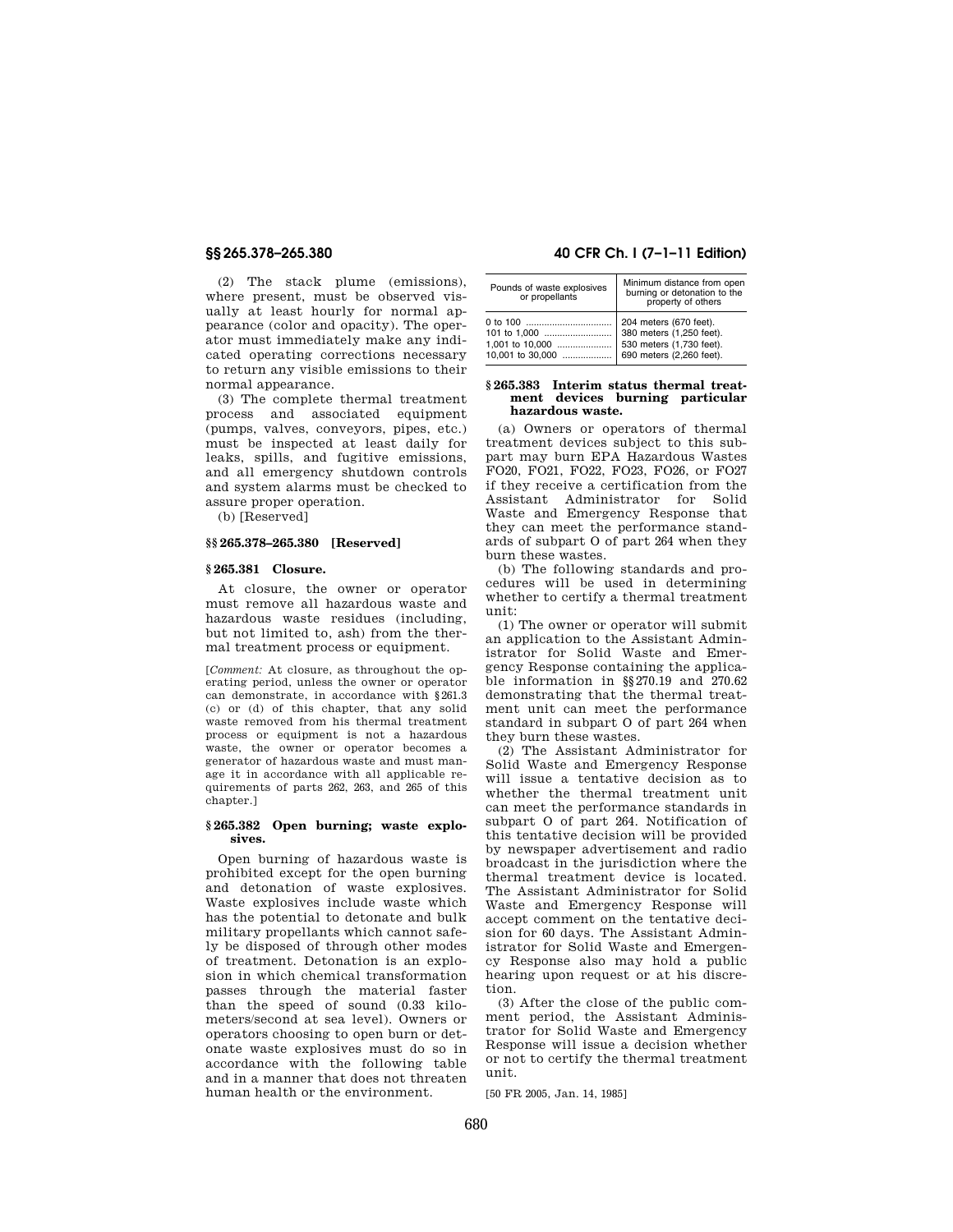(2) The stack plume (emissions), where present, must be observed visually at least hourly for normal appearance (color and opacity). The operator must immediately make any indicated operating corrections necessary to return any visible emissions to their normal appearance.

(3) The complete thermal treatment process and associated equipment (pumps, valves, conveyors, pipes, etc.) must be inspected at least daily for leaks, spills, and fugitive emissions, and all emergency shutdown controls and system alarms must be checked to assure proper operation.

(b) [Reserved]

## §§ 265.378–265.380 [Reserved]

## § 265.381 Closure.

At closure, the owner or operator must remove all hazardous waste and hazardous waste residues (including, but not limited to, ash) from the thermal treatment process or equipment.

[*Comment:* At closure, as throughout the operating period, unless the owner or operator can demonstrate, in accordance with § 261.3 (c) or (d) of this chapter, that any solid waste removed from his thermal treatment process or equipment is not a hazardous waste, the owner or operator becomes a generator of hazardous waste and must manage it in accordance with all applicable requirements of parts 262, 263, and 265 of this chapter.]

## § 265.382 Open burning; waste explosives.

Open burning of hazardous waste is prohibited except for the open burning and detonation of waste explosives. Waste explosives include waste which has the potential to detonate and bulk military propellants which cannot safely be disposed of through other modes of treatment. Detonation is an explosion in which chemical transformation passes through the material faster than the speed of sound (0.33 kilometers/second at sea level). Owners or operators choosing to open burn or detonate waste explosives must do so in accordance with the following table and in a manner that does not threaten human health or the environment.

| Pounds of waste explosives or propellants | Minimum distance from open burning or detonation to the property of others |
| --- | --- |
| 0 to 100 | 204 meters (670 feet). |
| 101 to 1,000 | 380 meters (1,250 feet). |
| 1,001 to 10,000 | 530 meters (1,730 feet). |
| 10,001 to 30,000 | 690 meters (2,260 feet). |

## § 265.383 Interim status thermal treatment devices burning particular hazardous waste.

(a) Owners or operators of thermal treatment devices subject to this subpart may burn EPA Hazardous Wastes FO20, FO21, FO22, FO23, FO26, or FO27 if they receive a certification from the Assistant Administrator for Solid Waste and Emergency Response that they can meet the performance standards of subpart O of part 264 when they burn these wastes.

(b) The following standards and procedures will be used in determining whether to certify a thermal treatment unit:

(1) The owner or operator will submit an application to the Assistant Administrator for Solid Waste and Emergency Response containing the applicable information in §§ 270.19 and 270.62 demonstrating that the thermal treatment unit can meet the performance standard in subpart O of part 264 when they burn these wastes.

(2) The Assistant Administrator for Solid Waste and Emergency Response will issue a tentative decision as to whether the thermal treatment unit can meet the performance standards in subpart O of part 264. Notification of this tentative decision will be provided by newspaper advertisement and radio broadcast in the jurisdiction where the thermal treatment device is located. The Assistant Administrator for Solid Waste and Emergency Response will accept comment on the tentative decision for 60 days. The Assistant Administrator for Solid Waste and Emergency Response also may hold a public hearing upon request or at his discretion.

(3) After the close of the public comment period, the Assistant Administrator for Solid Waste and Emergency Response will issue a decision whether or not to certify the thermal treatment unit.

[50 FR 2005, Jan. 14, 1985]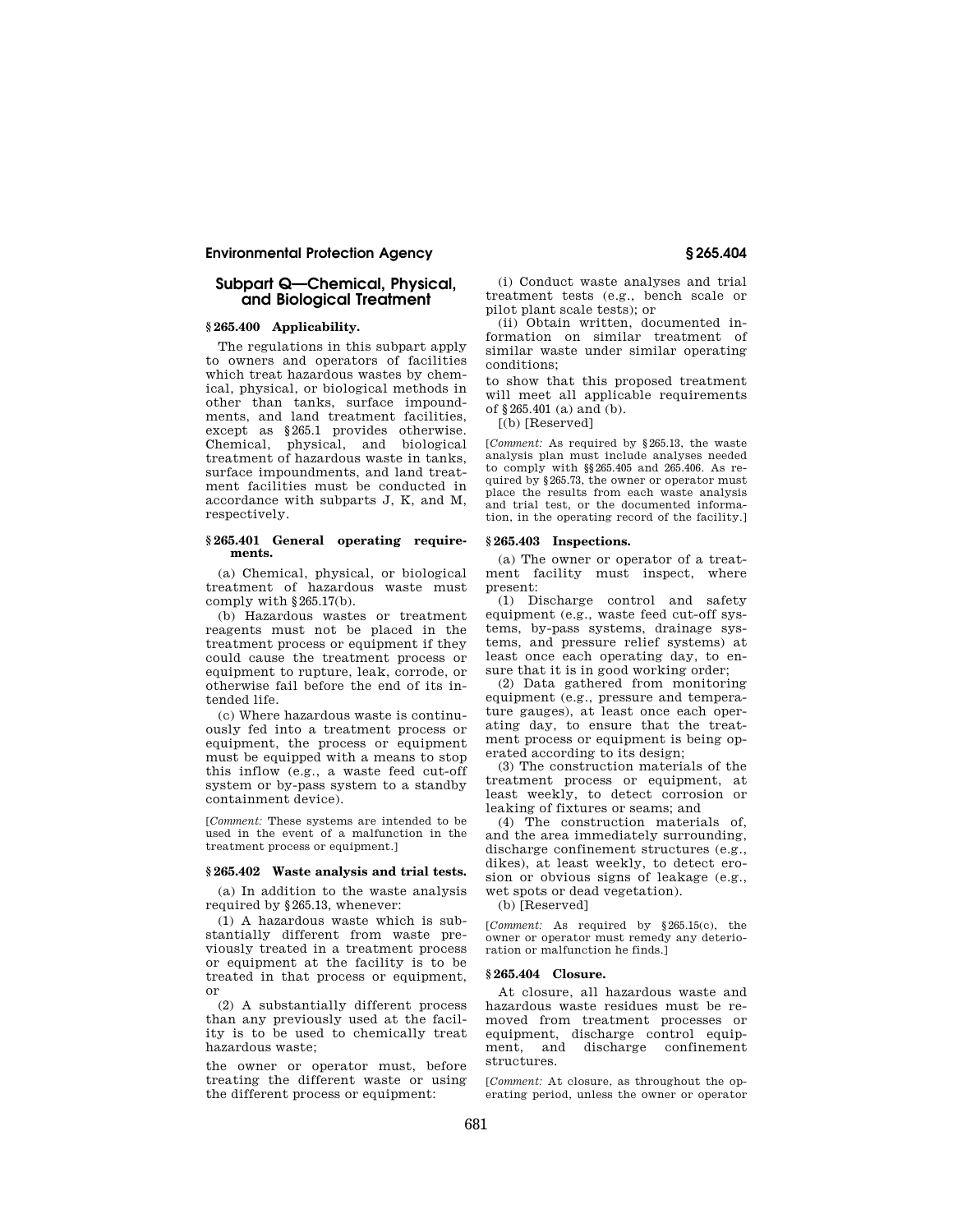## Subpart Q—Chemical, Physical, and Biological Treatment

### § 265.400 Applicability.

The regulations in this subpart apply to owners and operators of facilities which treat hazardous wastes by chemical, physical, or biological methods in other than tanks, surface impoundments, and land treatment facilities, except as §265.1 provides otherwise. Chemical, physical, and biological treatment of hazardous waste in tanks, surface impoundments, and land treatment facilities must be conducted in accordance with subparts J, K, and M, respectively.

### § 265.401 General operating requirements.

(a) Chemical, physical, or biological treatment of hazardous waste must comply with §265.17(b).

(b) Hazardous wastes or treatment reagents must not be placed in the treatment process or equipment if they could cause the treatment process or equipment to rupture, leak, corrode, or otherwise fail before the end of its intended life.

(c) Where hazardous waste is continuously fed into a treatment process or equipment, the process or equipment must be equipped with a means to stop this inflow (e.g., a waste feed cut-off system or by-pass system to a standby containment device).

[*Comment:* These systems are intended to be used in the event of a malfunction in the treatment process or equipment.]

### § 265.402 Waste analysis and trial tests.

(a) In addition to the waste analysis required by §265.13, whenever:

(1) A hazardous waste which is substantially different from waste previously treated in a treatment process or equipment at the facility is to be treated in that process or equipment, or

(2) A substantially different process than any previously used at the facility is to be used to chemically treat hazardous waste;

the owner or operator must, before treating the different waste or using the different process or equipment:

(i) Conduct waste analyses and trial treatment tests (e.g., bench scale or pilot plant scale tests); or

(ii) Obtain written, documented information on similar treatment of similar waste under similar operating conditions;

to show that this proposed treatment will meet all applicable requirements of §265.401 (a) and (b).

[(b) [Reserved]

[*Comment:* As required by §265.13, the waste analysis plan must include analyses needed to comply with §§265.405 and 265.406. As required by §265.73, the owner or operator must place the results from each waste analysis and trial test, or the documented information, in the operating record of the facility.]

### § 265.403 Inspections.

(a) The owner or operator of a treatment facility must inspect, where present:

(1) Discharge control and safety equipment (e.g., waste feed cut-off systems, by-pass systems, drainage systems, and pressure relief systems) at least once each operating day, to ensure that it is in good working order;

(2) Data gathered from monitoring equipment (e.g., pressure and temperature gauges), at least once each operating day, to ensure that the treatment process or equipment is being operated according to its design;

(3) The construction materials of the treatment process or equipment, at least weekly, to detect corrosion or leaking of fixtures or seams; and

(4) The construction materials of, and the area immediately surrounding, discharge confinement structures (e.g., dikes), at least weekly, to detect erosion or obvious signs of leakage (e.g., wet spots or dead vegetation).

(b) [Reserved]

[*Comment:* As required by §265.15(c), the owner or operator must remedy any deterioration or malfunction he finds.]

### § 265.404 Closure.

At closure, all hazardous waste and hazardous waste residues must be removed from treatment processes or equipment, discharge control equipment, and discharge confinement structures.

[*Comment:* At closure, as throughout the operating period, unless the owner or operator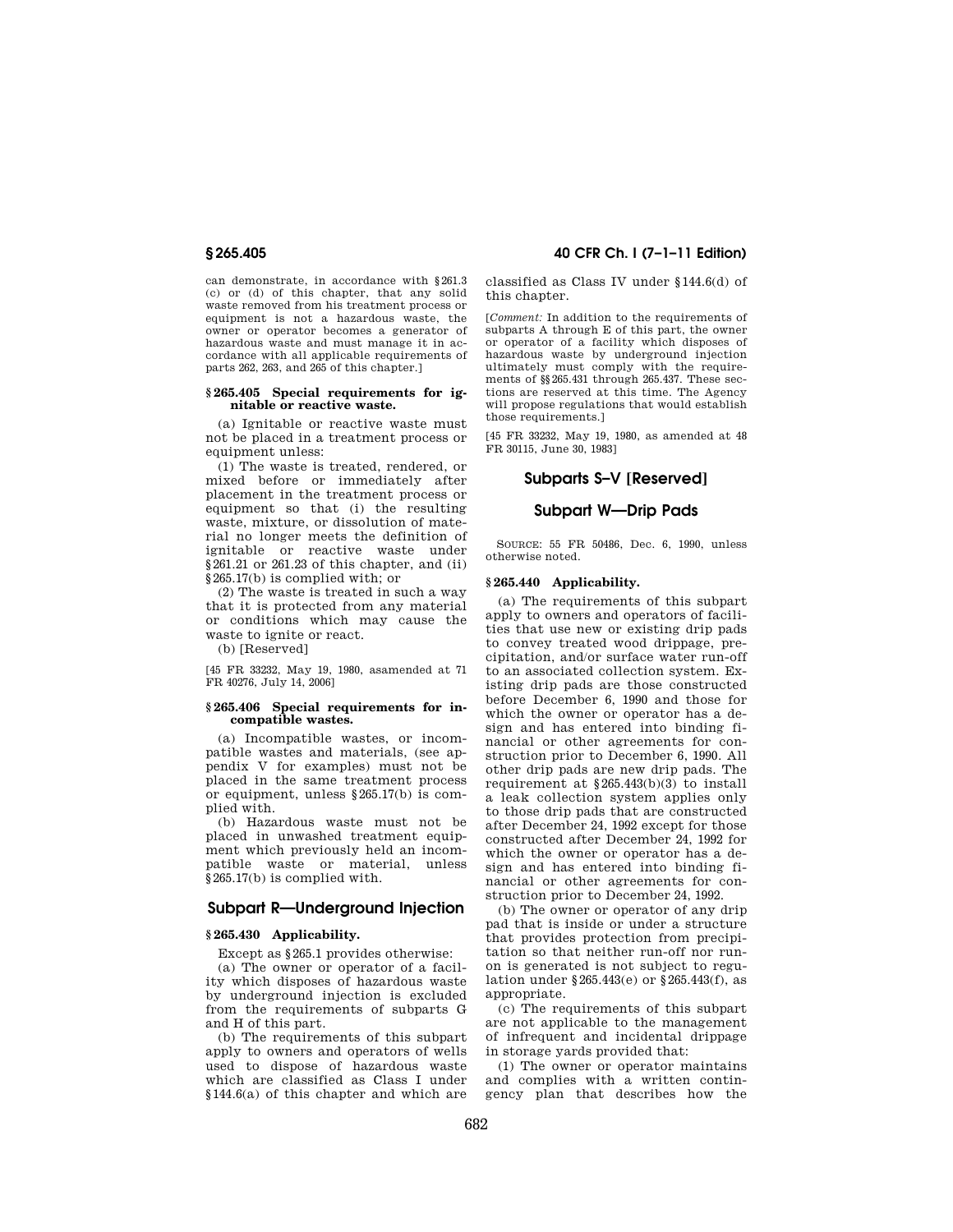can demonstrate, in accordance with §261.3 (c) or (d) of this chapter, that any solid waste removed from his treatment process or equipment is not a hazardous waste, the owner or operator becomes a generator of hazardous waste and must manage it in accordance with all applicable requirements of parts 262, 263, and 265 of this chapter.]

### § 265.405 Special requirements for ignitable or reactive waste.

(a) Ignitable or reactive waste must not be placed in a treatment process or equipment unless:

(1) The waste is treated, rendered, or mixed before or immediately after placement in the treatment process or equipment so that (i) the resulting waste, mixture, or dissolution of material no longer meets the definition of ignitable or reactive waste under §261.21 or 261.23 of this chapter, and (ii) §265.17(b) is complied with; or

(2) The waste is treated in such a way that it is protected from any material or conditions which may cause the waste to ignite or react.

(b) [Reserved]

[45 FR 33232, May 19, 1980, asamended at 71 FR 40276, July 14, 2006]

### § 265.406 Special requirements for incompatible wastes.

(a) Incompatible wastes, or incompatible wastes and materials, (see appendix V for examples) must not be placed in the same treatment process or equipment, unless §265.17(b) is complied with.

(b) Hazardous waste must not be placed in unwashed treatment equipment which previously held an incompatible waste or material, unless §265.17(b) is complied with.

## Subpart R—Underground Injection

### § 265.430 Applicability.

Except as §265.1 provides otherwise:

(a) The owner or operator of a facility which disposes of hazardous waste by underground injection is excluded from the requirements of subparts G and H of this part.

(b) The requirements of this subpart apply to owners and operators of wells used to dispose of hazardous waste which are classified as Class I under §144.6(a) of this chapter and which are classified as Class IV under §144.6(d) of this chapter.

[*Comment:* In addition to the requirements of subparts A through E of this part, the owner or operator of a facility which disposes of hazardous waste by underground injection ultimately must comply with the requirements of §§265.431 through 265.437. These sections are reserved at this time. The Agency will propose regulations that would establish those requirements.]

[45 FR 33232, May 19, 1980, as amended at 48 FR 30115, June 30, 1983]

## Subparts S–V [Reserved]

## Subpart W—Drip Pads

SOURCE: 55 FR 50486, Dec. 6, 1990, unless otherwise noted.

### § 265.440 Applicability.

(a) The requirements of this subpart apply to owners and operators of facilities that use new or existing drip pads to convey treated wood drippage, precipitation, and/or surface water run-off to an associated collection system. Existing drip pads are those constructed before December 6, 1990 and those for which the owner or operator has a design and has entered into binding financial or other agreements for construction prior to December 6, 1990. All other drip pads are new drip pads. The requirement at §265.443(b)(3) to install a leak collection system applies only to those drip pads that are constructed after December 24, 1992 except for those constructed after December 24, 1992 for which the owner or operator has a design and has entered into binding financial or other agreements for construction prior to December 24, 1992.

(b) The owner or operator of any drip pad that is inside or under a structure that provides protection from precipitation so that neither run-off nor run-on is generated is not subject to regulation under §265.443(e) or §265.443(f), as appropriate.

(c) The requirements of this subpart are not applicable to the management of infrequent and incidental drippage in storage yards provided that:

(1) The owner or operator maintains and complies with a written contingency plan that describes how the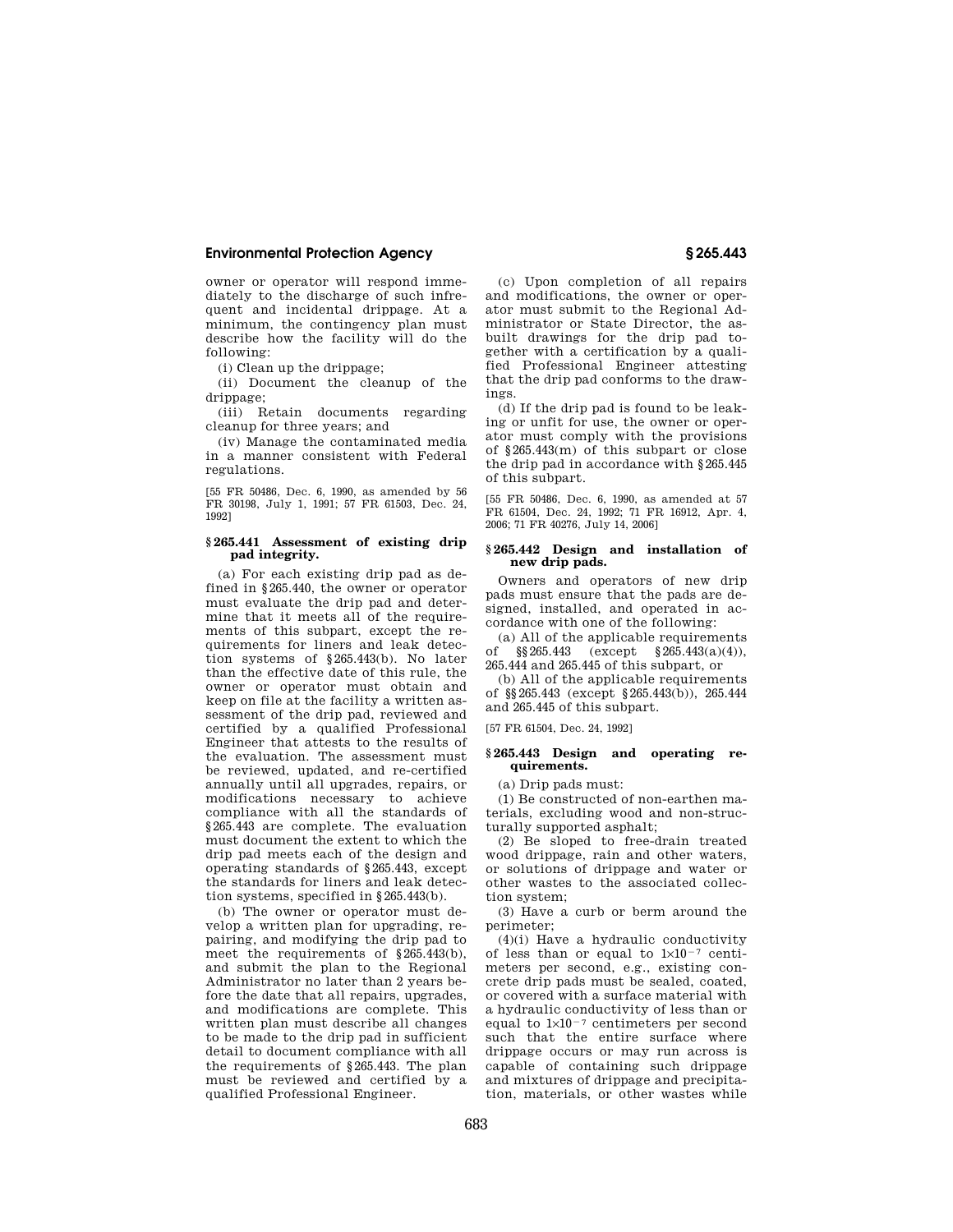owner or operator will respond immediately to the discharge of such infrequent and incidental drippage. At a minimum, the contingency plan must describe how the facility will do the following:

(i) Clean up the drippage;

(ii) Document the cleanup of the drippage;

(iii) Retain documents regarding cleanup for three years; and

(iv) Manage the contaminated media in a manner consistent with Federal regulations.

[55 FR 50486, Dec. 6, 1990, as amended by 56 FR 30198, July 1, 1991; 57 FR 61503, Dec. 24, 1992]

### § 265.441 Assessment of existing drip pad integrity.

(a) For each existing drip pad as defined in § 265.440, the owner or operator must evaluate the drip pad and determine that it meets all of the requirements of this subpart, except the requirements for liners and leak detection systems of § 265.443(b). No later than the effective date of this rule, the owner or operator must obtain and keep on file at the facility a written assessment of the drip pad, reviewed and certified by a qualified Professional Engineer that attests to the results of the evaluation. The assessment must be reviewed, updated, and re-certified annually until all upgrades, repairs, or modifications necessary to achieve compliance with all the standards of § 265.443 are complete. The evaluation must document the extent to which the drip pad meets each of the design and operating standards of § 265.443, except the standards for liners and leak detection systems, specified in § 265.443(b).

(b) The owner or operator must develop a written plan for upgrading, repairing, and modifying the drip pad to meet the requirements of § 265.443(b), and submit the plan to the Regional Administrator no later than 2 years before the date that all repairs, upgrades, and modifications are complete. This written plan must describe all changes to be made to the drip pad in sufficient detail to document compliance with all the requirements of § 265.443. The plan must be reviewed and certified by a qualified Professional Engineer.

(c) Upon completion of all repairs and modifications, the owner or operator must submit to the Regional Administrator or State Director, the as-built drawings for the drip pad together with a certification by a qualified Professional Engineer attesting that the drip pad conforms to the drawings.

(d) If the drip pad is found to be leaking or unfit for use, the owner or operator must comply with the provisions of § 265.443(m) of this subpart or close the drip pad in accordance with § 265.445 of this subpart.

[55 FR 50486, Dec. 6, 1990, as amended at 57 FR 61504, Dec. 24, 1992; 71 FR 16912, Apr. 4, 2006; 71 FR 40276, July 14, 2006]

### § 265.442 Design and installation of new drip pads.

Owners and operators of new drip pads must ensure that the pads are designed, installed, and operated in accordance with one of the following:

(a) All of the applicable requirements of §§ 265.443 (except § 265.443(a)(4)), 265.444 and 265.445 of this subpart, or

(b) All of the applicable requirements of §§ 265.443 (except § 265.443(b)), 265.444 and 265.445 of this subpart.

[57 FR 61504, Dec. 24, 1992]

### § 265.443 Design and operating requirements.

(a) Drip pads must:

(1) Be constructed of non-earthen materials, excluding wood and non-structurally supported asphalt;

(2) Be sloped to free-drain treated wood drippage, rain and other waters, or solutions of drippage and water or other wastes to the associated collection system;

(3) Have a curb or berm around the perimeter;

(4)(i) Have a hydraulic conductivity of less than or equal to $1\times10^{-7}$ centimeters per second, e.g., existing concrete drip pads must be sealed, coated, or covered with a surface material with a hydraulic conductivity of less than or equal to $1\times10^{-7}$ centimeters per second such that the entire surface where drippage occurs or may run across is capable of containing such drippage and mixtures of drippage and precipitation, materials, or other wastes while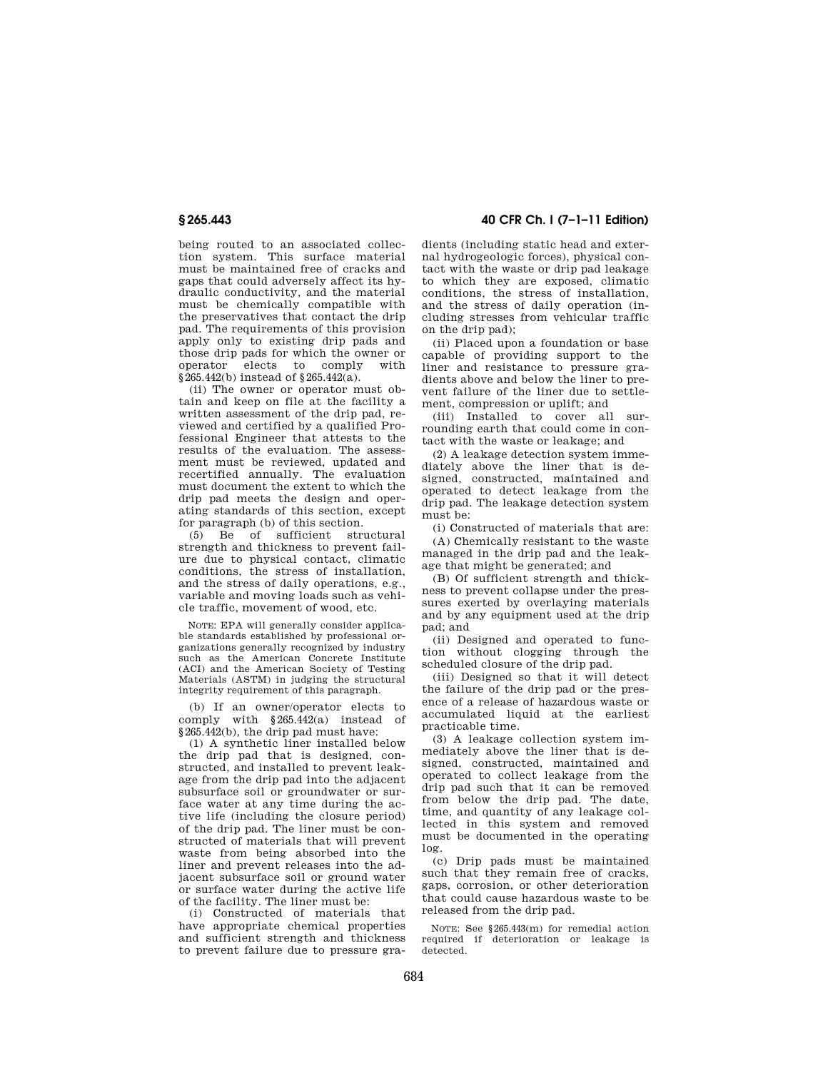being routed to an associated collection system. This surface material must be maintained free of cracks and gaps that could adversely affect its hydraulic conductivity, and the material must be chemically compatible with the preservatives that contact the drip pad. The requirements of this provision apply only to existing drip pads and those drip pads for which the owner or operator elects to comply with §265.442(b) instead of §265.442(a).

(ii) The owner or operator must obtain and keep on file at the facility a written assessment of the drip pad, reviewed and certified by a qualified Professional Engineer that attests to the results of the evaluation. The assessment must be reviewed, updated and recertified annually. The evaluation must document the extent to which the drip pad meets the design and operating standards of this section, except for paragraph (b) of this section.

(5) Be of sufficient structural strength and thickness to prevent failure due to physical contact, climatic conditions, the stress of installation, and the stress of daily operations, e.g., variable and moving loads such as vehicle traffic, movement of wood, etc.

NOTE: EPA will generally consider applicable standards established by professional organizations generally recognized by industry such as the American Concrete Institute (ACI) and the American Society of Testing Materials (ASTM) in judging the structural integrity requirement of this paragraph.

(b) If an owner/operator elects to comply with §265.442(a) instead of §265.442(b), the drip pad must have:

(1) A synthetic liner installed below the drip pad that is designed, constructed, and installed to prevent leakage from the drip pad into the adjacent subsurface soil or groundwater or surface water at any time during the active life (including the closure period) of the drip pad. The liner must be constructed of materials that will prevent waste from being absorbed into the liner and prevent releases into the adjacent subsurface soil or ground water or surface water during the active life of the facility. The liner must be:

(i) Constructed of materials that have appropriate chemical properties and sufficient strength and thickness to prevent failure due to pressure gradients (including static head and external hydrogeologic forces), physical contact with the waste or drip pad leakage to which they are exposed, climatic conditions, the stress of installation, and the stress of daily operation (including stresses from vehicular traffic on the drip pad);

(ii) Placed upon a foundation or base capable of providing support to the liner and resistance to pressure gradients above and below the liner to prevent failure of the liner due to settlement, compression or uplift; and

(iii) Installed to cover all surrounding earth that could come in contact with the waste or leakage; and

(2) A leakage detection system immediately above the liner that is designed, constructed, maintained and operated to detect leakage from the drip pad. The leakage detection system must be:

(i) Constructed of materials that are:

(A) Chemically resistant to the waste managed in the drip pad and the leakage that might be generated; and

(B) Of sufficient strength and thickness to prevent collapse under the pressures exerted by overlaying materials and by any equipment used at the drip pad; and

(ii) Designed and operated to function without clogging through the scheduled closure of the drip pad.

(iii) Designed so that it will detect the failure of the drip pad or the presence of a release of hazardous waste or accumulated liquid at the earliest practicable time.

(3) A leakage collection system immediately above the liner that is designed, constructed, maintained and operated to collect leakage from the drip pad such that it can be removed from below the drip pad. The date, time, and quantity of any leakage collected in this system and removed must be documented in the operating log.

(c) Drip pads must be maintained such that they remain free of cracks, gaps, corrosion, or other deterioration that could cause hazardous waste to be released from the drip pad.

NOTE: See §265.443(m) for remedial action required if deterioration or leakage is detected.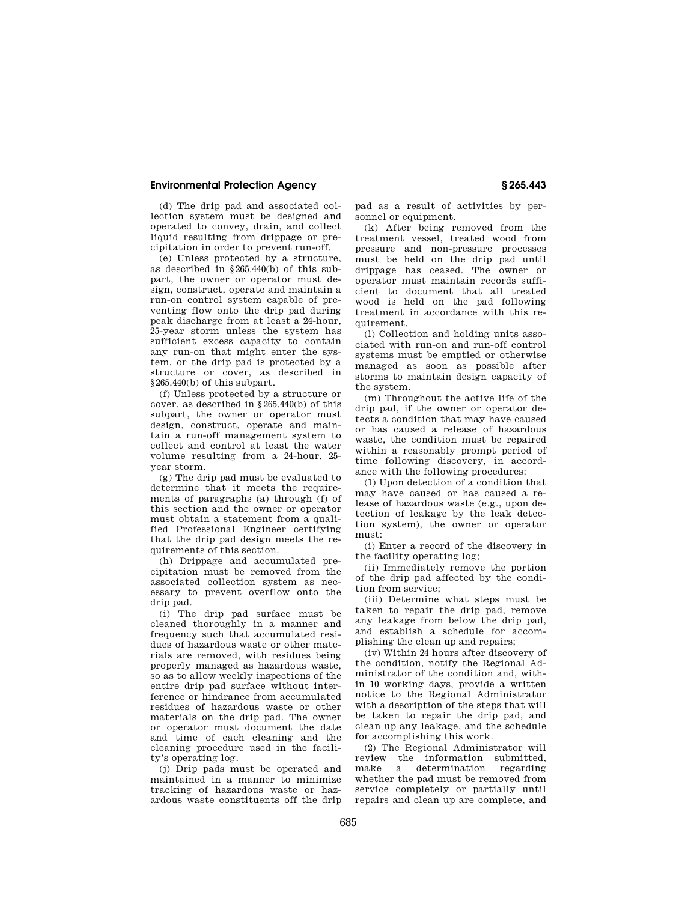(d) The drip pad and associated collection system must be designed and operated to convey, drain, and collect liquid resulting from drippage or precipitation in order to prevent run-off.

(e) Unless protected by a structure, as described in §265.440(b) of this subpart, the owner or operator must design, construct, operate and maintain a run-on control system capable of preventing flow onto the drip pad during peak discharge from at least a 24-hour, 25-year storm unless the system has sufficient excess capacity to contain any run-on that might enter the system, or the drip pad is protected by a structure or cover, as described in §265.440(b) of this subpart.

(f) Unless protected by a structure or cover, as described in §265.440(b) of this subpart, the owner or operator must design, construct, operate and maintain a run-off management system to collect and control at least the water volume resulting from a 24-hour, 25-year storm.

(g) The drip pad must be evaluated to determine that it meets the requirements of paragraphs (a) through (f) of this section and the owner or operator must obtain a statement from a qualified Professional Engineer certifying that the drip pad design meets the requirements of this section.

(h) Drippage and accumulated precipitation must be removed from the associated collection system as necessary to prevent overflow onto the drip pad.

(i) The drip pad surface must be cleaned thoroughly in a manner and frequency such that accumulated residues of hazardous waste or other materials are removed, with residues being properly managed as hazardous waste, so as to allow weekly inspections of the entire drip pad surface without interference or hindrance from accumulated residues of hazardous waste or other materials on the drip pad. The owner or operator must document the date and time of each cleaning and the cleaning procedure used in the facility's operating log.

(j) Drip pads must be operated and maintained in a manner to minimize tracking of hazardous waste or hazardous waste constituents off the drip pad as a result of activities by personnel or equipment.

(k) After being removed from the treatment vessel, treated wood from pressure and non-pressure processes must be held on the drip pad until drippage has ceased. The owner or operator must maintain records sufficient to document that all treated wood is held on the pad following treatment in accordance with this requirement.

(l) Collection and holding units associated with run-on and run-off control systems must be emptied or otherwise managed as soon as possible after storms to maintain design capacity of the system.

(m) Throughout the active life of the drip pad, if the owner or operator detects a condition that may have caused or has caused a release of hazardous waste, the condition must be repaired within a reasonably prompt period of time following discovery, in accordance with the following procedures:

(1) Upon detection of a condition that may have caused or has caused a release of hazardous waste (e.g., upon detection of leakage by the leak detection system), the owner or operator must:

(i) Enter a record of the discovery in the facility operating log;

(ii) Immediately remove the portion of the drip pad affected by the condition from service;

(iii) Determine what steps must be taken to repair the drip pad, remove any leakage from below the drip pad, and establish a schedule for accomplishing the clean up and repairs;

(iv) Within 24 hours after discovery of the condition, notify the Regional Administrator of the condition and, within 10 working days, provide a written notice to the Regional Administrator with a description of the steps that will be taken to repair the drip pad, and clean up any leakage, and the schedule for accomplishing this work.

(2) The Regional Administrator will review the information submitted, make a determination regarding whether the pad must be removed from service completely or partially until repairs and clean up are complete, and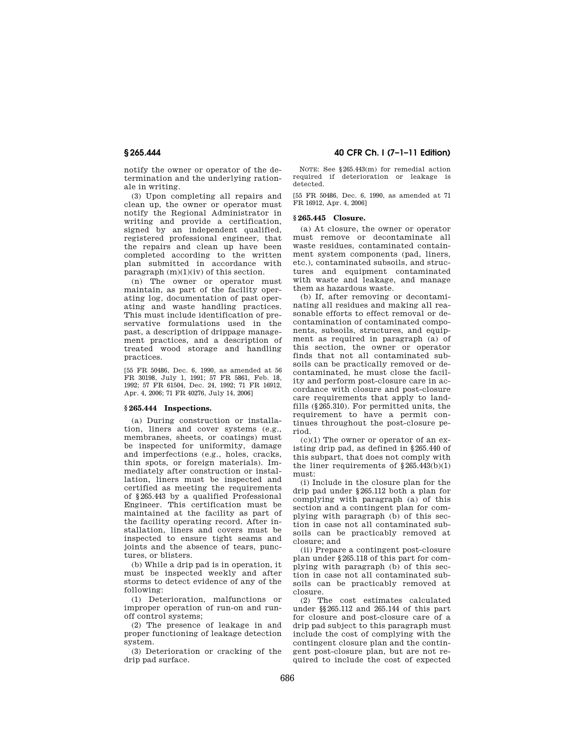notify the owner or operator of the determination and the underlying rationale in writing.

(3) Upon completing all repairs and clean up, the owner or operator must notify the Regional Administrator in writing and provide a certification, signed by an independent qualified, registered professional engineer, that the repairs and clean up have been completed according to the written plan submitted in accordance with paragraph (m)(1)(iv) of this section.

(n) The owner or operator must maintain, as part of the facility operating log, documentation of past operating and waste handling practices. This must include identification of preservative formulations used in the past, a description of drippage management practices, and a description of treated wood storage and handling practices.

[55 FR 50486, Dec. 6, 1990, as amended at 56 FR 30198, July 1, 1991; 57 FR 5861, Feb. 18, 1992; 57 FR 61504, Dec. 24, 1992; 71 FR 16912, Apr. 4, 2006; 71 FR 40276, July 14, 2006]

## § 265.444 Inspections.

(a) During construction or installation, liners and cover systems (e.g., membranes, sheets, or coatings) must be inspected for uniformity, damage and imperfections (e.g., holes, cracks, thin spots, or foreign materials). Immediately after construction or installation, liners must be inspected and certified as meeting the requirements of § 265.443 by a qualified Professional Engineer. This certification must be maintained at the facility as part of the facility operating record. After installation, liners and covers must be inspected to ensure tight seams and joints and the absence of tears, punctures, or blisters.

(b) While a drip pad is in operation, it must be inspected weekly and after storms to detect evidence of any of the following:

(1) Deterioration, malfunctions or improper operation of run-on and run-off control systems;

(2) The presence of leakage in and proper functioning of leakage detection system.

(3) Deterioration or cracking of the drip pad surface.

NOTE: See § 265.443(m) for remedial action required if deterioration or leakage is detected.

[55 FR 50486, Dec. 6, 1990, as amended at 71 FR 16912, Apr. 4, 2006]

## § 265.445 Closure.

(a) At closure, the owner or operator must remove or decontaminate all waste residues, contaminated containment system components (pad, liners, etc.), contaminated subsoils, and structures and equipment contaminated with waste and leakage, and manage them as hazardous waste.

(b) If, after removing or decontaminating all residues and making all reasonable efforts to effect removal or decontamination of contaminated components, subsoils, structures, and equipment as required in paragraph (a) of this section, the owner or operator finds that not all contaminated subsoils can be practically removed or decontaminated, he must close the facility and perform post-closure care in accordance with closure and post-closure care requirements that apply to landfills (§ 265.310). For permitted units, the requirement to have a permit continues throughout the post-closure period.

(c)(1) The owner or operator of an existing drip pad, as defined in § 265.440 of this subpart, that does not comply with the liner requirements of § 265.443(b)(1) must:

(i) Include in the closure plan for the drip pad under § 265.112 both a plan for complying with paragraph (a) of this section and a contingent plan for complying with paragraph (b) of this section in case not all contaminated subsoils can be practicably removed at closure; and

(ii) Prepare a contingent post-closure plan under § 265.118 of this part for complying with paragraph (b) of this section in case not all contaminated subsoils can be practicably removed at closure.

(2) The cost estimates calculated under §§ 265.112 and 265.144 of this part for closure and post-closure care of a drip pad subject to this paragraph must include the cost of complying with the contingent closure plan and the contingent post-closure plan, but are not required to include the cost of expected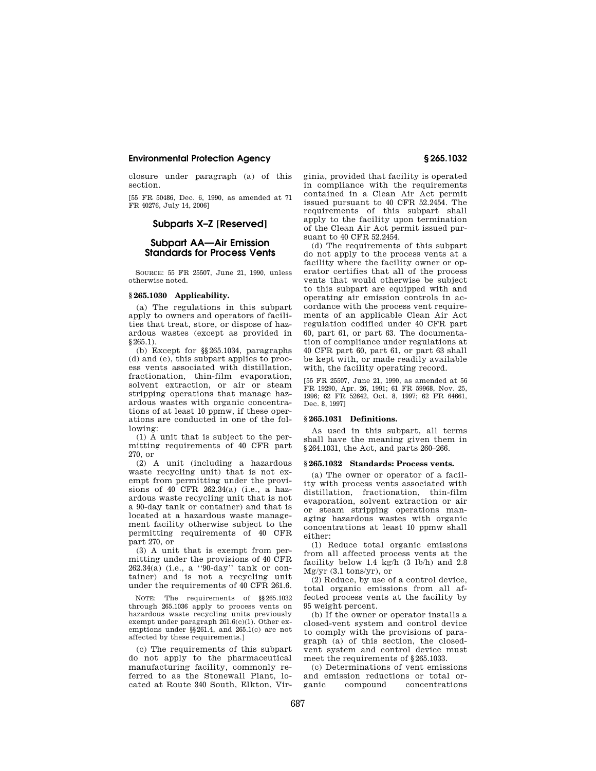closure under paragraph (a) of this section.

[55 FR 50486, Dec. 6, 1990, as amended at 71 FR 40276, July 14, 2006]

## Subparts X–Z [Reserved]

## Subpart AA—Air Emission Standards for Process Vents

SOURCE: 55 FR 25507, June 21, 1990, unless otherwise noted.

### § 265.1030 Applicability.

(a) The regulations in this subpart apply to owners and operators of facilities that treat, store, or dispose of hazardous wastes (except as provided in § 265.1).

(b) Except for §§ 265.1034, paragraphs (d) and (e), this subpart applies to process vents associated with distillation, fractionation, thin-film evaporation, solvent extraction, or air or steam stripping operations that manage hazardous wastes with organic concentrations of at least 10 ppmw, if these operations are conducted in one of the following:

(1) A unit that is subject to the permitting requirements of 40 CFR part 270, or

(2) A unit (including a hazardous waste recycling unit) that is not exempt from permitting under the provisions of 40 CFR 262.34(a) (i.e., a hazardous waste recycling unit that is not a 90-day tank or container) and that is located at a hazardous waste management facility otherwise subject to the permitting requirements of 40 CFR part 270, or

(3) A unit that is exempt from permitting under the provisions of 40 CFR 262.34(a) (i.e., a "90-day" tank or container) and is not a recycling unit under the requirements of 40 CFR 261.6.

NOTE: The requirements of §§ 265.1032 through 265.1036 apply to process vents on hazardous waste recycling units previously exempt under paragraph 261.6(c)(1). Other exemptions under §§ 261.4, and 265.1(c) are not affected by these requirements.]

(c) The requirements of this subpart do not apply to the pharmaceutical manufacturing facility, commonly referred to as the Stonewall Plant, located at Route 340 South, Elkton, Virginia, provided that facility is operated in compliance with the requirements contained in a Clean Air Act permit issued pursuant to 40 CFR 52.2454. The requirements of this subpart shall apply to the facility upon termination of the Clean Air Act permit issued pursuant to 40 CFR 52.2454.

(d) The requirements of this subpart do not apply to the process vents at a facility where the facility owner or operator certifies that all of the process vents that would otherwise be subject to this subpart are equipped with and operating air emission controls in accordance with the process vent requirements of an applicable Clean Air Act regulation codified under 40 CFR part 60, part 61, or part 63. The documentation of compliance under regulations at 40 CFR part 60, part 61, or part 63 shall be kept with, or made readily available with, the facility operating record.

[55 FR 25507, June 21, 1990, as amended at 56 FR 19290, Apr. 26, 1991; 61 FR 59968, Nov. 25, 1996; 62 FR 52642, Oct. 8, 1997; 62 FR 64661, Dec. 8, 1997]

### § 265.1031 Definitions.

As used in this subpart, all terms shall have the meaning given them in § 264.1031, the Act, and parts 260–266.

### § 265.1032 Standards: Process vents.

(a) The owner or operator of a facility with process vents associated with distillation, fractionation, thin-film evaporation, solvent extraction or air or steam stripping operations managing hazardous wastes with organic concentrations at least 10 ppmw shall either:

(1) Reduce total organic emissions from all affected process vents at the facility below 1.4 kg/h (3 lb/h) and 2.8 Mg/yr (3.1 tons/yr), or

(2) Reduce, by use of a control device, total organic emissions from all affected process vents at the facility by 95 weight percent.

(b) If the owner or operator installs a closed-vent system and control device to comply with the provisions of paragraph (a) of this section, the closed-vent system and control device must meet the requirements of § 265.1033.

(c) Determinations of vent emissions and emission reductions or total organic compound concentrations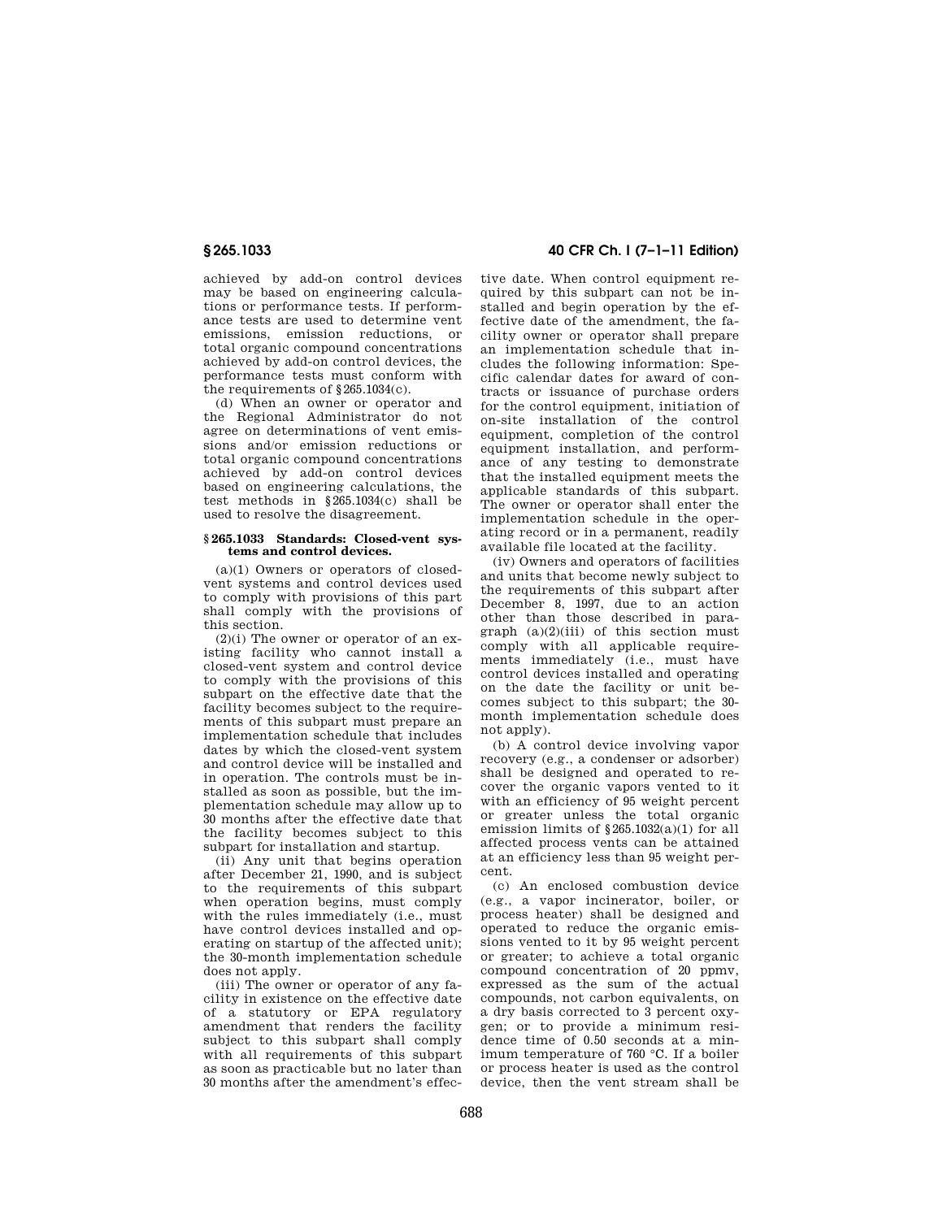achieved by add-on control devices may be based on engineering calculations or performance tests. If performance tests are used to determine vent emissions, emission reductions, or total organic compound concentrations achieved by add-on control devices, the performance tests must conform with the requirements of §265.1034(c).

(d) When an owner or operator and the Regional Administrator do not agree on determinations of vent emissions and/or emission reductions or total organic compound concentrations achieved by add-on control devices based on engineering calculations, the test methods in §265.1034(c) shall be used to resolve the disagreement.

### §265.1033 Standards: Closed-vent systems and control devices.

(a)(1) Owners or operators of closed-vent systems and control devices used to comply with provisions of this part shall comply with the provisions of this section.

(2)(i) The owner or operator of an existing facility who cannot install a closed-vent system and control device to comply with the provisions of this subpart on the effective date that the facility becomes subject to the requirements of this subpart must prepare an implementation schedule that includes dates by which the closed-vent system and control device will be installed and in operation. The controls must be installed as soon as possible, but the implementation schedule may allow up to 30 months after the effective date that the facility becomes subject to this subpart for installation and startup.

(ii) Any unit that begins operation after December 21, 1990, and is subject to the requirements of this subpart when operation begins, must comply with the rules immediately (i.e., must have control devices installed and operating on startup of the affected unit); the 30-month implementation schedule does not apply.

(iii) The owner or operator of any facility in existence on the effective date of a statutory or EPA regulatory amendment that renders the facility subject to this subpart shall comply with all requirements of this subpart as soon as practicable but no later than 30 months after the amendment's effective date. When control equipment required by this subpart can not be installed and begin operation by the effective date of the amendment, the facility owner or operator shall prepare an implementation schedule that includes the following information: Specific calendar dates for award of contracts or issuance of purchase orders for the control equipment, initiation of on-site installation of the control equipment, completion of the control equipment installation, and performance of any testing to demonstrate that the installed equipment meets the applicable standards of this subpart. The owner or operator shall enter the implementation schedule in the operating record or in a permanent, readily available file located at the facility.

(iv) Owners and operators of facilities and units that become newly subject to the requirements of this subpart after December 8, 1997, due to an action other than those described in paragraph (a)(2)(iii) of this section must comply with all applicable requirements immediately (i.e., must have control devices installed and operating on the date the facility or unit becomes subject to this subpart; the 30-month implementation schedule does not apply).

(b) A control device involving vapor recovery (e.g., a condenser or adsorber) shall be designed and operated to recover the organic vapors vented to it with an efficiency of 95 weight percent or greater unless the total organic emission limits of §265.1032(a)(1) for all affected process vents can be attained at an efficiency less than 95 weight percent.

(c) An enclosed combustion device (e.g., a vapor incinerator, boiler, or process heater) shall be designed and operated to reduce the organic emissions vented to it by 95 weight percent or greater; to achieve a total organic compound concentration of 20 ppmv, expressed as the sum of the actual compounds, not carbon equivalents, on a dry basis corrected to 3 percent oxygen; or to provide a minimum residence time of 0.50 seconds at a minimum temperature of 760 °C. If a boiler or process heater is used as the control device, then the vent stream shall be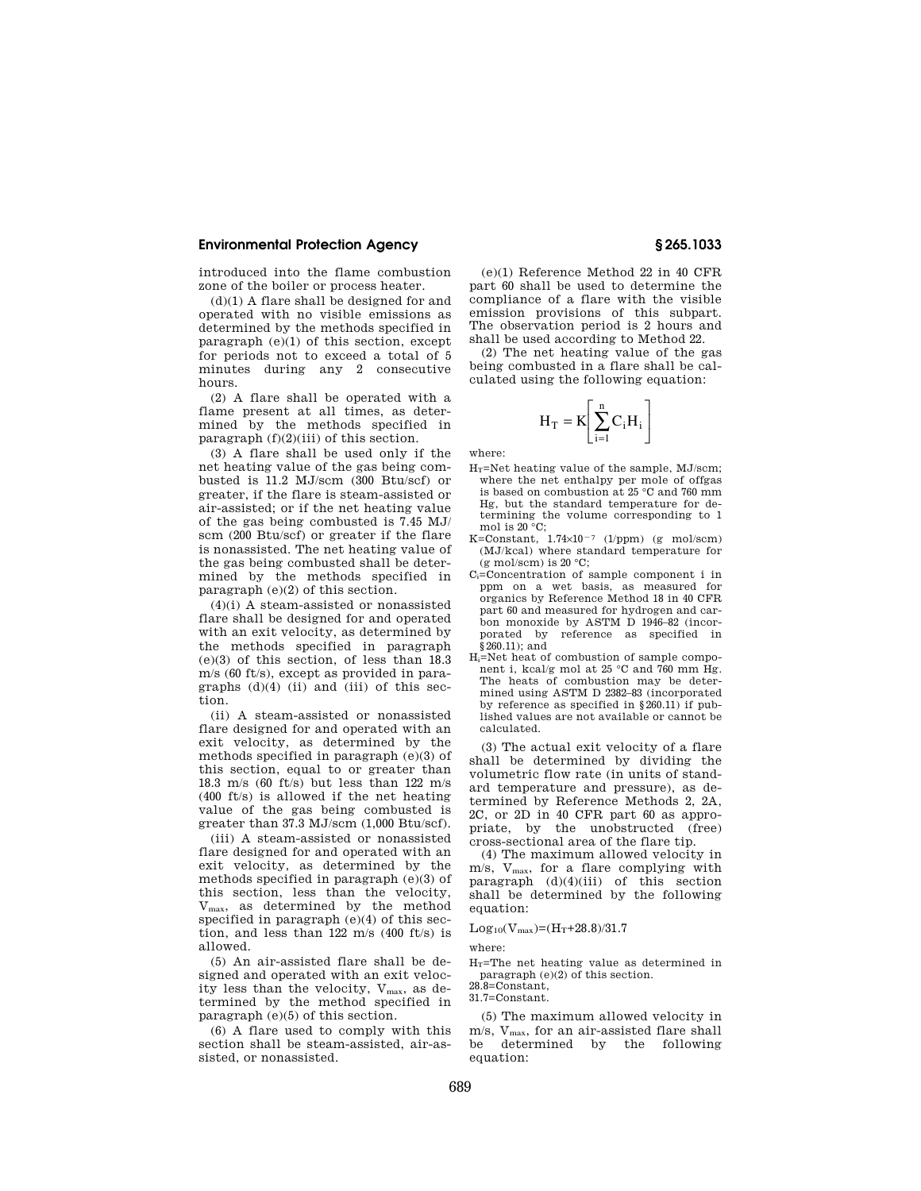introduced into the flame combustion zone of the boiler or process heater.

(d)(1) A flare shall be designed for and operated with no visible emissions as determined by the methods specified in paragraph (e)(1) of this section, except for periods not to exceed a total of 5 minutes during any 2 consecutive hours.

(2) A flare shall be operated with a flame present at all times, as determined by the methods specified in paragraph (f)(2)(iii) of this section.

(3) A flare shall be used only if the net heating value of the gas being combusted is 11.2 MJ/scm (300 Btu/scf) or greater, if the flare is steam-assisted or air-assisted; or if the net heating value of the gas being combusted is 7.45 MJ/scm (200 Btu/scf) or greater if the flare is nonassisted. The net heating value of the gas being combusted shall be determined by the methods specified in paragraph (e)(2) of this section.

(4)(i) A steam-assisted or nonassisted flare shall be designed for and operated with an exit velocity, as determined by the methods specified in paragraph (e)(3) of this section, of less than 18.3 m/s (60 ft/s), except as provided in paragraphs (d)(4) (ii) and (iii) of this section.

(ii) A steam-assisted or nonassisted flare designed for and operated with an exit velocity, as determined by the methods specified in paragraph (e)(3) of this section, equal to or greater than 18.3 m/s (60 ft/s) but less than 122 m/s (400 ft/s) is allowed if the net heating value of the gas being combusted is greater than 37.3 MJ/scm (1,000 Btu/scf).

(iii) A steam-assisted or nonassisted flare designed for and operated with an exit velocity, as determined by the methods specified in paragraph (e)(3) of this section, less than the velocity, $V_{max}$, as determined by the method specified in paragraph (e)(4) of this section, and less than 122 m/s (400 ft/s) is allowed.

(5) An air-assisted flare shall be designed and operated with an exit velocity less than the velocity, $V_{max}$, as determined by the method specified in paragraph (e)(5) of this section.

(6) A flare used to comply with this section shall be steam-assisted, air-assisted, or nonassisted.

(e)(1) Reference Method 22 in 40 CFR part 60 shall be used to determine the compliance of a flare with the visible emission provisions of this subpart. The observation period is 2 hours and shall be used according to Method 22.

(2) The net heating value of the gas being combusted in a flare shall be calculated using the following equation:

$$H_T = K\left[\sum_{i=1}^{n} C_i H_i\right]$$

where:

$H_T$=Net heating value of the sample, MJ/scm; where the net enthalpy per mole of offgas is based on combustion at 25 °C and 760 mm Hg, but the standard temperature for determining the volume corresponding to 1 mol is 20 °C;

K=Constant, $1.74\times10^{-7}$ (1/ppm) (g mol/scm) (MJ/kcal) where standard temperature for (g mol/scm) is 20 °C;

$C_i$=Concentration of sample component i in ppm on a wet basis, as measured for organics by Reference Method 18 in 40 CFR part 60 and measured for hydrogen and carbon monoxide by ASTM D 1946–82 (incorporated by reference as specified in §260.11); and

$H_i$=Net heat of combustion of sample component i, kcal/g mol at 25 °C and 760 mm Hg. The heats of combustion may be determined using ASTM D 2382–83 (incorporated by reference as specified in §260.11) if published values are not available or cannot be calculated.

(3) The actual exit velocity of a flare shall be determined by dividing the volumetric flow rate (in units of standard temperature and pressure), as determined by Reference Methods 2, 2A, 2C, or 2D in 40 CFR part 60 as appropriate, by the unobstructed (free) cross-sectional area of the flare tip.

(4) The maximum allowed velocity in m/s, $V_{max}$, for a flare complying with paragraph (d)(4)(iii) of this section shall be determined by the following equation:

$$Log_{10}(V_{max})=(H_T+28.8)/31.7$$

where:

$H_T$=The net heating value as determined in paragraph (e)(2) of this section.

28.8=Constant,

31.7=Constant.

(5) The maximum allowed velocity in m/s, $V_{max}$, for an air-assisted flare shall be determined by the following equation: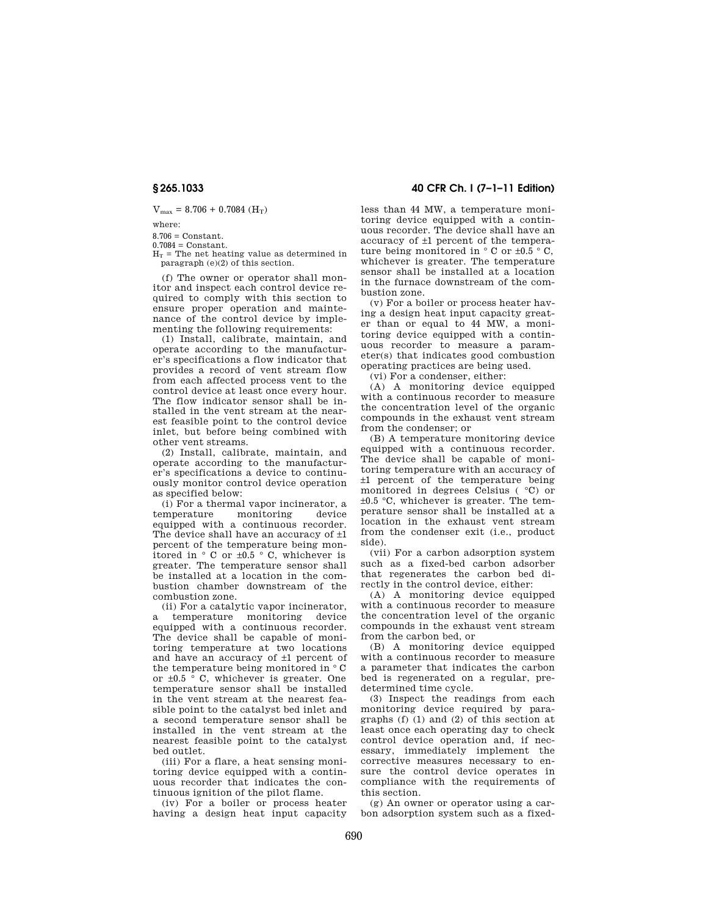$$V_{max} = 8.706 + 0.7084 (H_T)$$

where:

8.706 = Constant.

0.7084 = Constant.

$H_T$ = The net heating value as determined in paragraph (e)(2) of this section.

(f) The owner or operator shall monitor and inspect each control device required to comply with this section to ensure proper operation and maintenance of the control device by implementing the following requirements:

(1) Install, calibrate, maintain, and operate according to the manufacturer's specifications a flow indicator that provides a record of vent stream flow from each affected process vent to the control device at least once every hour. The flow indicator sensor shall be installed in the vent stream at the nearest feasible point to the control device inlet, but before being combined with other vent streams.

(2) Install, calibrate, maintain, and operate according to the manufacturer's specifications a device to continuously monitor control device operation as specified below:

(i) For a thermal vapor incinerator, a temperature monitoring device equipped with a continuous recorder. The device shall have an accuracy of ±1 percent of the temperature being monitored in ° C or ±0.5 ° C, whichever is greater. The temperature sensor shall be installed at a location in the combustion chamber downstream of the combustion zone.

(ii) For a catalytic vapor incinerator, a temperature monitoring device equipped with a continuous recorder. The device shall be capable of monitoring temperature at two locations and have an accuracy of ±1 percent of the temperature being monitored in ° C or ±0.5 ° C, whichever is greater. One temperature sensor shall be installed in the vent stream at the nearest feasible point to the catalyst bed inlet and a second temperature sensor shall be installed in the vent stream at the nearest feasible point to the catalyst bed outlet.

(iii) For a flare, a heat sensing monitoring device equipped with a continuous recorder that indicates the continuous ignition of the pilot flame.

(iv) For a boiler or process heater having a design heat input capacity less than 44 MW, a temperature monitoring device equipped with a continuous recorder. The device shall have an accuracy of ±1 percent of the temperature being monitored in ° C or ±0.5 ° C, whichever is greater. The temperature sensor shall be installed at a location in the furnace downstream of the combustion zone.

(v) For a boiler or process heater having a design heat input capacity greater than or equal to 44 MW, a monitoring device equipped with a continuous recorder to measure a parameter(s) that indicates good combustion operating practices are being used.

(vi) For a condenser, either:

(A) A monitoring device equipped with a continuous recorder to measure the concentration level of the organic compounds in the exhaust vent stream from the condenser; or

(B) A temperature monitoring device equipped with a continuous recorder. The device shall be capable of monitoring temperature with an accuracy of ±1 percent of the temperature being monitored in degrees Celsius ( °C) or ±0.5 °C, whichever is greater. The temperature sensor shall be installed at a location in the exhaust vent stream from the condenser exit (i.e., product side).

(vii) For a carbon adsorption system such as a fixed-bed carbon adsorber that regenerates the carbon bed directly in the control device, either:

(A) A monitoring device equipped with a continuous recorder to measure the concentration level of the organic compounds in the exhaust vent stream from the carbon bed, or

(B) A monitoring device equipped with a continuous recorder to measure a parameter that indicates the carbon bed is regenerated on a regular, predetermined time cycle.

(3) Inspect the readings from each monitoring device required by paragraphs (f) (1) and (2) of this section at least once each operating day to check control device operation and, if necessary, immediately implement the corrective measures necessary to ensure the control device operates in compliance with the requirements of this section.

(g) An owner or operator using a carbon adsorption system such as a fixed-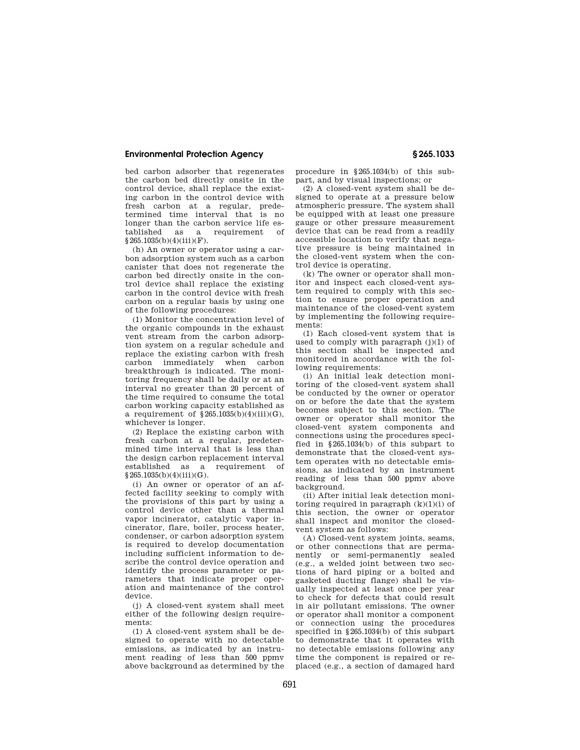bed carbon adsorber that regenerates the carbon bed directly onsite in the control device, shall replace the existing carbon in the control device with fresh carbon at a regular, predetermined time interval that is no longer than the carbon service life established as a requirement of §265.1035(b)(4)(iii)(F).

(h) An owner or operator using a carbon adsorption system such as a carbon canister that does not regenerate the carbon bed directly onsite in the control device shall replace the existing carbon in the control device with fresh carbon on a regular basis by using one of the following procedures:

(1) Monitor the concentration level of the organic compounds in the exhaust vent stream from the carbon adsorption system on a regular schedule and replace the existing carbon with fresh carbon immediately when carbon breakthrough is indicated. The monitoring frequency shall be daily or at an interval no greater than 20 percent of the time required to consume the total carbon working capacity established as a requirement of §265.1035(b)(4)(iii)(G), whichever is longer.

(2) Replace the existing carbon with fresh carbon at a regular, predetermined time interval that is less than the design carbon replacement interval established as a requirement of §265.1035(b)(4)(iii)(G).

(i) An owner or operator of an affected facility seeking to comply with the provisions of this part by using a control device other than a thermal vapor incinerator, catalytic vapor incinerator, flare, boiler, process heater, condenser, or carbon adsorption system is required to develop documentation including sufficient information to describe the control device operation and identify the process parameter or parameters that indicate proper operation and maintenance of the control device.

(j) A closed-vent system shall meet either of the following design requirements:

(1) A closed-vent system shall be designed to operate with no detectable emissions, as indicated by an instrument reading of less than 500 ppmv above background as determined by the procedure in §265.1034(b) of this subpart, and by visual inspections; or

(2) A closed-vent system shall be designed to operate at a pressure below atmospheric pressure. The system shall be equipped with at least one pressure gauge or other pressure measurement device that can be read from a readily accessible location to verify that negative pressure is being maintained in the closed-vent system when the control device is operating.

(k) The owner or operator shall monitor and inspect each closed-vent system required to comply with this section to ensure proper operation and maintenance of the closed-vent system by implementing the following requirements:

(1) Each closed-vent system that is used to comply with paragraph (j)(1) of this section shall be inspected and monitored in accordance with the following requirements:

(i) An initial leak detection monitoring of the closed-vent system shall be conducted by the owner or operator on or before the date that the system becomes subject to this section. The owner or operator shall monitor the closed-vent system components and connections using the procedures specified in §265.1034(b) of this subpart to demonstrate that the closed-vent system operates with no detectable emissions, as indicated by an instrument reading of less than 500 ppmv above background.

(ii) After initial leak detection monitoring required in paragraph (k)(1)(i) of this section, the owner or operator shall inspect and monitor the closed-vent system as follows:

(A) Closed-vent system joints, seams, or other connections that are permanently or semi-permanently sealed (e.g., a welded joint between two sections of hard piping or a bolted and gasketed ducting flange) shall be visually inspected at least once per year to check for defects that could result in air pollutant emissions. The owner or operator shall monitor a component or connection using the procedures specified in §265.1034(b) of this subpart to demonstrate that it operates with no detectable emissions following any time the component is repaired or replaced (e.g., a section of damaged hard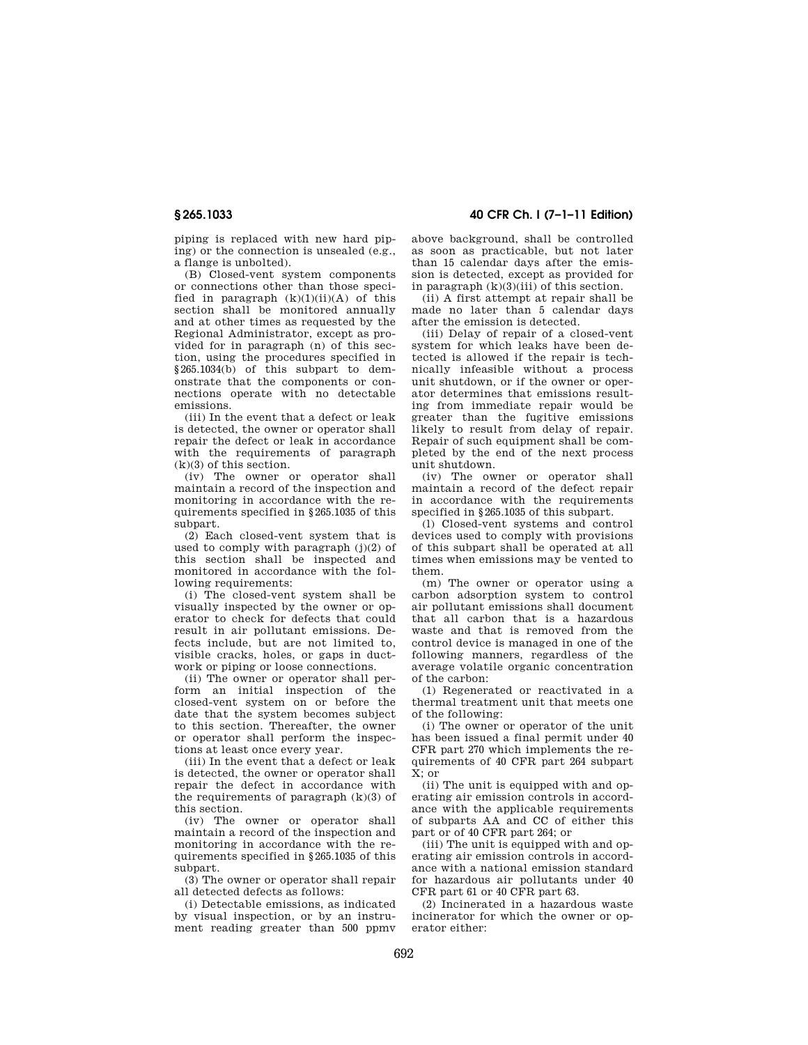piping is replaced with new hard piping) or the connection is unsealed (e.g., a flange is unbolted).

(B) Closed-vent system components or connections other than those specified in paragraph (k)(1)(ii)(A) of this section shall be monitored annually and at other times as requested by the Regional Administrator, except as provided for in paragraph (n) of this section, using the procedures specified in §265.1034(b) of this subpart to demonstrate that the components or connections operate with no detectable emissions.

(iii) In the event that a defect or leak is detected, the owner or operator shall repair the defect or leak in accordance with the requirements of paragraph (k)(3) of this section.

(iv) The owner or operator shall maintain a record of the inspection and monitoring in accordance with the requirements specified in §265.1035 of this subpart.

(2) Each closed-vent system that is used to comply with paragraph (j)(2) of this section shall be inspected and monitored in accordance with the following requirements:

(i) The closed-vent system shall be visually inspected by the owner or operator to check for defects that could result in air pollutant emissions. Defects include, but are not limited to, visible cracks, holes, or gaps in ductwork or piping or loose connections.

(ii) The owner or operator shall perform an initial inspection of the closed-vent system on or before the date that the system becomes subject to this section. Thereafter, the owner or operator shall perform the inspections at least once every year.

(iii) In the event that a defect or leak is detected, the owner or operator shall repair the defect in accordance with the requirements of paragraph (k)(3) of this section.

(iv) The owner or operator shall maintain a record of the inspection and monitoring in accordance with the requirements specified in §265.1035 of this subpart.

(3) The owner or operator shall repair all detected defects as follows:

(i) Detectable emissions, as indicated by visual inspection, or by an instrument reading greater than 500 ppmv above background, shall be controlled as soon as practicable, but not later than 15 calendar days after the emission is detected, except as provided for in paragraph (k)(3)(iii) of this section.

(ii) A first attempt at repair shall be made no later than 5 calendar days after the emission is detected.

(iii) Delay of repair of a closed-vent system for which leaks have been detected is allowed if the repair is technically infeasible without a process unit shutdown, or if the owner or operator determines that emissions resulting from immediate repair would be greater than the fugitive emissions likely to result from delay of repair. Repair of such equipment shall be completed by the end of the next process unit shutdown.

(iv) The owner or operator shall maintain a record of the defect repair in accordance with the requirements specified in §265.1035 of this subpart.

(l) Closed-vent systems and control devices used to comply with provisions of this subpart shall be operated at all times when emissions may be vented to them.

(m) The owner or operator using a carbon adsorption system to control air pollutant emissions shall document that all carbon that is a hazardous waste and that is removed from the control device is managed in one of the following manners, regardless of the average volatile organic concentration of the carbon:

(1) Regenerated or reactivated in a thermal treatment unit that meets one of the following:

(i) The owner or operator of the unit has been issued a final permit under 40 CFR part 270 which implements the requirements of 40 CFR part 264 subpart X; or

(ii) The unit is equipped with and operating air emission controls in accordance with the applicable requirements of subparts AA and CC of either this part or of 40 CFR part 264; or

(iii) The unit is equipped with and operating air emission controls in accordance with a national emission standard for hazardous air pollutants under 40 CFR part 61 or 40 CFR part 63.

(2) Incinerated in a hazardous waste incinerator for which the owner or operator either: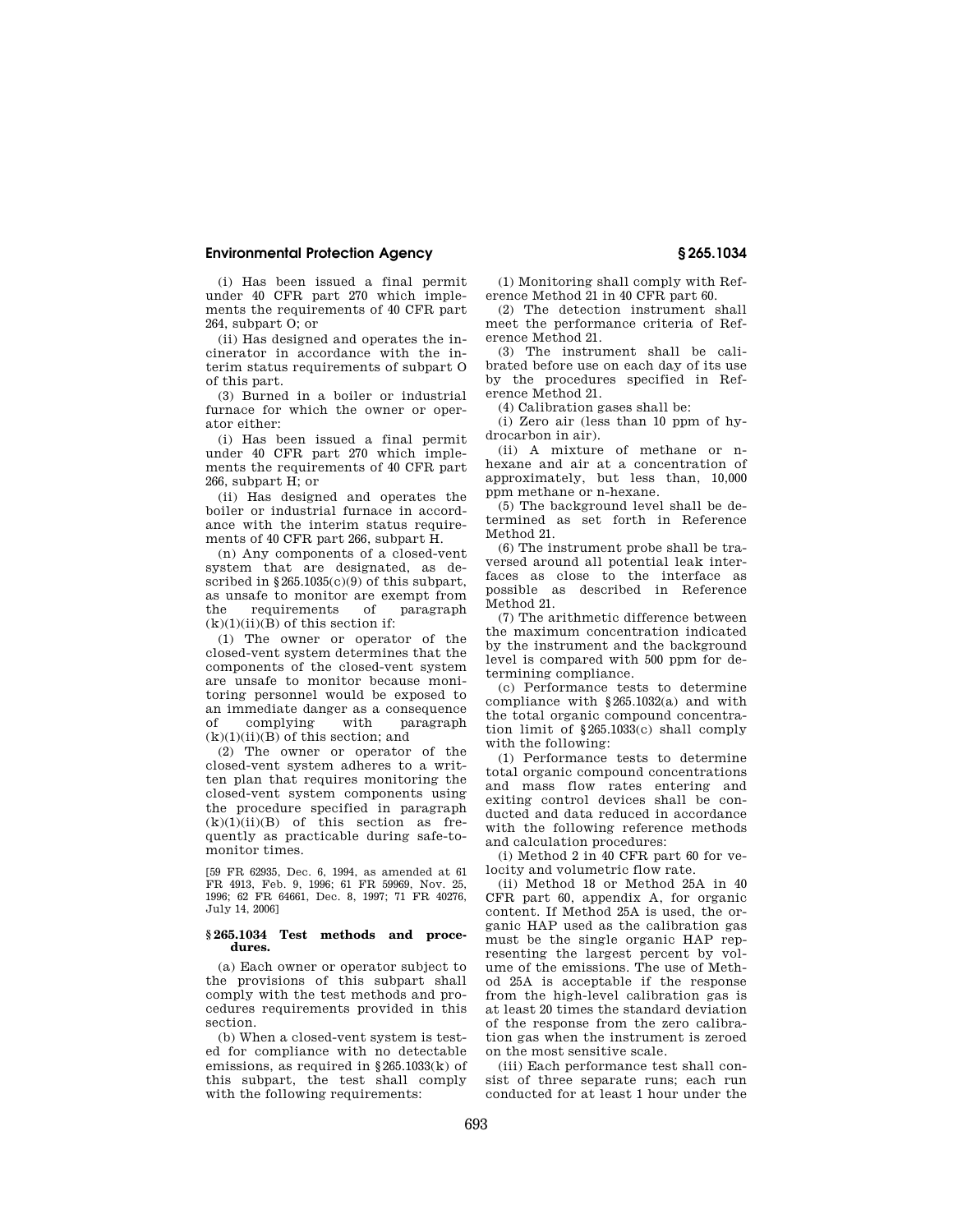(i) Has been issued a final permit under 40 CFR part 270 which implements the requirements of 40 CFR part 264, subpart O; or

(ii) Has designed and operates the incinerator in accordance with the interim status requirements of subpart O of this part.

(3) Burned in a boiler or industrial furnace for which the owner or operator either:

(i) Has been issued a final permit under 40 CFR part 270 which implements the requirements of 40 CFR part 266, subpart H; or

(ii) Has designed and operates the boiler or industrial furnace in accordance with the interim status requirements of 40 CFR part 266, subpart H.

(n) Any components of a closed-vent system that are designated, as described in §265.1035(c)(9) of this subpart, as unsafe to monitor are exempt from the requirements of paragraph (k)(1)(ii)(B) of this section if:

(1) The owner or operator of the closed-vent system determines that the components of the closed-vent system are unsafe to monitor because monitoring personnel would be exposed to an immediate danger as a consequence of complying with paragraph (k)(1)(ii)(B) of this section; and

(2) The owner or operator of the closed-vent system adheres to a written plan that requires monitoring the closed-vent system components using the procedure specified in paragraph (k)(1)(ii)(B) of this section as frequently as practicable during safe-to-monitor times.

[59 FR 62935, Dec. 6, 1994, as amended at 61 FR 4913, Feb. 9, 1996; 61 FR 59969, Nov. 25, 1996; 62 FR 64661, Dec. 8, 1997; 71 FR 40276, July 14, 2006]

### §265.1034 Test methods and procedures.

(a) Each owner or operator subject to the provisions of this subpart shall comply with the test methods and procedures requirements provided in this section.

(b) When a closed-vent system is tested for compliance with no detectable emissions, as required in §265.1033(k) of this subpart, the test shall comply with the following requirements:

(1) Monitoring shall comply with Reference Method 21 in 40 CFR part 60.

(2) The detection instrument shall meet the performance criteria of Reference Method 21.

(3) The instrument shall be calibrated before use on each day of its use by the procedures specified in Reference Method 21.

(4) Calibration gases shall be:

(i) Zero air (less than 10 ppm of hydrocarbon in air).

(ii) A mixture of methane or n-hexane and air at a concentration of approximately, but less than, 10,000 ppm methane or n-hexane.

(5) The background level shall be determined as set forth in Reference Method 21.

(6) The instrument probe shall be traversed around all potential leak interfaces as close to the interface as possible as described in Reference Method 21.

(7) The arithmetic difference between the maximum concentration indicated by the instrument and the background level is compared with 500 ppm for determining compliance.

(c) Performance tests to determine compliance with §265.1032(a) and with the total organic compound concentration limit of §265.1033(c) shall comply with the following:

(1) Performance tests to determine total organic compound concentrations and mass flow rates entering and exiting control devices shall be conducted and data reduced in accordance with the following reference methods and calculation procedures:

(i) Method 2 in 40 CFR part 60 for velocity and volumetric flow rate.

(ii) Method 18 or Method 25A in 40 CFR part 60, appendix A, for organic content. If Method 25A is used, the organic HAP used as the calibration gas must be the single organic HAP representing the largest percent by volume of the emissions. The use of Method 25A is acceptable if the response from the high-level calibration gas is at least 20 times the standard deviation of the response from the zero calibration gas when the instrument is zeroed on the most sensitive scale.

(iii) Each performance test shall consist of three separate runs; each run conducted for at least 1 hour under the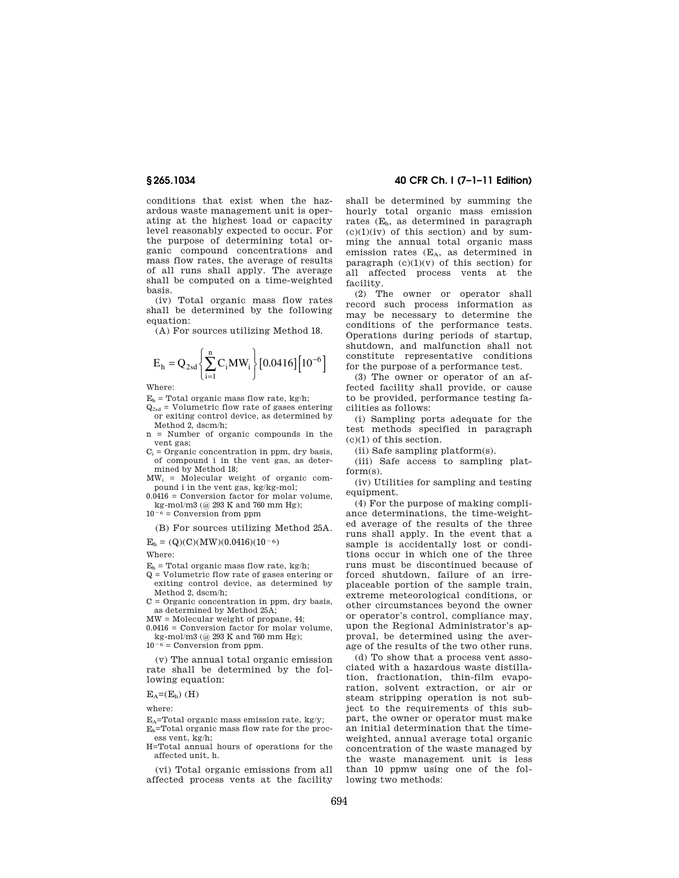conditions that exist when the hazardous waste management unit is operating at the highest load or capacity level reasonably expected to occur. For the purpose of determining total organic compound concentrations and mass flow rates, the average of results of all runs shall apply. The average shall be computed on a time-weighted basis.

(iv) Total organic mass flow rates shall be determined by the following equation:

(A) For sources utilizing Method 18.

$$E_h = Q_{2sd} \left\{ \sum_{i=1}^{n} C_i MW_i \right\} [0.0416] \left[ 10^{-6} \right]$$

Where:

$E_h$ = Total organic mass flow rate, kg/h;

$Q_{2sd}$ = Volumetric flow rate of gases entering or exiting control device, as determined by Method 2, dscm/h;

n = Number of organic compounds in the vent gas;

$C_i$ = Organic concentration in ppm, dry basis, of compound i in the vent gas, as determined by Method 18;

$MW_i$ = Molecular weight of organic compound i in the vent gas, kg/kg-mol;

0.0416 = Conversion factor for molar volume, kg-mol/m3 (@ 293 K and 760 mm Hg);

$10^{-6}$ = Conversion from ppm

(B) For sources utilizing Method 25A.

$E_h = (Q)(C)(MW)(0.0416)(10^{-6})$

Where:

$E_h$ = Total organic mass flow rate, kg/h;

Q = Volumetric flow rate of gases entering or exiting control device, as determined by Method 2, dscm/h;

C = Organic concentration in ppm, dry basis, as determined by Method 25A;

MW = Molecular weight of propane, 44;

0.0416 = Conversion factor for molar volume, kg-mol/m3 (@ 293 K and 760 mm Hg);

$10^{-6}$ = Conversion from ppm.

(v) The annual total organic emission rate shall be determined by the following equation:

$E_A=(E_h)\ (H)$

where:

$E_A$=Total organic mass emission rate, kg/y;

$E_h$=Total organic mass flow rate for the process vent, kg/h;

H=Total annual hours of operations for the affected unit, h.

(vi) Total organic emissions from all affected process vents at the facility shall be determined by summing the hourly total organic mass emission rates ($E_h$, as determined in paragraph (c)(1)(iv) of this section) and by summing the annual total organic mass emission rates ($E_A$, as determined in paragraph (c)(1)(v) of this section) for all affected process vents at the facility.

(2) The owner or operator shall record such process information as may be necessary to determine the conditions of the performance tests. Operations during periods of startup, shutdown, and malfunction shall not constitute representative conditions for the purpose of a performance test.

(3) The owner or operator of an affected facility shall provide, or cause to be provided, performance testing facilities as follows:

(i) Sampling ports adequate for the test methods specified in paragraph (c)(1) of this section.

(ii) Safe sampling platform(s).

(iii) Safe access to sampling platform(s).

(iv) Utilities for sampling and testing equipment.

(4) For the purpose of making compliance determinations, the time-weighted average of the results of the three runs shall apply. In the event that a sample is accidentally lost or conditions occur in which one of the three runs must be discontinued because of forced shutdown, failure of an irreplaceable portion of the sample train, extreme meteorological conditions, or other circumstances beyond the owner or operator's control, compliance may, upon the Regional Administrator's approval, be determined using the average of the results of the two other runs.

(d) To show that a process vent associated with a hazardous waste distillation, fractionation, thin-film evaporation, solvent extraction, or air or steam stripping operation is not subject to the requirements of this subpart, the owner or operator must make an initial determination that the time-weighted, annual average total organic concentration of the waste managed by the waste management unit is less than 10 ppmw using one of the following two methods: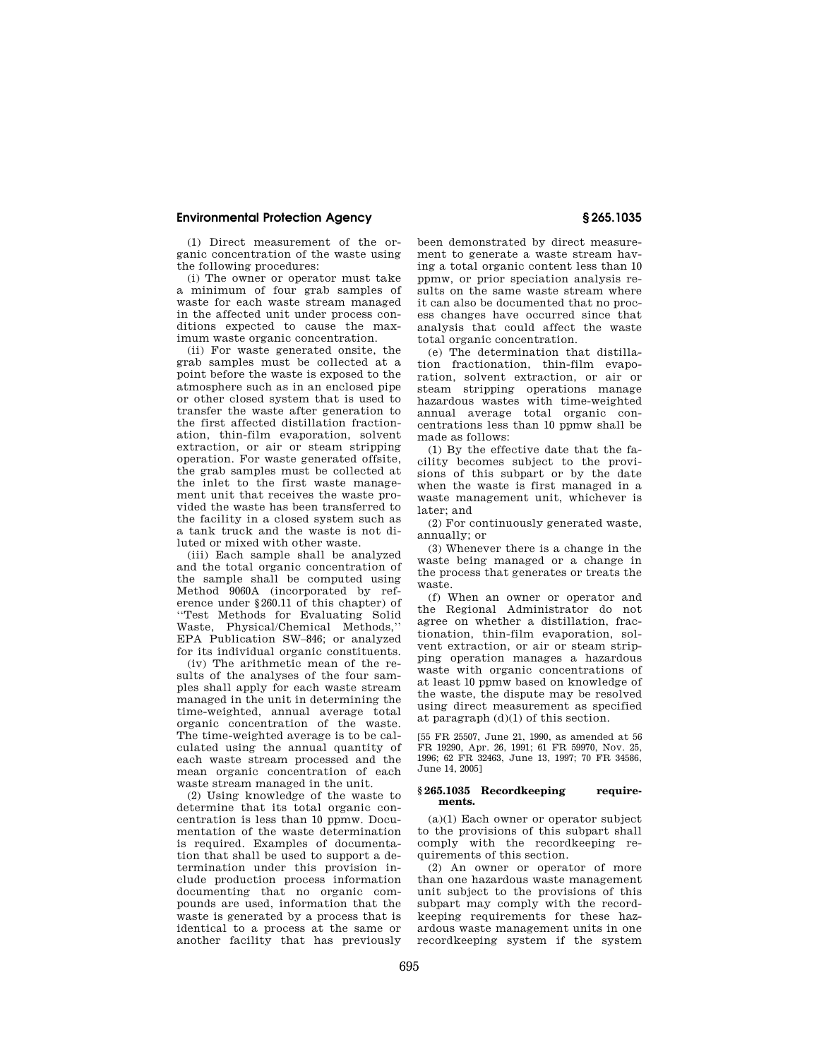(1) Direct measurement of the organic concentration of the waste using the following procedures:

(i) The owner or operator must take a minimum of four grab samples of waste for each waste stream managed in the affected unit under process conditions expected to cause the maximum waste organic concentration.

(ii) For waste generated onsite, the grab samples must be collected at a point before the waste is exposed to the atmosphere such as in an enclosed pipe or other closed system that is used to transfer the waste after generation to the first affected distillation fractionation, thin-film evaporation, solvent extraction, or air or steam stripping operation. For waste generated offsite, the grab samples must be collected at the inlet to the first waste management unit that receives the waste provided the waste has been transferred to the facility in a closed system such as a tank truck and the waste is not diluted or mixed with other waste.

(iii) Each sample shall be analyzed and the total organic concentration of the sample shall be computed using Method 9060A (incorporated by reference under §260.11 of this chapter) of "Test Methods for Evaluating Solid Waste, Physical/Chemical Methods," EPA Publication SW–846; or analyzed for its individual organic constituents.

(iv) The arithmetic mean of the results of the analyses of the four samples shall apply for each waste stream managed in the unit in determining the time-weighted, annual average total organic concentration of the waste. The time-weighted average is to be calculated using the annual quantity of each waste stream processed and the mean organic concentration of each waste stream managed in the unit.

(2) Using knowledge of the waste to determine that its total organic concentration is less than 10 ppmw. Documentation of the waste determination is required. Examples of documentation that shall be used to support a determination under this provision include production process information documenting that no organic compounds are used, information that the waste is generated by a process that is identical to a process at the same or another facility that has previously been demonstrated by direct measurement to generate a waste stream having a total organic content less than 10 ppmw, or prior speciation analysis results on the same waste stream where it can also be documented that no process changes have occurred since that analysis that could affect the waste total organic concentration.

(e) The determination that distillation fractionation, thin-film evaporation, solvent extraction, or air or steam stripping operations manage hazardous wastes with time-weighted annual average total organic concentrations less than 10 ppmw shall be made as follows:

(1) By the effective date that the facility becomes subject to the provisions of this subpart or by the date when the waste is first managed in a waste management unit, whichever is later; and

(2) For continuously generated waste, annually; or

(3) Whenever there is a change in the waste being managed or a change in the process that generates or treats the waste.

(f) When an owner or operator and the Regional Administrator do not agree on whether a distillation, fractionation, thin-film evaporation, solvent extraction, or air or steam stripping operation manages a hazardous waste with organic concentrations of at least 10 ppmw based on knowledge of the waste, the dispute may be resolved using direct measurement as specified at paragraph (d)(1) of this section.

[55 FR 25507, June 21, 1990, as amended at 56 FR 19290, Apr. 26, 1991; 61 FR 59970, Nov. 25, 1996; 62 FR 32463, June 13, 1997; 70 FR 34586, June 14, 2005]

## §265.1035 Recordkeeping requirements.

(a)(1) Each owner or operator subject to the provisions of this subpart shall comply with the recordkeeping requirements of this section.

(2) An owner or operator of more than one hazardous waste management unit subject to the provisions of this subpart may comply with the recordkeeping requirements for these hazardous waste management units in one recordkeeping system if the system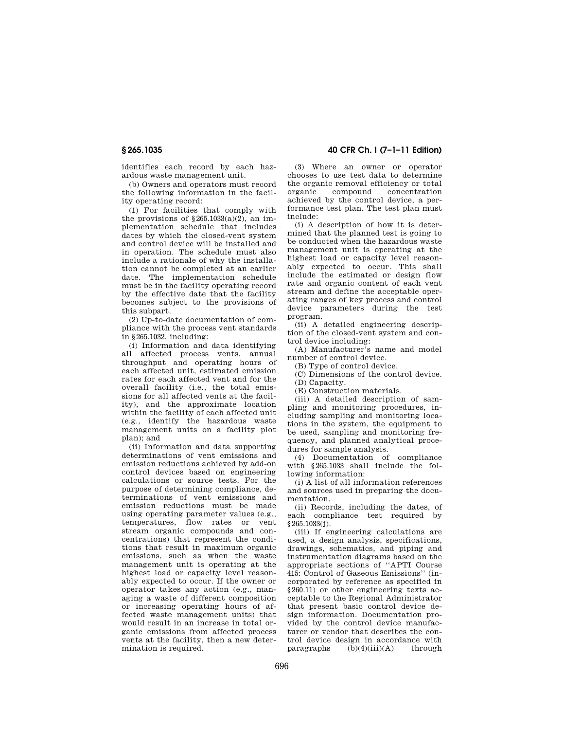identifies each record by each hazardous waste management unit.

(b) Owners and operators must record the following information in the facility operating record:

(1) For facilities that comply with the provisions of §265.1033(a)(2), an implementation schedule that includes dates by which the closed-vent system and control device will be installed and in operation. The schedule must also include a rationale of why the installation cannot be completed at an earlier date. The implementation schedule must be in the facility operating record by the effective date that the facility becomes subject to the provisions of this subpart.

(2) Up-to-date documentation of compliance with the process vent standards in §265.1032, including:

(i) Information and data identifying all affected process vents, annual throughput and operating hours of each affected unit, estimated emission rates for each affected vent and for the overall facility (i.e., the total emissions for all affected vents at the facility), and the approximate location within the facility of each affected unit (e.g., identify the hazardous waste management units on a facility plot plan); and

(ii) Information and data supporting determinations of vent emissions and emission reductions achieved by add-on control devices based on engineering calculations or source tests. For the purpose of determining compliance, determinations of vent emissions and emission reductions must be made using operating parameter values (e.g., temperatures, flow rates or vent stream organic compounds and concentrations) that represent the conditions that result in maximum organic emissions, such as when the waste management unit is operating at the highest load or capacity level reasonably expected to occur. If the owner or operator takes any action (e.g., managing a waste of different composition or increasing operating hours of affected waste management units) that would result in an increase in total organic emissions from affected process vents at the facility, then a new determination is required.

(3) Where an owner or operator chooses to use test data to determine the organic removal efficiency or total organic compound concentration achieved by the control device, a performance test plan. The test plan must include:

(i) A description of how it is determined that the planned test is going to be conducted when the hazardous waste management unit is operating at the highest load or capacity level reasonably expected to occur. This shall include the estimated or design flow rate and organic content of each vent stream and define the acceptable operating ranges of key process and control device parameters during the test program.

(ii) A detailed engineering description of the closed-vent system and control device including:

(A) Manufacturer's name and model number of control device.

(B) Type of control device.

(C) Dimensions of the control device.

(D) Capacity.

(E) Construction materials.

(iii) A detailed description of sampling and monitoring procedures, including sampling and monitoring locations in the system, the equipment to be used, sampling and monitoring frequency, and planned analytical procedures for sample analysis.

(4) Documentation of compliance with §265.1033 shall include the following information:

(i) A list of all information references and sources used in preparing the documentation.

(ii) Records, including the dates, of each compliance test required by §265.1033(j).

(iii) If engineering calculations are used, a design analysis, specifications, drawings, schematics, and piping and instrumentation diagrams based on the appropriate sections of "APTI Course 415: Control of Gaseous Emissions" (incorporated by reference as specified in §260.11) or other engineering texts acceptable to the Regional Administrator that present basic control device design information. Documentation provided by the control device manufacturer or vendor that describes the control device design in accordance with paragraphs (b)(4)(iii)(A) through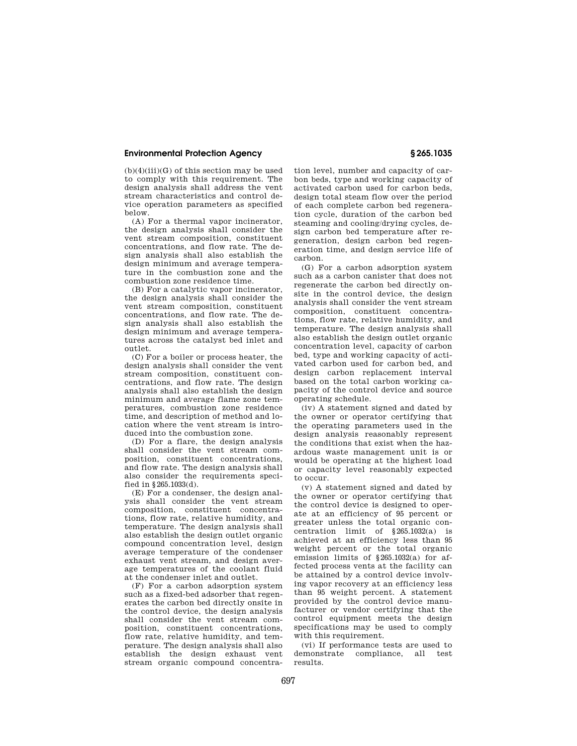(b)(4)(iii)(G) of this section may be used to comply with this requirement. The design analysis shall address the vent stream characteristics and control device operation parameters as specified below.

(A) For a thermal vapor incinerator, the design analysis shall consider the vent stream composition, constituent concentrations, and flow rate. The design analysis shall also establish the design minimum and average temperature in the combustion zone and the combustion zone residence time.

(B) For a catalytic vapor incinerator, the design analysis shall consider the vent stream composition, constituent concentrations, and flow rate. The design analysis shall also establish the design minimum and average temperatures across the catalyst bed inlet and outlet.

(C) For a boiler or process heater, the design analysis shall consider the vent stream composition, constituent concentrations, and flow rate. The design analysis shall also establish the design minimum and average flame zone temperatures, combustion zone residence time, and description of method and location where the vent stream is introduced into the combustion zone.

(D) For a flare, the design analysis shall consider the vent stream composition, constituent concentrations, and flow rate. The design analysis shall also consider the requirements specified in §265.1033(d).

(E) For a condenser, the design analysis shall consider the vent stream composition, constituent concentrations, flow rate, relative humidity, and temperature. The design analysis shall also establish the design outlet organic compound concentration level, design average temperature of the condenser exhaust vent stream, and design average temperatures of the coolant fluid at the condenser inlet and outlet.

(F) For a carbon adsorption system such as a fixed-bed adsorber that regenerates the carbon bed directly onsite in the control device, the design analysis shall consider the vent stream composition, constituent concentrations, flow rate, relative humidity, and temperature. The design analysis shall also establish the design exhaust vent stream organic compound concentration level, number and capacity of carbon beds, type and working capacity of activated carbon used for carbon beds, design total steam flow over the period of each complete carbon bed regeneration cycle, duration of the carbon bed steaming and cooling/drying cycles, design carbon bed temperature after regeneration, design carbon bed regeneration time, and design service life of carbon.

(G) For a carbon adsorption system such as a carbon canister that does not regenerate the carbon bed directly onsite in the control device, the design analysis shall consider the vent stream composition, constituent concentrations, flow rate, relative humidity, and temperature. The design analysis shall also establish the design outlet organic concentration level, capacity of carbon bed, type and working capacity of activated carbon used for carbon bed, and design carbon replacement interval based on the total carbon working capacity of the control device and source operating schedule.

(iv) A statement signed and dated by the owner or operator certifying that the operating parameters used in the design analysis reasonably represent the conditions that exist when the hazardous waste management unit is or would be operating at the highest load or capacity level reasonably expected to occur.

(v) A statement signed and dated by the owner or operator certifying that the control device is designed to operate at an efficiency of 95 percent or greater unless the total organic concentration limit of §265.1032(a) is achieved at an efficiency less than 95 weight percent or the total organic emission limits of §265.1032(a) for affected process vents at the facility can be attained by a control device involving vapor recovery at an efficiency less than 95 weight percent. A statement provided by the control device manufacturer or vendor certifying that the control equipment meets the design specifications may be used to comply with this requirement.

(vi) If performance tests are used to demonstrate compliance, all test results.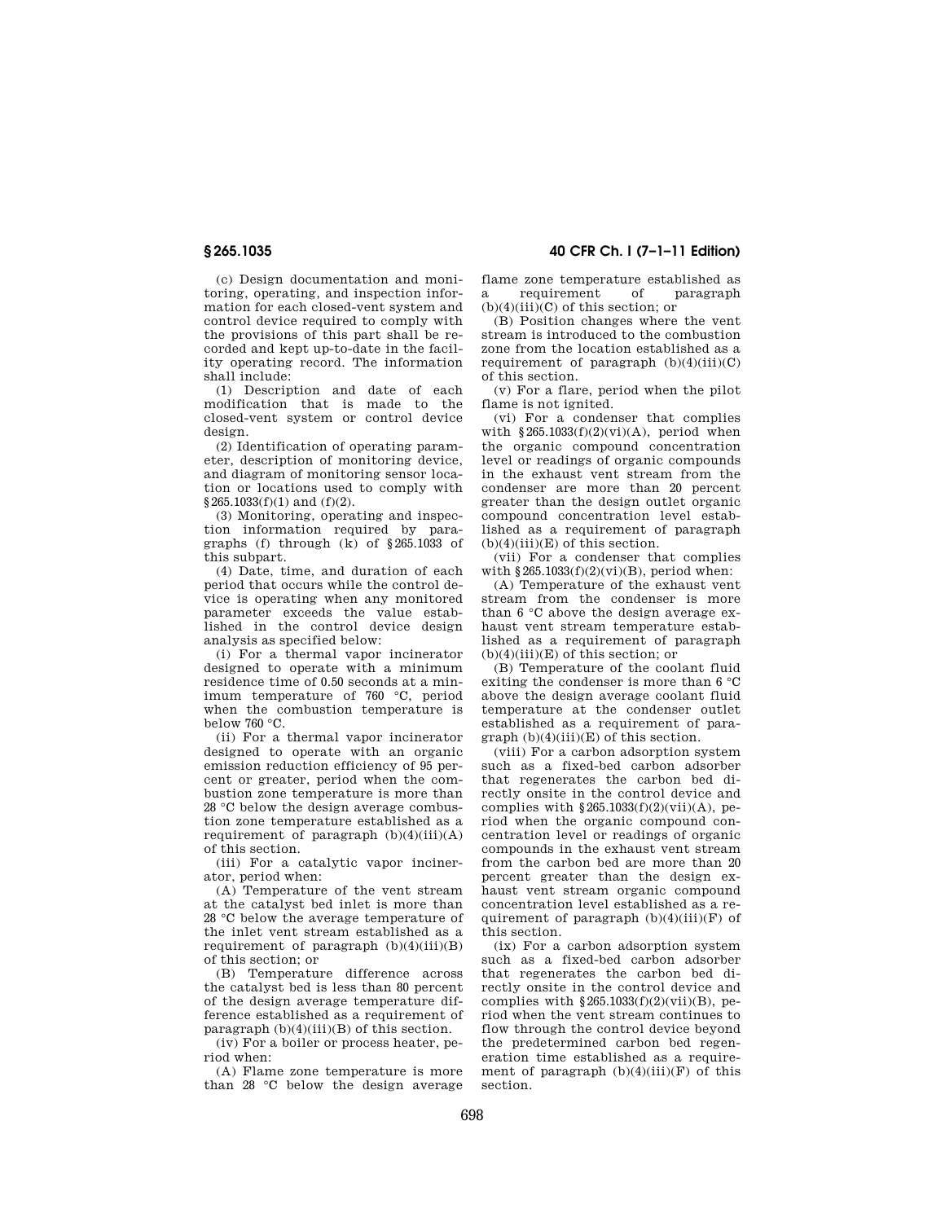(c) Design documentation and monitoring, operating, and inspection information for each closed-vent system and control device required to comply with the provisions of this part shall be recorded and kept up-to-date in the facility operating record. The information shall include:

(1) Description and date of each modification that is made to the closed-vent system or control device design.

(2) Identification of operating parameter, description of monitoring device, and diagram of monitoring sensor location or locations used to comply with §265.1033(f)(1) and (f)(2).

(3) Monitoring, operating and inspection information required by paragraphs (f) through (k) of §265.1033 of this subpart.

(4) Date, time, and duration of each period that occurs while the control device is operating when any monitored parameter exceeds the value established in the control device design analysis as specified below:

(i) For a thermal vapor incinerator designed to operate with a minimum residence time of 0.50 seconds at a minimum temperature of 760 °C, period when the combustion temperature is below 760 °C.

(ii) For a thermal vapor incinerator designed to operate with an organic emission reduction efficiency of 95 percent or greater, period when the combustion zone temperature is more than 28 °C below the design average combustion zone temperature established as a requirement of paragraph (b)(4)(iii)(A) of this section.

(iii) For a catalytic vapor incinerator, period when:

(A) Temperature of the vent stream at the catalyst bed inlet is more than 28 °C below the average temperature of the inlet vent stream established as a requirement of paragraph (b)(4)(iii)(B) of this section; or

(B) Temperature difference across the catalyst bed is less than 80 percent of the design average temperature difference established as a requirement of paragraph (b)(4)(iii)(B) of this section.

(iv) For a boiler or process heater, period when:

(A) Flame zone temperature is more than 28 °C below the design average flame zone temperature established as a requirement of paragraph (b)(4)(iii)(C) of this section; or

(B) Position changes where the vent stream is introduced to the combustion zone from the location established as a requirement of paragraph (b)(4)(iii)(C) of this section.

(v) For a flare, period when the pilot flame is not ignited.

(vi) For a condenser that complies with §265.1033(f)(2)(vi)(A), period when the organic compound concentration level or readings of organic compounds in the exhaust vent stream from the condenser are more than 20 percent greater than the design outlet organic compound concentration level established as a requirement of paragraph (b)(4)(iii)(E) of this section.

(vii) For a condenser that complies with §265.1033(f)(2)(vi)(B), period when:

(A) Temperature of the exhaust vent stream from the condenser is more than 6 °C above the design average exhaust vent stream temperature established as a requirement of paragraph (b)(4)(iii)(E) of this section; or

(B) Temperature of the coolant fluid exiting the condenser is more than 6 °C above the design average coolant fluid temperature at the condenser outlet established as a requirement of paragraph (b)(4)(iii)(E) of this section.

(viii) For a carbon adsorption system such as a fixed-bed carbon adsorber that regenerates the carbon bed directly onsite in the control device and complies with §265.1033(f)(2)(vii)(A), period when the organic compound concentration level or readings of organic compounds in the exhaust vent stream from the carbon bed are more than 20 percent greater than the design exhaust vent stream organic compound concentration level established as a requirement of paragraph (b)(4)(iii)(F) of this section.

(ix) For a carbon adsorption system such as a fixed-bed carbon adsorber that regenerates the carbon bed directly onsite in the control device and complies with §265.1033(f)(2)(vii)(B), period when the vent stream continues to flow through the control device beyond the predetermined carbon bed regeneration time established as a requirement of paragraph (b)(4)(iii)(F) of this section.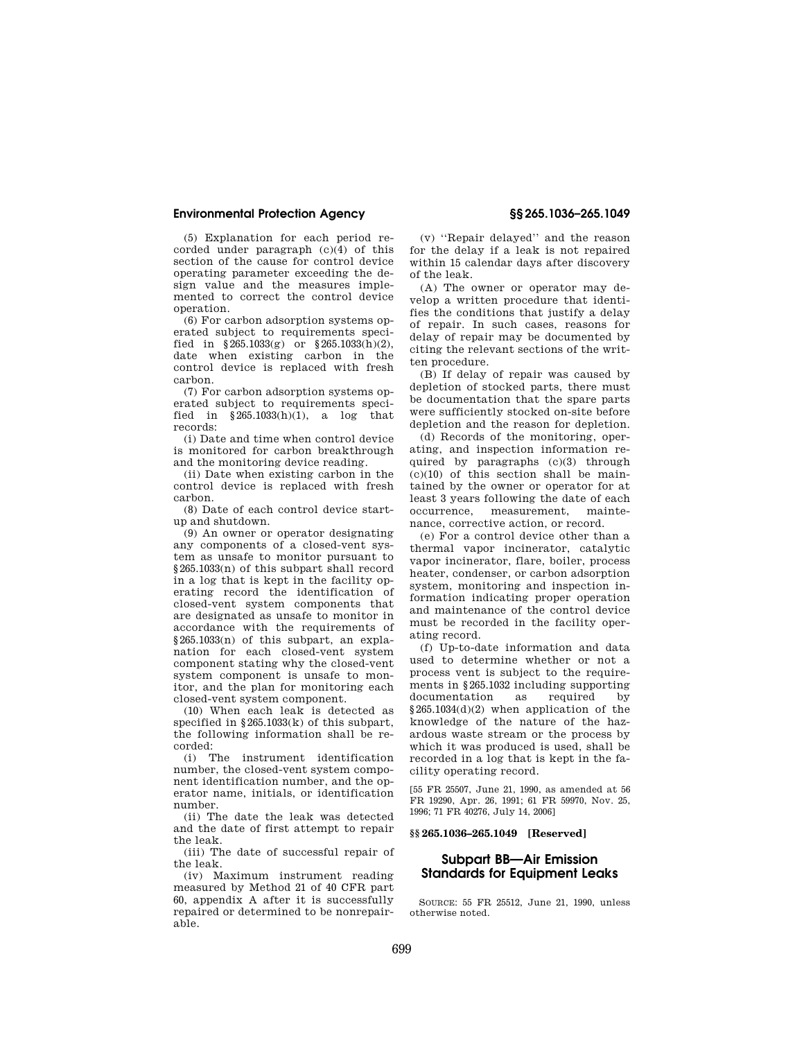(5) Explanation for each period recorded under paragraph (c)(4) of this section of the cause for control device operating parameter exceeding the design value and the measures implemented to correct the control device operation.

(6) For carbon adsorption systems operated subject to requirements specified in §265.1033(g) or §265.1033(h)(2), date when existing carbon in the control device is replaced with fresh carbon.

(7) For carbon adsorption systems operated subject to requirements specified in §265.1033(h)(1), a log that records:

(i) Date and time when control device is monitored for carbon breakthrough and the monitoring device reading.

(ii) Date when existing carbon in the control device is replaced with fresh carbon.

(8) Date of each control device startup and shutdown.

(9) An owner or operator designating any components of a closed-vent system as unsafe to monitor pursuant to §265.1033(n) of this subpart shall record in a log that is kept in the facility operating record the identification of closed-vent system components that are designated as unsafe to monitor in accordance with the requirements of §265.1033(n) of this subpart, an explanation for each closed-vent system component stating why the closed-vent system component is unsafe to monitor, and the plan for monitoring each closed-vent system component.

(10) When each leak is detected as specified in §265.1033(k) of this subpart, the following information shall be recorded:

(i) The instrument identification number, the closed-vent system component identification number, and the operator name, initials, or identification number.

(ii) The date the leak was detected and the date of first attempt to repair the leak.

(iii) The date of successful repair of the leak.

(iv) Maximum instrument reading measured by Method 21 of 40 CFR part 60, appendix A after it is successfully repaired or determined to be nonrepairable.

(v) ''Repair delayed'' and the reason for the delay if a leak is not repaired within 15 calendar days after discovery of the leak.

(A) The owner or operator may develop a written procedure that identifies the conditions that justify a delay of repair. In such cases, reasons for delay of repair may be documented by citing the relevant sections of the written procedure.

(B) If delay of repair was caused by depletion of stocked parts, there must be documentation that the spare parts were sufficiently stocked on-site before depletion and the reason for depletion.

(d) Records of the monitoring, operating, and inspection information required by paragraphs (c)(3) through (c)(10) of this section shall be maintained by the owner or operator for at least 3 years following the date of each occurrence, measurement, maintenance, corrective action, or record.

(e) For a control device other than a thermal vapor incinerator, catalytic vapor incinerator, flare, boiler, process heater, condenser, or carbon adsorption system, monitoring and inspection information indicating proper operation and maintenance of the control device must be recorded in the facility operating record.

(f) Up-to-date information and data used to determine whether or not a process vent is subject to the requirements in §265.1032 including supporting documentation as required by §265.1034(d)(2) when application of the knowledge of the nature of the hazardous waste stream or the process by which it was produced is used, shall be recorded in a log that is kept in the facility operating record.

[55 FR 25507, June 21, 1990, as amended at 56 FR 19290, Apr. 26, 1991; 61 FR 59970, Nov. 25, 1996; 71 FR 40276, July 14, 2006]

**§§265.1036–265.1049 [Reserved]**

## Subpart BB—Air Emission Standards for Equipment Leaks

SOURCE: 55 FR 25512, June 21, 1990, unless otherwise noted.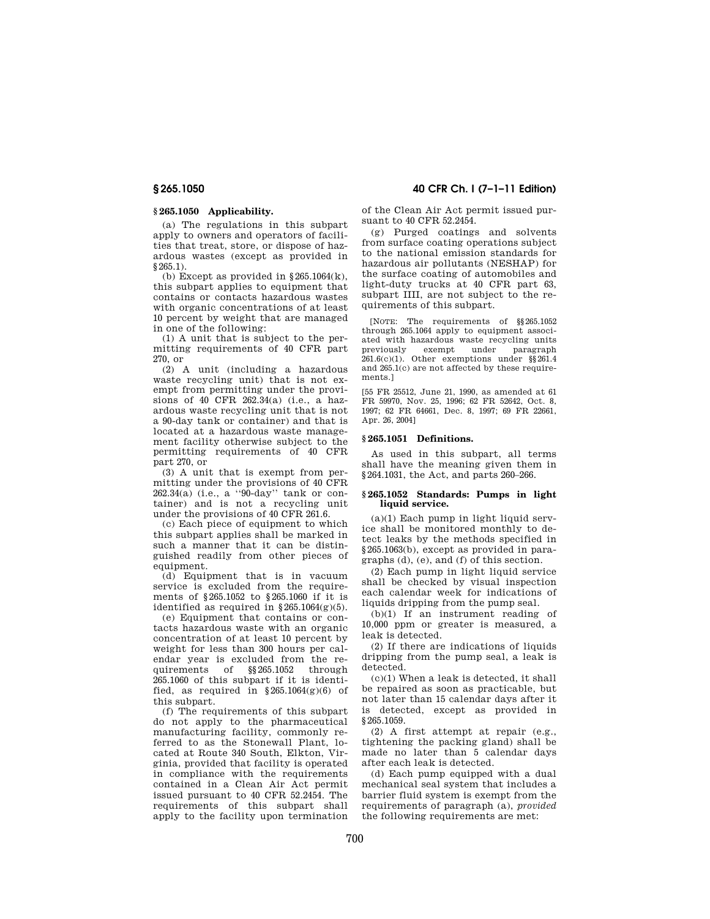### § 265.1050 Applicability.

(a) The regulations in this subpart apply to owners and operators of facilities that treat, store, or dispose of hazardous wastes (except as provided in §265.1).

(b) Except as provided in §265.1064(k), this subpart applies to equipment that contains or contacts hazardous wastes with organic concentrations of at least 10 percent by weight that are managed in one of the following:

(1) A unit that is subject to the permitting requirements of 40 CFR part 270, or

(2) A unit (including a hazardous waste recycling unit) that is not exempt from permitting under the provisions of 40 CFR 262.34(a) (i.e., a hazardous waste recycling unit that is not a 90-day tank or container) and that is located at a hazardous waste management facility otherwise subject to the permitting requirements of 40 CFR part 270, or

(3) A unit that is exempt from permitting under the provisions of 40 CFR 262.34(a) (i.e., a "90-day" tank or container) and is not a recycling unit under the provisions of 40 CFR 261.6.

(c) Each piece of equipment to which this subpart applies shall be marked in such a manner that it can be distinguished readily from other pieces of equipment.

(d) Equipment that is in vacuum service is excluded from the requirements of §265.1052 to §265.1060 if it is identified as required in §265.1064(g)(5).

(e) Equipment that contains or contacts hazardous waste with an organic concentration of at least 10 percent by weight for less than 300 hours per calendar year is excluded from the requirements of §§265.1052 through 265.1060 of this subpart if it is identified, as required in §265.1064(g)(6) of this subpart.

(f) The requirements of this subpart do not apply to the pharmaceutical manufacturing facility, commonly referred to as the Stonewall Plant, located at Route 340 South, Elkton, Virginia, provided that facility is operated in compliance with the requirements contained in a Clean Air Act permit issued pursuant to 40 CFR 52.2454. The requirements of this subpart shall apply to the facility upon termination of the Clean Air Act permit issued pursuant to 40 CFR 52.2454.

(g) Purged coatings and solvents from surface coating operations subject to the national emission standards for hazardous air pollutants (NESHAP) for the surface coating of automobiles and light-duty trucks at 40 CFR part 63, subpart IIII, are not subject to the requirements of this subpart.

[NOTE: The requirements of §§265.1052 through 265.1064 apply to equipment associated with hazardous waste recycling units previously exempt under paragraph 261.6(c)(1). Other exemptions under §§261.4 and 265.1(c) are not affected by these requirements.]

[55 FR 25512, June 21, 1990, as amended at 61 FR 59970, Nov. 25, 1996; 62 FR 52642, Oct. 8, 1997; 62 FR 64661, Dec. 8, 1997; 69 FR 22661, Apr. 26, 2004]

### § 265.1051 Definitions.

As used in this subpart, all terms shall have the meaning given them in §264.1031, the Act, and parts 260–266.

### § 265.1052 Standards: Pumps in light liquid service.

(a)(1) Each pump in light liquid service shall be monitored monthly to detect leaks by the methods specified in §265.1063(b), except as provided in paragraphs (d), (e), and (f) of this section.

(2) Each pump in light liquid service shall be checked by visual inspection each calendar week for indications of liquids dripping from the pump seal.

(b)(1) If an instrument reading of 10,000 ppm or greater is measured, a leak is detected.

(2) If there are indications of liquids dripping from the pump seal, a leak is detected.

(c)(1) When a leak is detected, it shall be repaired as soon as practicable, but not later than 15 calendar days after it is detected, except as provided in §265.1059.

(2) A first attempt at repair (e.g., tightening the packing gland) shall be made no later than 5 calendar days after each leak is detected.

(d) Each pump equipped with a dual mechanical seal system that includes a barrier fluid system is exempt from the requirements of paragraph (a), *provided* the following requirements are met: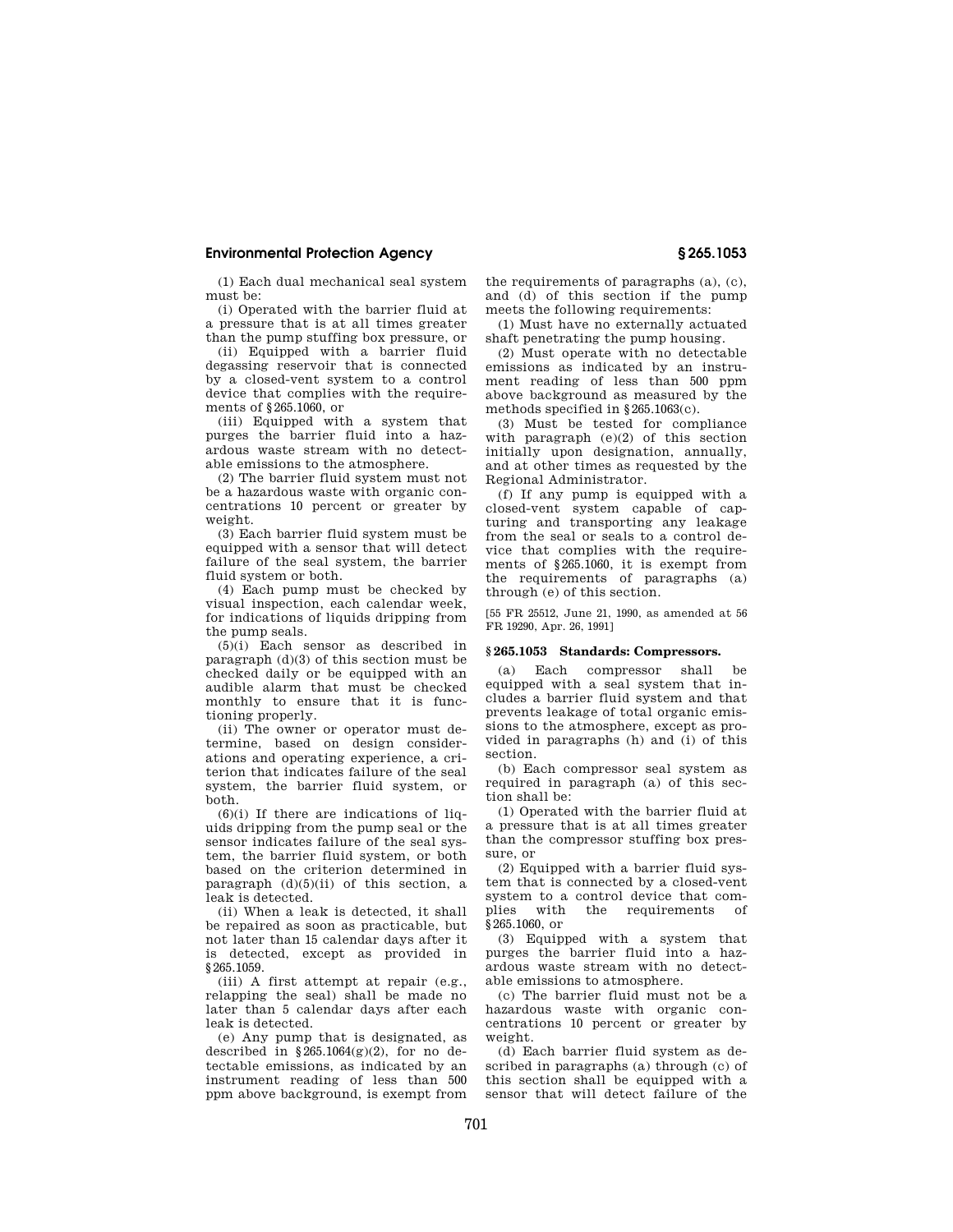(1) Each dual mechanical seal system must be:

(i) Operated with the barrier fluid at a pressure that is at all times greater than the pump stuffing box pressure, or

(ii) Equipped with a barrier fluid degassing reservoir that is connected by a closed-vent system to a control device that complies with the requirements of §265.1060, or

(iii) Equipped with a system that purges the barrier fluid into a hazardous waste stream with no detectable emissions to the atmosphere.

(2) The barrier fluid system must not be a hazardous waste with organic concentrations 10 percent or greater by weight.

(3) Each barrier fluid system must be equipped with a sensor that will detect failure of the seal system, the barrier fluid system or both.

(4) Each pump must be checked by visual inspection, each calendar week, for indications of liquids dripping from the pump seals.

(5)(i) Each sensor as described in paragraph (d)(3) of this section must be checked daily or be equipped with an audible alarm that must be checked monthly to ensure that it is functioning properly.

(ii) The owner or operator must determine, based on design considerations and operating experience, a criterion that indicates failure of the seal system, the barrier fluid system, or both.

(6)(i) If there are indications of liquids dripping from the pump seal or the sensor indicates failure of the seal system, the barrier fluid system, or both based on the criterion determined in paragraph (d)(5)(ii) of this section, a leak is detected.

(ii) When a leak is detected, it shall be repaired as soon as practicable, but not later than 15 calendar days after it is detected, except as provided in §265.1059.

(iii) A first attempt at repair (e.g., relapping the seal) shall be made no later than 5 calendar days after each leak is detected.

(e) Any pump that is designated, as described in §265.1064(g)(2), for no detectable emissions, as indicated by an instrument reading of less than 500 ppm above background, is exempt from the requirements of paragraphs (a), (c), and (d) of this section if the pump meets the following requirements:

(1) Must have no externally actuated shaft penetrating the pump housing.

(2) Must operate with no detectable emissions as indicated by an instrument reading of less than 500 ppm above background as measured by the methods specified in §265.1063(c).

(3) Must be tested for compliance with paragraph (e)(2) of this section initially upon designation, annually, and at other times as requested by the Regional Administrator.

(f) If any pump is equipped with a closed-vent system capable of capturing and transporting any leakage from the seal or seals to a control device that complies with the requirements of §265.1060, it is exempt from the requirements of paragraphs (a) through (e) of this section.

[55 FR 25512, June 21, 1990, as amended at 56 FR 19290, Apr. 26, 1991]

### §265.1053 Standards: Compressors.

(a) Each compressor shall be equipped with a seal system that includes a barrier fluid system and that prevents leakage of total organic emissions to the atmosphere, except as provided in paragraphs (h) and (i) of this section.

(b) Each compressor seal system as required in paragraph (a) of this section shall be:

(1) Operated with the barrier fluid at a pressure that is at all times greater than the compressor stuffing box pressure, or

(2) Equipped with a barrier fluid system that is connected by a closed-vent system to a control device that complies with the requirements of §265.1060, or

(3) Equipped with a system that purges the barrier fluid into a hazardous waste stream with no detectable emissions to atmosphere.

(c) The barrier fluid must not be a hazardous waste with organic concentrations 10 percent or greater by weight.

(d) Each barrier fluid system as described in paragraphs (a) through (c) of this section shall be equipped with a sensor that will detect failure of the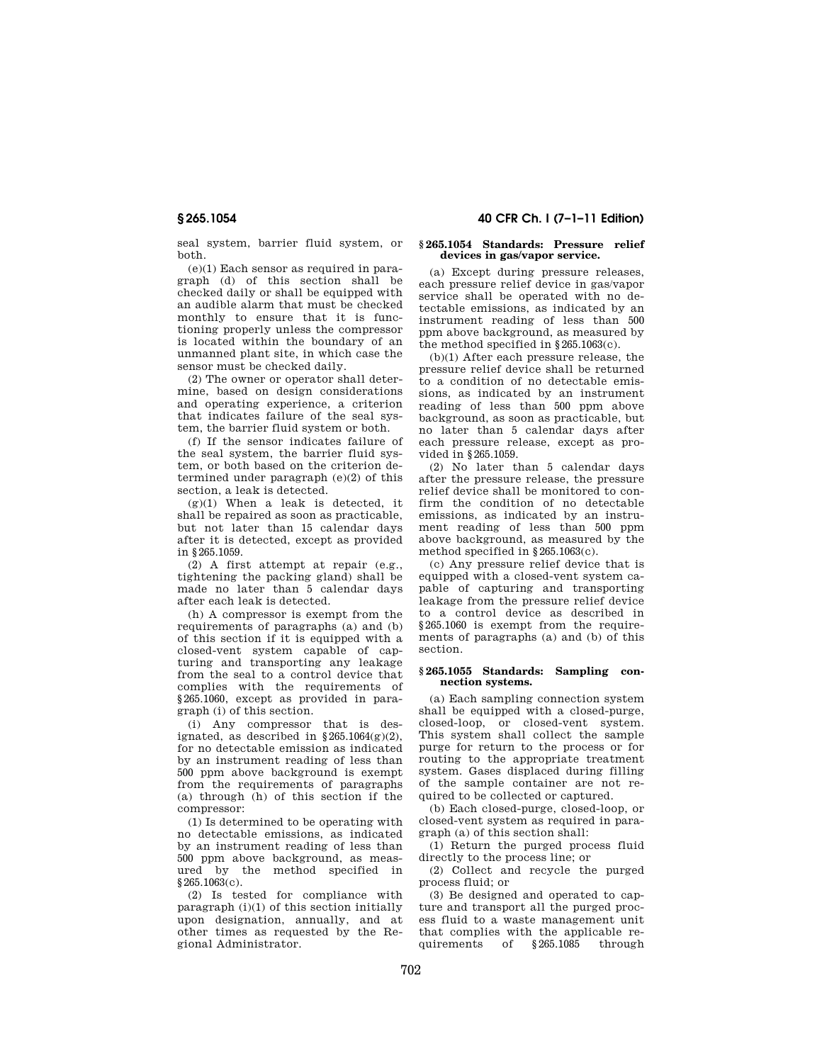seal system, barrier fluid system, or both.

(e)(1) Each sensor as required in paragraph (d) of this section shall be checked daily or shall be equipped with an audible alarm that must be checked monthly to ensure that it is functioning properly unless the compressor is located within the boundary of an unmanned plant site, in which case the sensor must be checked daily.

(2) The owner or operator shall determine, based on design considerations and operating experience, a criterion that indicates failure of the seal system, the barrier fluid system or both.

(f) If the sensor indicates failure of the seal system, the barrier fluid system, or both based on the criterion determined under paragraph (e)(2) of this section, a leak is detected.

(g)(1) When a leak is detected, it shall be repaired as soon as practicable, but not later than 15 calendar days after it is detected, except as provided in §265.1059.

(2) A first attempt at repair (e.g., tightening the packing gland) shall be made no later than 5 calendar days after each leak is detected.

(h) A compressor is exempt from the requirements of paragraphs (a) and (b) of this section if it is equipped with a closed-vent system capable of capturing and transporting any leakage from the seal to a control device that complies with the requirements of §265.1060, except as provided in paragraph (i) of this section.

(i) Any compressor that is designated, as described in §265.1064(g)(2), for no detectable emission as indicated by an instrument reading of less than 500 ppm above background is exempt from the requirements of paragraphs (a) through (h) of this section if the compressor:

(1) Is determined to be operating with no detectable emissions, as indicated by an instrument reading of less than 500 ppm above background, as measured by the method specified in §265.1063(c).

(2) Is tested for compliance with paragraph (i)(1) of this section initially upon designation, annually, and at other times as requested by the Regional Administrator.

### §265.1054 Standards: Pressure relief devices in gas/vapor service.

(a) Except during pressure releases, each pressure relief device in gas/vapor service shall be operated with no detectable emissions, as indicated by an instrument reading of less than 500 ppm above background, as measured by the method specified in §265.1063(c).

(b)(1) After each pressure release, the pressure relief device shall be returned to a condition of no detectable emissions, as indicated by an instrument reading of less than 500 ppm above background, as soon as practicable, but no later than 5 calendar days after each pressure release, except as provided in §265.1059.

(2) No later than 5 calendar days after the pressure release, the pressure relief device shall be monitored to confirm the condition of no detectable emissions, as indicated by an instrument reading of less than 500 ppm above background, as measured by the method specified in §265.1063(c).

(c) Any pressure relief device that is equipped with a closed-vent system capable of capturing and transporting leakage from the pressure relief device to a control device as described in §265.1060 is exempt from the requirements of paragraphs (a) and (b) of this section.

### §265.1055 Standards: Sampling connection systems.

(a) Each sampling connection system shall be equipped with a closed-purge, closed-loop, or closed-vent system. This system shall collect the sample purge for return to the process or for routing to the appropriate treatment system. Gases displaced during filling of the sample container are not required to be collected or captured.

(b) Each closed-purge, closed-loop, or closed-vent system as required in paragraph (a) of this section shall:

(1) Return the purged process fluid directly to the process line; or

(2) Collect and recycle the purged process fluid; or

(3) Be designed and operated to capture and transport all the purged process fluid to a waste management unit that complies with the applicable requirements of §265.1085 through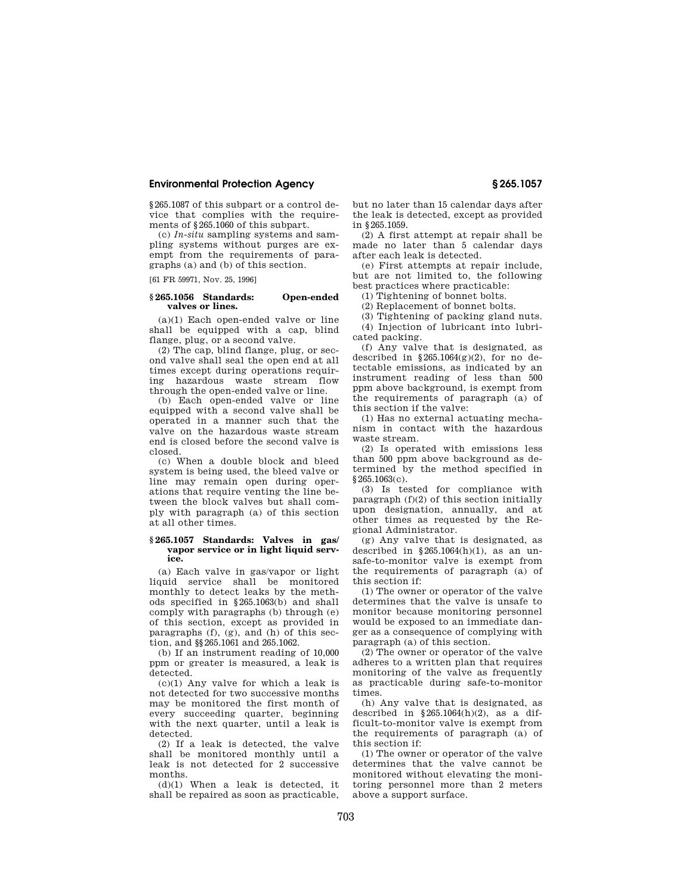§ 265.1087 of this subpart or a control device that complies with the requirements of § 265.1060 of this subpart.

(c) *In-situ* sampling systems and sampling systems without purges are exempt from the requirements of paragraphs (a) and (b) of this section.

[61 FR 59971, Nov. 25, 1996]

### § 265.1056 Standards: Open-ended valves or lines.

(a)(1) Each open-ended valve or line shall be equipped with a cap, blind flange, plug, or a second valve.

(2) The cap, blind flange, plug, or second valve shall seal the open end at all times except during operations requiring hazardous waste stream flow through the open-ended valve or line.

(b) Each open-ended valve or line equipped with a second valve shall be operated in a manner such that the valve on the hazardous waste stream end is closed before the second valve is closed.

(c) When a double block and bleed system is being used, the bleed valve or line may remain open during operations that require venting the line between the block valves but shall comply with paragraph (a) of this section at all other times.

### § 265.1057 Standards: Valves in gas/vapor service or in light liquid service.

(a) Each valve in gas/vapor or light liquid service shall be monitored monthly to detect leaks by the methods specified in § 265.1063(b) and shall comply with paragraphs (b) through (e) of this section, except as provided in paragraphs (f), (g), and (h) of this section, and §§ 265.1061 and 265.1062.

(b) If an instrument reading of 10,000 ppm or greater is measured, a leak is detected.

(c)(1) Any valve for which a leak is not detected for two successive months may be monitored the first month of every succeeding quarter, beginning with the next quarter, until a leak is detected.

(2) If a leak is detected, the valve shall be monitored monthly until a leak is not detected for 2 successive months.

(d)(1) When a leak is detected, it shall be repaired as soon as practicable, but no later than 15 calendar days after the leak is detected, except as provided in § 265.1059.

(2) A first attempt at repair shall be made no later than 5 calendar days after each leak is detected.

(e) First attempts at repair include, but are not limited to, the following best practices where practicable:

(1) Tightening of bonnet bolts.

(2) Replacement of bonnet bolts.

(3) Tightening of packing gland nuts.

(4) Injection of lubricant into lubricated packing.

(f) Any valve that is designated, as described in § 265.1064(g)(2), for no detectable emissions, as indicated by an instrument reading of less than 500 ppm above background, is exempt from the requirements of paragraph (a) of this section if the valve:

(1) Has no external actuating mechanism in contact with the hazardous waste stream.

(2) Is operated with emissions less than 500 ppm above background as determined by the method specified in § 265.1063(c).

(3) Is tested for compliance with paragraph (f)(2) of this section initially upon designation, annually, and at other times as requested by the Regional Administrator.

(g) Any valve that is designated, as described in § 265.1064(h)(1), as an unsafe-to-monitor valve is exempt from the requirements of paragraph (a) of this section if:

(1) The owner or operator of the valve determines that the valve is unsafe to monitor because monitoring personnel would be exposed to an immediate danger as a consequence of complying with paragraph (a) of this section.

(2) The owner or operator of the valve adheres to a written plan that requires monitoring of the valve as frequently as practicable during safe-to-monitor times.

(h) Any valve that is designated, as described in § 265.1064(h)(2), as a difficult-to-monitor valve is exempt from the requirements of paragraph (a) of this section if:

(1) The owner or operator of the valve determines that the valve cannot be monitored without elevating the monitoring personnel more than 2 meters above a support surface.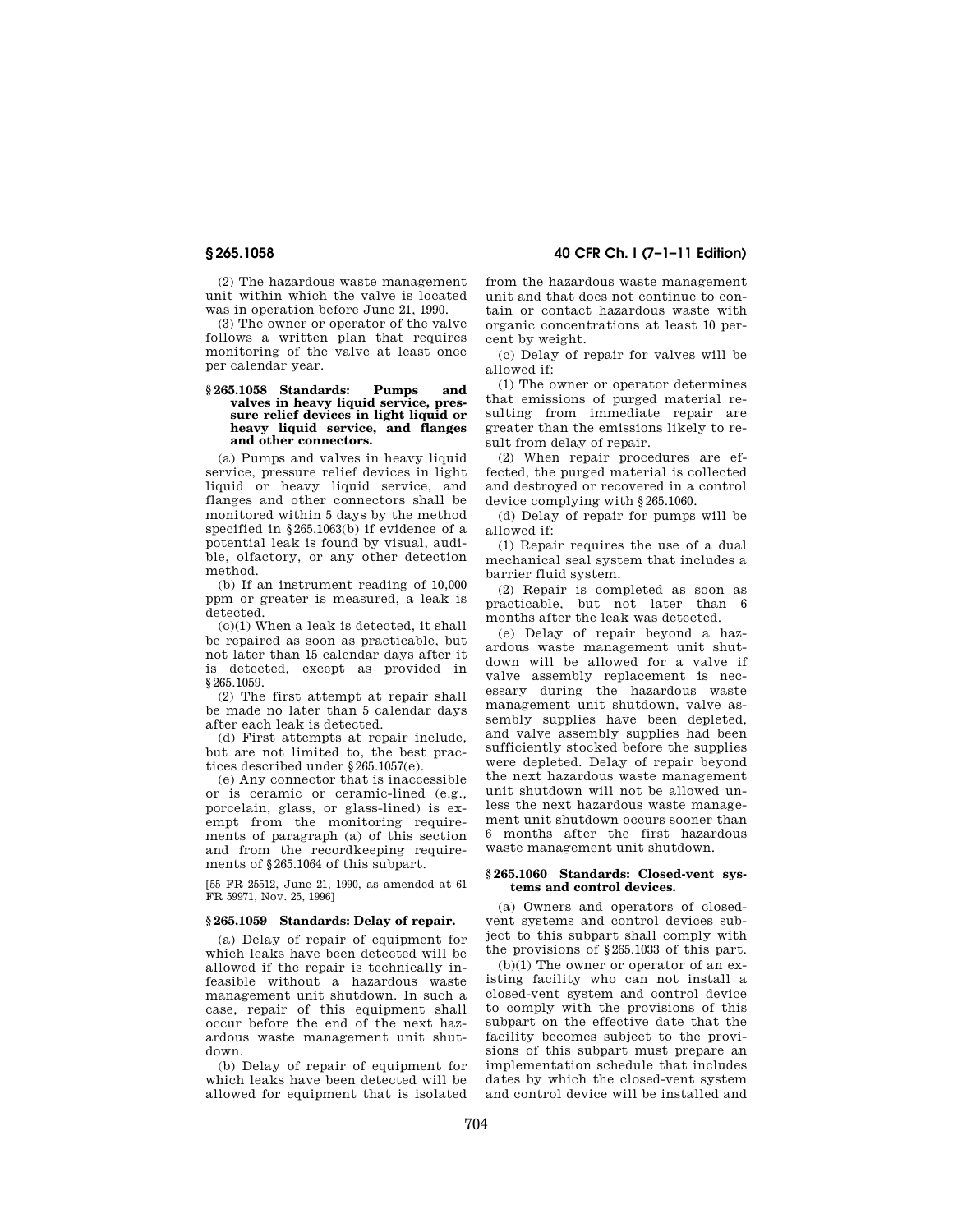(2) The hazardous waste management unit within which the valve is located was in operation before June 21, 1990.

(3) The owner or operator of the valve follows a written plan that requires monitoring of the valve at least once per calendar year.

### § 265.1058 Standards: Pumps and valves in heavy liquid service, pressure relief devices in light liquid or heavy liquid service, and flanges and other connectors.

(a) Pumps and valves in heavy liquid service, pressure relief devices in light liquid or heavy liquid service, and flanges and other connectors shall be monitored within 5 days by the method specified in § 265.1063(b) if evidence of a potential leak is found by visual, audible, olfactory, or any other detection method.

(b) If an instrument reading of 10,000 ppm or greater is measured, a leak is detected.

(c)(1) When a leak is detected, it shall be repaired as soon as practicable, but not later than 15 calendar days after it is detected, except as provided in § 265.1059.

(2) The first attempt at repair shall be made no later than 5 calendar days after each leak is detected.

(d) First attempts at repair include, but are not limited to, the best practices described under § 265.1057(e).

(e) Any connector that is inaccessible or is ceramic or ceramic-lined (e.g., porcelain, glass, or glass-lined) is exempt from the monitoring requirements of paragraph (a) of this section and from the recordkeeping requirements of § 265.1064 of this subpart.

[55 FR 25512, June 21, 1990, as amended at 61 FR 59971, Nov. 25, 1996]

### § 265.1059 Standards: Delay of repair.

(a) Delay of repair of equipment for which leaks have been detected will be allowed if the repair is technically infeasible without a hazardous waste management unit shutdown. In such a case, repair of this equipment shall occur before the end of the next hazardous waste management unit shutdown.

(b) Delay of repair of equipment for which leaks have been detected will be allowed for equipment that is isolated from the hazardous waste management unit and that does not continue to contain or contact hazardous waste with organic concentrations at least 10 percent by weight.

(c) Delay of repair for valves will be allowed if:

(1) The owner or operator determines that emissions of purged material resulting from immediate repair are greater than the emissions likely to result from delay of repair.

(2) When repair procedures are effected, the purged material is collected and destroyed or recovered in a control device complying with § 265.1060.

(d) Delay of repair for pumps will be allowed if:

(1) Repair requires the use of a dual mechanical seal system that includes a barrier fluid system.

(2) Repair is completed as soon as practicable, but not later than 6 months after the leak was detected.

(e) Delay of repair beyond a hazardous waste management unit shutdown will be allowed for a valve if valve assembly replacement is necessary during the hazardous waste management unit shutdown, valve assembly supplies have been depleted, and valve assembly supplies had been sufficiently stocked before the supplies were depleted. Delay of repair beyond the next hazardous waste management unit shutdown will not be allowed unless the next hazardous waste management unit shutdown occurs sooner than 6 months after the first hazardous waste management unit shutdown.

### § 265.1060 Standards: Closed-vent systems and control devices.

(a) Owners and operators of closed-vent systems and control devices subject to this subpart shall comply with the provisions of § 265.1033 of this part.

(b)(1) The owner or operator of an existing facility who can not install a closed-vent system and control device to comply with the provisions of this subpart on the effective date that the facility becomes subject to the provisions of this subpart must prepare an implementation schedule that includes dates by which the closed-vent system and control device will be installed and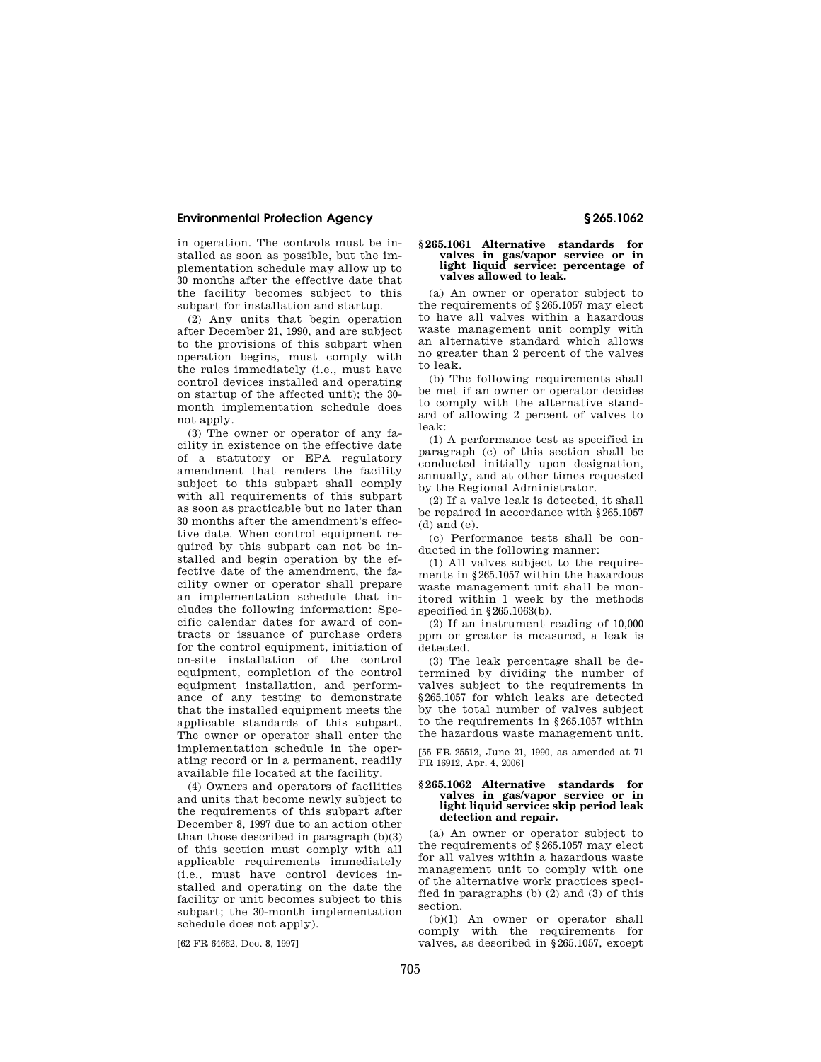in operation. The controls must be installed as soon as possible, but the implementation schedule may allow up to 30 months after the effective date that the facility becomes subject to this subpart for installation and startup.

(2) Any units that begin operation after December 21, 1990, and are subject to the provisions of this subpart when operation begins, must comply with the rules immediately (i.e., must have control devices installed and operating on startup of the affected unit); the 30-month implementation schedule does not apply.

(3) The owner or operator of any facility in existence on the effective date of a statutory or EPA regulatory amendment that renders the facility subject to this subpart shall comply with all requirements of this subpart as soon as practicable but no later than 30 months after the amendment's effective date. When control equipment required by this subpart can not be installed and begin operation by the effective date of the amendment, the facility owner or operator shall prepare an implementation schedule that includes the following information: Specific calendar dates for award of contracts or issuance of purchase orders for the control equipment, initiation of on-site installation of the control equipment, completion of the control equipment installation, and performance of any testing to demonstrate that the installed equipment meets the applicable standards of this subpart. The owner or operator shall enter the implementation schedule in the operating record or in a permanent, readily available file located at the facility.

(4) Owners and operators of facilities and units that become newly subject to the requirements of this subpart after December 8, 1997 due to an action other than those described in paragraph (b)(3) of this section must comply with all applicable requirements immediately (i.e., must have control devices installed and operating on the date the facility or unit becomes subject to this subpart; the 30-month implementation schedule does not apply).

[62 FR 64662, Dec. 8, 1997]

### § 265.1061 Alternative standards for valves in gas/vapor service or in light liquid service: percentage of valves allowed to leak.

(a) An owner or operator subject to the requirements of § 265.1057 may elect to have all valves within a hazardous waste management unit comply with an alternative standard which allows no greater than 2 percent of the valves to leak.

(b) The following requirements shall be met if an owner or operator decides to comply with the alternative standard of allowing 2 percent of valves to leak:

(1) A performance test as specified in paragraph (c) of this section shall be conducted initially upon designation, annually, and at other times requested by the Regional Administrator.

(2) If a valve leak is detected, it shall be repaired in accordance with § 265.1057 (d) and (e).

(c) Performance tests shall be conducted in the following manner:

(1) All valves subject to the requirements in § 265.1057 within the hazardous waste management unit shall be monitored within 1 week by the methods specified in § 265.1063(b).

(2) If an instrument reading of 10,000 ppm or greater is measured, a leak is detected.

(3) The leak percentage shall be determined by dividing the number of valves subject to the requirements in § 265.1057 for which leaks are detected by the total number of valves subject to the requirements in § 265.1057 within the hazardous waste management unit.

[55 FR 25512, June 21, 1990, as amended at 71 FR 16912, Apr. 4, 2006]

### § 265.1062 Alternative standards for valves in gas/vapor service or in light liquid service: skip period leak detection and repair.

(a) An owner or operator subject to the requirements of § 265.1057 may elect for all valves within a hazardous waste management unit to comply with one of the alternative work practices specified in paragraphs (b) (2) and (3) of this section.

(b)(1) An owner or operator shall comply with the requirements for valves, as described in § 265.1057, except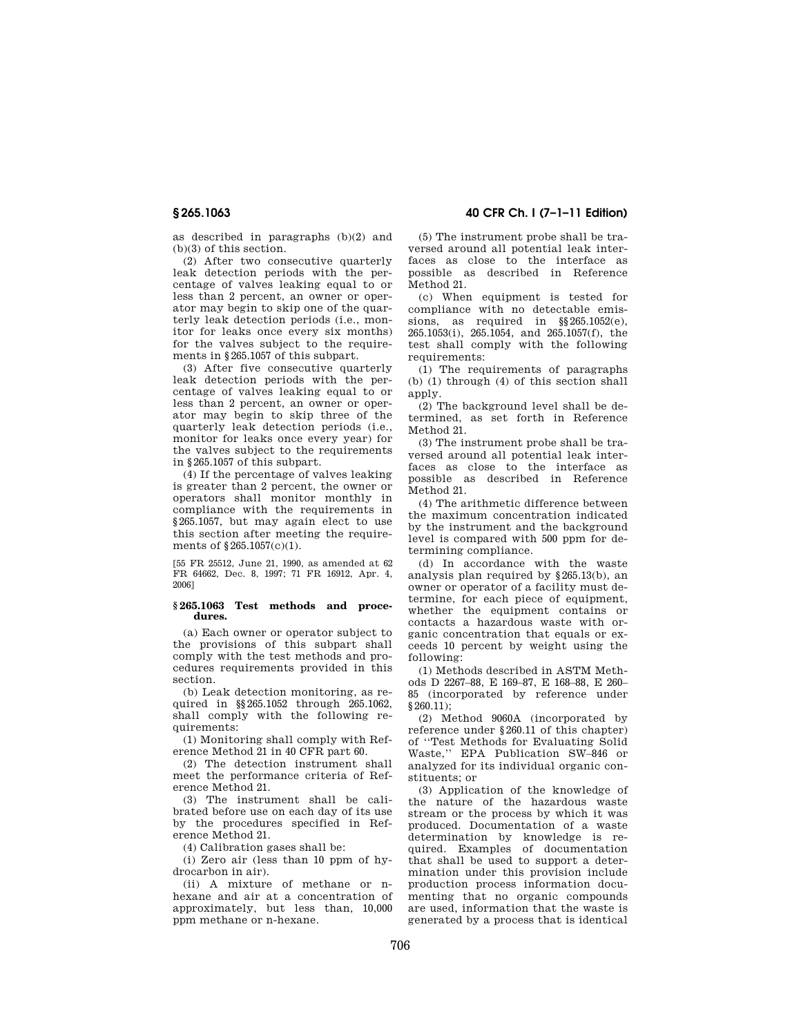as described in paragraphs (b)(2) and (b)(3) of this section.

(2) After two consecutive quarterly leak detection periods with the percentage of valves leaking equal to or less than 2 percent, an owner or operator may begin to skip one of the quarterly leak detection periods (i.e., monitor for leaks once every six months) for the valves subject to the requirements in §265.1057 of this subpart.

(3) After five consecutive quarterly leak detection periods with the percentage of valves leaking equal to or less than 2 percent, an owner or operator may begin to skip three of the quarterly leak detection periods (i.e., monitor for leaks once every year) for the valves subject to the requirements in §265.1057 of this subpart.

(4) If the percentage of valves leaking is greater than 2 percent, the owner or operators shall monitor monthly in compliance with the requirements in §265.1057, but may again elect to use this section after meeting the requirements of §265.1057(c)(1).

[55 FR 25512, June 21, 1990, as amended at 62 FR 64662, Dec. 8, 1997; 71 FR 16912, Apr. 4, 2006]

### §265.1063 Test methods and procedures.

(a) Each owner or operator subject to the provisions of this subpart shall comply with the test methods and procedures requirements provided in this section.

(b) Leak detection monitoring, as required in §§265.1052 through 265.1062, shall comply with the following requirements:

(1) Monitoring shall comply with Reference Method 21 in 40 CFR part 60.

(2) The detection instrument shall meet the performance criteria of Reference Method 21.

(3) The instrument shall be calibrated before use on each day of its use by the procedures specified in Reference Method 21.

(4) Calibration gases shall be:

(i) Zero air (less than 10 ppm of hydrocarbon in air).

(ii) A mixture of methane or n-hexane and air at a concentration of approximately, but less than, 10,000 ppm methane or n-hexane.

(5) The instrument probe shall be traversed around all potential leak interfaces as close to the interface as possible as described in Reference Method 21.

(c) When equipment is tested for compliance with no detectable emissions, as required in §§265.1052(e), 265.1053(i), 265.1054, and 265.1057(f), the test shall comply with the following requirements:

(1) The requirements of paragraphs (b) (1) through (4) of this section shall apply.

(2) The background level shall be determined, as set forth in Reference Method 21.

(3) The instrument probe shall be traversed around all potential leak interfaces as close to the interface as possible as described in Reference Method 21.

(4) The arithmetic difference between the maximum concentration indicated by the instrument and the background level is compared with 500 ppm for determining compliance.

(d) In accordance with the waste analysis plan required by §265.13(b), an owner or operator of a facility must determine, for each piece of equipment, whether the equipment contains or contacts a hazardous waste with organic concentration that equals or exceeds 10 percent by weight using the following:

(1) Methods described in ASTM Methods D 2267–88, E 169–87, E 168–88, E 260–85 (incorporated by reference under §260.11);

(2) Method 9060A (incorporated by reference under §260.11 of this chapter) of "Test Methods for Evaluating Solid Waste," EPA Publication SW–846 or analyzed for its individual organic constituents; or

(3) Application of the knowledge of the nature of the hazardous waste stream or the process by which it was produced. Documentation of a waste determination by knowledge is required. Examples of documentation that shall be used to support a determination under this provision include production process information documenting that no organic compounds are used, information that the waste is generated by a process that is identical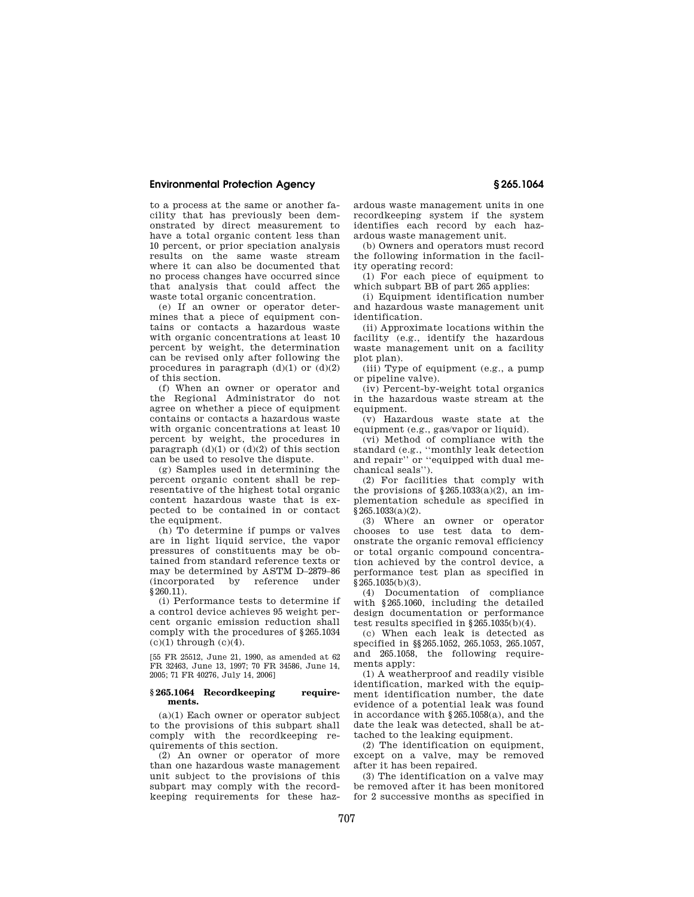to a process at the same or another facility that has previously been demonstrated by direct measurement to have a total organic content less than 10 percent, or prior speciation analysis results on the same waste stream where it can also be documented that no process changes have occurred since that analysis that could affect the waste total organic concentration.

(e) If an owner or operator determines that a piece of equipment contains or contacts a hazardous waste with organic concentrations at least 10 percent by weight, the determination can be revised only after following the procedures in paragraph (d)(1) or (d)(2) of this section.

(f) When an owner or operator and the Regional Administrator do not agree on whether a piece of equipment contains or contacts a hazardous waste with organic concentrations at least 10 percent by weight, the procedures in paragraph (d)(1) or (d)(2) of this section can be used to resolve the dispute.

(g) Samples used in determining the percent organic content shall be representative of the highest total organic content hazardous waste that is expected to be contained in or contact the equipment.

(h) To determine if pumps or valves are in light liquid service, the vapor pressures of constituents may be obtained from standard reference texts or may be determined by ASTM D–2879–86 (incorporated by reference under §260.11).

(i) Performance tests to determine if a control device achieves 95 weight percent organic emission reduction shall comply with the procedures of §265.1034 (c)(1) through (c)(4).

[55 FR 25512, June 21, 1990, as amended at 62 FR 32463, June 13, 1997; 70 FR 34586, June 14, 2005; 71 FR 40276, July 14, 2006]

## §265.1064 Recordkeeping requirements.

(a)(1) Each owner or operator subject to the provisions of this subpart shall comply with the recordkeeping requirements of this section.

(2) An owner or operator of more than one hazardous waste management unit subject to the provisions of this subpart may comply with the recordkeeping requirements for these hazardous waste management units in one recordkeeping system if the system identifies each record by each hazardous waste management unit.

(b) Owners and operators must record the following information in the facility operating record:

(1) For each piece of equipment to which subpart BB of part 265 applies:

(i) Equipment identification number and hazardous waste management unit identification.

(ii) Approximate locations within the facility (e.g., identify the hazardous waste management unit on a facility plot plan).

(iii) Type of equipment (e.g., a pump or pipeline valve).

(iv) Percent-by-weight total organics in the hazardous waste stream at the equipment.

(v) Hazardous waste state at the equipment (e.g., gas/vapor or liquid).

(vi) Method of compliance with the standard (e.g., "monthly leak detection and repair" or "equipped with dual mechanical seals").

(2) For facilities that comply with the provisions of §265.1033(a)(2), an implementation schedule as specified in §265.1033(a)(2).

(3) Where an owner or operator chooses to use test data to demonstrate the organic removal efficiency or total organic compound concentration achieved by the control device, a performance test plan as specified in §265.1035(b)(3).

(4) Documentation of compliance with §265.1060, including the detailed design documentation or performance test results specified in §265.1035(b)(4).

(c) When each leak is detected as specified in §§265.1052, 265.1053, 265.1057, and 265.1058, the following requirements apply:

(1) A weatherproof and readily visible identification, marked with the equipment identification number, the date evidence of a potential leak was found in accordance with §265.1058(a), and the date the leak was detected, shall be attached to the leaking equipment.

(2) The identification on equipment, except on a valve, may be removed after it has been repaired.

(3) The identification on a valve may be removed after it has been monitored for 2 successive months as specified in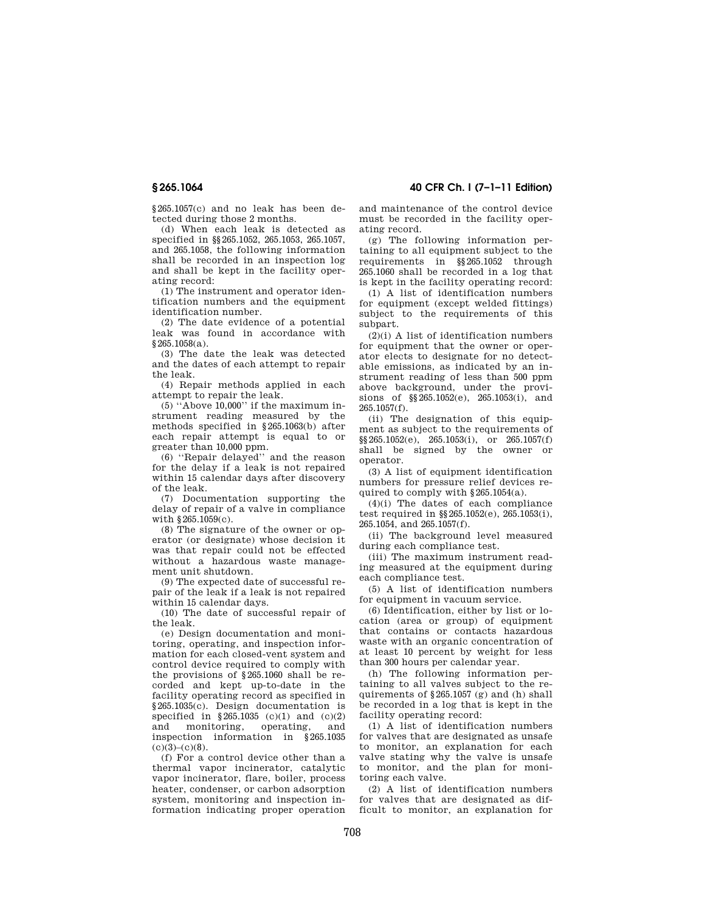§265.1057(c) and no leak has been detected during those 2 months.

(d) When each leak is detected as specified in §§265.1052, 265.1053, 265.1057, and 265.1058, the following information shall be recorded in an inspection log and shall be kept in the facility operating record:

(1) The instrument and operator identification numbers and the equipment identification number.

(2) The date evidence of a potential leak was found in accordance with §265.1058(a).

(3) The date the leak was detected and the dates of each attempt to repair the leak.

(4) Repair methods applied in each attempt to repair the leak.

(5) ''Above 10,000'' if the maximum instrument reading measured by the methods specified in §265.1063(b) after each repair attempt is equal to or greater than 10,000 ppm.

(6) ''Repair delayed'' and the reason for the delay if a leak is not repaired within 15 calendar days after discovery of the leak.

(7) Documentation supporting the delay of repair of a valve in compliance with §265.1059(c).

(8) The signature of the owner or operator (or designate) whose decision it was that repair could not be effected without a hazardous waste management unit shutdown.

(9) The expected date of successful repair of the leak if a leak is not repaired within 15 calendar days.

(10) The date of successful repair of the leak.

(e) Design documentation and monitoring, operating, and inspection information for each closed-vent system and control device required to comply with the provisions of §265.1060 shall be recorded and kept up-to-date in the facility operating record as specified in §265.1035(c). Design documentation is specified in §265.1035 (c)(1) and (c)(2) and monitoring, operating, and inspection information in §265.1035 (c)(3)–(c)(8).

(f) For a control device other than a thermal vapor incinerator, catalytic vapor incinerator, flare, boiler, process heater, condenser, or carbon adsorption system, monitoring and inspection information indicating proper operation and maintenance of the control device must be recorded in the facility operating record.

(g) The following information pertaining to all equipment subject to the requirements in §§265.1052 through 265.1060 shall be recorded in a log that is kept in the facility operating record:

(1) A list of identification numbers for equipment (except welded fittings) subject to the requirements of this subpart.

(2)(i) A list of identification numbers for equipment that the owner or operator elects to designate for no detectable emissions, as indicated by an instrument reading of less than 500 ppm above background, under the provisions of §§265.1052(e), 265.1053(i), and 265.1057(f).

(ii) The designation of this equipment as subject to the requirements of §§265.1052(e), 265.1053(i), or 265.1057(f) shall be signed by the owner or operator.

(3) A list of equipment identification numbers for pressure relief devices required to comply with §265.1054(a).

(4)(i) The dates of each compliance test required in §§265.1052(e), 265.1053(i), 265.1054, and 265.1057(f).

(ii) The background level measured during each compliance test.

(iii) The maximum instrument reading measured at the equipment during each compliance test.

(5) A list of identification numbers for equipment in vacuum service.

(6) Identification, either by list or location (area or group) of equipment that contains or contacts hazardous waste with an organic concentration of at least 10 percent by weight for less than 300 hours per calendar year.

(h) The following information pertaining to all valves subject to the requirements of §265.1057 (g) and (h) shall be recorded in a log that is kept in the facility operating record:

(1) A list of identification numbers for valves that are designated as unsafe to monitor, an explanation for each valve stating why the valve is unsafe to monitor, and the plan for monitoring each valve.

(2) A list of identification numbers for valves that are designated as difficult to monitor, an explanation for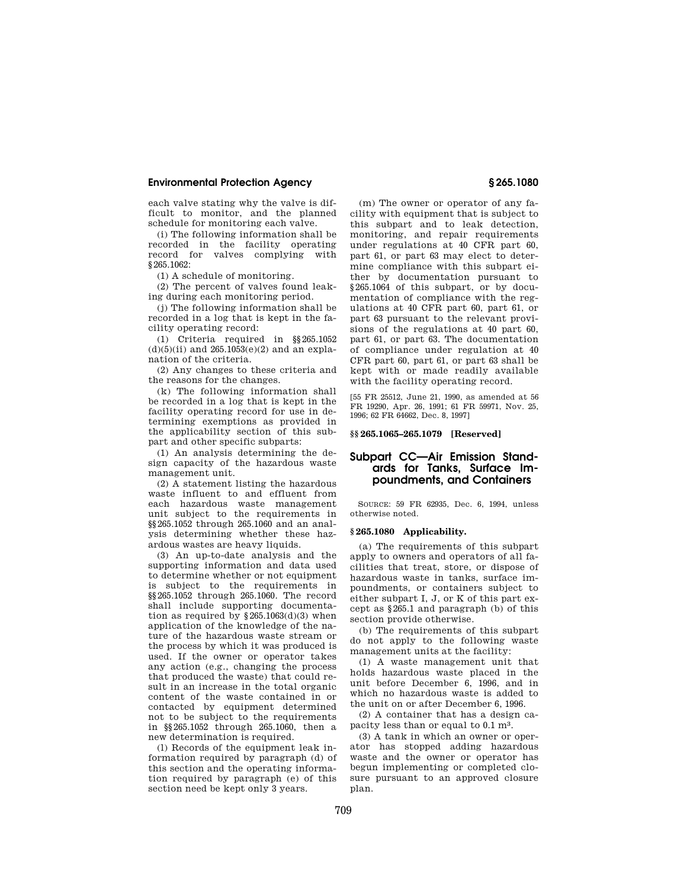each valve stating why the valve is difficult to monitor, and the planned schedule for monitoring each valve.

(i) The following information shall be recorded in the facility operating record for valves complying with §265.1062:

(1) A schedule of monitoring.

(2) The percent of valves found leaking during each monitoring period.

(j) The following information shall be recorded in a log that is kept in the facility operating record:

(1) Criteria required in §§265.1052 (d)(5)(ii) and 265.1053(e)(2) and an explanation of the criteria.

(2) Any changes to these criteria and the reasons for the changes.

(k) The following information shall be recorded in a log that is kept in the facility operating record for use in determining exemptions as provided in the applicability section of this subpart and other specific subparts:

(1) An analysis determining the design capacity of the hazardous waste management unit.

(2) A statement listing the hazardous waste influent to and effluent from each hazardous waste management unit subject to the requirements in §§265.1052 through 265.1060 and an analysis determining whether these hazardous wastes are heavy liquids.

(3) An up-to-date analysis and the supporting information and data used to determine whether or not equipment is subject to the requirements in §§265.1052 through 265.1060. The record shall include supporting documentation as required by §265.1063(d)(3) when application of the knowledge of the nature of the hazardous waste stream or the process by which it was produced is used. If the owner or operator takes any action (e.g., changing the process that produced the waste) that could result in an increase in the total organic content of the waste contained in or contacted by equipment determined not to be subject to the requirements in §§265.1052 through 265.1060, then a new determination is required.

(l) Records of the equipment leak information required by paragraph (d) of this section and the operating information required by paragraph (e) of this section need be kept only 3 years.

(m) The owner or operator of any facility with equipment that is subject to this subpart and to leak detection, monitoring, and repair requirements under regulations at 40 CFR part 60, part 61, or part 63 may elect to determine compliance with this subpart either by documentation pursuant to §265.1064 of this subpart, or by documentation of compliance with the regulations at 40 CFR part 60, part 61, or part 63 pursuant to the relevant provisions of the regulations at 40 part 60, part 61, or part 63. The documentation of compliance under regulation at 40 CFR part 60, part 61, or part 63 shall be kept with or made readily available with the facility operating record.

[55 FR 25512, June 21, 1990, as amended at 56 FR 19290, Apr. 26, 1991; 61 FR 59971, Nov. 25, 1996; 62 FR 64662, Dec. 8, 1997]

### §§265.1065–265.1079 [Reserved]

## Subpart CC—Air Emission Standards for Tanks, Surface Impoundments, and Containers

SOURCE: 59 FR 62935, Dec. 6, 1994, unless otherwise noted.

### §265.1080 Applicability.

(a) The requirements of this subpart apply to owners and operators of all facilities that treat, store, or dispose of hazardous waste in tanks, surface impoundments, or containers subject to either subpart I, J, or K of this part except as §265.1 and paragraph (b) of this section provide otherwise.

(b) The requirements of this subpart do not apply to the following waste management units at the facility:

(1) A waste management unit that holds hazardous waste placed in the unit before December 6, 1996, and in which no hazardous waste is added to the unit on or after December 6, 1996.

(2) A container that has a design capacity less than or equal to 0.1 $m^3$.

(3) A tank in which an owner or operator has stopped adding hazardous waste and the owner or operator has begun implementing or completed closure pursuant to an approved closure plan.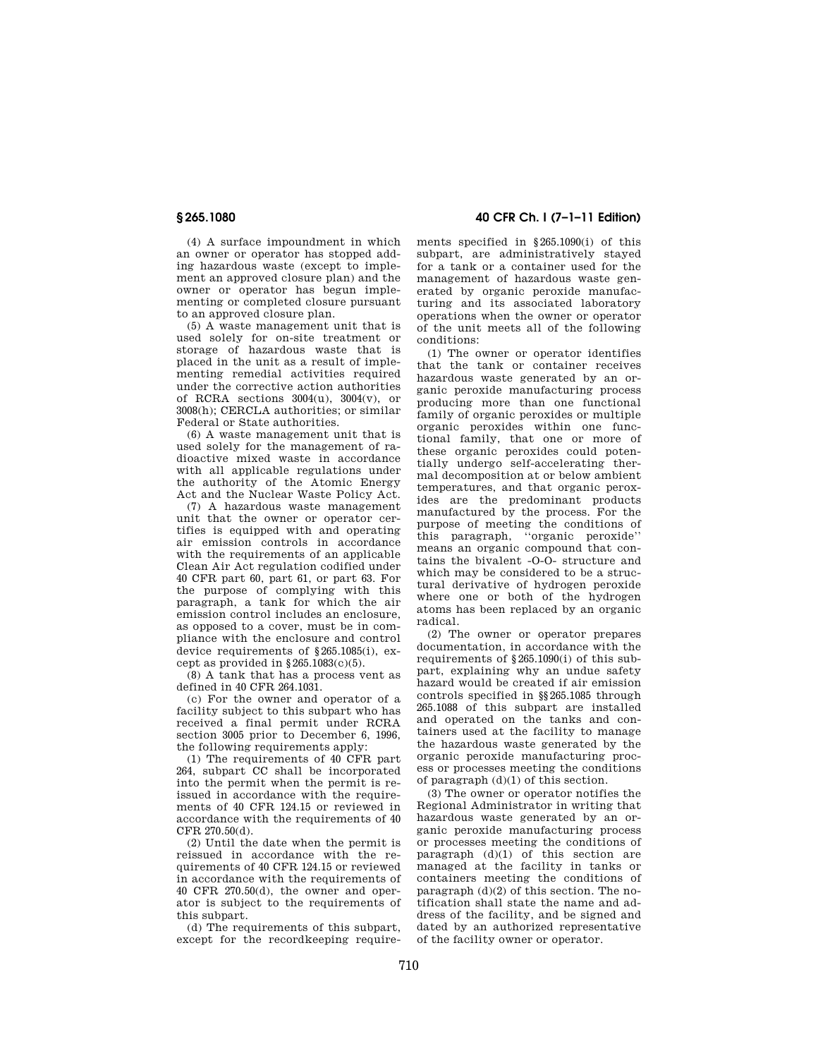(4) A surface impoundment in which an owner or operator has stopped adding hazardous waste (except to implement an approved closure plan) and the owner or operator has begun implementing or completed closure pursuant to an approved closure plan.

(5) A waste management unit that is used solely for on-site treatment or storage of hazardous waste that is placed in the unit as a result of implementing remedial activities required under the corrective action authorities of RCRA sections 3004(u), 3004(v), or 3008(h); CERCLA authorities; or similar Federal or State authorities.

(6) A waste management unit that is used solely for the management of radioactive mixed waste in accordance with all applicable regulations under the authority of the Atomic Energy Act and the Nuclear Waste Policy Act.

(7) A hazardous waste management unit that the owner or operator certifies is equipped with and operating air emission controls in accordance with the requirements of an applicable Clean Air Act regulation codified under 40 CFR part 60, part 61, or part 63. For the purpose of complying with this paragraph, a tank for which the air emission control includes an enclosure, as opposed to a cover, must be in compliance with the enclosure and control device requirements of §265.1085(i), except as provided in §265.1083(c)(5).

(8) A tank that has a process vent as defined in 40 CFR 264.1031.

(c) For the owner and operator of a facility subject to this subpart who has received a final permit under RCRA section 3005 prior to December 6, 1996, the following requirements apply:

(1) The requirements of 40 CFR part 264, subpart CC shall be incorporated into the permit when the permit is reissued in accordance with the requirements of 40 CFR 124.15 or reviewed in accordance with the requirements of 40 CFR 270.50(d).

(2) Until the date when the permit is reissued in accordance with the requirements of 40 CFR 124.15 or reviewed in accordance with the requirements of 40 CFR 270.50(d), the owner and operator is subject to the requirements of this subpart.

(d) The requirements of this subpart, except for the recordkeeping requirements specified in §265.1090(i) of this subpart, are administratively stayed for a tank or a container used for the management of hazardous waste generated by organic peroxide manufacturing and its associated laboratory operations when the owner or operator of the unit meets all of the following conditions:

(1) The owner or operator identifies that the tank or container receives hazardous waste generated by an organic peroxide manufacturing process producing more than one functional family of organic peroxides or multiple organic peroxides within one functional family, that one or more of these organic peroxides could potentially undergo self-accelerating thermal decomposition at or below ambient temperatures, and that organic peroxides are the predominant products manufactured by the process. For the purpose of meeting the conditions of this paragraph, "organic peroxide" means an organic compound that contains the bivalent -O-O- structure and which may be considered to be a structural derivative of hydrogen peroxide where one or both of the hydrogen atoms has been replaced by an organic radical.

(2) The owner or operator prepares documentation, in accordance with the requirements of §265.1090(i) of this subpart, explaining why an undue safety hazard would be created if air emission controls specified in §§265.1085 through 265.1088 of this subpart are installed and operated on the tanks and containers used at the facility to manage the hazardous waste generated by the organic peroxide manufacturing process or processes meeting the conditions of paragraph (d)(1) of this section.

(3) The owner or operator notifies the Regional Administrator in writing that hazardous waste generated by an organic peroxide manufacturing process or processes meeting the conditions of paragraph (d)(1) of this section are managed at the facility in tanks or containers meeting the conditions of paragraph (d)(2) of this section. The notification shall state the name and address of the facility, and be signed and dated by an authorized representative of the facility owner or operator.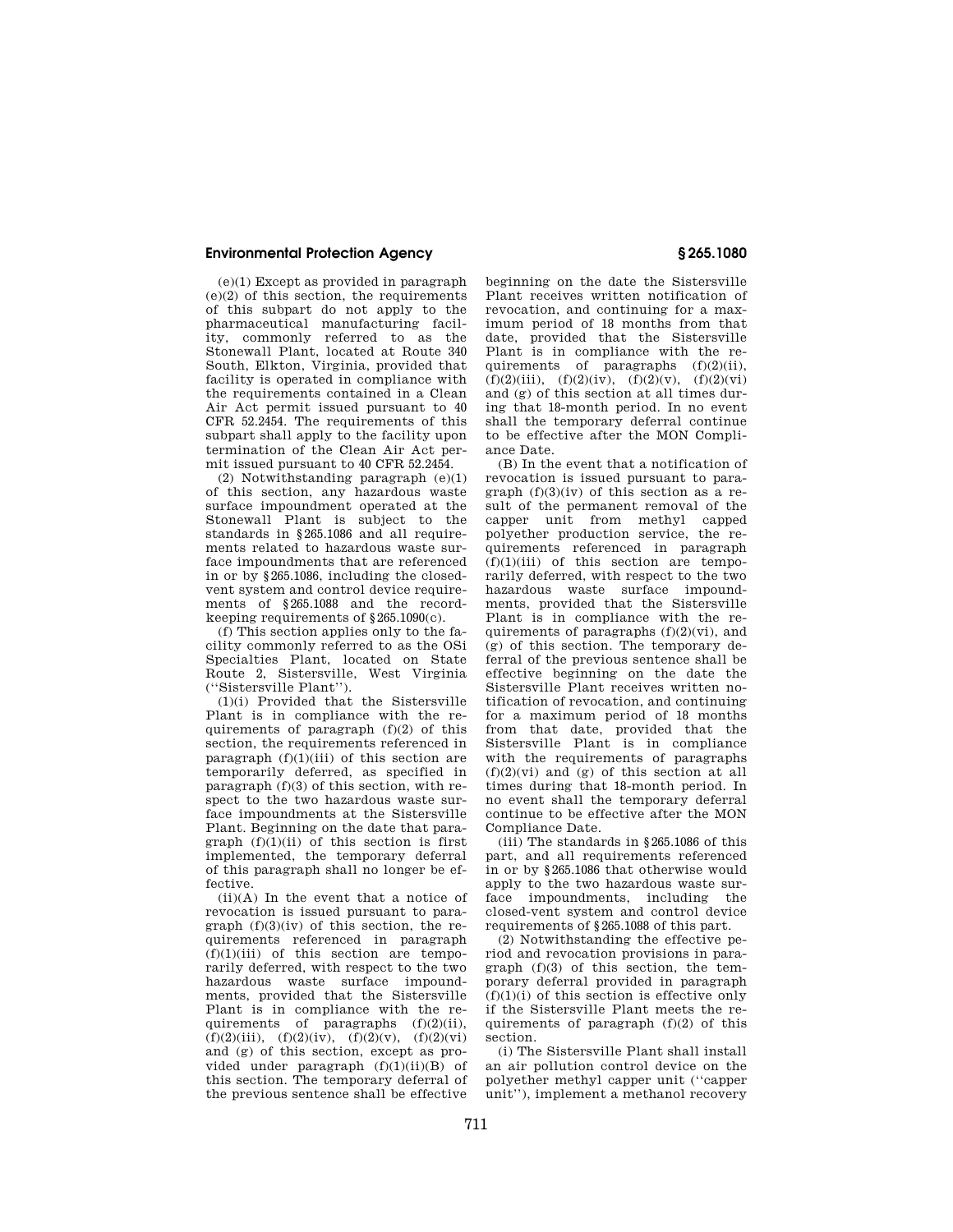(e)(1) Except as provided in paragraph (e)(2) of this section, the requirements of this subpart do not apply to the pharmaceutical manufacturing facility, commonly referred to as the Stonewall Plant, located at Route 340 South, Elkton, Virginia, provided that facility is operated in compliance with the requirements contained in a Clean Air Act permit issued pursuant to 40 CFR 52.2454. The requirements of this subpart shall apply to the facility upon termination of the Clean Air Act permit issued pursuant to 40 CFR 52.2454.

(2) Notwithstanding paragraph (e)(1) of this section, any hazardous waste surface impoundment operated at the Stonewall Plant is subject to the standards in §265.1086 and all requirements related to hazardous waste surface impoundments that are referenced in or by §265.1086, including the closed-vent system and control device requirements of §265.1088 and the recordkeeping requirements of §265.1090(c).

(f) This section applies only to the facility commonly referred to as the OSi Specialties Plant, located on State Route 2, Sistersville, West Virginia (''Sistersville Plant'').

(1)(i) Provided that the Sistersville Plant is in compliance with the requirements of paragraph (f)(2) of this section, the requirements referenced in paragraph (f)(1)(iii) of this section are temporarily deferred, as specified in paragraph (f)(3) of this section, with respect to the two hazardous waste surface impoundments at the Sistersville Plant. Beginning on the date that paragraph (f)(1)(ii) of this section is first implemented, the temporary deferral of this paragraph shall no longer be effective.

(ii)(A) In the event that a notice of revocation is issued pursuant to paragraph (f)(3)(iv) of this section, the requirements referenced in paragraph (f)(1)(iii) of this section are temporarily deferred, with respect to the two hazardous waste surface impoundments, provided that the Sistersville Plant is in compliance with the requirements of paragraphs (f)(2)(ii), (f)(2)(iii), (f)(2)(iv), (f)(2)(v), (f)(2)(vi) and (g) of this section, except as provided under paragraph (f)(1)(ii)(B) of this section. The temporary deferral of the previous sentence shall be effective beginning on the date the Sistersville Plant receives written notification of revocation, and continuing for a maximum period of 18 months from that date, provided that the Sistersville Plant is in compliance with the requirements of paragraphs (f)(2)(ii), (f)(2)(iii), (f)(2)(iv), (f)(2)(v), (f)(2)(vi) and (g) of this section at all times during that 18-month period. In no event shall the temporary deferral continue to be effective after the MON Compliance Date.

(B) In the event that a notification of revocation is issued pursuant to paragraph (f)(3)(iv) of this section as a result of the permanent removal of the capper unit from methyl capped polyether production service, the requirements referenced in paragraph (f)(1)(iii) of this section are temporarily deferred, with respect to the two hazardous waste surface impoundments, provided that the Sistersville Plant is in compliance with the requirements of paragraphs (f)(2)(vi), and (g) of this section. The temporary deferral of the previous sentence shall be effective beginning on the date the Sistersville Plant receives written notification of revocation, and continuing for a maximum period of 18 months from that date, provided that the Sistersville Plant is in compliance with the requirements of paragraphs (f)(2)(vi) and (g) of this section at all times during that 18-month period. In no event shall the temporary deferral continue to be effective after the MON Compliance Date.

(iii) The standards in §265.1086 of this part, and all requirements referenced in or by §265.1086 that otherwise would apply to the two hazardous waste surface impoundments, including the closed-vent system and control device requirements of §265.1088 of this part.

(2) Notwithstanding the effective period and revocation provisions in paragraph (f)(3) of this section, the temporary deferral provided in paragraph (f)(1)(i) of this section is effective only if the Sistersville Plant meets the requirements of paragraph (f)(2) of this section.

(i) The Sistersville Plant shall install an air pollution control device on the polyether methyl capper unit (''capper unit''), implement a methanol recovery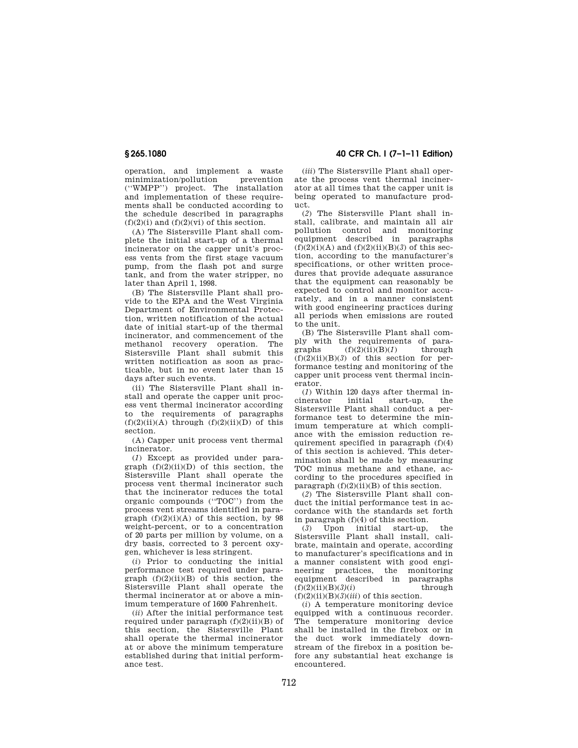operation, and implement a waste minimization/pollution prevention (''WMPP'') project. The installation and implementation of these requirements shall be conducted according to the schedule described in paragraphs (f)(2)(i) and (f)(2)(vi) of this section.

(A) The Sistersville Plant shall complete the initial start-up of a thermal incinerator on the capper unit's process vents from the first stage vacuum pump, from the flash pot and surge tank, and from the water stripper, no later than April 1, 1998.

(B) The Sistersville Plant shall provide to the EPA and the West Virginia Department of Environmental Protection, written notification of the actual date of initial start-up of the thermal incinerator, and commencement of the methanol recovery operation. The Sistersville Plant shall submit this written notification as soon as practicable, but in no event later than 15 days after such events.

(ii) The Sistersville Plant shall install and operate the capper unit process vent thermal incinerator according to the requirements of paragraphs (f)(2)(ii)(A) through (f)(2)(ii)(D) of this section.

(A) Capper unit process vent thermal incinerator.

(*1*) Except as provided under paragraph (f)(2)(ii)(D) of this section, the Sistersville Plant shall operate the process vent thermal incinerator such that the incinerator reduces the total organic compounds (''TOC'') from the process vent streams identified in paragraph (f)(2)(i)(A) of this section, by 98 weight-percent, or to a concentration of 20 parts per million by volume, on a dry basis, corrected to 3 percent oxygen, whichever is less stringent.

(*i*) Prior to conducting the initial performance test required under paragraph (f)(2)(ii)(B) of this section, the Sistersville Plant shall operate the thermal incinerator at or above a minimum temperature of 1600 Fahrenheit.

(*ii*) After the initial performance test required under paragraph (f)(2)(ii)(B) of this section, the Sistersville Plant shall operate the thermal incinerator at or above the minimum temperature established during that initial performance test.

(*iii*) The Sistersville Plant shall operate the process vent thermal incinerator at all times that the capper unit is being operated to manufacture product.

(*2*) The Sistersville Plant shall install, calibrate, and maintain all air pollution control and monitoring equipment described in paragraphs (f)(2)(i)(A) and (f)(2)(ii)(B)(*3*) of this section, according to the manufacturer's specifications, or other written procedures that provide adequate assurance that the equipment can reasonably be expected to control and monitor accurately, and in a manner consistent with good engineering practices during all periods when emissions are routed to the unit.

(B) The Sistersville Plant shall comply with the requirements of paragraphs (f)(2)(ii)(B)(*1*) through (f)(2)(ii)(B)(*3*) of this section for performance testing and monitoring of the capper unit process vent thermal incinerator.

(*1*) Within 120 days after thermal incinerator initial start-up, the Sistersville Plant shall conduct a performance test to determine the minimum temperature at which compliance with the emission reduction requirement specified in paragraph (f)(4) of this section is achieved. This determination shall be made by measuring TOC minus methane and ethane, according to the procedures specified in paragraph (f)(2)(ii)(B) of this section.

(*2*) The Sistersville Plant shall conduct the initial performance test in accordance with the standards set forth in paragraph (f)(4) of this section.

(*3*) Upon initial start-up, the Sistersville Plant shall install, calibrate, maintain and operate, according to manufacturer's specifications and in a manner consistent with good engineering practices, the monitoring equipment described in paragraphs (f)(2)(ii)(B)(*3*)(*i*) through (f)(2)(ii)(B)(*3*)(*iii*) of this section.

(*i*) A temperature monitoring device equipped with a continuous recorder. The temperature monitoring device shall be installed in the firebox or in the duct work immediately downstream of the firebox in a position before any substantial heat exchange is encountered.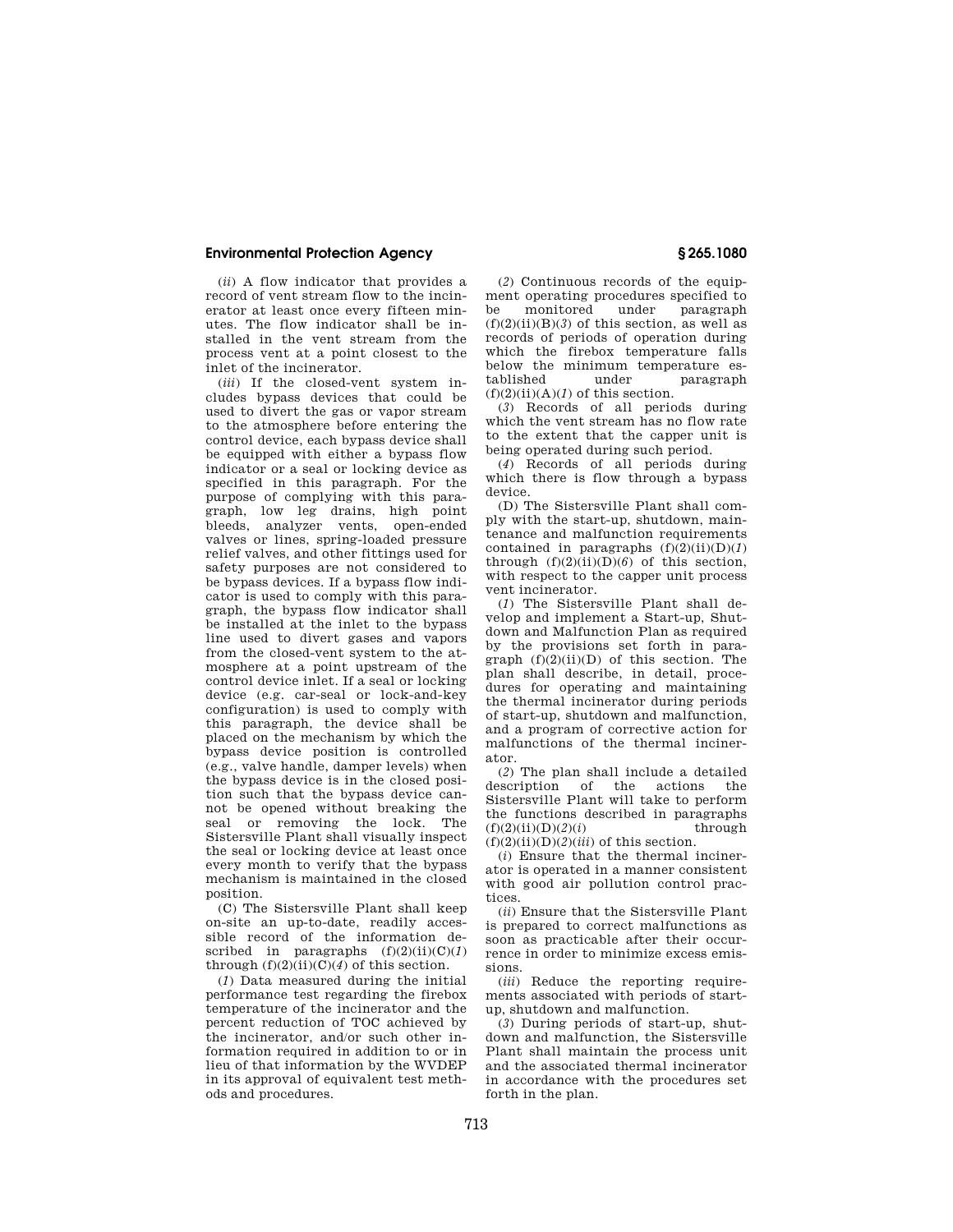(*ii*) A flow indicator that provides a record of vent stream flow to the incinerator at least once every fifteen minutes. The flow indicator shall be installed in the vent stream from the process vent at a point closest to the inlet of the incinerator.

(*iii*) If the closed-vent system includes bypass devices that could be used to divert the gas or vapor stream to the atmosphere before entering the control device, each bypass device shall be equipped with either a bypass flow indicator or a seal or locking device as specified in this paragraph. For the purpose of complying with this paragraph, low leg drains, high point bleeds, analyzer vents, open-ended valves or lines, spring-loaded pressure relief valves, and other fittings used for safety purposes are not considered to be bypass devices. If a bypass flow indicator is used to comply with this paragraph, the bypass flow indicator shall be installed at the inlet to the bypass line used to divert gases and vapors from the closed-vent system to the atmosphere at a point upstream of the control device inlet. If a seal or locking device (e.g. car-seal or lock-and-key configuration) is used to comply with this paragraph, the device shall be placed on the mechanism by which the bypass device position is controlled (e.g., valve handle, damper levels) when the bypass device is in the closed position such that the bypass device cannot be opened without breaking the seal or removing the lock. The Sistersville Plant shall visually inspect the seal or locking device at least once every month to verify that the bypass mechanism is maintained in the closed position.

(C) The Sistersville Plant shall keep on-site an up-to-date, readily accessible record of the information described in paragraphs (f)(2)(ii)(C)(*1*) through (f)(2)(ii)(C)(*4*) of this section.

(*1*) Data measured during the initial performance test regarding the firebox temperature of the incinerator and the percent reduction of TOC achieved by the incinerator, and/or such other information required in addition to or in lieu of that information by the WVDEP in its approval of equivalent test methods and procedures.

(*2*) Continuous records of the equipment operating procedures specified to be monitored under paragraph (f)(2)(ii)(B)(*3*) of this section, as well as records of periods of operation during which the firebox temperature falls below the minimum temperature established under paragraph (f)(2)(ii)(A)(*1*) of this section.

(*3*) Records of all periods during which the vent stream has no flow rate to the extent that the capper unit is being operated during such period.

(*4*) Records of all periods during which there is flow through a bypass device.

(D) The Sistersville Plant shall comply with the start-up, shutdown, maintenance and malfunction requirements contained in paragraphs (f)(2)(ii)(D)(*1*) through (f)(2)(ii)(D)(*6*) of this section, with respect to the capper unit process vent incinerator.

(*1*) The Sistersville Plant shall develop and implement a Start-up, Shutdown and Malfunction Plan as required by the provisions set forth in paragraph (f)(2)(ii)(D) of this section. The plan shall describe, in detail, procedures for operating and maintaining the thermal incinerator during periods of start-up, shutdown and malfunction, and a program of corrective action for malfunctions of the thermal incinerator.

(*2*) The plan shall include a detailed description of the actions the Sistersville Plant will take to perform the functions described in paragraphs (f)(2)(ii)(D)(*2*)(*i*) through (f)(2)(ii)(D)(*2*)(*iii*) of this section.

(*i*) Ensure that the thermal incinerator is operated in a manner consistent with good air pollution control practices.

(*ii*) Ensure that the Sistersville Plant is prepared to correct malfunctions as soon as practicable after their occurrence in order to minimize excess emissions.

(*iii*) Reduce the reporting requirements associated with periods of start-up, shutdown and malfunction.

(*3*) During periods of start-up, shutdown and malfunction, the Sistersville Plant shall maintain the process unit and the associated thermal incinerator in accordance with the procedures set forth in the plan.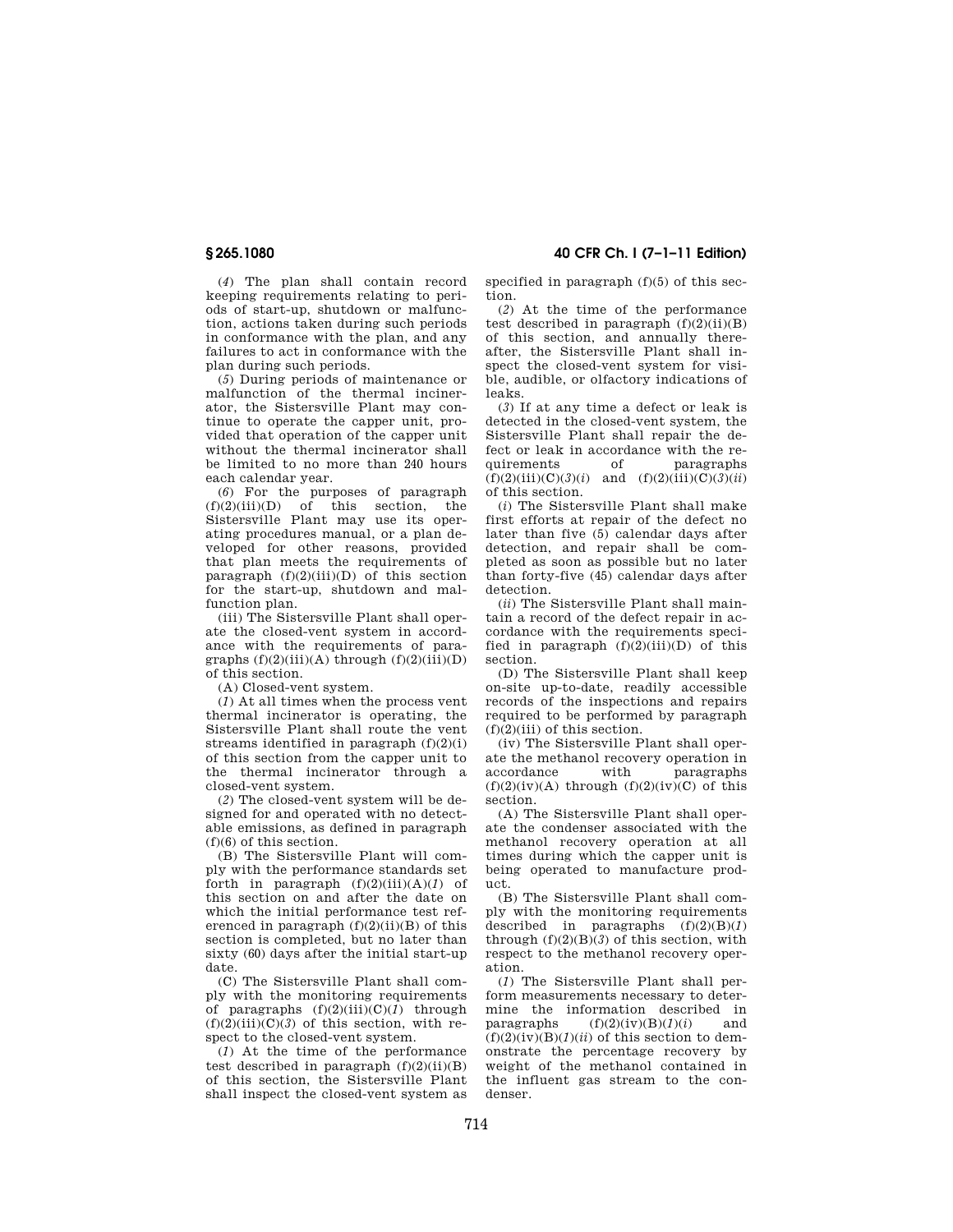(*4*) The plan shall contain record keeping requirements relating to periods of start-up, shutdown or malfunction, actions taken during such periods in conformance with the plan, and any failures to act in conformance with the plan during such periods.

(*5*) During periods of maintenance or malfunction of the thermal incinerator, the Sistersville Plant may continue to operate the capper unit, provided that operation of the capper unit without the thermal incinerator shall be limited to no more than 240 hours each calendar year.

(*6*) For the purposes of paragraph (f)(2)(iii)(D) of this section, the Sistersville Plant may use its operating procedures manual, or a plan developed for other reasons, provided that plan meets the requirements of paragraph (f)(2)(iii)(D) of this section for the start-up, shutdown and malfunction plan.

(iii) The Sistersville Plant shall operate the closed-vent system in accordance with the requirements of paragraphs (f)(2)(iii)(A) through (f)(2)(iii)(D) of this section.

(A) Closed-vent system.

(*1*) At all times when the process vent thermal incinerator is operating, the Sistersville Plant shall route the vent streams identified in paragraph (f)(2)(i) of this section from the capper unit to the thermal incinerator through a closed-vent system.

(*2*) The closed-vent system will be designed for and operated with no detectable emissions, as defined in paragraph (f)(6) of this section.

(B) The Sistersville Plant will comply with the performance standards set forth in paragraph (f)(2)(iii)(A)(*1*) of this section on and after the date on which the initial performance test referenced in paragraph (f)(2)(ii)(B) of this section is completed, but no later than sixty (60) days after the initial start-up date.

(C) The Sistersville Plant shall comply with the monitoring requirements of paragraphs (f)(2)(iii)(C)(*1*) through (f)(2)(iii)(C)(*3*) of this section, with respect to the closed-vent system.

(*1*) At the time of the performance test described in paragraph (f)(2)(ii)(B) of this section, the Sistersville Plant shall inspect the closed-vent system as specified in paragraph (f)(5) of this section.

(*2*) At the time of the performance test described in paragraph (f)(2)(ii)(B) of this section, and annually thereafter, the Sistersville Plant shall inspect the closed-vent system for visible, audible, or olfactory indications of leaks.

(*3*) If at any time a defect or leak is detected in the closed-vent system, the Sistersville Plant shall repair the defect or leak in accordance with the requirements of paragraphs (f)(2)(iii)(C)(*3*)(*i*) and (f)(2)(iii)(C)(*3*)(*ii*) of this section.

(*i*) The Sistersville Plant shall make first efforts at repair of the defect no later than five (5) calendar days after detection, and repair shall be completed as soon as possible but no later than forty-five (45) calendar days after detection.

(*ii*) The Sistersville Plant shall maintain a record of the defect repair in accordance with the requirements specified in paragraph (f)(2)(iii)(D) of this section.

(D) The Sistersville Plant shall keep on-site up-to-date, readily accessible records of the inspections and repairs required to be performed by paragraph (f)(2)(iii) of this section.

(iv) The Sistersville Plant shall operate the methanol recovery operation in accordance with paragraphs (f)(2)(iv)(A) through (f)(2)(iv)(C) of this section.

(A) The Sistersville Plant shall operate the condenser associated with the methanol recovery operation at all times during which the capper unit is being operated to manufacture product.

(B) The Sistersville Plant shall comply with the monitoring requirements described in paragraphs (f)(2)(B)(*1*) through (f)(2)(B)(*3*) of this section, with respect to the methanol recovery operation.

(*1*) The Sistersville Plant shall perform measurements necessary to determine the information described in paragraphs (f)(2)(iv)(B)(*1*)(*i*) and (f)(2)(iv)(B)(*1*)(*ii*) of this section to demonstrate the percentage recovery by weight of the methanol contained in the influent gas stream to the condenser.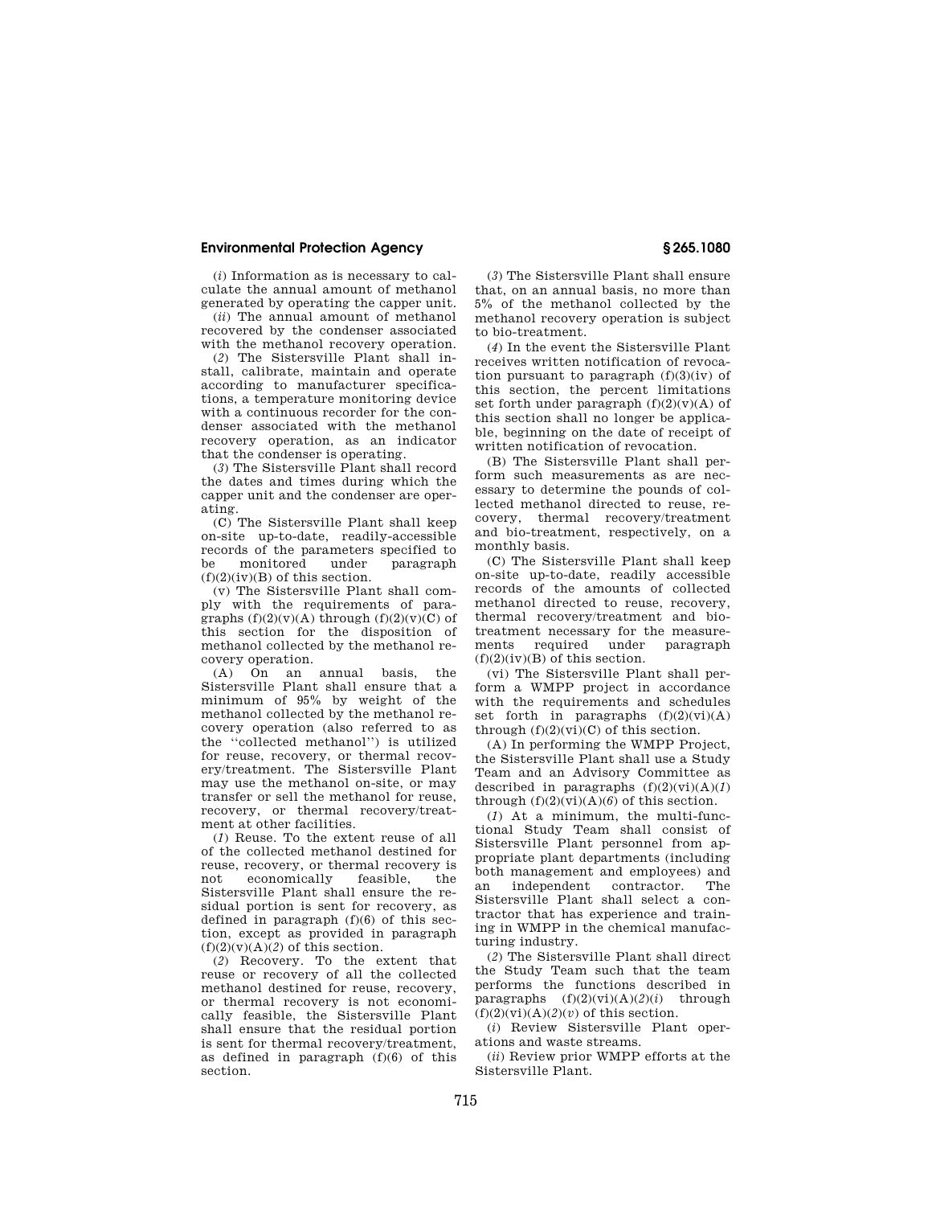(*i*) Information as is necessary to calculate the annual amount of methanol generated by operating the capper unit.

(*ii*) The annual amount of methanol recovered by the condenser associated with the methanol recovery operation.

(*2*) The Sistersville Plant shall install, calibrate, maintain and operate according to manufacturer specifications, a temperature monitoring device with a continuous recorder for the condenser associated with the methanol recovery operation, as an indicator that the condenser is operating.

(*3*) The Sistersville Plant shall record the dates and times during which the capper unit and the condenser are operating.

(C) The Sistersville Plant shall keep on-site up-to-date, readily-accessible records of the parameters specified to be monitored under paragraph (f)(2)(iv)(B) of this section.

(v) The Sistersville Plant shall comply with the requirements of paragraphs (f)(2)(v)(A) through (f)(2)(v)(C) of this section for the disposition of methanol collected by the methanol recovery operation.

(A) On an annual basis, the Sistersville Plant shall ensure that a minimum of 95% by weight of the methanol collected by the methanol recovery operation (also referred to as the ''collected methanol'') is utilized for reuse, recovery, or thermal recovery/treatment. The Sistersville Plant may use the methanol on-site, or may transfer or sell the methanol for reuse, recovery, or thermal recovery/treatment at other facilities.

(*1*) Reuse. To the extent reuse of all of the collected methanol destined for reuse, recovery, or thermal recovery is not economically feasible, the Sistersville Plant shall ensure the residual portion is sent for recovery, as defined in paragraph (f)(6) of this section, except as provided in paragraph (f)(2)(v)(A)(*2*) of this section.

(*2*) Recovery. To the extent that reuse or recovery of all the collected methanol destined for reuse, recovery, or thermal recovery is not economically feasible, the Sistersville Plant shall ensure that the residual portion is sent for thermal recovery/treatment, as defined in paragraph (f)(6) of this section.

(*3*) The Sistersville Plant shall ensure that, on an annual basis, no more than 5% of the methanol collected by the methanol recovery operation is subject to bio-treatment.

(*4*) In the event the Sistersville Plant receives written notification of revocation pursuant to paragraph (f)(3)(iv) of this section, the percent limitations set forth under paragraph (f)(2)(v)(A) of this section shall no longer be applicable, beginning on the date of receipt of written notification of revocation.

(B) The Sistersville Plant shall perform such measurements as are necessary to determine the pounds of collected methanol directed to reuse, recovery, thermal recovery/treatment and bio-treatment, respectively, on a monthly basis.

(C) The Sistersville Plant shall keep on-site up-to-date, readily accessible records of the amounts of collected methanol directed to reuse, recovery, thermal recovery/treatment and bio-treatment necessary for the measurements required under paragraph (f)(2)(iv)(B) of this section.

(vi) The Sistersville Plant shall perform a WMPP project in accordance with the requirements and schedules set forth in paragraphs (f)(2)(vi)(A) through (f)(2)(vi)(C) of this section.

(A) In performing the WMPP Project, the Sistersville Plant shall use a Study Team and an Advisory Committee as described in paragraphs (f)(2)(vi)(A)(*1*) through (f)(2)(vi)(A)(*6*) of this section.

(*1*) At a minimum, the multi-functional Study Team shall consist of Sistersville Plant personnel from appropriate plant departments (including both management and employees) and an independent contractor. The Sistersville Plant shall select a contractor that has experience and training in WMPP in the chemical manufacturing industry.

(*2*) The Sistersville Plant shall direct the Study Team such that the team performs the functions described in paragraphs (f)(2)(vi)(A)(*2*)(*i*) through (f)(2)(vi)(A)(*2*)(*v*) of this section.

(*i*) Review Sistersville Plant operations and waste streams.

(*ii*) Review prior WMPP efforts at the Sistersville Plant.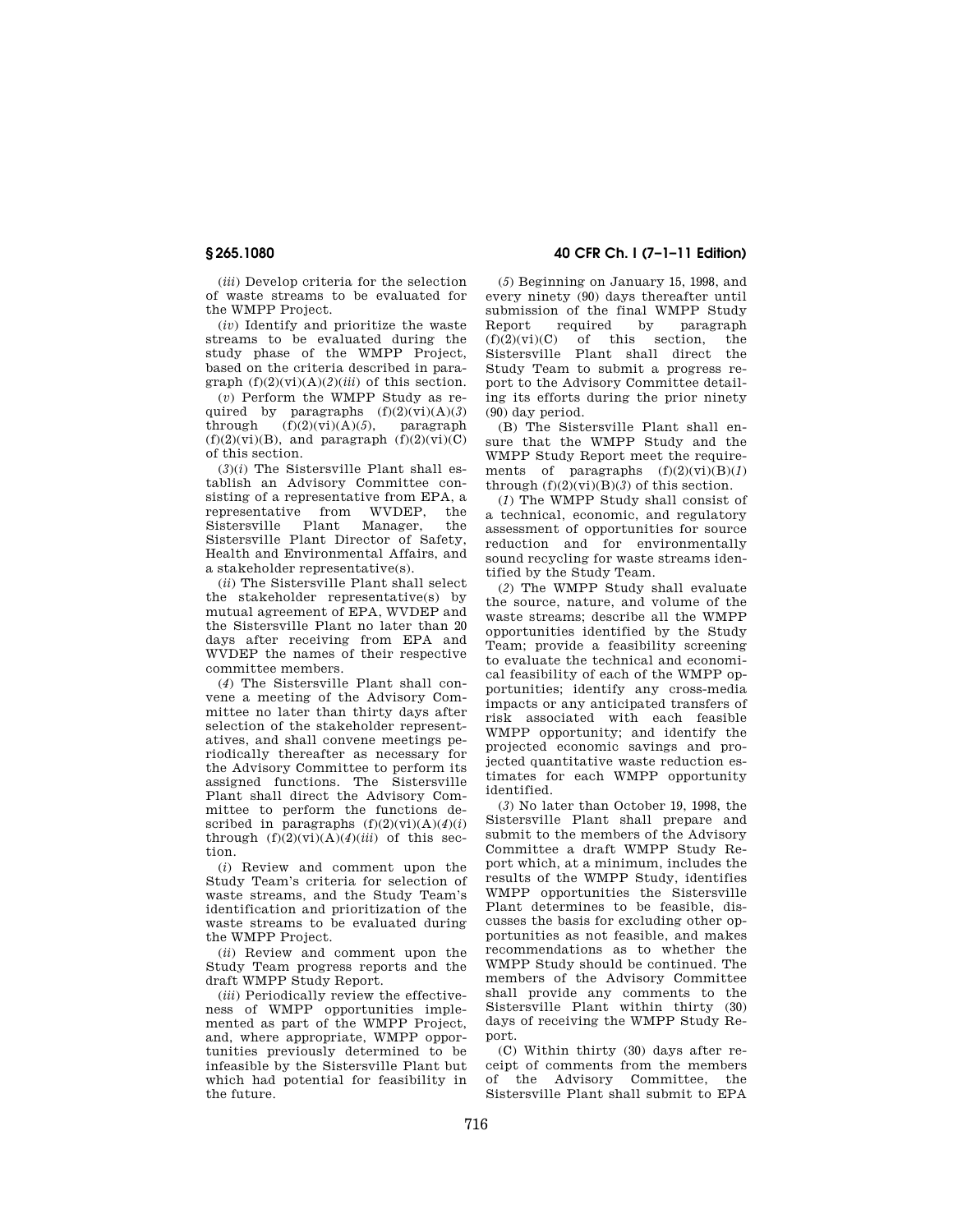(*iii*) Develop criteria for the selection of waste streams to be evaluated for the WMPP Project.

(*iv*) Identify and prioritize the waste streams to be evaluated during the study phase of the WMPP Project, based on the criteria described in paragraph (f)(2)(vi)(A)(*2*)(*iii*) of this section.

(*v*) Perform the WMPP Study as required by paragraphs (f)(2)(vi)(A)(*3*) through (f)(2)(vi)(A)(*5*), paragraph (f)(2)(vi)(B), and paragraph (f)(2)(vi)(C) of this section.

(*3*)(*i*) The Sistersville Plant shall establish an Advisory Committee consisting of a representative from EPA, a representative from WVDEP, the Sistersville Plant Manager, the Sistersville Plant Director of Safety, Health and Environmental Affairs, and a stakeholder representative(s).

(*ii*) The Sistersville Plant shall select the stakeholder representative(s) by mutual agreement of EPA, WVDEP and the Sistersville Plant no later than 20 days after receiving from EPA and WVDEP the names of their respective committee members.

(*4*) The Sistersville Plant shall convene a meeting of the Advisory Committee no later than thirty days after selection of the stakeholder representatives, and shall convene meetings periodically thereafter as necessary for the Advisory Committee to perform its assigned functions. The Sistersville Plant shall direct the Advisory Committee to perform the functions described in paragraphs (f)(2)(vi)(A)(*4*)(*i*) through (f)(2)(vi)(A)(*4*)(*iii*) of this section.

(*i*) Review and comment upon the Study Team's criteria for selection of waste streams, and the Study Team's identification and prioritization of the waste streams to be evaluated during the WMPP Project.

(*ii*) Review and comment upon the Study Team progress reports and the draft WMPP Study Report.

(*iii*) Periodically review the effectiveness of WMPP opportunities implemented as part of the WMPP Project, and, where appropriate, WMPP opportunities previously determined to be infeasible by the Sistersville Plant but which had potential for feasibility in the future.

(*5*) Beginning on January 15, 1998, and every ninety (90) days thereafter until submission of the final WMPP Study Report required by paragraph (f)(2)(vi)(C) of this section, the Sistersville Plant shall direct the Study Team to submit a progress report to the Advisory Committee detailing its efforts during the prior ninety (90) day period.

(B) The Sistersville Plant shall ensure that the WMPP Study and the WMPP Study Report meet the requirements of paragraphs (f)(2)(vi)(B)(*1*) through (f)(2)(vi)(B)(*3*) of this section.

(*1*) The WMPP Study shall consist of a technical, economic, and regulatory assessment of opportunities for source reduction and for environmentally sound recycling for waste streams identified by the Study Team.

(*2*) The WMPP Study shall evaluate the source, nature, and volume of the waste streams; describe all the WMPP opportunities identified by the Study Team; provide a feasibility screening to evaluate the technical and economical feasibility of each of the WMPP opportunities; identify any cross-media impacts or any anticipated transfers of risk associated with each feasible WMPP opportunity; and identify the projected economic savings and projected quantitative waste reduction estimates for each WMPP opportunity identified.

(*3*) No later than October 19, 1998, the Sistersville Plant shall prepare and submit to the members of the Advisory Committee a draft WMPP Study Report which, at a minimum, includes the results of the WMPP Study, identifies WMPP opportunities the Sistersville Plant determines to be feasible, discusses the basis for excluding other opportunities as not feasible, and makes recommendations as to whether the WMPP Study should be continued. The members of the Advisory Committee shall provide any comments to the Sistersville Plant within thirty (30) days of receiving the WMPP Study Report.

(C) Within thirty (30) days after receipt of comments from the members of the Advisory Committee, the Sistersville Plant shall submit to EPA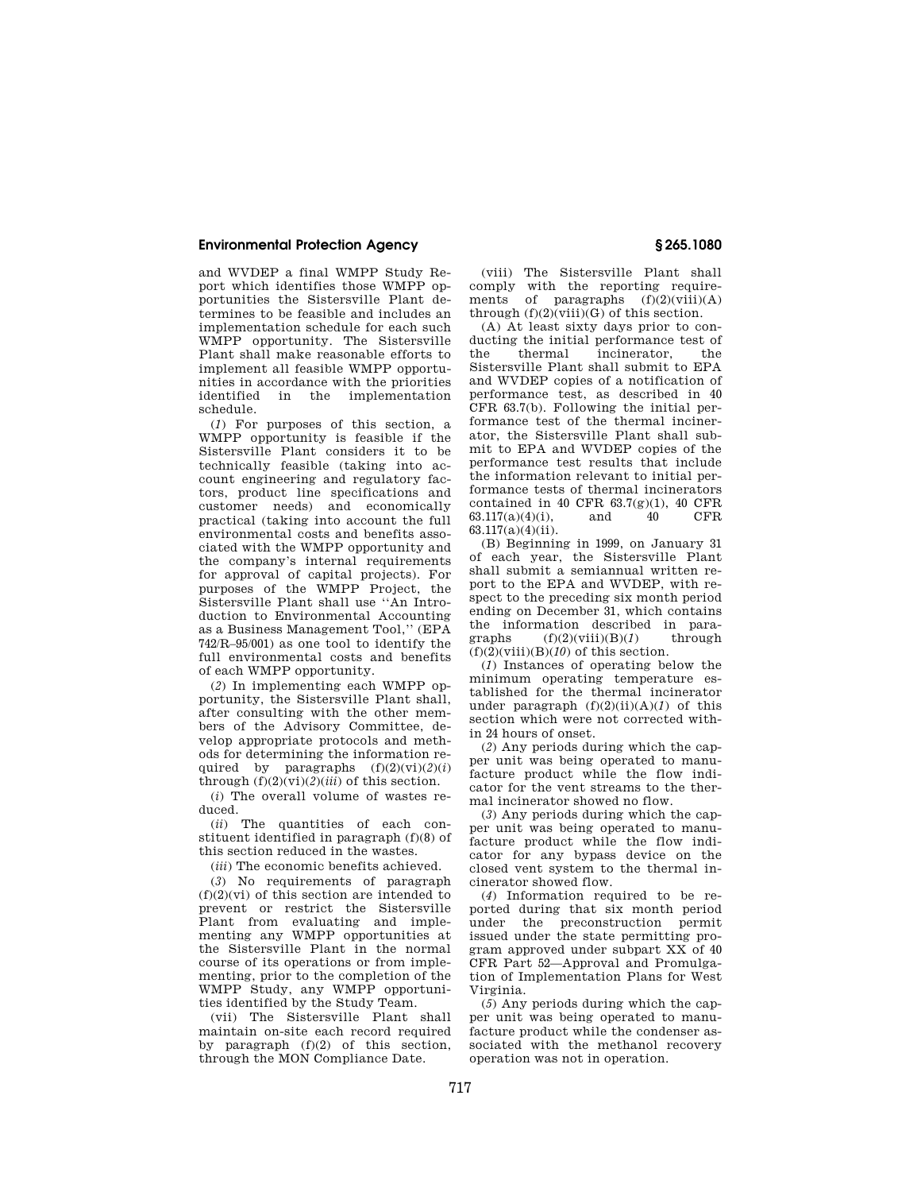and WVDEP a final WMPP Study Report which identifies those WMPP opportunities the Sistersville Plant determines to be feasible and includes an implementation schedule for each such WMPP opportunity. The Sistersville Plant shall make reasonable efforts to implement all feasible WMPP opportunities in accordance with the priorities identified in the implementation schedule.

(*1*) For purposes of this section, a WMPP opportunity is feasible if the Sistersville Plant considers it to be technically feasible (taking into account engineering and regulatory factors, product line specifications and customer needs) and economically practical (taking into account the full environmental costs and benefits associated with the WMPP opportunity and the company's internal requirements for approval of capital projects). For purposes of the WMPP Project, the Sistersville Plant shall use ''An Introduction to Environmental Accounting as a Business Management Tool,'' (EPA 742/R–95/001) as one tool to identify the full environmental costs and benefits of each WMPP opportunity.

(*2*) In implementing each WMPP opportunity, the Sistersville Plant shall, after consulting with the other members of the Advisory Committee, develop appropriate protocols and methods for determining the information required by paragraphs (f)(2)(vi)(*2*)(*i*) through (f)(2)(vi)(*2*)(*iii*) of this section.

(*i*) The overall volume of wastes reduced.

(*ii*) The quantities of each constituent identified in paragraph (f)(8) of this section reduced in the wastes.

(*iii*) The economic benefits achieved.

(*3*) No requirements of paragraph (f)(2)(vi) of this section are intended to prevent or restrict the Sistersville Plant from evaluating and implementing any WMPP opportunities at the Sistersville Plant in the normal course of its operations or from implementing, prior to the completion of the WMPP Study, any WMPP opportunities identified by the Study Team.

(vii) The Sistersville Plant shall maintain on-site each record required by paragraph (f)(2) of this section, through the MON Compliance Date.

(viii) The Sistersville Plant shall comply with the reporting requirements of paragraphs (f)(2)(viii)(A) through (f)(2)(viii)(G) of this section.

(A) At least sixty days prior to conducting the initial performance test of the thermal incinerator, the Sistersville Plant shall submit to EPA and WVDEP copies of a notification of performance test, as described in 40 CFR 63.7(b). Following the initial performance test of the thermal incinerator, the Sistersville Plant shall submit to EPA and WVDEP copies of the performance test results that include the information relevant to initial performance tests of thermal incinerators contained in 40 CFR 63.7(g)(1), 40 CFR 63.117(a)(4)(i), and 40 CFR 63.117(a)(4)(ii).

(B) Beginning in 1999, on January 31 of each year, the Sistersville Plant shall submit a semiannual written report to the EPA and WVDEP, with respect to the preceding six month period ending on December 31, which contains the information described in paragraphs (f)(2)(viii)(B)(*1*) through (f)(2)(viii)(B)(*10*) of this section.

(*1*) Instances of operating below the minimum operating temperature established for the thermal incinerator under paragraph (f)(2)(ii)(A)(*1*) of this section which were not corrected within 24 hours of onset.

(*2*) Any periods during which the capper unit was being operated to manufacture product while the flow indicator for the vent streams to the thermal incinerator showed no flow.

(*3*) Any periods during which the capper unit was being operated to manufacture product while the flow indicator for any bypass device on the closed vent system to the thermal incinerator showed flow.

(*4*) Information required to be reported during that six month period under the preconstruction permit issued under the state permitting program approved under subpart XX of 40 CFR Part 52—Approval and Promulgation of Implementation Plans for West Virginia.

(*5*) Any periods during which the capper unit was being operated to manufacture product while the condenser associated with the methanol recovery operation was not in operation.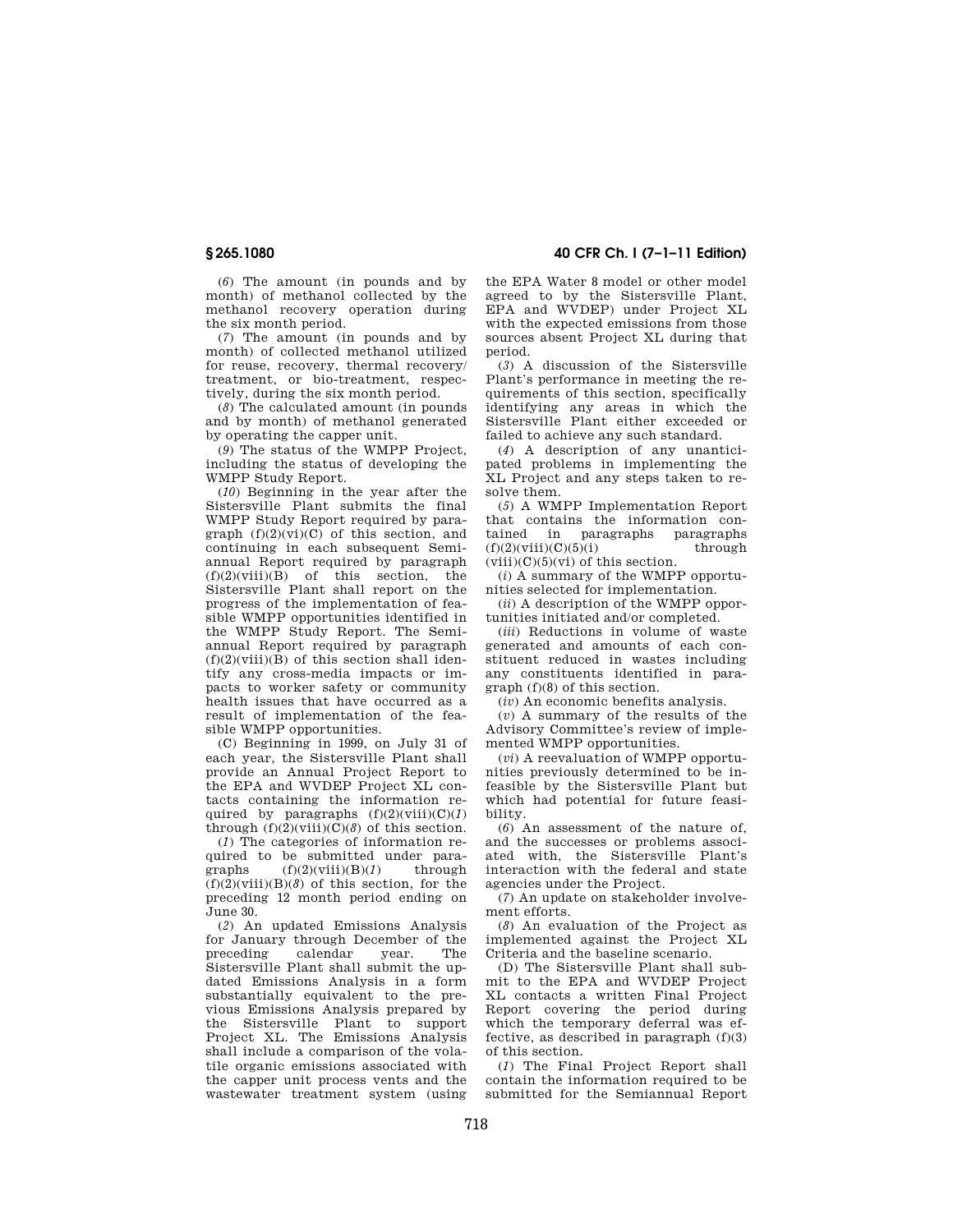(*6*) The amount (in pounds and by month) of methanol collected by the methanol recovery operation during the six month period.

(*7*) The amount (in pounds and by month) of collected methanol utilized for reuse, recovery, thermal recovery/treatment, or bio-treatment, respectively, during the six month period.

(*8*) The calculated amount (in pounds and by month) of methanol generated by operating the capper unit.

(*9*) The status of the WMPP Project, including the status of developing the WMPP Study Report.

(*10*) Beginning in the year after the Sistersville Plant submits the final WMPP Study Report required by paragraph (f)(2)(vi)(C) of this section, and continuing in each subsequent Semiannual Report required by paragraph (f)(2)(viii)(B) of this section, the Sistersville Plant shall report on the progress of the implementation of feasible WMPP opportunities identified in the WMPP Study Report. The Semiannual Report required by paragraph (f)(2)(viii)(B) of this section shall identify any cross-media impacts or impacts to worker safety or community health issues that have occurred as a result of implementation of the feasible WMPP opportunities.

(C) Beginning in 1999, on July 31 of each year, the Sistersville Plant shall provide an Annual Project Report to the EPA and WVDEP Project XL contacts containing the information required by paragraphs (f)(2)(viii)(C)(*1*) through (f)(2)(viii)(C)(*8*) of this section.

(*1*) The categories of information required to be submitted under paragraphs (f)(2)(viii)(B)(*1*) through (f)(2)(viii)(B)(*8*) of this section, for the preceding 12 month period ending on June 30.

(*2*) An updated Emissions Analysis for January through December of the preceding calendar year. The Sistersville Plant shall submit the updated Emissions Analysis in a form substantially equivalent to the previous Emissions Analysis prepared by the Sistersville Plant to support Project XL. The Emissions Analysis shall include a comparison of the volatile organic emissions associated with the capper unit process vents and the wastewater treatment system (using the EPA Water 8 model or other model agreed to by the Sistersville Plant, EPA and WVDEP) under Project XL with the expected emissions from those sources absent Project XL during that period.

(*3*) A discussion of the Sistersville Plant's performance in meeting the requirements of this section, specifically identifying any areas in which the Sistersville Plant either exceeded or failed to achieve any such standard.

(*4*) A description of any unanticipated problems in implementing the XL Project and any steps taken to resolve them.

(*5*) A WMPP Implementation Report that contains the information contained in paragraphs paragraphs (f)(2)(viii)(C)(5)(i) through (viii)(C)(5)(vi) of this section.

(*i*) A summary of the WMPP opportunities selected for implementation.

(*ii*) A description of the WMPP opportunities initiated and/or completed.

(*iii*) Reductions in volume of waste generated and amounts of each constituent reduced in wastes including any constituents identified in paragraph (f)(8) of this section.

(*iv*) An economic benefits analysis.

(*v*) A summary of the results of the Advisory Committee's review of implemented WMPP opportunities.

(*vi*) A reevaluation of WMPP opportunities previously determined to be infeasible by the Sistersville Plant but which had potential for future feasibility.

(*6*) An assessment of the nature of, and the successes or problems associated with, the Sistersville Plant's interaction with the federal and state agencies under the Project.

(*7*) An update on stakeholder involvement efforts.

(*8*) An evaluation of the Project as implemented against the Project XL Criteria and the baseline scenario.

(D) The Sistersville Plant shall submit to the EPA and WVDEP Project XL contacts a written Final Project Report covering the period during which the temporary deferral was effective, as described in paragraph (f)(3) of this section.

(*1*) The Final Project Report shall contain the information required to be submitted for the Semiannual Report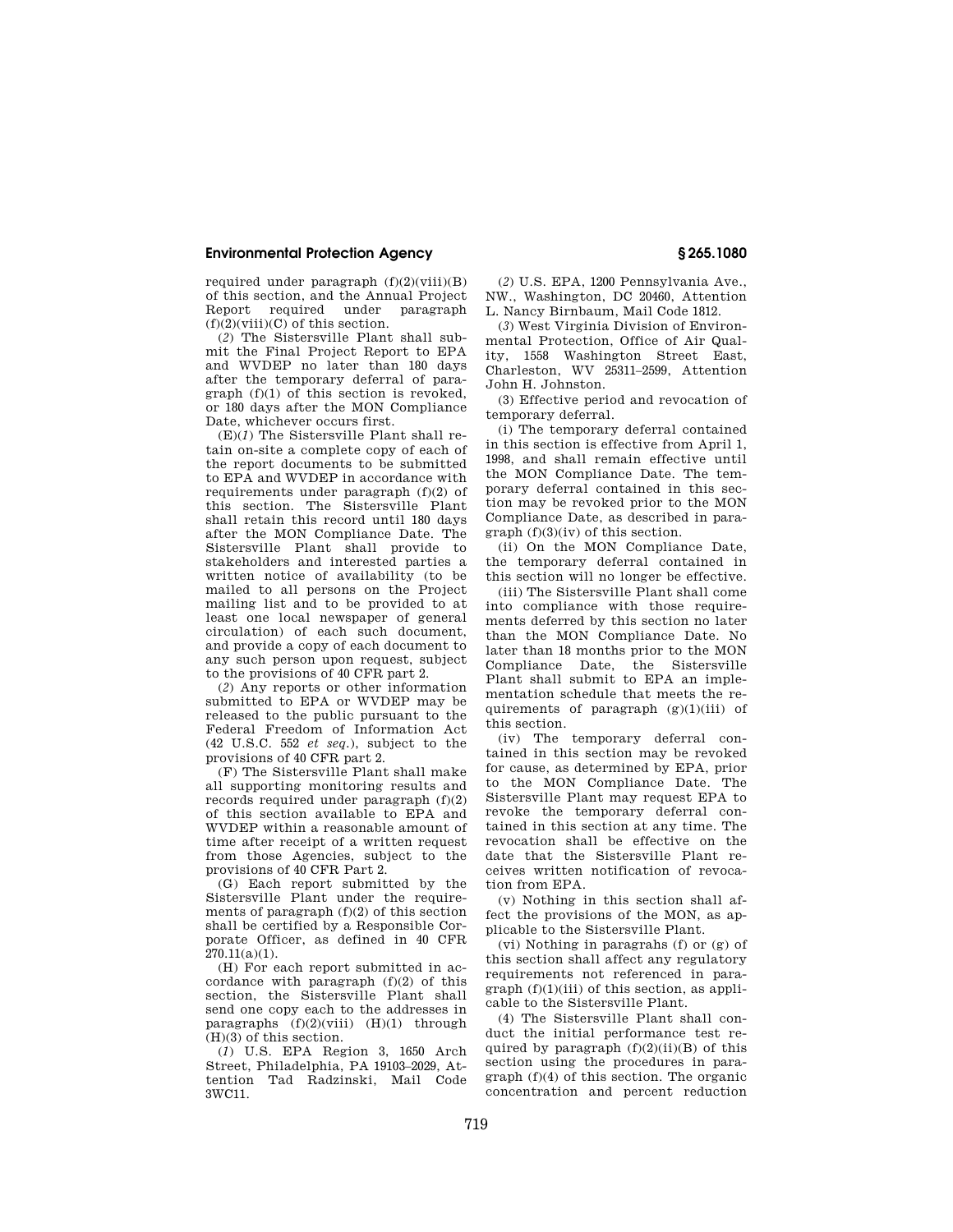required under paragraph (f)(2)(viii)(B) of this section, and the Annual Project Report required under paragraph (f)(2)(viii)(C) of this section.

(*2*) The Sistersville Plant shall submit the Final Project Report to EPA and WVDEP no later than 180 days after the temporary deferral of paragraph (f)(1) of this section is revoked, or 180 days after the MON Compliance Date, whichever occurs first.

(E)(*1*) The Sistersville Plant shall retain on-site a complete copy of each of the report documents to be submitted to EPA and WVDEP in accordance with requirements under paragraph (f)(2) of this section. The Sistersville Plant shall retain this record until 180 days after the MON Compliance Date. The Sistersville Plant shall provide to stakeholders and interested parties a written notice of availability (to be mailed to all persons on the Project mailing list and to be provided to at least one local newspaper of general circulation) of each such document, and provide a copy of each document to any such person upon request, subject to the provisions of 40 CFR part 2.

(*2*) Any reports or other information submitted to EPA or WVDEP may be released to the public pursuant to the Federal Freedom of Information Act (42 U.S.C. 552 *et seq.*), subject to the provisions of 40 CFR part 2.

(F) The Sistersville Plant shall make all supporting monitoring results and records required under paragraph (f)(2) of this section available to EPA and WVDEP within a reasonable amount of time after receipt of a written request from those Agencies, subject to the provisions of 40 CFR Part 2.

(G) Each report submitted by the Sistersville Plant under the requirements of paragraph (f)(2) of this section shall be certified by a Responsible Corporate Officer, as defined in 40 CFR 270.11(a)(1).

(H) For each report submitted in accordance with paragraph (f)(2) of this section, the Sistersville Plant shall send one copy each to the addresses in paragraphs (f)(2)(viii) (H)(1) through (H)(3) of this section.

(*1*) U.S. EPA Region 3, 1650 Arch Street, Philadelphia, PA 19103–2029, Attention Tad Radzinski, Mail Code 3WC11.

(*2*) U.S. EPA, 1200 Pennsylvania Ave., NW., Washington, DC 20460, Attention L. Nancy Birnbaum, Mail Code 1812.

(*3*) West Virginia Division of Environmental Protection, Office of Air Quality, 1558 Washington Street East, Charleston, WV 25311–2599, Attention John H. Johnston.

(3) Effective period and revocation of temporary deferral.

(i) The temporary deferral contained in this section is effective from April 1, 1998, and shall remain effective until the MON Compliance Date. The temporary deferral contained in this section may be revoked prior to the MON Compliance Date, as described in paragraph (f)(3)(iv) of this section.

(ii) On the MON Compliance Date, the temporary deferral contained in this section will no longer be effective.

(iii) The Sistersville Plant shall come into compliance with those requirements deferred by this section no later than the MON Compliance Date. No later than 18 months prior to the MON Compliance Date, the Sistersville Plant shall submit to EPA an implementation schedule that meets the requirements of paragraph (g)(1)(iii) of this section.

(iv) The temporary deferral contained in this section may be revoked for cause, as determined by EPA, prior to the MON Compliance Date. The Sistersville Plant may request EPA to revoke the temporary deferral contained in this section at any time. The revocation shall be effective on the date that the Sistersville Plant receives written notification of revocation from EPA.

(v) Nothing in this section shall affect the provisions of the MON, as applicable to the Sistersville Plant.

(vi) Nothing in paragrahs (f) or (g) of this section shall affect any regulatory requirements not referenced in paragraph (f)(1)(iii) of this section, as applicable to the Sistersville Plant.

(4) The Sistersville Plant shall conduct the initial performance test required by paragraph (f)(2)(ii)(B) of this section using the procedures in paragraph (f)(4) of this section. The organic concentration and percent reduction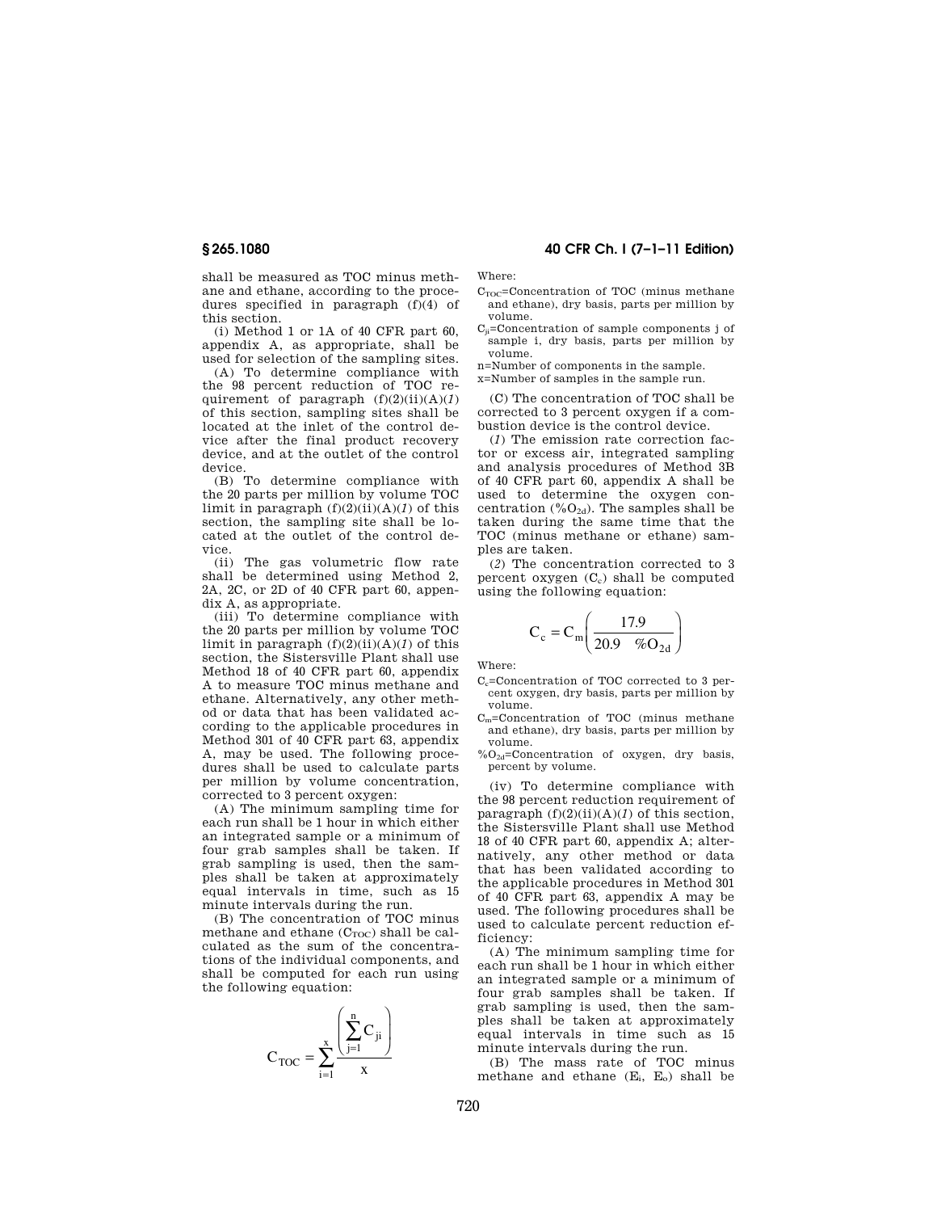shall be measured as TOC minus methane and ethane, according to the procedures specified in paragraph (f)(4) of this section.

(i) Method 1 or 1A of 40 CFR part 60, appendix A, as appropriate, shall be used for selection of the sampling sites.

(A) To determine compliance with the 98 percent reduction of TOC requirement of paragraph (f)(2)(ii)(A)(*1*) of this section, sampling sites shall be located at the inlet of the control device after the final product recovery device, and at the outlet of the control device.

(B) To determine compliance with the 20 parts per million by volume TOC limit in paragraph (f)(2)(ii)(A)(*1*) of this section, the sampling site shall be located at the outlet of the control device.

(ii) The gas volumetric flow rate shall be determined using Method 2, 2A, 2C, or 2D of 40 CFR part 60, appendix A, as appropriate.

(iii) To determine compliance with the 20 parts per million by volume TOC limit in paragraph (f)(2)(ii)(A)(*1*) of this section, the Sistersville Plant shall use Method 18 of 40 CFR part 60, appendix A to measure TOC minus methane and ethane. Alternatively, any other method or data that has been validated according to the applicable procedures in Method 301 of 40 CFR part 63, appendix A, may be used. The following procedures shall be used to calculate parts per million by volume concentration, corrected to 3 percent oxygen:

(A) The minimum sampling time for each run shall be 1 hour in which either an integrated sample or a minimum of four grab samples shall be taken. If grab sampling is used, then the samples shall be taken at approximately equal intervals in time, such as 15 minute intervals during the run.

(B) The concentration of TOC minus methane and ethane ($C_{TOC}$) shall be calculated as the sum of the concentrations of the individual components, and shall be computed for each run using the following equation:

$$C_{TOC} = \sum_{i=1}^{x} \frac{\left(\sum_{j=1}^{n} C_{ji}\right)}{x}$$

Where:

$C_{TOC}$=Concentration of TOC (minus methane and ethane), dry basis, parts per million by volume.

$C_{ji}$=Concentration of sample components j of sample i, dry basis, parts per million by volume.

n=Number of components in the sample.

x=Number of samples in the sample run.

(C) The concentration of TOC shall be corrected to 3 percent oxygen if a combustion device is the control device.

(*1*) The emission rate correction factor or excess air, integrated sampling and analysis procedures of Method 3B of 40 CFR part 60, appendix A shall be used to determine the oxygen concentration ($\%O_{2d}$). The samples shall be taken during the same time that the TOC (minus methane or ethane) samples are taken.

(*2*) The concentration corrected to 3 percent oxygen ($C_c$) shall be computed using the following equation:

$$C_c = C_m \left( \frac{17.9}{20.9 \quad \%O_{2d}} \right)$$

Where:

$C_c$=Concentration of TOC corrected to 3 percent oxygen, dry basis, parts per million by volume.

$C_m$=Concentration of TOC (minus methane and ethane), dry basis, parts per million by volume.

$\%O_{2d}$=Concentration of oxygen, dry basis, percent by volume.

(iv) To determine compliance with the 98 percent reduction requirement of paragraph (f)(2)(ii)(A)(*1*) of this section, the Sistersville Plant shall use Method 18 of 40 CFR part 60, appendix A; alternatively, any other method or data that has been validated according to the applicable procedures in Method 301 of 40 CFR part 63, appendix A may be used. The following procedures shall be used to calculate percent reduction efficiency:

(A) The minimum sampling time for each run shall be 1 hour in which either an integrated sample or a minimum of four grab samples shall be taken. If grab sampling is used, then the samples shall be taken at approximately equal intervals in time such as 15 minute intervals during the run.

(B) The mass rate of TOC minus methane and ethane ($E_i$, $E_o$) shall be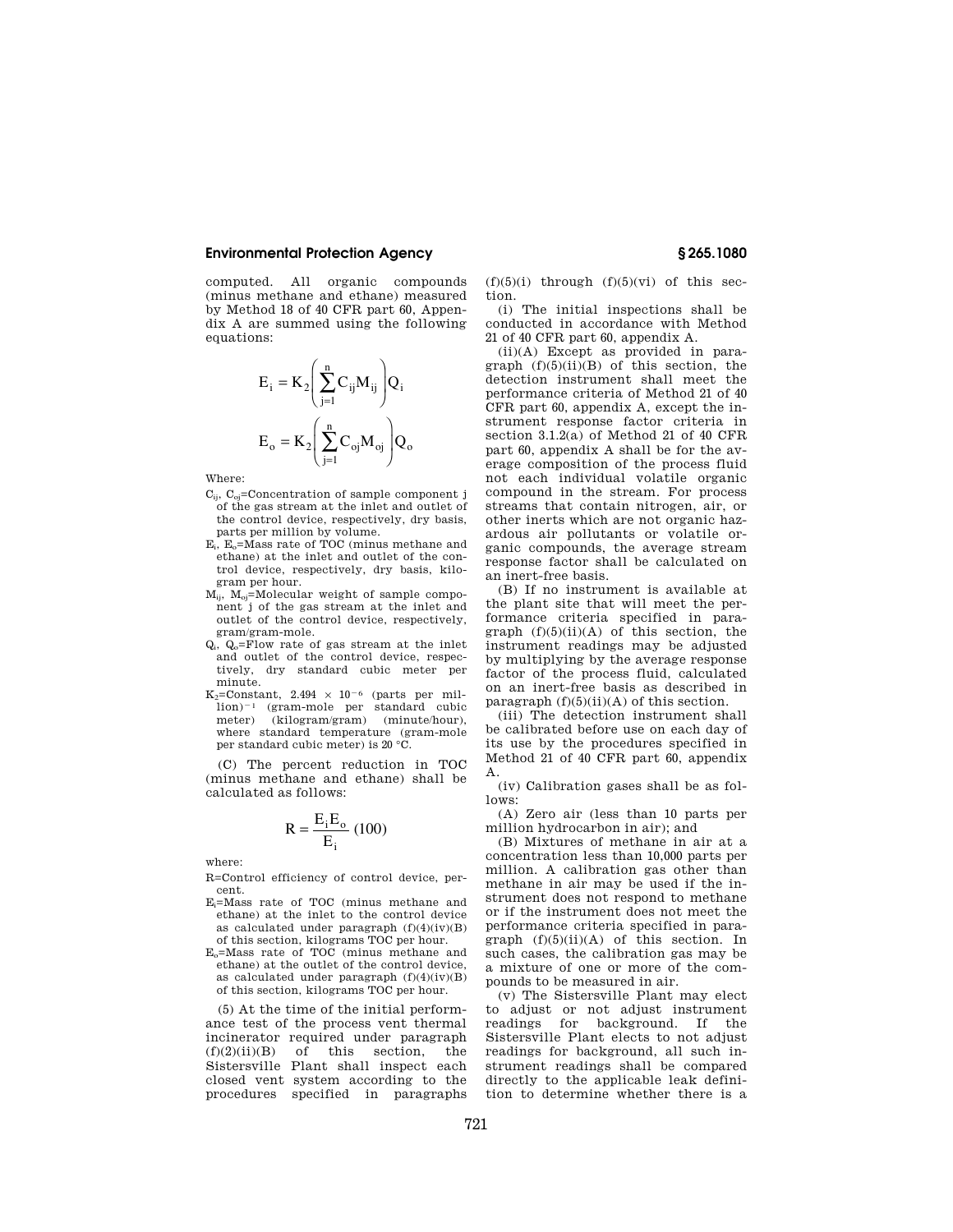computed. All organic compounds (minus methane and ethane) measured by Method 18 of 40 CFR part 60, Appendix A are summed using the following equations:

$$E_i = K_2 \left( \sum_{j=1}^{n} C_{ij} M_{ij} \right) Q_i$$

$$E_o = K_2 \left( \sum_{j=1}^{n} C_{oj} M_{oj} \right) Q_o$$

Where:

$C_{ij}$, $C_{oj}$=Concentration of sample component j of the gas stream at the inlet and outlet of the control device, respectively, dry basis, parts per million by volume.

$E_i$, $E_o$=Mass rate of TOC (minus methane and ethane) at the inlet and outlet of the control device, respectively, dry basis, kilogram per hour.

$M_{ij}$, $M_{oj}$=Molecular weight of sample component j of the gas stream at the inlet and outlet of the control device, respectively, gram/gram-mole.

$Q_i$, $Q_o$=Flow rate of gas stream at the inlet and outlet of the control device, respectively, dry standard cubic meter per minute.

$K_2$=Constant, $2.494 \times 10^{-6}$ (parts per million)$^{-1}$ (gram-mole per standard cubic meter) (kilogram/gram) (minute/hour), where standard temperature (gram-mole per standard cubic meter) is 20 °C.

(C) The percent reduction in TOC (minus methane and ethane) shall be calculated as follows:

$$R = \frac{E_i E_o}{E_i} (100)$$

where:

R=Control efficiency of control device, percent.

$E_i$=Mass rate of TOC (minus methane and ethane) at the inlet to the control device as calculated under paragraph (f)(4)(iv)(B) of this section, kilograms TOC per hour.

$E_o$=Mass rate of TOC (minus methane and ethane) at the outlet of the control device, as calculated under paragraph (f)(4)(iv)(B) of this section, kilograms TOC per hour.

(5) At the time of the initial performance test of the process vent thermal incinerator required under paragraph (f)(2)(ii)(B) of this section, the Sistersville Plant shall inspect each closed vent system according to the procedures specified in paragraphs (f)(5)(i) through (f)(5)(vi) of this section.

(i) The initial inspections shall be conducted in accordance with Method 21 of 40 CFR part 60, appendix A.

(ii)(A) Except as provided in paragraph (f)(5)(ii)(B) of this section, the detection instrument shall meet the performance criteria of Method 21 of 40 CFR part 60, appendix A, except the instrument response factor criteria in section 3.1.2(a) of Method 21 of 40 CFR part 60, appendix A shall be for the average composition of the process fluid not each individual volatile organic compound in the stream. For process streams that contain nitrogen, air, or other inerts which are not organic hazardous air pollutants or volatile organic compounds, the average stream response factor shall be calculated on an inert-free basis.

(B) If no instrument is available at the plant site that will meet the performance criteria specified in paragraph (f)(5)(ii)(A) of this section, the instrument readings may be adjusted by multiplying by the average response factor of the process fluid, calculated on an inert-free basis as described in paragraph (f)(5)(ii)(A) of this section.

(iii) The detection instrument shall be calibrated before use on each day of its use by the procedures specified in Method 21 of 40 CFR part 60, appendix A.

(iv) Calibration gases shall be as follows:

(A) Zero air (less than 10 parts per million hydrocarbon in air); and

(B) Mixtures of methane in air at a concentration less than 10,000 parts per million. A calibration gas other than methane in air may be used if the instrument does not respond to methane or if the instrument does not meet the performance criteria specified in paragraph (f)(5)(ii)(A) of this section. In such cases, the calibration gas may be a mixture of one or more of the compounds to be measured in air.

(v) The Sistersville Plant may elect to adjust or not adjust instrument readings for background. If the Sistersville Plant elects to not adjust readings for background, all such instrument readings shall be compared directly to the applicable leak definition to determine whether there is a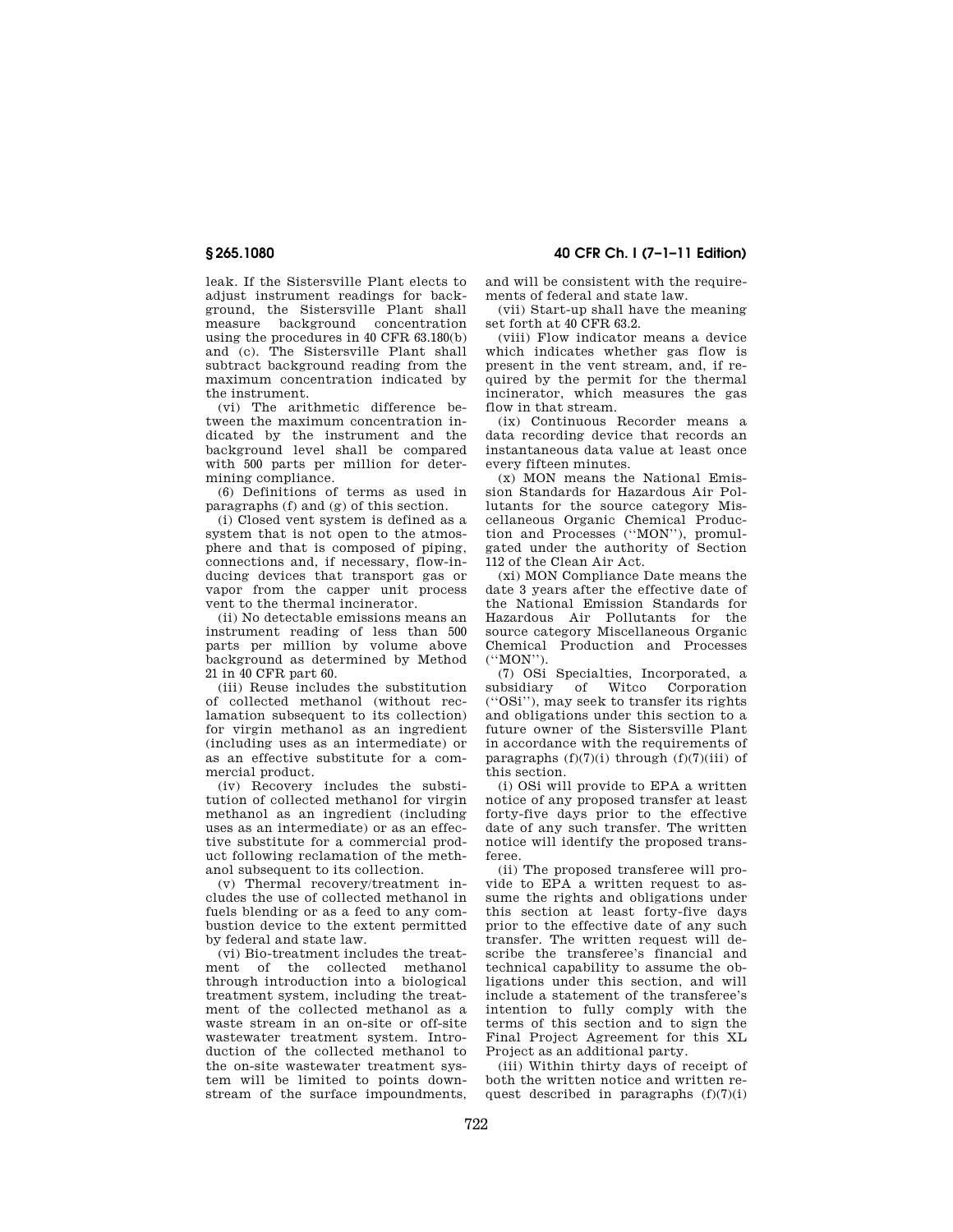leak. If the Sistersville Plant elects to adjust instrument readings for background, the Sistersville Plant shall measure background concentration using the procedures in 40 CFR 63.180(b) and (c). The Sistersville Plant shall subtract background reading from the maximum concentration indicated by the instrument.

(vi) The arithmetic difference between the maximum concentration indicated by the instrument and the background level shall be compared with 500 parts per million for determining compliance.

(6) Definitions of terms as used in paragraphs (f) and (g) of this section.

(i) Closed vent system is defined as a system that is not open to the atmosphere and that is composed of piping, connections and, if necessary, flow-inducing devices that transport gas or vapor from the capper unit process vent to the thermal incinerator.

(ii) No detectable emissions means an instrument reading of less than 500 parts per million by volume above background as determined by Method 21 in 40 CFR part 60.

(iii) Reuse includes the substitution of collected methanol (without reclamation subsequent to its collection) for virgin methanol as an ingredient (including uses as an intermediate) or as an effective substitute for a commercial product.

(iv) Recovery includes the substitution of collected methanol for virgin methanol as an ingredient (including uses as an intermediate) or as an effective substitute for a commercial product following reclamation of the methanol subsequent to its collection.

(v) Thermal recovery/treatment includes the use of collected methanol in fuels blending or as a feed to any combustion device to the extent permitted by federal and state law.

(vi) Bio-treatment includes the treatment of the collected methanol through introduction into a biological treatment system, including the treatment of the collected methanol as a waste stream in an on-site or off-site wastewater treatment system. Introduction of the collected methanol to the on-site wastewater treatment system will be limited to points downstream of the surface impoundments, and will be consistent with the requirements of federal and state law.

(vii) Start-up shall have the meaning set forth at 40 CFR 63.2.

(viii) Flow indicator means a device which indicates whether gas flow is present in the vent stream, and, if required by the permit for the thermal incinerator, which measures the gas flow in that stream.

(ix) Continuous Recorder means a data recording device that records an instantaneous data value at least once every fifteen minutes.

(x) MON means the National Emission Standards for Hazardous Air Pollutants for the source category Miscellaneous Organic Chemical Production and Processes (''MON''), promulgated under the authority of Section 112 of the Clean Air Act.

(xi) MON Compliance Date means the date 3 years after the effective date of the National Emission Standards for Hazardous Air Pollutants for the source category Miscellaneous Organic Chemical Production and Processes (''MON'').

(7) OSi Specialties, Incorporated, a subsidiary of Witco Corporation (''OSi''), may seek to transfer its rights and obligations under this section to a future owner of the Sistersville Plant in accordance with the requirements of paragraphs (f)(7)(i) through (f)(7)(iii) of this section.

(i) OSi will provide to EPA a written notice of any proposed transfer at least forty-five days prior to the effective date of any such transfer. The written notice will identify the proposed transferee.

(ii) The proposed transferee will provide to EPA a written request to assume the rights and obligations under this section at least forty-five days prior to the effective date of any such transfer. The written request will describe the transferee's financial and technical capability to assume the obligations under this section, and will include a statement of the transferee's intention to fully comply with the terms of this section and to sign the Final Project Agreement for this XL Project as an additional party.

(iii) Within thirty days of receipt of both the written notice and written request described in paragraphs (f)(7)(i)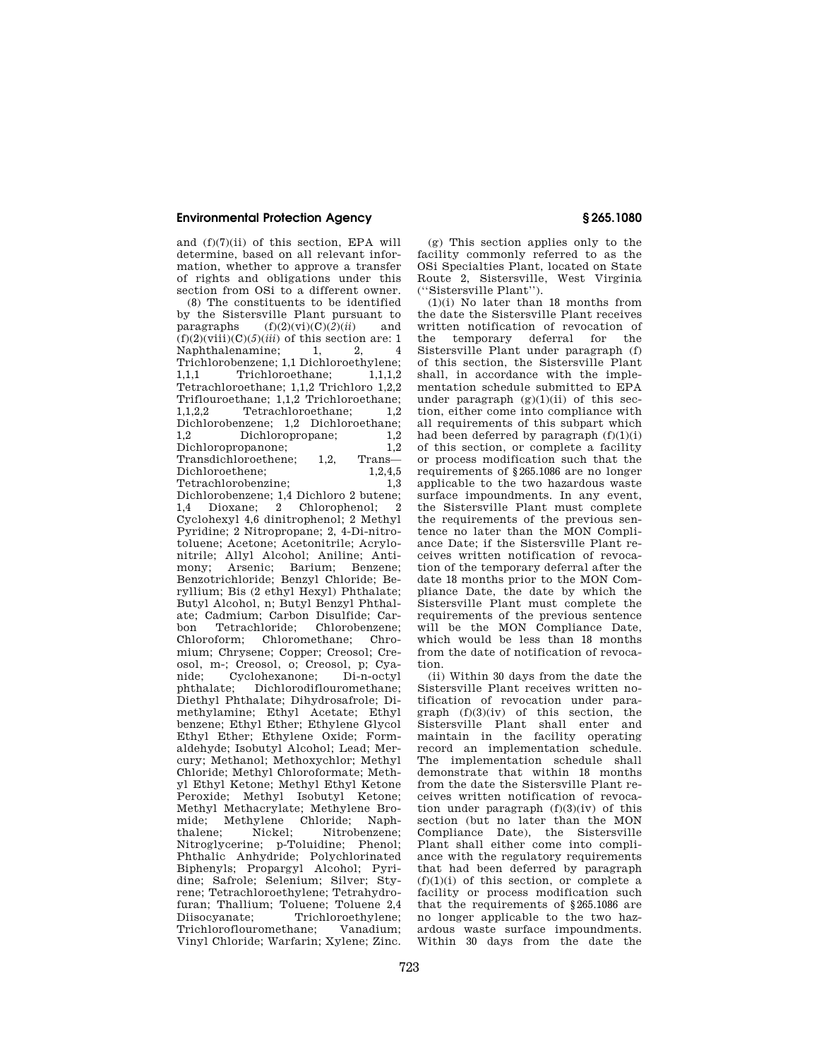and (f)(7)(ii) of this section, EPA will determine, based on all relevant information, whether to approve a transfer of rights and obligations under this section from OSi to a different owner.

(8) The constituents to be identified by the Sistersville Plant pursuant to paragraphs (f)(2)(vi)(C)(*2*)(*ii*) and (f)(2)(viii)(C)(*5*)(*iii*) of this section are: 1 Naphthalenamine; 1, 2, 4 Trichlorobenzene; 1,1 Dichloroethylene; 1,1,1 Trichloroethane; 1,1,1,2 Tetrachloroethane; 1,1,2 Trichloro 1,2,2 Triflouroethane; 1,1,2 Trichloroethane; 1,1,2,2 Tetrachloroethane; 1,2 Dichlorobenzene; 1,2 Dichloroethane; 1,2 Dichloropropane; 1,2 Dichloropropanone; 1,2 Transdichloroethene; 1,2, Trans—Dichloroethene; 1,2,4,5 Tetrachlorobenzine; 1,3 Dichlorobenzene; 1,4 Dichloro 2 butene; 1,4 Dioxane; 2 Chlorophenol; 2 Cyclohexyl 4,6 dinitrophenol; 2 Methyl Pyridine; 2 Nitropropane; 2, 4-Di-nitrotoluene; Acetone; Acetonitrile; Acrylonitrile; Allyl Alcohol; Aniline; Antimony; Arsenic; Barium; Benzene; Benzotrichloride; Benzyl Chloride; Beryllium; Bis (2 ethyl Hexyl) Phthalate; Butyl Alcohol, n; Butyl Benzyl Phthalate; Cadmium; Carbon Disulfide; Carbon Tetrachloride; Chlorobenzene; Chloroform; Chloromethane; Chromium; Chrysene; Copper; Creosol; Creosol, m-; Creosol, o; Creosol, p; Cyanide; Cyclohexanone; Di-n-octyl phthalate; Dichlorodiflouromethane; Diethyl Phthalate; Dihydrosafrole; Dimethylamine; Ethyl Acetate; Ethyl benzene; Ethyl Ether; Ethylene Glycol Ethyl Ether; Ethylene Oxide; Formaldehyde; Isobutyl Alcohol; Lead; Mercury; Methanol; Methoxychlor; Methyl Chloride; Methyl Chloroformate; Methyl Ethyl Ketone; Methyl Ethyl Ketone Peroxide; Methyl Isobutyl Ketone; Methyl Methacrylate; Methylene Bromide; Methylene Chloride; Naphthalene; Nickel; Nitrobenzene; Nitroglycerine; p-Toluidine; Phenol; Phthalic Anhydride; Polychlorinated Biphenyls; Propargyl Alcohol; Pyridine; Safrole; Selenium; Silver; Styrene; Tetrachloroethylene; Tetrahydrofuran; Thallium; Toluene; Toluene 2,4 Diisocyanate; Trichloroethylene; Trichloroflouromethane; Vanadium; Vinyl Chloride; Warfarin; Xylene; Zinc.

(g) This section applies only to the facility commonly referred to as the OSi Specialties Plant, located on State Route 2, Sistersville, West Virginia (''Sistersville Plant'').

(1)(i) No later than 18 months from the date the Sistersville Plant receives written notification of revocation of the temporary deferral for the Sistersville Plant under paragraph (f) of this section, the Sistersville Plant shall, in accordance with the implementation schedule submitted to EPA under paragraph (g)(1)(ii) of this section, either come into compliance with all requirements of this subpart which had been deferred by paragraph (f)(1)(i) of this section, or complete a facility or process modification such that the requirements of §265.1086 are no longer applicable to the two hazardous waste surface impoundments. In any event, the Sistersville Plant must complete the requirements of the previous sentence no later than the MON Compliance Date; if the Sistersville Plant receives written notification of revocation of the temporary deferral after the date 18 months prior to the MON Compliance Date, the date by which the Sistersville Plant must complete the requirements of the previous sentence will be the MON Compliance Date, which would be less than 18 months from the date of notification of revocation.

(ii) Within 30 days from the date the Sistersville Plant receives written notification of revocation under paragraph (f)(3)(iv) of this section, the Sistersville Plant shall enter and maintain in the facility operating record an implementation schedule. The implementation schedule shall demonstrate that within 18 months from the date the Sistersville Plant receives written notification of revocation under paragraph (f)(3)(iv) of this section (but no later than the MON Compliance Date), the Sistersville Plant shall either come into compliance with the regulatory requirements that had been deferred by paragraph (f)(1)(i) of this section, or complete a facility or process modification such that the requirements of §265.1086 are no longer applicable to the two hazardous waste surface impoundments. Within 30 days from the date the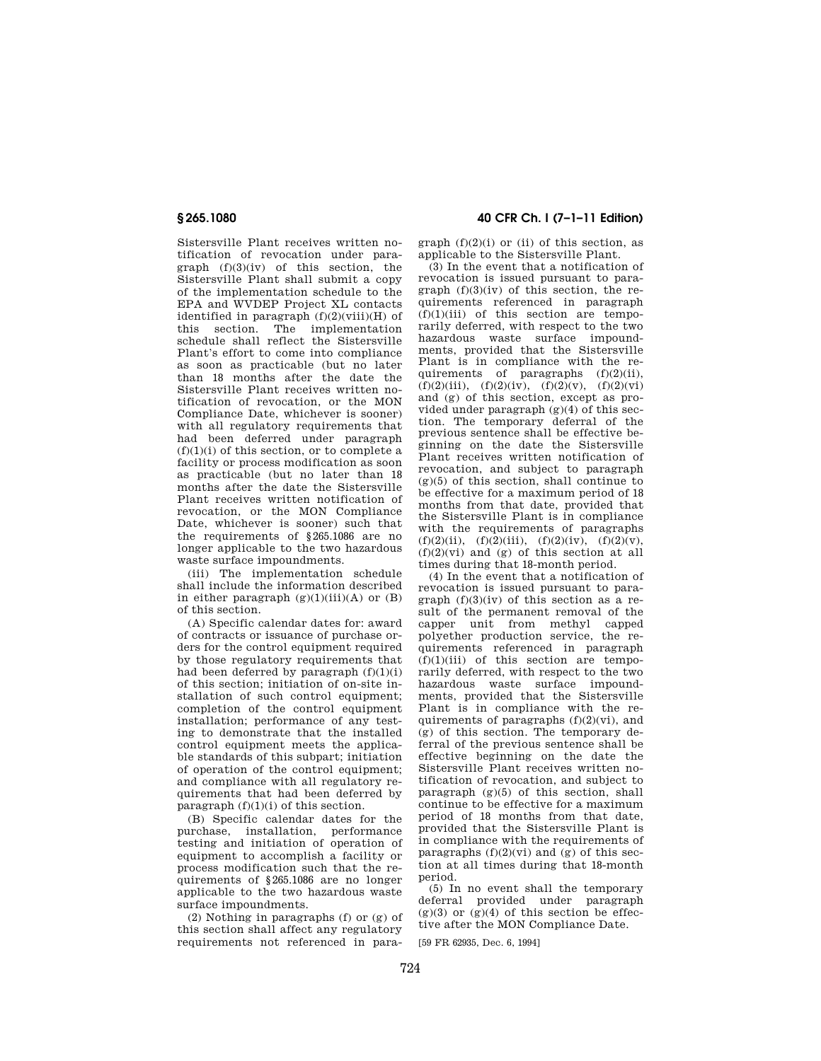Sistersville Plant receives written notification of revocation under paragraph (f)(3)(iv) of this section, the Sistersville Plant shall submit a copy of the implementation schedule to the EPA and WVDEP Project XL contacts identified in paragraph (f)(2)(viii)(H) of this section. The implementation schedule shall reflect the Sistersville Plant's effort to come into compliance as soon as practicable (but no later than 18 months after the date the Sistersville Plant receives written notification of revocation, or the MON Compliance Date, whichever is sooner) with all regulatory requirements that had been deferred under paragraph (f)(1)(i) of this section, or to complete a facility or process modification as soon as practicable (but no later than 18 months after the date the Sistersville Plant receives written notification of revocation, or the MON Compliance Date, whichever is sooner) such that the requirements of §265.1086 are no longer applicable to the two hazardous waste surface impoundments.

(iii) The implementation schedule shall include the information described in either paragraph (g)(1)(iii)(A) or (B) of this section.

(A) Specific calendar dates for: award of contracts or issuance of purchase orders for the control equipment required by those regulatory requirements that had been deferred by paragraph (f)(1)(i) of this section; initiation of on-site installation of such control equipment; completion of the control equipment installation; performance of any testing to demonstrate that the installed control equipment meets the applicable standards of this subpart; initiation of operation of the control equipment; and compliance with all regulatory requirements that had been deferred by paragraph (f)(1)(i) of this section.

(B) Specific calendar dates for the purchase, installation, performance testing and initiation of operation of equipment to accomplish a facility or process modification such that the requirements of §265.1086 are no longer applicable to the two hazardous waste surface impoundments.

(2) Nothing in paragraphs (f) or (g) of this section shall affect any regulatory requirements not referenced in paragraph (f)(2)(i) or (ii) of this section, as applicable to the Sistersville Plant.

(3) In the event that a notification of revocation is issued pursuant to paragraph (f)(3)(iv) of this section, the requirements referenced in paragraph (f)(1)(iii) of this section are temporarily deferred, with respect to the two hazardous waste surface impoundments, provided that the Sistersville Plant is in compliance with the requirements of paragraphs (f)(2)(ii), (f)(2)(iii), (f)(2)(iv), (f)(2)(v), (f)(2)(vi) and (g) of this section, except as provided under paragraph (g)(4) of this section. The temporary deferral of the previous sentence shall be effective beginning on the date the Sistersville Plant receives written notification of revocation, and subject to paragraph (g)(5) of this section, shall continue to be effective for a maximum period of 18 months from that date, provided that the Sistersville Plant is in compliance with the requirements of paragraphs (f)(2)(ii), (f)(2)(iii), (f)(2)(iv), (f)(2)(v), (f)(2)(vi) and (g) of this section at all times during that 18-month period.

(4) In the event that a notification of revocation is issued pursuant to paragraph (f)(3)(iv) of this section as a result of the permanent removal of the capper unit from methyl capped polyether production service, the requirements referenced in paragraph (f)(1)(iii) of this section are temporarily deferred, with respect to the two hazardous waste surface impoundments, provided that the Sistersville Plant is in compliance with the requirements of paragraphs (f)(2)(vi), and (g) of this section. The temporary deferral of the previous sentence shall be effective beginning on the date the Sistersville Plant receives written notification of revocation, and subject to paragraph (g)(5) of this section, shall continue to be effective for a maximum period of 18 months from that date, provided that the Sistersville Plant is in compliance with the requirements of paragraphs (f)(2)(vi) and (g) of this section at all times during that 18-month period.

(5) In no event shall the temporary deferral provided under paragraph (g)(3) or (g)(4) of this section be effective after the MON Compliance Date.

[59 FR 62935, Dec. 6, 1994]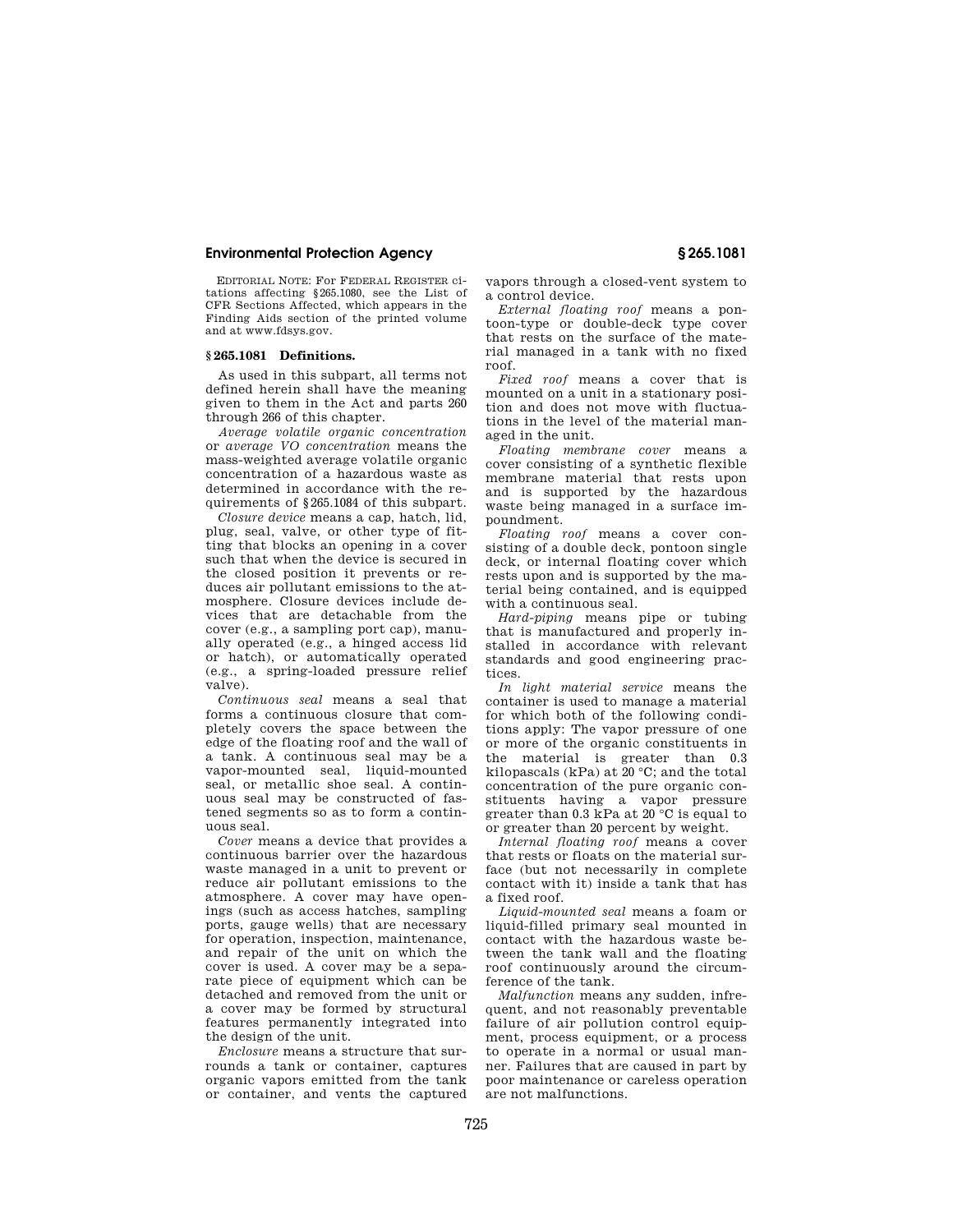EDITORIAL NOTE: For FEDERAL REGISTER citations affecting §265.1080, see the List of CFR Sections Affected, which appears in the Finding Aids section of the printed volume and at www.fdsys.gov.

### § 265.1081 Definitions.

As used in this subpart, all terms not defined herein shall have the meaning given to them in the Act and parts 260 through 266 of this chapter.

*Average volatile organic concentration* or *average VO concentration* means the mass-weighted average volatile organic concentration of a hazardous waste as determined in accordance with the requirements of §265.1084 of this subpart.

*Closure device* means a cap, hatch, lid, plug, seal, valve, or other type of fitting that blocks an opening in a cover such that when the device is secured in the closed position it prevents or reduces air pollutant emissions to the atmosphere. Closure devices include devices that are detachable from the cover (e.g., a sampling port cap), manually operated (e.g., a hinged access lid or hatch), or automatically operated (e.g., a spring-loaded pressure relief valve).

*Continuous seal* means a seal that forms a continuous closure that completely covers the space between the edge of the floating roof and the wall of a tank. A continuous seal may be a vapor-mounted seal, liquid-mounted seal, or metallic shoe seal. A continuous seal may be constructed of fastened segments so as to form a continuous seal.

*Cover* means a device that provides a continuous barrier over the hazardous waste managed in a unit to prevent or reduce air pollutant emissions to the atmosphere. A cover may have openings (such as access hatches, sampling ports, gauge wells) that are necessary for operation, inspection, maintenance, and repair of the unit on which the cover is used. A cover may be a separate piece of equipment which can be detached and removed from the unit or a cover may be formed by structural features permanently integrated into the design of the unit.

*Enclosure* means a structure that surrounds a tank or container, captures organic vapors emitted from the tank or container, and vents the captured vapors through a closed-vent system to a control device.

*External floating roof* means a pontoon-type or double-deck type cover that rests on the surface of the material managed in a tank with no fixed roof.

*Fixed roof* means a cover that is mounted on a unit in a stationary position and does not move with fluctuations in the level of the material managed in the unit.

*Floating membrane cover* means a cover consisting of a synthetic flexible membrane material that rests upon and is supported by the hazardous waste being managed in a surface impoundment.

*Floating roof* means a cover consisting of a double deck, pontoon single deck, or internal floating cover which rests upon and is supported by the material being contained, and is equipped with a continuous seal.

*Hard-piping* means pipe or tubing that is manufactured and properly installed in accordance with relevant standards and good engineering practices.

*In light material service* means the container is used to manage a material for which both of the following conditions apply: The vapor pressure of one or more of the organic constituents in the material is greater than 0.3 kilopascals (kPa) at 20 °C; and the total concentration of the pure organic constituents having a vapor pressure greater than 0.3 kPa at 20 °C is equal to or greater than 20 percent by weight.

*Internal floating roof* means a cover that rests or floats on the material surface (but not necessarily in complete contact with it) inside a tank that has a fixed roof.

*Liquid-mounted seal* means a foam or liquid-filled primary seal mounted in contact with the hazardous waste between the tank wall and the floating roof continuously around the circumference of the tank.

*Malfunction* means any sudden, infrequent, and not reasonably preventable failure of air pollution control equipment, process equipment, or a process to operate in a normal or usual manner. Failures that are caused in part by poor maintenance or careless operation are not malfunctions.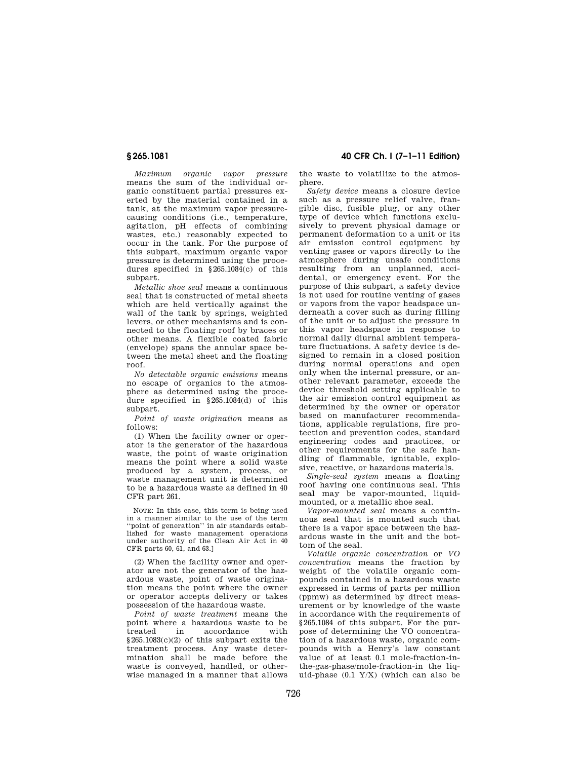*Maximum organic vapor pressure* means the sum of the individual organic constituent partial pressures exerted by the material contained in a tank, at the maximum vapor pressure-causing conditions (i.e., temperature, agitation, pH effects of combining wastes, etc.) reasonably expected to occur in the tank. For the purpose of this subpart, maximum organic vapor pressure is determined using the procedures specified in §265.1084(c) of this subpart.

*Metallic shoe seal* means a continuous seal that is constructed of metal sheets which are held vertically against the wall of the tank by springs, weighted levers, or other mechanisms and is connected to the floating roof by braces or other means. A flexible coated fabric (envelope) spans the annular space between the metal sheet and the floating roof.

*No detectable organic emissions* means no escape of organics to the atmosphere as determined using the procedure specified in §265.1084(d) of this subpart.

*Point of waste origination* means as follows:

(1) When the facility owner or operator is the generator of the hazardous waste, the point of waste origination means the point where a solid waste produced by a system, process, or waste management unit is determined to be a hazardous waste as defined in 40 CFR part 261.

NOTE: In this case, this term is being used in a manner similar to the use of the term ''point of generation'' in air standards established for waste management operations under authority of the Clean Air Act in 40 CFR parts 60, 61, and 63.]

(2) When the facility owner and operator are not the generator of the hazardous waste, point of waste origination means the point where the owner or operator accepts delivery or takes possession of the hazardous waste.

*Point of waste treatment* means the point where a hazardous waste to be treated in accordance with §265.1083(c)(2) of this subpart exits the treatment process. Any waste determination shall be made before the waste is conveyed, handled, or otherwise managed in a manner that allows the waste to volatilize to the atmosphere.

*Safety device* means a closure device such as a pressure relief valve, frangible disc, fusible plug, or any other type of device which functions exclusively to prevent physical damage or permanent deformation to a unit or its air emission control equipment by venting gases or vapors directly to the atmosphere during unsafe conditions resulting from an unplanned, accidental, or emergency event. For the purpose of this subpart, a safety device is not used for routine venting of gases or vapors from the vapor headspace underneath a cover such as during filling of the unit or to adjust the pressure in this vapor headspace in response to normal daily diurnal ambient temperature fluctuations. A safety device is designed to remain in a closed position during normal operations and open only when the internal pressure, or another relevant parameter, exceeds the device threshold setting applicable to the air emission control equipment as determined by the owner or operator based on manufacturer recommendations, applicable regulations, fire protection and prevention codes, standard engineering codes and practices, or other requirements for the safe handling of flammable, ignitable, explosive, reactive, or hazardous materials.

*Single-seal system* means a floating roof having one continuous seal. This seal may be vapor-mounted, liquid-mounted, or a metallic shoe seal.

*Vapor-mounted seal* means a continuous seal that is mounted such that there is a vapor space between the hazardous waste in the unit and the bottom of the seal.

*Volatile organic concentration* or *VO concentration* means the fraction by weight of the volatile organic compounds contained in a hazardous waste expressed in terms of parts per million (ppmw) as determined by direct measurement or by knowledge of the waste in accordance with the requirements of §265.1084 of this subpart. For the purpose of determining the VO concentration of a hazardous waste, organic compounds with a Henry's law constant value of at least 0.1 mole-fraction-in-the-gas-phase/mole-fraction-in the liquid-phase (0.1 Y/X) (which can also be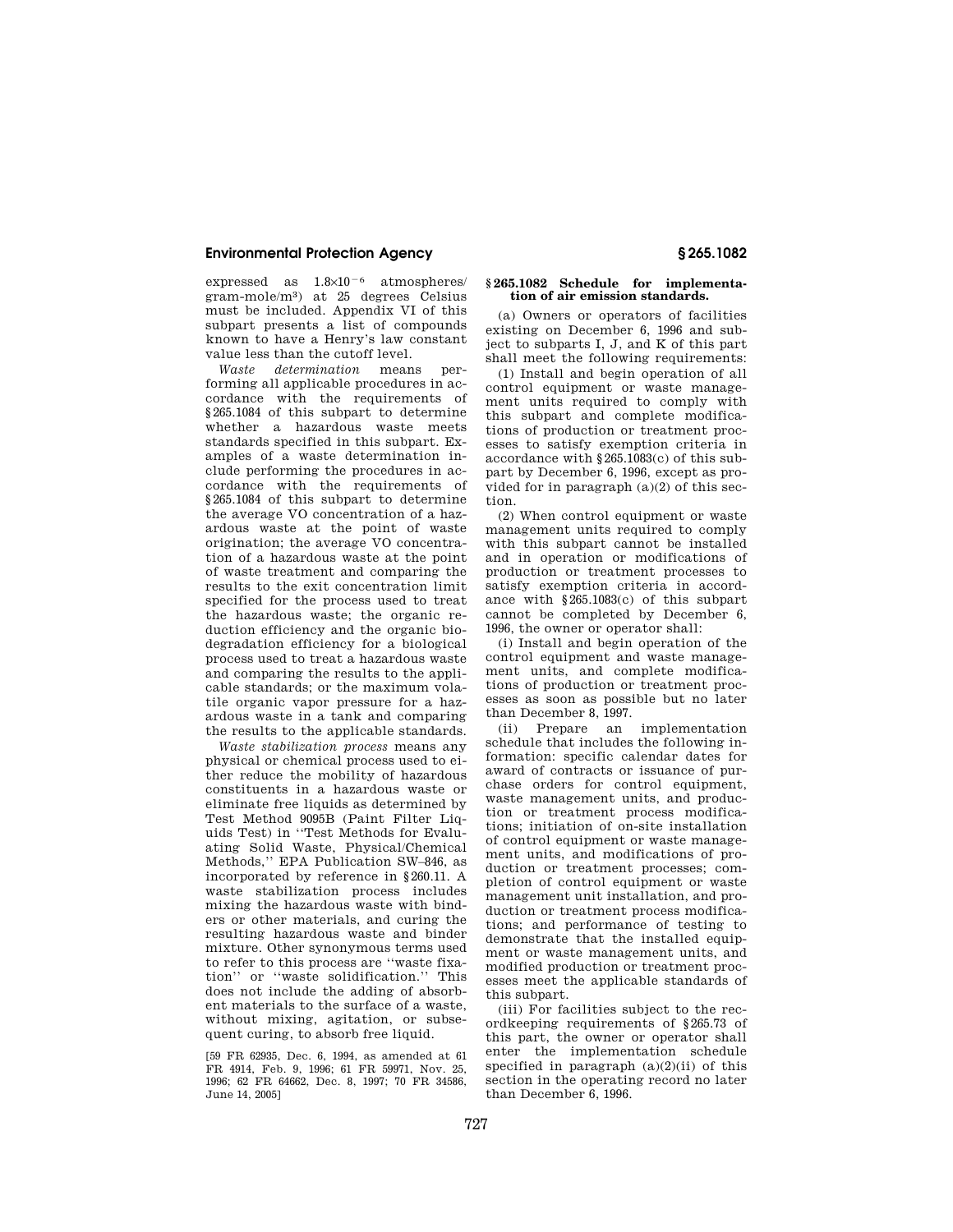expressed as $1.8 \times 10^{-6}$ atmospheres/gram-mole/m$^3$) at 25 degrees Celsius must be included. Appendix VI of this subpart presents a list of compounds known to have a Henry's law constant value less than the cutoff level.

*Waste determination* means performing all applicable procedures in accordance with the requirements of §265.1084 of this subpart to determine whether a hazardous waste meets standards specified in this subpart. Examples of a waste determination include performing the procedures in accordance with the requirements of §265.1084 of this subpart to determine the average VO concentration of a hazardous waste at the point of waste origination; the average VO concentration of a hazardous waste at the point of waste treatment and comparing the results to the exit concentration limit specified for the process used to treat the hazardous waste; the organic reduction efficiency and the organic biodegradation efficiency for a biological process used to treat a hazardous waste and comparing the results to the applicable standards; or the maximum volatile organic vapor pressure for a hazardous waste in a tank and comparing the results to the applicable standards.

*Waste stabilization process* means any physical or chemical process used to either reduce the mobility of hazardous constituents in a hazardous waste or eliminate free liquids as determined by Test Method 9095B (Paint Filter Liquids Test) in "Test Methods for Evaluating Solid Waste, Physical/Chemical Methods," EPA Publication SW–846, as incorporated by reference in §260.11. A waste stabilization process includes mixing the hazardous waste with binders or other materials, and curing the resulting hazardous waste and binder mixture. Other synonymous terms used to refer to this process are "waste fixation" or "waste solidification." This does not include the adding of absorbent materials to the surface of a waste, without mixing, agitation, or subsequent curing, to absorb free liquid.

[59 FR 62935, Dec. 6, 1994, as amended at 61 FR 4914, Feb. 9, 1996; 61 FR 59971, Nov. 25, 1996; 62 FR 64662, Dec. 8, 1997; 70 FR 34586, June 14, 2005]

### §265.1082 Schedule for implementation of air emission standards.

(a) Owners or operators of facilities existing on December 6, 1996 and subject to subparts I, J, and K of this part shall meet the following requirements:

(1) Install and begin operation of all control equipment or waste management units required to comply with this subpart and complete modifications of production or treatment processes to satisfy exemption criteria in accordance with §265.1083(c) of this subpart by December 6, 1996, except as provided for in paragraph (a)(2) of this section.

(2) When control equipment or waste management units required to comply with this subpart cannot be installed and in operation or modifications of production or treatment processes to satisfy exemption criteria in accordance with §265.1083(c) of this subpart cannot be completed by December 6, 1996, the owner or operator shall:

(i) Install and begin operation of the control equipment and waste management units, and complete modifications of production or treatment processes as soon as possible but no later than December 8, 1997.

(ii) Prepare an implementation schedule that includes the following information: specific calendar dates for award of contracts or issuance of purchase orders for control equipment, waste management units, and production or treatment process modifications; initiation of on-site installation of control equipment or waste management units, and modifications of production or treatment processes; completion of control equipment or waste management unit installation, and production or treatment process modifications; and performance of testing to demonstrate that the installed equipment or waste management units, and modified production or treatment processes meet the applicable standards of this subpart.

(iii) For facilities subject to the recordkeeping requirements of §265.73 of this part, the owner or operator shall enter the implementation schedule specified in paragraph (a)(2)(ii) of this section in the operating record no later than December 6, 1996.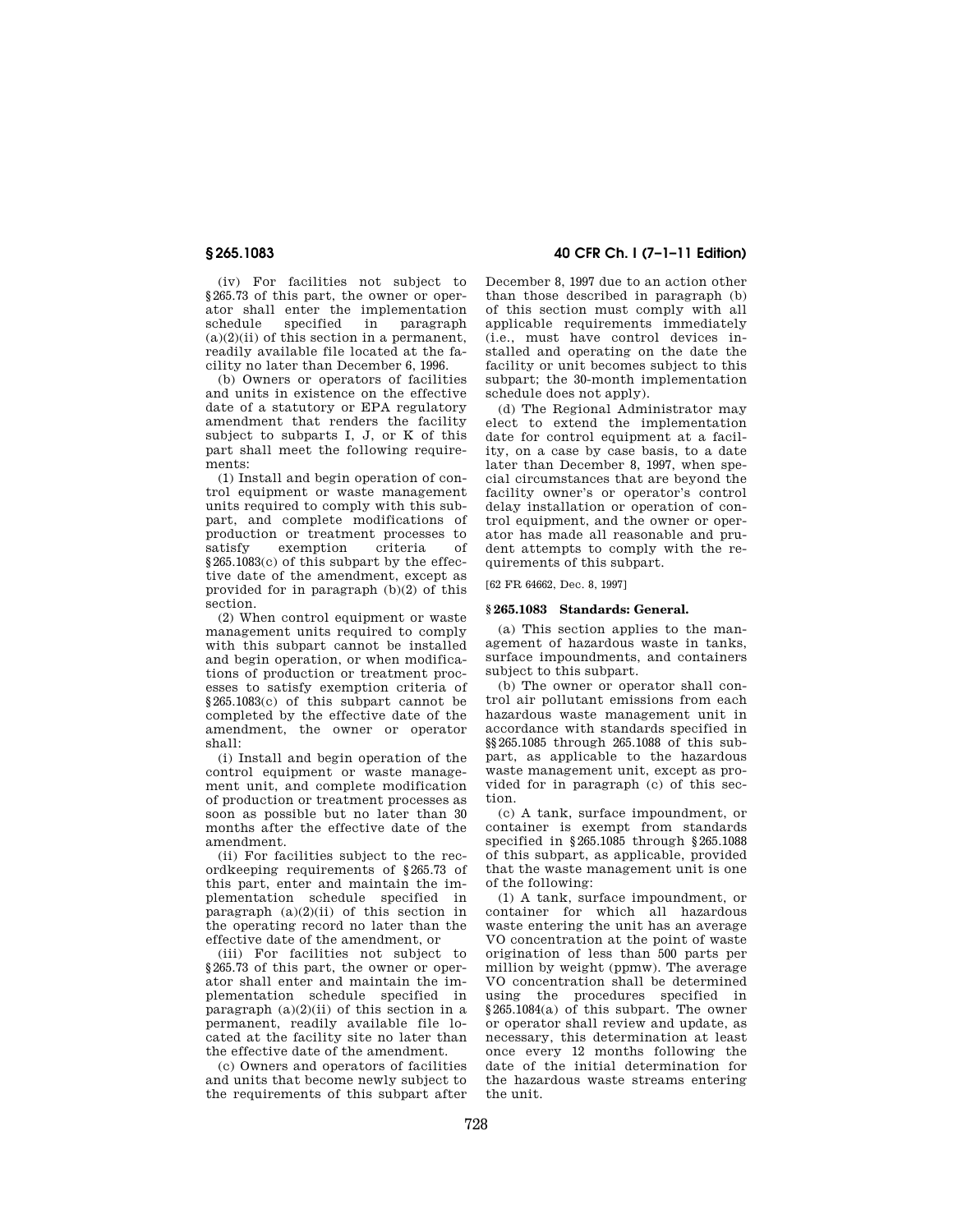(iv) For facilities not subject to §265.73 of this part, the owner or operator shall enter the implementation schedule specified in paragraph (a)(2)(ii) of this section in a permanent, readily available file located at the facility no later than December 6, 1996.

(b) Owners or operators of facilities and units in existence on the effective date of a statutory or EPA regulatory amendment that renders the facility subject to subparts I, J, or K of this part shall meet the following requirements:

(1) Install and begin operation of control equipment or waste management units required to comply with this subpart, and complete modifications of production or treatment processes to satisfy exemption criteria of §265.1083(c) of this subpart by the effective date of the amendment, except as provided for in paragraph (b)(2) of this section.

(2) When control equipment or waste management units required to comply with this subpart cannot be installed and begin operation, or when modifications of production or treatment processes to satisfy exemption criteria of §265.1083(c) of this subpart cannot be completed by the effective date of the amendment, the owner or operator shall:

(i) Install and begin operation of the control equipment or waste management unit, and complete modification of production or treatment processes as soon as possible but no later than 30 months after the effective date of the amendment.

(ii) For facilities subject to the recordkeeping requirements of §265.73 of this part, enter and maintain the implementation schedule specified in paragraph (a)(2)(ii) of this section in the operating record no later than the effective date of the amendment, or

(iii) For facilities not subject to §265.73 of this part, the owner or operator shall enter and maintain the implementation schedule specified in paragraph (a)(2)(ii) of this section in a permanent, readily available file located at the facility site no later than the effective date of the amendment.

(c) Owners and operators of facilities and units that become newly subject to the requirements of this subpart after December 8, 1997 due to an action other than those described in paragraph (b) of this section must comply with all applicable requirements immediately (i.e., must have control devices installed and operating on the date the facility or unit becomes subject to this subpart; the 30-month implementation schedule does not apply).

(d) The Regional Administrator may elect to extend the implementation date for control equipment at a facility, on a case by case basis, to a date later than December 8, 1997, when special circumstances that are beyond the facility owner's or operator's control delay installation or operation of control equipment, and the owner or operator has made all reasonable and prudent attempts to comply with the requirements of this subpart.

[62 FR 64662, Dec. 8, 1997]

### §265.1083 Standards: General.

(a) This section applies to the management of hazardous waste in tanks, surface impoundments, and containers subject to this subpart.

(b) The owner or operator shall control air pollutant emissions from each hazardous waste management unit in accordance with standards specified in §§265.1085 through 265.1088 of this subpart, as applicable to the hazardous waste management unit, except as provided for in paragraph (c) of this section.

(c) A tank, surface impoundment, or container is exempt from standards specified in §265.1085 through §265.1088 of this subpart, as applicable, provided that the waste management unit is one of the following:

(1) A tank, surface impoundment, or container for which all hazardous waste entering the unit has an average VO concentration at the point of waste origination of less than 500 parts per million by weight (ppmw). The average VO concentration shall be determined using the procedures specified in §265.1084(a) of this subpart. The owner or operator shall review and update, as necessary, this determination at least once every 12 months following the date of the initial determination for the hazardous waste streams entering the unit.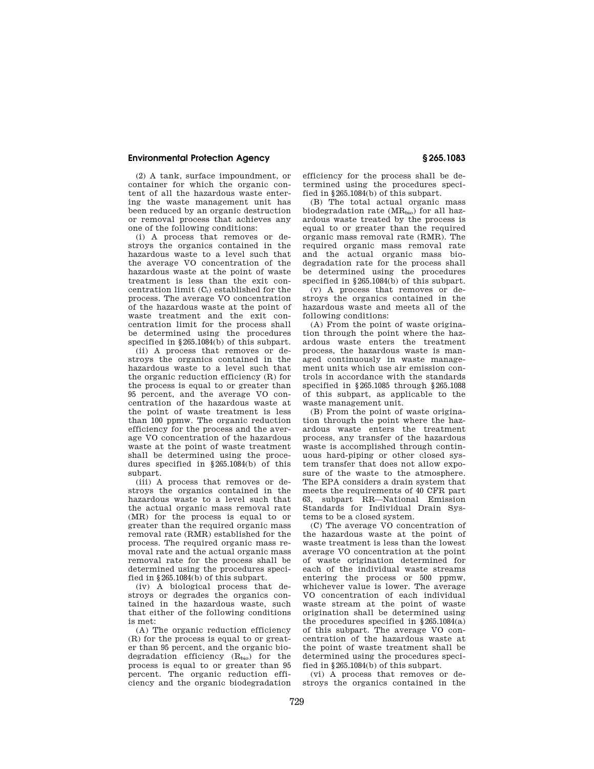(2) A tank, surface impoundment, or container for which the organic content of all the hazardous waste entering the waste management unit has been reduced by an organic destruction or removal process that achieves any one of the following conditions:

(i) A process that removes or destroys the organics contained in the hazardous waste to a level such that the average VO concentration of the hazardous waste at the point of waste treatment is less than the exit concentration limit ($C_t$) established for the process. The average VO concentration of the hazardous waste at the point of waste treatment and the exit concentration limit for the process shall be determined using the procedures specified in §265.1084(b) of this subpart.

(ii) A process that removes or destroys the organics contained in the hazardous waste to a level such that the organic reduction efficiency (R) for the process is equal to or greater than 95 percent, and the average VO concentration of the hazardous waste at the point of waste treatment is less than 100 ppmw. The organic reduction efficiency for the process and the average VO concentration of the hazardous waste at the point of waste treatment shall be determined using the procedures specified in §265.1084(b) of this subpart.

(iii) A process that removes or destroys the organics contained in the hazardous waste to a level such that the actual organic mass removal rate (MR) for the process is equal to or greater than the required organic mass removal rate (RMR) established for the process. The required organic mass removal rate and the actual organic mass removal rate for the process shall be determined using the procedures specified in §265.1084(b) of this subpart.

(iv) A biological process that destroys or degrades the organics contained in the hazardous waste, such that either of the following conditions is met:

(A) The organic reduction efficiency (R) for the process is equal to or greater than 95 percent, and the organic biodegradation efficiency ($R_{bio}$) for the process is equal to or greater than 95 percent. The organic reduction efficiency and the organic biodegradation efficiency for the process shall be determined using the procedures specified in §265.1084(b) of this subpart.

(B) The total actual organic mass biodegradation rate ($MR_{bio}$) for all hazardous waste treated by the process is equal to or greater than the required organic mass removal rate (RMR). The required organic mass removal rate and the actual organic mass biodegradation rate for the process shall be determined using the procedures specified in §265.1084(b) of this subpart.

(v) A process that removes or destroys the organics contained in the hazardous waste and meets all of the following conditions:

(A) From the point of waste origination through the point where the hazardous waste enters the treatment process, the hazardous waste is managed continuously in waste management units which use air emission controls in accordance with the standards specified in §265.1085 through §265.1088 of this subpart, as applicable to the waste management unit.

(B) From the point of waste origination through the point where the hazardous waste enters the treatment process, any transfer of the hazardous waste is accomplished through continuous hard-piping or other closed system transfer that does not allow exposure of the waste to the atmosphere. The EPA considers a drain system that meets the requirements of 40 CFR part 63, subpart RR—National Emission Standards for Individual Drain Systems to be a closed system.

(C) The average VO concentration of the hazardous waste at the point of waste treatment is less than the lowest average VO concentration at the point of waste origination determined for each of the individual waste streams entering the process or 500 ppmw, whichever value is lower. The average VO concentration of each individual waste stream at the point of waste origination shall be determined using the procedures specified in §265.1084(a) of this subpart. The average VO concentration of the hazardous waste at the point of waste treatment shall be determined using the procedures specified in §265.1084(b) of this subpart.

(vi) A process that removes or destroys the organics contained in the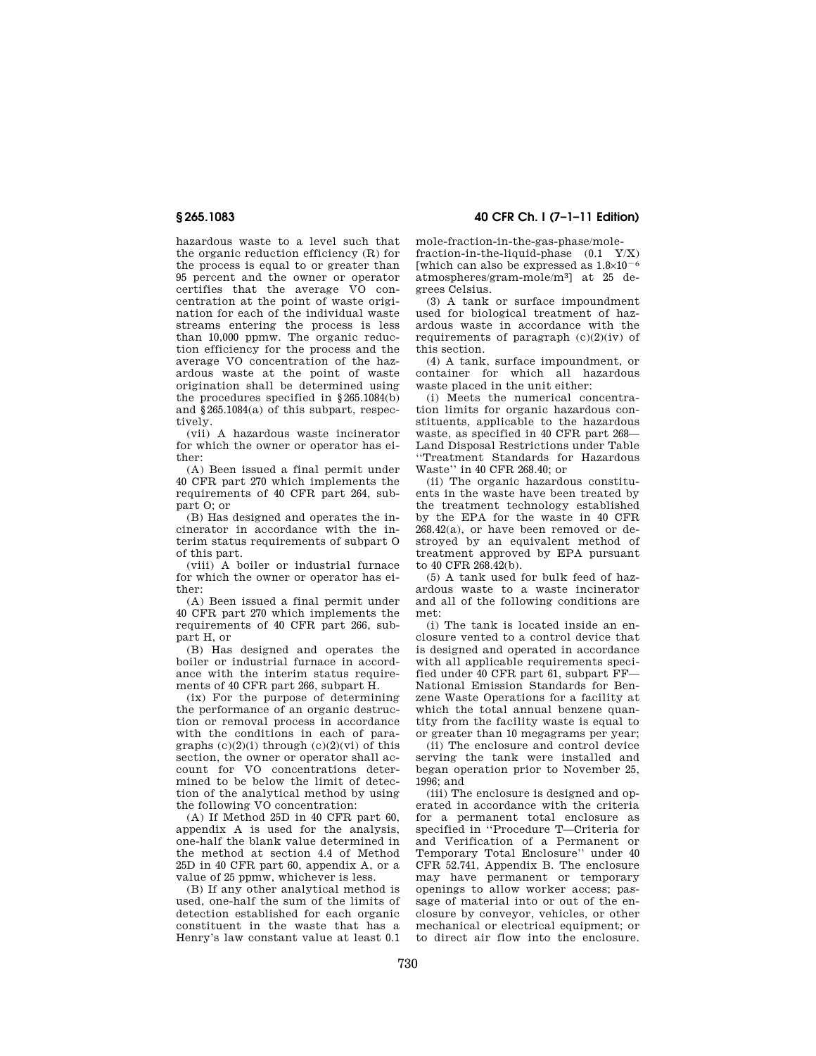hazardous waste to a level such that the organic reduction efficiency (R) for the process is equal to or greater than 95 percent and the owner or operator certifies that the average VO concentration at the point of waste origination for each of the individual waste streams entering the process is less than 10,000 ppmw. The organic reduction efficiency for the process and the average VO concentration of the hazardous waste at the point of waste origination shall be determined using the procedures specified in §265.1084(b) and §265.1084(a) of this subpart, respectively.

(vii) A hazardous waste incinerator for which the owner or operator has either:

(A) Been issued a final permit under 40 CFR part 270 which implements the requirements of 40 CFR part 264, subpart O; or

(B) Has designed and operates the incinerator in accordance with the interim status requirements of subpart O of this part.

(viii) A boiler or industrial furnace for which the owner or operator has either:

(A) Been issued a final permit under 40 CFR part 270 which implements the requirements of 40 CFR part 266, subpart H, or

(B) Has designed and operates the boiler or industrial furnace in accordance with the interim status requirements of 40 CFR part 266, subpart H.

(ix) For the purpose of determining the performance of an organic destruction or removal process in accordance with the conditions in each of paragraphs (c)(2)(i) through (c)(2)(vi) of this section, the owner or operator shall account for VO concentrations determined to be below the limit of detection of the analytical method by using the following VO concentration:

(A) If Method 25D in 40 CFR part 60, appendix A is used for the analysis, one-half the blank value determined in the method at section 4.4 of Method 25D in 40 CFR part 60, appendix A, or a value of 25 ppmw, whichever is less.

(B) If any other analytical method is used, one-half the sum of the limits of detection established for each organic constituent in the waste that has a Henry's law constant value at least 0.1 mole-fraction-in-the-gas-phase/mole-fraction-in-the-liquid-phase (0.1 Y/X) [which can also be expressed as $1.8 \times 10^{-6}$ atmospheres/gram-mole/$m^3$] at 25 degrees Celsius.

(3) A tank or surface impoundment used for biological treatment of hazardous waste in accordance with the requirements of paragraph (c)(2)(iv) of this section.

(4) A tank, surface impoundment, or container for which all hazardous waste placed in the unit either:

(i) Meets the numerical concentration limits for organic hazardous constituents, applicable to the hazardous waste, as specified in 40 CFR part 268—Land Disposal Restrictions under Table "Treatment Standards for Hazardous Waste" in 40 CFR 268.40; or

(ii) The organic hazardous constituents in the waste have been treated by the treatment technology established by the EPA for the waste in 40 CFR 268.42(a), or have been removed or destroyed by an equivalent method of treatment approved by EPA pursuant to 40 CFR 268.42(b).

(5) A tank used for bulk feed of hazardous waste to a waste incinerator and all of the following conditions are met:

(i) The tank is located inside an enclosure vented to a control device that is designed and operated in accordance with all applicable requirements specified under 40 CFR part 61, subpart FF—National Emission Standards for Benzene Waste Operations for a facility at which the total annual benzene quantity from the facility waste is equal to or greater than 10 megagrams per year;

(ii) The enclosure and control device serving the tank were installed and began operation prior to November 25, 1996; and

(iii) The enclosure is designed and operated in accordance with the criteria for a permanent total enclosure as specified in "Procedure T—Criteria for and Verification of a Permanent or Temporary Total Enclosure" under 40 CFR 52.741, Appendix B. The enclosure may have permanent or temporary openings to allow worker access; passage of material into or out of the enclosure by conveyor, vehicles, or other mechanical or electrical equipment; or to direct air flow into the enclosure.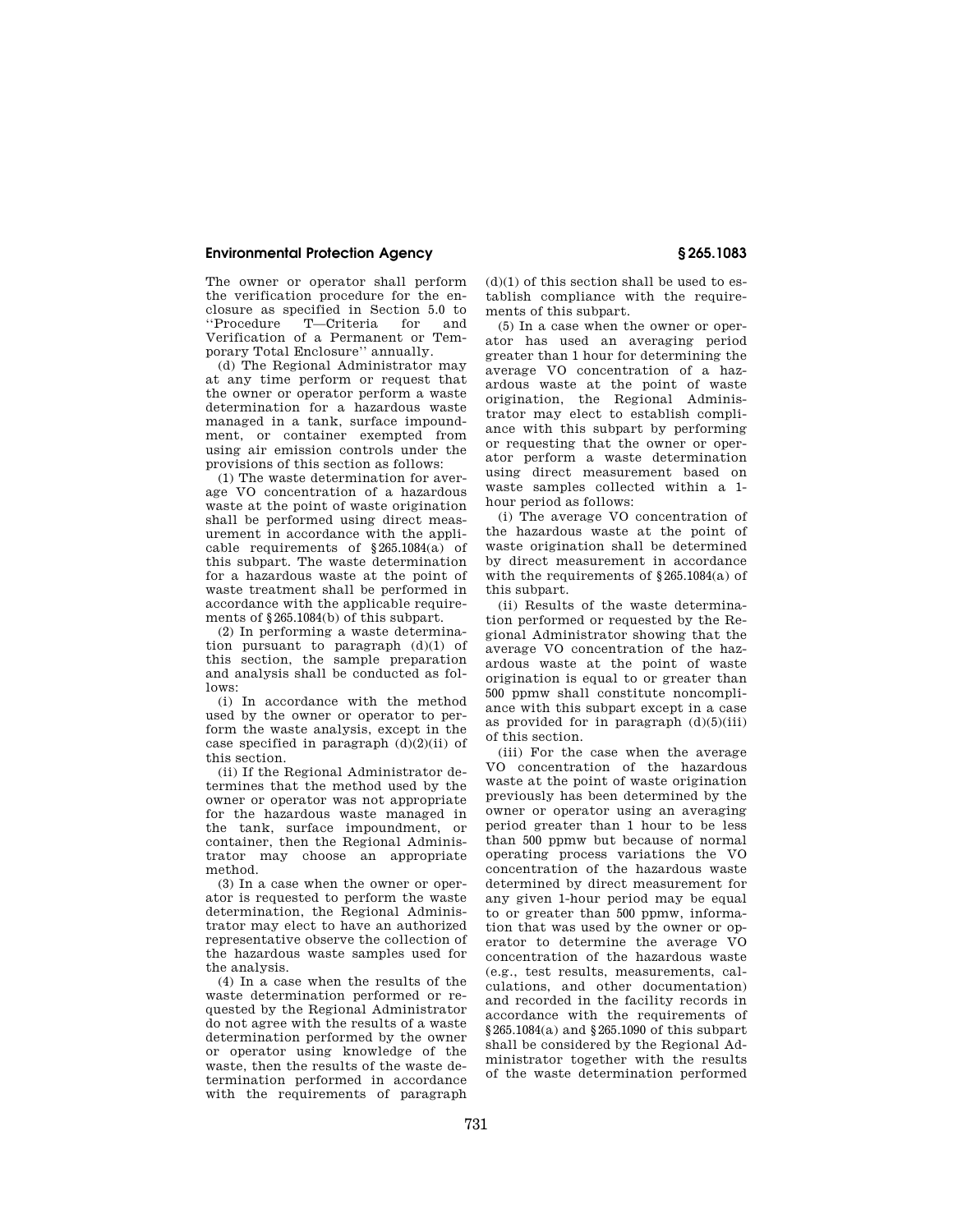The owner or operator shall perform the verification procedure for the enclosure as specified in Section 5.0 to "Procedure T—Criteria for and Verification of a Permanent or Temporary Total Enclosure" annually.

(d) The Regional Administrator may at any time perform or request that the owner or operator perform a waste determination for a hazardous waste managed in a tank, surface impoundment, or container exempted from using air emission controls under the provisions of this section as follows:

(1) The waste determination for average VO concentration of a hazardous waste at the point of waste origination shall be performed using direct measurement in accordance with the applicable requirements of §265.1084(a) of this subpart. The waste determination for a hazardous waste at the point of waste treatment shall be performed in accordance with the applicable requirements of §265.1084(b) of this subpart.

(2) In performing a waste determination pursuant to paragraph (d)(1) of this section, the sample preparation and analysis shall be conducted as follows:

(i) In accordance with the method used by the owner or operator to perform the waste analysis, except in the case specified in paragraph (d)(2)(ii) of this section.

(ii) If the Regional Administrator determines that the method used by the owner or operator was not appropriate for the hazardous waste managed in the tank, surface impoundment, or container, then the Regional Administrator may choose an appropriate method.

(3) In a case when the owner or operator is requested to perform the waste determination, the Regional Administrator may elect to have an authorized representative observe the collection of the hazardous waste samples used for the analysis.

(4) In a case when the results of the waste determination performed or requested by the Regional Administrator do not agree with the results of a waste determination performed by the owner or operator using knowledge of the waste, then the results of the waste determination performed in accordance with the requirements of paragraph (d)(1) of this section shall be used to establish compliance with the requirements of this subpart.

(5) In a case when the owner or operator has used an averaging period greater than 1 hour for determining the average VO concentration of a hazardous waste at the point of waste origination, the Regional Administrator may elect to establish compliance with this subpart by performing or requesting that the owner or operator perform a waste determination using direct measurement based on waste samples collected within a 1-hour period as follows:

(i) The average VO concentration of the hazardous waste at the point of waste origination shall be determined by direct measurement in accordance with the requirements of §265.1084(a) of this subpart.

(ii) Results of the waste determination performed or requested by the Regional Administrator showing that the average VO concentration of the hazardous waste at the point of waste origination is equal to or greater than 500 ppmw shall constitute noncompliance with this subpart except in a case as provided for in paragraph (d)(5)(iii) of this section.

(iii) For the case when the average VO concentration of the hazardous waste at the point of waste origination previously has been determined by the owner or operator using an averaging period greater than 1 hour to be less than 500 ppmw but because of normal operating process variations the VO concentration of the hazardous waste determined by direct measurement for any given 1-hour period may be equal to or greater than 500 ppmw, information that was used by the owner or operator to determine the average VO concentration of the hazardous waste (e.g., test results, measurements, calculations, and other documentation) and recorded in the facility records in accordance with the requirements of §265.1084(a) and §265.1090 of this subpart shall be considered by the Regional Administrator together with the results of the waste determination performed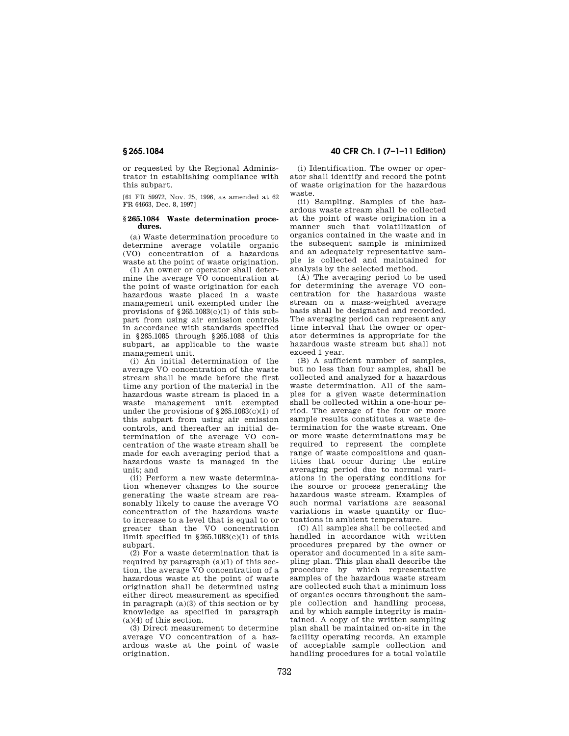or requested by the Regional Administrator in establishing compliance with this subpart.

[61 FR 59972, Nov. 25, 1996, as amended at 62 FR 64663, Dec. 8, 1997]

## § 265.1084 Waste determination procedures.

(a) Waste determination procedure to determine average volatile organic (VO) concentration of a hazardous waste at the point of waste origination.

(1) An owner or operator shall determine the average VO concentration at the point of waste origination for each hazardous waste placed in a waste management unit exempted under the provisions of §265.1083(c)(1) of this subpart from using air emission controls in accordance with standards specified in §265.1085 through §265.1088 of this subpart, as applicable to the waste management unit.

(i) An initial determination of the average VO concentration of the waste stream shall be made before the first time any portion of the material in the hazardous waste stream is placed in a waste management unit exempted under the provisions of §265.1083(c)(1) of this subpart from using air emission controls, and thereafter an initial determination of the average VO concentration of the waste stream shall be made for each averaging period that a hazardous waste is managed in the unit; and

(ii) Perform a new waste determination whenever changes to the source generating the waste stream are reasonably likely to cause the average VO concentration of the hazardous waste to increase to a level that is equal to or greater than the VO concentration limit specified in §265.1083(c)(1) of this subpart.

(2) For a waste determination that is required by paragraph (a)(1) of this section, the average VO concentration of a hazardous waste at the point of waste origination shall be determined using either direct measurement as specified in paragraph (a)(3) of this section or by knowledge as specified in paragraph (a)(4) of this section.

(3) Direct measurement to determine average VO concentration of a hazardous waste at the point of waste origination.

(i) Identification. The owner or operator shall identify and record the point of waste origination for the hazardous waste.

(ii) Sampling. Samples of the hazardous waste stream shall be collected at the point of waste origination in a manner such that volatilization of organics contained in the waste and in the subsequent sample is minimized and an adequately representative sample is collected and maintained for analysis by the selected method.

(A) The averaging period to be used for determining the average VO concentration for the hazardous waste stream on a mass-weighted average basis shall be designated and recorded. The averaging period can represent any time interval that the owner or operator determines is appropriate for the hazardous waste stream but shall not exceed 1 year.

(B) A sufficient number of samples, but no less than four samples, shall be collected and analyzed for a hazardous waste determination. All of the samples for a given waste determination shall be collected within a one-hour period. The average of the four or more sample results constitutes a waste determination for the waste stream. One or more waste determinations may be required to represent the complete range of waste compositions and quantities that occur during the entire averaging period due to normal variations in the operating conditions for the source or process generating the hazardous waste stream. Examples of such normal variations are seasonal variations in waste quantity or fluctuations in ambient temperature.

(C) All samples shall be collected and handled in accordance with written procedures prepared by the owner or operator and documented in a site sampling plan. This plan shall describe the procedure by which representative samples of the hazardous waste stream are collected such that a minimum loss of organics occurs throughout the sample collection and handling process, and by which sample integrity is maintained. A copy of the written sampling plan shall be maintained on-site in the facility operating records. An example of acceptable sample collection and handling procedures for a total volatile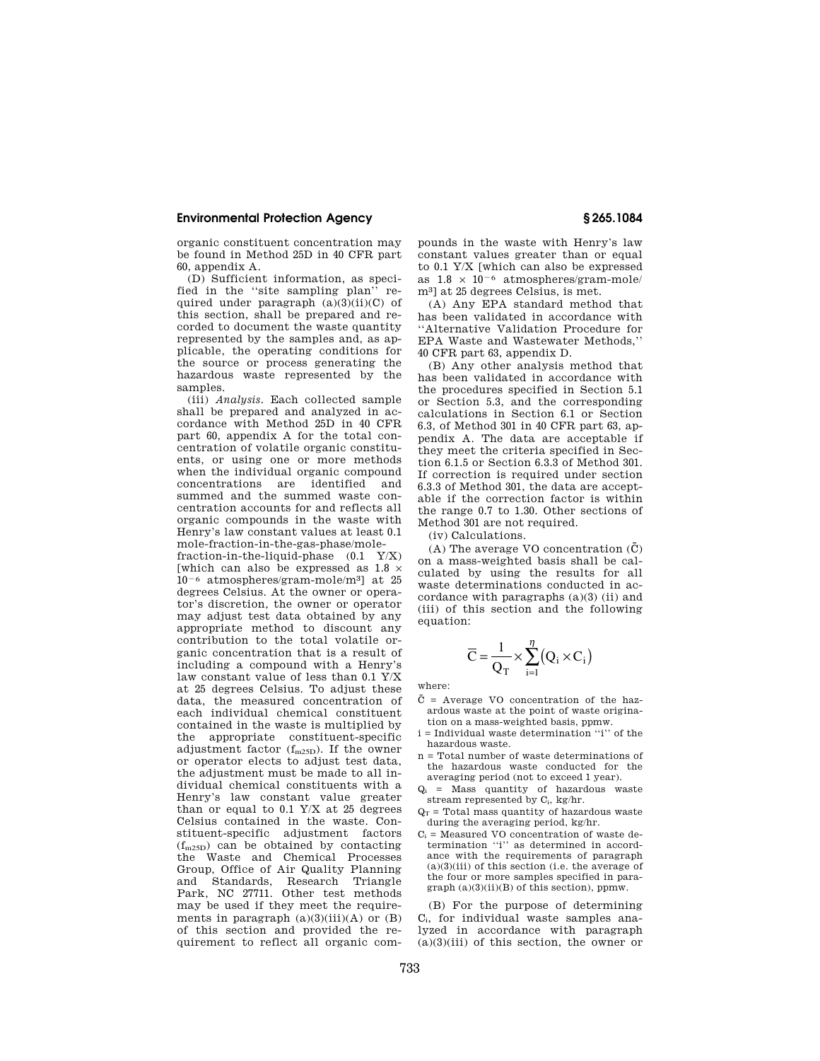organic constituent concentration may be found in Method 25D in 40 CFR part 60, appendix A.

(D) Sufficient information, as specified in the "site sampling plan" required under paragraph (a)(3)(ii)(C) of this section, shall be prepared and recorded to document the waste quantity represented by the samples and, as applicable, the operating conditions for the source or process generating the hazardous waste represented by the samples.

(iii) *Analysis.* Each collected sample shall be prepared and analyzed in accordance with Method 25D in 40 CFR part 60, appendix A for the total concentration of volatile organic constituents, or using one or more methods when the individual organic compound concentrations are identified and summed and the summed waste concentration accounts for and reflects all organic compounds in the waste with Henry's law constant values at least 0.1 mole-fraction-in-the-gas-phase/mole-fraction-in-the-liquid-phase (0.1 Y/X) [which can also be expressed as $1.8 \times 10^{-6}$ atmospheres/gram-mole/$m^3$] at 25 degrees Celsius. At the owner or operator's discretion, the owner or operator may adjust test data obtained by any appropriate method to discount any contribution to the total volatile organic concentration that is a result of including a compound with a Henry's law constant value of less than 0.1 Y/X at 25 degrees Celsius. To adjust these data, the measured concentration of each individual chemical constituent contained in the waste is multiplied by the appropriate constituent-specific adjustment factor ($f_{m25D}$). If the owner or operator elects to adjust test data, the adjustment must be made to all individual chemical constituents with a Henry's law constant value greater than or equal to 0.1 Y/X at 25 degrees Celsius contained in the waste. Constituent-specific adjustment factors ($f_{m25D}$) can be obtained by contacting the Waste and Chemical Processes Group, Office of Air Quality Planning and Standards, Research Triangle Park, NC 27711. Other test methods may be used if they meet the requirements in paragraph (a)(3)(iii)(A) or (B) of this section and provided the requirement to reflect all organic compounds in the waste with Henry's law constant values greater than or equal to 0.1 Y/X [which can also be expressed as $1.8 \times 10^{-6}$ atmospheres/gram-mole/$m^3$] at 25 degrees Celsius, is met.

(A) Any EPA standard method that has been validated in accordance with "Alternative Validation Procedure for EPA Waste and Wastewater Methods," 40 CFR part 63, appendix D.

(B) Any other analysis method that has been validated in accordance with the procedures specified in Section 5.1 or Section 5.3, and the corresponding calculations in Section 6.1 or Section 6.3, of Method 301 in 40 CFR part 63, appendix A. The data are acceptable if they meet the criteria specified in Section 6.1.5 or Section 6.3.3 of Method 301. If correction is required under section 6.3.3 of Method 301, the data are acceptable if the correction factor is within the range 0.7 to 1.30. Other sections of Method 301 are not required.

(iv) Calculations.

(A) The average VO concentration ($\bar{C}$) on a mass-weighted basis shall be calculated by using the results for all waste determinations conducted in accordance with paragraphs (a)(3) (ii) and (iii) of this section and the following equation:

$$\bar{C} = \frac{1}{Q_T} \times \sum_{i=1}^{\eta} \left( Q_i \times C_i \right)$$

where:

$\bar{C}$ = Average VO concentration of the hazardous waste at the point of waste origination on a mass-weighted basis, ppmw.

i = Individual waste determination "i" of the hazardous waste.

n = Total number of waste determinations of the hazardous waste conducted for the averaging period (not to exceed 1 year).

$Q_i$ = Mass quantity of hazardous waste stream represented by $C_i$, kg/hr.

$Q_T$ = Total mass quantity of hazardous waste during the averaging period, kg/hr.

$C_i$ = Measured VO concentration of waste determination "i" as determined in accordance with the requirements of paragraph (a)(3)(iii) of this section (i.e. the average of the four or more samples specified in paragraph (a)(3)(ii)(B) of this section), ppmw.

(B) For the purpose of determining $C_i$, for individual waste samples analyzed in accordance with paragraph (a)(3)(iii) of this section, the owner or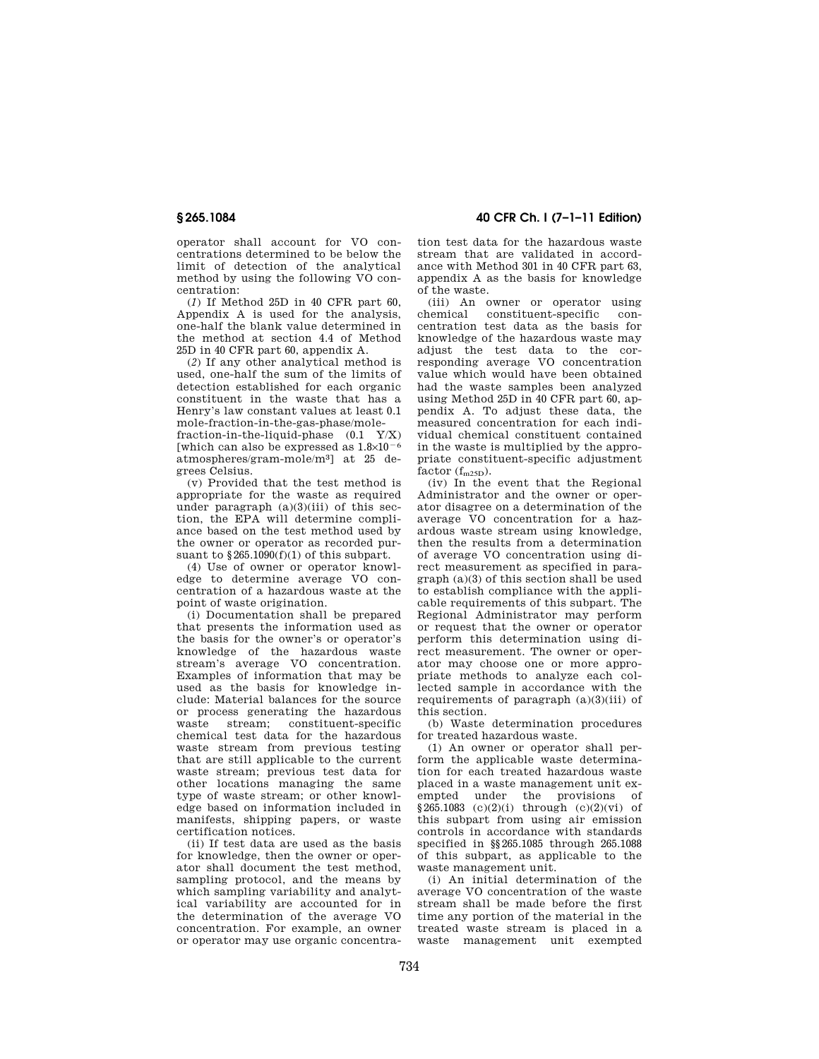operator shall account for VO concentrations determined to be below the limit of detection of the analytical method by using the following VO concentration:

(*1*) If Method 25D in 40 CFR part 60, Appendix A is used for the analysis, one-half the blank value determined in the method at section 4.4 of Method 25D in 40 CFR part 60, appendix A.

(*2*) If any other analytical method is used, one-half the sum of the limits of detection established for each organic constituent in the waste that has a Henry's law constant values at least 0.1 mole-fraction-in-the-gas-phase/mole-fraction-in-the-liquid-phase (0.1 Y/X) [which can also be expressed as $1.8 \times 10^{-6}$ atmospheres/gram-mole/$m^3$] at 25 degrees Celsius.

(v) Provided that the test method is appropriate for the waste as required under paragraph (a)(3)(iii) of this section, the EPA will determine compliance based on the test method used by the owner or operator as recorded pursuant to §265.1090(f)(1) of this subpart.

(4) Use of owner or operator knowledge to determine average VO concentration of a hazardous waste at the point of waste origination.

(i) Documentation shall be prepared that presents the information used as the basis for the owner's or operator's knowledge of the hazardous waste stream's average VO concentration. Examples of information that may be used as the basis for knowledge include: Material balances for the source or process generating the hazardous waste stream; constituent-specific chemical test data for the hazardous waste stream from previous testing that are still applicable to the current waste stream; previous test data for other locations managing the same type of waste stream; or other knowledge based on information included in manifests, shipping papers, or waste certification notices.

(ii) If test data are used as the basis for knowledge, then the owner or operator shall document the test method, sampling protocol, and the means by which sampling variability and analytical variability are accounted for in the determination of the average VO concentration. For example, an owner or operator may use organic concentration test data for the hazardous waste stream that are validated in accordance with Method 301 in 40 CFR part 63, appendix A as the basis for knowledge of the waste.

(iii) An owner or operator using chemical constituent-specific concentration test data as the basis for knowledge of the hazardous waste may adjust the test data to the corresponding average VO concentration value which would have been obtained had the waste samples been analyzed using Method 25D in 40 CFR part 60, appendix A. To adjust these data, the measured concentration for each individual chemical constituent contained in the waste is multiplied by the appropriate constituent-specific adjustment factor ($f_{m25D}$).

(iv) In the event that the Regional Administrator and the owner or operator disagree on a determination of the average VO concentration for a hazardous waste stream using knowledge, then the results from a determination of average VO concentration using direct measurement as specified in paragraph (a)(3) of this section shall be used to establish compliance with the applicable requirements of this subpart. The Regional Administrator may perform or request that the owner or operator perform this determination using direct measurement. The owner or operator may choose one or more appropriate methods to analyze each collected sample in accordance with the requirements of paragraph (a)(3)(iii) of this section.

(b) Waste determination procedures for treated hazardous waste.

(1) An owner or operator shall perform the applicable waste determination for each treated hazardous waste placed in a waste management unit exempted under the provisions of §265.1083 (c)(2)(i) through (c)(2)(vi) of this subpart from using air emission controls in accordance with standards specified in §§265.1085 through 265.1088 of this subpart, as applicable to the waste management unit.

(i) An initial determination of the average VO concentration of the waste stream shall be made before the first time any portion of the material in the treated waste stream is placed in a waste management unit exempted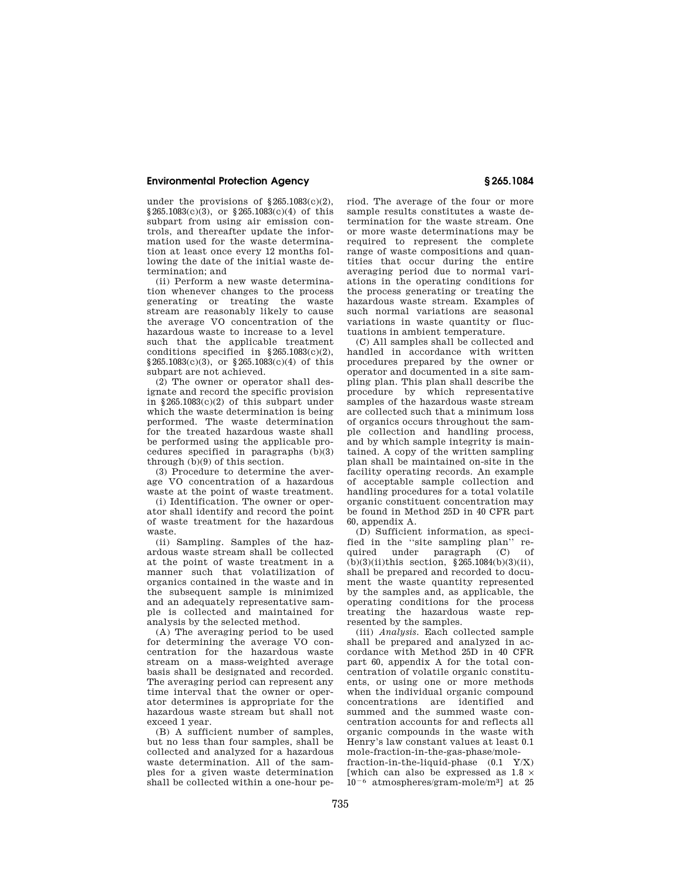under the provisions of §265.1083(c)(2), §265.1083(c)(3), or §265.1083(c)(4) of this subpart from using air emission controls, and thereafter update the information used for the waste determination at least once every 12 months following the date of the initial waste determination; and

(ii) Perform a new waste determination whenever changes to the process generating or treating the waste stream are reasonably likely to cause the average VO concentration of the hazardous waste to increase to a level such that the applicable treatment conditions specified in §265.1083(c)(2), §265.1083(c)(3), or §265.1083(c)(4) of this subpart are not achieved.

(2) The owner or operator shall designate and record the specific provision in §265.1083(c)(2) of this subpart under which the waste determination is being performed. The waste determination for the treated hazardous waste shall be performed using the applicable procedures specified in paragraphs (b)(3) through (b)(9) of this section.

(3) Procedure to determine the average VO concentration of a hazardous waste at the point of waste treatment.

(i) Identification. The owner or operator shall identify and record the point of waste treatment for the hazardous waste.

(ii) Sampling. Samples of the hazardous waste stream shall be collected at the point of waste treatment in a manner such that volatilization of organics contained in the waste and in the subsequent sample is minimized and an adequately representative sample is collected and maintained for analysis by the selected method.

(A) The averaging period to be used for determining the average VO concentration for the hazardous waste stream on a mass-weighted average basis shall be designated and recorded. The averaging period can represent any time interval that the owner or operator determines is appropriate for the hazardous waste stream but shall not exceed 1 year.

(B) A sufficient number of samples, but no less than four samples, shall be collected and analyzed for a hazardous waste determination. All of the samples for a given waste determination shall be collected within a one-hour period. The average of the four or more sample results constitutes a waste determination for the waste stream. One or more waste determinations may be required to represent the complete range of waste compositions and quantities that occur during the entire averaging period due to normal variations in the operating conditions for the process generating or treating the hazardous waste stream. Examples of such normal variations are seasonal variations in waste quantity or fluctuations in ambient temperature.

(C) All samples shall be collected and handled in accordance with written procedures prepared by the owner or operator and documented in a site sampling plan. This plan shall describe the procedure by which representative samples of the hazardous waste stream are collected such that a minimum loss of organics occurs throughout the sample collection and handling process, and by which sample integrity is maintained. A copy of the written sampling plan shall be maintained on-site in the facility operating records. An example of acceptable sample collection and handling procedures for a total volatile organic constituent concentration may be found in Method 25D in 40 CFR part 60, appendix A.

(D) Sufficient information, as specified in the ''site sampling plan'' required under paragraph (C) of (b)(3)(ii)this section, §265.1084(b)(3)(ii), shall be prepared and recorded to document the waste quantity represented by the samples and, as applicable, the operating conditions for the process treating the hazardous waste represented by the samples.

(iii) *Analysis.* Each collected sample shall be prepared and analyzed in accordance with Method 25D in 40 CFR part 60, appendix A for the total concentration of volatile organic constituents, or using one or more methods when the individual organic compound concentrations are identified and summed and the summed waste concentration accounts for and reflects all organic compounds in the waste with Henry's law constant values at least 0.1 mole-fraction-in-the-gas-phase/mole-fraction-in-the-liquid-phase (0.1 Y/X) [which can also be expressed as $1.8 \times 10^{-6}$ atmospheres/gram-mole/$m^3$] at 25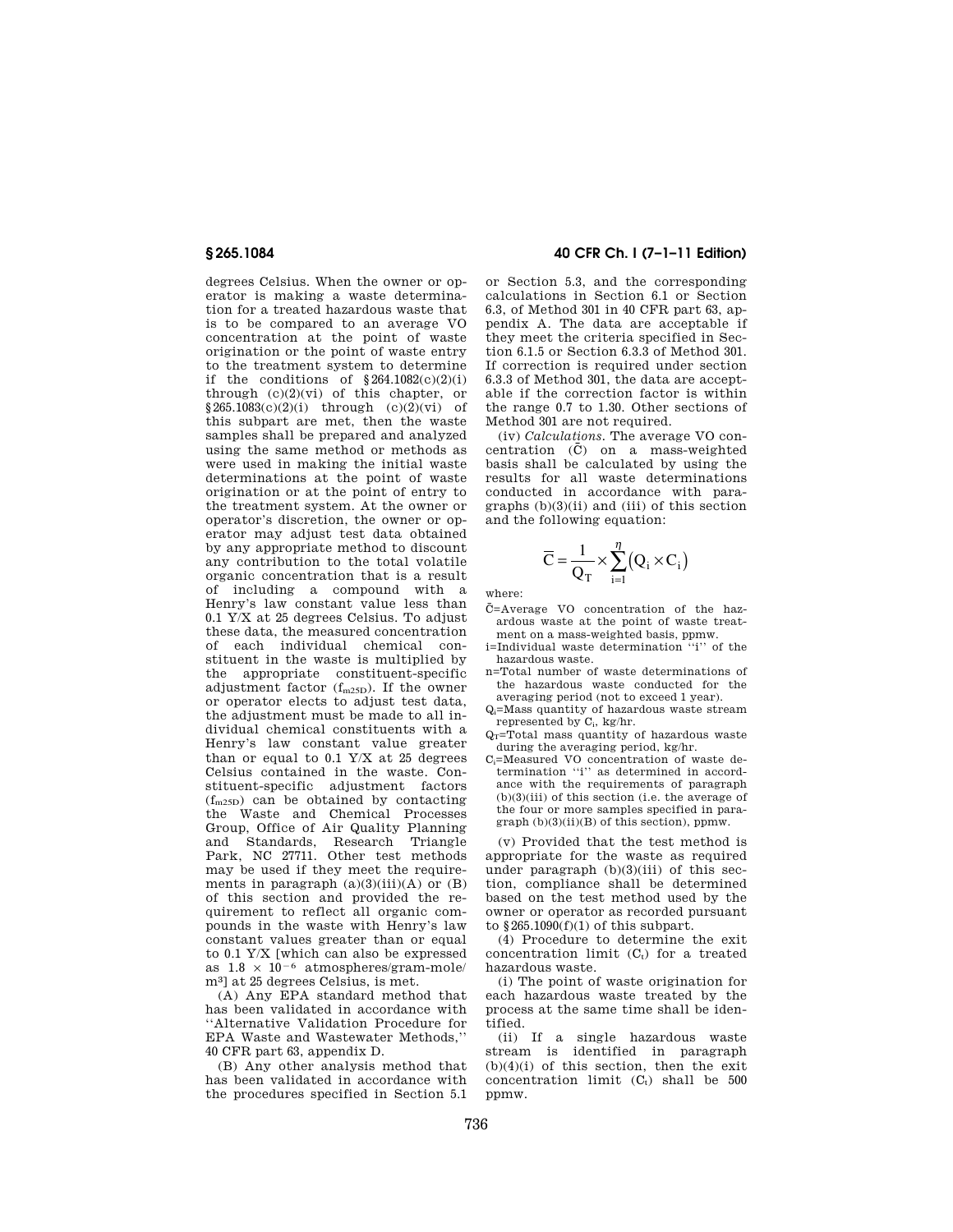degrees Celsius. When the owner or operator is making a waste determination for a treated hazardous waste that is to be compared to an average VO concentration at the point of waste origination or the point of waste entry to the treatment system to determine if the conditions of §264.1082(c)(2)(i) through (c)(2)(vi) of this chapter, or §265.1083(c)(2)(i) through (c)(2)(vi) of this subpart are met, then the waste samples shall be prepared and analyzed using the same method or methods as were used in making the initial waste determinations at the point of waste origination or at the point of entry to the treatment system. At the owner or operator's discretion, the owner or operator may adjust test data obtained by any appropriate method to discount any contribution to the total volatile organic concentration that is a result of including a compound with a Henry's law constant value less than 0.1 Y/X at 25 degrees Celsius. To adjust these data, the measured concentration of each individual chemical constituent in the waste is multiplied by the appropriate constituent-specific adjustment factor ($f_{m25D}$). If the owner or operator elects to adjust test data, the adjustment must be made to all individual chemical constituents with a Henry's law constant value greater than or equal to 0.1 Y/X at 25 degrees Celsius contained in the waste. Constituent-specific adjustment factors ($f_{m25D}$) can be obtained by contacting the Waste and Chemical Processes Group, Office of Air Quality Planning and Standards, Research Triangle Park, NC 27711. Other test methods may be used if they meet the requirements in paragraph (a)(3)(iii)(A) or (B) of this section and provided the requirement to reflect all organic compounds in the waste with Henry's law constant values greater than or equal to 0.1 Y/X [which can also be expressed as $1.8 \times 10^{-6}$ atmospheres/gram-mole/m$^3$] at 25 degrees Celsius, is met.

(A) Any EPA standard method that has been validated in accordance with "Alternative Validation Procedure for EPA Waste and Wastewater Methods," 40 CFR part 63, appendix D.

(B) Any other analysis method that has been validated in accordance with the procedures specified in Section 5.1 or Section 5.3, and the corresponding calculations in Section 6.1 or Section 6.3, of Method 301 in 40 CFR part 63, appendix A. The data are acceptable if they meet the criteria specified in Section 6.1.5 or Section 6.3.3 of Method 301. If correction is required under section 6.3.3 of Method 301, the data are acceptable if the correction factor is within the range 0.7 to 1.30. Other sections of Method 301 are not required.

(iv) *Calculations.* The average VO concentration ($\bar{C}$) on a mass-weighted basis shall be calculated by using the results for all waste determinations conducted in accordance with paragraphs (b)(3)(ii) and (iii) of this section and the following equation:

$$\bar{C} = \frac{1}{Q_T} \times \sum_{i=1}^{\eta} \left( Q_i \times C_i \right)$$

where:

$\bar{C}$=Average VO concentration of the hazardous waste at the point of waste treatment on a mass-weighted basis, ppmw.

i=Individual waste determination "i" of the hazardous waste.

n=Total number of waste determinations of the hazardous waste conducted for the averaging period (not to exceed 1 year).

$Q_i$=Mass quantity of hazardous waste stream represented by $C_i$, kg/hr.

$Q_T$=Total mass quantity of hazardous waste during the averaging period, kg/hr.

$C_i$=Measured VO concentration of waste determination "i" as determined in accordance with the requirements of paragraph (b)(3)(iii) of this section (i.e. the average of the four or more samples specified in paragraph (b)(3)(ii)(B) of this section), ppmw.

(v) Provided that the test method is appropriate for the waste as required under paragraph (b)(3)(iii) of this section, compliance shall be determined based on the test method used by the owner or operator as recorded pursuant to §265.1090(f)(1) of this subpart.

(4) Procedure to determine the exit concentration limit ($C_t$) for a treated hazardous waste.

(i) The point of waste origination for each hazardous waste treated by the process at the same time shall be identified.

(ii) If a single hazardous waste stream is identified in paragraph (b)(4)(i) of this section, then the exit concentration limit ($C_t$) shall be 500 ppmw.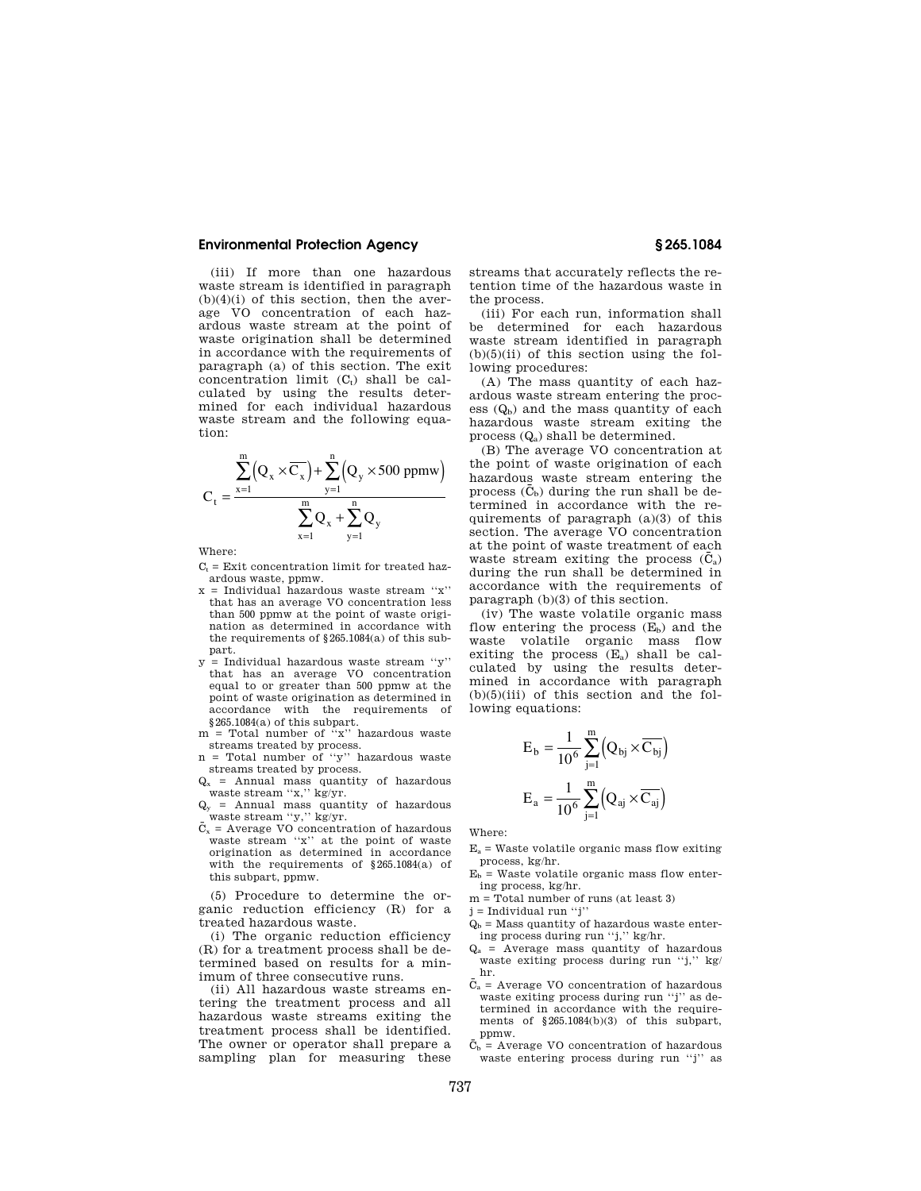(iii) If more than one hazardous waste stream is identified in paragraph (b)(4)(i) of this section, then the average VO concentration of each hazardous waste stream at the point of waste origination shall be determined in accordance with the requirements of paragraph (a) of this section. The exit concentration limit ($C_t$) shall be calculated by using the results determined for each individual hazardous waste stream and the following equation:

$$C_t = \frac{\sum_{x=1}^{m}\left(Q_x \times \overline{C_x}\right) + \sum_{y=1}^{n}\left(Q_y \times 500 \text{ ppmw}\right)}{\sum_{x=1}^{m} Q_x + \sum_{y=1}^{n} Q_y}$$

Where:

$C_t$ = Exit concentration limit for treated hazardous waste, ppmw.

x = Individual hazardous waste stream "x" that has an average VO concentration less than 500 ppmw at the point of waste origination as determined in accordance with the requirements of §265.1084(a) of this subpart.

y = Individual hazardous waste stream "y" that has an average VO concentration equal to or greater than 500 ppmw at the point of waste origination as determined in accordance with the requirements of §265.1084(a) of this subpart.

m = Total number of "x" hazardous waste streams treated by process.

n = Total number of "y" hazardous waste streams treated by process.

$Q_x$ = Annual mass quantity of hazardous waste stream "x," kg/yr.

$Q_y$ = Annual mass quantity of hazardous waste stream "y," kg/yr.

$\bar{C}_x$ = Average VO concentration of hazardous waste stream "x" at the point of waste origination as determined in accordance with the requirements of §265.1084(a) of this subpart, ppmw.

(5) Procedure to determine the organic reduction efficiency (R) for a treated hazardous waste.

(i) The organic reduction efficiency (R) for a treatment process shall be determined based on results for a minimum of three consecutive runs.

(ii) All hazardous waste streams entering the treatment process and all hazardous waste streams exiting the treatment process shall be identified. The owner or operator shall prepare a sampling plan for measuring these streams that accurately reflects the retention time of the hazardous waste in the process.

(iii) For each run, information shall be determined for each hazardous waste stream identified in paragraph (b)(5)(ii) of this section using the following procedures:

(A) The mass quantity of each hazardous waste stream entering the process ($Q_b$) and the mass quantity of each hazardous waste stream exiting the process ($Q_a$) shall be determined.

(B) The average VO concentration at the point of waste origination of each hazardous waste stream entering the process ($\bar{C}_b$) during the run shall be determined in accordance with the requirements of paragraph (a)(3) of this section. The average VO concentration at the point of waste treatment of each waste stream exiting the process ($\bar{C}_a$) during the run shall be determined in accordance with the requirements of paragraph (b)(3) of this section.

(iv) The waste volatile organic mass flow entering the process ($E_b$) and the waste volatile organic mass flow exiting the process ($E_a$) shall be calculated by using the results determined in accordance with paragraph (b)(5)(iii) of this section and the following equations:

$$E_b = \frac{1}{10^6} \sum_{j=1}^{m}\left(Q_{bj} \times \overline{C_{bj}}\right)$$

$$E_a = \frac{1}{10^6} \sum_{j=1}^{m}\left(Q_{aj} \times \overline{C_{aj}}\right)$$

Where:

$E_a$ = Waste volatile organic mass flow exiting process, kg/hr.

$E_b$ = Waste volatile organic mass flow entering process, kg/hr.

m = Total number of runs (at least 3)

j = Individual run "j"

$Q_b$ = Mass quantity of hazardous waste entering process during run "j," kg/hr.

$Q_a$ = Average mass quantity of hazardous waste exiting process during run "j," kg/hr.

$\bar{C}_a$ = Average VO concentration of hazardous waste exiting process during run "j" as determined in accordance with the requirements of §265.1084(b)(3) of this subpart, ppmw.

$\bar{C}_b$ = Average VO concentration of hazardous waste entering process during run "j" as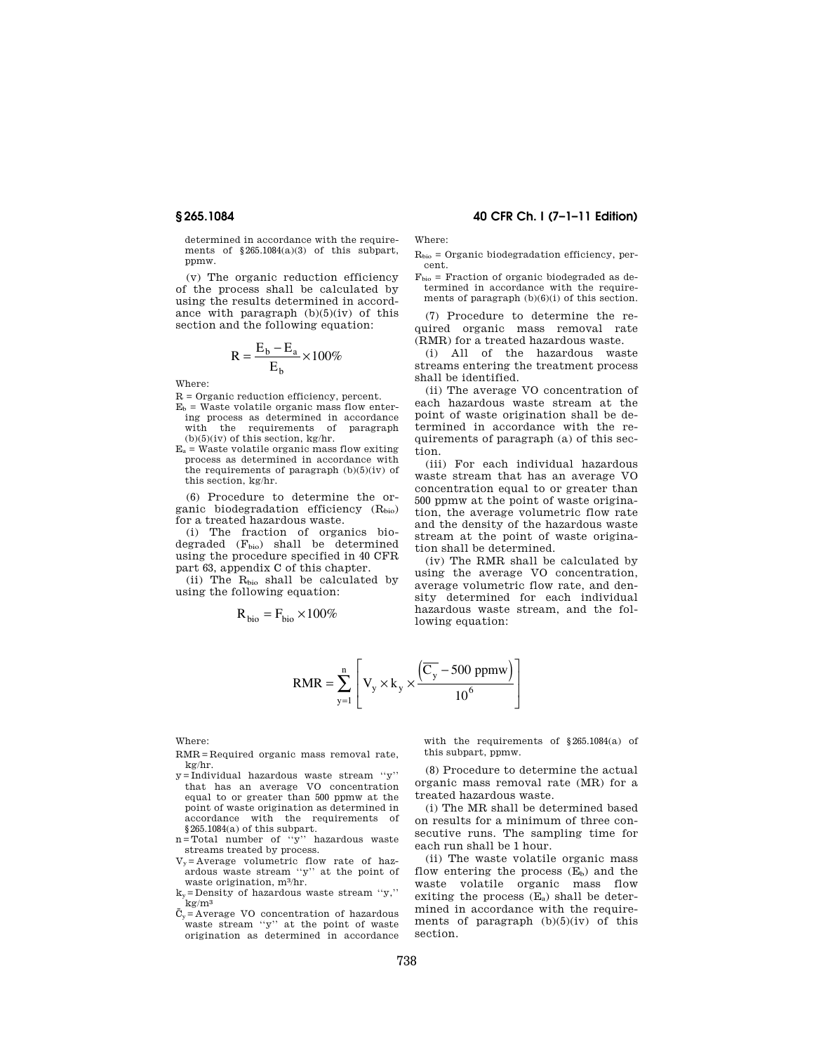determined in accordance with the requirements of §265.1084(a)(3) of this subpart, ppmw.

(v) The organic reduction efficiency of the process shall be calculated by using the results determined in accordance with paragraph (b)(5)(iv) of this section and the following equation:

$$R = \frac{E_b - E_a}{E_b} \times 100\%$$

Where:

R = Organic reduction efficiency, percent.

$E_b$ = Waste volatile organic mass flow entering process as determined in accordance with the requirements of paragraph (b)(5)(iv) of this section, kg/hr.

$E_a$ = Waste volatile organic mass flow exiting process as determined in accordance with the requirements of paragraph (b)(5)(iv) of this section, kg/hr.

(6) Procedure to determine the organic biodegradation efficiency ($R_{bio}$) for a treated hazardous waste.

(i) The fraction of organics biodegraded ($F_{bio}$) shall be determined using the procedure specified in 40 CFR part 63, appendix C of this chapter.

(ii) The $R_{bio}$ shall be calculated by using the following equation:

$$R_{bio} = F_{bio} \times 100\%$$

Where:

$R_{bio}$ = Organic biodegradation efficiency, percent.

$F_{bio}$ = Fraction of organic biodegraded as determined in accordance with the requirements of paragraph (b)(6)(i) of this section.

(7) Procedure to determine the required organic mass removal rate (RMR) for a treated hazardous waste.

(i) All of the hazardous waste streams entering the treatment process shall be identified.

(ii) The average VO concentration of each hazardous waste stream at the point of waste origination shall be determined in accordance with the requirements of paragraph (a) of this section.

(iii) For each individual hazardous waste stream that has an average VO concentration equal to or greater than 500 ppmw at the point of waste origination, the average volumetric flow rate and the density of the hazardous waste stream at the point of waste origination shall be determined.

(iv) The RMR shall be calculated by using the average VO concentration, average volumetric flow rate, and density determined for each individual hazardous waste stream, and the following equation:

$$RMR = \sum_{y=1}^{n} \left[ V_y \times k_y \times \frac{\left(\overline{C_y} - 500 \text{ ppmw}\right)}{10^6} \right]$$

Where:

RMR = Required organic mass removal rate, kg/hr.

y = Individual hazardous waste stream "y" that has an average VO concentration equal to or greater than 500 ppmw at the point of waste origination as determined in accordance with the requirements of §265.1084(a) of this subpart.

n = Total number of "y" hazardous waste streams treated by process.

$V_y$ = Average volumetric flow rate of hazardous waste stream "y" at the point of waste origination, $m^3$/hr.

$k_y$ = Density of hazardous waste stream "y," $kg/m^3$

$\bar{C}_y$ = Average VO concentration of hazardous waste stream "y" at the point of waste origination as determined in accordance with the requirements of §265.1084(a) of this subpart, ppmw.

(8) Procedure to determine the actual organic mass removal rate (MR) for a treated hazardous waste.

(i) The MR shall be determined based on results for a minimum of three consecutive runs. The sampling time for each run shall be 1 hour.

(ii) The waste volatile organic mass flow entering the process ($E_b$) and the waste volatile organic mass flow exiting the process ($E_a$) shall be determined in accordance with the requirements of paragraph (b)(5)(iv) of this section.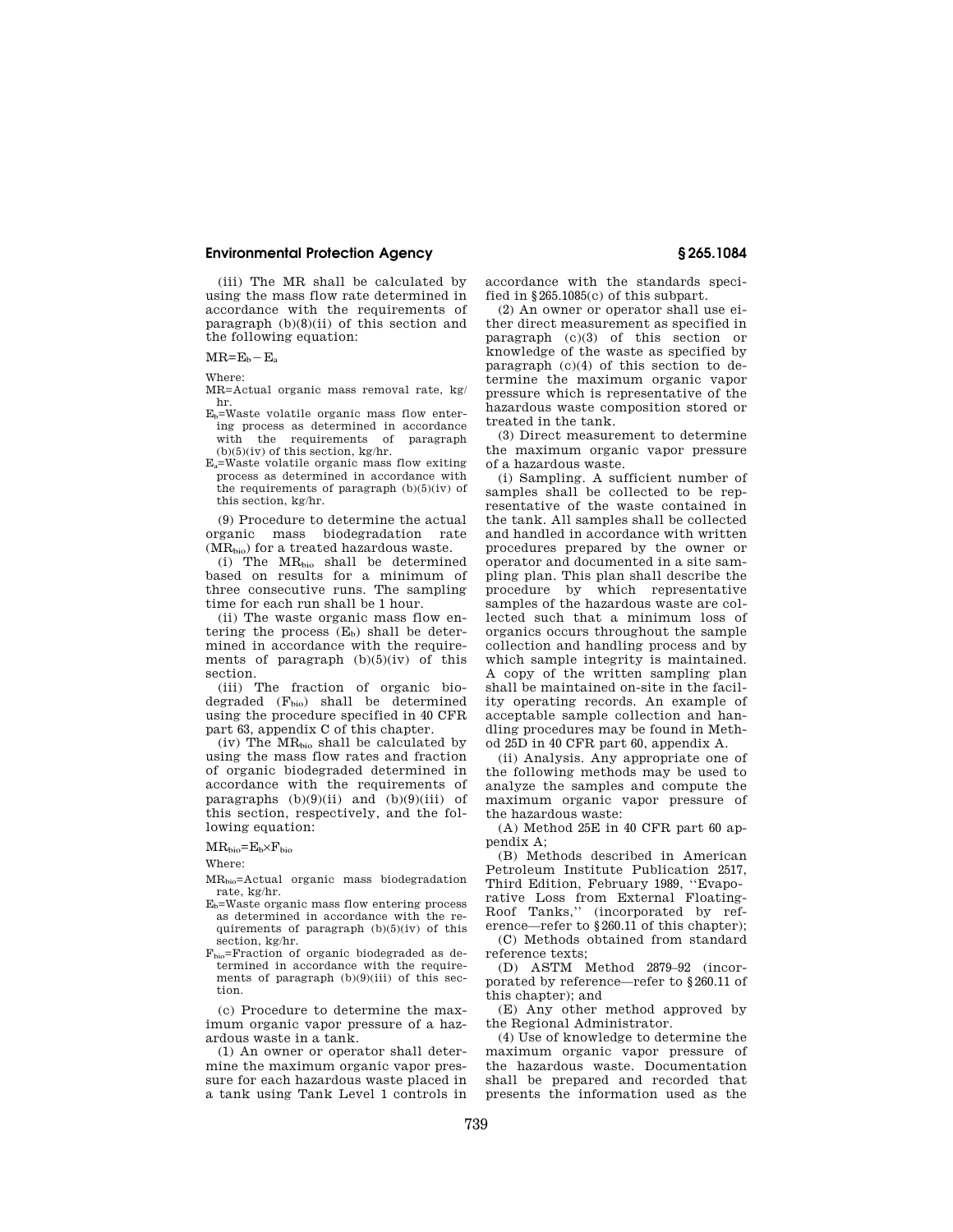(iii) The MR shall be calculated by using the mass flow rate determined in accordance with the requirements of paragraph (b)(8)(ii) of this section and the following equation:

$$MR = E_b - E_a$$

Where:

MR=Actual organic mass removal rate, kg/hr.

$E_b$=Waste volatile organic mass flow entering process as determined in accordance with the requirements of paragraph (b)(5)(iv) of this section, kg/hr.

$E_a$=Waste volatile organic mass flow exiting process as determined in accordance with the requirements of paragraph (b)(5)(iv) of this section, kg/hr.

(9) Procedure to determine the actual organic mass biodegradation rate ($MR_{bio}$) for a treated hazardous waste.

(i) The $MR_{bio}$ shall be determined based on results for a minimum of three consecutive runs. The sampling time for each run shall be 1 hour.

(ii) The waste organic mass flow entering the process ($E_b$) shall be determined in accordance with the requirements of paragraph (b)(5)(iv) of this section.

(iii) The fraction of organic biodegraded ($F_{bio}$) shall be determined using the procedure specified in 40 CFR part 63, appendix C of this chapter.

(iv) The $MR_{bio}$ shall be calculated by using the mass flow rates and fraction of organic biodegraded determined in accordance with the requirements of paragraphs (b)(9)(ii) and (b)(9)(iii) of this section, respectively, and the following equation:

$$MR_{bio} = E_b \times F_{bio}$$

Where:

$MR_{bio}$=Actual organic mass biodegradation rate, kg/hr.

$E_b$=Waste organic mass flow entering process as determined in accordance with the requirements of paragraph (b)(5)(iv) of this section, kg/hr.

$F_{bio}$=Fraction of organic biodegraded as determined in accordance with the requirements of paragraph (b)(9)(iii) of this section.

(c) Procedure to determine the maximum organic vapor pressure of a hazardous waste in a tank.

(1) An owner or operator shall determine the maximum organic vapor pressure for each hazardous waste placed in a tank using Tank Level 1 controls in accordance with the standards specified in §265.1085(c) of this subpart.

(2) An owner or operator shall use either direct measurement as specified in paragraph (c)(3) of this section or knowledge of the waste as specified by paragraph (c)(4) of this section to determine the maximum organic vapor pressure which is representative of the hazardous waste composition stored or treated in the tank.

(3) Direct measurement to determine the maximum organic vapor pressure of a hazardous waste.

(i) Sampling. A sufficient number of samples shall be collected to be representative of the waste contained in the tank. All samples shall be collected and handled in accordance with written procedures prepared by the owner or operator and documented in a site sampling plan. This plan shall describe the procedure by which representative samples of the hazardous waste are collected such that a minimum loss of organics occurs throughout the sample collection and handling process and by which sample integrity is maintained. A copy of the written sampling plan shall be maintained on-site in the facility operating records. An example of acceptable sample collection and handling procedures may be found in Method 25D in 40 CFR part 60, appendix A.

(ii) Analysis. Any appropriate one of the following methods may be used to analyze the samples and compute the maximum organic vapor pressure of the hazardous waste:

(A) Method 25E in 40 CFR part 60 appendix A;

(B) Methods described in American Petroleum Institute Publication 2517, Third Edition, February 1989, ''Evaporative Loss from External Floating-Roof Tanks,'' (incorporated by reference—refer to §260.11 of this chapter);

(C) Methods obtained from standard reference texts;

(D) ASTM Method 2879–92 (incorporated by reference—refer to §260.11 of this chapter); and

(E) Any other method approved by the Regional Administrator.

(4) Use of knowledge to determine the maximum organic vapor pressure of the hazardous waste. Documentation shall be prepared and recorded that presents the information used as the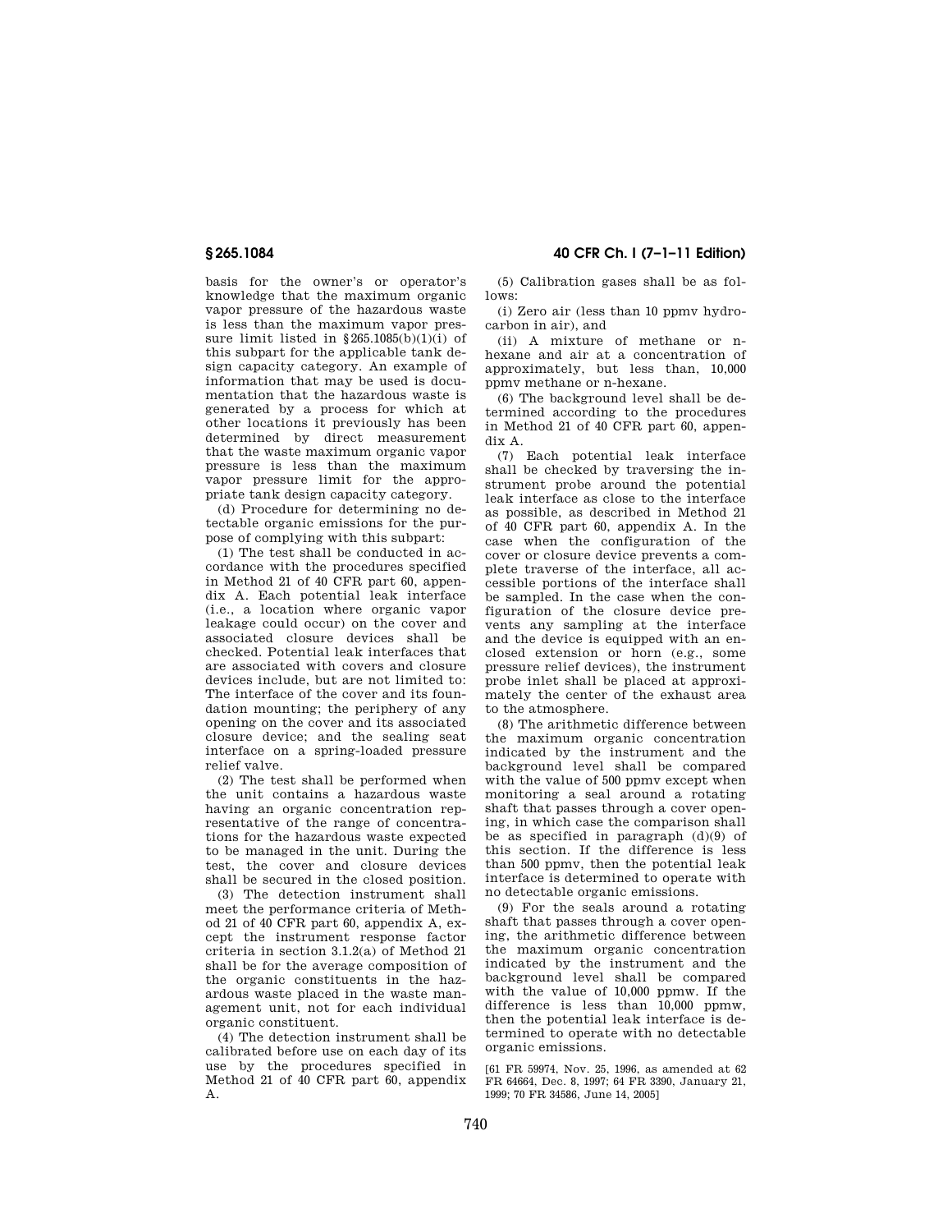basis for the owner's or operator's knowledge that the maximum organic vapor pressure of the hazardous waste is less than the maximum vapor pressure limit listed in §265.1085(b)(1)(i) of this subpart for the applicable tank design capacity category. An example of information that may be used is documentation that the hazardous waste is generated by a process for which at other locations it previously has been determined by direct measurement that the waste maximum organic vapor pressure is less than the maximum vapor pressure limit for the appropriate tank design capacity category.

(d) Procedure for determining no detectable organic emissions for the purpose of complying with this subpart:

(1) The test shall be conducted in accordance with the procedures specified in Method 21 of 40 CFR part 60, appendix A. Each potential leak interface (i.e., a location where organic vapor leakage could occur) on the cover and associated closure devices shall be checked. Potential leak interfaces that are associated with covers and closure devices include, but are not limited to: The interface of the cover and its foundation mounting; the periphery of any opening on the cover and its associated closure device; and the sealing seat interface on a spring-loaded pressure relief valve.

(2) The test shall be performed when the unit contains a hazardous waste having an organic concentration representative of the range of concentrations for the hazardous waste expected to be managed in the unit. During the test, the cover and closure devices shall be secured in the closed position.

(3) The detection instrument shall meet the performance criteria of Method 21 of 40 CFR part 60, appendix A, except the instrument response factor criteria in section 3.1.2(a) of Method 21 shall be for the average composition of the organic constituents in the hazardous waste placed in the waste management unit, not for each individual organic constituent.

(4) The detection instrument shall be calibrated before use on each day of its use by the procedures specified in Method 21 of 40 CFR part 60, appendix A.

(5) Calibration gases shall be as follows:

(i) Zero air (less than 10 ppmv hydrocarbon in air), and

(ii) A mixture of methane or n-hexane and air at a concentration of approximately, but less than, 10,000 ppmv methane or n-hexane.

(6) The background level shall be determined according to the procedures in Method 21 of 40 CFR part 60, appendix A.

(7) Each potential leak interface shall be checked by traversing the instrument probe around the potential leak interface as close to the interface as possible, as described in Method 21 of 40 CFR part 60, appendix A. In the case when the configuration of the cover or closure device prevents a complete traverse of the interface, all accessible portions of the interface shall be sampled. In the case when the configuration of the closure device prevents any sampling at the interface and the device is equipped with an enclosed extension or horn (e.g., some pressure relief devices), the instrument probe inlet shall be placed at approximately the center of the exhaust area to the atmosphere.

(8) The arithmetic difference between the maximum organic concentration indicated by the instrument and the background level shall be compared with the value of 500 ppmv except when monitoring a seal around a rotating shaft that passes through a cover opening, in which case the comparison shall be as specified in paragraph (d)(9) of this section. If the difference is less than 500 ppmv, then the potential leak interface is determined to operate with no detectable organic emissions.

(9) For the seals around a rotating shaft that passes through a cover opening, the arithmetic difference between the maximum organic concentration indicated by the instrument and the background level shall be compared with the value of 10,000 ppmw. If the difference is less than 10,000 ppmw, then the potential leak interface is determined to operate with no detectable organic emissions.

[61 FR 59974, Nov. 25, 1996, as amended at 62 FR 64664, Dec. 8, 1997; 64 FR 3390, January 21, 1999; 70 FR 34586, June 14, 2005]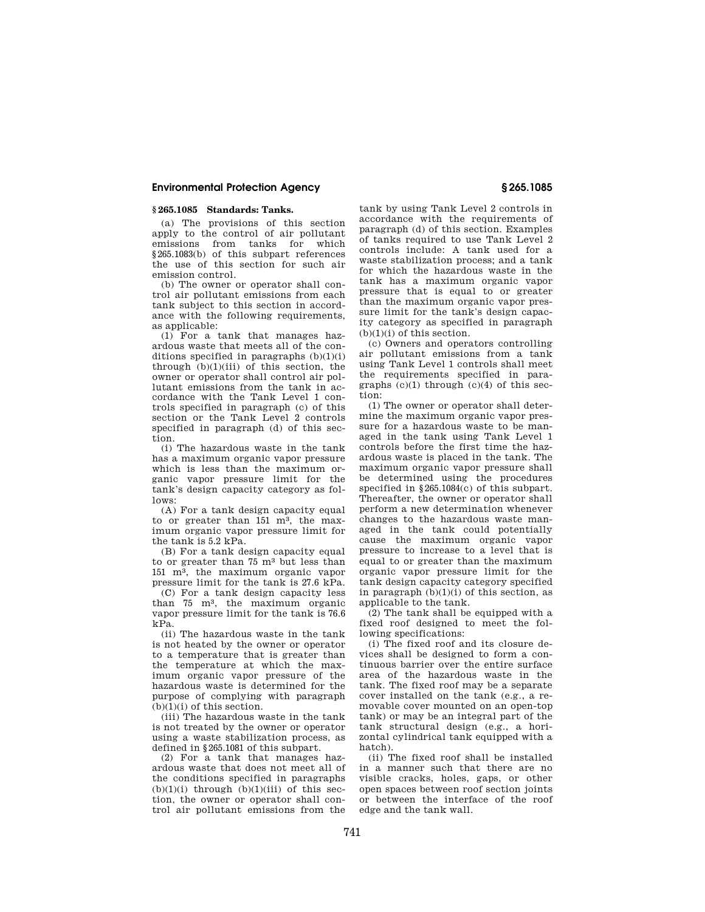## § 265.1085 Standards: Tanks.

(a) The provisions of this section apply to the control of air pollutant emissions from tanks for which § 265.1083(b) of this subpart references the use of this section for such air emission control.

(b) The owner or operator shall control air pollutant emissions from each tank subject to this section in accordance with the following requirements, as applicable:

(1) For a tank that manages hazardous waste that meets all of the conditions specified in paragraphs (b)(1)(i) through (b)(1)(iii) of this section, the owner or operator shall control air pollutant emissions from the tank in accordance with the Tank Level 1 controls specified in paragraph (c) of this section or the Tank Level 2 controls specified in paragraph (d) of this section.

(i) The hazardous waste in the tank has a maximum organic vapor pressure which is less than the maximum organic vapor pressure limit for the tank's design capacity category as follows:

(A) For a tank design capacity equal to or greater than 151 $m^3$, the maximum organic vapor pressure limit for the tank is 5.2 kPa.

(B) For a tank design capacity equal to or greater than 75 $m^3$ but less than 151 $m^3$, the maximum organic vapor pressure limit for the tank is 27.6 kPa.

(C) For a tank design capacity less than 75 $m^3$, the maximum organic vapor pressure limit for the tank is 76.6 kPa.

(ii) The hazardous waste in the tank is not heated by the owner or operator to a temperature that is greater than the temperature at which the maximum organic vapor pressure of the hazardous waste is determined for the purpose of complying with paragraph (b)(1)(i) of this section.

(iii) The hazardous waste in the tank is not treated by the owner or operator using a waste stabilization process, as defined in § 265.1081 of this subpart.

(2) For a tank that manages hazardous waste that does not meet all of the conditions specified in paragraphs (b)(1)(i) through (b)(1)(iii) of this section, the owner or operator shall control air pollutant emissions from the tank by using Tank Level 2 controls in accordance with the requirements of paragraph (d) of this section. Examples of tanks required to use Tank Level 2 controls include: A tank used for a waste stabilization process; and a tank for which the hazardous waste in the tank has a maximum organic vapor pressure that is equal to or greater than the maximum organic vapor pressure limit for the tank's design capacity category as specified in paragraph (b)(1)(i) of this section.

(c) Owners and operators controlling air pollutant emissions from a tank using Tank Level 1 controls shall meet the requirements specified in paragraphs (c)(1) through (c)(4) of this section:

(1) The owner or operator shall determine the maximum organic vapor pressure for a hazardous waste to be managed in the tank using Tank Level 1 controls before the first time the hazardous waste is placed in the tank. The maximum organic vapor pressure shall be determined using the procedures specified in § 265.1084(c) of this subpart. Thereafter, the owner or operator shall perform a new determination whenever changes to the hazardous waste managed in the tank could potentially cause the maximum organic vapor pressure to increase to a level that is equal to or greater than the maximum organic vapor pressure limit for the tank design capacity category specified in paragraph (b)(1)(i) of this section, as applicable to the tank.

(2) The tank shall be equipped with a fixed roof designed to meet the following specifications:

(i) The fixed roof and its closure devices shall be designed to form a continuous barrier over the entire surface area of the hazardous waste in the tank. The fixed roof may be a separate cover installed on the tank (e.g., a removable cover mounted on an open-top tank) or may be an integral part of the tank structural design (e.g., a horizontal cylindrical tank equipped with a hatch).

(ii) The fixed roof shall be installed in a manner such that there are no visible cracks, holes, gaps, or other open spaces between roof section joints or between the interface of the roof edge and the tank wall.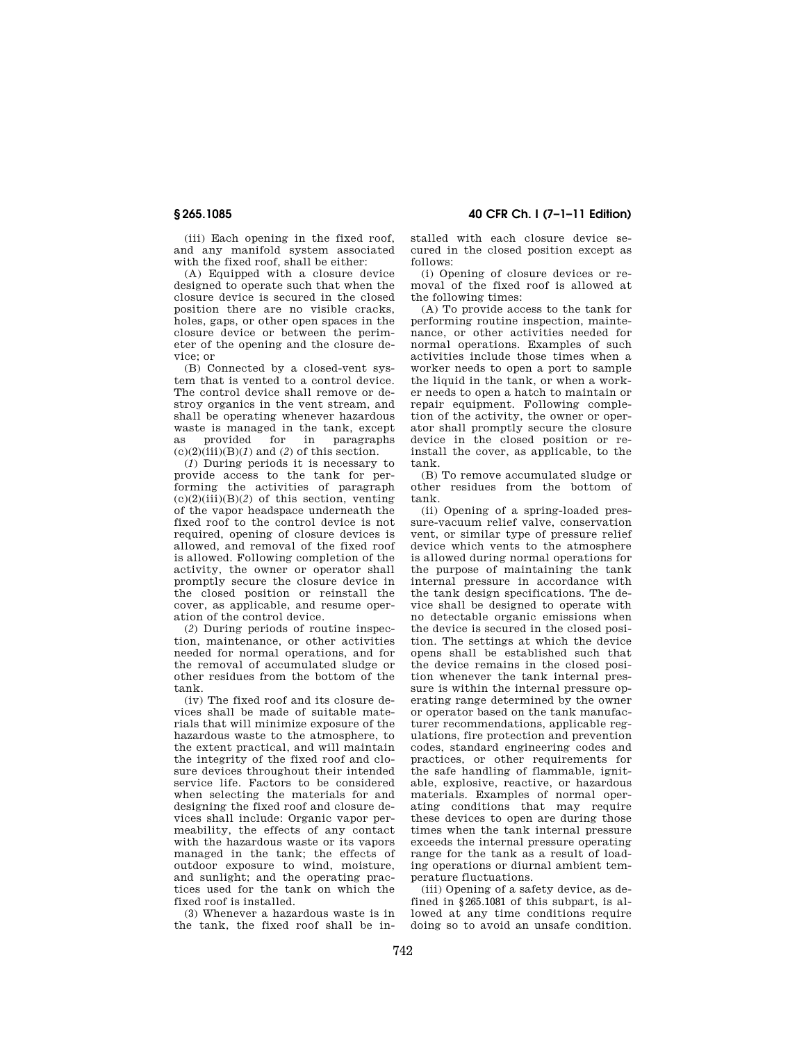(iii) Each opening in the fixed roof, and any manifold system associated with the fixed roof, shall be either:

(A) Equipped with a closure device designed to operate such that when the closure device is secured in the closed position there are no visible cracks, holes, gaps, or other open spaces in the closure device or between the perimeter of the opening and the closure device; or

(B) Connected by a closed-vent system that is vented to a control device. The control device shall remove or destroy organics in the vent stream, and shall be operating whenever hazardous waste is managed in the tank, except as provided for in paragraphs (c)(2)(iii)(B)(*1*) and (*2*) of this section.

(*1*) During periods it is necessary to provide access to the tank for performing the activities of paragraph (c)(2)(iii)(B)(*2*) of this section, venting of the vapor headspace underneath the fixed roof to the control device is not required, opening of closure devices is allowed, and removal of the fixed roof is allowed. Following completion of the activity, the owner or operator shall promptly secure the closure device in the closed position or reinstall the cover, as applicable, and resume operation of the control device.

(*2*) During periods of routine inspection, maintenance, or other activities needed for normal operations, and for the removal of accumulated sludge or other residues from the bottom of the tank.

(iv) The fixed roof and its closure devices shall be made of suitable materials that will minimize exposure of the hazardous waste to the atmosphere, to the extent practical, and will maintain the integrity of the fixed roof and closure devices throughout their intended service life. Factors to be considered when selecting the materials for and designing the fixed roof and closure devices shall include: Organic vapor permeability, the effects of any contact with the hazardous waste or its vapors managed in the tank; the effects of outdoor exposure to wind, moisture, and sunlight; and the operating practices used for the tank on which the fixed roof is installed.

(3) Whenever a hazardous waste is in the tank, the fixed roof shall be installed with each closure device secured in the closed position except as follows:

(i) Opening of closure devices or removal of the fixed roof is allowed at the following times:

(A) To provide access to the tank for performing routine inspection, maintenance, or other activities needed for normal operations. Examples of such activities include those times when a worker needs to open a port to sample the liquid in the tank, or when a worker needs to open a hatch to maintain or repair equipment. Following completion of the activity, the owner or operator shall promptly secure the closure device in the closed position or reinstall the cover, as applicable, to the tank.

(B) To remove accumulated sludge or other residues from the bottom of tank.

(ii) Opening of a spring-loaded pressure-vacuum relief valve, conservation vent, or similar type of pressure relief device which vents to the atmosphere is allowed during normal operations for the purpose of maintaining the tank internal pressure in accordance with the tank design specifications. The device shall be designed to operate with no detectable organic emissions when the device is secured in the closed position. The settings at which the device opens shall be established such that the device remains in the closed position whenever the tank internal pressure is within the internal pressure operating range determined by the owner or operator based on the tank manufacturer recommendations, applicable regulations, fire protection and prevention codes, standard engineering codes and practices, or other requirements for the safe handling of flammable, ignitable, explosive, reactive, or hazardous materials. Examples of normal operating conditions that may require these devices to open are during those times when the tank internal pressure exceeds the internal pressure operating range for the tank as a result of loading operations or diurnal ambient temperature fluctuations.

(iii) Opening of a safety device, as defined in §265.1081 of this subpart, is allowed at any time conditions require doing so to avoid an unsafe condition.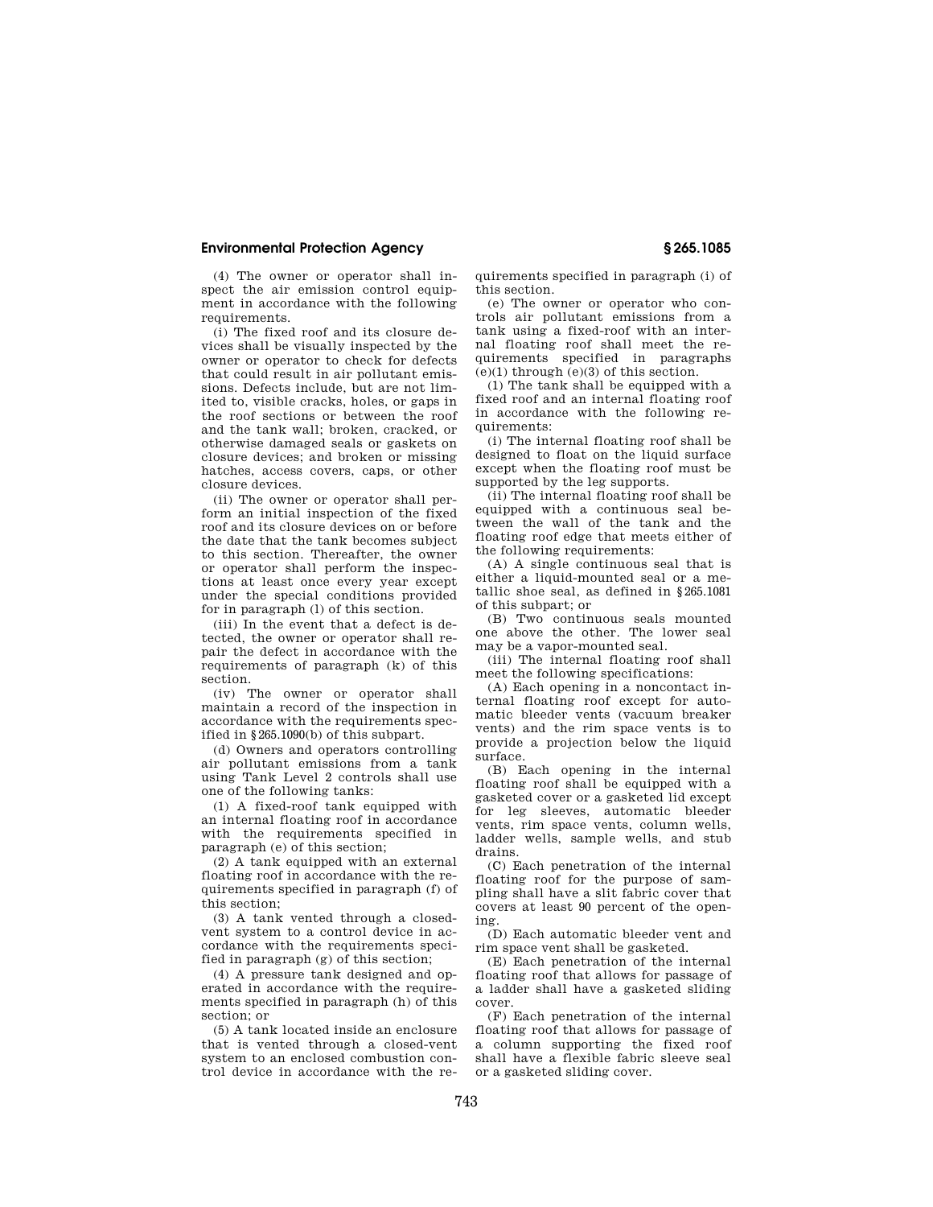(4) The owner or operator shall inspect the air emission control equipment in accordance with the following requirements.

(i) The fixed roof and its closure devices shall be visually inspected by the owner or operator to check for defects that could result in air pollutant emissions. Defects include, but are not limited to, visible cracks, holes, or gaps in the roof sections or between the roof and the tank wall; broken, cracked, or otherwise damaged seals or gaskets on closure devices; and broken or missing hatches, access covers, caps, or other closure devices.

(ii) The owner or operator shall perform an initial inspection of the fixed roof and its closure devices on or before the date that the tank becomes subject to this section. Thereafter, the owner or operator shall perform the inspections at least once every year except under the special conditions provided for in paragraph (l) of this section.

(iii) In the event that a defect is detected, the owner or operator shall repair the defect in accordance with the requirements of paragraph (k) of this section.

(iv) The owner or operator shall maintain a record of the inspection in accordance with the requirements specified in §265.1090(b) of this subpart.

(d) Owners and operators controlling air pollutant emissions from a tank using Tank Level 2 controls shall use one of the following tanks:

(1) A fixed-roof tank equipped with an internal floating roof in accordance with the requirements specified in paragraph (e) of this section;

(2) A tank equipped with an external floating roof in accordance with the requirements specified in paragraph (f) of this section;

(3) A tank vented through a closed-vent system to a control device in accordance with the requirements specified in paragraph (g) of this section;

(4) A pressure tank designed and operated in accordance with the requirements specified in paragraph (h) of this section; or

(5) A tank located inside an enclosure that is vented through a closed-vent system to an enclosed combustion control device in accordance with the requirements specified in paragraph (i) of this section.

(e) The owner or operator who controls air pollutant emissions from a tank using a fixed-roof with an internal floating roof shall meet the requirements specified in paragraphs (e)(1) through (e)(3) of this section.

(1) The tank shall be equipped with a fixed roof and an internal floating roof in accordance with the following requirements:

(i) The internal floating roof shall be designed to float on the liquid surface except when the floating roof must be supported by the leg supports.

(ii) The internal floating roof shall be equipped with a continuous seal between the wall of the tank and the floating roof edge that meets either of the following requirements:

(A) A single continuous seal that is either a liquid-mounted seal or a metallic shoe seal, as defined in §265.1081 of this subpart; or

(B) Two continuous seals mounted one above the other. The lower seal may be a vapor-mounted seal.

(iii) The internal floating roof shall meet the following specifications:

(A) Each opening in a noncontact internal floating roof except for automatic bleeder vents (vacuum breaker vents) and the rim space vents is to provide a projection below the liquid surface.

(B) Each opening in the internal floating roof shall be equipped with a gasketed cover or a gasketed lid except for leg sleeves, automatic bleeder vents, rim space vents, column wells, ladder wells, sample wells, and stub drains.

(C) Each penetration of the internal floating roof for the purpose of sampling shall have a slit fabric cover that covers at least 90 percent of the opening.

(D) Each automatic bleeder vent and rim space vent shall be gasketed.

(E) Each penetration of the internal floating roof that allows for passage of a ladder shall have a gasketed sliding cover.

(F) Each penetration of the internal floating roof that allows for passage of a column supporting the fixed roof shall have a flexible fabric sleeve seal or a gasketed sliding cover.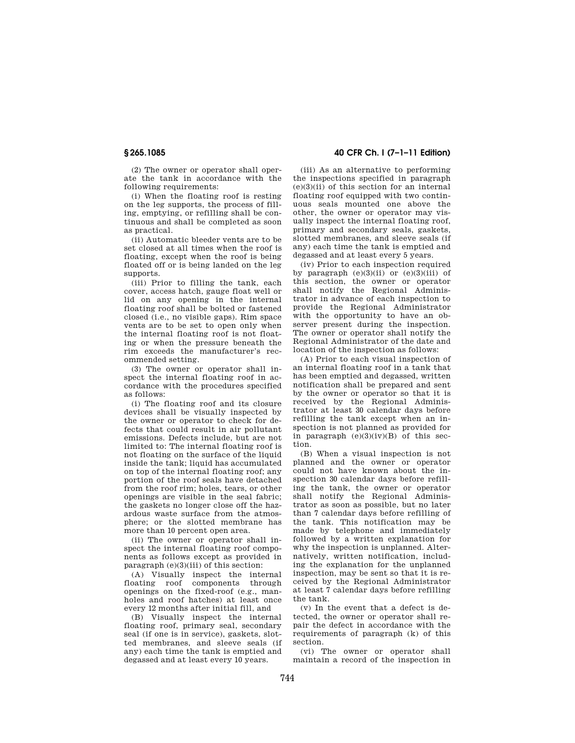(2) The owner or operator shall operate the tank in accordance with the following requirements:

(i) When the floating roof is resting on the leg supports, the process of filling, emptying, or refilling shall be continuous and shall be completed as soon as practical.

(ii) Automatic bleeder vents are to be set closed at all times when the roof is floating, except when the roof is being floated off or is being landed on the leg supports.

(iii) Prior to filling the tank, each cover, access hatch, gauge float well or lid on any opening in the internal floating roof shall be bolted or fastened closed (i.e., no visible gaps). Rim space vents are to be set to open only when the internal floating roof is not floating or when the pressure beneath the rim exceeds the manufacturer's recommended setting.

(3) The owner or operator shall inspect the internal floating roof in accordance with the procedures specified as follows:

(i) The floating roof and its closure devices shall be visually inspected by the owner or operator to check for defects that could result in air pollutant emissions. Defects include, but are not limited to: The internal floating roof is not floating on the surface of the liquid inside the tank; liquid has accumulated on top of the internal floating roof; any portion of the roof seals have detached from the roof rim; holes, tears, or other openings are visible in the seal fabric; the gaskets no longer close off the hazardous waste surface from the atmosphere; or the slotted membrane has more than 10 percent open area.

(ii) The owner or operator shall inspect the internal floating roof components as follows except as provided in paragraph (e)(3)(iii) of this section:

(A) Visually inspect the internal floating roof components through openings on the fixed-roof (e.g., manholes and roof hatches) at least once every 12 months after initial fill, and

(B) Visually inspect the internal floating roof, primary seal, secondary seal (if one is in service), gaskets, slotted membranes, and sleeve seals (if any) each time the tank is emptied and degassed and at least every 10 years.

(iii) As an alternative to performing the inspections specified in paragraph (e)(3)(ii) of this section for an internal floating roof equipped with two continuous seals mounted one above the other, the owner or operator may visually inspect the internal floating roof, primary and secondary seals, gaskets, slotted membranes, and sleeve seals (if any) each time the tank is emptied and degassed and at least every 5 years.

(iv) Prior to each inspection required by paragraph (e)(3)(ii) or (e)(3)(iii) of this section, the owner or operator shall notify the Regional Administrator in advance of each inspection to provide the Regional Administrator with the opportunity to have an observer present during the inspection. The owner or operator shall notify the Regional Administrator of the date and location of the inspection as follows:

(A) Prior to each visual inspection of an internal floating roof in a tank that has been emptied and degassed, written notification shall be prepared and sent by the owner or operator so that it is received by the Regional Administrator at least 30 calendar days before refilling the tank except when an inspection is not planned as provided for in paragraph (e)(3)(iv)(B) of this section.

(B) When a visual inspection is not planned and the owner or operator could not have known about the inspection 30 calendar days before refilling the tank, the owner or operator shall notify the Regional Administrator as soon as possible, but no later than 7 calendar days before refilling of the tank. This notification may be made by telephone and immediately followed by a written explanation for why the inspection is unplanned. Alternatively, written notification, including the explanation for the unplanned inspection, may be sent so that it is received by the Regional Administrator at least 7 calendar days before refilling the tank.

(v) In the event that a defect is detected, the owner or operator shall repair the defect in accordance with the requirements of paragraph (k) of this section.

(vi) The owner or operator shall maintain a record of the inspection in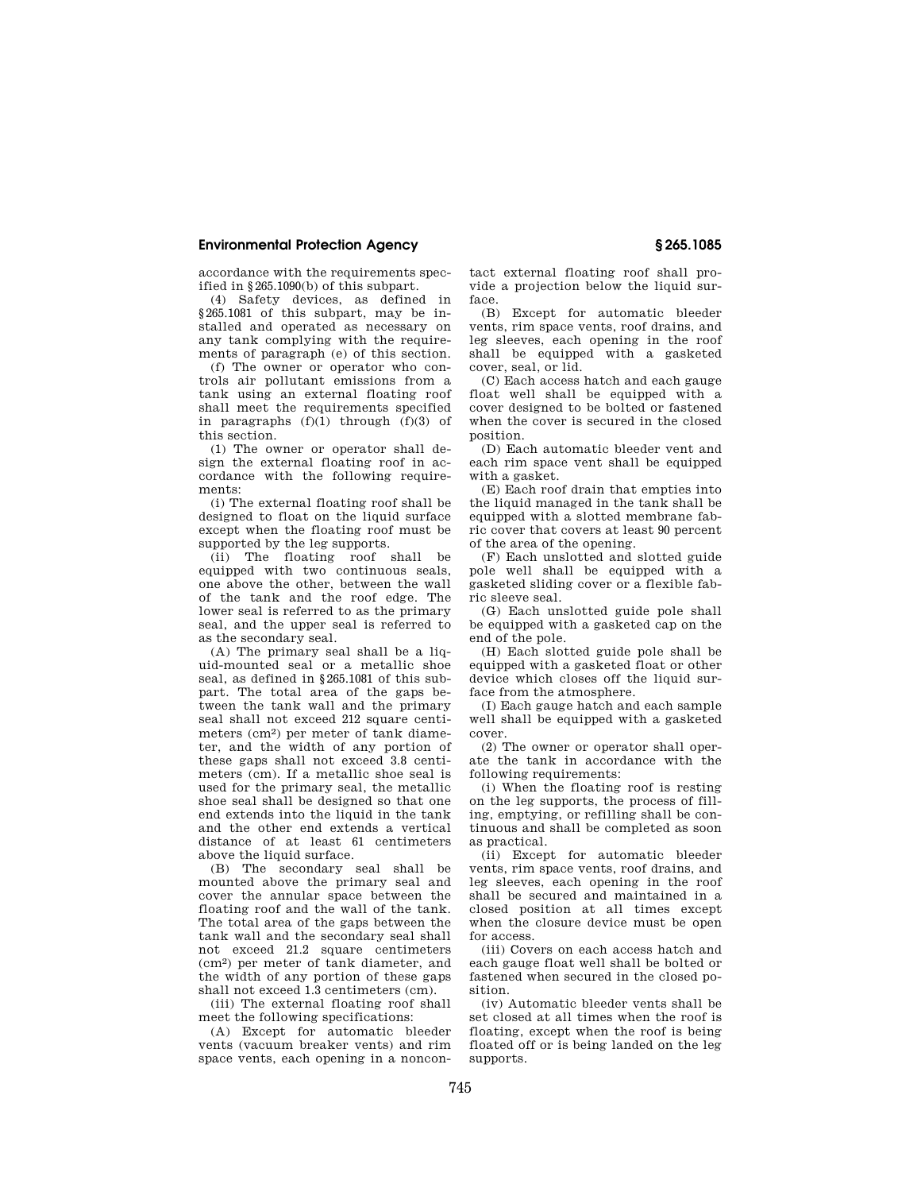accordance with the requirements specified in §265.1090(b) of this subpart.

(4) Safety devices, as defined in §265.1081 of this subpart, may be installed and operated as necessary on any tank complying with the requirements of paragraph (e) of this section.

(f) The owner or operator who controls air pollutant emissions from a tank using an external floating roof shall meet the requirements specified in paragraphs (f)(1) through (f)(3) of this section.

(1) The owner or operator shall design the external floating roof in accordance with the following requirements:

(i) The external floating roof shall be designed to float on the liquid surface except when the floating roof must be supported by the leg supports.

(ii) The floating roof shall be equipped with two continuous seals, one above the other, between the wall of the tank and the roof edge. The lower seal is referred to as the primary seal, and the upper seal is referred to as the secondary seal.

(A) The primary seal shall be a liquid-mounted seal or a metallic shoe seal, as defined in §265.1081 of this subpart. The total area of the gaps between the tank wall and the primary seal shall not exceed 212 square centimeters ($cm^2$) per meter of tank diameter, and the width of any portion of these gaps shall not exceed 3.8 centimeters (cm). If a metallic shoe seal is used for the primary seal, the metallic shoe seal shall be designed so that one end extends into the liquid in the tank and the other end extends a vertical distance of at least 61 centimeters above the liquid surface.

(B) The secondary seal shall be mounted above the primary seal and cover the annular space between the floating roof and the wall of the tank. The total area of the gaps between the tank wall and the secondary seal shall not exceed 21.2 square centimeters ($cm^2$) per meter of tank diameter, and the width of any portion of these gaps shall not exceed 1.3 centimeters (cm).

(iii) The external floating roof shall meet the following specifications:

(A) Except for automatic bleeder vents (vacuum breaker vents) and rim space vents, each opening in a noncontact external floating roof shall provide a projection below the liquid surface.

(B) Except for automatic bleeder vents, rim space vents, roof drains, and leg sleeves, each opening in the roof shall be equipped with a gasketed cover, seal, or lid.

(C) Each access hatch and each gauge float well shall be equipped with a cover designed to be bolted or fastened when the cover is secured in the closed position.

(D) Each automatic bleeder vent and each rim space vent shall be equipped with a gasket.

(E) Each roof drain that empties into the liquid managed in the tank shall be equipped with a slotted membrane fabric cover that covers at least 90 percent of the area of the opening.

(F) Each unslotted and slotted guide pole well shall be equipped with a gasketed sliding cover or a flexible fabric sleeve seal.

(G) Each unslotted guide pole shall be equipped with a gasketed cap on the end of the pole.

(H) Each slotted guide pole shall be equipped with a gasketed float or other device which closes off the liquid surface from the atmosphere.

(I) Each gauge hatch and each sample well shall be equipped with a gasketed cover.

(2) The owner or operator shall operate the tank in accordance with the following requirements:

(i) When the floating roof is resting on the leg supports, the process of filling, emptying, or refilling shall be continuous and shall be completed as soon as practical.

(ii) Except for automatic bleeder vents, rim space vents, roof drains, and leg sleeves, each opening in the roof shall be secured and maintained in a closed position at all times except when the closure device must be open for access.

(iii) Covers on each access hatch and each gauge float well shall be bolted or fastened when secured in the closed position.

(iv) Automatic bleeder vents shall be set closed at all times when the roof is floating, except when the roof is being floated off or is being landed on the leg supports.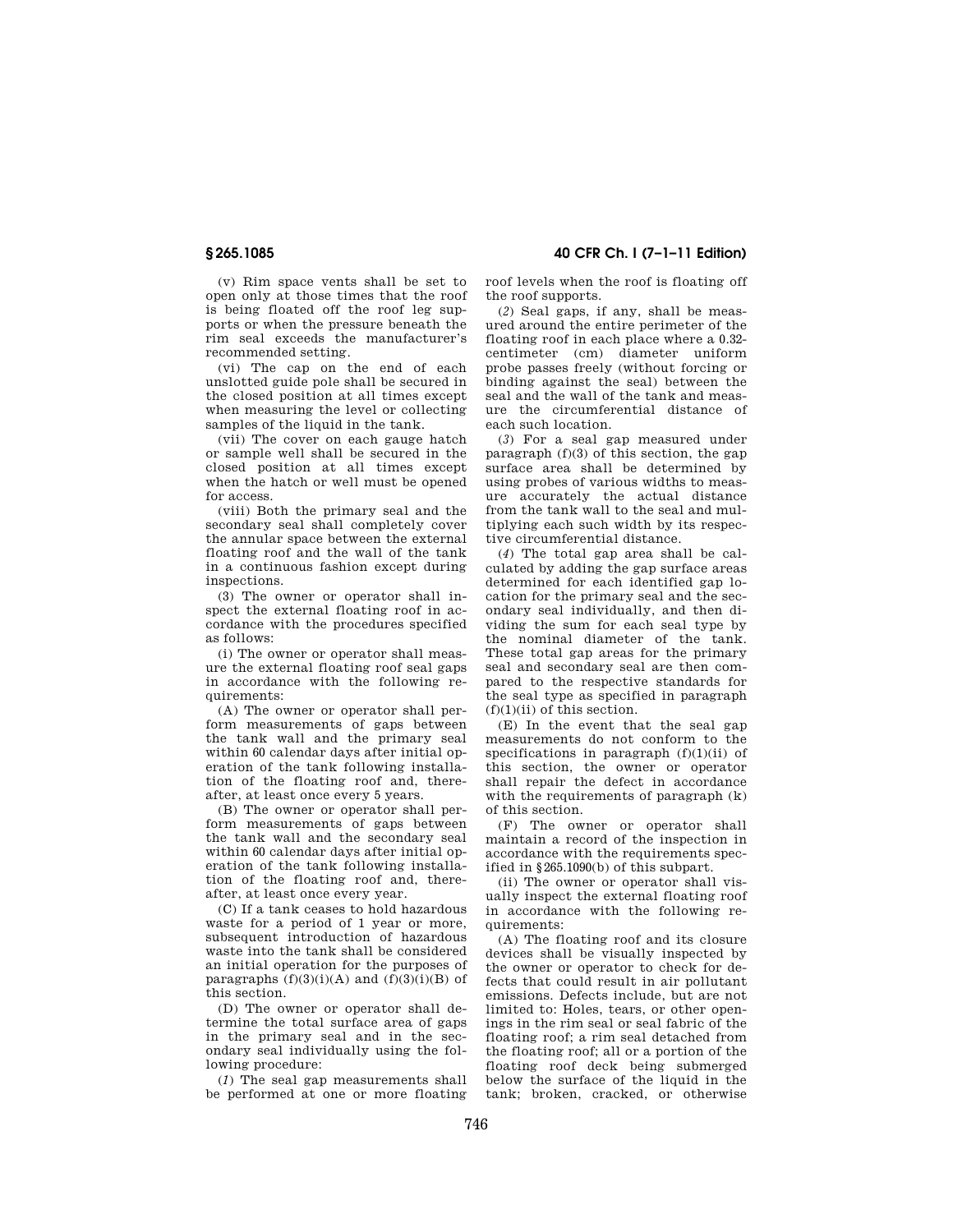(v) Rim space vents shall be set to open only at those times that the roof is being floated off the roof leg supports or when the pressure beneath the rim seal exceeds the manufacturer's recommended setting.

(vi) The cap on the end of each unslotted guide pole shall be secured in the closed position at all times except when measuring the level or collecting samples of the liquid in the tank.

(vii) The cover on each gauge hatch or sample well shall be secured in the closed position at all times except when the hatch or well must be opened for access.

(viii) Both the primary seal and the secondary seal shall completely cover the annular space between the external floating roof and the wall of the tank in a continuous fashion except during inspections.

(3) The owner or operator shall inspect the external floating roof in accordance with the procedures specified as follows:

(i) The owner or operator shall measure the external floating roof seal gaps in accordance with the following requirements:

(A) The owner or operator shall perform measurements of gaps between the tank wall and the primary seal within 60 calendar days after initial operation of the tank following installation of the floating roof and, thereafter, at least once every 5 years.

(B) The owner or operator shall perform measurements of gaps between the tank wall and the secondary seal within 60 calendar days after initial operation of the tank following installation of the floating roof and, thereafter, at least once every year.

(C) If a tank ceases to hold hazardous waste for a period of 1 year or more, subsequent introduction of hazardous waste into the tank shall be considered an initial operation for the purposes of paragraphs (f)(3)(i)(A) and (f)(3)(i)(B) of this section.

(D) The owner or operator shall determine the total surface area of gaps in the primary seal and in the secondary seal individually using the following procedure:

(*1*) The seal gap measurements shall be performed at one or more floating roof levels when the roof is floating off the roof supports.

(*2*) Seal gaps, if any, shall be measured around the entire perimeter of the floating roof in each place where a 0.32-centimeter (cm) diameter uniform probe passes freely (without forcing or binding against the seal) between the seal and the wall of the tank and measure the circumferential distance of each such location.

(*3*) For a seal gap measured under paragraph (f)(3) of this section, the gap surface area shall be determined by using probes of various widths to measure accurately the actual distance from the tank wall to the seal and multiplying each such width by its respective circumferential distance.

(*4*) The total gap area shall be calculated by adding the gap surface areas determined for each identified gap location for the primary seal and the secondary seal individually, and then dividing the sum for each seal type by the nominal diameter of the tank. These total gap areas for the primary seal and secondary seal are then compared to the respective standards for the seal type as specified in paragraph (f)(1)(ii) of this section.

(E) In the event that the seal gap measurements do not conform to the specifications in paragraph (f)(1)(ii) of this section, the owner or operator shall repair the defect in accordance with the requirements of paragraph (k) of this section.

(F) The owner or operator shall maintain a record of the inspection in accordance with the requirements specified in §265.1090(b) of this subpart.

(ii) The owner or operator shall visually inspect the external floating roof in accordance with the following requirements:

(A) The floating roof and its closure devices shall be visually inspected by the owner or operator to check for defects that could result in air pollutant emissions. Defects include, but are not limited to: Holes, tears, or other openings in the rim seal or seal fabric of the floating roof; a rim seal detached from the floating roof; all or a portion of the floating roof deck being submerged below the surface of the liquid in the tank; broken, cracked, or otherwise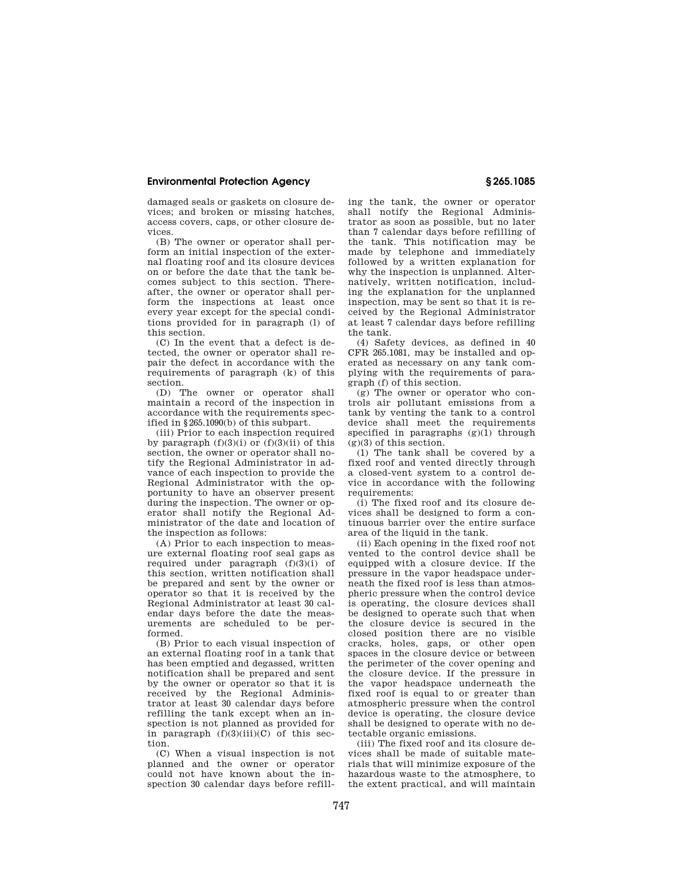damaged seals or gaskets on closure devices; and broken or missing hatches, access covers, caps, or other closure devices.

(B) The owner or operator shall perform an initial inspection of the external floating roof and its closure devices on or before the date that the tank becomes subject to this section. Thereafter, the owner or operator shall perform the inspections at least once every year except for the special conditions provided for in paragraph (l) of this section.

(C) In the event that a defect is detected, the owner or operator shall repair the defect in accordance with the requirements of paragraph (k) of this section.

(D) The owner or operator shall maintain a record of the inspection in accordance with the requirements specified in §265.1090(b) of this subpart.

(iii) Prior to each inspection required by paragraph (f)(3)(i) or (f)(3)(ii) of this section, the owner or operator shall notify the Regional Administrator in advance of each inspection to provide the Regional Administrator with the opportunity to have an observer present during the inspection. The owner or operator shall notify the Regional Administrator of the date and location of the inspection as follows:

(A) Prior to each inspection to measure external floating roof seal gaps as required under paragraph (f)(3)(i) of this section, written notification shall be prepared and sent by the owner or operator so that it is received by the Regional Administrator at least 30 calendar days before the date the measurements are scheduled to be performed.

(B) Prior to each visual inspection of an external floating roof in a tank that has been emptied and degassed, written notification shall be prepared and sent by the owner or operator so that it is received by the Regional Administrator at least 30 calendar days before refilling the tank except when an inspection is not planned as provided for in paragraph (f)(3)(iii)(C) of this section.

(C) When a visual inspection is not planned and the owner or operator could not have known about the inspection 30 calendar days before refilling the tank, the owner or operator shall notify the Regional Administrator as soon as possible, but no later than 7 calendar days before refilling of the tank. This notification may be made by telephone and immediately followed by a written explanation for why the inspection is unplanned. Alternatively, written notification, including the explanation for the unplanned inspection, may be sent so that it is received by the Regional Administrator at least 7 calendar days before refilling the tank.

(4) Safety devices, as defined in 40 CFR 265.1081, may be installed and operated as necessary on any tank complying with the requirements of paragraph (f) of this section.

(g) The owner or operator who controls air pollutant emissions from a tank by venting the tank to a control device shall meet the requirements specified in paragraphs (g)(1) through (g)(3) of this section.

(1) The tank shall be covered by a fixed roof and vented directly through a closed-vent system to a control device in accordance with the following requirements:

(i) The fixed roof and its closure devices shall be designed to form a continuous barrier over the entire surface area of the liquid in the tank.

(ii) Each opening in the fixed roof not vented to the control device shall be equipped with a closure device. If the pressure in the vapor headspace underneath the fixed roof is less than atmospheric pressure when the control device is operating, the closure devices shall be designed to operate such that when the closure device is secured in the closed position there are no visible cracks, holes, gaps, or other open spaces in the closure device or between the perimeter of the cover opening and the closure device. If the pressure in the vapor headspace underneath the fixed roof is equal to or greater than atmospheric pressure when the control device is operating, the closure device shall be designed to operate with no detectable organic emissions.

(iii) The fixed roof and its closure devices shall be made of suitable materials that will minimize exposure of the hazardous waste to the atmosphere, to the extent practical, and will maintain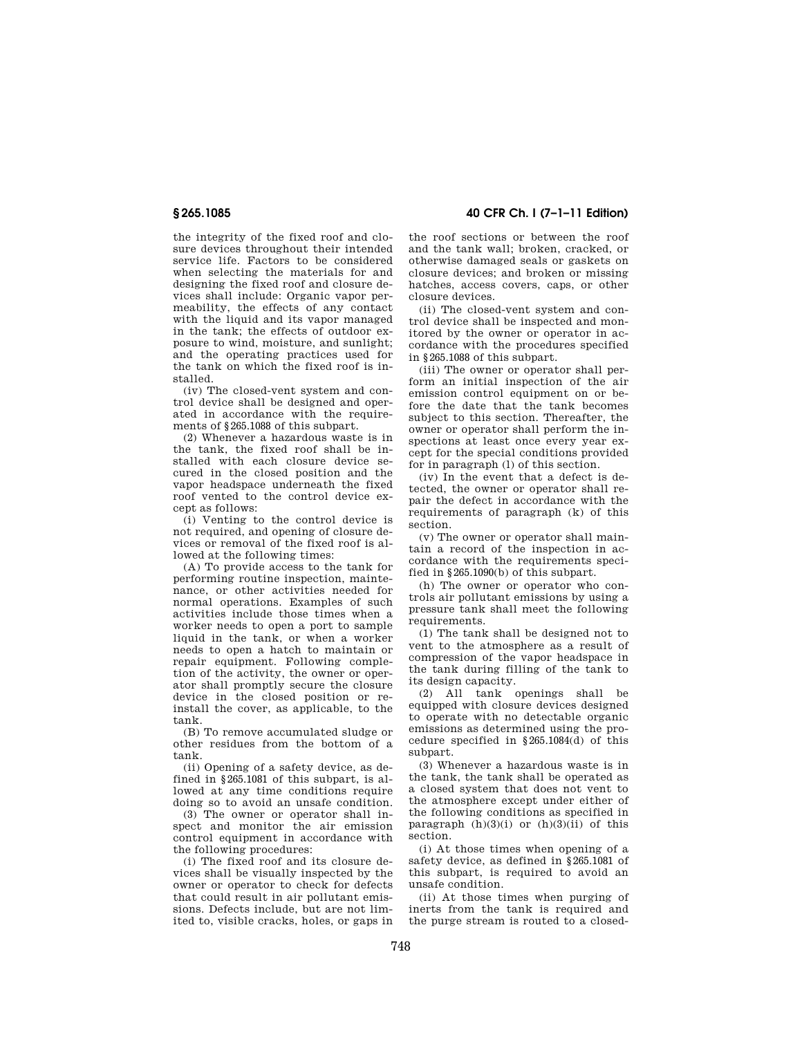the integrity of the fixed roof and closure devices throughout their intended service life. Factors to be considered when selecting the materials for and designing the fixed roof and closure devices shall include: Organic vapor permeability, the effects of any contact with the liquid and its vapor managed in the tank; the effects of outdoor exposure to wind, moisture, and sunlight; and the operating practices used for the tank on which the fixed roof is installed.

(iv) The closed-vent system and control device shall be designed and operated in accordance with the requirements of §265.1088 of this subpart.

(2) Whenever a hazardous waste is in the tank, the fixed roof shall be installed with each closure device secured in the closed position and the vapor headspace underneath the fixed roof vented to the control device except as follows:

(i) Venting to the control device is not required, and opening of closure devices or removal of the fixed roof is allowed at the following times:

(A) To provide access to the tank for performing routine inspection, maintenance, or other activities needed for normal operations. Examples of such activities include those times when a worker needs to open a port to sample liquid in the tank, or when a worker needs to open a hatch to maintain or repair equipment. Following completion of the activity, the owner or operator shall promptly secure the closure device in the closed position or reinstall the cover, as applicable, to the tank.

(B) To remove accumulated sludge or other residues from the bottom of a tank.

(ii) Opening of a safety device, as defined in §265.1081 of this subpart, is allowed at any time conditions require doing so to avoid an unsafe condition.

(3) The owner or operator shall inspect and monitor the air emission control equipment in accordance with the following procedures:

(i) The fixed roof and its closure devices shall be visually inspected by the owner or operator to check for defects that could result in air pollutant emissions. Defects include, but are not limited to, visible cracks, holes, or gaps in the roof sections or between the roof and the tank wall; broken, cracked, or otherwise damaged seals or gaskets on closure devices; and broken or missing hatches, access covers, caps, or other closure devices.

(ii) The closed-vent system and control device shall be inspected and monitored by the owner or operator in accordance with the procedures specified in §265.1088 of this subpart.

(iii) The owner or operator shall perform an initial inspection of the air emission control equipment on or before the date that the tank becomes subject to this section. Thereafter, the owner or operator shall perform the inspections at least once every year except for the special conditions provided for in paragraph (l) of this section.

(iv) In the event that a defect is detected, the owner or operator shall repair the defect in accordance with the requirements of paragraph (k) of this section.

(v) The owner or operator shall maintain a record of the inspection in accordance with the requirements specified in §265.1090(b) of this subpart.

(h) The owner or operator who controls air pollutant emissions by using a pressure tank shall meet the following requirements.

(1) The tank shall be designed not to vent to the atmosphere as a result of compression of the vapor headspace in the tank during filling of the tank to its design capacity.

(2) All tank openings shall be equipped with closure devices designed to operate with no detectable organic emissions as determined using the procedure specified in §265.1084(d) of this subpart.

(3) Whenever a hazardous waste is in the tank, the tank shall be operated as a closed system that does not vent to the atmosphere except under either of the following conditions as specified in paragraph (h)(3)(i) or (h)(3)(ii) of this section.

(i) At those times when opening of a safety device, as defined in §265.1081 of this subpart, is required to avoid an unsafe condition.

(ii) At those times when purging of inerts from the tank is required and the purge stream is routed to a closed-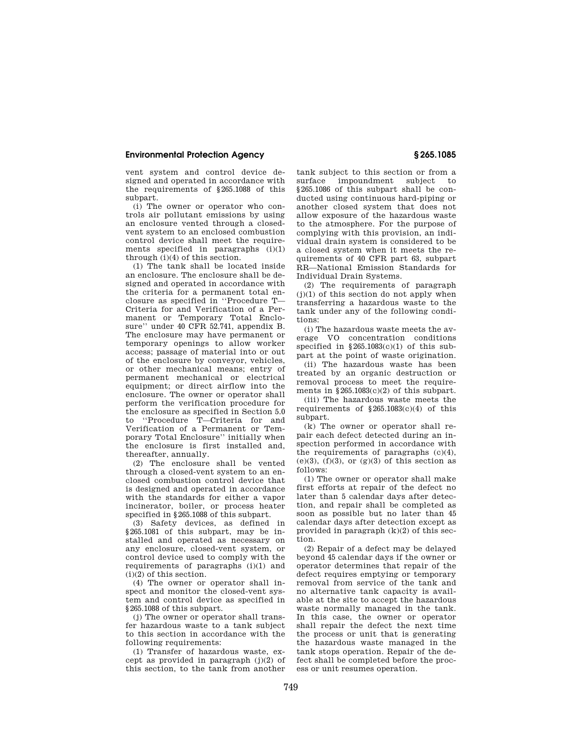vent system and control device designed and operated in accordance with the requirements of §265.1088 of this subpart.

(i) The owner or operator who controls air pollutant emissions by using an enclosure vented through a closed-vent system to an enclosed combustion control device shall meet the requirements specified in paragraphs (i)(1) through (i)(4) of this section.

(1) The tank shall be located inside an enclosure. The enclosure shall be designed and operated in accordance with the criteria for a permanent total enclosure as specified in ''Procedure T—Criteria for and Verification of a Permanent or Temporary Total Enclosure'' under 40 CFR 52.741, appendix B. The enclosure may have permanent or temporary openings to allow worker access; passage of material into or out of the enclosure by conveyor, vehicles, or other mechanical means; entry of permanent mechanical or electrical equipment; or direct airflow into the enclosure. The owner or operator shall perform the verification procedure for the enclosure as specified in Section 5.0 to ''Procedure T—Criteria for and Verification of a Permanent or Temporary Total Enclosure'' initially when the enclosure is first installed and, thereafter, annually.

(2) The enclosure shall be vented through a closed-vent system to an enclosed combustion control device that is designed and operated in accordance with the standards for either a vapor incinerator, boiler, or process heater specified in §265.1088 of this subpart.

(3) Safety devices, as defined in §265.1081 of this subpart, may be installed and operated as necessary on any enclosure, closed-vent system, or control device used to comply with the requirements of paragraphs (i)(1) and (i)(2) of this section.

(4) The owner or operator shall inspect and monitor the closed-vent system and control device as specified in §265.1088 of this subpart.

(j) The owner or operator shall transfer hazardous waste to a tank subject to this section in accordance with the following requirements:

(1) Transfer of hazardous waste, except as provided in paragraph (j)(2) of this section, to the tank from another tank subject to this section or from a surface impoundment subject to §265.1086 of this subpart shall be conducted using continuous hard-piping or another closed system that does not allow exposure of the hazardous waste to the atmosphere. For the purpose of complying with this provision, an individual drain system is considered to be a closed system when it meets the requirements of 40 CFR part 63, subpart RR—National Emission Standards for Individual Drain Systems.

(2) The requirements of paragraph (j)(1) of this section do not apply when transferring a hazardous waste to the tank under any of the following conditions:

(i) The hazardous waste meets the average VO concentration conditions specified in §265.1083(c)(1) of this subpart at the point of waste origination.

(ii) The hazardous waste has been treated by an organic destruction or removal process to meet the requirements in §265.1083(c)(2) of this subpart.

(iii) The hazardous waste meets the requirements of §265.1083(c)(4) of this subpart.

(k) The owner or operator shall repair each defect detected during an inspection performed in accordance with the requirements of paragraphs (c)(4), (e)(3), (f)(3), or (g)(3) of this section as follows:

(1) The owner or operator shall make first efforts at repair of the defect no later than 5 calendar days after detection, and repair shall be completed as soon as possible but no later than 45 calendar days after detection except as provided in paragraph (k)(2) of this section.

(2) Repair of a defect may be delayed beyond 45 calendar days if the owner or operator determines that repair of the defect requires emptying or temporary removal from service of the tank and no alternative tank capacity is available at the site to accept the hazardous waste normally managed in the tank. In this case, the owner or operator shall repair the defect the next time the process or unit that is generating the hazardous waste managed in the tank stops operation. Repair of the defect shall be completed before the process or unit resumes operation.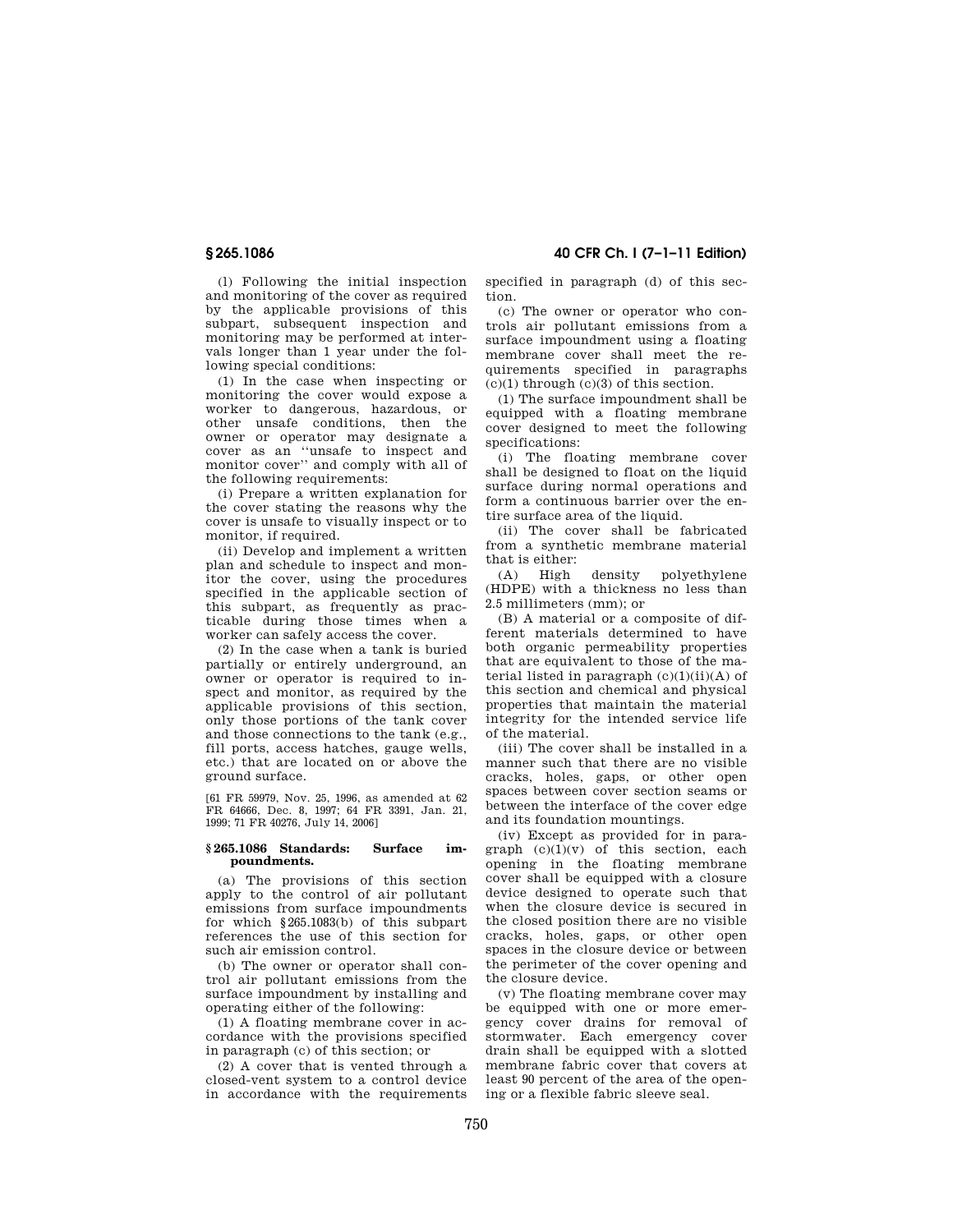(l) Following the initial inspection and monitoring of the cover as required by the applicable provisions of this subpart, subsequent inspection and monitoring may be performed at intervals longer than 1 year under the following special conditions:

(1) In the case when inspecting or monitoring the cover would expose a worker to dangerous, hazardous, or other unsafe conditions, then the owner or operator may designate a cover as an ''unsafe to inspect and monitor cover'' and comply with all of the following requirements:

(i) Prepare a written explanation for the cover stating the reasons why the cover is unsafe to visually inspect or to monitor, if required.

(ii) Develop and implement a written plan and schedule to inspect and monitor the cover, using the procedures specified in the applicable section of this subpart, as frequently as practicable during those times when a worker can safely access the cover.

(2) In the case when a tank is buried partially or entirely underground, an owner or operator is required to inspect and monitor, as required by the applicable provisions of this section, only those portions of the tank cover and those connections to the tank (e.g., fill ports, access hatches, gauge wells, etc.) that are located on or above the ground surface.

[61 FR 59979, Nov. 25, 1996, as amended at 62 FR 64666, Dec. 8, 1997; 64 FR 3391, Jan. 21, 1999; 71 FR 40276, July 14, 2006]

## § 265.1086 Standards: Surface impoundments.

(a) The provisions of this section apply to the control of air pollutant emissions from surface impoundments for which §265.1083(b) of this subpart references the use of this section for such air emission control.

(b) The owner or operator shall control air pollutant emissions from the surface impoundment by installing and operating either of the following:

(1) A floating membrane cover in accordance with the provisions specified in paragraph (c) of this section; or

(2) A cover that is vented through a closed-vent system to a control device in accordance with the requirements specified in paragraph (d) of this section.

(c) The owner or operator who controls air pollutant emissions from a surface impoundment using a floating membrane cover shall meet the requirements specified in paragraphs (c)(1) through (c)(3) of this section.

(1) The surface impoundment shall be equipped with a floating membrane cover designed to meet the following specifications:

(i) The floating membrane cover shall be designed to float on the liquid surface during normal operations and form a continuous barrier over the entire surface area of the liquid.

(ii) The cover shall be fabricated from a synthetic membrane material that is either:

(A) High density polyethylene (HDPE) with a thickness no less than 2.5 millimeters (mm); or

(B) A material or a composite of different materials determined to have both organic permeability properties that are equivalent to those of the material listed in paragraph (c)(1)(ii)(A) of this section and chemical and physical properties that maintain the material integrity for the intended service life of the material.

(iii) The cover shall be installed in a manner such that there are no visible cracks, holes, gaps, or other open spaces between cover section seams or between the interface of the cover edge and its foundation mountings.

(iv) Except as provided for in paragraph (c)(1)(v) of this section, each opening in the floating membrane cover shall be equipped with a closure device designed to operate such that when the closure device is secured in the closed position there are no visible cracks, holes, gaps, or other open spaces in the closure device or between the perimeter of the cover opening and the closure device.

(v) The floating membrane cover may be equipped with one or more emergency cover drains for removal of stormwater. Each emergency cover drain shall be equipped with a slotted membrane fabric cover that covers at least 90 percent of the area of the opening or a flexible fabric sleeve seal.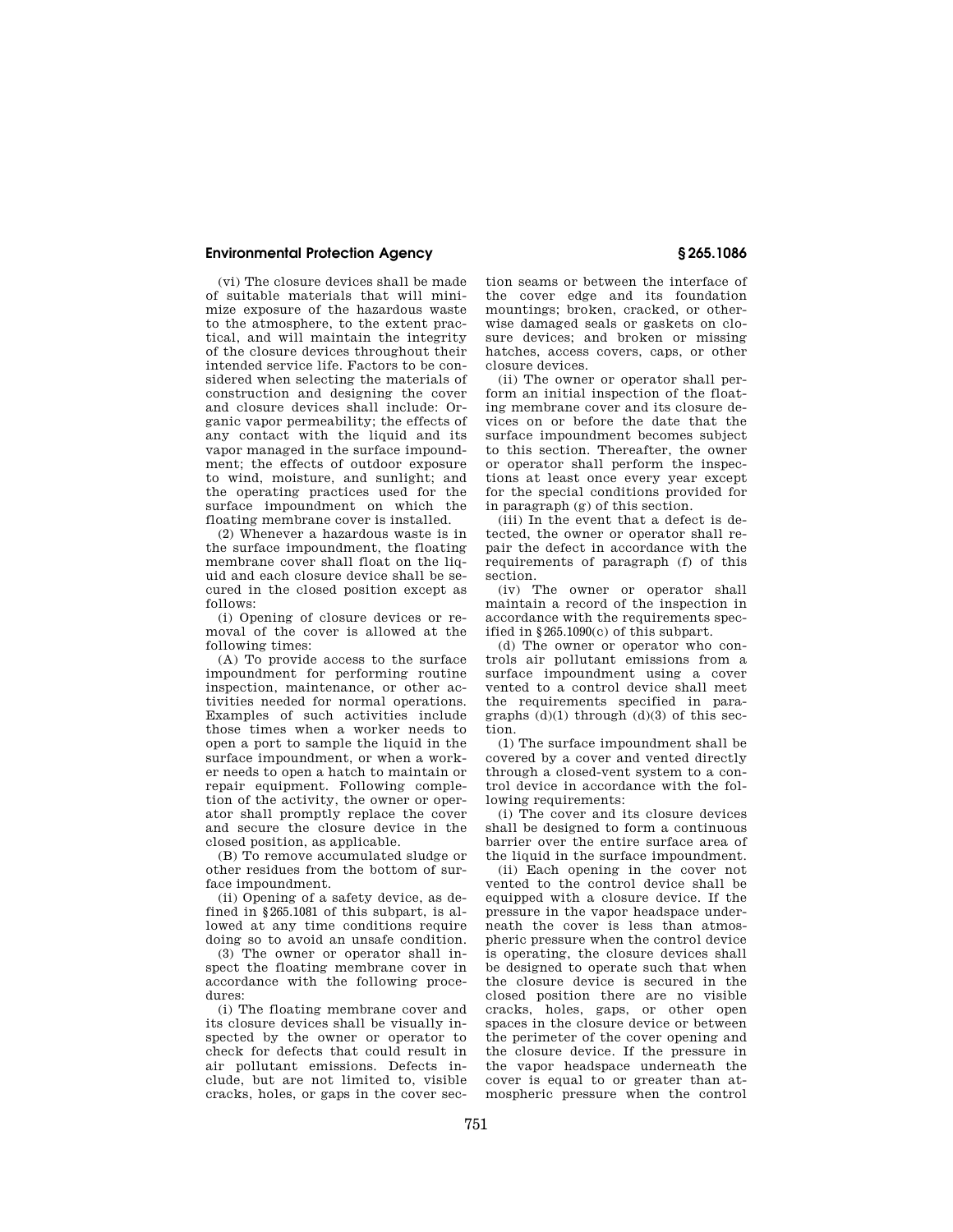(vi) The closure devices shall be made of suitable materials that will minimize exposure of the hazardous waste to the atmosphere, to the extent practical, and will maintain the integrity of the closure devices throughout their intended service life. Factors to be considered when selecting the materials of construction and designing the cover and closure devices shall include: Organic vapor permeability; the effects of any contact with the liquid and its vapor managed in the surface impoundment; the effects of outdoor exposure to wind, moisture, and sunlight; and the operating practices used for the surface impoundment on which the floating membrane cover is installed.

(2) Whenever a hazardous waste is in the surface impoundment, the floating membrane cover shall float on the liquid and each closure device shall be secured in the closed position except as follows:

(i) Opening of closure devices or removal of the cover is allowed at the following times:

(A) To provide access to the surface impoundment for performing routine inspection, maintenance, or other activities needed for normal operations. Examples of such activities include those times when a worker needs to open a port to sample the liquid in the surface impoundment, or when a worker needs to open a hatch to maintain or repair equipment. Following completion of the activity, the owner or operator shall promptly replace the cover and secure the closure device in the closed position, as applicable.

(B) To remove accumulated sludge or other residues from the bottom of surface impoundment.

(ii) Opening of a safety device, as defined in §265.1081 of this subpart, is allowed at any time conditions require doing so to avoid an unsafe condition.

(3) The owner or operator shall inspect the floating membrane cover in accordance with the following procedures:

(i) The floating membrane cover and its closure devices shall be visually inspected by the owner or operator to check for defects that could result in air pollutant emissions. Defects include, but are not limited to, visible cracks, holes, or gaps in the cover section seams or between the interface of the cover edge and its foundation mountings; broken, cracked, or otherwise damaged seals or gaskets on closure devices; and broken or missing hatches, access covers, caps, or other closure devices.

(ii) The owner or operator shall perform an initial inspection of the floating membrane cover and its closure devices on or before the date that the surface impoundment becomes subject to this section. Thereafter, the owner or operator shall perform the inspections at least once every year except for the special conditions provided for in paragraph (g) of this section.

(iii) In the event that a defect is detected, the owner or operator shall repair the defect in accordance with the requirements of paragraph (f) of this section.

(iv) The owner or operator shall maintain a record of the inspection in accordance with the requirements specified in §265.1090(c) of this subpart.

(d) The owner or operator who controls air pollutant emissions from a surface impoundment using a cover vented to a control device shall meet the requirements specified in paragraphs (d)(1) through (d)(3) of this section.

(1) The surface impoundment shall be covered by a cover and vented directly through a closed-vent system to a control device in accordance with the following requirements:

(i) The cover and its closure devices shall be designed to form a continuous barrier over the entire surface area of the liquid in the surface impoundment.

(ii) Each opening in the cover not vented to the control device shall be equipped with a closure device. If the pressure in the vapor headspace underneath the cover is less than atmospheric pressure when the control device is operating, the closure devices shall be designed to operate such that when the closure device is secured in the closed position there are no visible cracks, holes, gaps, or other open spaces in the closure device or between the perimeter of the cover opening and the closure device. If the pressure in the vapor headspace underneath the cover is equal to or greater than atmospheric pressure when the control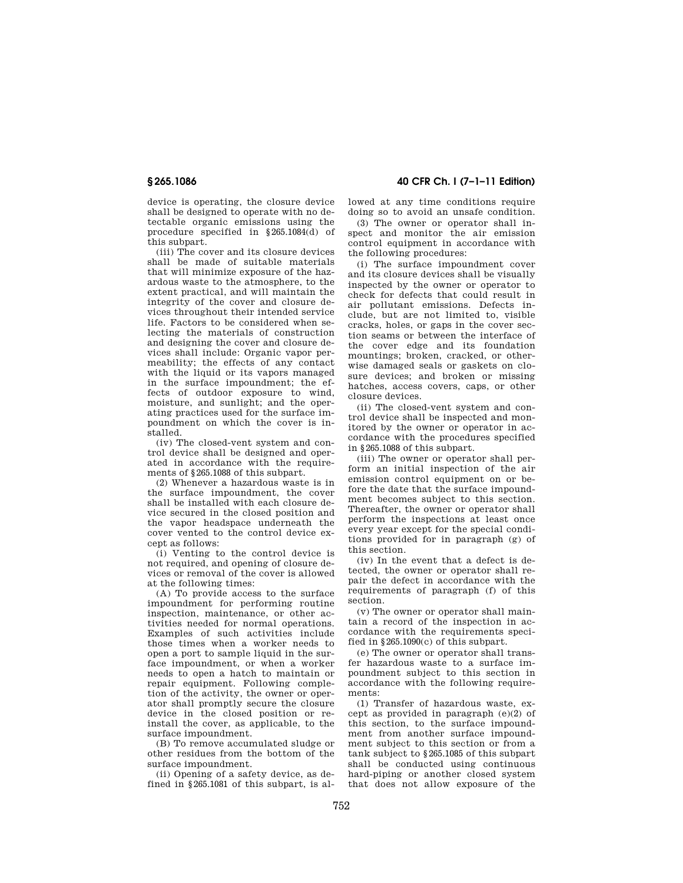device is operating, the closure device shall be designed to operate with no detectable organic emissions using the procedure specified in §265.1084(d) of this subpart.

(iii) The cover and its closure devices shall be made of suitable materials that will minimize exposure of the hazardous waste to the atmosphere, to the extent practical, and will maintain the integrity of the cover and closure devices throughout their intended service life. Factors to be considered when selecting the materials of construction and designing the cover and closure devices shall include: Organic vapor permeability; the effects of any contact with the liquid or its vapors managed in the surface impoundment; the effects of outdoor exposure to wind, moisture, and sunlight; and the operating practices used for the surface impoundment on which the cover is installed.

(iv) The closed-vent system and control device shall be designed and operated in accordance with the requirements of §265.1088 of this subpart.

(2) Whenever a hazardous waste is in the surface impoundment, the cover shall be installed with each closure device secured in the closed position and the vapor headspace underneath the cover vented to the control device except as follows:

(i) Venting to the control device is not required, and opening of closure devices or removal of the cover is allowed at the following times:

(A) To provide access to the surface impoundment for performing routine inspection, maintenance, or other activities needed for normal operations. Examples of such activities include those times when a worker needs to open a port to sample liquid in the surface impoundment, or when a worker needs to open a hatch to maintain or repair equipment. Following completion of the activity, the owner or operator shall promptly secure the closure device in the closed position or reinstall the cover, as applicable, to the surface impoundment.

(B) To remove accumulated sludge or other residues from the bottom of the surface impoundment.

(ii) Opening of a safety device, as defined in §265.1081 of this subpart, is allowed at any time conditions require doing so to avoid an unsafe condition.

(3) The owner or operator shall inspect and monitor the air emission control equipment in accordance with the following procedures:

(i) The surface impoundment cover and its closure devices shall be visually inspected by the owner or operator to check for defects that could result in air pollutant emissions. Defects include, but are not limited to, visible cracks, holes, or gaps in the cover section seams or between the interface of the cover edge and its foundation mountings; broken, cracked, or otherwise damaged seals or gaskets on closure devices; and broken or missing hatches, access covers, caps, or other closure devices.

(ii) The closed-vent system and control device shall be inspected and monitored by the owner or operator in accordance with the procedures specified in §265.1088 of this subpart.

(iii) The owner or operator shall perform an initial inspection of the air emission control equipment on or before the date that the surface impoundment becomes subject to this section. Thereafter, the owner or operator shall perform the inspections at least once every year except for the special conditions provided for in paragraph (g) of this section.

(iv) In the event that a defect is detected, the owner or operator shall repair the defect in accordance with the requirements of paragraph (f) of this section.

(v) The owner or operator shall maintain a record of the inspection in accordance with the requirements specified in §265.1090(c) of this subpart.

(e) The owner or operator shall transfer hazardous waste to a surface impoundment subject to this section in accordance with the following requirements:

(1) Transfer of hazardous waste, except as provided in paragraph (e)(2) of this section, to the surface impoundment from another surface impoundment subject to this section or from a tank subject to §265.1085 of this subpart shall be conducted using continuous hard-piping or another closed system that does not allow exposure of the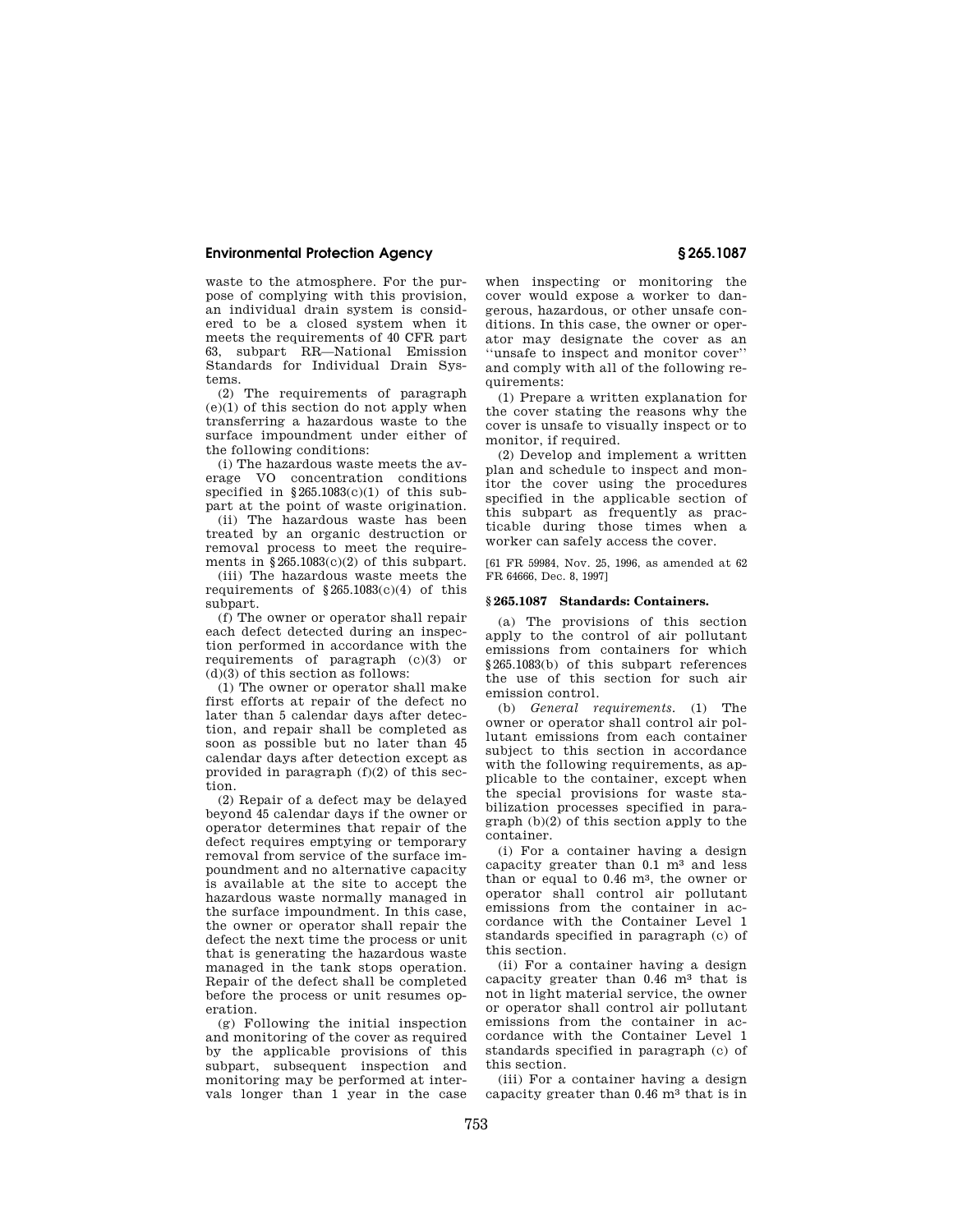waste to the atmosphere. For the purpose of complying with this provision, an individual drain system is considered to be a closed system when it meets the requirements of 40 CFR part 63, subpart RR—National Emission Standards for Individual Drain Systems.

(2) The requirements of paragraph (e)(1) of this section do not apply when transferring a hazardous waste to the surface impoundment under either of the following conditions:

(i) The hazardous waste meets the average VO concentration conditions specified in §265.1083(c)(1) of this subpart at the point of waste origination.

(ii) The hazardous waste has been treated by an organic destruction or removal process to meet the requirements in §265.1083(c)(2) of this subpart.

(iii) The hazardous waste meets the requirements of §265.1083(c)(4) of this subpart.

(f) The owner or operator shall repair each defect detected during an inspection performed in accordance with the requirements of paragraph (c)(3) or (d)(3) of this section as follows:

(1) The owner or operator shall make first efforts at repair of the defect no later than 5 calendar days after detection, and repair shall be completed as soon as possible but no later than 45 calendar days after detection except as provided in paragraph (f)(2) of this section.

(2) Repair of a defect may be delayed beyond 45 calendar days if the owner or operator determines that repair of the defect requires emptying or temporary removal from service of the surface impoundment and no alternative capacity is available at the site to accept the hazardous waste normally managed in the surface impoundment. In this case, the owner or operator shall repair the defect the next time the process or unit that is generating the hazardous waste managed in the tank stops operation. Repair of the defect shall be completed before the process or unit resumes operation.

(g) Following the initial inspection and monitoring of the cover as required by the applicable provisions of this subpart, subsequent inspection and monitoring may be performed at intervals longer than 1 year in the case when inspecting or monitoring the cover would expose a worker to dangerous, hazardous, or other unsafe conditions. In this case, the owner or operator may designate the cover as an ''unsafe to inspect and monitor cover'' and comply with all of the following requirements:

(1) Prepare a written explanation for the cover stating the reasons why the cover is unsafe to visually inspect or to monitor, if required.

(2) Develop and implement a written plan and schedule to inspect and monitor the cover using the procedures specified in the applicable section of this subpart as frequently as practicable during those times when a worker can safely access the cover.

[61 FR 59984, Nov. 25, 1996, as amended at 62 FR 64666, Dec. 8, 1997]

## §265.1087 Standards: Containers.

(a) The provisions of this section apply to the control of air pollutant emissions from containers for which §265.1083(b) of this subpart references the use of this section for such air emission control.

(b) *General requirements.* (1) The owner or operator shall control air pollutant emissions from each container subject to this section in accordance with the following requirements, as applicable to the container, except when the special provisions for waste stabilization processes specified in paragraph (b)(2) of this section apply to the container.

(i) For a container having a design capacity greater than 0.1 $m^3$ and less than or equal to 0.46 $m^3$, the owner or operator shall control air pollutant emissions from the container in accordance with the Container Level 1 standards specified in paragraph (c) of this section.

(ii) For a container having a design capacity greater than 0.46 $m^3$ that is not in light material service, the owner or operator shall control air pollutant emissions from the container in accordance with the Container Level 1 standards specified in paragraph (c) of this section.

(iii) For a container having a design capacity greater than 0.46 $m^3$ that is in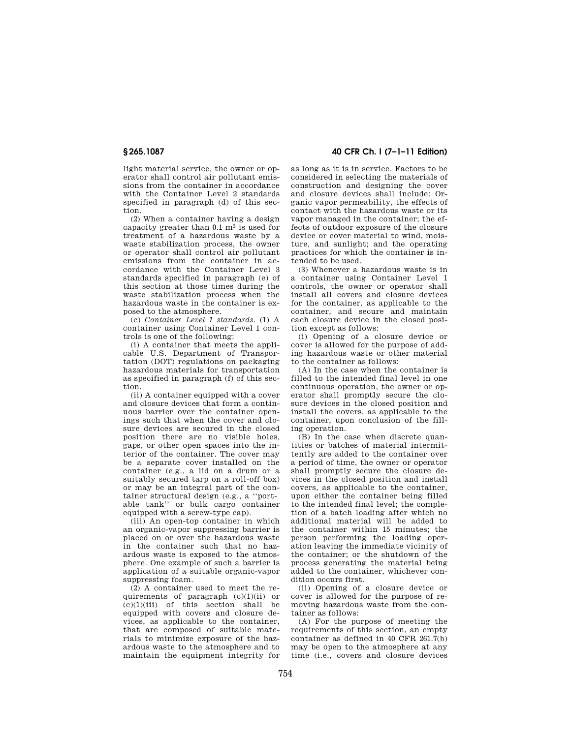light material service, the owner or operator shall control air pollutant emissions from the container in accordance with the Container Level 2 standards specified in paragraph (d) of this section.

(2) When a container having a design capacity greater than 0.1 $m^3$ is used for treatment of a hazardous waste by a waste stabilization process, the owner or operator shall control air pollutant emissions from the container in accordance with the Container Level 3 standards specified in paragraph (e) of this section at those times during the waste stabilization process when the hazardous waste in the container is exposed to the atmosphere.

(c) *Container Level 1 standards.* (1) A container using Container Level 1 controls is one of the following:

(i) A container that meets the applicable U.S. Department of Transportation (DOT) regulations on packaging hazardous materials for transportation as specified in paragraph (f) of this section.

(ii) A container equipped with a cover and closure devices that form a continuous barrier over the container openings such that when the cover and closure devices are secured in the closed position there are no visible holes, gaps, or other open spaces into the interior of the container. The cover may be a separate cover installed on the container (e.g., a lid on a drum or a suitably secured tarp on a roll-off box) or may be an integral part of the container structural design (e.g., a "portable tank" or bulk cargo container equipped with a screw-type cap).

(iii) An open-top container in which an organic-vapor suppressing barrier is placed on or over the hazardous waste in the container such that no hazardous waste is exposed to the atmosphere. One example of such a barrier is application of a suitable organic-vapor suppressing foam.

(2) A container used to meet the requirements of paragraph (c)(1)(ii) or (c)(1)(iii) of this section shall be equipped with covers and closure devices, as applicable to the container, that are composed of suitable materials to minimize exposure of the hazardous waste to the atmosphere and to maintain the equipment integrity for as long as it is in service. Factors to be considered in selecting the materials of construction and designing the cover and closure devices shall include: Organic vapor permeability, the effects of contact with the hazardous waste or its vapor managed in the container; the effects of outdoor exposure of the closure device or cover material to wind, moisture, and sunlight; and the operating practices for which the container is intended to be used.

(3) Whenever a hazardous waste is in a container using Container Level 1 controls, the owner or operator shall install all covers and closure devices for the container, as applicable to the container, and secure and maintain each closure device in the closed position except as follows:

(i) Opening of a closure device or cover is allowed for the purpose of adding hazardous waste or other material to the container as follows:

(A) In the case when the container is filled to the intended final level in one continuous operation, the owner or operator shall promptly secure the closure devices in the closed position and install the covers, as applicable to the container, upon conclusion of the filling operation.

(B) In the case when discrete quantities or batches of material intermittently are added to the container over a period of time, the owner or operator shall promptly secure the closure devices in the closed position and install covers, as applicable to the container, upon either the container being filled to the intended final level; the completion of a batch loading after which no additional material will be added to the container within 15 minutes; the person performing the loading operation leaving the immediate vicinity of the container; or the shutdown of the process generating the material being added to the container, whichever condition occurs first.

(ii) Opening of a closure device or cover is allowed for the purpose of removing hazardous waste from the container as follows:

(A) For the purpose of meeting the requirements of this section, an empty container as defined in 40 CFR 261.7(b) may be open to the atmosphere at any time (i.e., covers and closure devices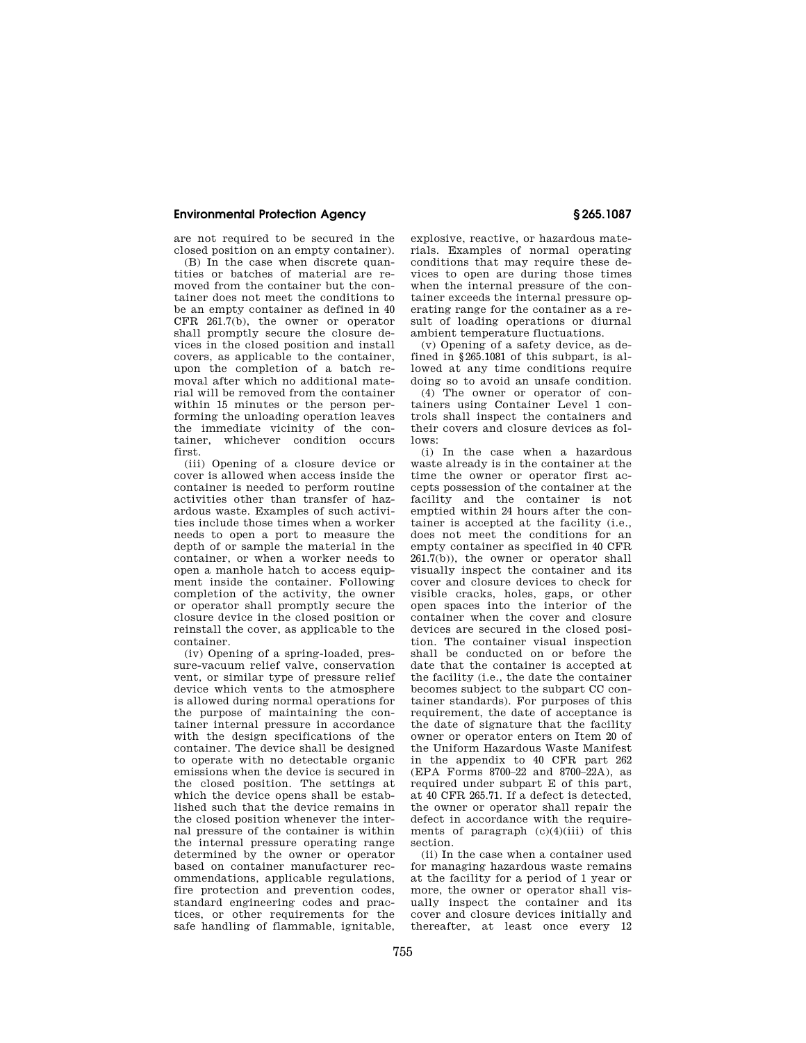are not required to be secured in the closed position on an empty container).

(B) In the case when discrete quantities or batches of material are removed from the container but the container does not meet the conditions to be an empty container as defined in 40 CFR 261.7(b), the owner or operator shall promptly secure the closure devices in the closed position and install covers, as applicable to the container, upon the completion of a batch removal after which no additional material will be removed from the container within 15 minutes or the person performing the unloading operation leaves the immediate vicinity of the container, whichever condition occurs first.

(iii) Opening of a closure device or cover is allowed when access inside the container is needed to perform routine activities other than transfer of hazardous waste. Examples of such activities include those times when a worker needs to open a port to measure the depth of or sample the material in the container, or when a worker needs to open a manhole hatch to access equipment inside the container. Following completion of the activity, the owner or operator shall promptly secure the closure device in the closed position or reinstall the cover, as applicable to the container.

(iv) Opening of a spring-loaded, pressure-vacuum relief valve, conservation vent, or similar type of pressure relief device which vents to the atmosphere is allowed during normal operations for the purpose of maintaining the container internal pressure in accordance with the design specifications of the container. The device shall be designed to operate with no detectable organic emissions when the device is secured in the closed position. The settings at which the device opens shall be established such that the device remains in the closed position whenever the internal pressure of the container is within the internal pressure operating range determined by the owner or operator based on container manufacturer recommendations, applicable regulations, fire protection and prevention codes, standard engineering codes and practices, or other requirements for the safe handling of flammable, ignitable, explosive, reactive, or hazardous materials. Examples of normal operating conditions that may require these devices to open are during those times when the internal pressure of the container exceeds the internal pressure operating range for the container as a result of loading operations or diurnal ambient temperature fluctuations.

(v) Opening of a safety device, as defined in §265.1081 of this subpart, is allowed at any time conditions require doing so to avoid an unsafe condition.

(4) The owner or operator of containers using Container Level 1 controls shall inspect the containers and their covers and closure devices as follows:

(i) In the case when a hazardous waste already is in the container at the time the owner or operator first accepts possession of the container at the facility and the container is not emptied within 24 hours after the container is accepted at the facility (i.e., does not meet the conditions for an empty container as specified in 40 CFR 261.7(b)), the owner or operator shall visually inspect the container and its cover and closure devices to check for visible cracks, holes, gaps, or other open spaces into the interior of the container when the cover and closure devices are secured in the closed position. The container visual inspection shall be conducted on or before the date that the container is accepted at the facility (i.e., the date the container becomes subject to the subpart CC container standards). For purposes of this requirement, the date of acceptance is the date of signature that the facility owner or operator enters on Item 20 of the Uniform Hazardous Waste Manifest in the appendix to 40 CFR part 262 (EPA Forms 8700–22 and 8700–22A), as required under subpart E of this part, at 40 CFR 265.71. If a defect is detected, the owner or operator shall repair the defect in accordance with the requirements of paragraph (c)(4)(iii) of this section.

(ii) In the case when a container used for managing hazardous waste remains at the facility for a period of 1 year or more, the owner or operator shall visually inspect the container and its cover and closure devices initially and thereafter, at least once every 12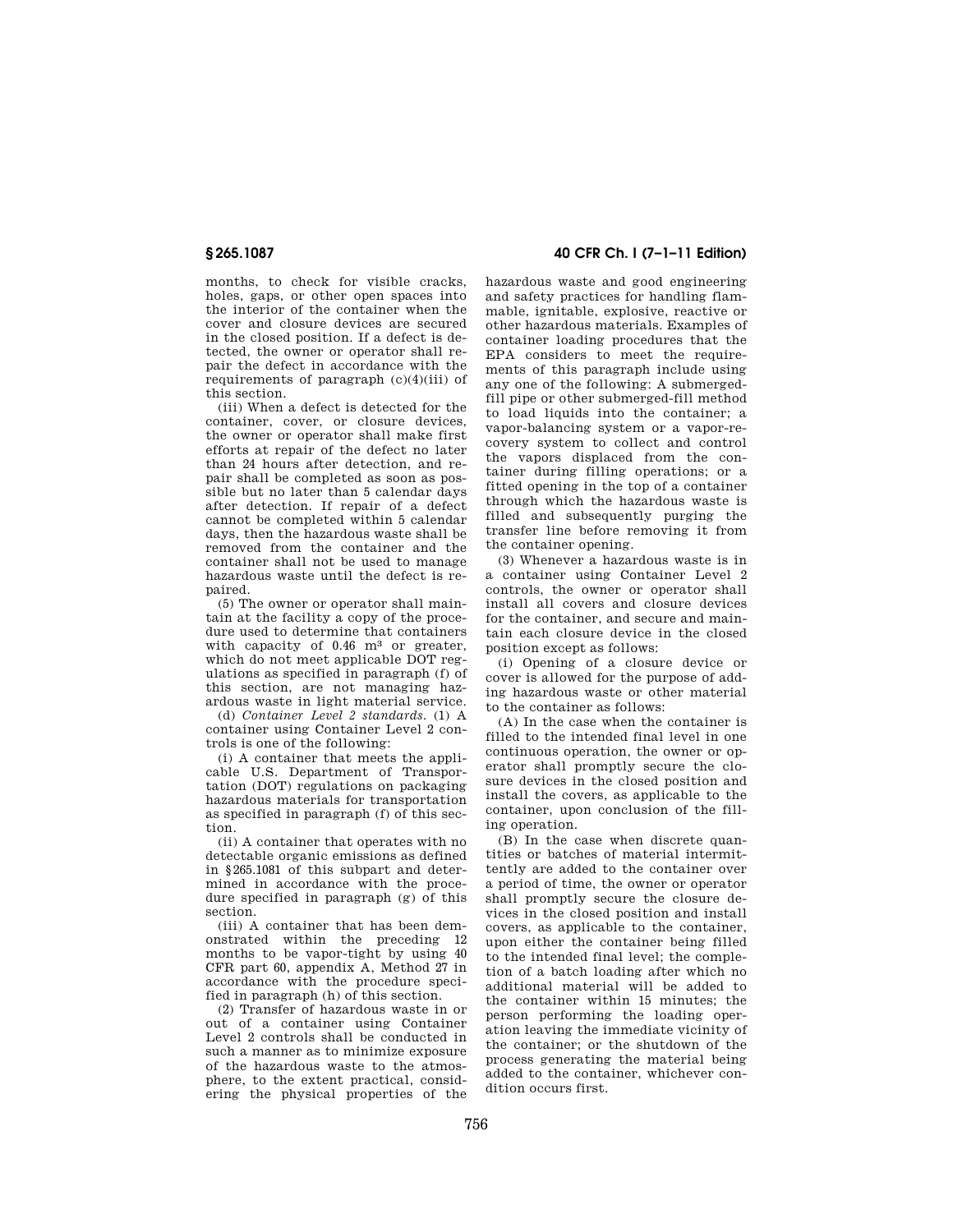months, to check for visible cracks, holes, gaps, or other open spaces into the interior of the container when the cover and closure devices are secured in the closed position. If a defect is detected, the owner or operator shall repair the defect in accordance with the requirements of paragraph (c)(4)(iii) of this section.

(iii) When a defect is detected for the container, cover, or closure devices, the owner or operator shall make first efforts at repair of the defect no later than 24 hours after detection, and repair shall be completed as soon as possible but no later than 5 calendar days after detection. If repair of a defect cannot be completed within 5 calendar days, then the hazardous waste shall be removed from the container and the container shall not be used to manage hazardous waste until the defect is repaired.

(5) The owner or operator shall maintain at the facility a copy of the procedure used to determine that containers with capacity of 0.46 $m^3$ or greater, which do not meet applicable DOT regulations as specified in paragraph (f) of this section, are not managing hazardous waste in light material service.

(d) *Container Level 2 standards.* (1) A container using Container Level 2 controls is one of the following:

(i) A container that meets the applicable U.S. Department of Transportation (DOT) regulations on packaging hazardous materials for transportation as specified in paragraph (f) of this section.

(ii) A container that operates with no detectable organic emissions as defined in §265.1081 of this subpart and determined in accordance with the procedure specified in paragraph (g) of this section.

(iii) A container that has been demonstrated within the preceding 12 months to be vapor-tight by using 40 CFR part 60, appendix A, Method 27 in accordance with the procedure specified in paragraph (h) of this section.

(2) Transfer of hazardous waste in or out of a container using Container Level 2 controls shall be conducted in such a manner as to minimize exposure of the hazardous waste to the atmosphere, to the extent practical, considering the physical properties of the hazardous waste and good engineering and safety practices for handling flammable, ignitable, explosive, reactive or other hazardous materials. Examples of container loading procedures that the EPA considers to meet the requirements of this paragraph include using any one of the following: A submerged-fill pipe or other submerged-fill method to load liquids into the container; a vapor-balancing system or a vapor-recovery system to collect and control the vapors displaced from the container during filling operations; or a fitted opening in the top of a container through which the hazardous waste is filled and subsequently purging the transfer line before removing it from the container opening.

(3) Whenever a hazardous waste is in a container using Container Level 2 controls, the owner or operator shall install all covers and closure devices for the container, and secure and maintain each closure device in the closed position except as follows:

(i) Opening of a closure device or cover is allowed for the purpose of adding hazardous waste or other material to the container as follows:

(A) In the case when the container is filled to the intended final level in one continuous operation, the owner or operator shall promptly secure the closure devices in the closed position and install the covers, as applicable to the container, upon conclusion of the filling operation.

(B) In the case when discrete quantities or batches of material intermittently are added to the container over a period of time, the owner or operator shall promptly secure the closure devices in the closed position and install covers, as applicable to the container, upon either the container being filled to the intended final level; the completion of a batch loading after which no additional material will be added to the container within 15 minutes; the person performing the loading operation leaving the immediate vicinity of the container; or the shutdown of the process generating the material being added to the container, whichever condition occurs first.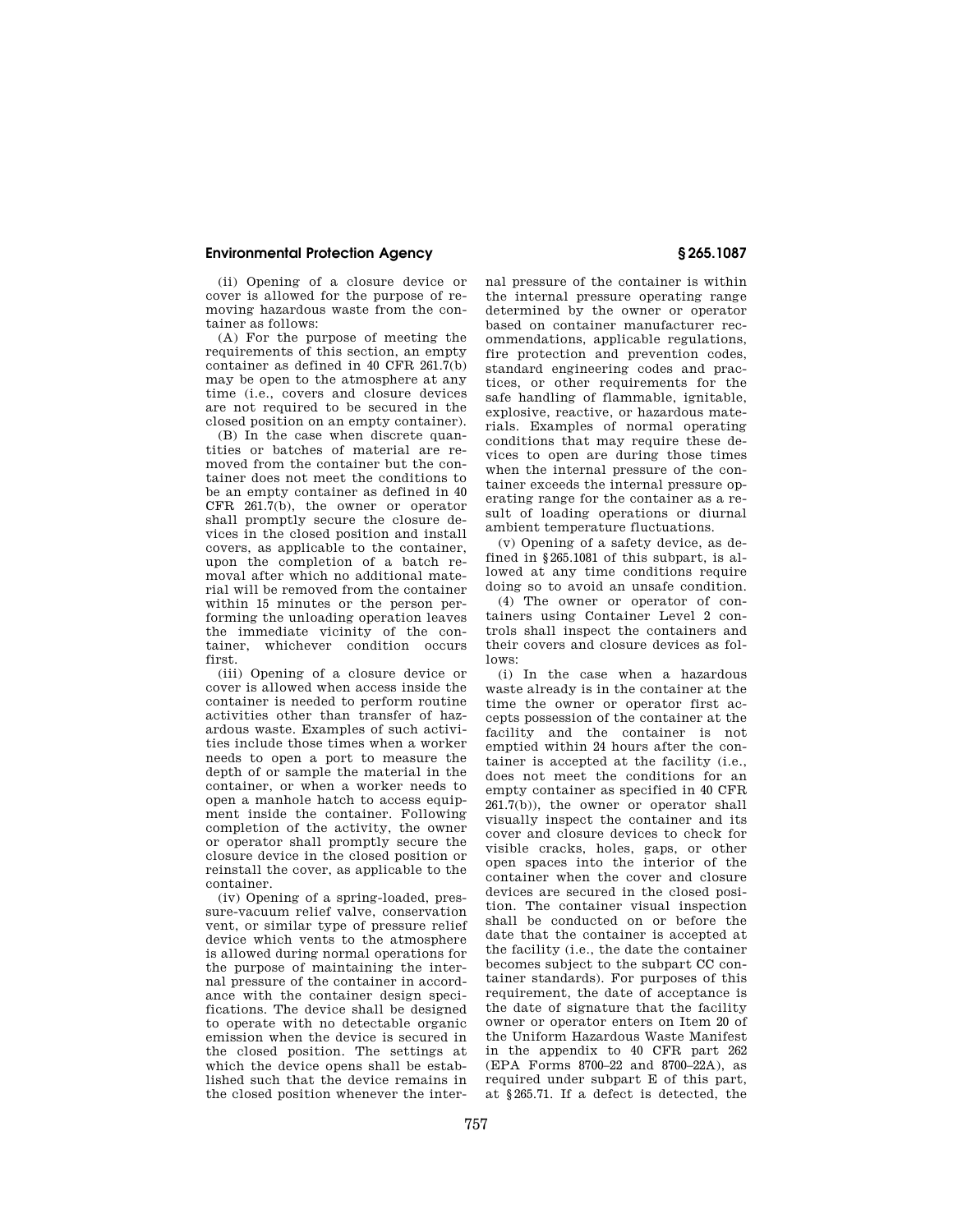(ii) Opening of a closure device or cover is allowed for the purpose of removing hazardous waste from the container as follows:

(A) For the purpose of meeting the requirements of this section, an empty container as defined in 40 CFR 261.7(b) may be open to the atmosphere at any time (i.e., covers and closure devices are not required to be secured in the closed position on an empty container).

(B) In the case when discrete quantities or batches of material are removed from the container but the container does not meet the conditions to be an empty container as defined in 40 CFR 261.7(b), the owner or operator shall promptly secure the closure devices in the closed position and install covers, as applicable to the container, upon the completion of a batch removal after which no additional material will be removed from the container within 15 minutes or the person performing the unloading operation leaves the immediate vicinity of the container, whichever condition occurs first.

(iii) Opening of a closure device or cover is allowed when access inside the container is needed to perform routine activities other than transfer of hazardous waste. Examples of such activities include those times when a worker needs to open a port to measure the depth of or sample the material in the container, or when a worker needs to open a manhole hatch to access equipment inside the container. Following completion of the activity, the owner or operator shall promptly secure the closure device in the closed position or reinstall the cover, as applicable to the container.

(iv) Opening of a spring-loaded, pressure-vacuum relief valve, conservation vent, or similar type of pressure relief device which vents to the atmosphere is allowed during normal operations for the purpose of maintaining the internal pressure of the container in accordance with the container design specifications. The device shall be designed to operate with no detectable organic emission when the device is secured in the closed position. The settings at which the device opens shall be established such that the device remains in the closed position whenever the internal pressure of the container is within the internal pressure operating range determined by the owner or operator based on container manufacturer recommendations, applicable regulations, fire protection and prevention codes, standard engineering codes and practices, or other requirements for the safe handling of flammable, ignitable, explosive, reactive, or hazardous materials. Examples of normal operating conditions that may require these devices to open are during those times when the internal pressure of the container exceeds the internal pressure operating range for the container as a result of loading operations or diurnal ambient temperature fluctuations.

(v) Opening of a safety device, as defined in §265.1081 of this subpart, is allowed at any time conditions require doing so to avoid an unsafe condition.

(4) The owner or operator of containers using Container Level 2 controls shall inspect the containers and their covers and closure devices as follows:

(i) In the case when a hazardous waste already is in the container at the time the owner or operator first accepts possession of the container at the facility and the container is not emptied within 24 hours after the container is accepted at the facility (i.e., does not meet the conditions for an empty container as specified in 40 CFR 261.7(b)), the owner or operator shall visually inspect the container and its cover and closure devices to check for visible cracks, holes, gaps, or other open spaces into the interior of the container when the cover and closure devices are secured in the closed position. The container visual inspection shall be conducted on or before the date that the container is accepted at the facility (i.e., the date the container becomes subject to the subpart CC container standards). For purposes of this requirement, the date of acceptance is the date of signature that the facility owner or operator enters on Item 20 of the Uniform Hazardous Waste Manifest in the appendix to 40 CFR part 262 (EPA Forms 8700–22 and 8700–22A), as required under subpart E of this part, at §265.71. If a defect is detected, the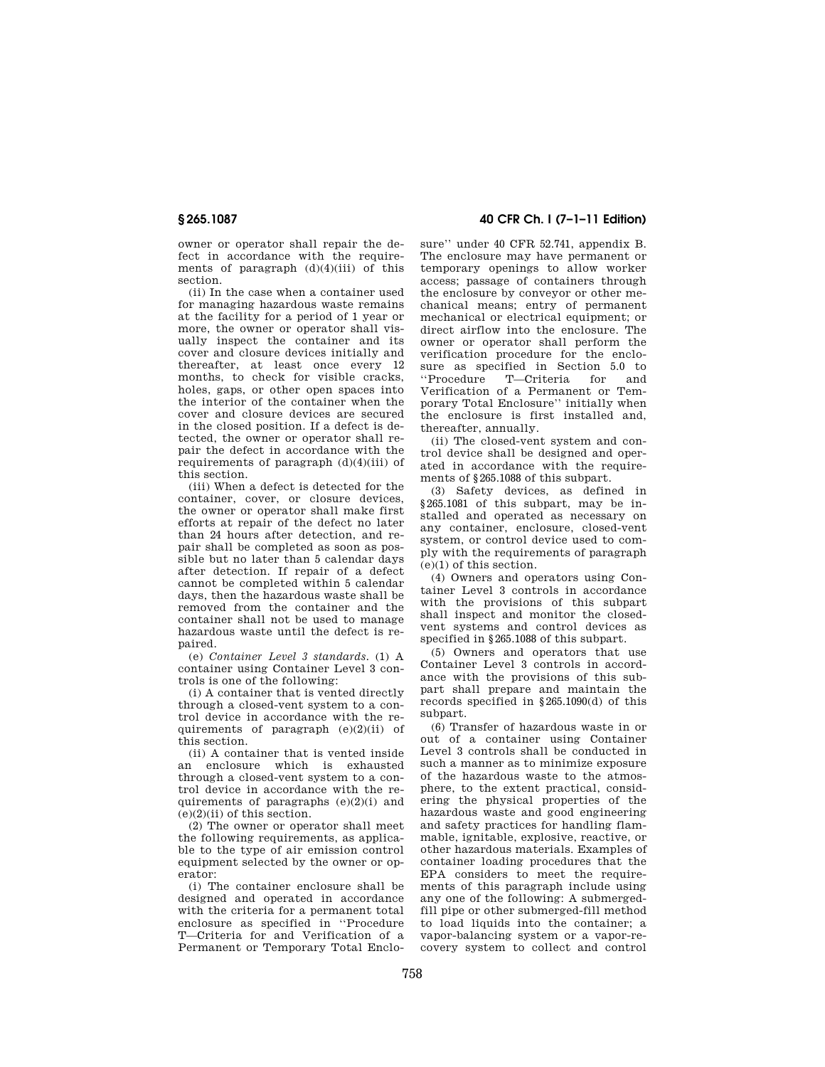owner or operator shall repair the defect in accordance with the requirements of paragraph (d)(4)(iii) of this section.

(ii) In the case when a container used for managing hazardous waste remains at the facility for a period of 1 year or more, the owner or operator shall visually inspect the container and its cover and closure devices initially and thereafter, at least once every 12 months, to check for visible cracks, holes, gaps, or other open spaces into the interior of the container when the cover and closure devices are secured in the closed position. If a defect is detected, the owner or operator shall repair the defect in accordance with the requirements of paragraph (d)(4)(iii) of this section.

(iii) When a defect is detected for the container, cover, or closure devices, the owner or operator shall make first efforts at repair of the defect no later than 24 hours after detection, and repair shall be completed as soon as possible but no later than 5 calendar days after detection. If repair of a defect cannot be completed within 5 calendar days, then the hazardous waste shall be removed from the container and the container shall not be used to manage hazardous waste until the defect is repaired.

(e) *Container Level 3 standards.* (1) A container using Container Level 3 controls is one of the following:

(i) A container that is vented directly through a closed-vent system to a control device in accordance with the requirements of paragraph (e)(2)(ii) of this section.

(ii) A container that is vented inside an enclosure which is exhausted through a closed-vent system to a control device in accordance with the requirements of paragraphs (e)(2)(i) and (e)(2)(ii) of this section.

(2) The owner or operator shall meet the following requirements, as applicable to the type of air emission control equipment selected by the owner or operator:

(i) The container enclosure shall be designed and operated in accordance with the criteria for a permanent total enclosure as specified in "Procedure T—Criteria for and Verification of a Permanent or Temporary Total Enclosure" under 40 CFR 52.741, appendix B. The enclosure may have permanent or temporary openings to allow worker access; passage of containers through the enclosure by conveyor or other mechanical means; entry of permanent mechanical or electrical equipment; or direct airflow into the enclosure. The owner or operator shall perform the verification procedure for the enclosure as specified in Section 5.0 to "Procedure T—Criteria for and Verification of a Permanent or Temporary Total Enclosure" initially when the enclosure is first installed and, thereafter, annually.

(ii) The closed-vent system and control device shall be designed and operated in accordance with the requirements of §265.1088 of this subpart.

(3) Safety devices, as defined in §265.1081 of this subpart, may be installed and operated as necessary on any container, enclosure, closed-vent system, or control device used to comply with the requirements of paragraph (e)(1) of this section.

(4) Owners and operators using Container Level 3 controls in accordance with the provisions of this subpart shall inspect and monitor the closed-vent systems and control devices as specified in §265.1088 of this subpart.

(5) Owners and operators that use Container Level 3 controls in accordance with the provisions of this subpart shall prepare and maintain the records specified in §265.1090(d) of this subpart.

(6) Transfer of hazardous waste in or out of a container using Container Level 3 controls shall be conducted in such a manner as to minimize exposure of the hazardous waste to the atmosphere, to the extent practical, considering the physical properties of the hazardous waste and good engineering and safety practices for handling flammable, ignitable, explosive, reactive, or other hazardous materials. Examples of container loading procedures that the EPA considers to meet the requirements of this paragraph include using any one of the following: A submerged-fill pipe or other submerged-fill method to load liquids into the container; a vapor-balancing system or a vapor-recovery system to collect and control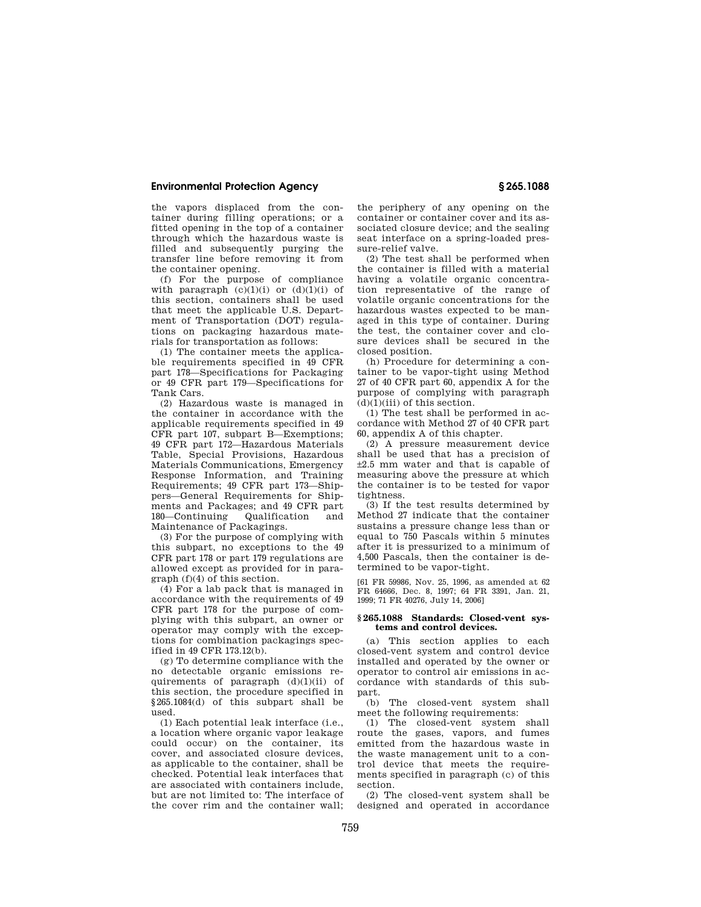the vapors displaced from the container during filling operations; or a fitted opening in the top of a container through which the hazardous waste is filled and subsequently purging the transfer line before removing it from the container opening.

(f) For the purpose of compliance with paragraph (c)(1)(i) or (d)(1)(i) of this section, containers shall be used that meet the applicable U.S. Department of Transportation (DOT) regulations on packaging hazardous materials for transportation as follows:

(1) The container meets the applicable requirements specified in 49 CFR part 178—Specifications for Packaging or 49 CFR part 179—Specifications for Tank Cars.

(2) Hazardous waste is managed in the container in accordance with the applicable requirements specified in 49 CFR part 107, subpart B—Exemptions; 49 CFR part 172—Hazardous Materials Table, Special Provisions, Hazardous Materials Communications, Emergency Response Information, and Training Requirements; 49 CFR part 173—Shippers—General Requirements for Shipments and Packages; and 49 CFR part 180—Continuing Qualification and Maintenance of Packagings.

(3) For the purpose of complying with this subpart, no exceptions to the 49 CFR part 178 or part 179 regulations are allowed except as provided for in paragraph (f)(4) of this section.

(4) For a lab pack that is managed in accordance with the requirements of 49 CFR part 178 for the purpose of complying with this subpart, an owner or operator may comply with the exceptions for combination packagings specified in 49 CFR 173.12(b).

(g) To determine compliance with the no detectable organic emissions requirements of paragraph (d)(1)(ii) of this section, the procedure specified in §265.1084(d) of this subpart shall be used.

(1) Each potential leak interface (i.e., a location where organic vapor leakage could occur) on the container, its cover, and associated closure devices, as applicable to the container, shall be checked. Potential leak interfaces that are associated with containers include, but are not limited to: The interface of the cover rim and the container wall; the periphery of any opening on the container or container cover and its associated closure device; and the sealing seat interface on a spring-loaded pressure-relief valve.

(2) The test shall be performed when the container is filled with a material having a volatile organic concentration representative of the range of volatile organic concentrations for the hazardous wastes expected to be managed in this type of container. During the test, the container cover and closure devices shall be secured in the closed position.

(h) Procedure for determining a container to be vapor-tight using Method 27 of 40 CFR part 60, appendix A for the purpose of complying with paragraph (d)(1)(iii) of this section.

(1) The test shall be performed in accordance with Method 27 of 40 CFR part 60, appendix A of this chapter.

(2) A pressure measurement device shall be used that has a precision of ±2.5 mm water and that is capable of measuring above the pressure at which the container is to be tested for vapor tightness.

(3) If the test results determined by Method 27 indicate that the container sustains a pressure change less than or equal to 750 Pascals within 5 minutes after it is pressurized to a minimum of 4,500 Pascals, then the container is determined to be vapor-tight.

[61 FR 59986, Nov. 25, 1996, as amended at 62 FR 64666, Dec. 8, 1997; 64 FR 3391, Jan. 21, 1999; 71 FR 40276, July 14, 2006]

### §265.1088 Standards: Closed-vent systems and control devices.

(a) This section applies to each closed-vent system and control device installed and operated by the owner or operator to control air emissions in accordance with standards of this subpart.

(b) The closed-vent system shall meet the following requirements:

(1) The closed-vent system shall route the gases, vapors, and fumes emitted from the hazardous waste in the waste management unit to a control device that meets the requirements specified in paragraph (c) of this section.

(2) The closed-vent system shall be designed and operated in accordance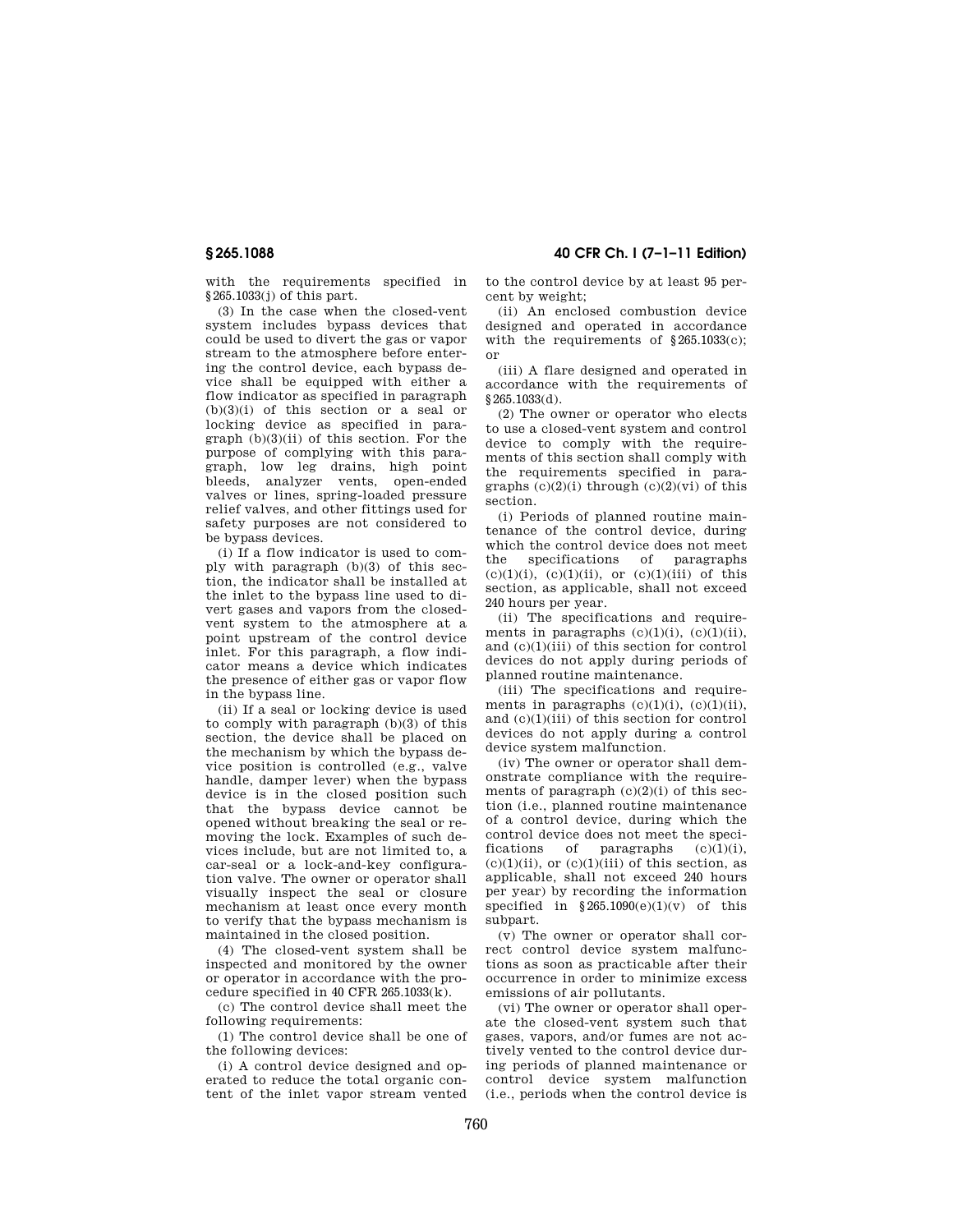with the requirements specified in §265.1033(j) of this part.

(3) In the case when the closed-vent system includes bypass devices that could be used to divert the gas or vapor stream to the atmosphere before entering the control device, each bypass device shall be equipped with either a flow indicator as specified in paragraph (b)(3)(i) of this section or a seal or locking device as specified in paragraph (b)(3)(ii) of this section. For the purpose of complying with this paragraph, low leg drains, high point bleeds, analyzer vents, open-ended valves or lines, spring-loaded pressure relief valves, and other fittings used for safety purposes are not considered to be bypass devices.

(i) If a flow indicator is used to comply with paragraph (b)(3) of this section, the indicator shall be installed at the inlet to the bypass line used to divert gases and vapors from the closed-vent system to the atmosphere at a point upstream of the control device inlet. For this paragraph, a flow indicator means a device which indicates the presence of either gas or vapor flow in the bypass line.

(ii) If a seal or locking device is used to comply with paragraph (b)(3) of this section, the device shall be placed on the mechanism by which the bypass device position is controlled (e.g., valve handle, damper lever) when the bypass device is in the closed position such that the bypass device cannot be opened without breaking the seal or removing the lock. Examples of such devices include, but are not limited to, a car-seal or a lock-and-key configuration valve. The owner or operator shall visually inspect the seal or closure mechanism at least once every month to verify that the bypass mechanism is maintained in the closed position.

(4) The closed-vent system shall be inspected and monitored by the owner or operator in accordance with the procedure specified in 40 CFR 265.1033(k).

(c) The control device shall meet the following requirements:

(1) The control device shall be one of the following devices:

(i) A control device designed and operated to reduce the total organic content of the inlet vapor stream vented to the control device by at least 95 percent by weight;

(ii) An enclosed combustion device designed and operated in accordance with the requirements of §265.1033(c); or

(iii) A flare designed and operated in accordance with the requirements of §265.1033(d).

(2) The owner or operator who elects to use a closed-vent system and control device to comply with the requirements of this section shall comply with the requirements specified in paragraphs (c)(2)(i) through (c)(2)(vi) of this section.

(i) Periods of planned routine maintenance of the control device, during which the control device does not meet the specifications of paragraphs (c)(1)(i), (c)(1)(ii), or (c)(1)(iii) of this section, as applicable, shall not exceed 240 hours per year.

(ii) The specifications and requirements in paragraphs (c)(1)(i), (c)(1)(ii), and (c)(1)(iii) of this section for control devices do not apply during periods of planned routine maintenance.

(iii) The specifications and requirements in paragraphs (c)(1)(i), (c)(1)(ii), and (c)(1)(iii) of this section for control devices do not apply during a control device system malfunction.

(iv) The owner or operator shall demonstrate compliance with the requirements of paragraph (c)(2)(i) of this section (i.e., planned routine maintenance of a control device, during which the control device does not meet the specifications of paragraphs (c)(1)(i), (c)(1)(ii), or (c)(1)(iii) of this section, as applicable, shall not exceed 240 hours per year) by recording the information specified in §265.1090(e)(1)(v) of this subpart.

(v) The owner or operator shall correct control device system malfunctions as soon as practicable after their occurrence in order to minimize excess emissions of air pollutants.

(vi) The owner or operator shall operate the closed-vent system such that gases, vapors, and/or fumes are not actively vented to the control device during periods of planned maintenance or control device system malfunction (i.e., periods when the control device is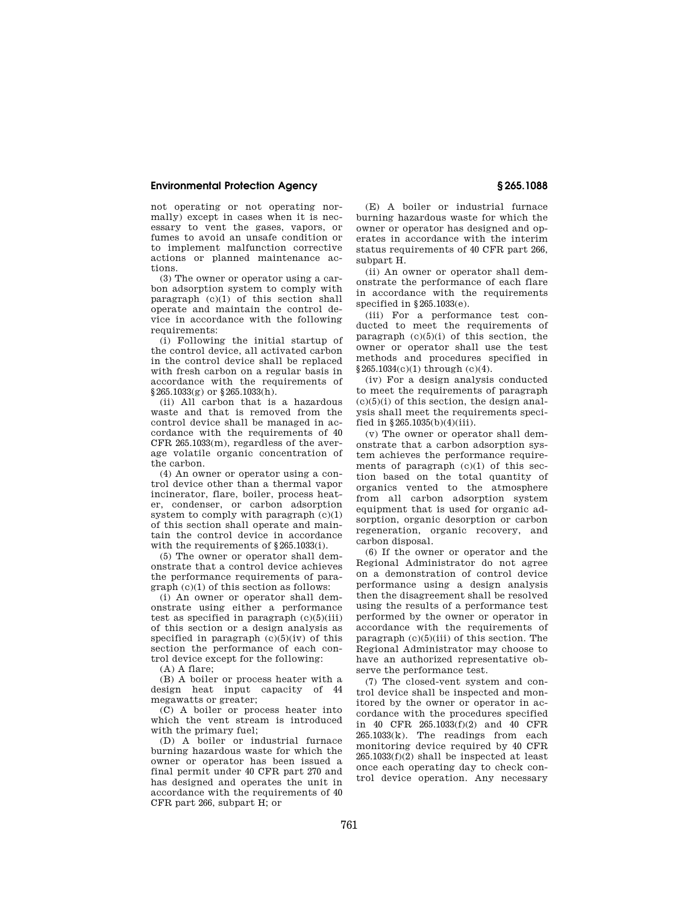not operating or not operating normally) except in cases when it is necessary to vent the gases, vapors, or fumes to avoid an unsafe condition or to implement malfunction corrective actions or planned maintenance actions.

(3) The owner or operator using a carbon adsorption system to comply with paragraph (c)(1) of this section shall operate and maintain the control device in accordance with the following requirements:

(i) Following the initial startup of the control device, all activated carbon in the control device shall be replaced with fresh carbon on a regular basis in accordance with the requirements of §265.1033(g) or §265.1033(h).

(ii) All carbon that is a hazardous waste and that is removed from the control device shall be managed in accordance with the requirements of 40 CFR 265.1033(m), regardless of the average volatile organic concentration of the carbon.

(4) An owner or operator using a control device other than a thermal vapor incinerator, flare, boiler, process heater, condenser, or carbon adsorption system to comply with paragraph (c)(1) of this section shall operate and maintain the control device in accordance with the requirements of §265.1033(i).

(5) The owner or operator shall demonstrate that a control device achieves the performance requirements of paragraph (c)(1) of this section as follows:

(i) An owner or operator shall demonstrate using either a performance test as specified in paragraph (c)(5)(iii) of this section or a design analysis as specified in paragraph (c)(5)(iv) of this section the performance of each control device except for the following:

(A) A flare;

(B) A boiler or process heater with a design heat input capacity of 44 megawatts or greater;

(C) A boiler or process heater into which the vent stream is introduced with the primary fuel;

(D) A boiler or industrial furnace burning hazardous waste for which the owner or operator has been issued a final permit under 40 CFR part 270 and has designed and operates the unit in accordance with the requirements of 40 CFR part 266, subpart H; or

(E) A boiler or industrial furnace burning hazardous waste for which the owner or operator has designed and operates in accordance with the interim status requirements of 40 CFR part 266, subpart H.

(ii) An owner or operator shall demonstrate the performance of each flare in accordance with the requirements specified in §265.1033(e).

(iii) For a performance test conducted to meet the requirements of paragraph (c)(5)(i) of this section, the owner or operator shall use the test methods and procedures specified in §265.1034(c)(1) through (c)(4).

(iv) For a design analysis conducted to meet the requirements of paragraph (c)(5)(i) of this section, the design analysis shall meet the requirements specified in §265.1035(b)(4)(iii).

(v) The owner or operator shall demonstrate that a carbon adsorption system achieves the performance requirements of paragraph (c)(1) of this section based on the total quantity of organics vented to the atmosphere from all carbon adsorption system equipment that is used for organic adsorption, organic desorption or carbon regeneration, organic recovery, and carbon disposal.

(6) If the owner or operator and the Regional Administrator do not agree on a demonstration of control device performance using a design analysis then the disagreement shall be resolved using the results of a performance test performed by the owner or operator in accordance with the requirements of paragraph (c)(5)(iii) of this section. The Regional Administrator may choose to have an authorized representative observe the performance test.

(7) The closed-vent system and control device shall be inspected and monitored by the owner or operator in accordance with the procedures specified in 40 CFR 265.1033(f)(2) and 40 CFR 265.1033(k). The readings from each monitoring device required by 40 CFR 265.1033(f)(2) shall be inspected at least once each operating day to check control device operation. Any necessary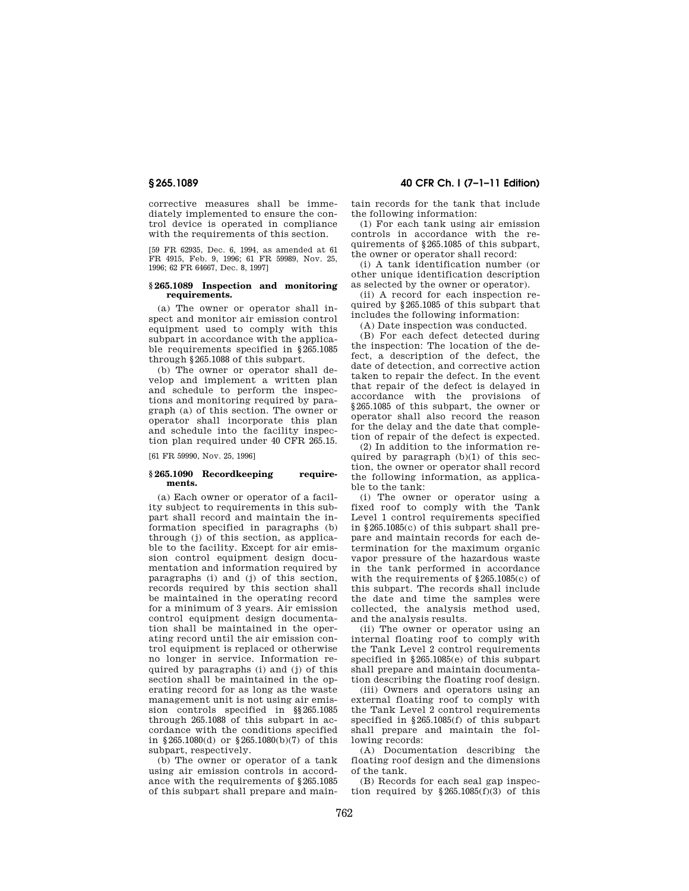corrective measures shall be immediately implemented to ensure the control device is operated in compliance with the requirements of this section.

[59 FR 62935, Dec. 6, 1994, as amended at 61 FR 4915, Feb. 9, 1996; 61 FR 59989, Nov. 25, 1996; 62 FR 64667, Dec. 8, 1997]

### § 265.1089 Inspection and monitoring requirements.

(a) The owner or operator shall inspect and monitor air emission control equipment used to comply with this subpart in accordance with the applicable requirements specified in § 265.1085 through § 265.1088 of this subpart.

(b) The owner or operator shall develop and implement a written plan and schedule to perform the inspections and monitoring required by paragraph (a) of this section. The owner or operator shall incorporate this plan and schedule into the facility inspection plan required under 40 CFR 265.15.

[61 FR 59990, Nov. 25, 1996]

### § 265.1090 Recordkeeping requirements.

(a) Each owner or operator of a facility subject to requirements in this subpart shall record and maintain the information specified in paragraphs (b) through (j) of this section, as applicable to the facility. Except for air emission control equipment design documentation and information required by paragraphs (i) and (j) of this section, records required by this section shall be maintained in the operating record for a minimum of 3 years. Air emission control equipment design documentation shall be maintained in the operating record until the air emission control equipment is replaced or otherwise no longer in service. Information required by paragraphs (i) and (j) of this section shall be maintained in the operating record for as long as the waste management unit is not using air emission controls specified in §§ 265.1085 through 265.1088 of this subpart in accordance with the conditions specified in § 265.1080(d) or § 265.1080(b)(7) of this subpart, respectively.

(b) The owner or operator of a tank using air emission controls in accordance with the requirements of § 265.1085 of this subpart shall prepare and maintain records for the tank that include the following information:

(1) For each tank using air emission controls in accordance with the requirements of § 265.1085 of this subpart, the owner or operator shall record:

(i) A tank identification number (or other unique identification description as selected by the owner or operator).

(ii) A record for each inspection required by § 265.1085 of this subpart that includes the following information:

(A) Date inspection was conducted.

(B) For each defect detected during the inspection: The location of the defect, a description of the defect, the date of detection, and corrective action taken to repair the defect. In the event that repair of the defect is delayed in accordance with the provisions of § 265.1085 of this subpart, the owner or operator shall also record the reason for the delay and the date that completion of repair of the defect is expected.

(2) In addition to the information required by paragraph (b)(1) of this section, the owner or operator shall record the following information, as applicable to the tank:

(i) The owner or operator using a fixed roof to comply with the Tank Level 1 control requirements specified in § 265.1085(c) of this subpart shall prepare and maintain records for each determination for the maximum organic vapor pressure of the hazardous waste in the tank performed in accordance with the requirements of § 265.1085(c) of this subpart. The records shall include the date and time the samples were collected, the analysis method used, and the analysis results.

(ii) The owner or operator using an internal floating roof to comply with the Tank Level 2 control requirements specified in § 265.1085(e) of this subpart shall prepare and maintain documentation describing the floating roof design.

(iii) Owners and operators using an external floating roof to comply with the Tank Level 2 control requirements specified in § 265.1085(f) of this subpart shall prepare and maintain the following records:

(A) Documentation describing the floating roof design and the dimensions of the tank.

(B) Records for each seal gap inspection required by § 265.1085(f)(3) of this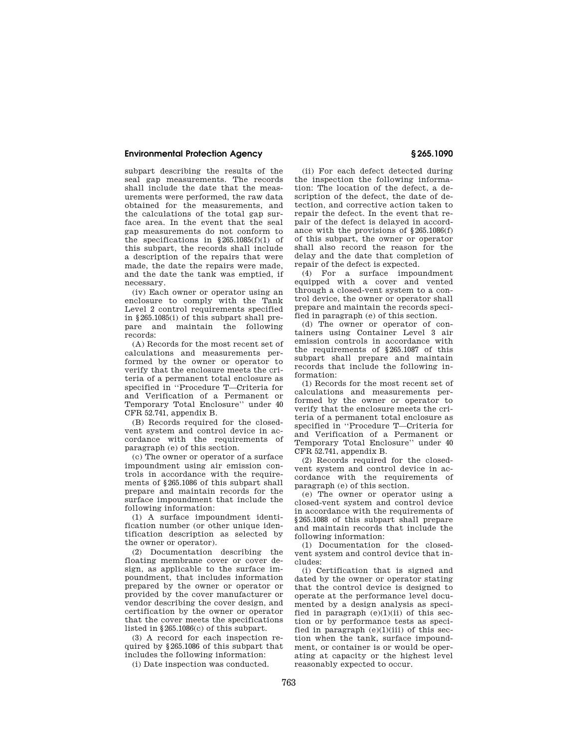subpart describing the results of the seal gap measurements. The records shall include the date that the measurements were performed, the raw data obtained for the measurements, and the calculations of the total gap surface area. In the event that the seal gap measurements do not conform to the specifications in §265.1085(f)(1) of this subpart, the records shall include a description of the repairs that were made, the date the repairs were made, and the date the tank was emptied, if necessary.

(iv) Each owner or operator using an enclosure to comply with the Tank Level 2 control requirements specified in §265.1085(i) of this subpart shall prepare and maintain the following records:

(A) Records for the most recent set of calculations and measurements performed by the owner or operator to verify that the enclosure meets the criteria of a permanent total enclosure as specified in "Procedure T—Criteria for and Verification of a Permanent or Temporary Total Enclosure" under 40 CFR 52.741, appendix B.

(B) Records required for the closed-vent system and control device in accordance with the requirements of paragraph (e) of this section.

(c) The owner or operator of a surface impoundment using air emission controls in accordance with the requirements of §265.1086 of this subpart shall prepare and maintain records for the surface impoundment that include the following information:

(1) A surface impoundment identification number (or other unique identification description as selected by the owner or operator).

(2) Documentation describing the floating membrane cover or cover design, as applicable to the surface impoundment, that includes information prepared by the owner or operator or provided by the cover manufacturer or vendor describing the cover design, and certification by the owner or operator that the cover meets the specifications listed in §265.1086(c) of this subpart.

(3) A record for each inspection required by §265.1086 of this subpart that includes the following information:

(i) Date inspection was conducted.

(ii) For each defect detected during the inspection the following information: The location of the defect, a description of the defect, the date of detection, and corrective action taken to repair the defect. In the event that repair of the defect is delayed in accordance with the provisions of §265.1086(f) of this subpart, the owner or operator shall also record the reason for the delay and the date that completion of repair of the defect is expected.

(4) For a surface impoundment equipped with a cover and vented through a closed-vent system to a control device, the owner or operator shall prepare and maintain the records specified in paragraph (e) of this section.

(d) The owner or operator of containers using Container Level 3 air emission controls in accordance with the requirements of §265.1087 of this subpart shall prepare and maintain records that include the following information:

(1) Records for the most recent set of calculations and measurements performed by the owner or operator to verify that the enclosure meets the criteria of a permanent total enclosure as specified in "Procedure T—Criteria for and Verification of a Permanent or Temporary Total Enclosure" under 40 CFR 52.741, appendix B.

(2) Records required for the closed-vent system and control device in accordance with the requirements of paragraph (e) of this section.

(e) The owner or operator using a closed-vent system and control device in accordance with the requirements of §265.1088 of this subpart shall prepare and maintain records that include the following information:

(1) Documentation for the closed-vent system and control device that includes:

(i) Certification that is signed and dated by the owner or operator stating that the control device is designed to operate at the performance level documented by a design analysis as specified in paragraph (e)(1)(ii) of this section or by performance tests as specified in paragraph (e)(1)(iii) of this section when the tank, surface impoundment, or container is or would be operating at capacity or the highest level reasonably expected to occur.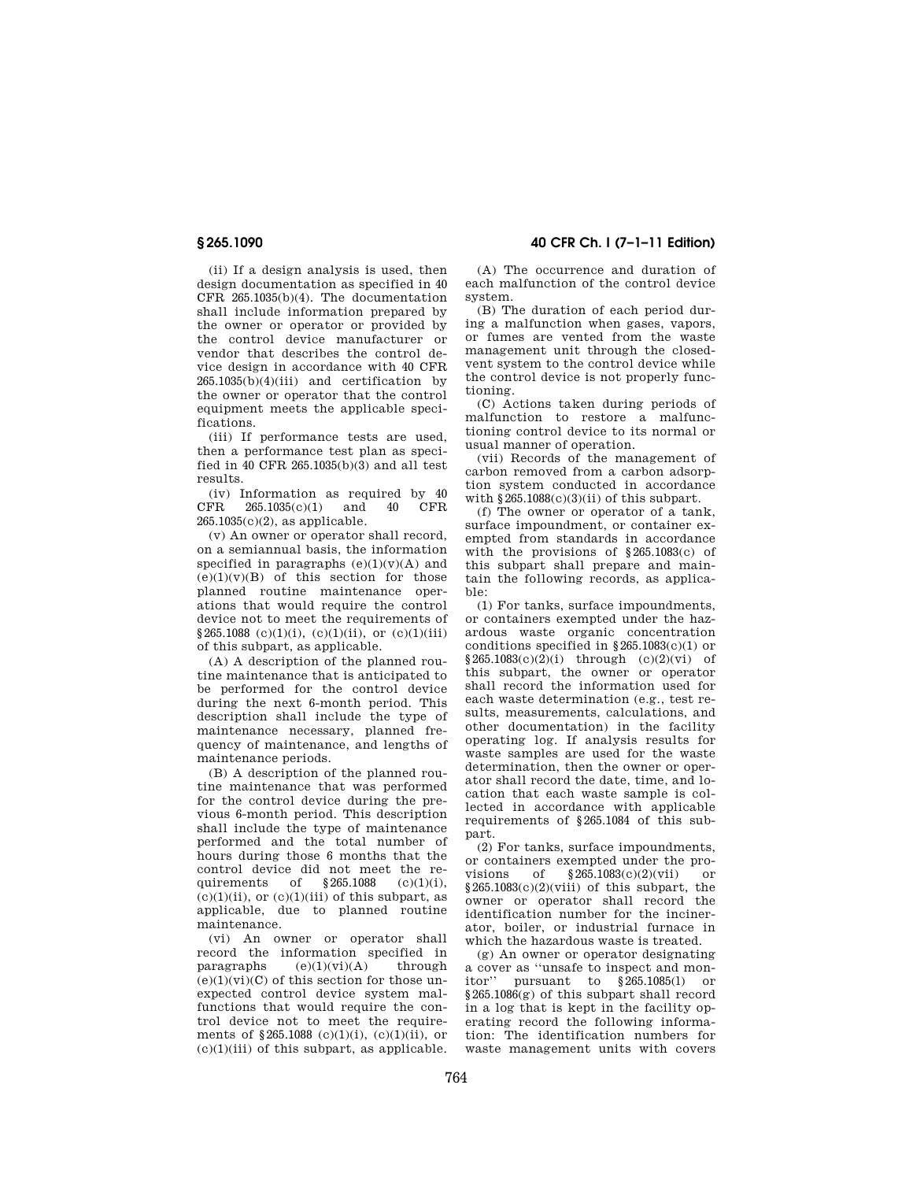(ii) If a design analysis is used, then design documentation as specified in 40 CFR 265.1035(b)(4). The documentation shall include information prepared by the owner or operator or provided by the control device manufacturer or vendor that describes the control device design in accordance with 40 CFR 265.1035(b)(4)(iii) and certification by the owner or operator that the control equipment meets the applicable specifications.

(iii) If performance tests are used, then a performance test plan as specified in 40 CFR 265.1035(b)(3) and all test results.

(iv) Information as required by 40 CFR 265.1035(c)(1) and 40 CFR 265.1035(c)(2), as applicable.

(v) An owner or operator shall record, on a semiannual basis, the information specified in paragraphs (e)(1)(v)(A) and (e)(1)(v)(B) of this section for those planned routine maintenance operations that would require the control device not to meet the requirements of §265.1088 (c)(1)(i), (c)(1)(ii), or (c)(1)(iii) of this subpart, as applicable.

(A) A description of the planned routine maintenance that is anticipated to be performed for the control device during the next 6-month period. This description shall include the type of maintenance necessary, planned frequency of maintenance, and lengths of maintenance periods.

(B) A description of the planned routine maintenance that was performed for the control device during the previous 6-month period. This description shall include the type of maintenance performed and the total number of hours during those 6 months that the control device did not meet the requirements of §265.1088 (c)(1)(i), (c)(1)(ii), or (c)(1)(iii) of this subpart, as applicable, due to planned routine maintenance.

(vi) An owner or operator shall record the information specified in paragraphs (e)(1)(vi)(A) through (e)(1)(vi)(C) of this section for those unexpected control device system malfunctions that would require the control device not to meet the requirements of §265.1088 (c)(1)(i), (c)(1)(ii), or (c)(1)(iii) of this subpart, as applicable.

(A) The occurrence and duration of each malfunction of the control device system.

(B) The duration of each period during a malfunction when gases, vapors, or fumes are vented from the waste management unit through the closed-vent system to the control device while the control device is not properly functioning.

(C) Actions taken during periods of malfunction to restore a malfunctioning control device to its normal or usual manner of operation.

(vii) Records of the management of carbon removed from a carbon adsorption system conducted in accordance with §265.1088(c)(3)(ii) of this subpart.

(f) The owner or operator of a tank, surface impoundment, or container exempted from standards in accordance with the provisions of §265.1083(c) of this subpart shall prepare and maintain the following records, as applicable:

(1) For tanks, surface impoundments, or containers exempted under the hazardous waste organic concentration conditions specified in §265.1083(c)(1) or §265.1083(c)(2)(i) through (c)(2)(vi) of this subpart, the owner or operator shall record the information used for each waste determination (e.g., test results, measurements, calculations, and other documentation) in the facility operating log. If analysis results for waste samples are used for the waste determination, then the owner or operator shall record the date, time, and location that each waste sample is collected in accordance with applicable requirements of §265.1084 of this subpart.

(2) For tanks, surface impoundments, or containers exempted under the provisions of §265.1083(c)(2)(vii) or §265.1083(c)(2)(viii) of this subpart, the owner or operator shall record the identification number for the incinerator, boiler, or industrial furnace in which the hazardous waste is treated.

(g) An owner or operator designating a cover as ''unsafe to inspect and monitor'' pursuant to §265.1085(l) or §265.1086(g) of this subpart shall record in a log that is kept in the facility operating record the following information: The identification numbers for waste management units with covers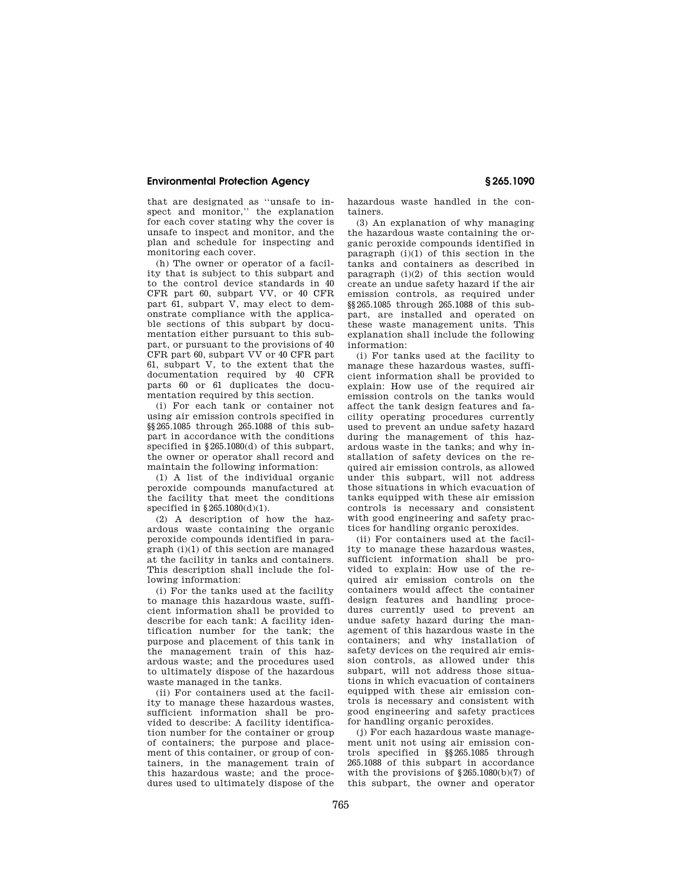that are designated as "unsafe to inspect and monitor," the explanation for each cover stating why the cover is unsafe to inspect and monitor, and the plan and schedule for inspecting and monitoring each cover.

(h) The owner or operator of a facility that is subject to this subpart and to the control device standards in 40 CFR part 60, subpart VV, or 40 CFR part 61, subpart V, may elect to demonstrate compliance with the applicable sections of this subpart by documentation either pursuant to this subpart, or pursuant to the provisions of 40 CFR part 60, subpart VV or 40 CFR part 61, subpart V, to the extent that the documentation required by 40 CFR parts 60 or 61 duplicates the documentation required by this section.

(i) For each tank or container not using air emission controls specified in §§265.1085 through 265.1088 of this subpart in accordance with the conditions specified in §265.1080(d) of this subpart, the owner or operator shall record and maintain the following information:

(1) A list of the individual organic peroxide compounds manufactured at the facility that meet the conditions specified in §265.1080(d)(1).

(2) A description of how the hazardous waste containing the organic peroxide compounds identified in paragraph (i)(1) of this section are managed at the facility in tanks and containers. This description shall include the following information:

(i) For the tanks used at the facility to manage this hazardous waste, sufficient information shall be provided to describe for each tank: A facility identification number for the tank; the purpose and placement of this tank in the management train of this hazardous waste; and the procedures used to ultimately dispose of the hazardous waste managed in the tanks.

(ii) For containers used at the facility to manage these hazardous wastes, sufficient information shall be provided to describe: A facility identification number for the container or group of containers; the purpose and placement of this container, or group of containers, in the management train of this hazardous waste; and the procedures used to ultimately dispose of the hazardous waste handled in the containers.

(3) An explanation of why managing the hazardous waste containing the organic peroxide compounds identified in paragraph (i)(1) of this section in the tanks and containers as described in paragraph (i)(2) of this section would create an undue safety hazard if the air emission controls, as required under §§265.1085 through 265.1088 of this subpart, are installed and operated on these waste management units. This explanation shall include the following information:

(i) For tanks used at the facility to manage these hazardous wastes, sufficient information shall be provided to explain: How use of the required air emission controls on the tanks would affect the tank design features and facility operating procedures currently used to prevent an undue safety hazard during the management of this hazardous waste in the tanks; and why installation of safety devices on the required air emission controls, as allowed under this subpart, will not address those situations in which evacuation of tanks equipped with these air emission controls is necessary and consistent with good engineering and safety practices for handling organic peroxides.

(ii) For containers used at the facility to manage these hazardous wastes, sufficient information shall be provided to explain: How use of the required air emission controls on the containers would affect the container design features and handling procedures currently used to prevent an undue safety hazard during the management of this hazardous waste in the containers; and why installation of safety devices on the required air emission controls, as allowed under this subpart, will not address those situations in which evacuation of containers equipped with these air emission controls is necessary and consistent with good engineering and safety practices for handling organic peroxides.

(j) For each hazardous waste management unit not using air emission controls specified in §§265.1085 through 265.1088 of this subpart in accordance with the provisions of §265.1080(b)(7) of this subpart, the owner and operator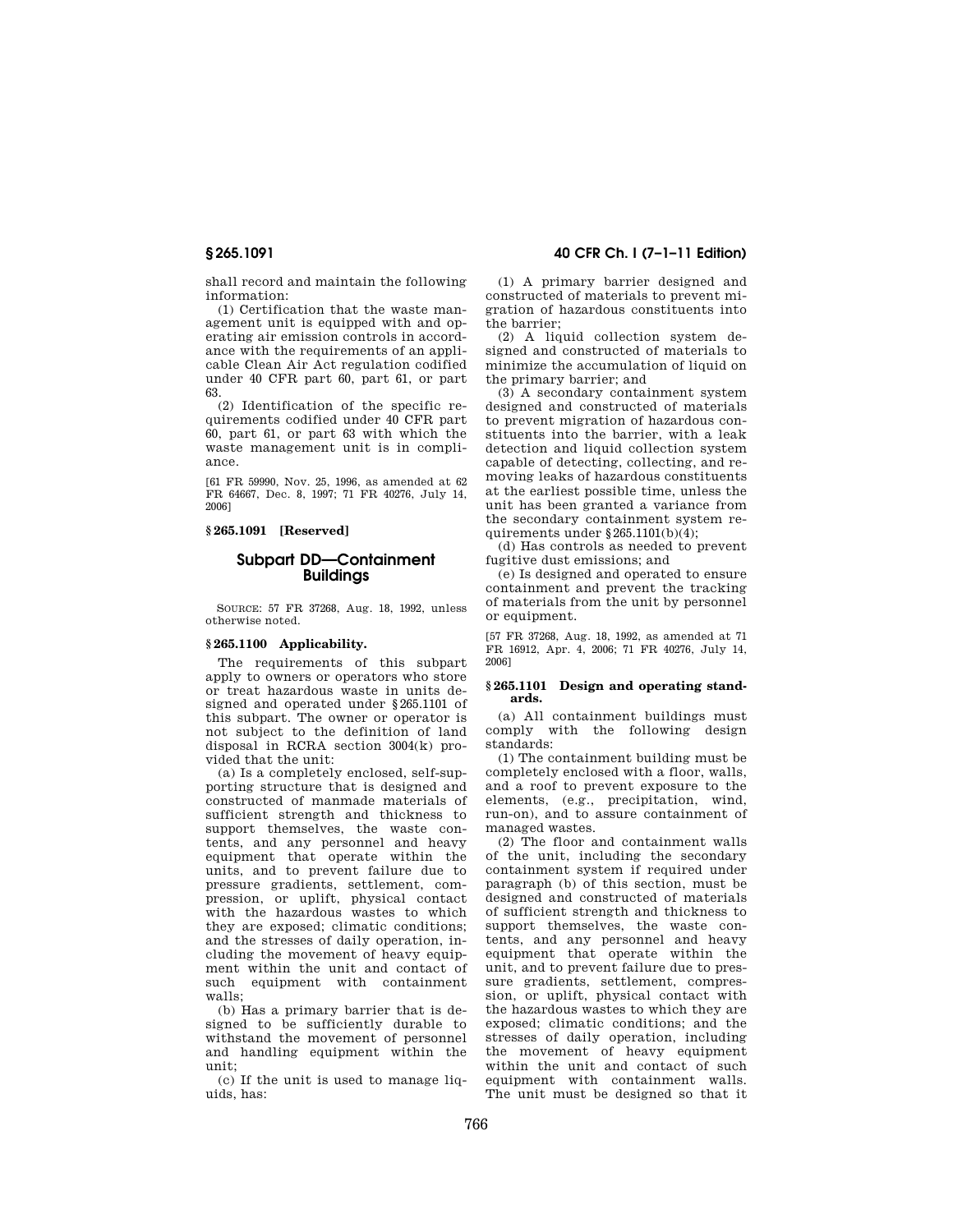shall record and maintain the following information:

(1) Certification that the waste management unit is equipped with and operating air emission controls in accordance with the requirements of an applicable Clean Air Act regulation codified under 40 CFR part 60, part 61, or part 63.

(2) Identification of the specific requirements codified under 40 CFR part 60, part 61, or part 63 with which the waste management unit is in compliance.

[61 FR 59990, Nov. 25, 1996, as amended at 62 FR 64667, Dec. 8, 1997; 71 FR 40276, July 14, 2006]

### § 265.1091 [Reserved]

## Subpart DD—Containment Buildings

SOURCE: 57 FR 37268, Aug. 18, 1992, unless otherwise noted.

### § 265.1100 Applicability.

The requirements of this subpart apply to owners or operators who store or treat hazardous waste in units designed and operated under § 265.1101 of this subpart. The owner or operator is not subject to the definition of land disposal in RCRA section 3004(k) provided that the unit:

(a) Is a completely enclosed, self-supporting structure that is designed and constructed of manmade materials of sufficient strength and thickness to support themselves, the waste contents, and any personnel and heavy equipment that operate within the units, and to prevent failure due to pressure gradients, settlement, compression, or uplift, physical contact with the hazardous wastes to which they are exposed; climatic conditions; and the stresses of daily operation, including the movement of heavy equipment within the unit and contact of such equipment with containment walls;

(b) Has a primary barrier that is designed to be sufficiently durable to withstand the movement of personnel and handling equipment within the unit;

(c) If the unit is used to manage liquids, has:

(1) A primary barrier designed and constructed of materials to prevent migration of hazardous constituents into the barrier;

(2) A liquid collection system designed and constructed of materials to minimize the accumulation of liquid on the primary barrier; and

(3) A secondary containment system designed and constructed of materials to prevent migration of hazardous constituents into the barrier, with a leak detection and liquid collection system capable of detecting, collecting, and removing leaks of hazardous constituents at the earliest possible time, unless the unit has been granted a variance from the secondary containment system requirements under § 265.1101(b)(4);

(d) Has controls as needed to prevent fugitive dust emissions; and

(e) Is designed and operated to ensure containment and prevent the tracking of materials from the unit by personnel or equipment.

[57 FR 37268, Aug. 18, 1992, as amended at 71 FR 16912, Apr. 4, 2006; 71 FR 40276, July 14, 2006]

### § 265.1101 Design and operating standards.

(a) All containment buildings must comply with the following design standards:

(1) The containment building must be completely enclosed with a floor, walls, and a roof to prevent exposure to the elements, (e.g., precipitation, wind, run-on), and to assure containment of managed wastes.

(2) The floor and containment walls of the unit, including the secondary containment system if required under paragraph (b) of this section, must be designed and constructed of materials of sufficient strength and thickness to support themselves, the waste contents, and any personnel and heavy equipment that operate within the unit, and to prevent failure due to pressure gradients, settlement, compression, or uplift, physical contact with the hazardous wastes to which they are exposed; climatic conditions; and the stresses of daily operation, including the movement of heavy equipment within the unit and contact of such equipment with containment walls. The unit must be designed so that it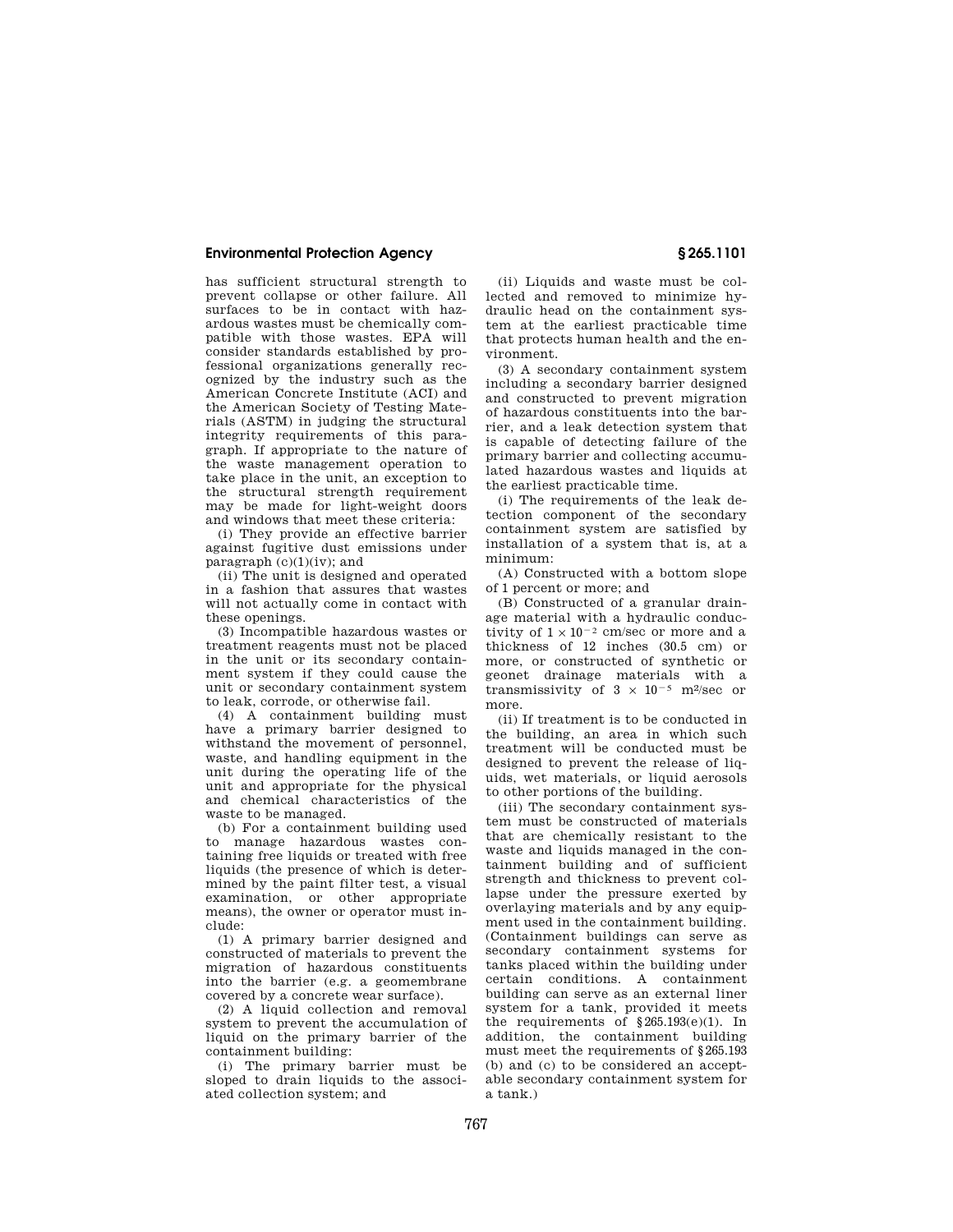has sufficient structural strength to prevent collapse or other failure. All surfaces to be in contact with hazardous wastes must be chemically compatible with those wastes. EPA will consider standards established by professional organizations generally recognized by the industry such as the American Concrete Institute (ACI) and the American Society of Testing Materials (ASTM) in judging the structural integrity requirements of this paragraph. If appropriate to the nature of the waste management operation to take place in the unit, an exception to the structural strength requirement may be made for light-weight doors and windows that meet these criteria:

(i) They provide an effective barrier against fugitive dust emissions under paragraph (c)(1)(iv); and

(ii) The unit is designed and operated in a fashion that assures that wastes will not actually come in contact with these openings.

(3) Incompatible hazardous wastes or treatment reagents must not be placed in the unit or its secondary containment system if they could cause the unit or secondary containment system to leak, corrode, or otherwise fail.

(4) A containment building must have a primary barrier designed to withstand the movement of personnel, waste, and handling equipment in the unit during the operating life of the unit and appropriate for the physical and chemical characteristics of the waste to be managed.

(b) For a containment building used to manage hazardous wastes containing free liquids or treated with free liquids (the presence of which is determined by the paint filter test, a visual examination, or other appropriate means), the owner or operator must include:

(1) A primary barrier designed and constructed of materials to prevent the migration of hazardous constituents into the barrier (e.g. a geomembrane covered by a concrete wear surface).

(2) A liquid collection and removal system to prevent the accumulation of liquid on the primary barrier of the containment building:

(i) The primary barrier must be sloped to drain liquids to the associated collection system; and

(ii) Liquids and waste must be collected and removed to minimize hydraulic head on the containment system at the earliest practicable time that protects human health and the environment.

(3) A secondary containment system including a secondary barrier designed and constructed to prevent migration of hazardous constituents into the barrier, and a leak detection system that is capable of detecting failure of the primary barrier and collecting accumulated hazardous wastes and liquids at the earliest practicable time.

(i) The requirements of the leak detection component of the secondary containment system are satisfied by installation of a system that is, at a minimum:

(A) Constructed with a bottom slope of 1 percent or more; and

(B) Constructed of a granular drainage material with a hydraulic conductivity of $1 \times 10^{-2}$ cm/sec or more and a thickness of 12 inches (30.5 cm) or more, or constructed of synthetic or geonet drainage materials with a transmissivity of $3 \times 10^{-5}$ $m^2$/sec or more.

(ii) If treatment is to be conducted in the building, an area in which such treatment will be conducted must be designed to prevent the release of liquids, wet materials, or liquid aerosols to other portions of the building.

(iii) The secondary containment system must be constructed of materials that are chemically resistant to the waste and liquids managed in the containment building and of sufficient strength and thickness to prevent collapse under the pressure exerted by overlaying materials and by any equipment used in the containment building. (Containment buildings can serve as secondary containment systems for tanks placed within the building under certain conditions. A containment building can serve as an external liner system for a tank, provided it meets the requirements of §265.193(e)(1). In addition, the containment building must meet the requirements of §265.193 (b) and (c) to be considered an acceptable secondary containment system for a tank.)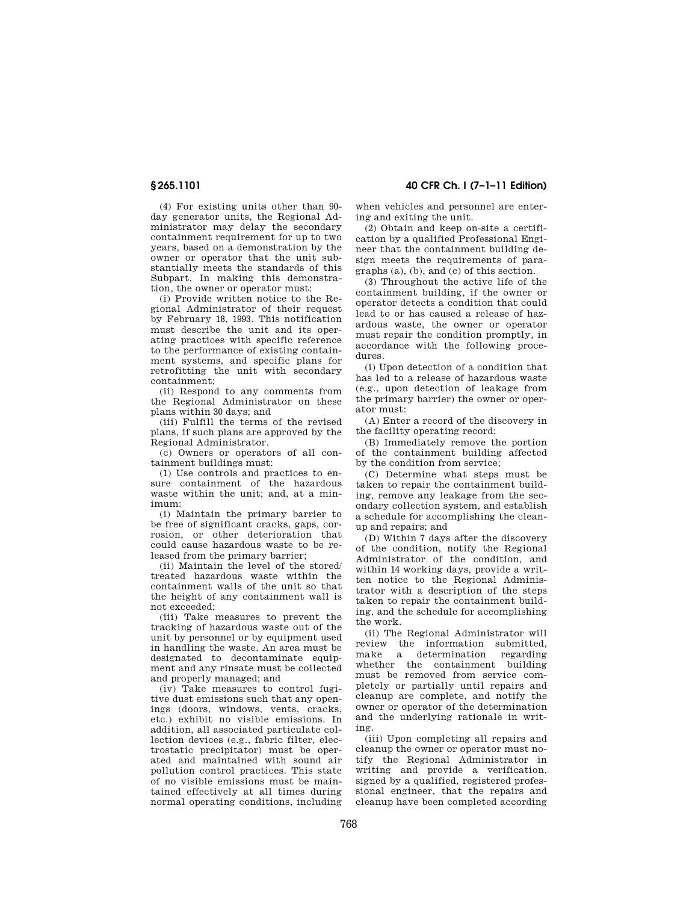(4) For existing units other than 90-day generator units, the Regional Administrator may delay the secondary containment requirement for up to two years, based on a demonstration by the owner or operator that the unit substantially meets the standards of this Subpart. In making this demonstration, the owner or operator must:

(i) Provide written notice to the Regional Administrator of their request by February 18, 1993. This notification must describe the unit and its operating practices with specific reference to the performance of existing containment systems, and specific plans for retrofitting the unit with secondary containment;

(ii) Respond to any comments from the Regional Administrator on these plans within 30 days; and

(iii) Fulfill the terms of the revised plans, if such plans are approved by the Regional Administrator.

(c) Owners or operators of all containment buildings must:

(1) Use controls and practices to ensure containment of the hazardous waste within the unit; and, at a minimum:

(i) Maintain the primary barrier to be free of significant cracks, gaps, corrosion, or other deterioration that could cause hazardous waste to be released from the primary barrier;

(ii) Maintain the level of the stored/treated hazardous waste within the containment walls of the unit so that the height of any containment wall is not exceeded;

(iii) Take measures to prevent the tracking of hazardous waste out of the unit by personnel or by equipment used in handling the waste. An area must be designated to decontaminate equipment and any rinsate must be collected and properly managed; and

(iv) Take measures to control fugitive dust emissions such that any openings (doors, windows, vents, cracks, etc.) exhibit no visible emissions. In addition, all associated particulate collection devices (e.g., fabric filter, electrostatic precipitator) must be operated and maintained with sound air pollution control practices. This state of no visible emissions must be maintained effectively at all times during normal operating conditions, including when vehicles and personnel are entering and exiting the unit.

(2) Obtain and keep on-site a certification by a qualified Professional Engineer that the containment building design meets the requirements of paragraphs (a), (b), and (c) of this section.

(3) Throughout the active life of the containment building, if the owner or operator detects a condition that could lead to or has caused a release of hazardous waste, the owner or operator must repair the condition promptly, in accordance with the following procedures.

(i) Upon detection of a condition that has led to a release of hazardous waste (e.g., upon detection of leakage from the primary barrier) the owner or operator must:

(A) Enter a record of the discovery in the facility operating record;

(B) Immediately remove the portion of the containment building affected by the condition from service;

(C) Determine what steps must be taken to repair the containment building, remove any leakage from the secondary collection system, and establish a schedule for accomplishing the cleanup and repairs; and

(D) Within 7 days after the discovery of the condition, notify the Regional Administrator of the condition, and within 14 working days, provide a written notice to the Regional Administrator with a description of the steps taken to repair the containment building, and the schedule for accomplishing the work.

(ii) The Regional Administrator will review the information submitted, make a determination regarding whether the containment building must be removed from service completely or partially until repairs and cleanup are complete, and notify the owner or operator of the determination and the underlying rationale in writing.

(iii) Upon completing all repairs and cleanup the owner or operator must notify the Regional Administrator in writing and provide a verification, signed by a qualified, registered professional engineer, that the repairs and cleanup have been completed according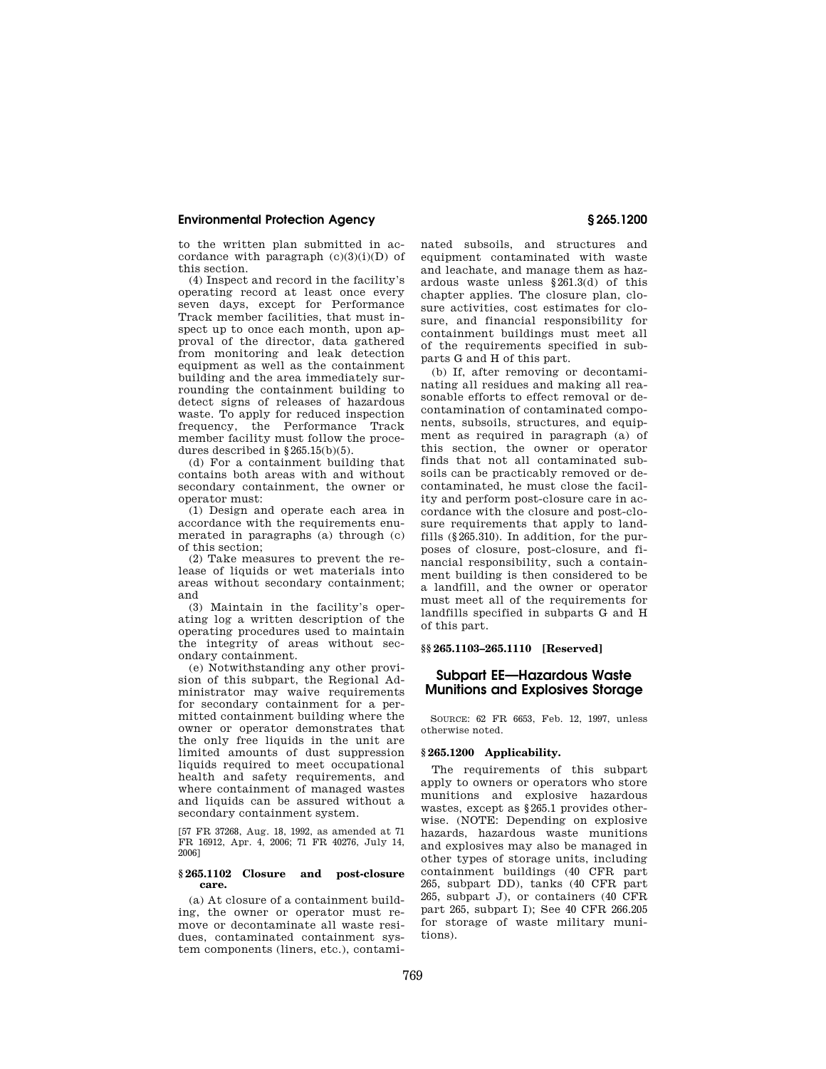to the written plan submitted in accordance with paragraph (c)(3)(i)(D) of this section.

(4) Inspect and record in the facility's operating record at least once every seven days, except for Performance Track member facilities, that must inspect up to once each month, upon approval of the director, data gathered from monitoring and leak detection equipment as well as the containment building and the area immediately surrounding the containment building to detect signs of releases of hazardous waste. To apply for reduced inspection frequency, the Performance Track member facility must follow the procedures described in §265.15(b)(5).

(d) For a containment building that contains both areas with and without secondary containment, the owner or operator must:

(1) Design and operate each area in accordance with the requirements enumerated in paragraphs (a) through (c) of this section;

(2) Take measures to prevent the release of liquids or wet materials into areas without secondary containment; and

(3) Maintain in the facility's operating log a written description of the operating procedures used to maintain the integrity of areas without secondary containment.

(e) Notwithstanding any other provision of this subpart, the Regional Administrator may waive requirements for secondary containment for a permitted containment building where the owner or operator demonstrates that the only free liquids in the unit are limited amounts of dust suppression liquids required to meet occupational health and safety requirements, and where containment of managed wastes and liquids can be assured without a secondary containment system.

[57 FR 37268, Aug. 18, 1992, as amended at 71 FR 16912, Apr. 4, 2006; 71 FR 40276, July 14, 2006]

### §265.1102 Closure and post-closure care.

(a) At closure of a containment building, the owner or operator must remove or decontaminate all waste residues, contaminated containment system components (liners, etc.), contaminated subsoils, and structures and equipment contaminated with waste and leachate, and manage them as hazardous waste unless §261.3(d) of this chapter applies. The closure plan, closure activities, cost estimates for closure, and financial responsibility for containment buildings must meet all of the requirements specified in subparts G and H of this part.

(b) If, after removing or decontaminating all residues and making all reasonable efforts to effect removal or decontamination of contaminated components, subsoils, structures, and equipment as required in paragraph (a) of this section, the owner or operator finds that not all contaminated subsoils can be practicably removed or decontaminated, he must close the facility and perform post-closure care in accordance with the closure and post-closure requirements that apply to landfills (§265.310). In addition, for the purposes of closure, post-closure, and financial responsibility, such a containment building is then considered to be a landfill, and the owner or operator must meet all of the requirements for landfills specified in subparts G and H of this part.

### §§265.1103–265.1110 [Reserved]

## Subpart EE—Hazardous Waste Munitions and Explosives Storage

SOURCE: 62 FR 6653, Feb. 12, 1997, unless otherwise noted.

### §265.1200 Applicability.

The requirements of this subpart apply to owners or operators who store munitions and explosive hazardous wastes, except as §265.1 provides otherwise. (NOTE: Depending on explosive hazards, hazardous waste munitions and explosives may also be managed in other types of storage units, including containment buildings (40 CFR part 265, subpart DD), tanks (40 CFR part 265, subpart J), or containers (40 CFR part 265, subpart I); See 40 CFR 266.205 for storage of waste military munitions).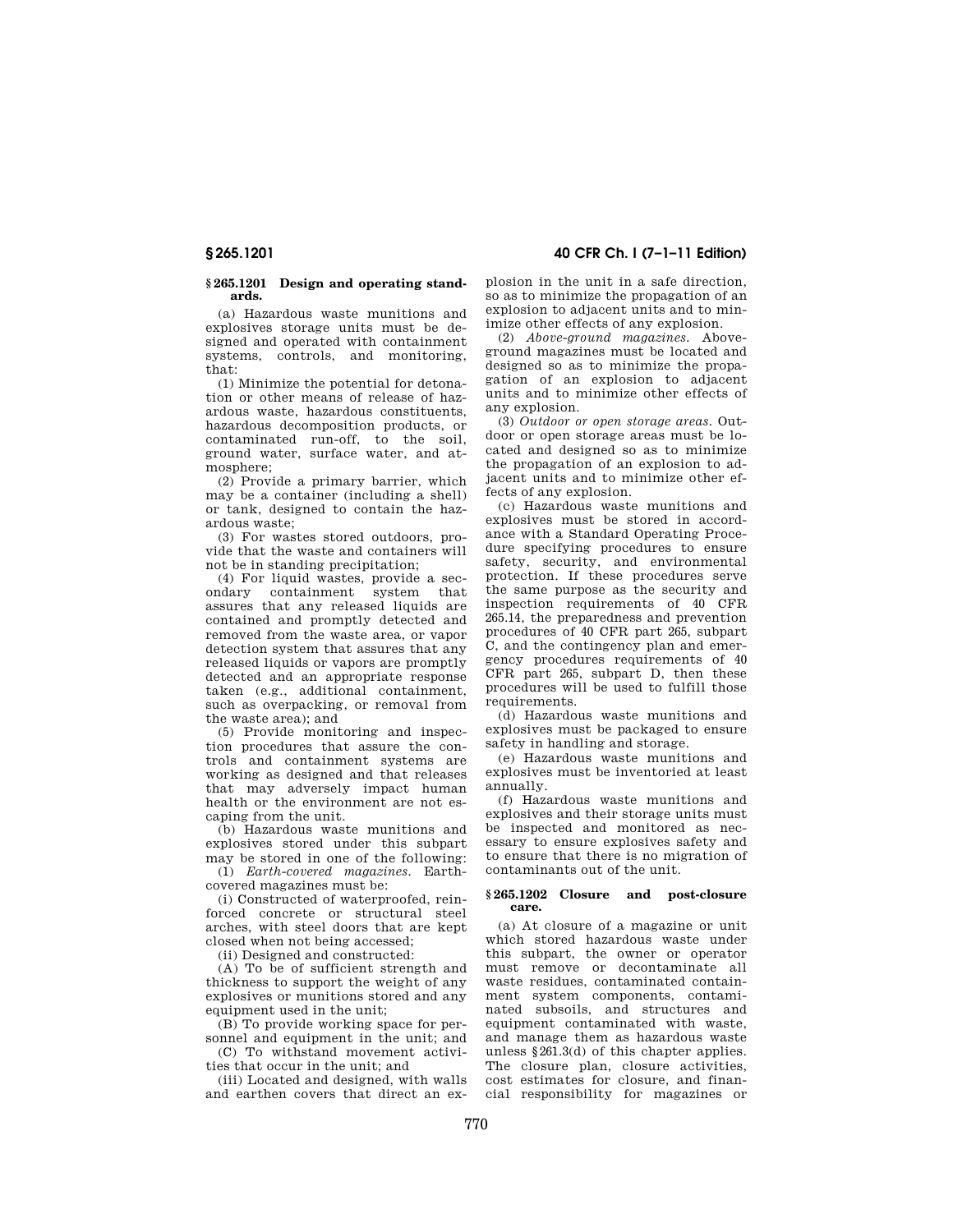### § 265.1201 Design and operating standards.

(a) Hazardous waste munitions and explosives storage units must be designed and operated with containment systems, controls, and monitoring, that:

(1) Minimize the potential for detonation or other means of release of hazardous waste, hazardous constituents, hazardous decomposition products, or contaminated run-off, to the soil, ground water, surface water, and atmosphere;

(2) Provide a primary barrier, which may be a container (including a shell) or tank, designed to contain the hazardous waste;

(3) For wastes stored outdoors, provide that the waste and containers will not be in standing precipitation;

(4) For liquid wastes, provide a secondary containment system that assures that any released liquids are contained and promptly detected and removed from the waste area, or vapor detection system that assures that any released liquids or vapors are promptly detected and an appropriate response taken (e.g., additional containment, such as overpacking, or removal from the waste area); and

(5) Provide monitoring and inspection procedures that assure the controls and containment systems are working as designed and that releases that may adversely impact human health or the environment are not escaping from the unit.

(b) Hazardous waste munitions and explosives stored under this subpart may be stored in one of the following:

(1) *Earth-covered magazines.* Earth-covered magazines must be:

(i) Constructed of waterproofed, reinforced concrete or structural steel arches, with steel doors that are kept closed when not being accessed;

(ii) Designed and constructed:

(A) To be of sufficient strength and thickness to support the weight of any explosives or munitions stored and any equipment used in the unit;

(B) To provide working space for personnel and equipment in the unit; and

(C) To withstand movement activities that occur in the unit; and

(iii) Located and designed, with walls and earthen covers that direct an explosion in the unit in a safe direction, so as to minimize the propagation of an explosion to adjacent units and to minimize other effects of any explosion.

(2) *Above-ground magazines.* Above-ground magazines must be located and designed so as to minimize the propagation of an explosion to adjacent units and to minimize other effects of any explosion.

(3) *Outdoor or open storage areas.* Outdoor or open storage areas must be located and designed so as to minimize the propagation of an explosion to adjacent units and to minimize other effects of any explosion.

(c) Hazardous waste munitions and explosives must be stored in accordance with a Standard Operating Procedure specifying procedures to ensure safety, security, and environmental protection. If these procedures serve the same purpose as the security and inspection requirements of 40 CFR 265.14, the preparedness and prevention procedures of 40 CFR part 265, subpart C, and the contingency plan and emergency procedures requirements of 40 CFR part 265, subpart D, then these procedures will be used to fulfill those requirements.

(d) Hazardous waste munitions and explosives must be packaged to ensure safety in handling and storage.

(e) Hazardous waste munitions and explosives must be inventoried at least annually.

(f) Hazardous waste munitions and explosives and their storage units must be inspected and monitored as necessary to ensure explosives safety and to ensure that there is no migration of contaminants out of the unit.

### § 265.1202 Closure and post-closure care.

(a) At closure of a magazine or unit which stored hazardous waste under this subpart, the owner or operator must remove or decontaminate all waste residues, contaminated containment system components, contaminated subsoils, and structures and equipment contaminated with waste, and manage them as hazardous waste unless §261.3(d) of this chapter applies. The closure plan, closure activities, cost estimates for closure, and financial responsibility for magazines or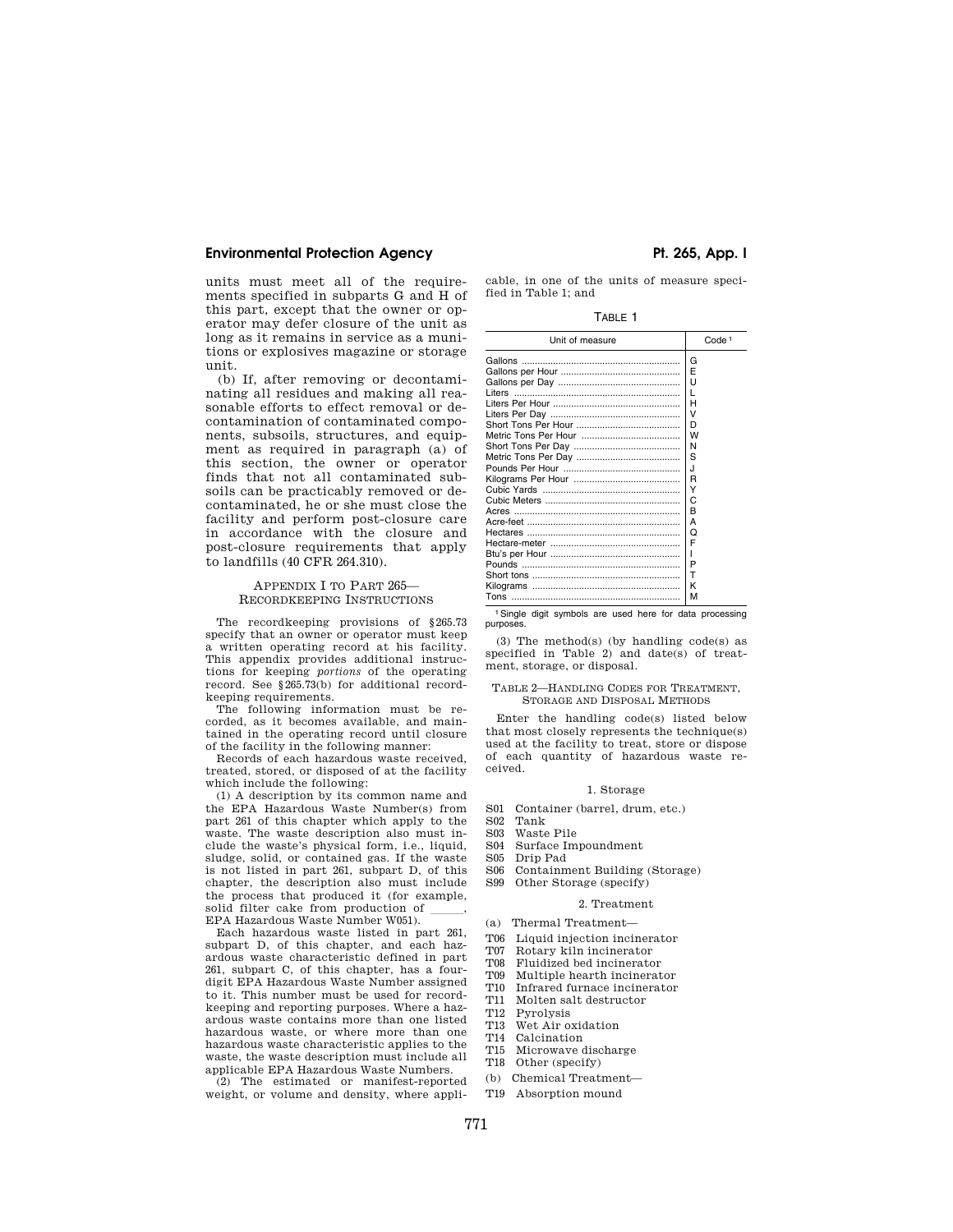units must meet all of the requirements specified in subparts G and H of this part, except that the owner or operator may defer closure of the unit as long as it remains in service as a munitions or explosives magazine or storage unit.

(b) If, after removing or decontaminating all residues and making all reasonable efforts to effect removal or decontamination of contaminated components, subsoils, structures, and equipment as required in paragraph (a) of this section, the owner or operator finds that not all contaminated subsoils can be practicably removed or decontaminated, he or she must close the facility and perform post-closure care in accordance with the closure and post-closure requirements that apply to landfills (40 CFR 264.310).

## APPENDIX I TO PART 265—RECORDKEEPING INSTRUCTIONS

The recordkeeping provisions of §265.73 specify that an owner or operator must keep a written operating record at his facility. This appendix provides additional instructions for keeping *portions* of the operating record. See §265.73(b) for additional recordkeeping requirements.

The following information must be recorded, as it becomes available, and maintained in the operating record until closure of the facility in the following manner:

Records of each hazardous waste received, treated, stored, or disposed of at the facility which include the following:

(1) A description by its common name and the EPA Hazardous Waste Number(s) from part 261 of this chapter which apply to the waste. The waste description also must include the waste's physical form, i.e., liquid, sludge, solid, or contained gas. If the waste is not listed in part 261, subpart D, of this chapter, the description also must include the process that produced it (for example, solid filter cake from production of \_\_\_\_\_, EPA Hazardous Waste Number W051).

Each hazardous waste listed in part 261, subpart D, of this chapter, and each hazardous waste characteristic defined in part 261, subpart C, of this chapter, has a four-digit EPA Hazardous Waste Number assigned to it. This number must be used for recordkeeping and reporting purposes. Where a hazardous waste contains more than one listed hazardous waste, or where more than one hazardous waste characteristic applies to the waste, the waste description must include all applicable EPA Hazardous Waste Numbers.

(2) The estimated or manifest-reported weight, or volume and density, where applicable, in one of the units of measure specified in Table 1; and

TABLE 1

| Unit of measure | Code [1] |
|---|---|
| Gallons | G |
| Gallons per Hour | E |
| Gallons per Day | U |
| Liters | L |
| Liters Per Hour | H |
| Liters Per Day | V |
| Short Tons Per Hour | D |
| Metric Tons Per Hour | W |
| Short Tons Per Day | N |
| Metric Tons Per Day | S |
| Pounds Per Hour | J |
| Kilograms Per Hour | R |
| Cubic Yards | Y |
| Cubic Meters | C |
| Acres | B |
| Acre-feet | A |
| Hectares | Q |
| Hectare-meter | F |
| Btu's per Hour | I |
| Pounds | P |
| Short tons | T |
| Kilograms | K |
| Tons | M |

[1] Single digit symbols are used here for data processing purposes.

(3) The method(s) (by handling code(s) as specified in Table 2) and date(s) of treatment, storage, or disposal.

TABLE 2—HANDLING CODES FOR TREATMENT, STORAGE AND DISPOSAL METHODS

Enter the handling code(s) listed below that most closely represents the technique(s) used at the facility to treat, store or dispose of each quantity of hazardous waste received.

1. Storage

S01 Container (barrel, drum, etc.)
S02 Tank
S03 Waste Pile
S04 Surface Impoundment
S05 Drip Pad
S06 Containment Building (Storage)
S99 Other Storage (specify)

2. Treatment

(a) Thermal Treatment—

T06 Liquid injection incinerator
T07 Rotary kiln incinerator
T08 Fluidized bed incinerator
T09 Multiple hearth incinerator
T10 Infrared furnace incinerator
T11 Molten salt destructor
T12 Pyrolysis
T13 Wet Air oxidation
T14 Calcination
T15 Microwave discharge
T18 Other (specify)

(b) Chemical Treatment—

T19 Absorption mound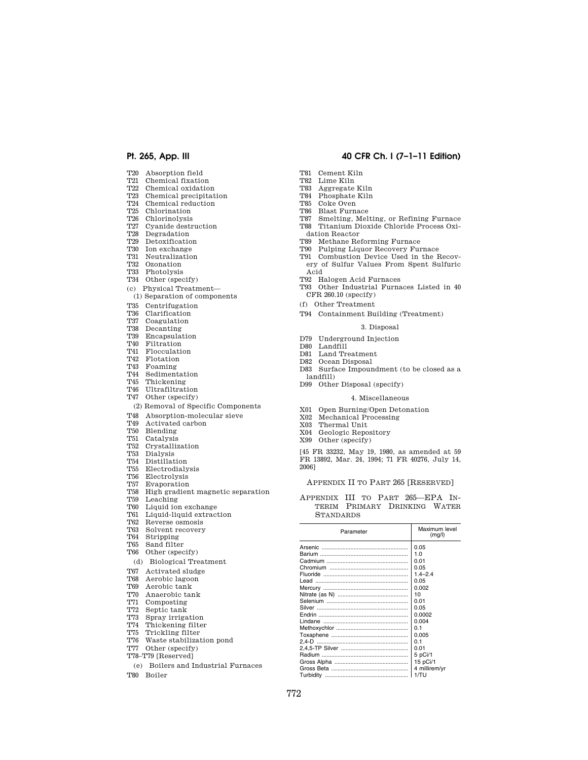T20 Absorption field
T21 Chemical fixation
T22 Chemical oxidation
T23 Chemical precipitation
T24 Chemical reduction
T25 Chlorination
T26 Chlorinolysis
T27 Cyanide destruction
T28 Degradation
T29 Detoxification
T30 Ion exchange
T31 Neutralization
T32 Ozonation
T33 Photolysis
T34 Other (specify)

(c) Physical Treatment—

(1) Separation of components

T35 Centrifugation
T36 Clarification
T37 Coagulation
T38 Decanting
T39 Encapsulation
T40 Filtration
T41 Flocculation
T42 Flotation
T43 Foaming
T44 Sedimentation
T45 Thickening
T46 Ultrafiltration
T47 Other (specify)

(2) Removal of Specific Components

T48 Absorption-molecular sieve
T49 Activated carbon
T50 Blending
T51 Catalysis
T52 Crystallization
T53 Dialysis
T54 Distillation
T55 Electrodialysis
T56 Electrolysis
T57 Evaporation
T58 High gradient magnetic separation
T59 Leaching
T60 Liquid ion exchange
T61 Liquid-liquid extraction
T62 Reverse osmosis
T63 Solvent recovery
T64 Stripping
T65 Sand filter
T66 Other (specify)

(d) Biological Treatment

T67 Activated sludge
T68 Aerobic lagoon
T69 Aerobic tank
T70 Anaerobic tank
T71 Composting
T72 Septic tank
T73 Spray irrigation
T74 Thickening filter
T75 Trickling filter
T76 Waste stabilization pond
T77 Other (specify)
T78–T79 [Reserved]

(e) Boilers and Industrial Furnaces

T80 Boiler
T81 Cement Kiln
T82 Lime Kiln
T83 Aggregate Kiln
T84 Phosphate Kiln
T85 Coke Oven
T86 Blast Furnace
T87 Smelting, Melting, or Refining Furnace
T88 Titanium Dioxide Chloride Process Oxidation Reactor
T89 Methane Reforming Furnace
T90 Pulping Liquor Recovery Furnace
T91 Combustion Device Used in the Recovery of Sulfur Values From Spent Sulfuric Acid
T92 Halogen Acid Furnaces
T93 Other Industrial Furnaces Listed in 40 CFR 260.10 (specify)

(f) Other Treatment

T94 Containment Building (Treatment)

3. Disposal

D79 Underground Injection
D80 Landfill
D81 Land Treatment
D82 Ocean Disposal
D83 Surface Impoundment (to be closed as a landfill)
D99 Other Disposal (specify)

4. Miscellaneous

X01 Open Burning/Open Detonation
X02 Mechanical Processing
X03 Thermal Unit
X04 Geologic Repository
X99 Other (specify)

[45 FR 33232, May 19, 1980, as amended at 59 FR 13892, Mar. 24, 1994; 71 FR 40276, July 14, 2006]

## APPENDIX II TO PART 265 [RESERVED]

## APPENDIX III TO PART 265—EPA INTERIM PRIMARY DRINKING WATER STANDARDS

| Parameter | Maximum level (mg/l) |
|---|---|
| Arsenic | 0.05 |
| Barium | 1.0 |
| Cadmium | 0.01 |
| Chromium | 0.05 |
| Fluoride | 1.4–2.4 |
| Lead | 0.05 |
| Mercury | 0.002 |
| Nitrate (as N) | 10 |
| Selenium | 0.01 |
| Silver | 0.05 |
| Endrin | 0.0002 |
| Lindane | 0.004 |
| Methoxychlor | 0.1 |
| Toxaphene | 0.005 |
| 2,4-D | 0.1 |
| 2,4,5-TP Silver | 0.01 |
| Radium | 5 pCi/1 |
| Gross Alpha | 15 pCi/1 |
| Gross Beta | 4 millirem/yr |
| Turbidity | 1/TU |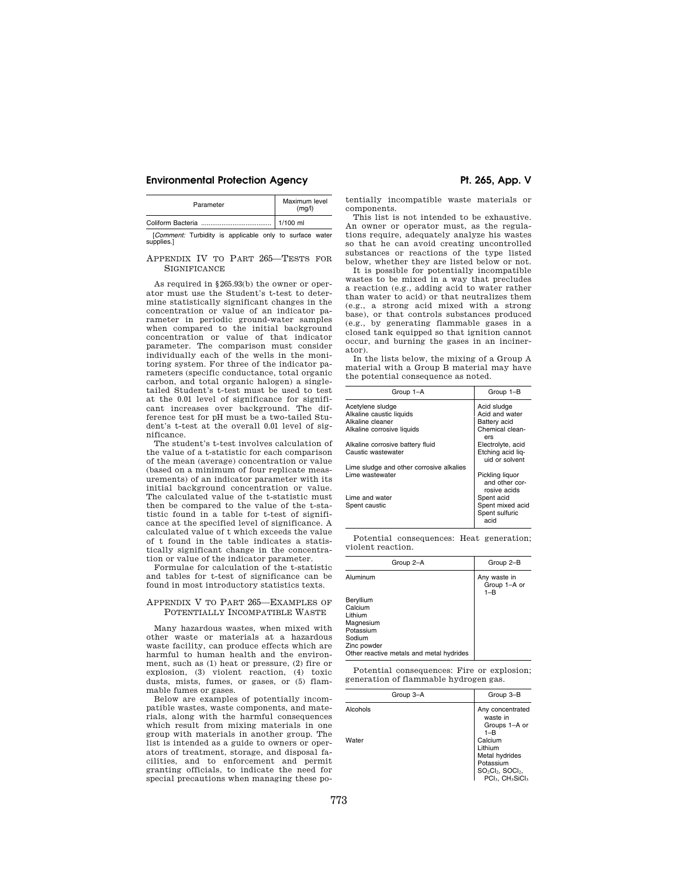| Parameter | Maximum level (mg/l) |
|---|---|
| Coliform Bacteria | 1/100 ml |

[*Comment:* Turbidity is applicable only to surface water supplies.]

## APPENDIX IV TO PART 265—TESTS FOR SIGNIFICANCE

As required in §265.93(b) the owner or operator must use the Student's t-test to determine statistically significant changes in the concentration or value of an indicator parameter in periodic ground-water samples when compared to the initial background concentration or value of that indicator parameter. The comparison must consider individually each of the wells in the monitoring system. For three of the indicator parameters (specific conductance, total organic carbon, and total organic halogen) a single-tailed Student's t-test must be used to test at the 0.01 level of significance for significant increases over background. The difference test for pH must be a two-tailed Student's t-test at the overall 0.01 level of significance.

The student's t-test involves calculation of the value of a t-statistic for each comparison of the mean (average) concentration or value (based on a minimum of four replicate measurements) of an indicator parameter with its initial background concentration or value. The calculated value of the t-statistic must then be compared to the value of the t-statistic found in a table for t-test of significance at the specified level of significance. A calculated value of t which exceeds the value of t found in the table indicates a statistically significant change in the concentration or value of the indicator parameter.

Formulae for calculation of the t-statistic and tables for t-test of significance can be found in most introductory statistics texts.

## APPENDIX V TO PART 265—EXAMPLES OF POTENTIALLY INCOMPATIBLE WASTE

Many hazardous wastes, when mixed with other waste or materials at a hazardous waste facility, can produce effects which are harmful to human health and the environment, such as (1) heat or pressure, (2) fire or explosion, (3) violent reaction, (4) toxic dusts, mists, fumes, or gases, or (5) flammable fumes or gases.

Below are examples of potentially incompatible wastes, waste components, and materials, along with the harmful consequences which result from mixing materials in one group with materials in another group. The list is intended as a guide to owners or operators of treatment, storage, and disposal facilities, and to enforcement and permit granting officials, to indicate the need for special precautions when managing these potentially incompatible waste materials or components.

This list is not intended to be exhaustive. An owner or operator must, as the regulations require, adequately analyze his wastes so that he can avoid creating uncontrolled substances or reactions of the type listed below, whether they are listed below or not.

It is possible for potentially incompatible wastes to be mixed in a way that precludes a reaction (e.g., adding acid to water rather than water to acid) or that neutralizes them (e.g., a strong acid mixed with a strong base), or that controls substances produced (e.g., by generating flammable gases in a closed tank equipped so that ignition cannot occur, and burning the gases in an incinerator).

In the lists below, the mixing of a Group A material with a Group B material may have the potential consequence as noted.

| Group 1–A | Group 1–B |
|---|---|
| Acetylene sludge | Acid sludge |
| Alkaline caustic liquids | Acid and water |
| Alkaline cleaner | Battery acid |
| Alkaline corrosive liquids | Chemical cleaners |
| Alkaline corrosive battery fluid | Electrolyte, acid |
| Caustic wastewater | Etching acid liquid or solvent |
| Lime sludge and other corrosive alkalies | |
| Lime wastewater | Pickling liquor and other corrosive acids |
| Lime and water | Spent acid |
| Spent caustic | Spent mixed acid |
| | Spent sulfuric acid |

Potential consequences: Heat generation; violent reaction.

| Group 2–A | Group 2–B |
|---|---|
| Aluminum | Any waste in Group 1–A or 1–B |
| Beryllium | |
| Calcium | |
| Lithium | |
| Magnesium | |
| Potassium | |
| Sodium | |
| Zinc powder | |
| Other reactive metals and metal hydrides | |

Potential consequences: Fire or explosion; generation of flammable hydrogen gas.

| Group 3–A | Group 3–B |
|---|---|
| Alcohols | Any concentrated waste in Groups 1–A or 1–B |
| Water | Calcium |
| | Lithium |
| | Metal hydrides |
| | Potassium |
| | $SO_2Cl_2$, $SOCl_2$, $PCl_3$, $CH_3SiCl_3$ |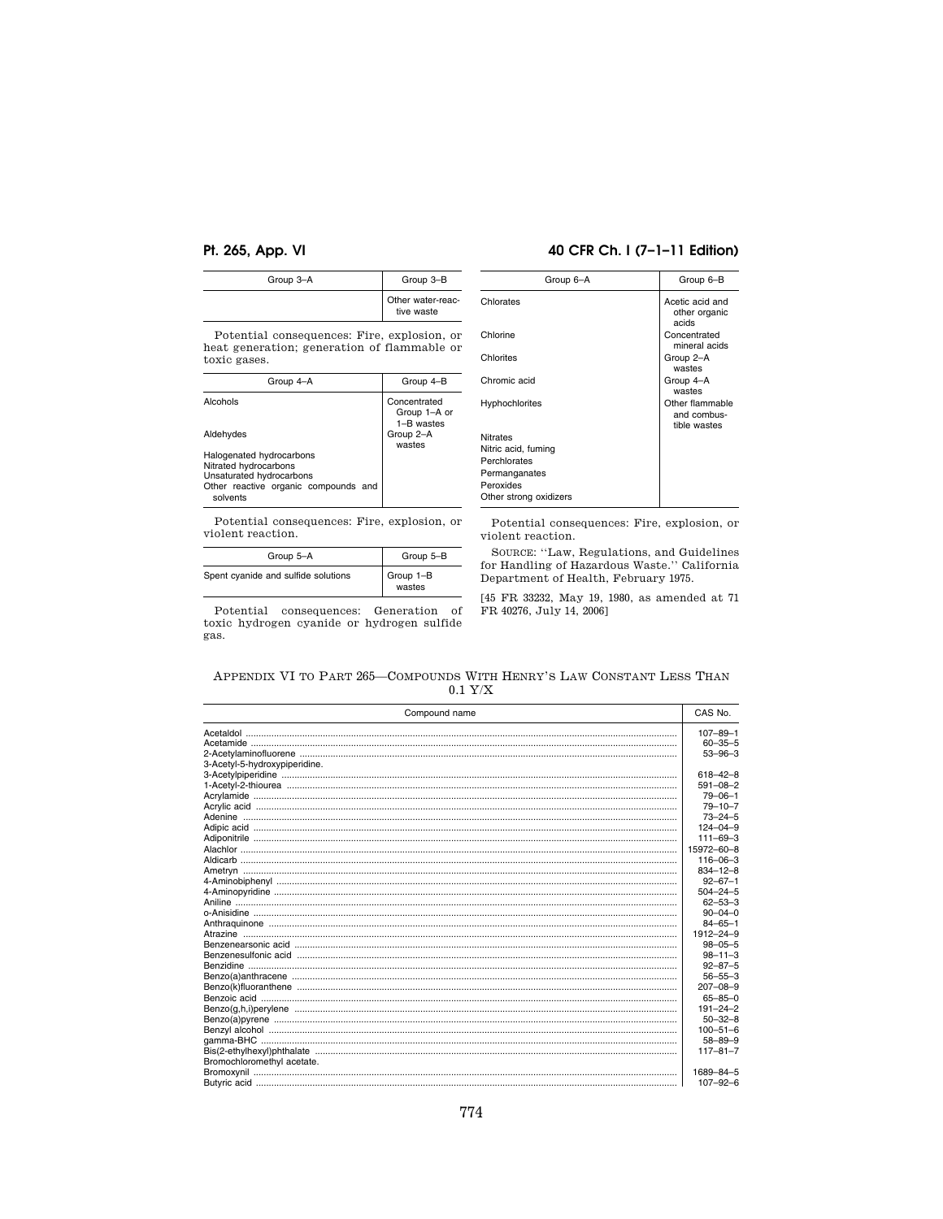| Group 3–A | Group 3–B |
|---|---|
| | Other water-reactive waste |

Potential consequences: Fire, explosion, or heat generation; generation of flammable or toxic gases.

| Group 4–A | Group 4–B |
|---|---|
| Alcohols | Concentrated Group 1–A or 1–B wastes |
| Aldehydes | Group 2–A wastes |
| Halogenated hydrocarbons | |
| Nitrated hydrocarbons | |
| Unsaturated hydrocarbons | |
| Other reactive organic compounds and solvents | |

Potential consequences: Fire, explosion, or violent reaction.

| Group 5–A | Group 5–B |
|---|---|
| Spent cyanide and sulfide solutions | Group 1–B wastes |

Potential consequences: Generation of toxic hydrogen cyanide or hydrogen sulfide gas.

| Group 6–A | Group 6–B |
|---|---|
| Chlorates | Acetic acid and other organic acids |
| Chlorine | Concentrated mineral acids |
| Chlorites | Group 2–A wastes |
| Chromic acid | Group 4–A wastes |
| Hyphochlorites | Other flammable and combustible wastes |
| Nitrates | |
| Nitric acid, fuming | |
| Perchlorates | |
| Permanganates | |
| Peroxides | |
| Other strong oxidizers | |

Potential consequences: Fire, explosion, or violent reaction.

SOURCE: ''Law, Regulations, and Guidelines for Handling of Hazardous Waste.'' California Department of Health, February 1975.

[45 FR 33232, May 19, 1980, as amended at 71 FR 40276, July 14, 2006]

## APPENDIX VI TO PART 265—COMPOUNDS WITH HENRY'S LAW CONSTANT LESS THAN 0.1 Y/X

| Compound name | CAS No. |
|---|---|
| Acetaldol | 107–89–1 |
| Acetamide | 60–35–5 |
| 2-Acetylaminofluorene | 53–96–3 |
| 3-Acetyl-5-hydroxypiperidine. | |
| 3-Acetylpiperidine | 618–42–8 |
| 1-Acetyl-2-thiourea | 591–08–2 |
| Acrylamide | 79–06–1 |
| Acrylic acid | 79–10–7 |
| Adenine | 73–24–5 |
| Adipic acid | 124–04–9 |
| Adiponitrile | 111–69–3 |
| Alachlor | 15972–60–8 |
| Aldicarb | 116–06–3 |
| Ametryn | 834–12–8 |
| 4-Aminobiphenyl | 92–67–1 |
| 4-Aminopyridine | 504–24–5 |
| Aniline | 62–53–3 |
| o-Anisidine | 90–04–0 |
| Anthraquinone | 84–65–1 |
| Atrazine | 1912–24–9 |
| Benzenearsonic acid | 98–05–5 |
| Benzenesulfonic acid | 98–11–3 |
| Benzidine | 92–87–5 |
| Benzo(a)anthracene | 56–55–3 |
| Benzo(k)fluoranthene | 207–08–9 |
| Benzoic acid | 65–85–0 |
| Benzo(g,h,i)perylene | 191–24–2 |
| Benzo(a)pyrene | 50–32–8 |
| Benzyl alcohol | 100–51–6 |
| gamma-BHC | 58–89–9 |
| Bis(2-ethylhexyl)phthalate | 117–81–7 |
| Bromochloromethyl acetate. | |
| Bromoxynil | 1689–84–5 |
| Butyric acid | 107–92–6 |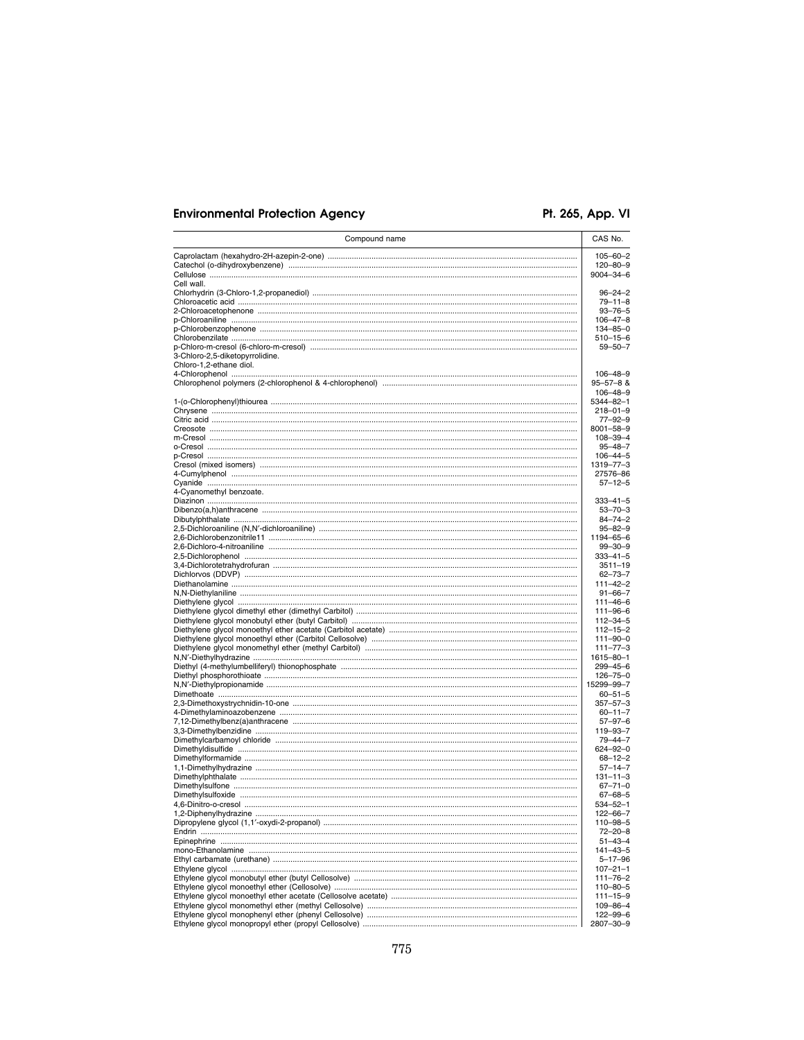| Compound name | CAS No. |
|---|---|
| Caprolactam (hexahydro-2H-azepin-2-one) | 105–60–2 |
| Catechol (o-dihydroxybenzene) | 120–80–9 |
| Cellulose | 9004–34–6 |
| Cell wall. | |
| Chlorhydrin (3-Chloro-1,2-propanediol) | 96–24–2 |
| Chloroacetic acid | 79–11–8 |
| 2-Chloroacetophenone | 93–76–5 |
| p-Chloroaniline | 106–47–8 |
| p-Chlorobenzophenone | 134–85–0 |
| Chlorobenzilate | 510–15–6 |
| p-Chloro-m-cresol (6-chloro-m-cresol) | 59–50–7 |
| 3-Chloro-2,5-diketopyrrolidine. | |
| Chloro-1,2-ethane diol. | |
| 4-Chlorophenol | 106–48–9 |
| Chlorophenol polymers (2-chlorophenol & 4-chlorophenol) | 95–57–8 & 106–48–9 |
| 1-(o-Chlorophenyl)thiourea | 5344–82–1 |
| Chrysene | 218–01–9 |
| Citric acid | 77–92–9 |
| Creosote | 8001–58–9 |
| m-Cresol | 108–39–4 |
| o-Cresol | 95–48–7 |
| p-Cresol | 106–44–5 |
| Cresol (mixed isomers) | 1319–77–3 |
| 4-Cumylphenol | 27576–86 |
| Cyanide | 57–12–5 |
| 4-Cyanomethyl benzoate. | |
| Diazinon | 333–41–5 |
| Dibenzo(a,h)anthracene | 53–70–3 |
| Dibutylphthalate | 84–74–2 |
| 2,5-Dichloroaniline (N,N′-dichloroaniline) | 95–82–9 |
| 2,6-Dichlorobenzonitrile11 | 1194–65–6 |
| 2,6-Dichloro-4-nitroaniline | 99–30–9 |
| 2,5-Dichlorophenol | 333–41–5 |
| 3,4-Dichlorotetrahydrofuran | 3511–19 |
| Dichlorvos (DDVP) | 62–73–7 |
| Diethanolamine | 111–42–2 |
| N,N-Diethylaniline | 91–66–7 |
| Diethylene glycol | 111–46–6 |
| Diethylene glycol dimethyl ether (dimethyl Carbitol) | 111–96–6 |
| Diethylene glycol monobutyl ether (butyl Carbitol) | 112–34–5 |
| Diethylene glycol monoethyl ether acetate (Carbitol acetate) | 112–15–2 |
| Diethylene glycol monoethyl ether (Carbitol Cellosolve) | 111–90–0 |
| Diethylene glycol monomethyl ether (methyl Carbitol) | 111–77–3 |
| N,N′-Diethylhydrazine | 1615–80–1 |
| Diethyl (4-methylumbelliferyl) thionophosphate | 299–45–6 |
| Diethyl phosphorothioate | 126–75–0 |
| N,N′-Diethylpropionamide | 15299–99–7 |
| Dimethoate | 60–51–5 |
| 2,3-Dimethoxystrychnidin-10-one | 357–57–3 |
| 4-Dimethylaminoazobenzene | 60–11–7 |
| 7,12-Dimethylbenz(a)anthracene | 57–97–6 |
| 3,3-Dimethylbenzidine | 119–93–7 |
| Dimethylcarbamoyl chloride | 79–44–7 |
| Dimethyldisulfide | 624–92–0 |
| Dimethylformamide | 68–12–2 |
| 1,1-Dimethylhydrazine | 57–14–7 |
| Dimethylphthalate | 131–11–3 |
| Dimethylsulfone | 67–71–0 |
| Dimethylsulfoxide | 67–68–5 |
| 4,6-Dinitro-o-cresol | 534–52–1 |
| 1,2-Diphenylhydrazine | 122–66–7 |
| Dipropylene glycol (1,1′-oxydi-2-propanol) | 110–98–5 |
| Endrin | 72–20–8 |
| Epinephrine | 51–43–4 |
| mono-Ethanolamine | 141–43–5 |
| Ethyl carbamate (urethane) | 5–17–96 |
| Ethylene glycol | 107–21–1 |
| Ethylene glycol monobutyl ether (butyl Cellosolve) | 111–76–2 |
| Ethylene glycol monoethyl ether (Cellosolve) | 110–80–5 |
| Ethylene glycol monoethyl ether acetate (Cellosolve acetate) | 111–15–9 |
| Ethylene glycol monomethyl ether (methyl Cellosolve) | 109–86–4 |
| Ethylene glycol monophenyl ether (phenyl Cellosolve) | 122–99–6 |
| Ethylene glycol monopropyl ether (propyl Cellosolve) | 2807–30–9 |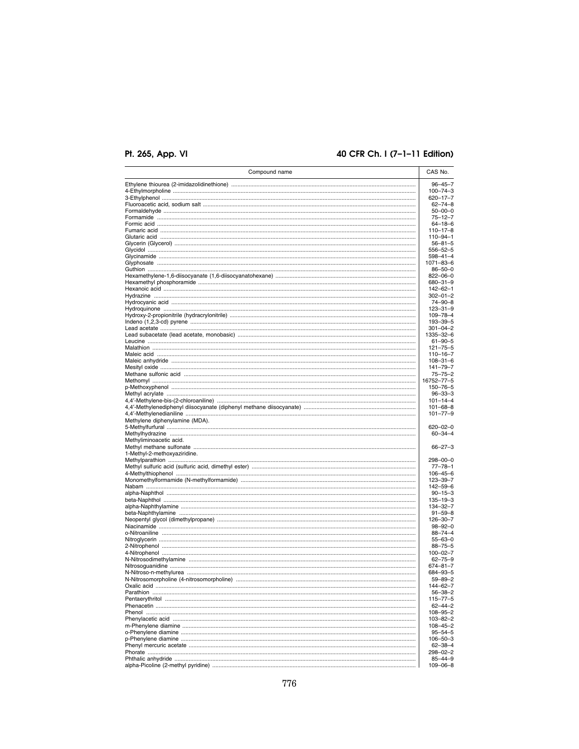| Compound name | CAS No. |
|---|---|
| Ethylene thiourea (2-imidazolidinethione) | 96–45–7 |
| 4-Ethylmorpholine | 100–74–3 |
| 3-Ethylphenol | 620–17–7 |
| Fluoroacetic acid, sodium salt | 62–74–8 |
| Formaldehyde | 50–00–0 |
| Formamide | 75–12–7 |
| Formic acid | 64–18–6 |
| Fumaric acid | 110–17–8 |
| Glutaric acid | 110–94–1 |
| Glycerin (Glycerol) | 56–81–5 |
| Glycidol | 556–52–5 |
| Glycinamide | 598–41–4 |
| Glyphosate | 1071–83–6 |
| Guthion | 86–50–0 |
| Hexamethylene-1,6-diisocyanate (1,6-diisocyanatohexane) | 822–06–0 |
| Hexamethyl phosphoramide | 680–31–9 |
| Hexanoic acid | 142–62–1 |
| Hydrazine | 302–01–2 |
| Hydrocyanic acid | 74–90–8 |
| Hydroquinone | 123–31–9 |
| Hydroxy-2-propionitrile (hydracrylonitrile) | 109–78–4 |
| Indeno (1,2,3-cd) pyrene | 193–39–5 |
| Lead acetate | 301–04–2 |
| Lead subacetate (lead acetate, monobasic) | 1335–32–6 |
| Leucine | 61–90–5 |
| Malathion | 121–75–5 |
| Maleic acid | 110–16–7 |
| Maleic anhydride | 108–31–6 |
| Mesityl oxide | 141–79–7 |
| Methane sulfonic acid | 75–75–2 |
| Methomyl | 16752–77–5 |
| p-Methoxyphenol | 150–76–5 |
| Methyl acrylate | 96–33–3 |
| 4,4′-Methylene-bis-(2-chloroaniline) | 101–14–4 |
| 4,4′-Methylenediphenyl diisocyanate (diphenyl methane diisocyanate) | 101–68–8 |
| 4,4′-Methylenedianiline | 101–77–9 |
| Methylene diphenylamine (MDA). | |
| 5-Methylfurfural | 620–02–0 |
| Methylhydrazine | 60–34–4 |
| Methyliminoacetic acid. | |
| Methyl methane sulfonate | 66–27–3 |
| 1-Methyl-2-methoxyaziridine. | |
| Methylparathion | 298–00–0 |
| Methyl sulfuric acid (sulfuric acid, dimethyl ester) | 77–78–1 |
| 4-Methylthiophenol | 106–45–6 |
| Monomethylformamide (N-methylformamide) | 123–39–7 |
| Nabam | 142–59–6 |
| alpha-Naphthol | 90–15–3 |
| beta-Naphthol | 135–19–3 |
| alpha-Naphthylamine | 134–32–7 |
| beta-Naphthylamine | 91–59–8 |
| Neopentyl glycol (dimethylpropane) | 126–30–7 |
| Niacinamide | 98–92–0 |
| o-Nitroaniline | 88–74–4 |
| Nitroglycerin | 55–63–0 |
| 2-Nitrophenol | 88–75–5 |
| 4-Nitrophenol | 100–02–7 |
| N-Nitrosodimethylamine | 62–75–9 |
| Nitrosoguanidine | 674–81–7 |
| N-Nitroso-n-methylurea | 684–93–5 |
| N-Nitrosomorpholine (4-nitrosomorpholine) | 59–89–2 |
| Oxalic acid | 144–62–7 |
| Parathion | 56–38–2 |
| Pentaerythritol | 115–77–5 |
| Phenacetin | 62–44–2 |
| Phenol | 108–95–2 |
| Phenylacetic acid | 103–82–2 |
| m-Phenylene diamine | 108–45–2 |
| o-Phenylene diamine | 95–54–5 |
| p-Phenylene diamine | 106–50–3 |
| Phenyl mercuric acetate | 62–38–4 |
| Phorate | 298–02–2 |
| Phthalic anhydride | 85–44–9 |
| alpha-Picoline (2-methyl pyridine) | 109–06–8 |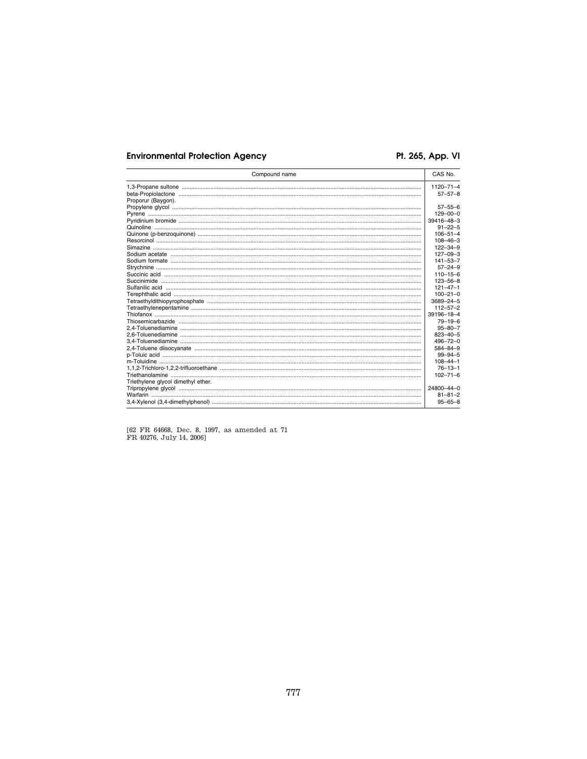| Compound name | CAS No. |
| --- | --- |
| 1,3-Propane sultone | 1120–71–4 |
| beta-Propiolactone | 57–57–8 |
| Proporur (Baygon). | |
| Propylene glycol | 57–55–6 |
| Pyrene | 129–00–0 |
| Pyridinium bromide | 39416–48–3 |
| Quinoline | 91–22–5 |
| Quinone (p-benzoquinone) | 106–51–4 |
| Resorcinol | 108–46–3 |
| Simazine | 122–34–9 |
| Sodium acetate | 127–09–3 |
| Sodium formate | 141–53–7 |
| Strychnine | 57–24–9 |
| Succinic acid | 110–15–6 |
| Succinimide | 123–56–8 |
| Sulfanilic acid | 121–47–1 |
| Terephthalic acid | 100–21–0 |
| Tetraethyldithiopyrophosphate | 3689–24–5 |
| Tetraethylenepentamine | 112–57–2 |
| Thiofanox | 39196–18–4 |
| Thiosemicarbazide | 79–19–6 |
| 2,4-Toluenediamine | 95–80–7 |
| 2,6-Toluenediamine | 823–40–5 |
| 3,4-Toluenediamine | 496–72–0 |
| 2,4-Toluene diisocyanate | 584–84–9 |
| p-Toluic acid | 99–94–5 |
| m-Toluidine | 108–44–1 |
| 1,1,2-Trichloro-1,2,2-trifluoroethane | 76–13–1 |
| Triethanolamine | 102–71–6 |
| Triethylene glycol dimethyl ether. | |
| Tripropylene glycol | 24800–44–0 |
| Warfarin | 81–81–2 |
| 3,4-Xylenol (3,4-dimethylphenol) | 95–65–8 |

[62 FR 64668, Dec. 8, 1997, as amended at 71 FR 40276, July 14, 2006]